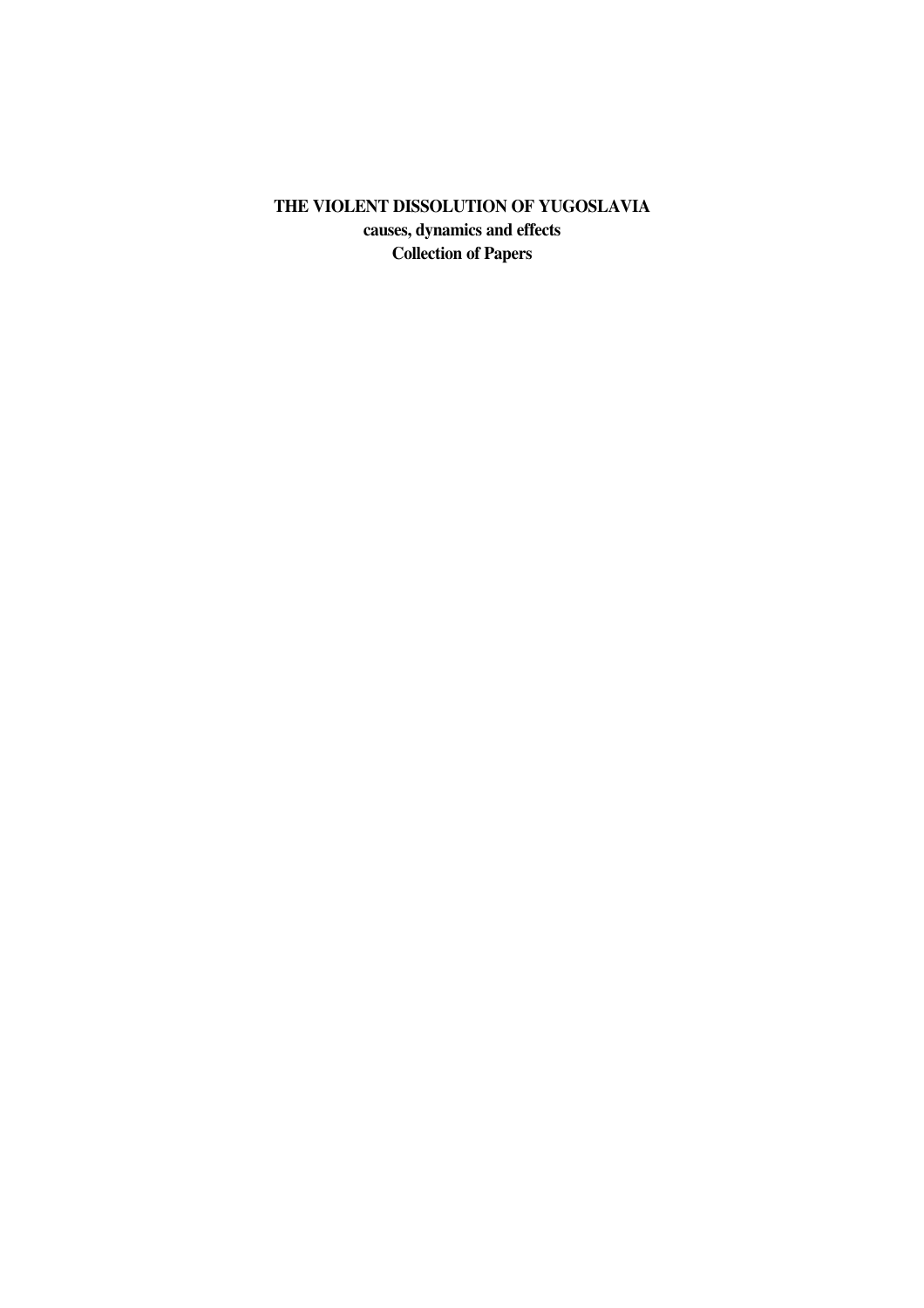# THE VIOLENT DISSOLUTION OF YUGOSLAVIA

**causes, dynamics and effects**

**Collection of Papers**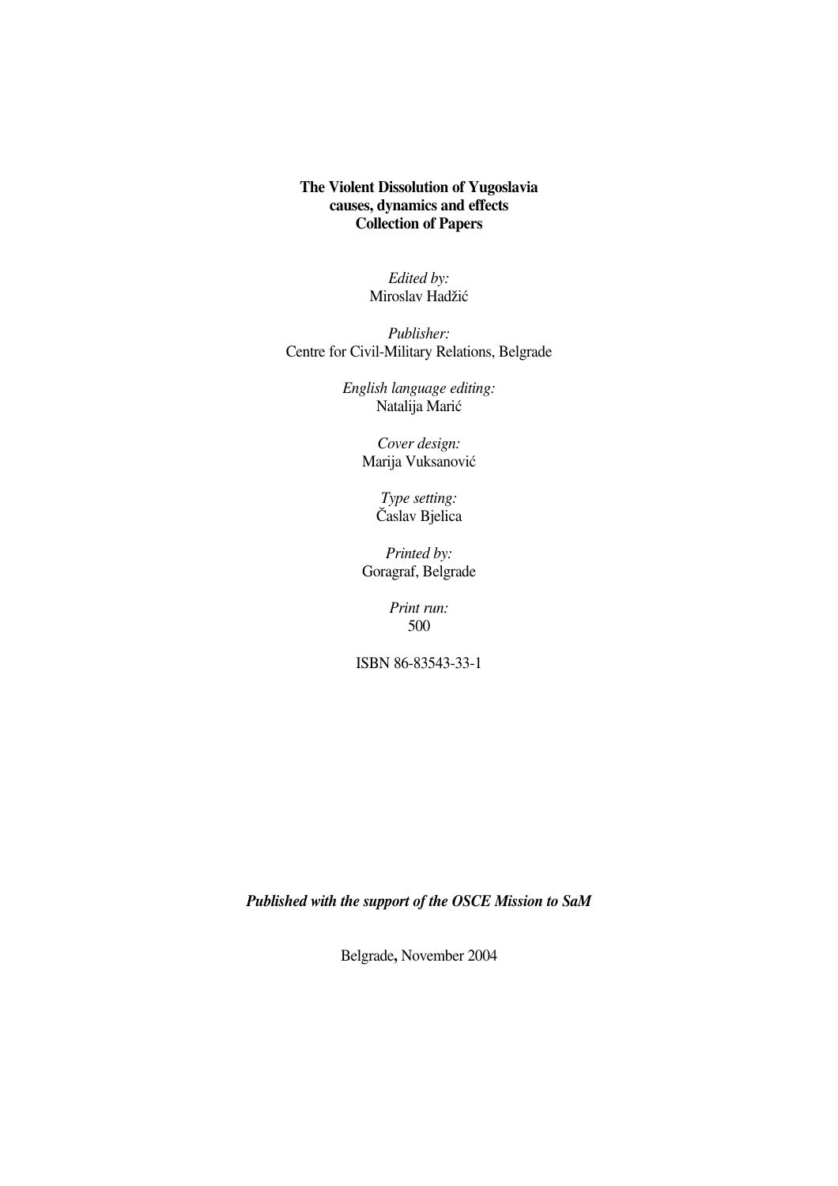**The Violent Dissolution of Yugoslavia**
**causes, dynamics and effects**
**Collection of Papers**

*Edited by:*
Miroslav Hadžić

*Publisher:*
Centre for Civil-Military Relations, Belgrade

*English language editing:*
Natalija Marić

*Cover design:*
Marija Vuksanović

*Type setting:*
Časlav Bjelica

*Printed by:*
Goragraf, Belgrade

*Print run:*
500

ISBN 86-83543-33-1

***Published with the support of the OSCE Mission to SaM***

Belgrade**,** November 2004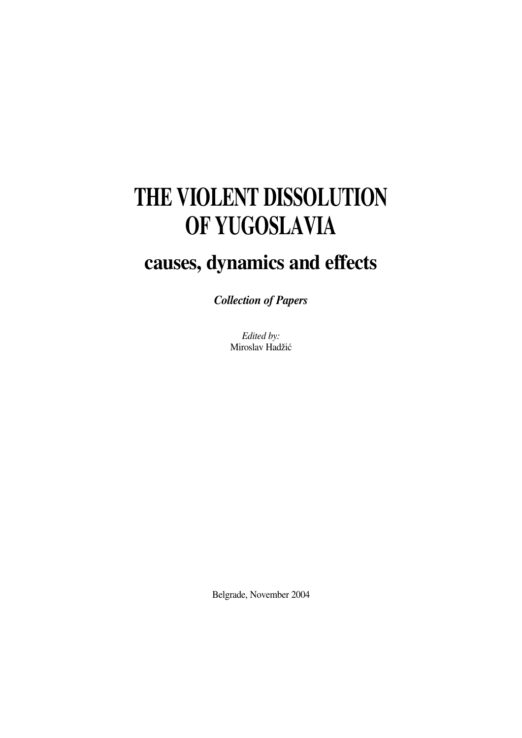# THE VIOLENT DISSOLUTION OF YUGOSLAVIA

## causes, dynamics and effects

***Collection of Papers***

*Edited by:*
Miroslav Hadžić

Belgrade, November 2004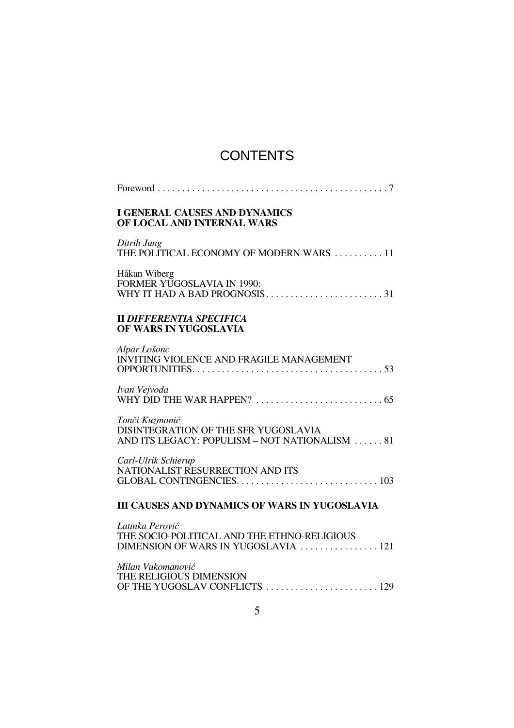# CONTENTS

Foreword . . . . . . . . . . . . . . . . . . . . . . . . . . . . . . . . . . . . . . . . . . . . . . . 7

## I GENERAL CAUSES AND DYNAMICS OF LOCAL AND INTERNAL WARS

*Ditrih Jung*
THE POLITICAL ECONOMY OF MODERN WARS . . . . . . . . . . 11

Håkan Wiberg
FORMER YUGOSLAVIA IN 1990:
WHY IT HAD A BAD PROGNOSIS. . . . . . . . . . . . . . . . . . . . . . . . 31

## II *DIFFERENTIA SPECIFICA* OF WARS IN YUGOSLAVIA

*Alpar Lošonc*
INVITING VIOLENCE AND FRAGILE MANAGEMENT
OPPORTUNITIES. . . . . . . . . . . . . . . . . . . . . . . . . . . . . . . . . . . . . . . 53

*Ivan Vejvoda*
WHY DID THE WAR HAPPEN? . . . . . . . . . . . . . . . . . . . . . . . . . . 65

*Tonči Kuzmanić*
DISINTEGRATION OF THE SFR YUGOSLAVIA
AND ITS LEGACY: POPULISM – NOT NATIONALISM . . . . . . 81

*Carl-Ulrik Schierup*
NATIONALIST RESURRECTION AND ITS
GLOBAL CONTINGENCIES. . . . . . . . . . . . . . . . . . . . . . . . . . . . . 103

## III CAUSES AND DYNAMICS OF WARS IN YUGOSLAVIA

*Latinka Perović*
THE SOCIO-POLITICAL AND THE ETHNO-RELIGIOUS
DIMENSION OF WARS IN YUGOSLAVIA . . . . . . . . . . . . . . . . 121

*Milan Vukomanović*
THE RELIGIOUS DIMENSION
OF THE YUGOSLAV CONFLICTS . . . . . . . . . . . . . . . . . . . . . . . 129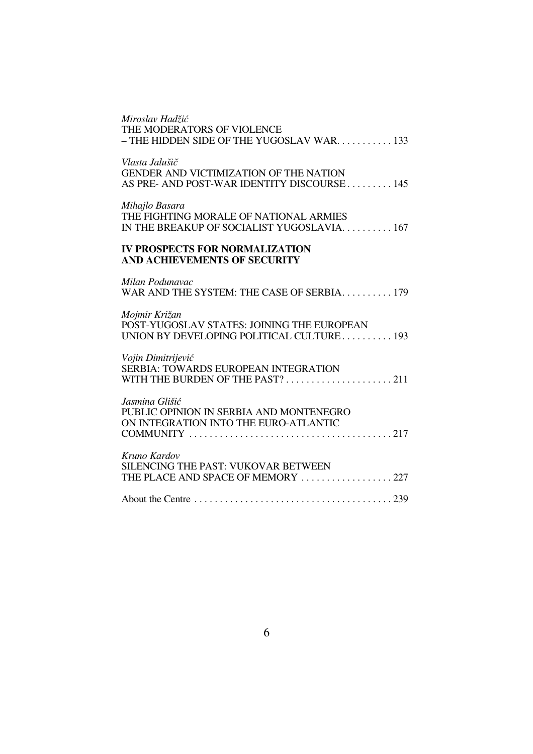*Miroslav Hadžić*
THE MODERATORS OF VIOLENCE
– THE HIDDEN SIDE OF THE YUGOSLAV WAR. . . . . . . . . . . 133

*Vlasta Jalušič*
GENDER AND VICTIMIZATION OF THE NATION
AS PRE- AND POST-WAR IDENTITY DISCOURSE . . . . . . . . . 145

*Mihajlo Basara*
THE FIGHTING MORALE OF NATIONAL ARMIES
IN THE BREAKUP OF SOCIALIST YUGOSLAVIA. . . . . . . . . . 167

**IV PROSPECTS FOR NORMALIZATION AND ACHIEVEMENTS OF SECURITY**

*Milan Podunavac*
WAR AND THE SYSTEM: THE CASE OF SERBIA. . . . . . . . . . 179

*Mojmir Križan*
POST-YUGOSLAV STATES: JOINING THE EUROPEAN
UNION BY DEVELOPING POLITICAL CULTURE . . . . . . . . . . 193

*Vojin Dimitrijević*
SERBIA: TOWARDS EUROPEAN INTEGRATION
WITH THE BURDEN OF THE PAST? . . . . . . . . . . . . . . . . . . . . . 211

*Jasmina Glišić*
PUBLIC OPINION IN SERBIA AND MONTENEGRO
ON INTEGRATION INTO THE EURO-ATLANTIC
COMMUNITY . . . . . . . . . . . . . . . . . . . . . . . . . . . . . . . . . . . . . . . . 217

*Kruno Kardov*
SILENCING THE PAST: VUKOVAR BETWEEN
THE PLACE AND SPACE OF MEMORY . . . . . . . . . . . . . . . . . . 227

About the Centre . . . . . . . . . . . . . . . . . . . . . . . . . . . . . . . . . . . . . . . 239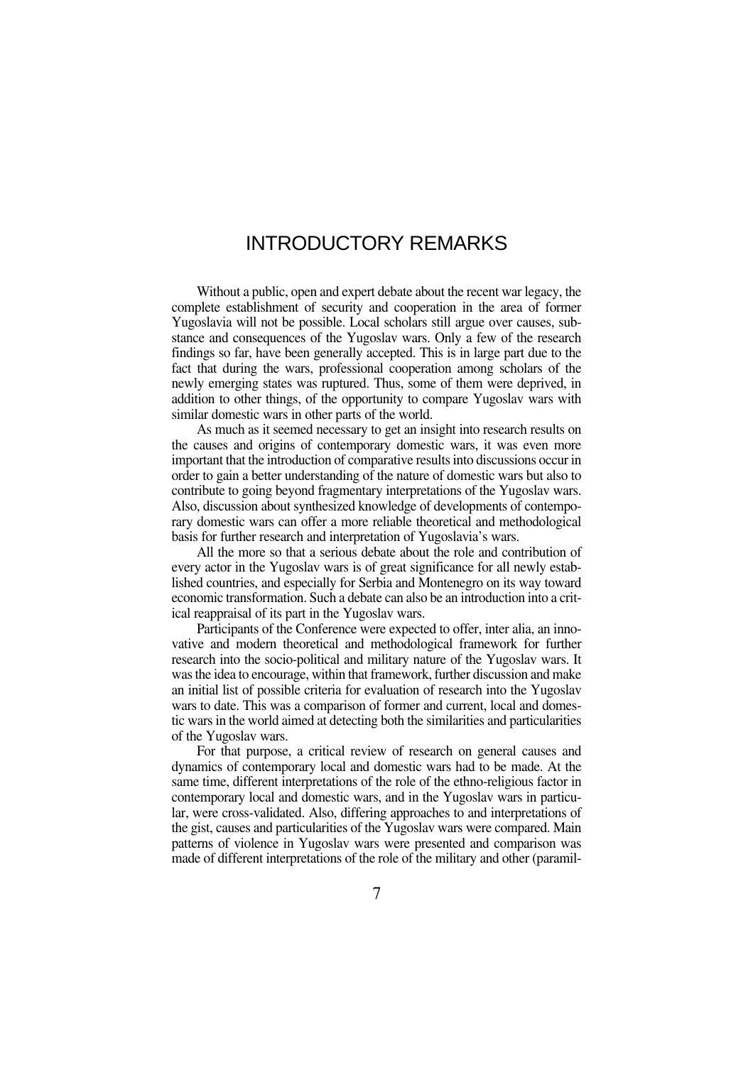# INTRODUCTORY REMARKS

Without a public, open and expert debate about the recent war legacy, the complete establishment of security and cooperation in the area of former Yugoslavia will not be possible. Local scholars still argue over causes, substance and consequences of the Yugoslav wars. Only a few of the research findings so far, have been generally accepted. This is in large part due to the fact that during the wars, professional cooperation among scholars of the newly emerging states was ruptured. Thus, some of them were deprived, in addition to other things, of the opportunity to compare Yugoslav wars with similar domestic wars in other parts of the world.

As much as it seemed necessary to get an insight into research results on the causes and origins of contemporary domestic wars, it was even more important that the introduction of comparative results into discussions occur in order to gain a better understanding of the nature of domestic wars but also to contribute to going beyond fragmentary interpretations of the Yugoslav wars. Also, discussion about synthesized knowledge of developments of contemporary domestic wars can offer a more reliable theoretical and methodological basis for further research and interpretation of Yugoslavia's wars.

All the more so that a serious debate about the role and contribution of every actor in the Yugoslav wars is of great significance for all newly established countries, and especially for Serbia and Montenegro on its way toward economic transformation. Such a debate can also be an introduction into a critical reappraisal of its part in the Yugoslav wars.

Participants of the Conference were expected to offer, inter alia, an innovative and modern theoretical and methodological framework for further research into the socio-political and military nature of the Yugoslav wars. It was the idea to encourage, within that framework, further discussion and make an initial list of possible criteria for evaluation of research into the Yugoslav wars to date. This was a comparison of former and current, local and domestic wars in the world aimed at detecting both the similarities and particularities of the Yugoslav wars.

For that purpose, a critical review of research on general causes and dynamics of contemporary local and domestic wars had to be made. At the same time, different interpretations of the role of the ethno-religious factor in contemporary local and domestic wars, and in the Yugoslav wars in particular, were cross-validated. Also, differing approaches to and interpretations of the gist, causes and particularities of the Yugoslav wars were compared. Main patterns of violence in Yugoslav wars were presented and comparison was made of different interpretations of the role of the military and other (paramil-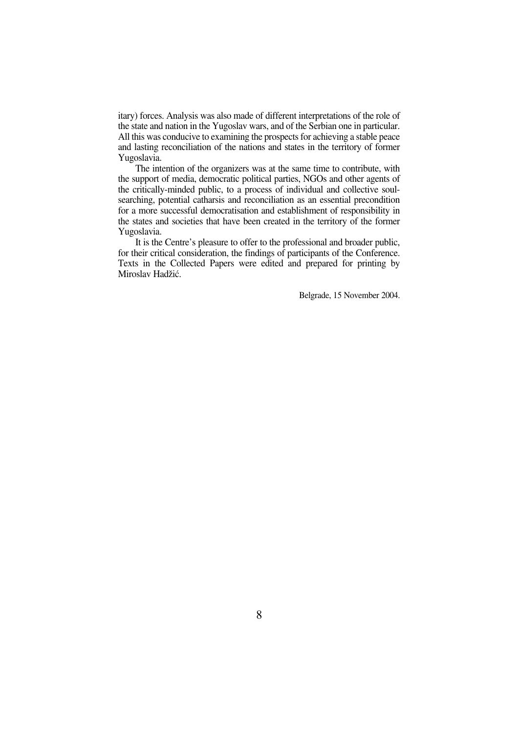itary) forces. Analysis was also made of different interpretations of the role of the state and nation in the Yugoslav wars, and of the Serbian one in particular. All this was conducive to examining the prospects for achieving a stable peace and lasting reconciliation of the nations and states in the territory of former Yugoslavia.

The intention of the organizers was at the same time to contribute, with the support of media, democratic political parties, NGOs and other agents of the critically-minded public, to a process of individual and collective soul-searching, potential catharsis and reconciliation as an essential precondition for a more successful democratisation and establishment of responsibility in the states and societies that have been created in the territory of the former Yugoslavia.

It is the Centre's pleasure to offer to the professional and broader public, for their critical consideration, the findings of participants of the Conference. Texts in the Collected Papers were edited and prepared for printing by Miroslav Hadžić.

Belgrade, 15 November 2004.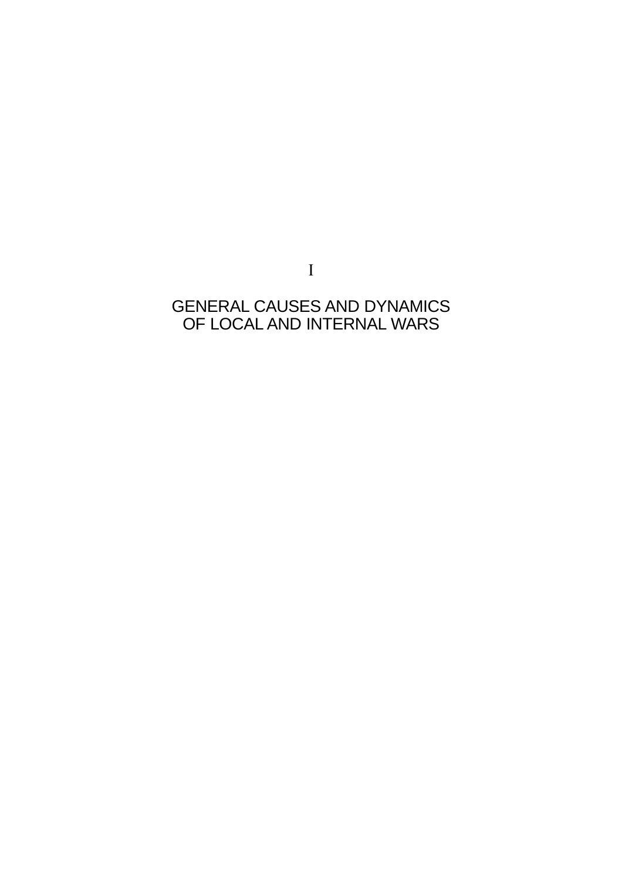# I

# GENERAL CAUSES AND DYNAMICS OF LOCAL AND INTERNAL WARS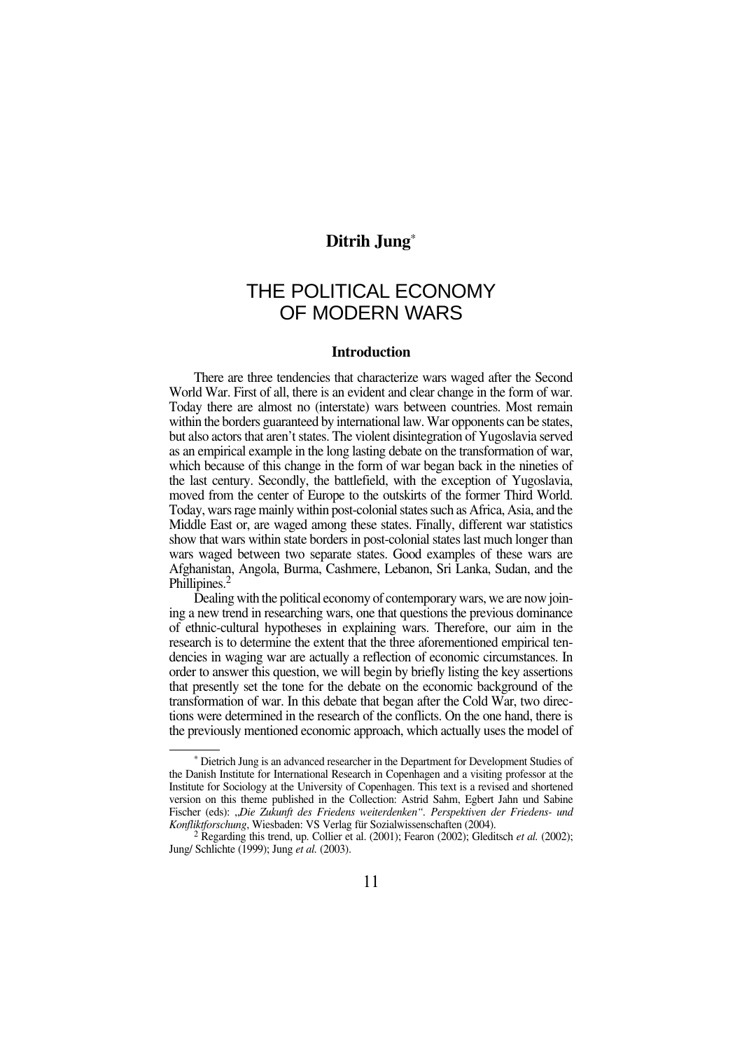**Ditrih Jung**[*]

# THE POLITICAL ECONOMY OF MODERN WARS

## Introduction

There are three tendencies that characterize wars waged after the Second World War. First of all, there is an evident and clear change in the form of war. Today there are almost no (interstate) wars between countries. Most remain within the borders guaranteed by international law. War opponents can be states, but also actors that aren't states. The violent disintegration of Yugoslavia served as an empirical example in the long lasting debate on the transformation of war, which because of this change in the form of war began back in the nineties of the last century. Secondly, the battlefield, with the exception of Yugoslavia, moved from the center of Europe to the outskirts of the former Third World. Today, wars rage mainly within post-colonial states such as Africa, Asia, and the Middle East or, are waged among these states. Finally, different war statistics show that wars within state borders in post-colonial states last much longer than wars waged between two separate states. Good examples of these wars are Afghanistan, Angola, Burma, Cashmere, Lebanon, Sri Lanka, Sudan, and the Phillipines.[2]

Dealing with the political economy of contemporary wars, we are now joining a new trend in researching wars, one that questions the previous dominance of ethnic-cultural hypotheses in explaining wars. Therefore, our aim in the research is to determine the extent that the three aforementioned empirical tendencies in waging war are actually a reflection of economic circumstances. In order to answer this question, we will begin by briefly listing the key assertions that presently set the tone for the debate on the economic background of the transformation of war. In this debate that began after the Cold War, two directions were determined in the research of the conflicts. On the one hand, there is the previously mentioned economic approach, which actually uses the model of

---

[*] Dietrich Jung is an advanced researcher in the Department for Development Studies of the Danish Institute for International Research in Copenhagen and a visiting professor at the Institute for Sociology at the University of Copenhagen. This text is a revised and shortened version on this theme published in the Collection: Astrid Sahm, Egbert Jahn und Sabine Fischer (eds): „*Die Zukunft des Friedens weiterdenken“. Perspektiven der Friedens- und Konfliktforschung*, Wiesbaden: VS Verlag für Sozialwissenschaften (2004).

[2] Regarding this trend, up. Collier et al. (2001); Fearon (2002); Gleditsch *et al.* (2002); Jung/ Schlichte (1999); Jung *et al.* (2003).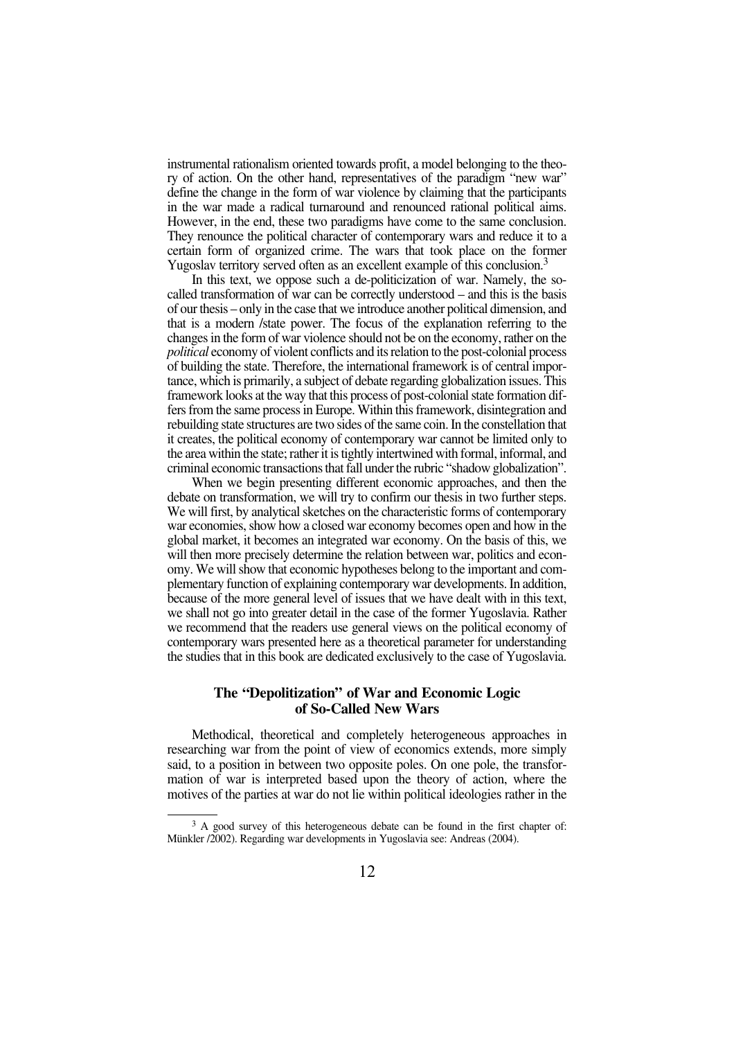instrumental rationalism oriented towards profit, a model belonging to the theory of action. On the other hand, representatives of the paradigm "new war" define the change in the form of war violence by claiming that the participants in the war made a radical turnaround and renounced rational political aims. However, in the end, these two paradigms have come to the same conclusion. They renounce the political character of contemporary wars and reduce it to a certain form of organized crime. The wars that took place on the former Yugoslav territory served often as an excellent example of this conclusion.[3]

In this text, we oppose such a de-politicization of war. Namely, the so-called transformation of war can be correctly understood – and this is the basis of our thesis – only in the case that we introduce another political dimension, and that is a modern /state power. The focus of the explanation referring to the changes in the form of war violence should not be on the economy, rather on the *political* economy of violent conflicts and its relation to the post-colonial process of building the state. Therefore, the international framework is of central importance, which is primarily, a subject of debate regarding globalization issues. This framework looks at the way that this process of post-colonial state formation differs from the same process in Europe. Within this framework, disintegration and rebuilding state structures are two sides of the same coin. In the constellation that it creates, the political economy of contemporary war cannot be limited only to the area within the state; rather it is tightly intertwined with formal, informal, and criminal economic transactions that fall under the rubric "shadow globalization".

When we begin presenting different economic approaches, and then the debate on transformation, we will try to confirm our thesis in two further steps. We will first, by analytical sketches on the characteristic forms of contemporary war economies, show how a closed war economy becomes open and how in the global market, it becomes an integrated war economy. On the basis of this, we will then more precisely determine the relation between war, politics and economy. We will show that economic hypotheses belong to the important and complementary function of explaining contemporary war developments. In addition, because of the more general level of issues that we have dealt with in this text, we shall not go into greater detail in the case of the former Yugoslavia. Rather we recommend that the readers use general views on the political economy of contemporary wars presented here as a theoretical parameter for understanding the studies that in this book are dedicated exclusively to the case of Yugoslavia.

## The "Depolitization" of War and Economic Logic of So-Called New Wars

Methodical, theoretical and completely heterogeneous approaches in researching war from the point of view of economics extends, more simply said, to a position in between two opposite poles. On one pole, the transformation of war is interpreted based upon the theory of action, where the motives of the parties at war do not lie within political ideologies rather in the

---

[3] A good survey of this heterogeneous debate can be found in the first chapter of: Münkler /2002). Regarding war developments in Yugoslavia see: Andreas (2004).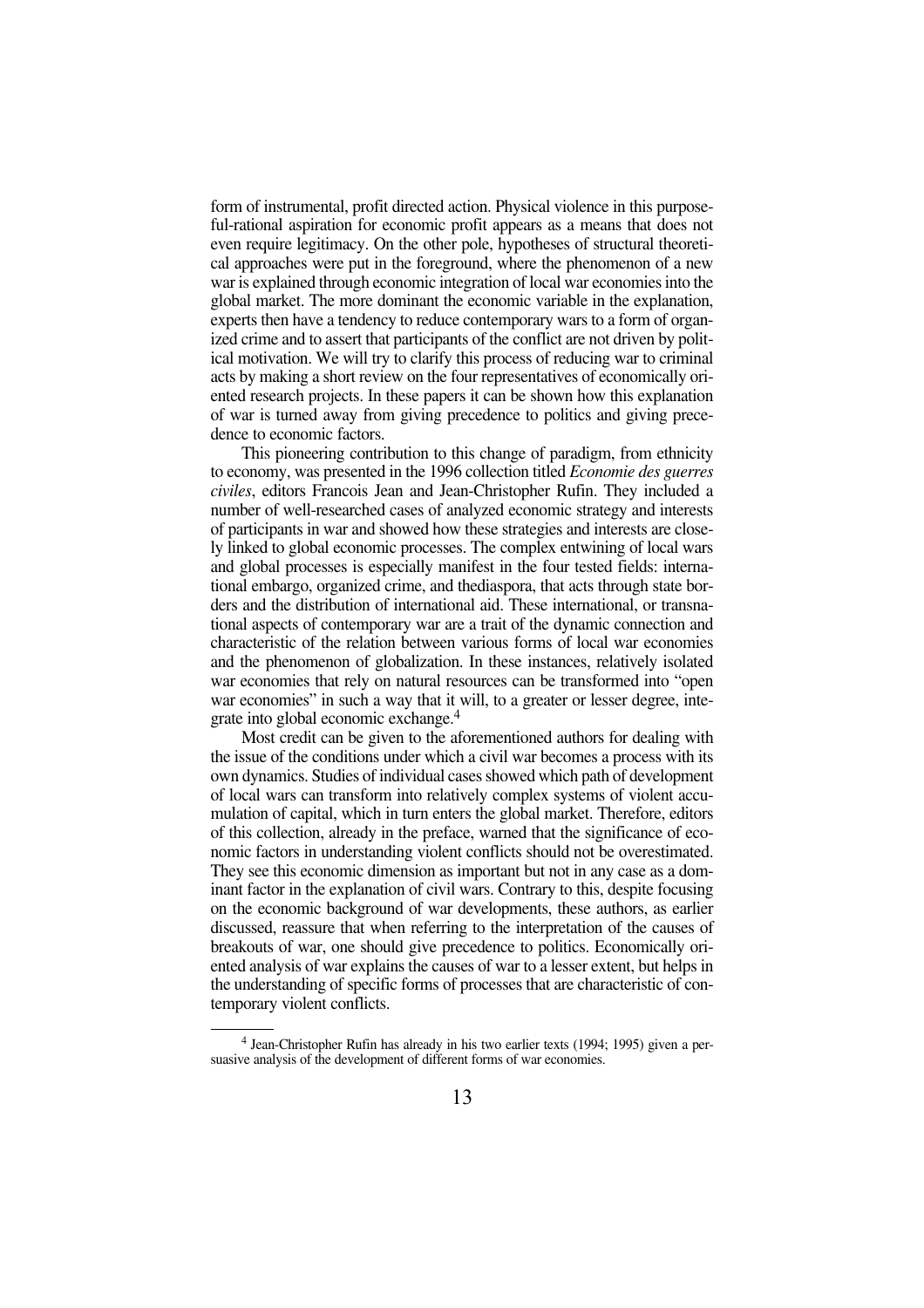form of instrumental, profit directed action. Physical violence in this purposeful-rational aspiration for economic profit appears as a means that does not even require legitimacy. On the other pole, hypotheses of structural theoretical approaches were put in the foreground, where the phenomenon of a new war is explained through economic integration of local war economies into the global market. The more dominant the economic variable in the explanation, experts then have a tendency to reduce contemporary wars to a form of organized crime and to assert that participants of the conflict are not driven by political motivation. We will try to clarify this process of reducing war to criminal acts by making a short review on the four representatives of economically oriented research projects. In these papers it can be shown how this explanation of war is turned away from giving precedence to politics and giving precedence to economic factors.

This pioneering contribution to this change of paradigm, from ethnicity to economy, was presented in the 1996 collection titled *Economie des guerres civiles*, editors Francois Jean and Jean-Christopher Rufin. They included a number of well-researched cases of analyzed economic strategy and interests of participants in war and showed how these strategies and interests are closely linked to global economic processes. The complex entwining of local wars and global processes is especially manifest in the four tested fields: international embargo, organized crime, and thediaspora, that acts through state borders and the distribution of international aid. These international, or transnational aspects of contemporary war are a trait of the dynamic connection and characteristic of the relation between various forms of local war economies and the phenomenon of globalization. In these instances, relatively isolated war economies that rely on natural resources can be transformed into "open war economies" in such a way that it will, to a greater or lesser degree, integrate into global economic exchange.[4]

Most credit can be given to the aforementioned authors for dealing with the issue of the conditions under which a civil war becomes a process with its own dynamics. Studies of individual cases showed which path of development of local wars can transform into relatively complex systems of violent accumulation of capital, which in turn enters the global market. Therefore, editors of this collection, already in the preface, warned that the significance of economic factors in understanding violent conflicts should not be overestimated. They see this economic dimension as important but not in any case as a dominant factor in the explanation of civil wars. Contrary to this, despite focusing on the economic background of war developments, these authors, as earlier discussed, reassure that when referring to the interpretation of the causes of breakouts of war, one should give precedence to politics. Economically oriented analysis of war explains the causes of war to a lesser extent, but helps in the understanding of specific forms of processes that are characteristic of contemporary violent conflicts.

[4] Jean-Christopher Rufin has already in his two earlier texts (1994; 1995) given a persuasive analysis of the development of different forms of war economies.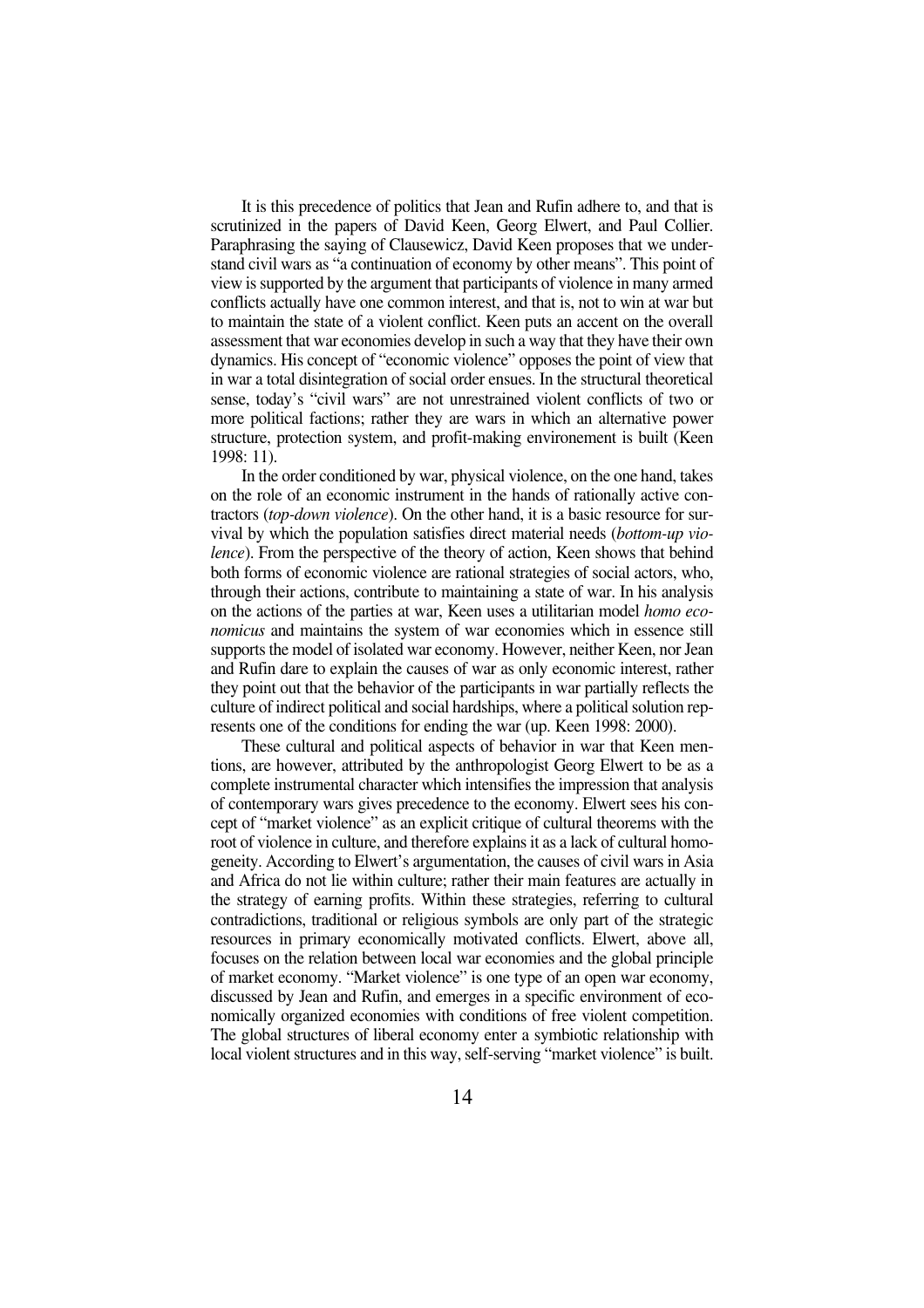It is this precedence of politics that Jean and Rufin adhere to, and that is scrutinized in the papers of David Keen, Georg Elwert, and Paul Collier. Paraphrasing the saying of Clausewicz, David Keen proposes that we understand civil wars as "a continuation of economy by other means". This point of view is supported by the argument that participants of violence in many armed conflicts actually have one common interest, and that is, not to win at war but to maintain the state of a violent conflict. Keen puts an accent on the overall assessment that war economies develop in such a way that they have their own dynamics. His concept of "economic violence" opposes the point of view that in war a total disintegration of social order ensues. In the structural theoretical sense, today's "civil wars" are not unrestrained violent conflicts of two or more political factions; rather they are wars in which an alternative power structure, protection system, and profit-making environement is built (Keen 1998: 11).

In the order conditioned by war, physical violence, on the one hand, takes on the role of an economic instrument in the hands of rationally active contractors (*top-down violence*). On the other hand, it is a basic resource for survival by which the population satisfies direct material needs (*bottom-up violence*). From the perspective of the theory of action, Keen shows that behind both forms of economic violence are rational strategies of social actors, who, through their actions, contribute to maintaining a state of war. In his analysis on the actions of the parties at war, Keen uses a utilitarian model *homo economicus* and maintains the system of war economies which in essence still supports the model of isolated war economy. However, neither Keen, nor Jean and Rufin dare to explain the causes of war as only economic interest, rather they point out that the behavior of the participants in war partially reflects the culture of indirect political and social hardships, where a political solution represents one of the conditions for ending the war (up. Keen 1998: 2000).

These cultural and political aspects of behavior in war that Keen mentions, are however, attributed by the anthropologist Georg Elwert to be as a complete instrumental character which intensifies the impression that analysis of contemporary wars gives precedence to the economy. Elwert sees his concept of "market violence" as an explicit critique of cultural theorems with the root of violence in culture, and therefore explains it as a lack of cultural homogeneity. According to Elwert's argumentation, the causes of civil wars in Asia and Africa do not lie within culture; rather their main features are actually in the strategy of earning profits. Within these strategies, referring to cultural contradictions, traditional or religious symbols are only part of the strategic resources in primary economically motivated conflicts. Elwert, above all, focuses on the relation between local war economies and the global principle of market economy. "Market violence" is one type of an open war economy, discussed by Jean and Rufin, and emerges in a specific environment of economically organized economies with conditions of free violent competition. The global structures of liberal economy enter a symbiotic relationship with local violent structures and in this way, self-serving "market violence" is built.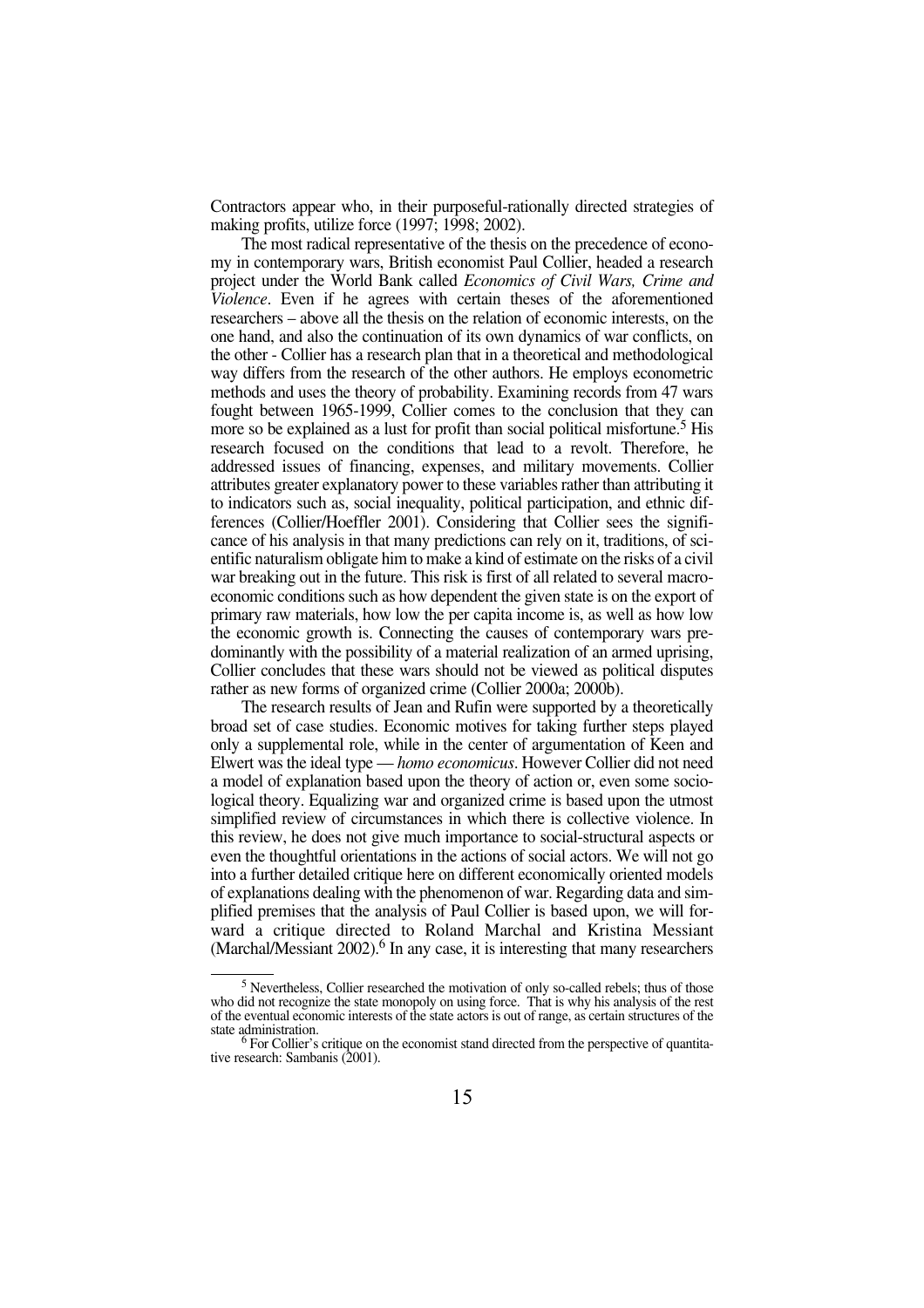Contractors appear who, in their purposeful-rationally directed strategies of making profits, utilize force (1997; 1998; 2002).

The most radical representative of the thesis on the precedence of economy in contemporary wars, British economist Paul Collier, headed a research project under the World Bank called *Economics of Civil Wars, Crime and Violence*. Even if he agrees with certain theses of the aforementioned researchers – above all the thesis on the relation of economic interests, on the one hand, and also the continuation of its own dynamics of war conflicts, on the other - Collier has a research plan that in a theoretical and methodological way differs from the research of the other authors. He employs econometric methods and uses the theory of probability. Examining records from 47 wars fought between 1965-1999, Collier comes to the conclusion that they can more so be explained as a lust for profit than social political misfortune.[5] His research focused on the conditions that lead to a revolt. Therefore, he addressed issues of financing, expenses, and military movements. Collier attributes greater explanatory power to these variables rather than attributing it to indicators such as, social inequality, political participation, and ethnic differences (Collier/Hoeffler 2001). Considering that Collier sees the significance of his analysis in that many predictions can rely on it, traditions, of scientific naturalism obligate him to make a kind of estimate on the risks of a civil war breaking out in the future. This risk is first of all related to several macroeconomic conditions such as how dependent the given state is on the export of primary raw materials, how low the per capita income is, as well as how low the economic growth is. Connecting the causes of contemporary wars predominantly with the possibility of a material realization of an armed uprising, Collier concludes that these wars should not be viewed as political disputes rather as new forms of organized crime (Collier 2000a; 2000b).

The research results of Jean and Rufin were supported by a theoretically broad set of case studies. Economic motives for taking further steps played only a supplemental role, while in the center of argumentation of Keen and Elwert was the ideal type — *homo economicus*. However Collier did not need a model of explanation based upon the theory of action or, even some sociological theory. Equalizing war and organized crime is based upon the utmost simplified review of circumstances in which there is collective violence. In this review, he does not give much importance to social-structural aspects or even the thoughtful orientations in the actions of social actors. We will not go into a further detailed critique here on different economically oriented models of explanations dealing with the phenomenon of war. Regarding data and simplified premises that the analysis of Paul Collier is based upon, we will forward a critique directed to Roland Marchal and Kristina Messiant (Marchal/Messiant 2002).[6] In any case, it is interesting that many researchers

---

[5] Nevertheless, Collier researched the motivation of only so-called rebels; thus of those who did not recognize the state monopoly on using force. That is why his analysis of the rest of the eventual economic interests of the state actors is out of range, as certain structures of the state administration.

[6] For Collier's critique on the economist stand directed from the perspective of quantitative research: Sambanis (2001).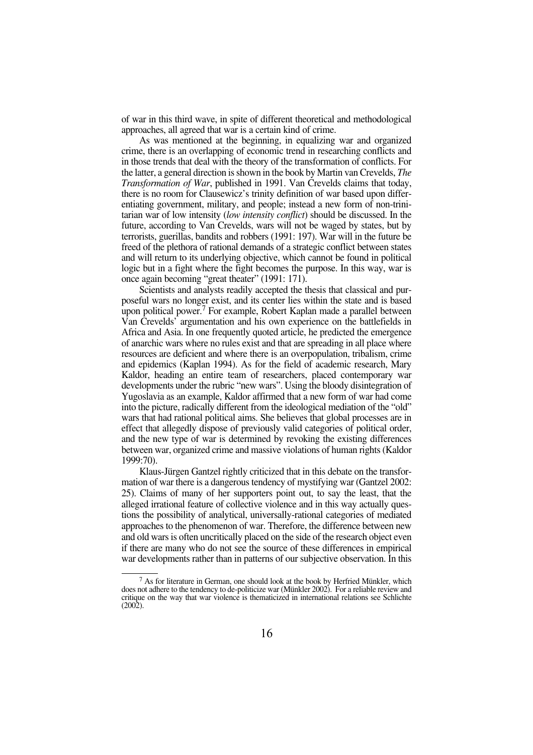of war in this third wave, in spite of different theoretical and methodological approaches, all agreed that war is a certain kind of crime.

As was mentioned at the beginning, in equalizing war and organized crime, there is an overlapping of economic trend in researching conflicts and in those trends that deal with the theory of the transformation of conflicts. For the latter, a general direction is shown in the book by Martin van Crevelds, *The Transformation of War*, published in 1991. Van Crevelds claims that today, there is no room for Clausewicz's trinity definition of war based upon differentiating government, military, and people; instead a new form of non-trinitarian war of low intensity (*low intensity conflict*) should be discussed. In the future, according to Van Crevelds, wars will not be waged by states, but by terrorists, guerillas, bandits and robbers (1991: 197). War will in the future be freed of the plethora of rational demands of a strategic conflict between states and will return to its underlying objective, which cannot be found in political logic but in a fight where the fight becomes the purpose. In this way, war is once again becoming "great theater" (1991: 171).

Scientists and analysts readily accepted the thesis that classical and purposeful wars no longer exist, and its center lies within the state and is based upon political power.[7] For example, Robert Kaplan made a parallel between Van Crevelds' argumentation and his own experience on the battlefields in Africa and Asia. In one frequently quoted article, he predicted the emergence of anarchic wars where no rules exist and that are spreading in all place where resources are deficient and where there is an overpopulation, tribalism, crime and epidemics (Kaplan 1994). As for the field of academic research, Mary Kaldor, heading an entire team of researchers, placed contemporary war developments under the rubric "new wars". Using the bloody disintegration of Yugoslavia as an example, Kaldor affirmed that a new form of war had come into the picture, radically different from the ideological mediation of the "old" wars that had rational political aims. She believes that global processes are in effect that allegedly dispose of previously valid categories of political order, and the new type of war is determined by revoking the existing differences between war, organized crime and massive violations of human rights (Kaldor 1999:70).

Klaus-Jürgen Gantzel rightly criticized that in this debate on the transformation of war there is a dangerous tendency of mystifying war (Gantzel 2002: 25). Claims of many of her supporters point out, to say the least, that the alleged irrational feature of collective violence and in this way actually questions the possibility of analytical, universally-rational categories of mediated approaches to the phenomenon of war. Therefore, the difference between new and old wars is often uncritically placed on the side of the research object even if there are many who do not see the source of these differences in empirical war developments rather than in patterns of our subjective observation. In this

---

[7] As for literature in German, one should look at the book by Herfried Münkler, which does not adhere to the tendency to de-politicize war (Münkler 2002). For a reliable review and critique on the way that war violence is thematicized in international relations see Schlichte (2002).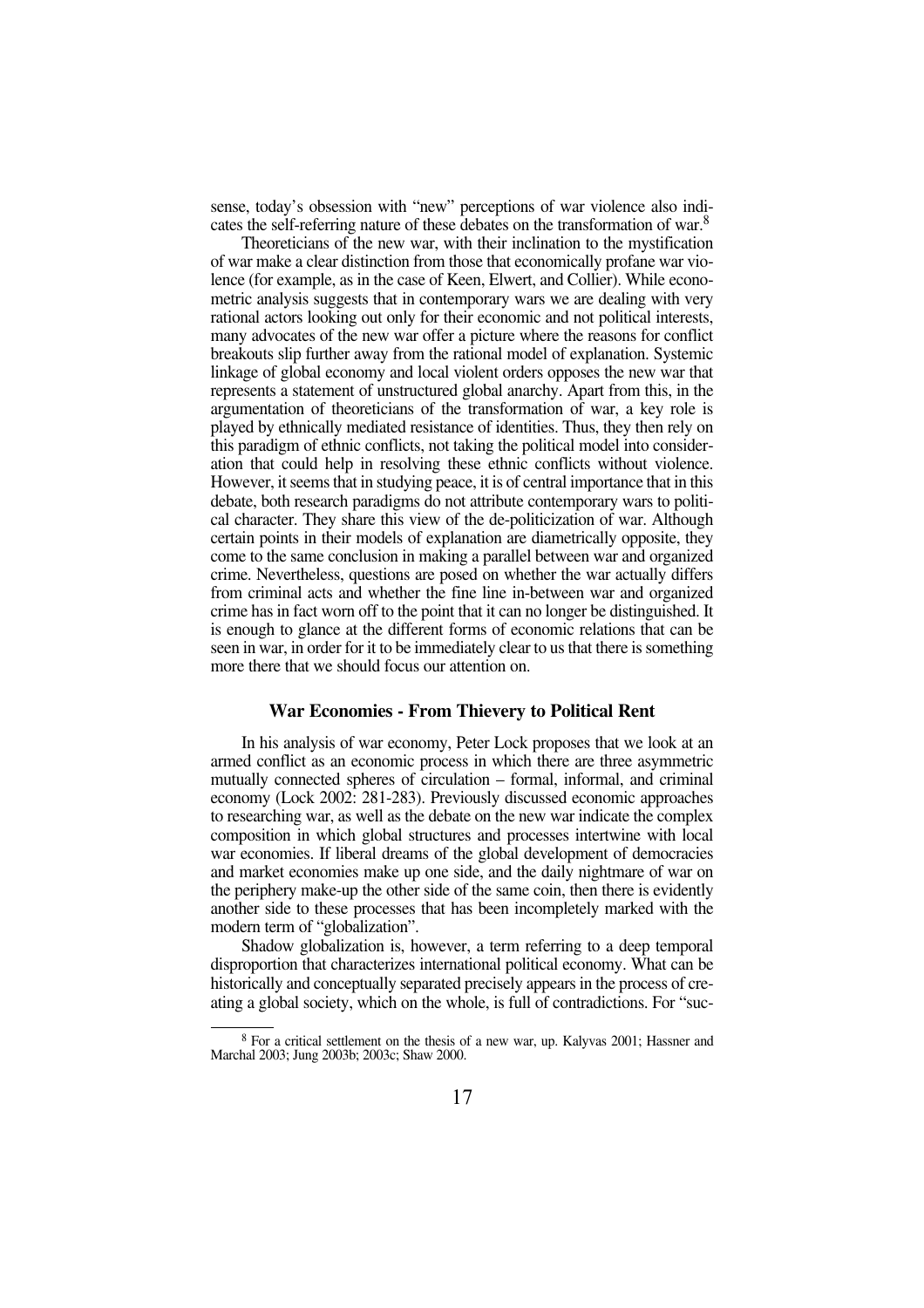sense, today's obsession with "new" perceptions of war violence also indicates the self-referring nature of these debates on the transformation of war.[8]

Theoreticians of the new war, with their inclination to the mystification of war make a clear distinction from those that economically profane war violence (for example, as in the case of Keen, Elwert, and Collier). While econometric analysis suggests that in contemporary wars we are dealing with very rational actors looking out only for their economic and not political interests, many advocates of the new war offer a picture where the reasons for conflict breakouts slip further away from the rational model of explanation. Systemic linkage of global economy and local violent orders opposes the new war that represents a statement of unstructured global anarchy. Apart from this, in the argumentation of theoreticians of the transformation of war, a key role is played by ethnically mediated resistance of identities. Thus, they then rely on this paradigm of ethnic conflicts, not taking the political model into consideration that could help in resolving these ethnic conflicts without violence. However, it seems that in studying peace, it is of central importance that in this debate, both research paradigms do not attribute contemporary wars to political character. They share this view of the de-politicization of war. Although certain points in their models of explanation are diametrically opposite, they come to the same conclusion in making a parallel between war and organized crime. Nevertheless, questions are posed on whether the war actually differs from criminal acts and whether the fine line in-between war and organized crime has in fact worn off to the point that it can no longer be distinguished. It is enough to glance at the different forms of economic relations that can be seen in war, in order for it to be immediately clear to us that there is something more there that we should focus our attention on.

### War Economies - From Thievery to Political Rent

In his analysis of war economy, Peter Lock proposes that we look at an armed conflict as an economic process in which there are three asymmetric mutually connected spheres of circulation – formal, informal, and criminal economy (Lock 2002: 281-283). Previously discussed economic approaches to researching war, as well as the debate on the new war indicate the complex composition in which global structures and processes intertwine with local war economies. If liberal dreams of the global development of democracies and market economies make up one side, and the daily nightmare of war on the periphery make-up the other side of the same coin, then there is evidently another side to these processes that has been incompletely marked with the modern term of "globalization".

Shadow globalization is, however, a term referring to a deep temporal disproportion that characterizes international political economy. What can be historically and conceptually separated precisely appears in the process of creating a global society, which on the whole, is full of contradictions. For "suc-

[8] For a critical settlement on the thesis of a new war, up. Kalyvas 2001; Hassner and Marchal 2003; Jung 2003b; 2003c; Shaw 2000.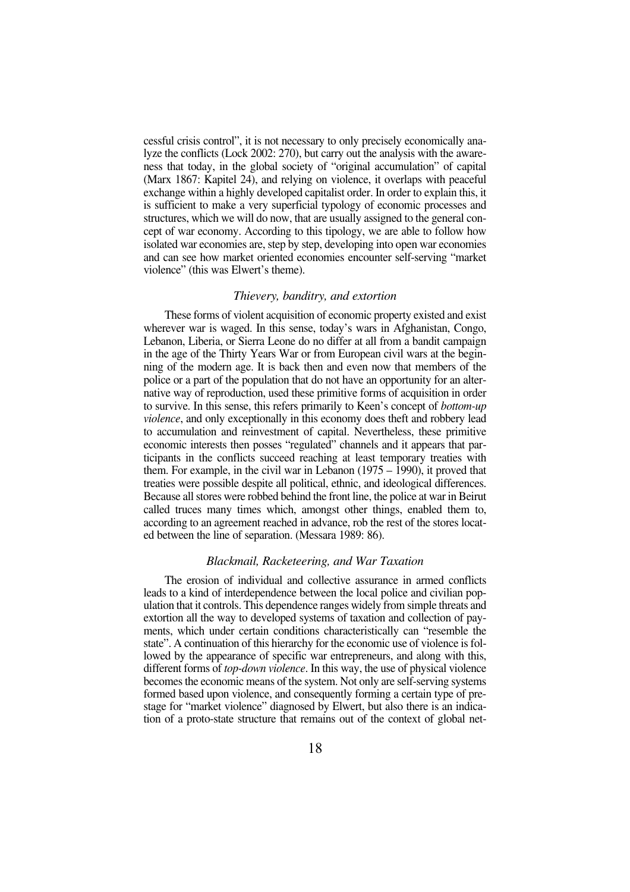cessful crisis control", it is not necessary to only precisely economically analyze the conflicts (Lock 2002: 270), but carry out the analysis with the awareness that today, in the global society of "original accumulation" of capital (Marx 1867: Kapitel 24), and relying on violence, it overlaps with peaceful exchange within a highly developed capitalist order. In order to explain this, it is sufficient to make a very superficial typology of economic processes and structures, which we will do now, that are usually assigned to the general concept of war economy. According to this tipology, we are able to follow how isolated war economies are, step by step, developing into open war economies and can see how market oriented economies encounter self-serving "market violence" (this was Elwert's theme).

### *Thievery, banditry, and extortion*

These forms of violent acquisition of economic property existed and exist wherever war is waged. In this sense, today's wars in Afghanistan, Congo, Lebanon, Liberia, or Sierra Leone do no differ at all from a bandit campaign in the age of the Thirty Years War or from European civil wars at the beginning of the modern age. It is back then and even now that members of the police or a part of the population that do not have an opportunity for an alternative way of reproduction, used these primitive forms of acquisition in order to survive. In this sense, this refers primarily to Keen's concept of *bottom-up violence*, and only exceptionally in this economy does theft and robbery lead to accumulation and reinvestment of capital. Nevertheless, these primitive economic interests then posses "regulated" channels and it appears that participants in the conflicts succeed reaching at least temporary treaties with them. For example, in the civil war in Lebanon (1975 – 1990), it proved that treaties were possible despite all political, ethnic, and ideological differences. Because all stores were robbed behind the front line, the police at war in Beirut called truces many times which, amongst other things, enabled them to, according to an agreement reached in advance, rob the rest of the stores located between the line of separation. (Messara 1989: 86).

### *Blackmail, Racketeering, and War Taxation*

The erosion of individual and collective assurance in armed conflicts leads to a kind of interdependence between the local police and civilian population that it controls. This dependence ranges widely from simple threats and extortion all the way to developed systems of taxation and collection of payments, which under certain conditions characteristically can "resemble the state". A continuation of this hierarchy for the economic use of violence is followed by the appearance of specific war entrepreneurs, and along with this, different forms of *top-down violence*. In this way, the use of physical violence becomes the economic means of the system. Not only are self-serving systems formed based upon violence, and consequently forming a certain type of prestage for "market violence" diagnosed by Elwert, but also there is an indication of a proto-state structure that remains out of the context of global net-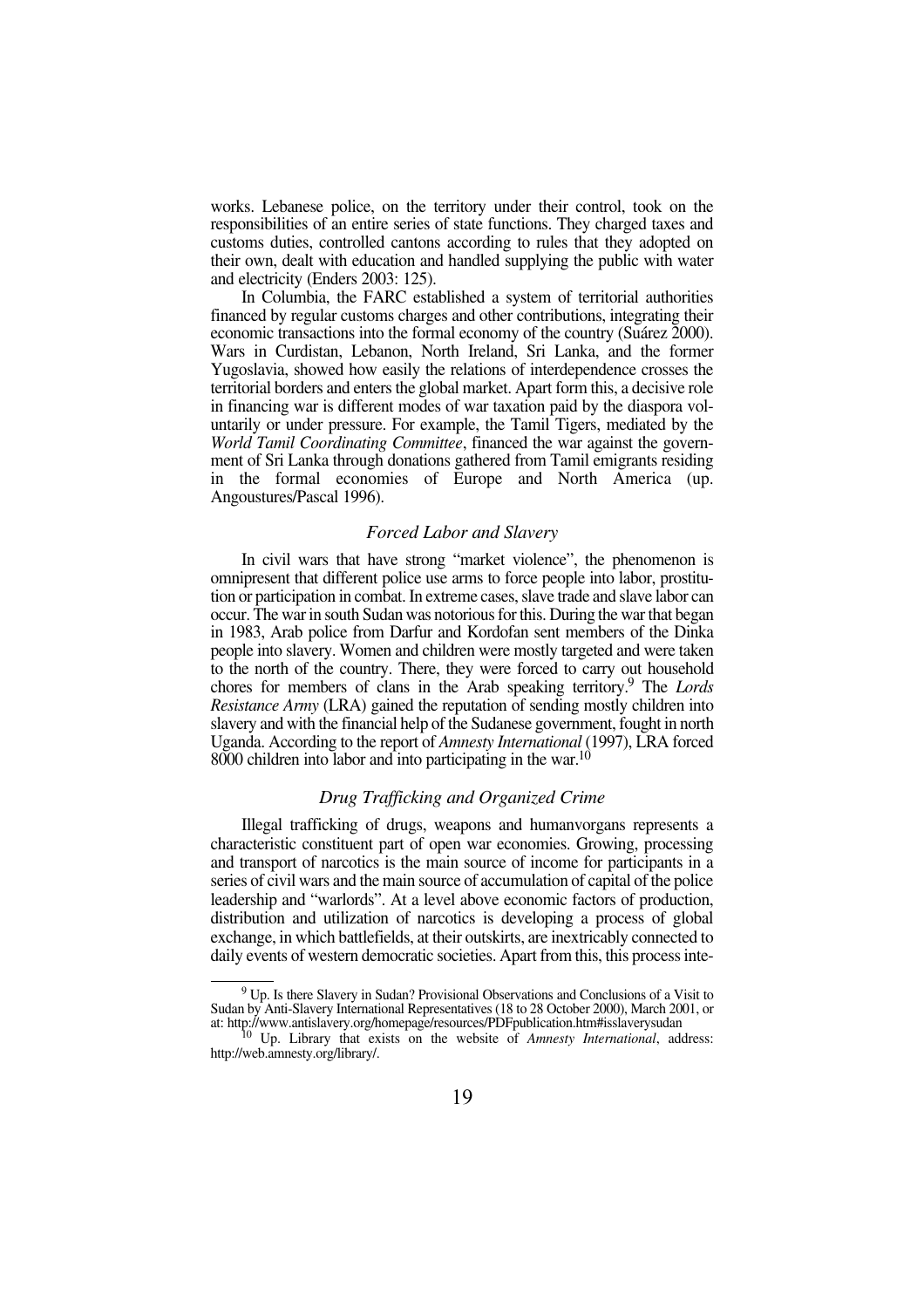works. Lebanese police, on the territory under their control, took on the responsibilities of an entire series of state functions. They charged taxes and customs duties, controlled cantons according to rules that they adopted on their own, dealt with education and handled supplying the public with water and electricity (Enders 2003: 125).

In Columbia, the FARC established a system of territorial authorities financed by regular customs charges and other contributions, integrating their economic transactions into the formal economy of the country (Suárez 2000). Wars in Curdistan, Lebanon, North Ireland, Sri Lanka, and the former Yugoslavia, showed how easily the relations of interdependence crosses the territorial borders and enters the global market. Apart form this, a decisive role in financing war is different modes of war taxation paid by the diaspora voluntarily or under pressure. For example, the Tamil Tigers, mediated by the *World Tamil Coordinating Committee*, financed the war against the government of Sri Lanka through donations gathered from Tamil emigrants residing in the formal economies of Europe and North America (up. Angoustures/Pascal 1996).

### *Forced Labor and Slavery*

In civil wars that have strong "market violence", the phenomenon is omnipresent that different police use arms to force people into labor, prostitution or participation in combat. In extreme cases, slave trade and slave labor can occur. The war in south Sudan was notorious for this. During the war that began in 1983, Arab police from Darfur and Kordofan sent members of the Dinka people into slavery. Women and children were mostly targeted and were taken to the north of the country. There, they were forced to carry out household chores for members of clans in the Arab speaking territory.[9] The *Lords Resistance Army* (LRA) gained the reputation of sending mostly children into slavery and with the financial help of the Sudanese government, fought in north Uganda. According to the report of *Amnesty International* (1997), LRA forced 8000 children into labor and into participating in the war.[10]

### *Drug Trafficking and Organized Crime*

Illegal trafficking of drugs, weapons and humanvorgans represents a characteristic constituent part of open war economies. Growing, processing and transport of narcotics is the main source of income for participants in a series of civil wars and the main source of accumulation of capital of the police leadership and "warlords". At a level above economic factors of production, distribution and utilization of narcotics is developing a process of global exchange, in which battlefields, at their outskirts, are inextricably connected to daily events of western democratic societies. Apart from this, this process inte-

---

[9] Up. Is there Slavery in Sudan? Provisional Observations and Conclusions of a Visit to Sudan by Anti-Slavery International Representatives (18 to 28 October 2000), March 2001, or at: http://www.antislavery.org/homepage/resources/PDFpublication.htm#isslaverysudan

[10] Up. Library that exists on the website of *Amnesty International*, address: http://web.amnesty.org/library/.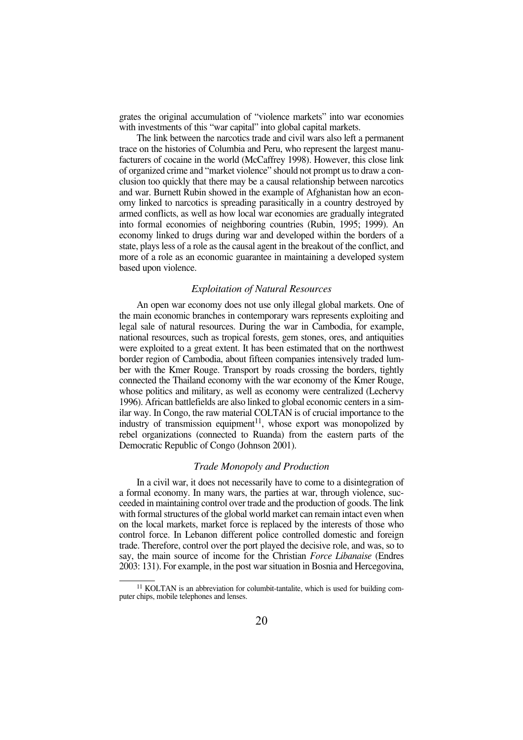grates the original accumulation of "violence markets" into war economies with investments of this "war capital" into global capital markets.

The link between the narcotics trade and civil wars also left a permanent trace on the histories of Columbia and Peru, who represent the largest manufacturers of cocaine in the world (McCaffrey 1998). However, this close link of organized crime and "market violence" should not prompt us to draw a conclusion too quickly that there may be a causal relationship between narcotics and war. Burnett Rubin showed in the example of Afghanistan how an economy linked to narcotics is spreading parasitically in a country destroyed by armed conflicts, as well as how local war economies are gradually integrated into formal economies of neighboring countries (Rubin, 1995; 1999). An economy linked to drugs during war and developed within the borders of a state, plays less of a role as the causal agent in the breakout of the conflict, and more of a role as an economic guarantee in maintaining a developed system based upon violence.

### *Exploitation of Natural Resources*

An open war economy does not use only illegal global markets. One of the main economic branches in contemporary wars represents exploiting and legal sale of natural resources. During the war in Cambodia, for example, national resources, such as tropical forests, gem stones, ores, and antiquities were exploited to a great extent. It has been estimated that on the northwest border region of Cambodia, about fifteen companies intensively traded lumber with the Kmer Rouge. Transport by roads crossing the borders, tightly connected the Thailand economy with the war economy of the Kmer Rouge, whose politics and military, as well as economy were centralized (Lechervy 1996). African battlefields are also linked to global economic centers in a similar way. In Congo, the raw material COLTAN is of crucial importance to the industry of transmission equipment[11], whose export was monopolized by rebel organizations (connected to Ruanda) from the eastern parts of the Democratic Republic of Congo (Johnson 2001).

### *Trade Monopoly and Production*

In a civil war, it does not necessarily have to come to a disintegration of a formal economy. In many wars, the parties at war, through violence, succeeded in maintaining control over trade and the production of goods. The link with formal structures of the global world market can remain intact even when on the local markets, market force is replaced by the interests of those who control force. In Lebanon different police controlled domestic and foreign trade. Therefore, control over the port played the decisive role, and was, so to say, the main source of income for the Christian *Force Libanaise* (Endres 2003: 131). For example, in the post war situation in Bosnia and Hercegovina,

---

[11] KOLTAN is an abbreviation for columbit-tantalite, which is used for building computer chips, mobile telephones and lenses.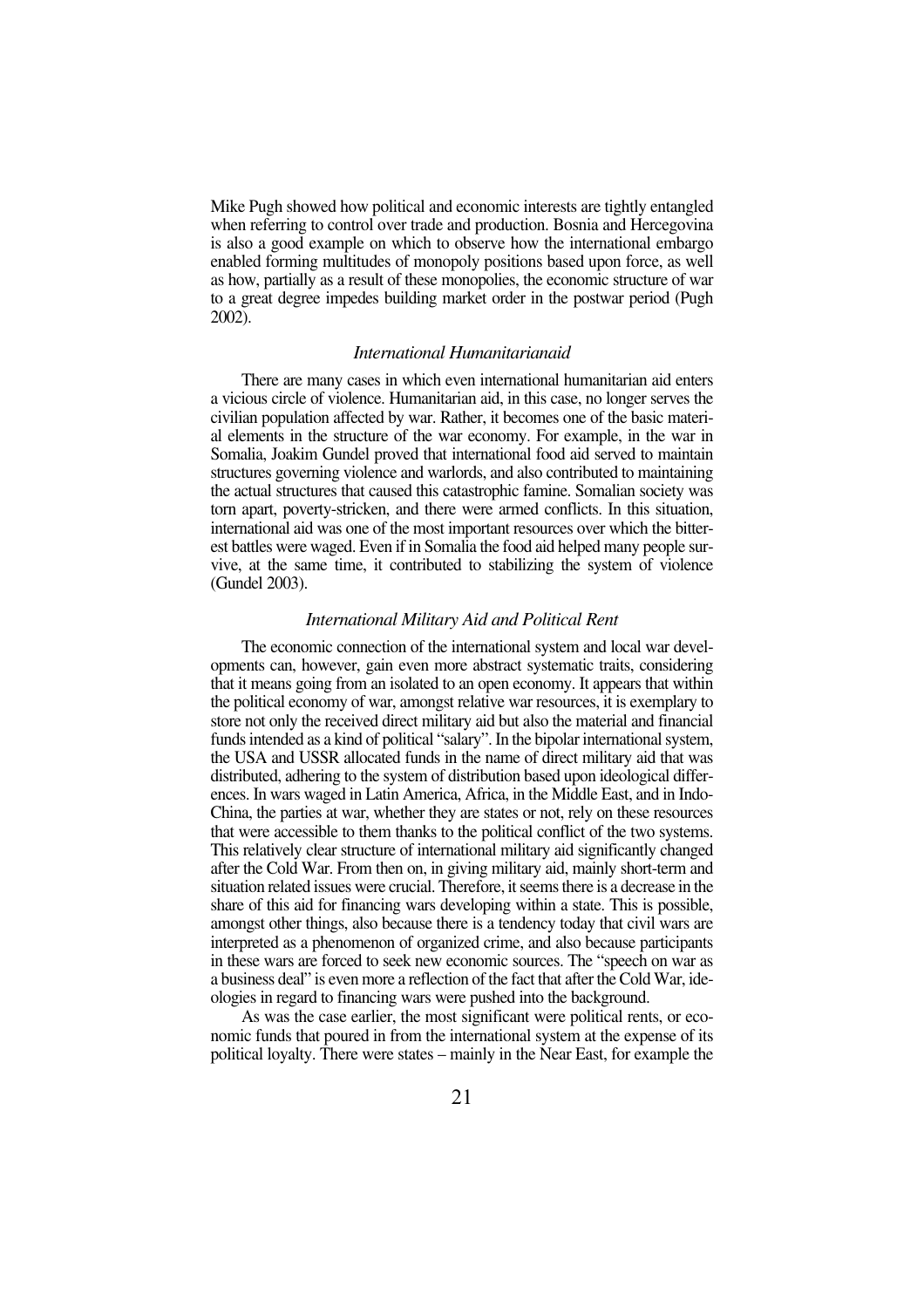Mike Pugh showed how political and economic interests are tightly entangled when referring to control over trade and production. Bosnia and Hercegovina is also a good example on which to observe how the international embargo enabled forming multitudes of monopoly positions based upon force, as well as how, partially as a result of these monopolies, the economic structure of war to a great degree impedes building market order in the postwar period (Pugh 2002).

### *International Humanitarianaid*

There are many cases in which even international humanitarian aid enters a vicious circle of violence. Humanitarian aid, in this case, no longer serves the civilian population affected by war. Rather, it becomes one of the basic material elements in the structure of the war economy. For example, in the war in Somalia, Joakim Gundel proved that international food aid served to maintain structures governing violence and warlords, and also contributed to maintaining the actual structures that caused this catastrophic famine. Somalian society was torn apart, poverty-stricken, and there were armed conflicts. In this situation, international aid was one of the most important resources over which the bitterest battles were waged. Even if in Somalia the food aid helped many people survive, at the same time, it contributed to stabilizing the system of violence (Gundel 2003).

### *International Military Aid and Political Rent*

The economic connection of the international system and local war developments can, however, gain even more abstract systematic traits, considering that it means going from an isolated to an open economy. It appears that within the political economy of war, amongst relative war resources, it is exemplary to store not only the received direct military aid but also the material and financial funds intended as a kind of political "salary". In the bipolar international system, the USA and USSR allocated funds in the name of direct military aid that was distributed, adhering to the system of distribution based upon ideological differences. In wars waged in Latin America, Africa, in the Middle East, and in Indo-China, the parties at war, whether they are states or not, rely on these resources that were accessible to them thanks to the political conflict of the two systems. This relatively clear structure of international military aid significantly changed after the Cold War. From then on, in giving military aid, mainly short-term and situation related issues were crucial. Therefore, it seems there is a decrease in the share of this aid for financing wars developing within a state. This is possible, amongst other things, also because there is a tendency today that civil wars are interpreted as a phenomenon of organized crime, and also because participants in these wars are forced to seek new economic sources. The "speech on war as a business deal" is even more a reflection of the fact that after the Cold War, ideologies in regard to financing wars were pushed into the background.

As was the case earlier, the most significant were political rents, or economic funds that poured in from the international system at the expense of its political loyalty. There were states – mainly in the Near East, for example the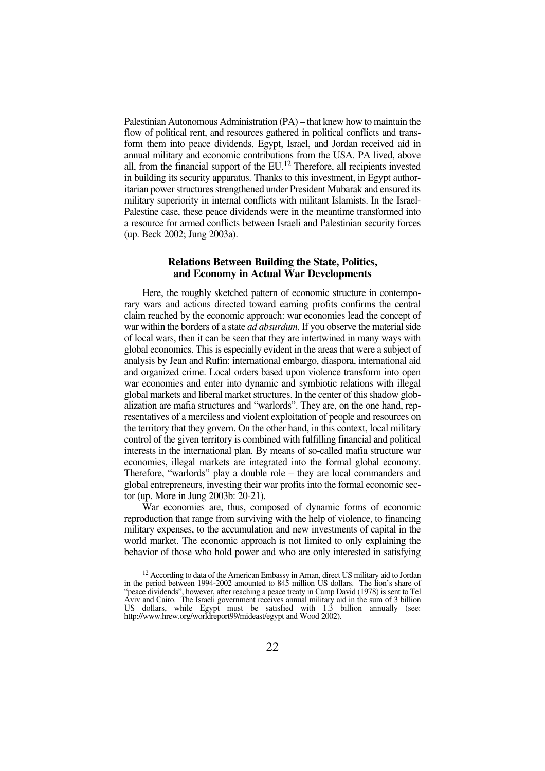Palestinian Autonomous Administration (PA) – that knew how to maintain the flow of political rent, and resources gathered in political conflicts and transform them into peace dividends. Egypt, Israel, and Jordan received aid in annual military and economic contributions from the USA. PA lived, above all, from the financial support of the EU.[12] Therefore, all recipients invested in building its security apparatus. Thanks to this investment, in Egypt authoritarian power structures strengthened under President Mubarak and ensured its military superiority in internal conflicts with militant Islamists. In the Israel-Palestine case, these peace dividends were in the meantime transformed into a resource for armed conflicts between Israeli and Palestinian security forces (up. Beck 2002; Jung 2003a).

## Relations Between Building the State, Politics, and Economy in Actual War Developments

Here, the roughly sketched pattern of economic structure in contemporary wars and actions directed toward earning profits confirms the central claim reached by the economic approach: war economies lead the concept of war within the borders of a state *ad absurdum*. If you observe the material side of local wars, then it can be seen that they are intertwined in many ways with global economics. This is especially evident in the areas that were a subject of analysis by Jean and Rufin: international embargo, diaspora, international aid and organized crime. Local orders based upon violence transform into open war economies and enter into dynamic and symbiotic relations with illegal global markets and liberal market structures. In the center of this shadow globalization are mafia structures and "warlords". They are, on the one hand, representatives of a merciless and violent exploitation of people and resources on the territory that they govern. On the other hand, in this context, local military control of the given territory is combined with fulfilling financial and political interests in the international plan. By means of so-called mafia structure war economies, illegal markets are integrated into the formal global economy. Therefore, "warlords" play a double role – they are local commanders and global entrepreneurs, investing their war profits into the formal economic sector (up. More in Jung 2003b: 20-21).

War economies are, thus, composed of dynamic forms of economic reproduction that range from surviving with the help of violence, to financing military expenses, to the accumulation and new investments of capital in the world market. The economic approach is not limited to only explaining the behavior of those who hold power and who are only interested in satisfying

---

[12] According to data of the American Embassy in Aman, direct US military aid to Jordan in the period between 1994-2002 amounted to 845 million US dollars. The lion's share of "peace dividends", however, after reaching a peace treaty in Camp David (1978) is sent to Tel Aviv and Cairo. The Israeli government receives annual military aid in the sum of 3 billion US dollars, while Egypt must be satisfied with 1.3 billion annually (see: http://www.hrew.org/worldreport99/mideast/egypt and Wood 2002).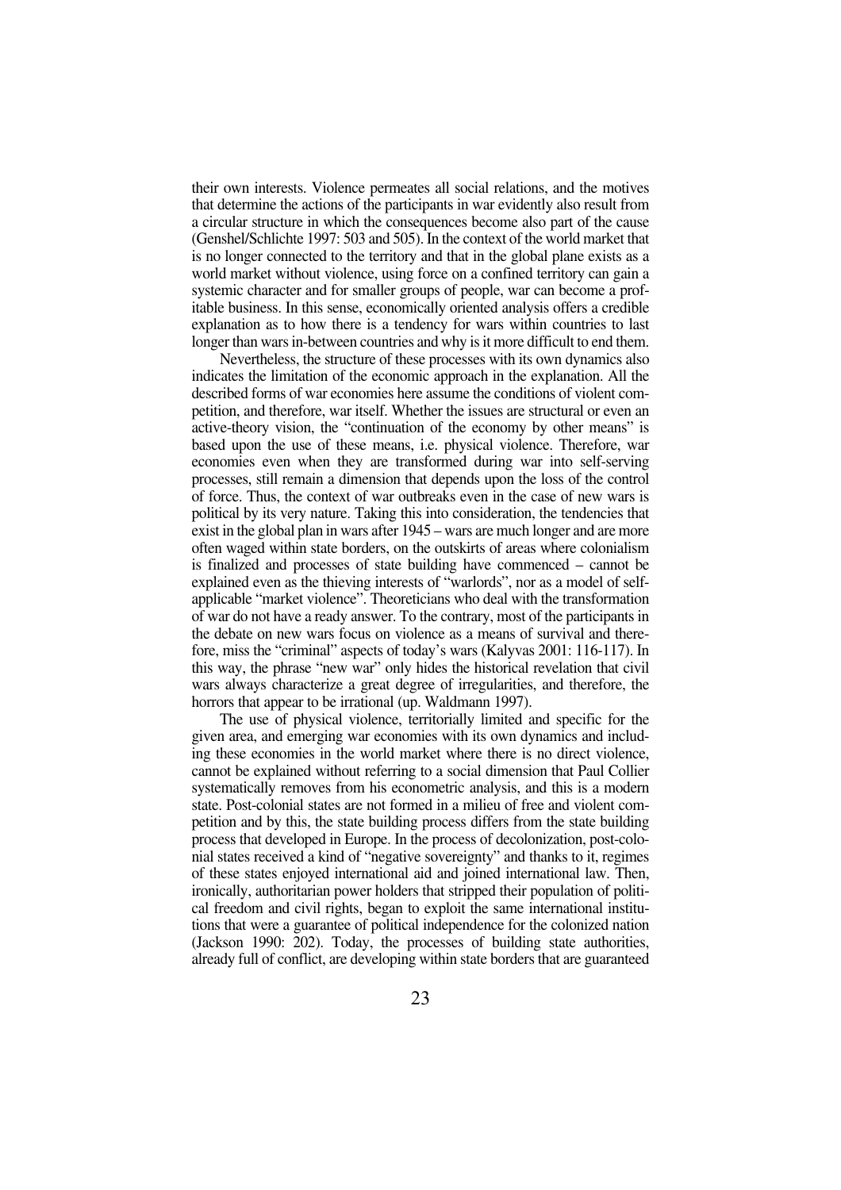their own interests. Violence permeates all social relations, and the motives that determine the actions of the participants in war evidently also result from a circular structure in which the consequences become also part of the cause (Genshel/Schlichte 1997: 503 and 505). In the context of the world market that is no longer connected to the territory and that in the global plane exists as a world market without violence, using force on a confined territory can gain a systemic character and for smaller groups of people, war can become a profitable business. In this sense, economically oriented analysis offers a credible explanation as to how there is a tendency for wars within countries to last longer than wars in-between countries and why is it more difficult to end them.

Nevertheless, the structure of these processes with its own dynamics also indicates the limitation of the economic approach in the explanation. All the described forms of war economies here assume the conditions of violent competition, and therefore, war itself. Whether the issues are structural or even an active-theory vision, the "continuation of the economy by other means" is based upon the use of these means, i.e. physical violence. Therefore, war economies even when they are transformed during war into self-serving processes, still remain a dimension that depends upon the loss of the control of force. Thus, the context of war outbreaks even in the case of new wars is political by its very nature. Taking this into consideration, the tendencies that exist in the global plan in wars after 1945 – wars are much longer and are more often waged within state borders, on the outskirts of areas where colonialism is finalized and processes of state building have commenced – cannot be explained even as the thieving interests of "warlords", nor as a model of self-applicable "market violence". Theoreticians who deal with the transformation of war do not have a ready answer. To the contrary, most of the participants in the debate on new wars focus on violence as a means of survival and therefore, miss the "criminal" aspects of today's wars (Kalyvas 2001: 116-117). In this way, the phrase "new war" only hides the historical revelation that civil wars always characterize a great degree of irregularities, and therefore, the horrors that appear to be irrational (up. Waldmann 1997).

The use of physical violence, territorially limited and specific for the given area, and emerging war economies with its own dynamics and including these economies in the world market where there is no direct violence, cannot be explained without referring to a social dimension that Paul Collier systematically removes from his econometric analysis, and this is a modern state. Post-colonial states are not formed in a milieu of free and violent competition and by this, the state building process differs from the state building process that developed in Europe. In the process of decolonization, post-colonial states received a kind of "negative sovereignty" and thanks to it, regimes of these states enjoyed international aid and joined international law. Then, ironically, authoritarian power holders that stripped their population of political freedom and civil rights, began to exploit the same international institutions that were a guarantee of political independence for the colonized nation (Jackson 1990: 202). Today, the processes of building state authorities, already full of conflict, are developing within state borders that are guaranteed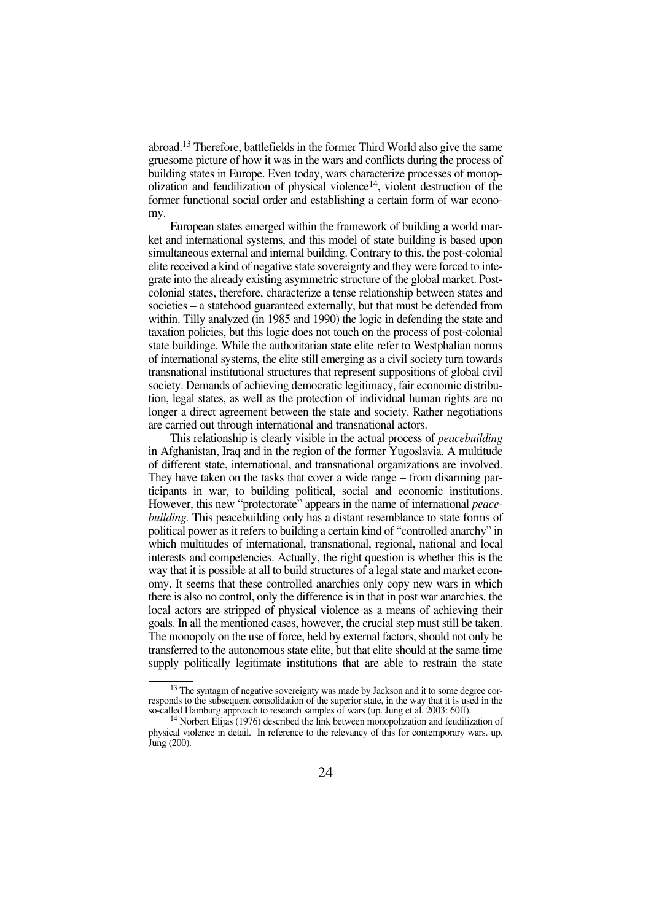abroad.[13] Therefore, battlefields in the former Third World also give the same gruesome picture of how it was in the wars and conflicts during the process of building states in Europe. Even today, wars characterize processes of monopolization and feudilization of physical violence[14], violent destruction of the former functional social order and establishing a certain form of war economy.

European states emerged within the framework of building a world market and international systems, and this model of state building is based upon simultaneous external and internal building. Contrary to this, the post-colonial elite received a kind of negative state sovereignty and they were forced to integrate into the already existing asymmetric structure of the global market. Post-colonial states, therefore, characterize a tense relationship between states and societies – a statehood guaranteed externally, but that must be defended from within. Tilly analyzed (in 1985 and 1990) the logic in defending the state and taxation policies, but this logic does not touch on the process of post-colonial state buildinge. While the authoritarian state elite refer to Westphalian norms of international systems, the elite still emerging as a civil society turn towards transnational institutional structures that represent suppositions of global civil society. Demands of achieving democratic legitimacy, fair economic distribution, legal states, as well as the protection of individual human rights are no longer a direct agreement between the state and society. Rather negotiations are carried out through international and transnational actors.

This relationship is clearly visible in the actual process of *peacebuilding* in Afghanistan, Iraq and in the region of the former Yugoslavia. A multitude of different state, international, and transnational organizations are involved. They have taken on the tasks that cover a wide range – from disarming participants in war, to building political, social and economic institutions. However, this new "protectorate" appears in the name of international *peacebuilding.* This peacebuilding only has a distant resemblance to state forms of political power as it refers to building a certain kind of "controlled anarchy" in which multitudes of international, transnational, regional, national and local interests and competencies. Actually, the right question is whether this is the way that it is possible at all to build structures of a legal state and market economy. It seems that these controlled anarchies only copy new wars in which there is also no control, only the difference is in that in post war anarchies, the local actors are stripped of physical violence as a means of achieving their goals. In all the mentioned cases, however, the crucial step must still be taken. The monopoly on the use of force, held by external factors, should not only be transferred to the autonomous state elite, but that elite should at the same time supply politically legitimate institutions that are able to restrain the state

---

[13] The syntagm of negative sovereignty was made by Jackson and it to some degree corresponds to the subsequent consolidation of the superior state, in the way that it is used in the so-called Hamburg approach to research samples of wars (up. Jung et al. 2003: 60ff).

[14] Norbert Elijas (1976) described the link between monopolization and feudilization of physical violence in detail. In reference to the relevancy of this for contemporary wars. up. Jung (200).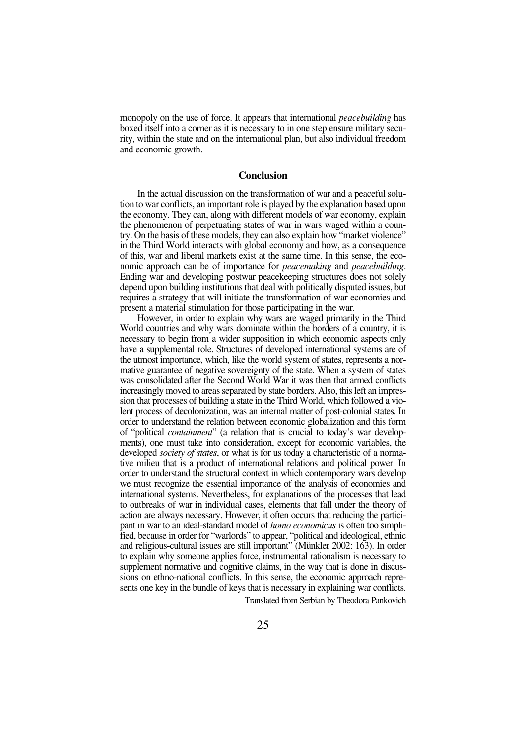monopoly on the use of force. It appears that international *peacebuilding* has boxed itself into a corner as it is necessary to in one step ensure military security, within the state and on the international plan, but also individual freedom and economic growth.

## Conclusion

In the actual discussion on the transformation of war and a peaceful solution to war conflicts, an important role is played by the explanation based upon the economy. They can, along with different models of war economy, explain the phenomenon of perpetuating states of war in wars waged within a country. On the basis of these models, they can also explain how "market violence" in the Third World interacts with global economy and how, as a consequence of this, war and liberal markets exist at the same time. In this sense, the economic approach can be of importance for *peacemaking* and *peacebuilding*. Ending war and developing postwar peacekeeping structures does not solely depend upon building institutions that deal with politically disputed issues, but requires a strategy that will initiate the transformation of war economies and present a material stimulation for those participating in the war.

However, in order to explain why wars are waged primarily in the Third World countries and why wars dominate within the borders of a country, it is necessary to begin from a wider supposition in which economic aspects only have a supplemental role. Structures of developed international systems are of the utmost importance, which, like the world system of states, represents a normative guarantee of negative sovereignty of the state. When a system of states was consolidated after the Second World War it was then that armed conflicts increasingly moved to areas separated by state borders. Also, this left an impression that processes of building a state in the Third World, which followed a violent process of decolonization, was an internal matter of post-colonial states. In order to understand the relation between economic globalization and this form of "political *containment*" (a relation that is crucial to today's war developments), one must take into consideration, except for economic variables, the developed *society of states*, or what is for us today a characteristic of a normative milieu that is a product of international relations and political power. In order to understand the structural context in which contemporary wars develop we must recognize the essential importance of the analysis of economies and international systems. Nevertheless, for explanations of the processes that lead to outbreaks of war in individual cases, elements that fall under the theory of action are always necessary. However, it often occurs that reducing the participant in war to an ideal-standard model of *homo economicus* is often too simplified, because in order for "warlords" to appear, "political and ideological, ethnic and religious-cultural issues are still important" (Münkler 2002: 163). In order to explain why someone applies force, instrumental rationalism is necessary to supplement normative and cognitive claims, in the way that is done in discussions on ethno-national conflicts. In this sense, the economic approach represents one key in the bundle of keys that is necessary in explaining war conflicts.

Translated from Serbian by Theodora Pankovich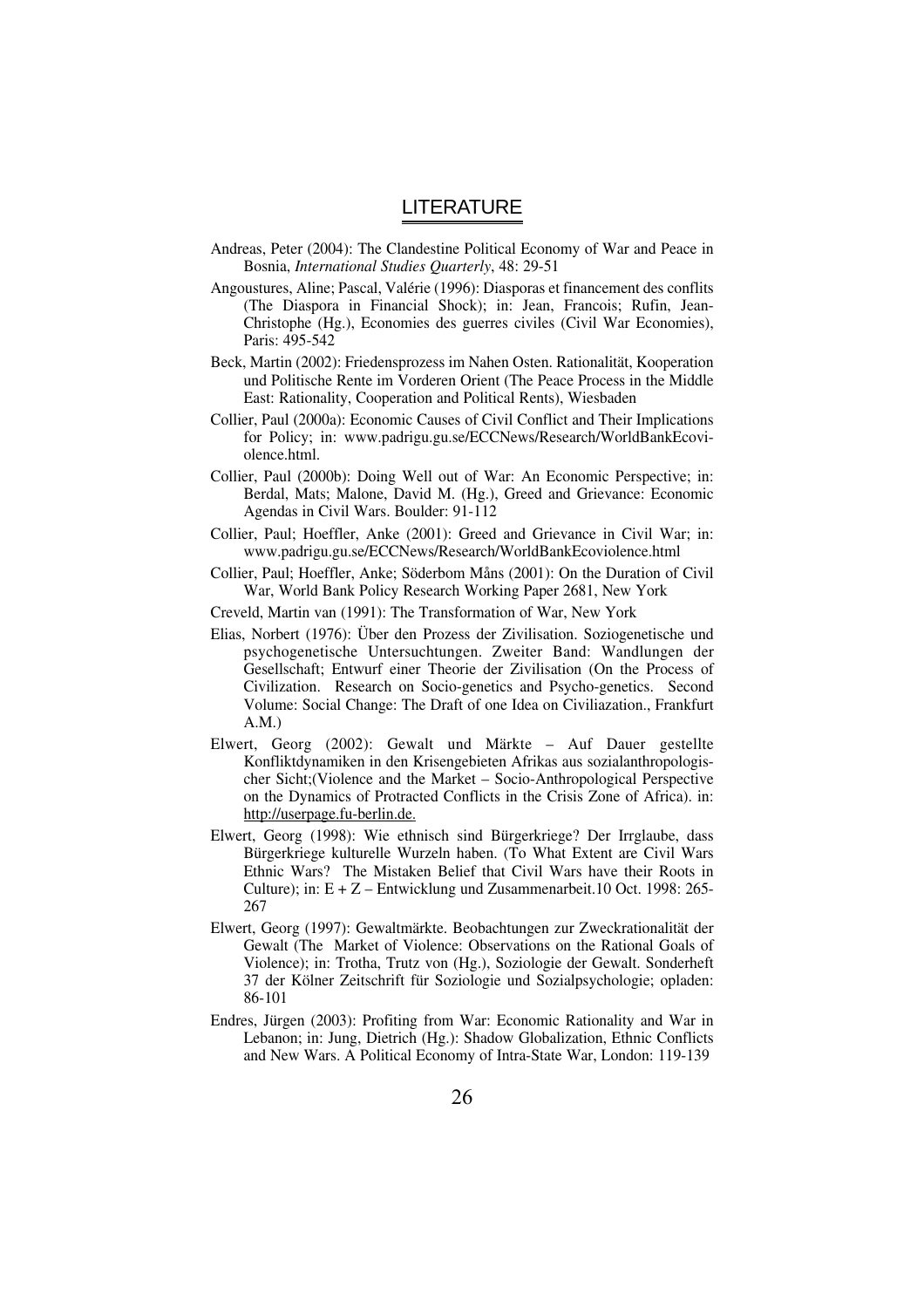## LITERATURE

Andreas, Peter (2004): The Clandestine Political Economy of War and Peace in Bosnia, *International Studies Quarterly*, 48: 29-51

Angoustures, Aline; Pascal, Valérie (1996): Diasporas et financement des conflits (The Diaspora in Financial Shock); in: Jean, Francois; Rufin, Jean-Christophe (Hg.), Economies des guerres civiles (Civil War Economies), Paris: 495-542

Beck, Martin (2002): Friedensprozess im Nahen Osten. Rationalität, Kooperation und Politische Rente im Vorderen Orient (The Peace Process in the Middle East: Rationality, Cooperation and Political Rents), Wiesbaden

Collier, Paul (2000a): Economic Causes of Civil Conflict and Their Implications for Policy; in: www.padrigu.gu.se/ECCNews/Research/WorldBankEcoviolence.html.

Collier, Paul (2000b): Doing Well out of War: An Economic Perspective; in: Berdal, Mats; Malone, David M. (Hg.), Greed and Grievance: Economic Agendas in Civil Wars. Boulder: 91-112

Collier, Paul; Hoeffler, Anke (2001): Greed and Grievance in Civil War; in: www.padrigu.gu.se/ECCNews/Research/WorldBankEcoviolence.html

Collier, Paul; Hoeffler, Anke; Söderbom Måns (2001): On the Duration of Civil War, World Bank Policy Research Working Paper 2681, New York

Creveld, Martin van (1991): The Transformation of War, New York

Elias, Norbert (1976): Über den Prozess der Zivilisation. Soziogenetische und psychogenetische Untersuchtungen. Zweiter Band: Wandlungen der Gesellschaft; Entwurf einer Theorie der Zivilisation (On the Process of Civilization. Research on Socio-genetics and Psycho-genetics. Second Volume: Social Change: The Draft of one Idea on Civiliazation., Frankfurt A.M.)

Elwert, Georg (2002): Gewalt und Märkte – Auf Dauer gestellte Konfliktdynamiken in den Krisengebieten Afrikas aus sozialanthropologischer Sicht;(Violence and the Market – Socio-Anthropological Perspective on the Dynamics of Protracted Conflicts in the Crisis Zone of Africa). in: http://userpage.fu-berlin.de.

Elwert, Georg (1998): Wie ethnisch sind Bürgerkriege? Der Irrglaube, dass Bürgerkriege kulturelle Wurzeln haben. (To What Extent are Civil Wars Ethnic Wars? The Mistaken Belief that Civil Wars have their Roots in Culture); in: E + Z – Entwicklung und Zusammenarbeit.10 Oct. 1998: 265-267

Elwert, Georg (1997): Gewaltmärkte. Beobachtungen zur Zweckrationalität der Gewalt (The Market of Violence: Observations on the Rational Goals of Violence); in: Trotha, Trutz von (Hg.), Soziologie der Gewalt. Sonderheft 37 der Kölner Zeitschrift für Soziologie und Sozialpsychologie; opladen: 86-101

Endres, Jürgen (2003): Profiting from War: Economic Rationality and War in Lebanon; in: Jung, Dietrich (Hg.): Shadow Globalization, Ethnic Conflicts and New Wars. A Political Economy of Intra-State War, London: 119-139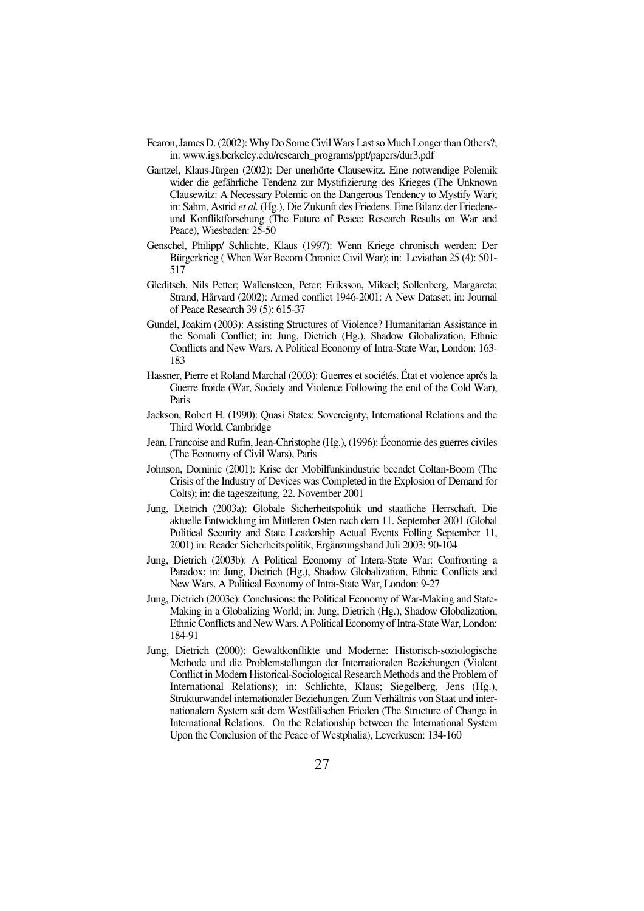Fearon, James D. (2002): Why Do Some Civil Wars Last so Much Longer than Others?; in: www.igs.berkeley.edu/research_programs/ppt/papers/dur3.pdf

Gantzel, Klaus-Jürgen (2002): Der unerhörte Clausewitz. Eine notwendige Polemik wider die gefährliche Tendenz zur Mystifizierung des Krieges (The Unknown Clausewitz: A Necessary Polemic on the Dangerous Tendency to Mystify War); in: Sahm, Astrid *et al.* (Hg.), Die Zukunft des Friedens. Eine Bilanz der Friedens- und Konfliktforschung (The Future of Peace: Research Results on War and Peace), Wiesbaden: 25-50

Genschel, Philipp/ Schlichte, Klaus (1997): Wenn Kriege chronisch werden: Der Bürgerkrieg ( When War Becom Chronic: Civil War); in: Leviathan 25 (4): 501-517

Gleditsch, Nils Petter; Wallensteen, Peter; Eriksson, Mikael; Sollenberg, Margareta; Strand, Hårvard (2002): Armed conflict 1946-2001: A New Dataset; in: Journal of Peace Research 39 (5): 615-37

Gundel, Joakim (2003): Assisting Structures of Violence? Humanitarian Assistance in the Somali Conflict; in: Jung, Dietrich (Hg.), Shadow Globalization, Ethnic Conflicts and New Wars. A Political Economy of Intra-State War, London: 163-183

Hassner, Pierre et Roland Marchal (2003): Guerres et sociétés. État et violence aprčs la Guerre froide (War, Society and Violence Following the end of the Cold War), Paris

Jackson, Robert H. (1990): Quasi States: Sovereignty, International Relations and the Third World, Cambridge

Jean, Francoise and Rufin, Jean-Christophe (Hg.), (1996): Économie des guerres civiles (The Economy of Civil Wars), Paris

Johnson, Dominic (2001): Krise der Mobilfunkindustrie beendet Coltan-Boom (The Crisis of the Industry of Devices was Completed in the Explosion of Demand for Colts); in: die tageszeitung, 22. November 2001

Jung, Dietrich (2003a): Globale Sicherheitspolitik und staatliche Herrschaft. Die aktuelle Entwicklung im Mittleren Osten nach dem 11. September 2001 (Global Political Security and State Leadership Actual Events Folling September 11, 2001) in: Reader Sicherheitspolitik, Ergänzungsband Juli 2003: 90-104

Jung, Dietrich (2003b): A Political Economy of Intera-State War: Confronting a Paradox; in: Jung, Dietrich (Hg.), Shadow Globalization, Ethnic Conflicts and New Wars. A Political Economy of Intra-State War, London: 9-27

Jung, Dietrich (2003c): Conclusions: the Political Economy of War-Making and State-Making in a Globalizing World; in: Jung, Dietrich (Hg.), Shadow Globalization, Ethnic Conflicts and New Wars. A Political Economy of Intra-State War, London: 184-91

Jung, Dietrich (2000): Gewaltkonflikte und Moderne: Historisch-soziologische Methode und die Problemstellungen der Internationalen Beziehungen (Violent Conflict in Modern Historical-Sociological Research Methods and the Problem of International Relations); in: Schlichte, Klaus; Siegelberg, Jens (Hg.), Strukturwandel internationaler Beziehungen. Zum Verhältnis von Staat und internationalem System seit dem Westfälischen Frieden (The Structure of Change in International Relations. On the Relationship between the International System Upon the Conclusion of the Peace of Westphalia), Leverkusen: 134-160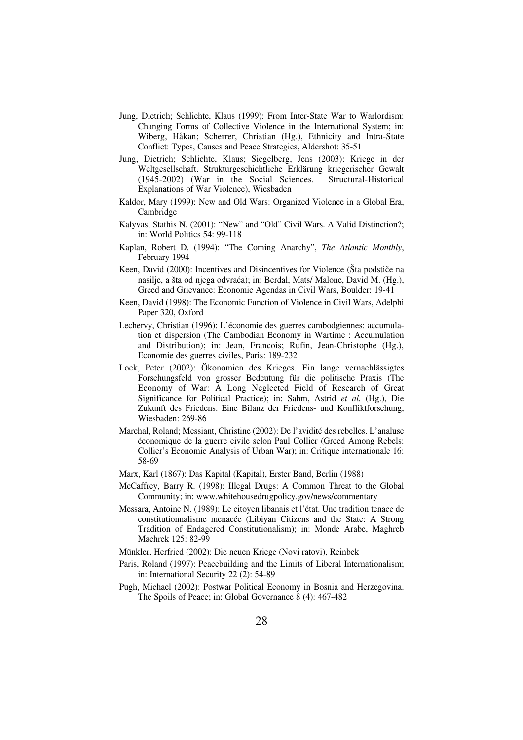Jung, Dietrich; Schlichte, Klaus (1999): From Inter-State War to Warlordism: Changing Forms of Collective Violence in the International System; in: Wiberg, Håkan; Scherrer, Christian (Hg.), Ethnicity and Intra-State Conflict: Types, Causes and Peace Strategies, Aldershot: 35-51

Jung, Dietrich; Schlichte, Klaus; Siegelberg, Jens (2003): Kriege in der Weltgesellschaft. Strukturgeschichtliche Erklärung kriegerischer Gewalt (1945-2002) (War in the Social Sciences. Structural-Historical Explanations of War Violence), Wiesbaden

Kaldor, Mary (1999): New and Old Wars: Organized Violence in a Global Era, Cambridge

Kalyvas, Stathis N. (2001): "New" and "Old" Civil Wars. A Valid Distinction?; in: World Politics 54: 99-118

Kaplan, Robert D. (1994): "The Coming Anarchy", *The Atlantic Monthly*, February 1994

Keen, David (2000): Incentives and Disincentives for Violence (Šta podstiče na nasilje, a šta od njega odvraća); in: Berdal, Mats/ Malone, David M. (Hg.), Greed and Grievance: Economic Agendas in Civil Wars, Boulder: 19-41

Keen, David (1998): The Economic Function of Violence in Civil Wars, Adelphi Paper 320, Oxford

Lechervy, Christian (1996): L'économie des guerres cambodgiennes: accumulation et dispersion (The Cambodian Economy in Wartime : Accumulation and Distribution); in: Jean, Francois; Rufin, Jean-Christophe (Hg.), Economie des guerres civiles, Paris: 189-232

Lock, Peter (2002): Ökonomien des Krieges. Ein lange vernachlässigtes Forschungsfeld von grosser Bedeutung für die politische Praxis (The Economy of War: A Long Neglected Field of Research of Great Significance for Political Practice); in: Sahm, Astrid *et al.* (Hg.), Die Zukunft des Friedens. Eine Bilanz der Friedens- und Konfliktforschung, Wiesbaden: 269-86

Marchal, Roland; Messiant, Christine (2002): De l'avidité des rebelles. L'analuse économique de la guerre civile selon Paul Collier (Greed Among Rebels: Collier's Economic Analysis of Urban War); in: Critique internationale 16: 58-69

Marx, Karl (1867): Das Kapital (Kapital), Erster Band, Berlin (1988)

McCaffrey, Barry R. (1998): Illegal Drugs: A Common Threat to the Global Community; in: www.whitehousedrugpolicy.gov/news/commentary

Messara, Antoine N. (1989): Le citoyen libanais et l'état. Une tradition tenace de constitutionnalisme menacée (Libiyan Citizens and the State: A Strong Tradition of Endagered Constitutionalism); in: Monde Arabe, Maghreb Machrek 125: 82-99

Münkler, Herfried (2002): Die neuen Kriege (Novi ratovi), Reinbek

Paris, Roland (1997): Peacebuilding and the Limits of Liberal Internationalism; in: International Security 22 (2): 54-89

Pugh, Michael (2002): Postwar Political Economy in Bosnia and Herzegovina. The Spoils of Peace; in: Global Governance 8 (4): 467-482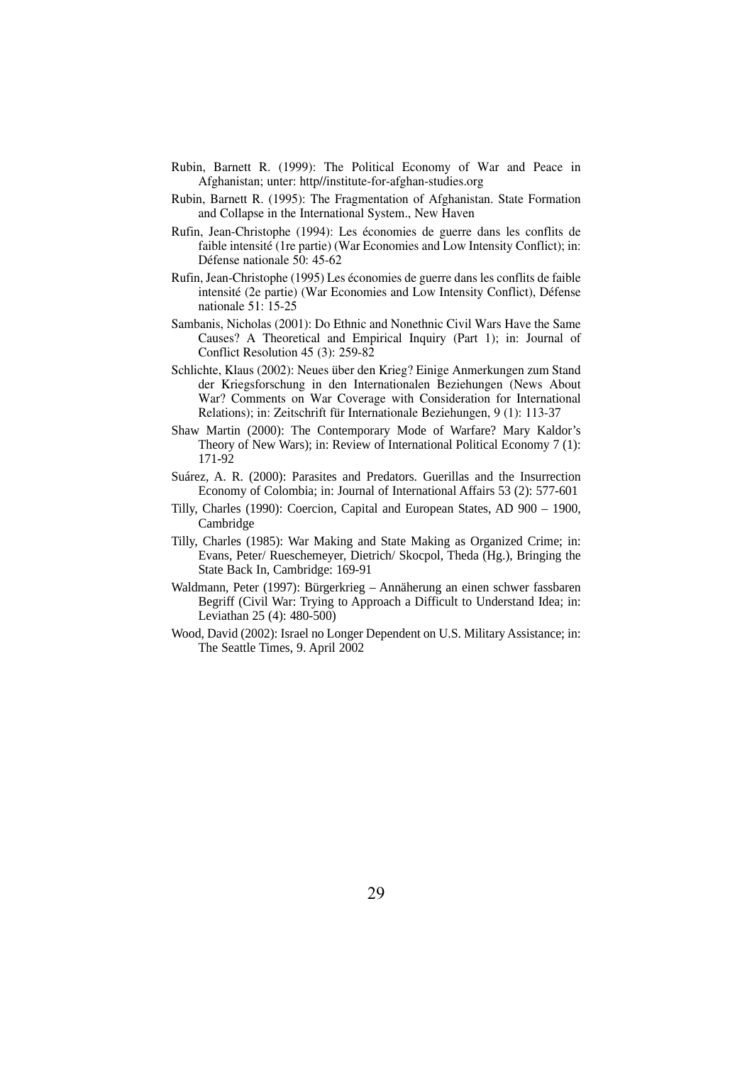Rubin, Barnett R. (1999): The Political Economy of War and Peace in Afghanistan; unter: http//institute-for-afghan-studies.org

Rubin, Barnett R. (1995): The Fragmentation of Afghanistan. State Formation and Collapse in the International System., New Haven

Rufin, Jean-Christophe (1994): Les économies de guerre dans les conflits de faible intensité (1re partie) (War Economies and Low Intensity Conflict); in: Défense nationale 50: 45-62

Rufin, Jean-Christophe (1995) Les économies de guerre dans les conflits de faible intensité (2e partie) (War Economies and Low Intensity Conflict), Défense nationale 51: 15-25

Sambanis, Nicholas (2001): Do Ethnic and Nonethnic Civil Wars Have the Same Causes? A Theoretical and Empirical Inquiry (Part 1); in: Journal of Conflict Resolution 45 (3): 259-82

Schlichte, Klaus (2002): Neues über den Krieg? Einige Anmerkungen zum Stand der Kriegsforschung in den Internationalen Beziehungen (News About War? Comments on War Coverage with Consideration for International Relations); in: Zeitschrift für Internationale Beziehungen, 9 (1): 113-37

Shaw Martin (2000): The Contemporary Mode of Warfare? Mary Kaldor's Theory of New Wars); in: Review of International Political Economy 7 (1): 171-92

Suárez, A. R. (2000): Parasites and Predators. Guerillas and the Insurrection Economy of Colombia; in: Journal of International Affairs 53 (2): 577-601

Tilly, Charles (1990): Coercion, Capital and European States, AD 900 – 1900, Cambridge

Tilly, Charles (1985): War Making and State Making as Organized Crime; in: Evans, Peter/ Rueschemeyer, Dietrich/ Skocpol, Theda (Hg.), Bringing the State Back In, Cambridge: 169-91

Waldmann, Peter (1997): Bürgerkrieg – Annäherung an einen schwer fassbaren Begriff (Civil War: Trying to Approach a Difficult to Understand Idea; in: Leviathan 25 (4): 480-500)

Wood, David (2002): Israel no Longer Dependent on U.S. Military Assistance; in: The Seattle Times, 9. April 2002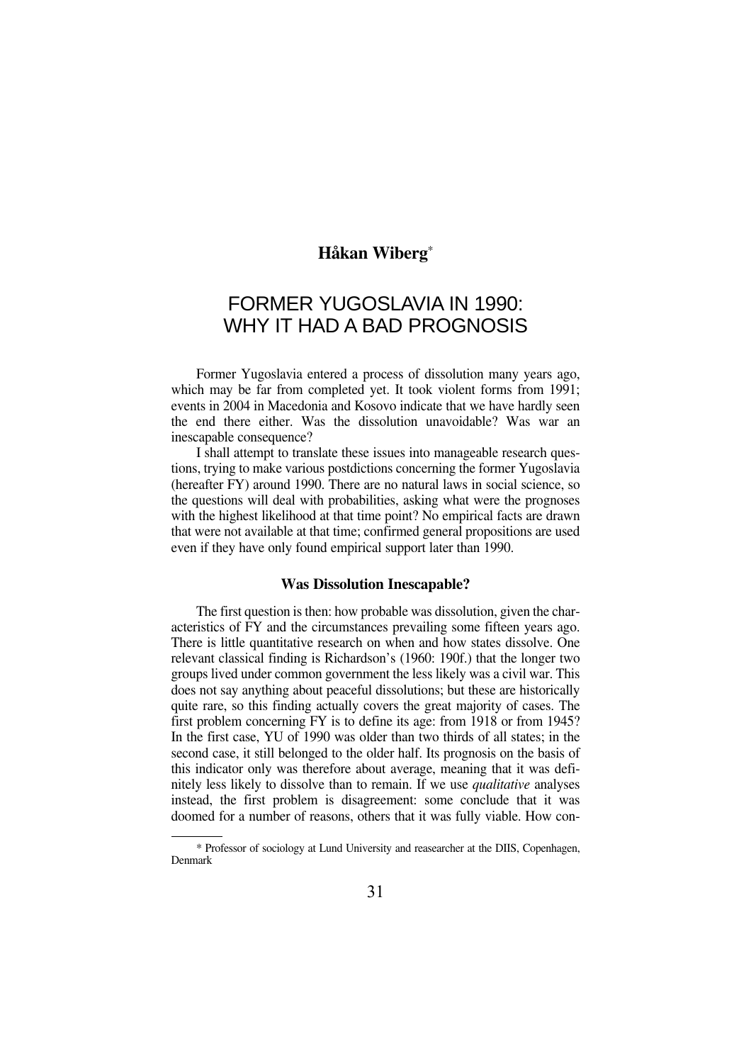**Håkan Wiberg**[*]

# FORMER YUGOSLAVIA IN 1990: WHY IT HAD A BAD PROGNOSIS

Former Yugoslavia entered a process of dissolution many years ago, which may be far from completed yet. It took violent forms from 1991; events in 2004 in Macedonia and Kosovo indicate that we have hardly seen the end there either. Was the dissolution unavoidable? Was war an inescapable consequence?

I shall attempt to translate these issues into manageable research questions, trying to make various postdictions concerning the former Yugoslavia (hereafter FY) around 1990. There are no natural laws in social science, so the questions will deal with probabilities, asking what were the prognoses with the highest likelihood at that time point? No empirical facts are drawn that were not available at that time; confirmed general propositions are used even if they have only found empirical support later than 1990.

### Was Dissolution Inescapable?

The first question is then: how probable was dissolution, given the characteristics of FY and the circumstances prevailing some fifteen years ago. There is little quantitative research on when and how states dissolve. One relevant classical finding is Richardson's (1960: 190f.) that the longer two groups lived under common government the less likely was a civil war. This does not say anything about peaceful dissolutions; but these are historically quite rare, so this finding actually covers the great majority of cases. The first problem concerning FY is to define its age: from 1918 or from 1945? In the first case, YU of 1990 was older than two thirds of all states; in the second case, it still belonged to the older half. Its prognosis on the basis of this indicator only was therefore about average, meaning that it was definitely less likely to dissolve than to remain. If we use *qualitative* analyses instead, the first problem is disagreement: some conclude that it was doomed for a number of reasons, others that it was fully viable. How con-

[*] Professor of sociology at Lund University and reasearcher at the DIIS, Copenhagen, Denmark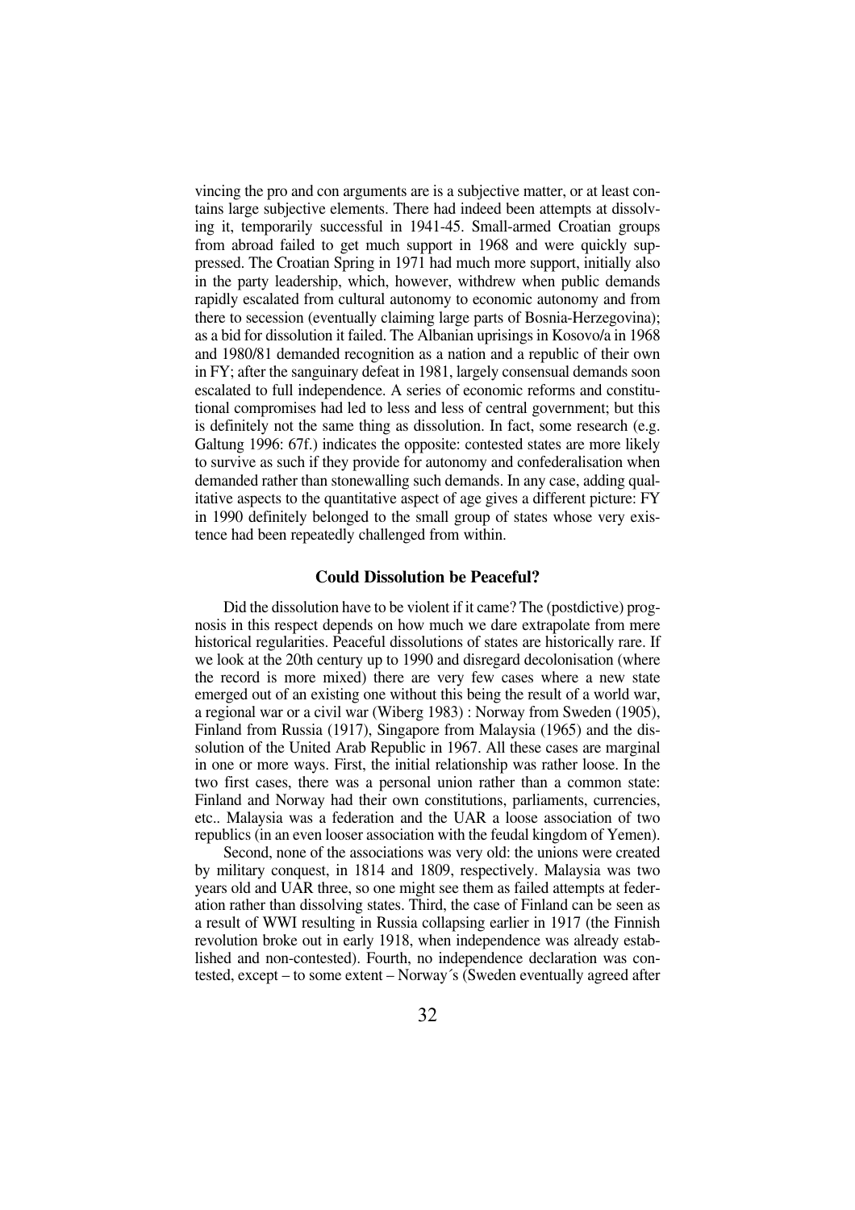vincing the pro and con arguments are is a subjective matter, or at least contains large subjective elements. There had indeed been attempts at dissolving it, temporarily successful in 1941-45. Small-armed Croatian groups from abroad failed to get much support in 1968 and were quickly suppressed. The Croatian Spring in 1971 had much more support, initially also in the party leadership, which, however, withdrew when public demands rapidly escalated from cultural autonomy to economic autonomy and from there to secession (eventually claiming large parts of Bosnia-Herzegovina); as a bid for dissolution it failed. The Albanian uprisings in Kosovo/a in 1968 and 1980/81 demanded recognition as a nation and a republic of their own in FY; after the sanguinary defeat in 1981, largely consensual demands soon escalated to full independence. A series of economic reforms and constitutional compromises had led to less and less of central government; but this is definitely not the same thing as dissolution. In fact, some research (e.g. Galtung 1996: 67f.) indicates the opposite: contested states are more likely to survive as such if they provide for autonomy and confederalisation when demanded rather than stonewalling such demands. In any case, adding qualitative aspects to the quantitative aspect of age gives a different picture: FY in 1990 definitely belonged to the small group of states whose very existence had been repeatedly challenged from within.

### Could Dissolution be Peaceful?

Did the dissolution have to be violent if it came? The (postdictive) prognosis in this respect depends on how much we dare extrapolate from mere historical regularities. Peaceful dissolutions of states are historically rare. If we look at the 20th century up to 1990 and disregard decolonisation (where the record is more mixed) there are very few cases where a new state emerged out of an existing one without this being the result of a world war, a regional war or a civil war (Wiberg 1983) : Norway from Sweden (1905), Finland from Russia (1917), Singapore from Malaysia (1965) and the dissolution of the United Arab Republic in 1967. All these cases are marginal in one or more ways. First, the initial relationship was rather loose. In the two first cases, there was a personal union rather than a common state: Finland and Norway had their own constitutions, parliaments, currencies, etc.. Malaysia was a federation and the UAR a loose association of two republics (in an even looser association with the feudal kingdom of Yemen).

Second, none of the associations was very old: the unions were created by military conquest, in 1814 and 1809, respectively. Malaysia was two years old and UAR three, so one might see them as failed attempts at federation rather than dissolving states. Third, the case of Finland can be seen as a result of WWI resulting in Russia collapsing earlier in 1917 (the Finnish revolution broke out in early 1918, when independence was already established and non-contested). Fourth, no independence declaration was contested, except – to some extent – Norway´s (Sweden eventually agreed after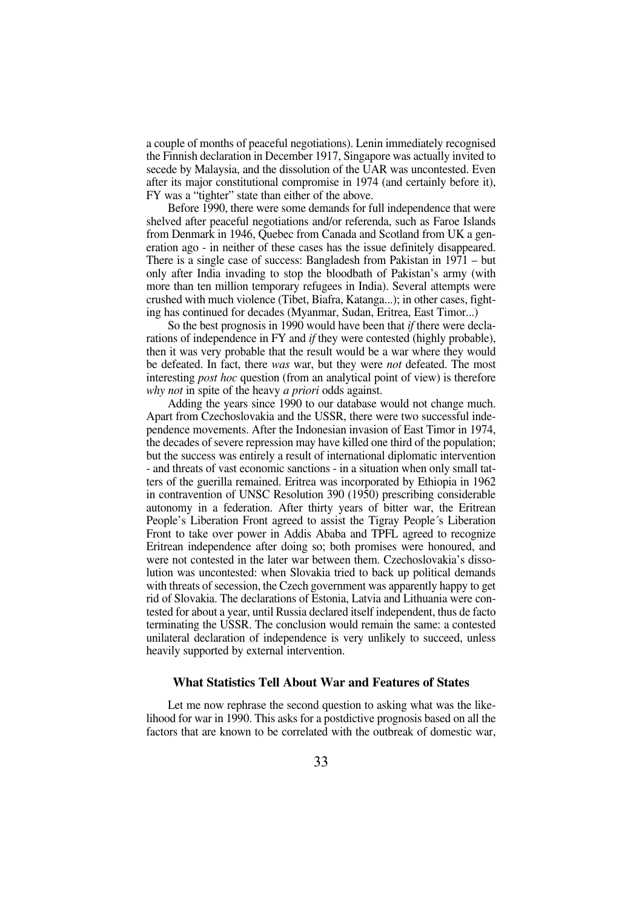a couple of months of peaceful negotiations). Lenin immediately recognised the Finnish declaration in December 1917, Singapore was actually invited to secede by Malaysia, and the dissolution of the UAR was uncontested. Even after its major constitutional compromise in 1974 (and certainly before it), FY was a "tighter" state than either of the above.

Before 1990, there were some demands for full independence that were shelved after peaceful negotiations and/or referenda, such as Faroe Islands from Denmark in 1946, Quebec from Canada and Scotland from UK a generation ago - in neither of these cases has the issue definitely disappeared. There is a single case of success: Bangladesh from Pakistan in 1971 – but only after India invading to stop the bloodbath of Pakistan's army (with more than ten million temporary refugees in India). Several attempts were crushed with much violence (Tibet, Biafra, Katanga...); in other cases, fighting has continued for decades (Myanmar, Sudan, Eritrea, East Timor...)

So the best prognosis in 1990 would have been that *if* there were declarations of independence in FY and *if* they were contested (highly probable), then it was very probable that the result would be a war where they would be defeated. In fact, there *was* war, but they were *not* defeated. The most interesting *post hoc* question (from an analytical point of view) is therefore *why not* in spite of the heavy *a priori* odds against.

Adding the years since 1990 to our database would not change much. Apart from Czechoslovakia and the USSR, there were two successful independence movements. After the Indonesian invasion of East Timor in 1974, the decades of severe repression may have killed one third of the population; but the success was entirely a result of international diplomatic intervention - and threats of vast economic sanctions - in a situation when only small tatters of the guerilla remained. Eritrea was incorporated by Ethiopia in 1962 in contravention of UNSC Resolution 390 (1950) prescribing considerable autonomy in a federation. After thirty years of bitter war, the Eritrean People's Liberation Front agreed to assist the Tigray People´s Liberation Front to take over power in Addis Ababa and TPFL agreed to recognize Eritrean independence after doing so; both promises were honoured, and were not contested in the later war between them. Czechoslovakia's dissolution was uncontested: when Slovakia tried to back up political demands with threats of secession, the Czech government was apparently happy to get rid of Slovakia. The declarations of Estonia, Latvia and Lithuania were contested for about a year, until Russia declared itself independent, thus de facto terminating the USSR. The conclusion would remain the same: a contested unilateral declaration of independence is very unlikely to succeed, unless heavily supported by external intervention.

## What Statistics Tell About War and Features of States

Let me now rephrase the second question to asking what was the likelihood for war in 1990. This asks for a postdictive prognosis based on all the factors that are known to be correlated with the outbreak of domestic war,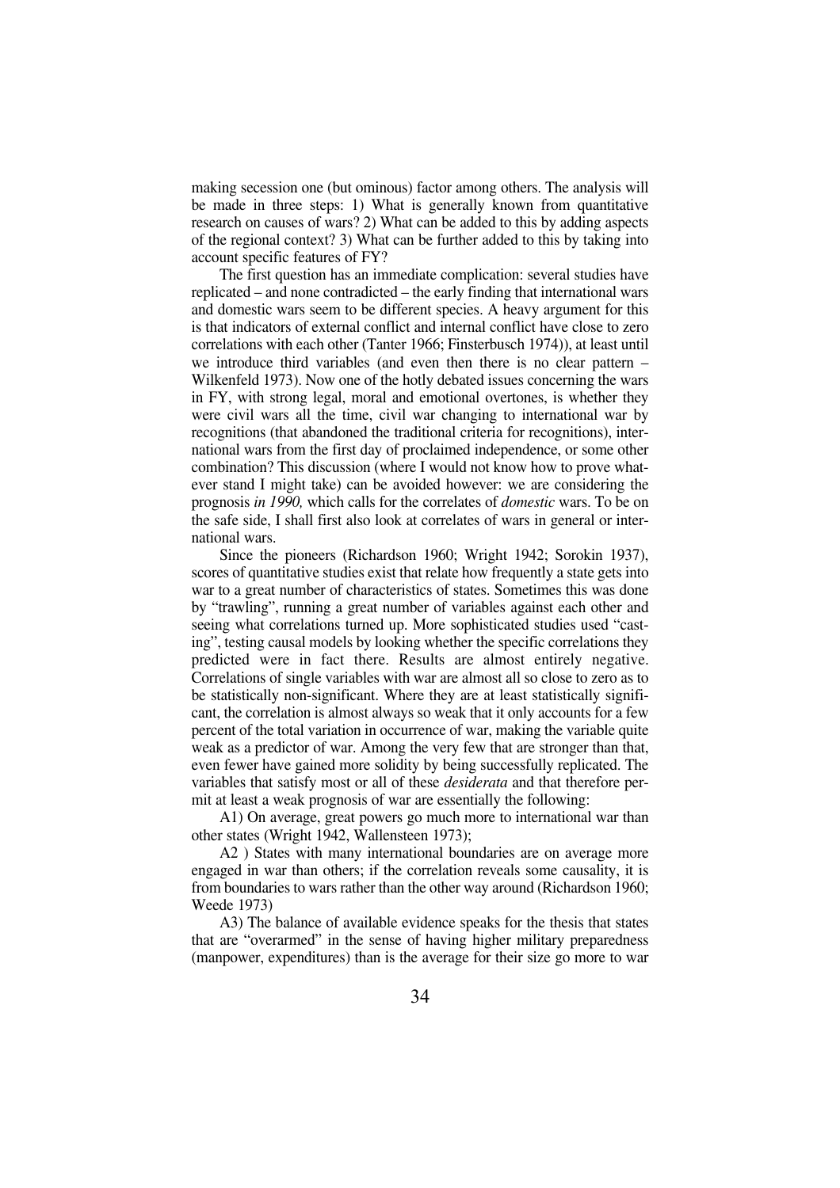making secession one (but ominous) factor among others. The analysis will be made in three steps: 1) What is generally known from quantitative research on causes of wars? 2) What can be added to this by adding aspects of the regional context? 3) What can be further added to this by taking into account specific features of FY?

The first question has an immediate complication: several studies have replicated – and none contradicted – the early finding that international wars and domestic wars seem to be different species. A heavy argument for this is that indicators of external conflict and internal conflict have close to zero correlations with each other (Tanter 1966; Finsterbusch 1974)), at least until we introduce third variables (and even then there is no clear pattern – Wilkenfeld 1973). Now one of the hotly debated issues concerning the wars in FY, with strong legal, moral and emotional overtones, is whether they were civil wars all the time, civil war changing to international war by recognitions (that abandoned the traditional criteria for recognitions), international wars from the first day of proclaimed independence, or some other combination? This discussion (where I would not know how to prove whatever stand I might take) can be avoided however: we are considering the prognosis *in 1990,* which calls for the correlates of *domestic* wars. To be on the safe side, I shall first also look at correlates of wars in general or international wars.

Since the pioneers (Richardson 1960; Wright 1942; Sorokin 1937), scores of quantitative studies exist that relate how frequently a state gets into war to a great number of characteristics of states. Sometimes this was done by "trawling", running a great number of variables against each other and seeing what correlations turned up. More sophisticated studies used "casting", testing causal models by looking whether the specific correlations they predicted were in fact there. Results are almost entirely negative. Correlations of single variables with war are almost all so close to zero as to be statistically non-significant. Where they are at least statistically significant, the correlation is almost always so weak that it only accounts for a few percent of the total variation in occurrence of war, making the variable quite weak as a predictor of war. Among the very few that are stronger than that, even fewer have gained more solidity by being successfully replicated. The variables that satisfy most or all of these *desiderata* and that therefore permit at least a weak prognosis of war are essentially the following:

A1) On average, great powers go much more to international war than other states (Wright 1942, Wallensteen 1973);

A2 ) States with many international boundaries are on average more engaged in war than others; if the correlation reveals some causality, it is from boundaries to wars rather than the other way around (Richardson 1960; Weede 1973)

A3) The balance of available evidence speaks for the thesis that states that are "overarmed" in the sense of having higher military preparedness (manpower, expenditures) than is the average for their size go more to war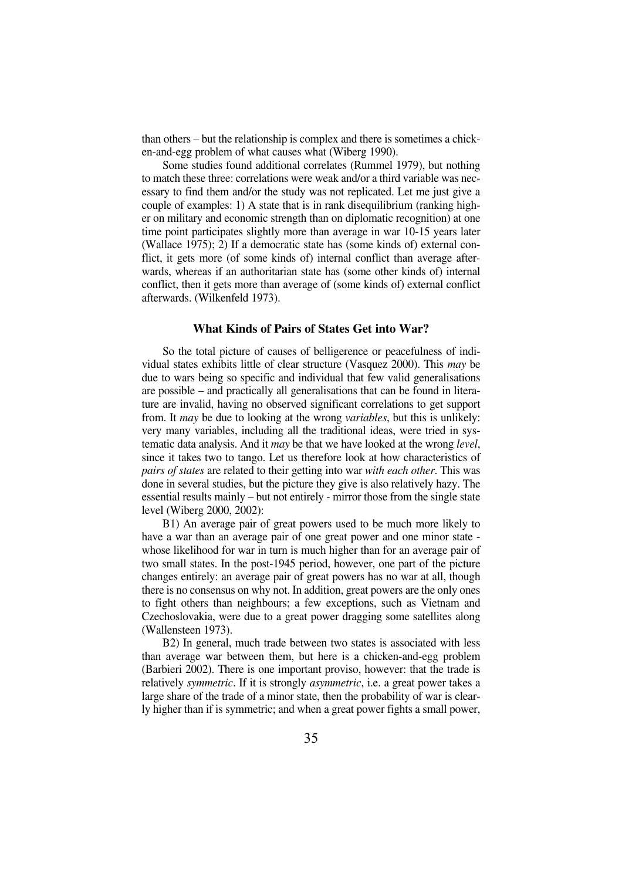than others – but the relationship is complex and there is sometimes a chicken-and-egg problem of what causes what (Wiberg 1990).

Some studies found additional correlates (Rummel 1979), but nothing to match these three: correlations were weak and/or a third variable was necessary to find them and/or the study was not replicated. Let me just give a couple of examples: 1) A state that is in rank disequilibrium (ranking higher on military and economic strength than on diplomatic recognition) at one time point participates slightly more than average in war 10-15 years later (Wallace 1975); 2) If a democratic state has (some kinds of) external conflict, it gets more (of some kinds of) internal conflict than average afterwards, whereas if an authoritarian state has (some other kinds of) internal conflict, then it gets more than average of (some kinds of) external conflict afterwards. (Wilkenfeld 1973).

## What Kinds of Pairs of States Get into War?

So the total picture of causes of belligerence or peacefulness of individual states exhibits little of clear structure (Vasquez 2000). This *may* be due to wars being so specific and individual that few valid generalisations are possible – and practically all generalisations that can be found in literature are invalid, having no observed significant correlations to get support from. It *may* be due to looking at the wrong *variables*, but this is unlikely: very many variables, including all the traditional ideas, were tried in systematic data analysis. And it *may* be that we have looked at the wrong *level*, since it takes two to tango. Let us therefore look at how characteristics of *pairs of states* are related to their getting into war *with each other*. This was done in several studies, but the picture they give is also relatively hazy. The essential results mainly – but not entirely - mirror those from the single state level (Wiberg 2000, 2002):

B1) An average pair of great powers used to be much more likely to have a war than an average pair of one great power and one minor state - whose likelihood for war in turn is much higher than for an average pair of two small states. In the post-1945 period, however, one part of the picture changes entirely: an average pair of great powers has no war at all, though there is no consensus on why not. In addition, great powers are the only ones to fight others than neighbours; a few exceptions, such as Vietnam and Czechoslovakia, were due to a great power dragging some satellites along (Wallensteen 1973).

B2) In general, much trade between two states is associated with less than average war between them, but here is a chicken-and-egg problem (Barbieri 2002). There is one important proviso, however: that the trade is relatively *symmetric*. If it is strongly *asymmetric*, i.e. a great power takes a large share of the trade of a minor state, then the probability of war is clearly higher than if is symmetric; and when a great power fights a small power,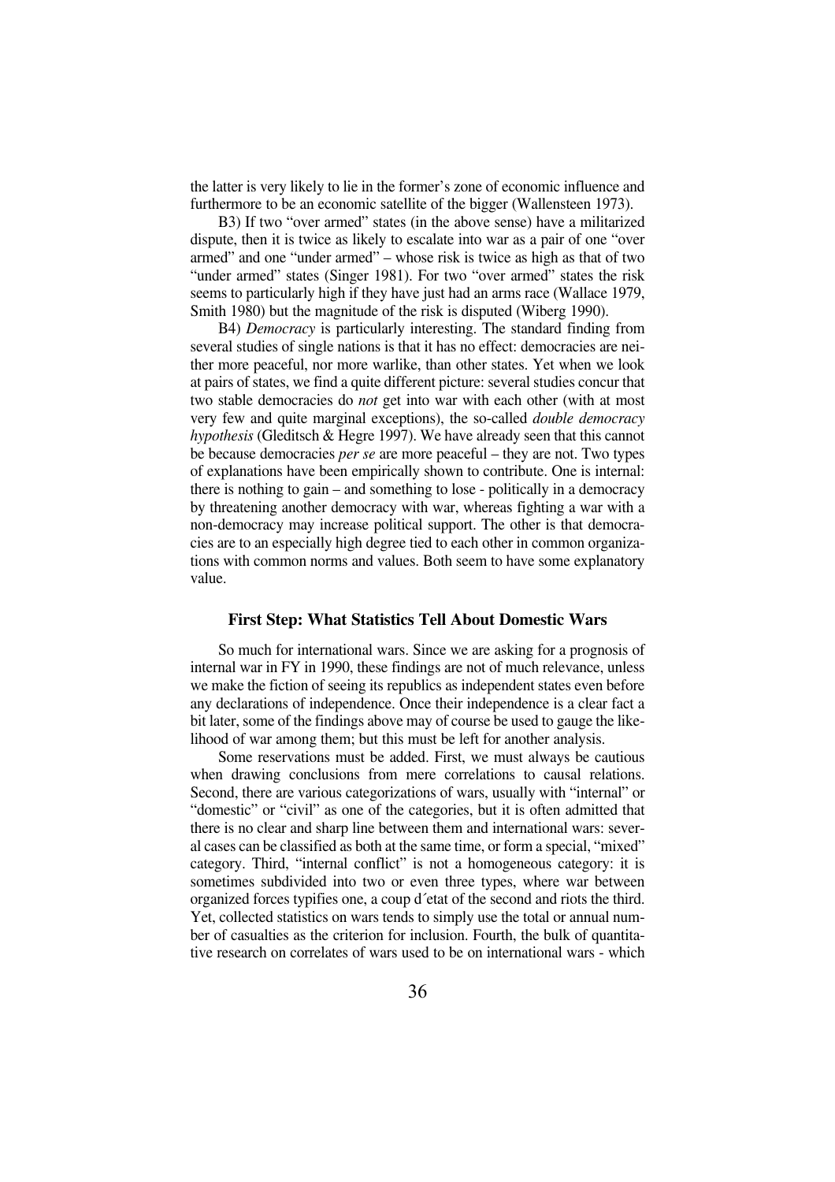the latter is very likely to lie in the former's zone of economic influence and furthermore to be an economic satellite of the bigger (Wallensteen 1973).

B3) If two "over armed" states (in the above sense) have a militarized dispute, then it is twice as likely to escalate into war as a pair of one "over armed" and one "under armed" – whose risk is twice as high as that of two "under armed" states (Singer 1981). For two "over armed" states the risk seems to particularly high if they have just had an arms race (Wallace 1979, Smith 1980) but the magnitude of the risk is disputed (Wiberg 1990).

B4) *Democracy* is particularly interesting. The standard finding from several studies of single nations is that it has no effect: democracies are neither more peaceful, nor more warlike, than other states. Yet when we look at pairs of states, we find a quite different picture: several studies concur that two stable democracies do *not* get into war with each other (with at most very few and quite marginal exceptions), the so-called *double democracy hypothesis* (Gleditsch & Hegre 1997). We have already seen that this cannot be because democracies *per se* are more peaceful – they are not. Two types of explanations have been empirically shown to contribute. One is internal: there is nothing to gain – and something to lose - politically in a democracy by threatening another democracy with war, whereas fighting a war with a non-democracy may increase political support. The other is that democracies are to an especially high degree tied to each other in common organizations with common norms and values. Both seem to have some explanatory value.

### First Step: What Statistics Tell About Domestic Wars

So much for international wars. Since we are asking for a prognosis of internal war in FY in 1990, these findings are not of much relevance, unless we make the fiction of seeing its republics as independent states even before any declarations of independence. Once their independence is a clear fact a bit later, some of the findings above may of course be used to gauge the likelihood of war among them; but this must be left for another analysis.

Some reservations must be added. First, we must always be cautious when drawing conclusions from mere correlations to causal relations. Second, there are various categorizations of wars, usually with "internal" or "domestic" or "civil" as one of the categories, but it is often admitted that there is no clear and sharp line between them and international wars: several cases can be classified as both at the same time, or form a special, "mixed" category. Third, "internal conflict" is not a homogeneous category: it is sometimes subdivided into two or even three types, where war between organized forces typifies one, a coup d´etat of the second and riots the third. Yet, collected statistics on wars tends to simply use the total or annual number of casualties as the criterion for inclusion. Fourth, the bulk of quantitative research on correlates of wars used to be on international wars - which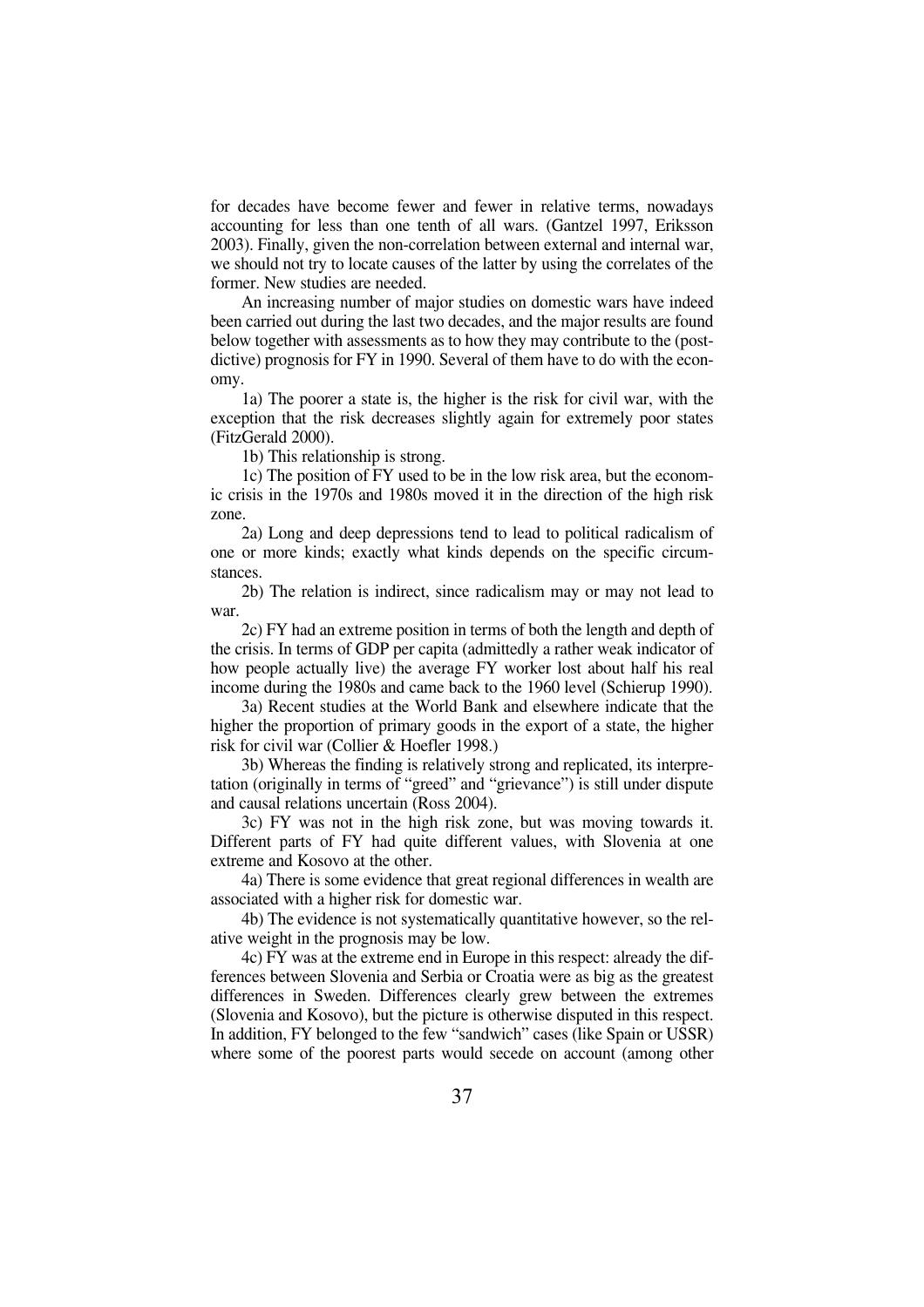for decades have become fewer and fewer in relative terms, nowadays accounting for less than one tenth of all wars. (Gantzel 1997, Eriksson 2003). Finally, given the non-correlation between external and internal war, we should not try to locate causes of the latter by using the correlates of the former. New studies are needed.

An increasing number of major studies on domestic wars have indeed been carried out during the last two decades, and the major results are found below together with assessments as to how they may contribute to the (post-dictive) prognosis for FY in 1990. Several of them have to do with the economy.

1a) The poorer a state is, the higher is the risk for civil war, with the exception that the risk decreases slightly again for extremely poor states (FitzGerald 2000).

1b) This relationship is strong.

1c) The position of FY used to be in the low risk area, but the economic crisis in the 1970s and 1980s moved it in the direction of the high risk zone.

2a) Long and deep depressions tend to lead to political radicalism of one or more kinds; exactly what kinds depends on the specific circumstances.

2b) The relation is indirect, since radicalism may or may not lead to war.

2c) FY had an extreme position in terms of both the length and depth of the crisis. In terms of GDP per capita (admittedly a rather weak indicator of how people actually live) the average FY worker lost about half his real income during the 1980s and came back to the 1960 level (Schierup 1990).

3a) Recent studies at the World Bank and elsewhere indicate that the higher the proportion of primary goods in the export of a state, the higher risk for civil war (Collier & Hoefler 1998.)

3b) Whereas the finding is relatively strong and replicated, its interpretation (originally in terms of "greed" and "grievance") is still under dispute and causal relations uncertain (Ross 2004).

3c) FY was not in the high risk zone, but was moving towards it. Different parts of FY had quite different values, with Slovenia at one extreme and Kosovo at the other.

4a) There is some evidence that great regional differences in wealth are associated with a higher risk for domestic war.

4b) The evidence is not systematically quantitative however, so the relative weight in the prognosis may be low.

4c) FY was at the extreme end in Europe in this respect: already the differences between Slovenia and Serbia or Croatia were as big as the greatest differences in Sweden. Differences clearly grew between the extremes (Slovenia and Kosovo), but the picture is otherwise disputed in this respect. In addition, FY belonged to the few "sandwich" cases (like Spain or USSR) where some of the poorest parts would secede on account (among other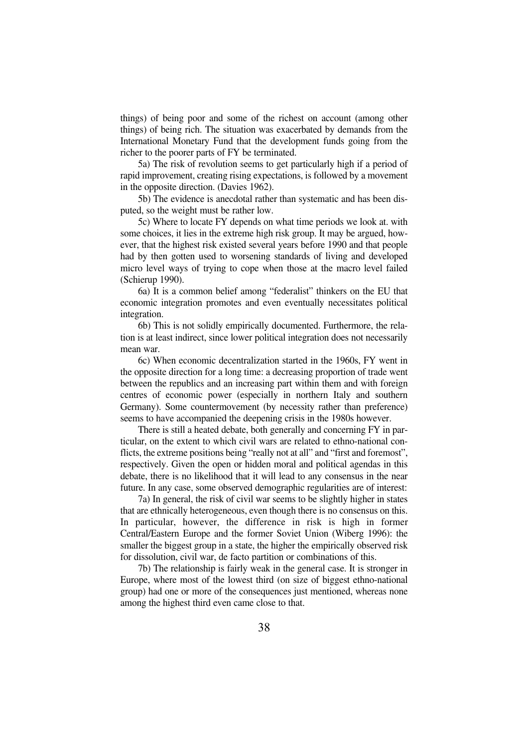things) of being poor and some of the richest on account (among other things) of being rich. The situation was exacerbated by demands from the International Monetary Fund that the development funds going from the richer to the poorer parts of FY be terminated.

5a) The risk of revolution seems to get particularly high if a period of rapid improvement, creating rising expectations, is followed by a movement in the opposite direction. (Davies 1962).

5b) The evidence is anecdotal rather than systematic and has been disputed, so the weight must be rather low.

5c) Where to locate FY depends on what time periods we look at. with some choices, it lies in the extreme high risk group. It may be argued, however, that the highest risk existed several years before 1990 and that people had by then gotten used to worsening standards of living and developed micro level ways of trying to cope when those at the macro level failed (Schierup 1990).

6a) It is a common belief among "federalist" thinkers on the EU that economic integration promotes and even eventually necessitates political integration.

6b) This is not solidly empirically documented. Furthermore, the relation is at least indirect, since lower political integration does not necessarily mean war.

6c) When economic decentralization started in the 1960s, FY went in the opposite direction for a long time: a decreasing proportion of trade went between the republics and an increasing part within them and with foreign centres of economic power (especially in northern Italy and southern Germany). Some countermovement (by necessity rather than preference) seems to have accompanied the deepening crisis in the 1980s however.

There is still a heated debate, both generally and concerning FY in particular, on the extent to which civil wars are related to ethno-national conflicts, the extreme positions being "really not at all" and "first and foremost", respectively. Given the open or hidden moral and political agendas in this debate, there is no likelihood that it will lead to any consensus in the near future. In any case, some observed demographic regularities are of interest:

7a) In general, the risk of civil war seems to be slightly higher in states that are ethnically heterogeneous, even though there is no consensus on this. In particular, however, the difference in risk is high in former Central/Eastern Europe and the former Soviet Union (Wiberg 1996): the smaller the biggest group in a state, the higher the empirically observed risk for dissolution, civil war, de facto partition or combinations of this.

7b) The relationship is fairly weak in the general case. It is stronger in Europe, where most of the lowest third (on size of biggest ethno-national group) had one or more of the consequences just mentioned, whereas none among the highest third even came close to that.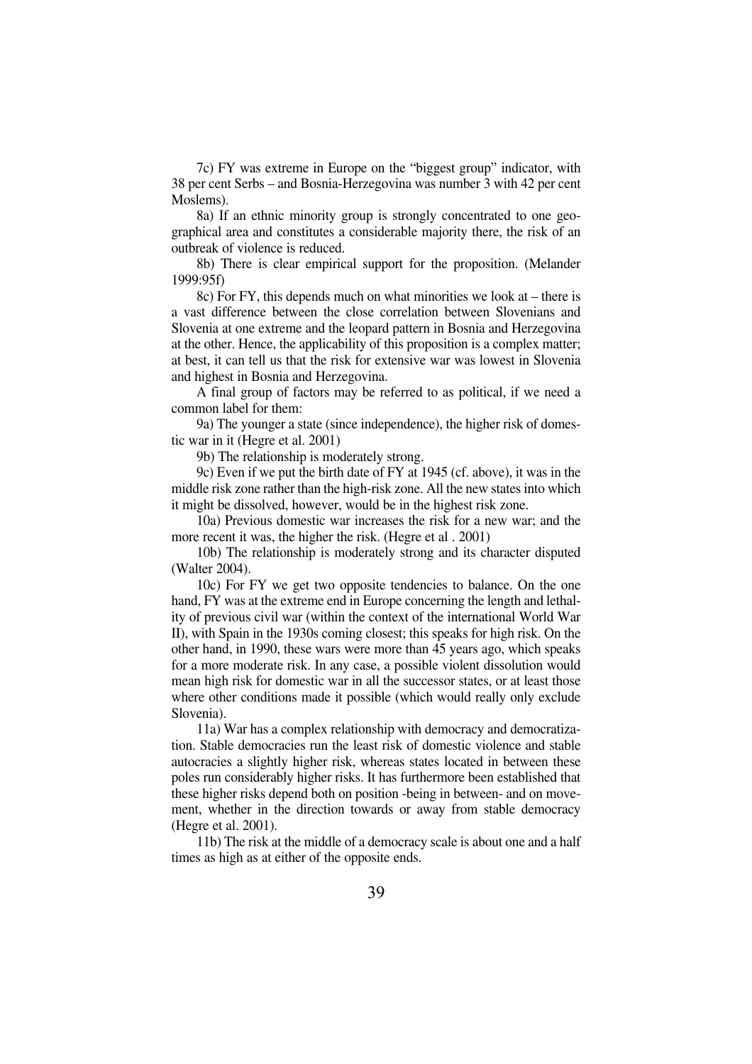7c) FY was extreme in Europe on the "biggest group" indicator, with 38 per cent Serbs – and Bosnia-Herzegovina was number 3 with 42 per cent Moslems).

8a) If an ethnic minority group is strongly concentrated to one geographical area and constitutes a considerable majority there, the risk of an outbreak of violence is reduced.

8b) There is clear empirical support for the proposition. (Melander 1999:95f)

8c) For FY, this depends much on what minorities we look at – there is a vast difference between the close correlation between Slovenians and Slovenia at one extreme and the leopard pattern in Bosnia and Herzegovina at the other. Hence, the applicability of this proposition is a complex matter; at best, it can tell us that the risk for extensive war was lowest in Slovenia and highest in Bosnia and Herzegovina.

A final group of factors may be referred to as political, if we need a common label for them:

9a) The younger a state (since independence), the higher risk of domestic war in it (Hegre et al. 2001)

9b) The relationship is moderately strong.

9c) Even if we put the birth date of FY at 1945 (cf. above), it was in the middle risk zone rather than the high-risk zone. All the new states into which it might be dissolved, however, would be in the highest risk zone.

10a) Previous domestic war increases the risk for a new war; and the more recent it was, the higher the risk. (Hegre et al . 2001)

10b) The relationship is moderately strong and its character disputed (Walter 2004).

10c) For FY we get two opposite tendencies to balance. On the one hand, FY was at the extreme end in Europe concerning the length and lethality of previous civil war (within the context of the international World War II), with Spain in the 1930s coming closest; this speaks for high risk. On the other hand, in 1990, these wars were more than 45 years ago, which speaks for a more moderate risk. In any case, a possible violent dissolution would mean high risk for domestic war in all the successor states, or at least those where other conditions made it possible (which would really only exclude Slovenia).

11a) War has a complex relationship with democracy and democratization. Stable democracies run the least risk of domestic violence and stable autocracies a slightly higher risk, whereas states located in between these poles run considerably higher risks. It has furthermore been established that these higher risks depend both on position -being in between- and on movement, whether in the direction towards or away from stable democracy (Hegre et al. 2001).

11b) The risk at the middle of a democracy scale is about one and a half times as high as at either of the opposite ends.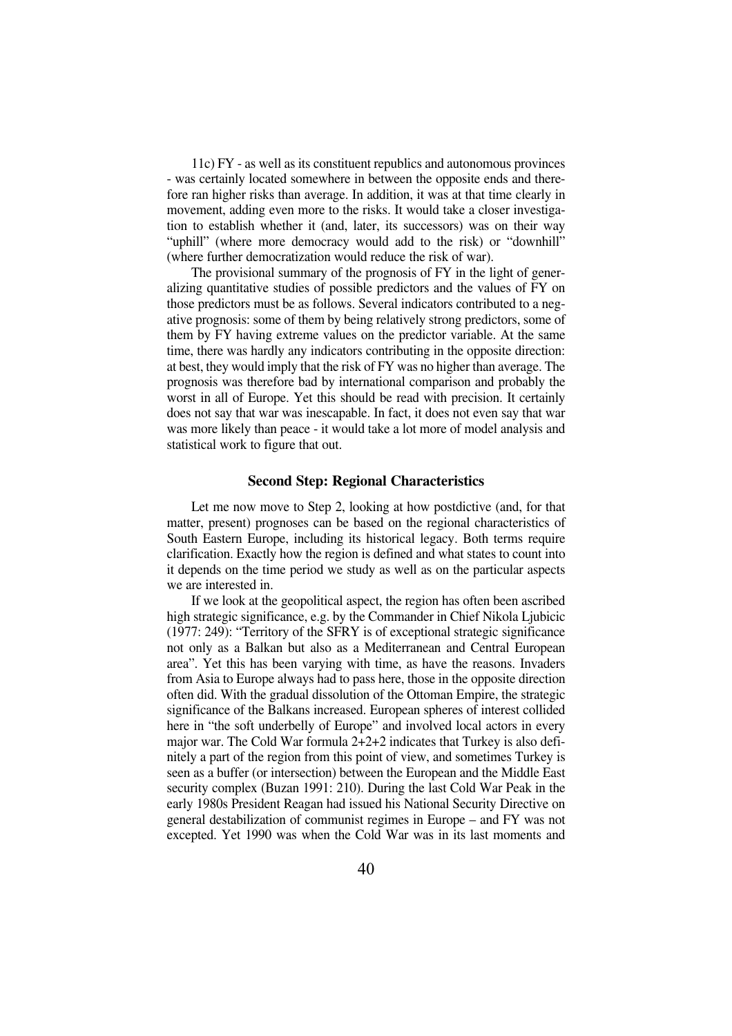11c) FY - as well as its constituent republics and autonomous provinces - was certainly located somewhere in between the opposite ends and therefore ran higher risks than average. In addition, it was at that time clearly in movement, adding even more to the risks. It would take a closer investigation to establish whether it (and, later, its successors) was on their way "uphill" (where more democracy would add to the risk) or "downhill" (where further democratization would reduce the risk of war).

The provisional summary of the prognosis of FY in the light of generalizing quantitative studies of possible predictors and the values of FY on those predictors must be as follows. Several indicators contributed to a negative prognosis: some of them by being relatively strong predictors, some of them by FY having extreme values on the predictor variable. At the same time, there was hardly any indicators contributing in the opposite direction: at best, they would imply that the risk of FY was no higher than average. The prognosis was therefore bad by international comparison and probably the worst in all of Europe. Yet this should be read with precision. It certainly does not say that war was inescapable. In fact, it does not even say that war was more likely than peace - it would take a lot more of model analysis and statistical work to figure that out.

### Second Step: Regional Characteristics

Let me now move to Step 2, looking at how postdictive (and, for that matter, present) prognoses can be based on the regional characteristics of South Eastern Europe, including its historical legacy. Both terms require clarification. Exactly how the region is defined and what states to count into it depends on the time period we study as well as on the particular aspects we are interested in.

If we look at the geopolitical aspect, the region has often been ascribed high strategic significance, e.g. by the Commander in Chief Nikola Ljubicic (1977: 249): "Territory of the SFRY is of exceptional strategic significance not only as a Balkan but also as a Mediterranean and Central European area". Yet this has been varying with time, as have the reasons. Invaders from Asia to Europe always had to pass here, those in the opposite direction often did. With the gradual dissolution of the Ottoman Empire, the strategic significance of the Balkans increased. European spheres of interest collided here in "the soft underbelly of Europe" and involved local actors in every major war. The Cold War formula 2+2+2 indicates that Turkey is also definitely a part of the region from this point of view, and sometimes Turkey is seen as a buffer (or intersection) between the European and the Middle East security complex (Buzan 1991: 210). During the last Cold War Peak in the early 1980s President Reagan had issued his National Security Directive on general destabilization of communist regimes in Europe – and FY was not excepted. Yet 1990 was when the Cold War was in its last moments and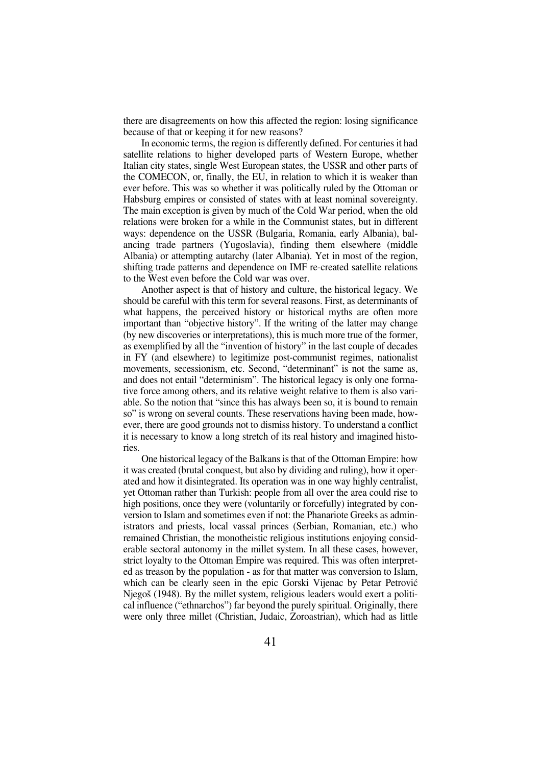there are disagreements on how this affected the region: losing significance because of that or keeping it for new reasons?

In economic terms, the region is differently defined. For centuries it had satellite relations to higher developed parts of Western Europe, whether Italian city states, single West European states, the USSR and other parts of the COMECON, or, finally, the EU, in relation to which it is weaker than ever before. This was so whether it was politically ruled by the Ottoman or Habsburg empires or consisted of states with at least nominal sovereignty. The main exception is given by much of the Cold War period, when the old relations were broken for a while in the Communist states, but in different ways: dependence on the USSR (Bulgaria, Romania, early Albania), balancing trade partners (Yugoslavia), finding them elsewhere (middle Albania) or attempting autarchy (later Albania). Yet in most of the region, shifting trade patterns and dependence on IMF re-created satellite relations to the West even before the Cold war was over.

Another aspect is that of history and culture, the historical legacy. We should be careful with this term for several reasons. First, as determinants of what happens, the perceived history or historical myths are often more important than "objective history". If the writing of the latter may change (by new discoveries or interpretations), this is much more true of the former, as exemplified by all the "invention of history" in the last couple of decades in FY (and elsewhere) to legitimize post-communist regimes, nationalist movements, secessionism, etc. Second, "determinant" is not the same as, and does not entail "determinism". The historical legacy is only one formative force among others, and its relative weight relative to them is also variable. So the notion that "since this has always been so, it is bound to remain so" is wrong on several counts. These reservations having been made, however, there are good grounds not to dismiss history. To understand a conflict it is necessary to know a long stretch of its real history and imagined histories.

One historical legacy of the Balkans is that of the Ottoman Empire: how it was created (brutal conquest, but also by dividing and ruling), how it operated and how it disintegrated. Its operation was in one way highly centralist, yet Ottoman rather than Turkish: people from all over the area could rise to high positions, once they were (voluntarily or forcefully) integrated by conversion to Islam and sometimes even if not: the Phanariote Greeks as administrators and priests, local vassal princes (Serbian, Romanian, etc.) who remained Christian, the monotheistic religious institutions enjoying considerable sectoral autonomy in the millet system. In all these cases, however, strict loyalty to the Ottoman Empire was required. This was often interpreted as treason by the population - as for that matter was conversion to Islam, which can be clearly seen in the epic Gorski Vijenac by Petar Petrović Njegoš (1948). By the millet system, religious leaders would exert a political influence ("ethnarchos") far beyond the purely spiritual. Originally, there were only three millet (Christian, Judaic, Zoroastrian), which had as little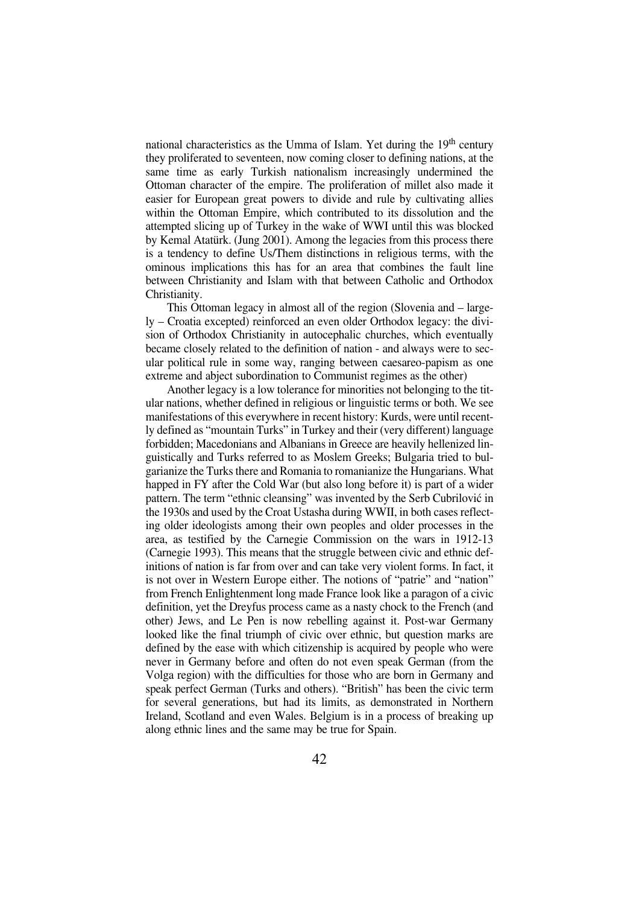national characteristics as the Umma of Islam. Yet during the 19th century they proliferated to seventeen, now coming closer to defining nations, at the same time as early Turkish nationalism increasingly undermined the Ottoman character of the empire. The proliferation of millet also made it easier for European great powers to divide and rule by cultivating allies within the Ottoman Empire, which contributed to its dissolution and the attempted slicing up of Turkey in the wake of WWI until this was blocked by Kemal Atatürk. (Jung 2001). Among the legacies from this process there is a tendency to define Us/Them distinctions in religious terms, with the ominous implications this has for an area that combines the fault line between Christianity and Islam with that between Catholic and Orthodox Christianity.

This Ottoman legacy in almost all of the region (Slovenia and – largely – Croatia excepted) reinforced an even older Orthodox legacy: the division of Orthodox Christianity in autocephalic churches, which eventually became closely related to the definition of nation - and always were to secular political rule in some way, ranging between caesareo-papism as one extreme and abject subordination to Communist regimes as the other)

Another legacy is a low tolerance for minorities not belonging to the titular nations, whether defined in religious or linguistic terms or both. We see manifestations of this everywhere in recent history: Kurds, were until recently defined as "mountain Turks" in Turkey and their (very different) language forbidden; Macedonians and Albanians in Greece are heavily hellenized linguistically and Turks referred to as Moslem Greeks; Bulgaria tried to bulgarianize the Turks there and Romania to romanianize the Hungarians. What happed in FY after the Cold War (but also long before it) is part of a wider pattern. The term "ethnic cleansing" was invented by the Serb Cubrilović in the 1930s and used by the Croat Ustasha during WWII, in both cases reflecting older ideologists among their own peoples and older processes in the area, as testified by the Carnegie Commission on the wars in 1912-13 (Carnegie 1993). This means that the struggle between civic and ethnic definitions of nation is far from over and can take very violent forms. In fact, it is not over in Western Europe either. The notions of "patrie" and "nation" from French Enlightenment long made France look like a paragon of a civic definition, yet the Dreyfus process came as a nasty chock to the French (and other) Jews, and Le Pen is now rebelling against it. Post-war Germany looked like the final triumph of civic over ethnic, but question marks are defined by the ease with which citizenship is acquired by people who were never in Germany before and often do not even speak German (from the Volga region) with the difficulties for those who are born in Germany and speak perfect German (Turks and others). "British" has been the civic term for several generations, but had its limits, as demonstrated in Northern Ireland, Scotland and even Wales. Belgium is in a process of breaking up along ethnic lines and the same may be true for Spain.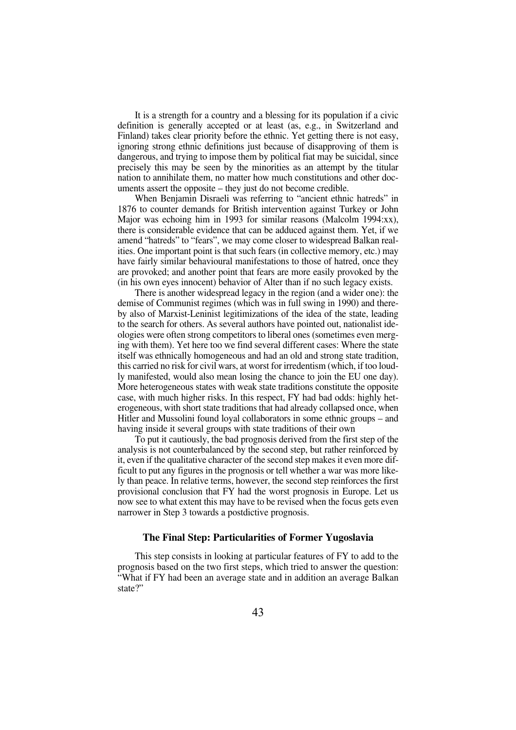It is a strength for a country and a blessing for its population if a civic definition is generally accepted or at least (as, e.g., in Switzerland and Finland) takes clear priority before the ethnic. Yet getting there is not easy, ignoring strong ethnic definitions just because of disapproving of them is dangerous, and trying to impose them by political fiat may be suicidal, since precisely this may be seen by the minorities as an attempt by the titular nation to annihilate them, no matter how much constitutions and other documents assert the opposite – they just do not become credible.

When Benjamin Disraeli was referring to "ancient ethnic hatreds" in 1876 to counter demands for British intervention against Turkey or John Major was echoing him in 1993 for similar reasons (Malcolm 1994:xx), there is considerable evidence that can be adduced against them. Yet, if we amend "hatreds" to "fears", we may come closer to widespread Balkan realities. One important point is that such fears (in collective memory, etc.) may have fairly similar behavioural manifestations to those of hatred, once they are provoked; and another point that fears are more easily provoked by the (in his own eyes innocent) behavior of Alter than if no such legacy exists.

There is another widespread legacy in the region (and a wider one): the demise of Communist regimes (which was in full swing in 1990) and thereby also of Marxist-Leninist legitimizations of the idea of the state, leading to the search for others. As several authors have pointed out, nationalist ideologies were often strong competitors to liberal ones (sometimes even merging with them). Yet here too we find several different cases: Where the state itself was ethnically homogeneous and had an old and strong state tradition, this carried no risk for civil wars, at worst for irredentism (which, if too loudly manifested, would also mean losing the chance to join the EU one day). More heterogeneous states with weak state traditions constitute the opposite case, with much higher risks. In this respect, FY had bad odds: highly heterogeneous, with short state traditions that had already collapsed once, when Hitler and Mussolini found loyal collaborators in some ethnic groups – and having inside it several groups with state traditions of their own

To put it cautiously, the bad prognosis derived from the first step of the analysis is not counterbalanced by the second step, but rather reinforced by it, even if the qualitative character of the second step makes it even more difficult to put any figures in the prognosis or tell whether a war was more likely than peace. In relative terms, however, the second step reinforces the first provisional conclusion that FY had the worst prognosis in Europe. Let us now see to what extent this may have to be revised when the focus gets even narrower in Step 3 towards a postdictive prognosis.

### The Final Step: Particularities of Former Yugoslavia

This step consists in looking at particular features of FY to add to the prognosis based on the two first steps, which tried to answer the question: "What if FY had been an average state and in addition an average Balkan state?"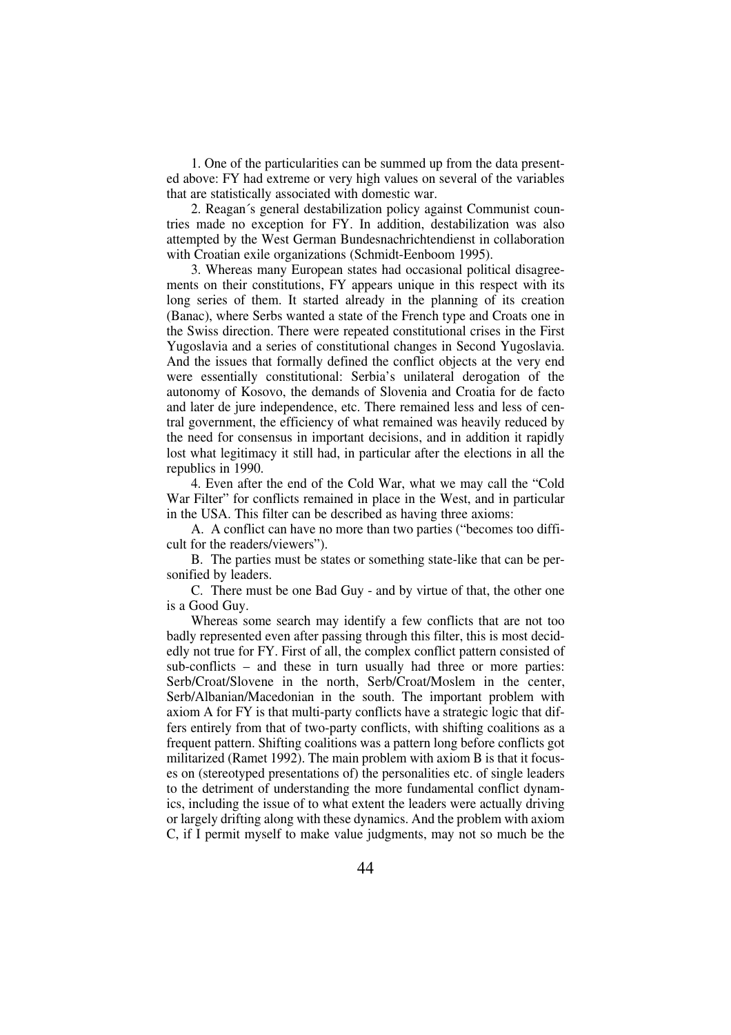1. One of the particularities can be summed up from the data presented above: FY had extreme or very high values on several of the variables that are statistically associated with domestic war.

2. Reagan´s general destabilization policy against Communist countries made no exception for FY. In addition, destabilization was also attempted by the West German Bundesnachrichtendienst in collaboration with Croatian exile organizations (Schmidt-Eenboom 1995).

3. Whereas many European states had occasional political disagreements on their constitutions, FY appears unique in this respect with its long series of them. It started already in the planning of its creation (Banac), where Serbs wanted a state of the French type and Croats one in the Swiss direction. There were repeated constitutional crises in the First Yugoslavia and a series of constitutional changes in Second Yugoslavia. And the issues that formally defined the conflict objects at the very end were essentially constitutional: Serbia's unilateral derogation of the autonomy of Kosovo, the demands of Slovenia and Croatia for de facto and later de jure independence, etc. There remained less and less of central government, the efficiency of what remained was heavily reduced by the need for consensus in important decisions, and in addition it rapidly lost what legitimacy it still had, in particular after the elections in all the republics in 1990.

4. Even after the end of the Cold War, what we may call the "Cold War Filter" for conflicts remained in place in the West, and in particular in the USA. This filter can be described as having three axioms:

A. A conflict can have no more than two parties ("becomes too difficult for the readers/viewers").

B. The parties must be states or something state-like that can be personified by leaders.

C. There must be one Bad Guy - and by virtue of that, the other one is a Good Guy.

Whereas some search may identify a few conflicts that are not too badly represented even after passing through this filter, this is most decidedly not true for FY. First of all, the complex conflict pattern consisted of sub-conflicts – and these in turn usually had three or more parties: Serb/Croat/Slovene in the north, Serb/Croat/Moslem in the center, Serb/Albanian/Macedonian in the south. The important problem with axiom A for FY is that multi-party conflicts have a strategic logic that differs entirely from that of two-party conflicts, with shifting coalitions as a frequent pattern. Shifting coalitions was a pattern long before conflicts got militarized (Ramet 1992). The main problem with axiom B is that it focuses on (stereotyped presentations of) the personalities etc. of single leaders to the detriment of understanding the more fundamental conflict dynamics, including the issue of to what extent the leaders were actually driving or largely drifting along with these dynamics. And the problem with axiom C, if I permit myself to make value judgments, may not so much be the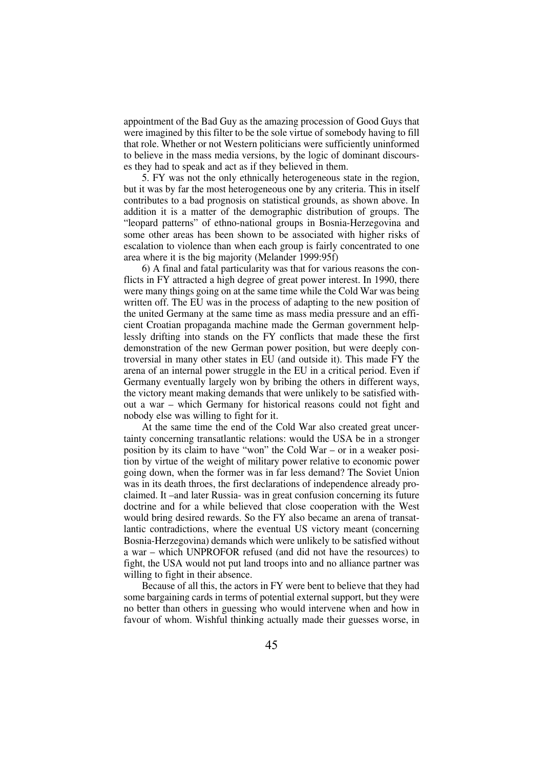appointment of the Bad Guy as the amazing procession of Good Guys that were imagined by this filter to be the sole virtue of somebody having to fill that role. Whether or not Western politicians were sufficiently uninformed to believe in the mass media versions, by the logic of dominant discourses they had to speak and act as if they believed in them.

5. FY was not the only ethnically heterogeneous state in the region, but it was by far the most heterogeneous one by any criteria. This in itself contributes to a bad prognosis on statistical grounds, as shown above. In addition it is a matter of the demographic distribution of groups. The "leopard patterns" of ethno-national groups in Bosnia-Herzegovina and some other areas has been shown to be associated with higher risks of escalation to violence than when each group is fairly concentrated to one area where it is the big majority (Melander 1999:95f)

6) A final and fatal particularity was that for various reasons the conflicts in FY attracted a high degree of great power interest. In 1990, there were many things going on at the same time while the Cold War was being written off. The EU was in the process of adapting to the new position of the united Germany at the same time as mass media pressure and an efficient Croatian propaganda machine made the German government helplessly drifting into stands on the FY conflicts that made these the first demonstration of the new German power position, but were deeply controversial in many other states in EU (and outside it). This made FY the arena of an internal power struggle in the EU in a critical period. Even if Germany eventually largely won by bribing the others in different ways, the victory meant making demands that were unlikely to be satisfied without a war – which Germany for historical reasons could not fight and nobody else was willing to fight for it.

At the same time the end of the Cold War also created great uncertainty concerning transatlantic relations: would the USA be in a stronger position by its claim to have "won" the Cold War – or in a weaker position by virtue of the weight of military power relative to economic power going down, when the former was in far less demand? The Soviet Union was in its death throes, the first declarations of independence already proclaimed. It –and later Russia- was in great confusion concerning its future doctrine and for a while believed that close cooperation with the West would bring desired rewards. So the FY also became an arena of transatlantic contradictions, where the eventual US victory meant (concerning Bosnia-Herzegovina) demands which were unlikely to be satisfied without a war – which UNPROFOR refused (and did not have the resources) to fight, the USA would not put land troops into and no alliance partner was willing to fight in their absence.

Because of all this, the actors in FY were bent to believe that they had some bargaining cards in terms of potential external support, but they were no better than others in guessing who would intervene when and how in favour of whom. Wishful thinking actually made their guesses worse, in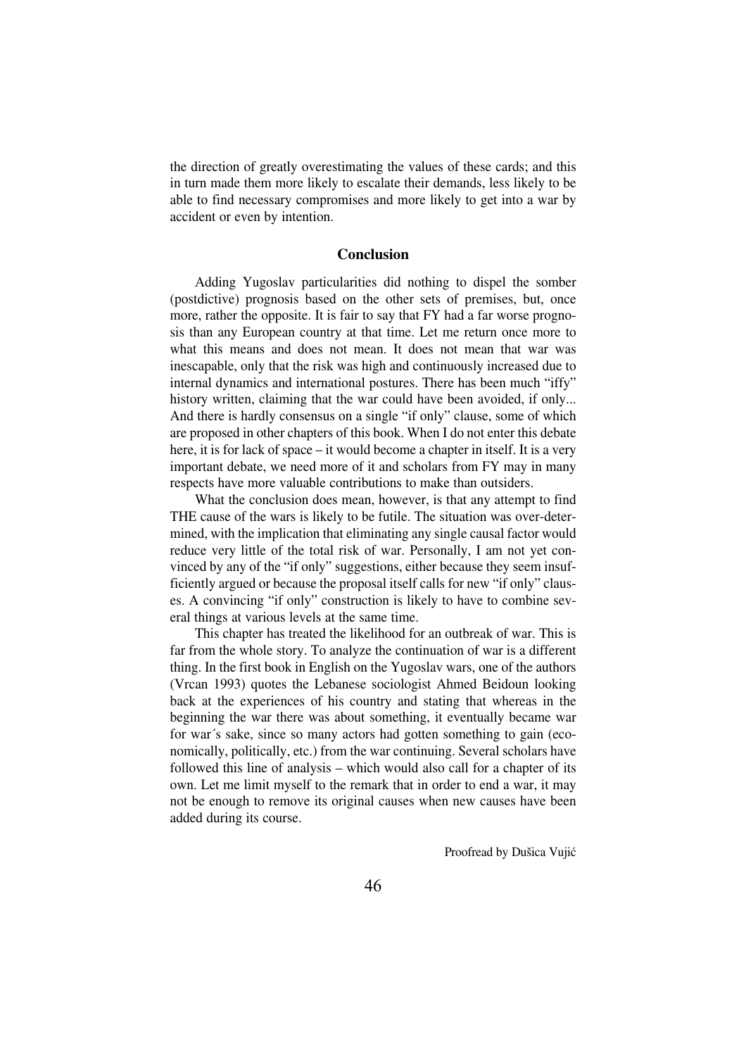the direction of greatly overestimating the values of these cards; and this in turn made them more likely to escalate their demands, less likely to be able to find necessary compromises and more likely to get into a war by accident or even by intention.

## Conclusion

Adding Yugoslav particularities did nothing to dispel the somber (postdictive) prognosis based on the other sets of premises, but, once more, rather the opposite. It is fair to say that FY had a far worse prognosis than any European country at that time. Let me return once more to what this means and does not mean. It does not mean that war was inescapable, only that the risk was high and continuously increased due to internal dynamics and international postures. There has been much "iffy" history written, claiming that the war could have been avoided, if only... And there is hardly consensus on a single "if only" clause, some of which are proposed in other chapters of this book. When I do not enter this debate here, it is for lack of space – it would become a chapter in itself. It is a very important debate, we need more of it and scholars from FY may in many respects have more valuable contributions to make than outsiders.

What the conclusion does mean, however, is that any attempt to find THE cause of the wars is likely to be futile. The situation was over-determined, with the implication that eliminating any single causal factor would reduce very little of the total risk of war. Personally, I am not yet convinced by any of the "if only" suggestions, either because they seem insufficiently argued or because the proposal itself calls for new "if only" clauses. A convincing "if only" construction is likely to have to combine several things at various levels at the same time.

This chapter has treated the likelihood for an outbreak of war. This is far from the whole story. To analyze the continuation of war is a different thing. In the first book in English on the Yugoslav wars, one of the authors (Vrcan 1993) quotes the Lebanese sociologist Ahmed Beidoun looking back at the experiences of his country and stating that whereas in the beginning the war there was about something, it eventually became war for war´s sake, since so many actors had gotten something to gain (economically, politically, etc.) from the war continuing. Several scholars have followed this line of analysis – which would also call for a chapter of its own. Let me limit myself to the remark that in order to end a war, it may not be enough to remove its original causes when new causes have been added during its course.

Proofread by Dušica Vujić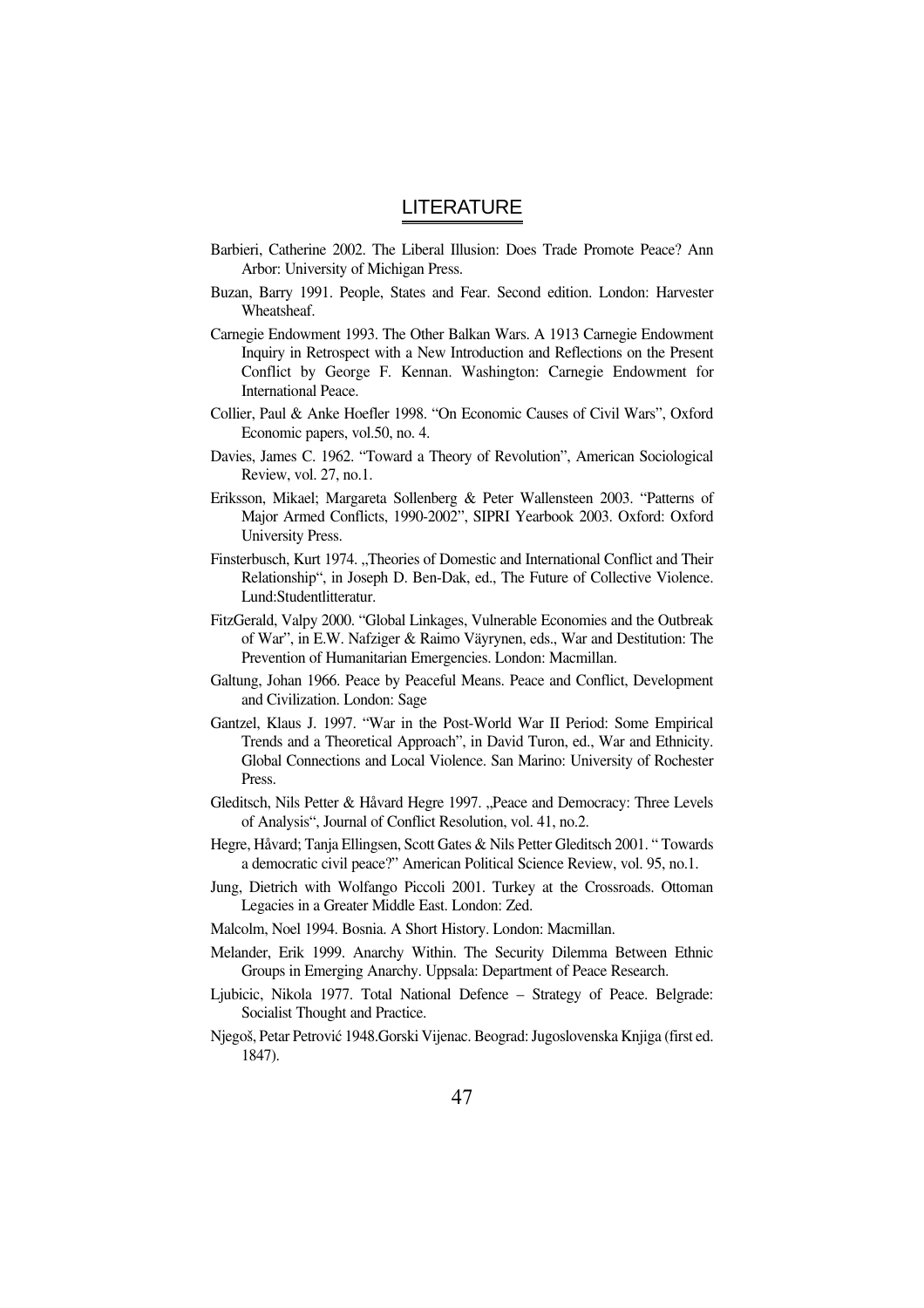## LITERATURE

Barbieri, Catherine 2002. The Liberal Illusion: Does Trade Promote Peace? Ann Arbor: University of Michigan Press.

Buzan, Barry 1991. People, States and Fear. Second edition. London: Harvester Wheatsheaf.

Carnegie Endowment 1993. The Other Balkan Wars. A 1913 Carnegie Endowment Inquiry in Retrospect with a New Introduction and Reflections on the Present Conflict by George F. Kennan. Washington: Carnegie Endowment for International Peace.

Collier, Paul & Anke Hoefler 1998. "On Economic Causes of Civil Wars", Oxford Economic papers, vol.50, no. 4.

Davies, James C. 1962. "Toward a Theory of Revolution", American Sociological Review, vol. 27, no.1.

Eriksson, Mikael; Margareta Sollenberg & Peter Wallensteen 2003. "Patterns of Major Armed Conflicts, 1990-2002", SIPRI Yearbook 2003. Oxford: Oxford University Press.

Finsterbusch, Kurt 1974. „Theories of Domestic and International Conflict and Their Relationship", in Joseph D. Ben-Dak, ed., The Future of Collective Violence. Lund:Studentlitteratur.

FitzGerald, Valpy 2000. "Global Linkages, Vulnerable Economies and the Outbreak of War", in E.W. Nafziger & Raimo Väyrynen, eds., War and Destitution: The Prevention of Humanitarian Emergencies. London: Macmillan.

Galtung, Johan 1966. Peace by Peaceful Means. Peace and Conflict, Development and Civilization. London: Sage

Gantzel, Klaus J. 1997. "War in the Post-World War II Period: Some Empirical Trends and a Theoretical Approach", in David Turon, ed., War and Ethnicity. Global Connections and Local Violence. San Marino: University of Rochester Press.

Gleditsch, Nils Petter & Håvard Hegre 1997. „Peace and Democracy: Three Levels of Analysis", Journal of Conflict Resolution, vol. 41, no.2.

Hegre, Håvard; Tanja Ellingsen, Scott Gates & Nils Petter Gleditsch 2001. " Towards a democratic civil peace?" American Political Science Review, vol. 95, no.1.

Jung, Dietrich with Wolfango Piccoli 2001. Turkey at the Crossroads. Ottoman Legacies in a Greater Middle East. London: Zed.

Malcolm, Noel 1994. Bosnia. A Short History. London: Macmillan.

Melander, Erik 1999. Anarchy Within. The Security Dilemma Between Ethnic Groups in Emerging Anarchy. Uppsala: Department of Peace Research.

Ljubicic, Nikola 1977. Total National Defence – Strategy of Peace. Belgrade: Socialist Thought and Practice.

Njegoš, Petar Petrović 1948.Gorski Vijenac. Beograd: Jugoslovenska Knjiga (first ed. 1847).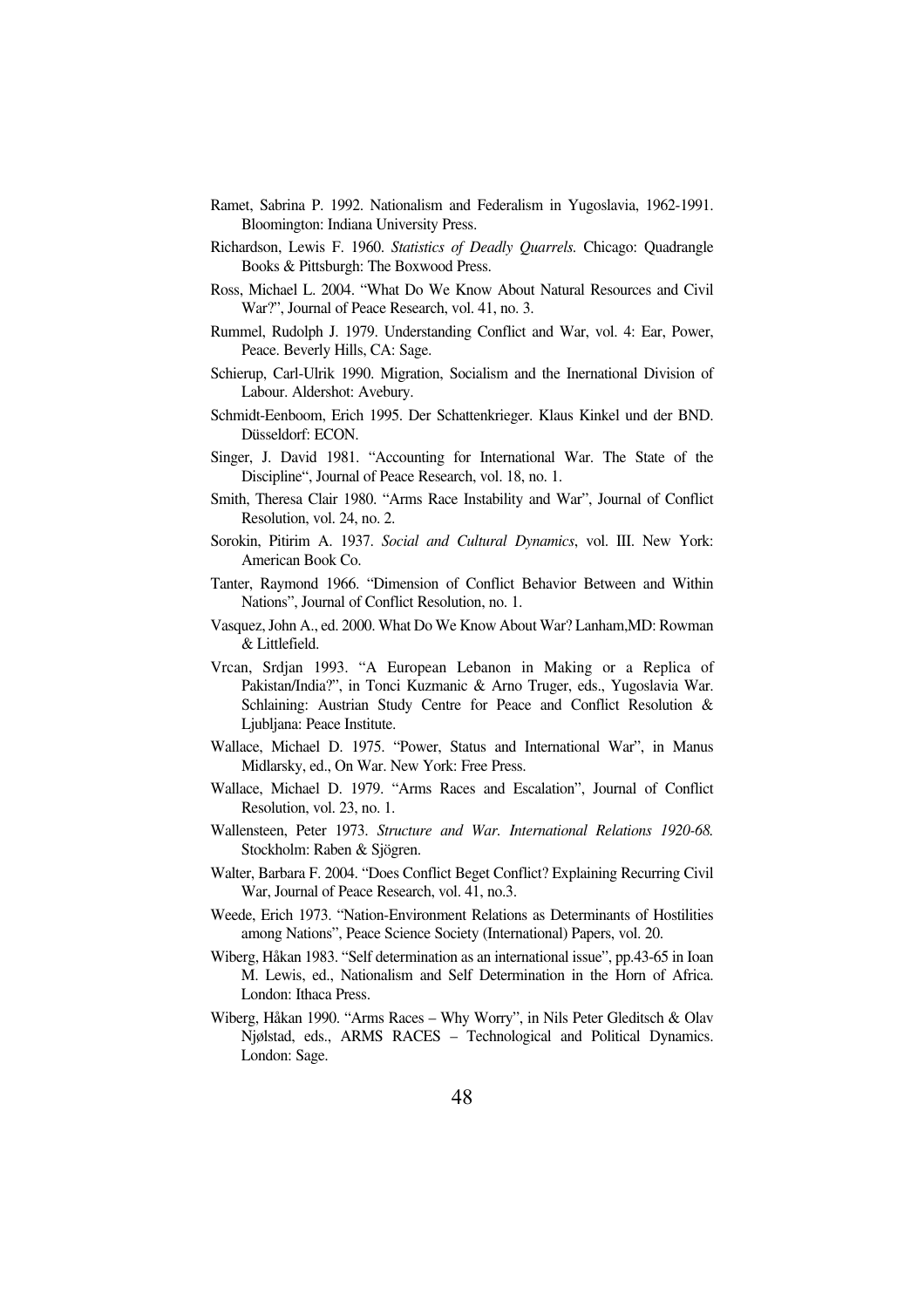Ramet, Sabrina P. 1992. Nationalism and Federalism in Yugoslavia, 1962-1991. Bloomington: Indiana University Press.

Richardson, Lewis F. 1960. *Statistics of Deadly Quarrels.* Chicago: Quadrangle Books & Pittsburgh: The Boxwood Press.

Ross, Michael L. 2004. "What Do We Know About Natural Resources and Civil War?", Journal of Peace Research, vol. 41, no. 3.

Rummel, Rudolph J. 1979. Understanding Conflict and War, vol. 4: Ear, Power, Peace. Beverly Hills, CA: Sage.

Schierup, Carl-Ulrik 1990. Migration, Socialism and the Inernational Division of Labour. Aldershot: Avebury.

Schmidt-Eenboom, Erich 1995. Der Schattenkrieger. Klaus Kinkel und der BND. Düsseldorf: ECON.

Singer, J. David 1981. "Accounting for International War. The State of the Discipline", Journal of Peace Research, vol. 18, no. 1.

Smith, Theresa Clair 1980. "Arms Race Instability and War", Journal of Conflict Resolution, vol. 24, no. 2.

Sorokin, Pitirim A. 1937. *Social and Cultural Dynamics*, vol. III. New York: American Book Co.

Tanter, Raymond 1966. "Dimension of Conflict Behavior Between and Within Nations", Journal of Conflict Resolution, no. 1.

Vasquez, John A., ed. 2000. What Do We Know About War? Lanham,MD: Rowman & Littlefield.

Vrcan, Srdjan 1993. "A European Lebanon in Making or a Replica of Pakistan/India?", in Tonci Kuzmanic & Arno Truger, eds., Yugoslavia War. Schlaining: Austrian Study Centre for Peace and Conflict Resolution & Ljubljana: Peace Institute.

Wallace, Michael D. 1975. "Power, Status and International War", in Manus Midlarsky, ed., On War. New York: Free Press.

Wallace, Michael D. 1979. "Arms Races and Escalation", Journal of Conflict Resolution, vol. 23, no. 1.

Wallensteen, Peter 1973. *Structure and War. International Relations 1920-68.* Stockholm: Raben & Sjögren.

Walter, Barbara F. 2004. "Does Conflict Beget Conflict? Explaining Recurring Civil War, Journal of Peace Research, vol. 41, no.3.

Weede, Erich 1973. "Nation-Environment Relations as Determinants of Hostilities among Nations", Peace Science Society (International) Papers, vol. 20.

Wiberg, Håkan 1983. "Self determination as an international issue", pp.43-65 in Ioan M. Lewis, ed., Nationalism and Self Determination in the Horn of Africa. London: Ithaca Press.

Wiberg, Håkan 1990. "Arms Races – Why Worry", in Nils Peter Gleditsch & Olav Njølstad, eds., ARMS RACES – Technological and Political Dynamics. London: Sage.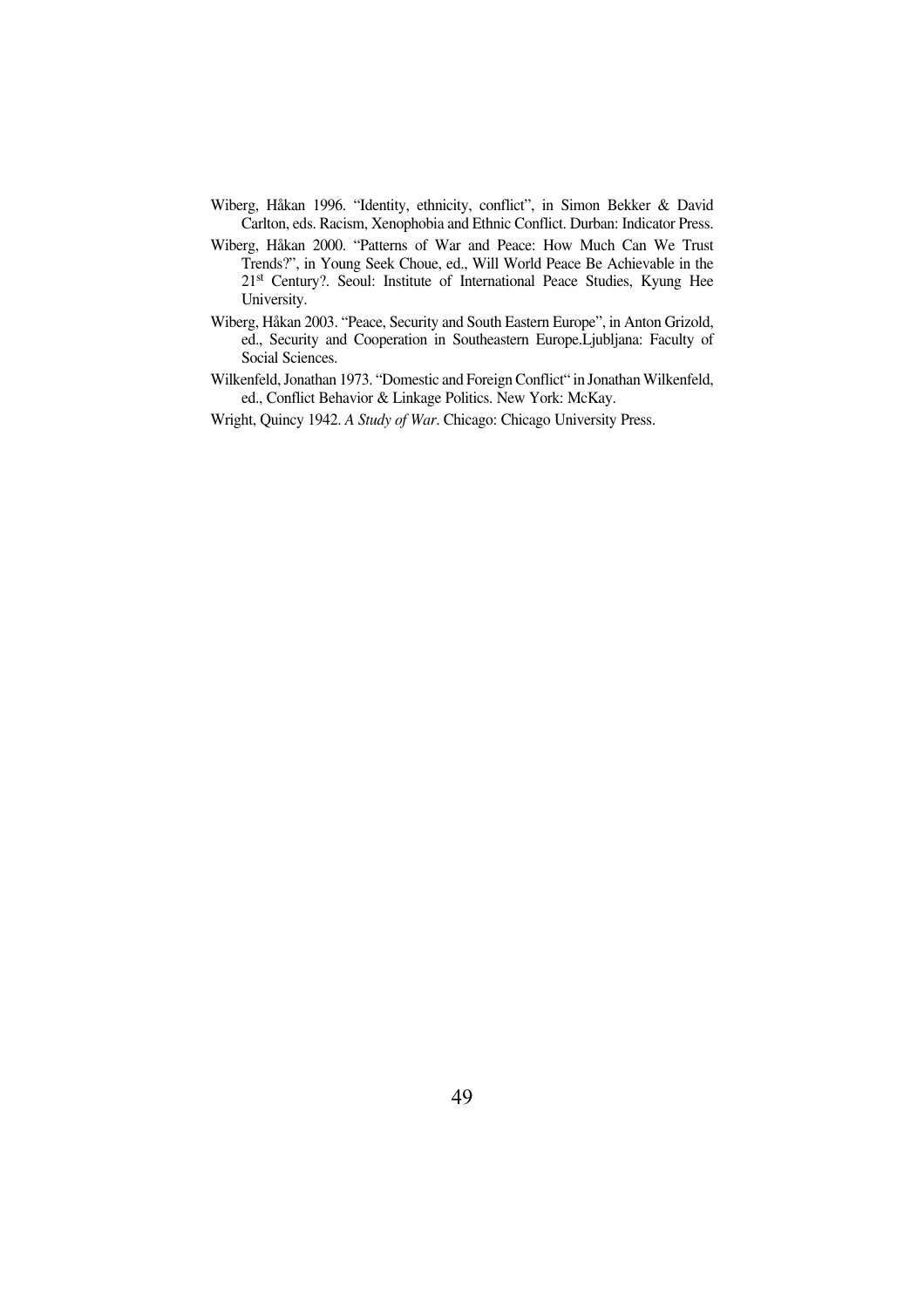Wiberg, Håkan 1996. "Identity, ethnicity, conflict", in Simon Bekker & David Carlton, eds. Racism, Xenophobia and Ethnic Conflict. Durban: Indicator Press.

Wiberg, Håkan 2000. "Patterns of War and Peace: How Much Can We Trust Trends?", in Young Seek Choue, ed., Will World Peace Be Achievable in the 21st Century?. Seoul: Institute of International Peace Studies, Kyung Hee University.

Wiberg, Håkan 2003. "Peace, Security and South Eastern Europe", in Anton Grizold, ed., Security and Cooperation in Southeastern Europe.Ljubljana: Faculty of Social Sciences.

Wilkenfeld, Jonathan 1973. "Domestic and Foreign Conflict" in Jonathan Wilkenfeld, ed., Conflict Behavior & Linkage Politics. New York: McKay.

Wright, Quincy 1942. *A Study of War*. Chicago: Chicago University Press.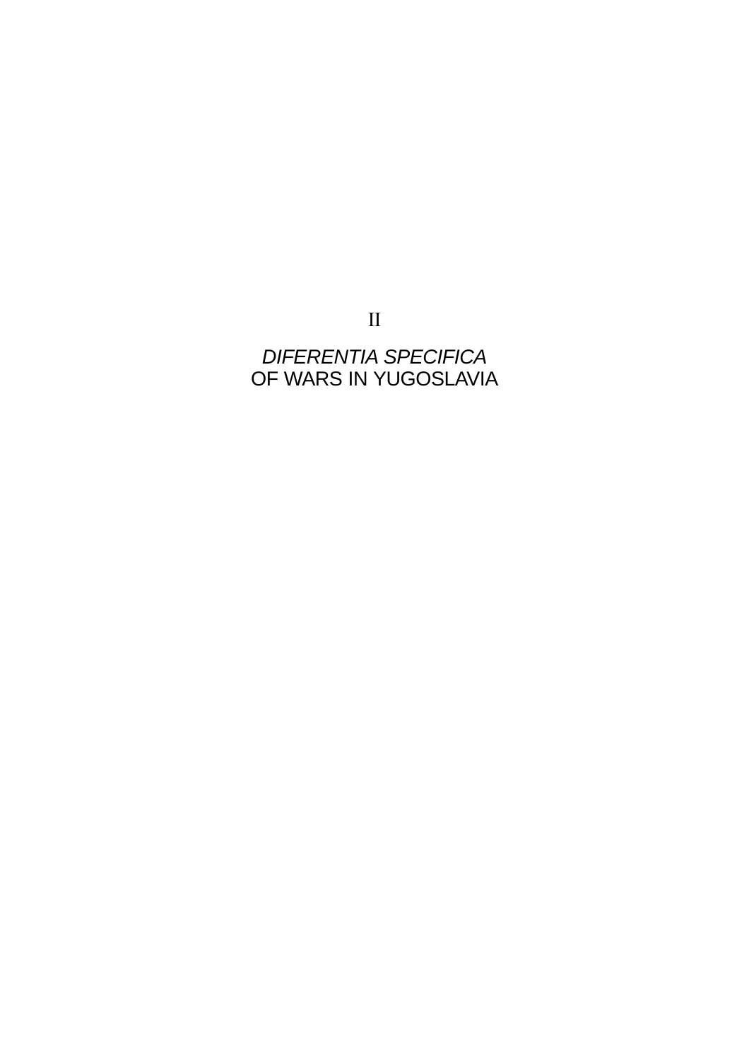# II

# *DIFERENTIA SPECIFICA* OF WARS IN YUGOSLAVIA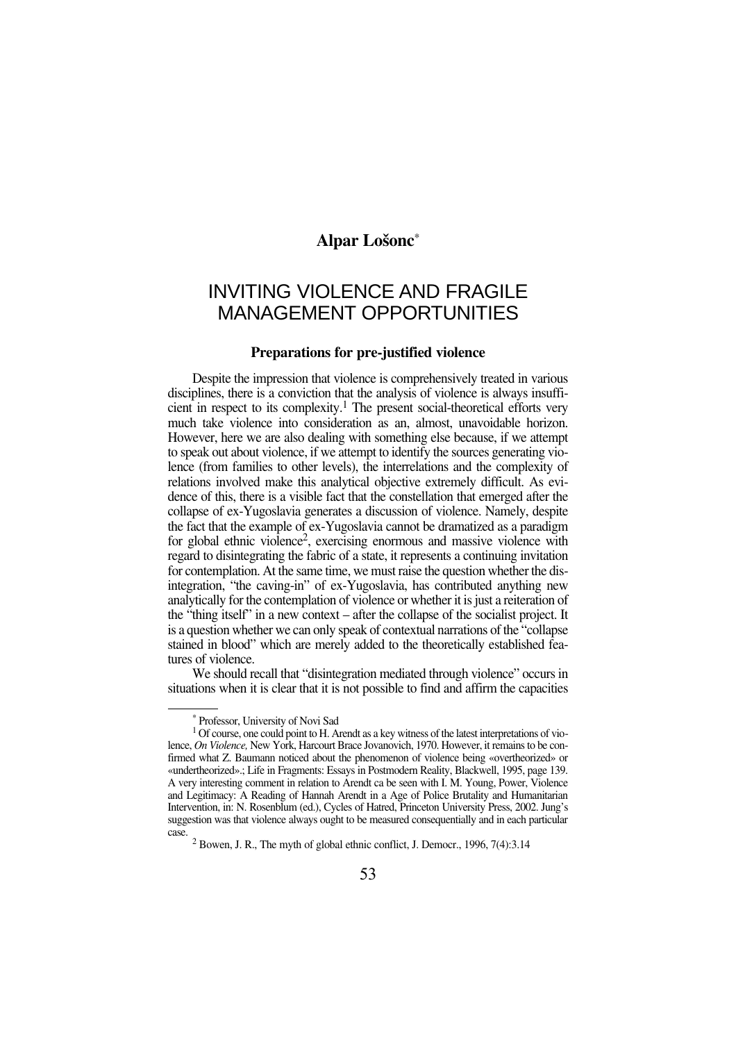**Alpar Lošonc***

# INVITING VIOLENCE AND FRAGILE MANAGEMENT OPPORTUNITIES

### Preparations for pre-justified violence

Despite the impression that violence is comprehensively treated in various disciplines, there is a conviction that the analysis of violence is always insufficient in respect to its complexity.[1] The present social-theoretical efforts very much take violence into consideration as an, almost, unavoidable horizon. However, here we are also dealing with something else because, if we attempt to speak out about violence, if we attempt to identify the sources generating violence (from families to other levels), the interrelations and the complexity of relations involved make this analytical objective extremely difficult. As evidence of this, there is a visible fact that the constellation that emerged after the collapse of ex-Yugoslavia generates a discussion of violence. Namely, despite the fact that the example of ex-Yugoslavia cannot be dramatized as a paradigm for global ethnic violence[2], exercising enormous and massive violence with regard to disintegrating the fabric of a state, it represents a continuing invitation for contemplation. At the same time, we must raise the question whether the disintegration, "the caving-in" of ex-Yugoslavia, has contributed anything new analytically for the contemplation of violence or whether it is just a reiteration of the "thing itself" in a new context – after the collapse of the socialist project. It is a question whether we can only speak of contextual narrations of the "collapse stained in blood" which are merely added to the theoretically established features of violence.

We should recall that "disintegration mediated through violence" occurs in situations when it is clear that it is not possible to find and affirm the capacities

---

\* Professor, University of Novi Sad

[1] Of course, one could point to H. Arendt as a key witness of the latest interpretations of violence, *On Violence,* New York, Harcourt Brace Jovanovich, 1970. However, it remains to be confirmed what Z. Baumann noticed about the phenomenon of violence being «overtheorized» or «undertheorized».; Life in Fragments: Essays in Postmodern Reality, Blackwell, 1995, page 139. A very interesting comment in relation to Arendt ca be seen with I. M. Young, Power, Violence and Legitimacy: A Reading of Hannah Arendt in a Age of Police Brutality and Humanitarian Intervention, in: N. Rosenblum (ed.), Cycles of Hatred, Princeton University Press, 2002. Jung's suggestion was that violence always ought to be measured consequentially and in each particular case.

[2] Bowen, J. R., The myth of global ethnic conflict, J. Democr., 1996, 7(4):3.14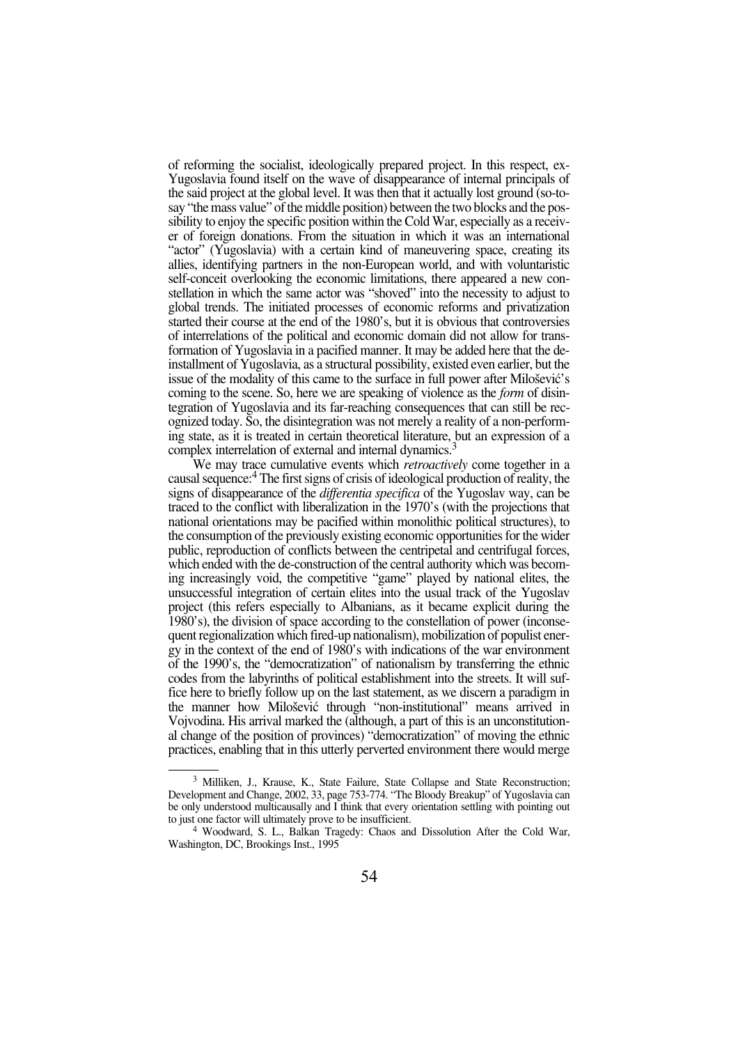of reforming the socialist, ideologically prepared project. In this respect, ex-Yugoslavia found itself on the wave of disappearance of internal principals of the said project at the global level. It was then that it actually lost ground (so-to-say "the mass value" of the middle position) between the two blocks and the possibility to enjoy the specific position within the Cold War, especially as a receiver of foreign donations. From the situation in which it was an international "actor" (Yugoslavia) with a certain kind of maneuvering space, creating its allies, identifying partners in the non-European world, and with voluntaristic self-conceit overlooking the economic limitations, there appeared a new constellation in which the same actor was "shoved" into the necessity to adjust to global trends. The initiated processes of economic reforms and privatization started their course at the end of the 1980's, but it is obvious that controversies of interrelations of the political and economic domain did not allow for transformation of Yugoslavia in a pacified manner. It may be added here that the de-installment of Yugoslavia, as a structural possibility, existed even earlier, but the issue of the modality of this came to the surface in full power after Milošević's coming to the scene. So, here we are speaking of violence as the *form* of disintegration of Yugoslavia and its far-reaching consequences that can still be recognized today. So, the disintegration was not merely a reality of a non-performing state, as it is treated in certain theoretical literature, but an expression of a complex interrelation of external and internal dynamics.[3]

We may trace cumulative events which *retroactively* come together in a causal sequence:[4] The first signs of crisis of ideological production of reality, the signs of disappearance of the *differentia specifica* of the Yugoslav way, can be traced to the conflict with liberalization in the 1970's (with the projections that national orientations may be pacified within monolithic political structures), to the consumption of the previously existing economic opportunities for the wider public, reproduction of conflicts between the centripetal and centrifugal forces, which ended with the de-construction of the central authority which was becoming increasingly void, the competitive "game" played by national elites, the unsuccessful integration of certain elites into the usual track of the Yugoslav project (this refers especially to Albanians, as it became explicit during the 1980's), the division of space according to the constellation of power (inconsequent regionalization which fired-up nationalism), mobilization of populist energy in the context of the end of 1980's with indications of the war environment of the 1990's, the "democratization" of nationalism by transferring the ethnic codes from the labyrinths of political establishment into the streets. It will suffice here to briefly follow up on the last statement, as we discern a paradigm in the manner how Milošević through "non-institutional" means arrived in Vojvodina. His arrival marked the (although, a part of this is an unconstitutional change of the position of provinces) "democratization" of moving the ethnic practices, enabling that in this utterly perverted environment there would merge

---

[3] Milliken, J., Krause, K., State Failure, State Collapse and State Reconstruction; Development and Change, 2002, 33, page 753-774. "The Bloody Breakup" of Yugoslavia can be only understood multicausally and I think that every orientation settling with pointing out to just one factor will ultimately prove to be insufficient.

[4] Woodward, S. L., Balkan Tragedy: Chaos and Dissolution After the Cold War, Washington, DC, Brookings Inst., 1995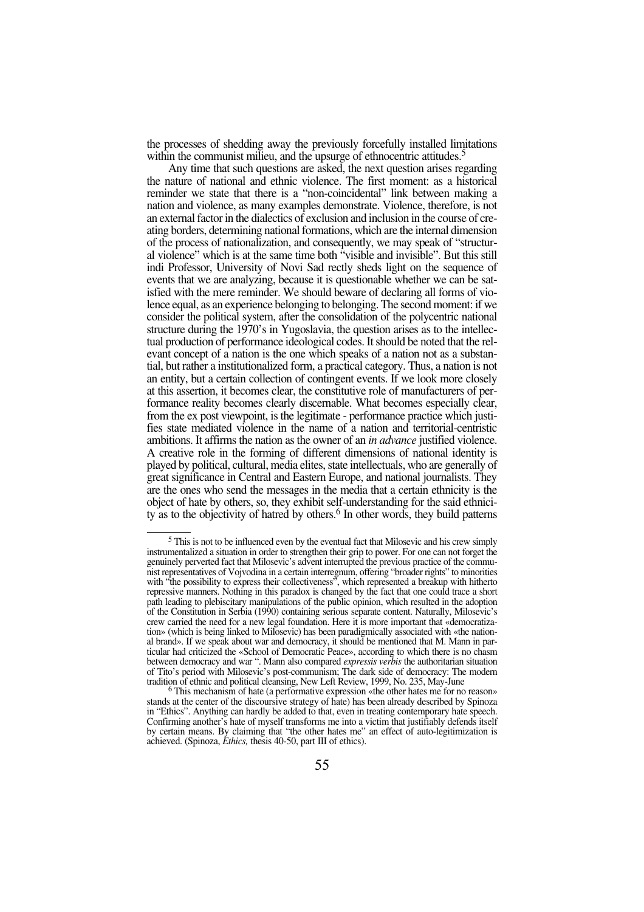the processes of shedding away the previously forcefully installed limitations within the communist milieu, and the upsurge of ethnocentric attitudes.[5]

Any time that such questions are asked, the next question arises regarding the nature of national and ethnic violence. The first moment: as a historical reminder we state that there is a "non-coincidental" link between making a nation and violence, as many examples demonstrate. Violence, therefore, is not an external factor in the dialectics of exclusion and inclusion in the course of creating borders, determining national formations, which are the internal dimension of the process of nationalization, and consequently, we may speak of "structural violence" which is at the same time both "visible and invisible". But this still indi Professor, University of Novi Sad rectly sheds light on the sequence of events that we are analyzing, because it is questionable whether we can be satisfied with the mere reminder. We should beware of declaring all forms of violence equal, as an experience belonging to belonging. The second moment: if we consider the political system, after the consolidation of the polycentric national structure during the 1970's in Yugoslavia, the question arises as to the intellectual production of performance ideological codes. It should be noted that the relevant concept of a nation is the one which speaks of a nation not as a substantial, but rather a institutionalized form, a practical category. Thus, a nation is not an entity, but a certain collection of contingent events. If we look more closely at this assertion, it becomes clear, the constitutive role of manufacturers of performance reality becomes clearly discernable. What becomes especially clear, from the ex post viewpoint, is the legitimate - performance practice which justifies state mediated violence in the name of a nation and territorial-centristic ambitions. It affirms the nation as the owner of an *in advance* justified violence. A creative role in the forming of different dimensions of national identity is played by political, cultural, media elites, state intellectuals, who are generally of great significance in Central and Eastern Europe, and national journalists. They are the ones who send the messages in the media that a certain ethnicity is the object of hate by others, so, they exhibit self-understanding for the said ethnicity as to the objectivity of hatred by others.[6] In other words, they build patterns

---

[5] This is not to be influenced even by the eventual fact that Milosevic and his crew simply instrumentalized a situation in order to strengthen their grip to power. For one can not forget the genuinely perverted fact that Milosevic's advent interrupted the previous practice of the communist representatives of Vojvodina in a certain interregnum, offering "broader rights" to minorities with "the possibility to express their collectiveness", which represented a breakup with hitherto repressive manners. Nothing in this paradox is changed by the fact that one could trace a short path leading to plebiscitary manipulations of the public opinion, which resulted in the adoption of the Constitution in Serbia (1990) containing serious separate content. Naturally, Milosevic's crew carried the need for a new legal foundation. Here it is more important that «democratization» (which is being linked to Milosevic) has been paradigmically associated with «the national brand». If we speak about war and democracy, it should be mentioned that M. Mann in particular had criticized the «School of Democratic Peace», according to which there is no chasm between democracy and war ". Mann also compared *expressis verbis* the authoritarian situation of Tito's period with Milosevic's post-communism; The dark side of democracy: The modern tradition of ethnic and political cleansing, New Left Review, 1999, No. 235, May-June

[6] This mechanism of hate (a performative expression «the other hates me for no reason» stands at the center of the discoursive strategy of hate) has been already described by Spinoza in "Ethics". Anything can hardly be added to that, even in treating contemporary hate speech. Confirming another's hate of myself transforms me into a victim that justifiably defends itself by certain means. By claiming that "the other hates me" an effect of auto-legitimization is achieved. (Spinoza, *Ethics,* thesis 40-50, part III of ethics).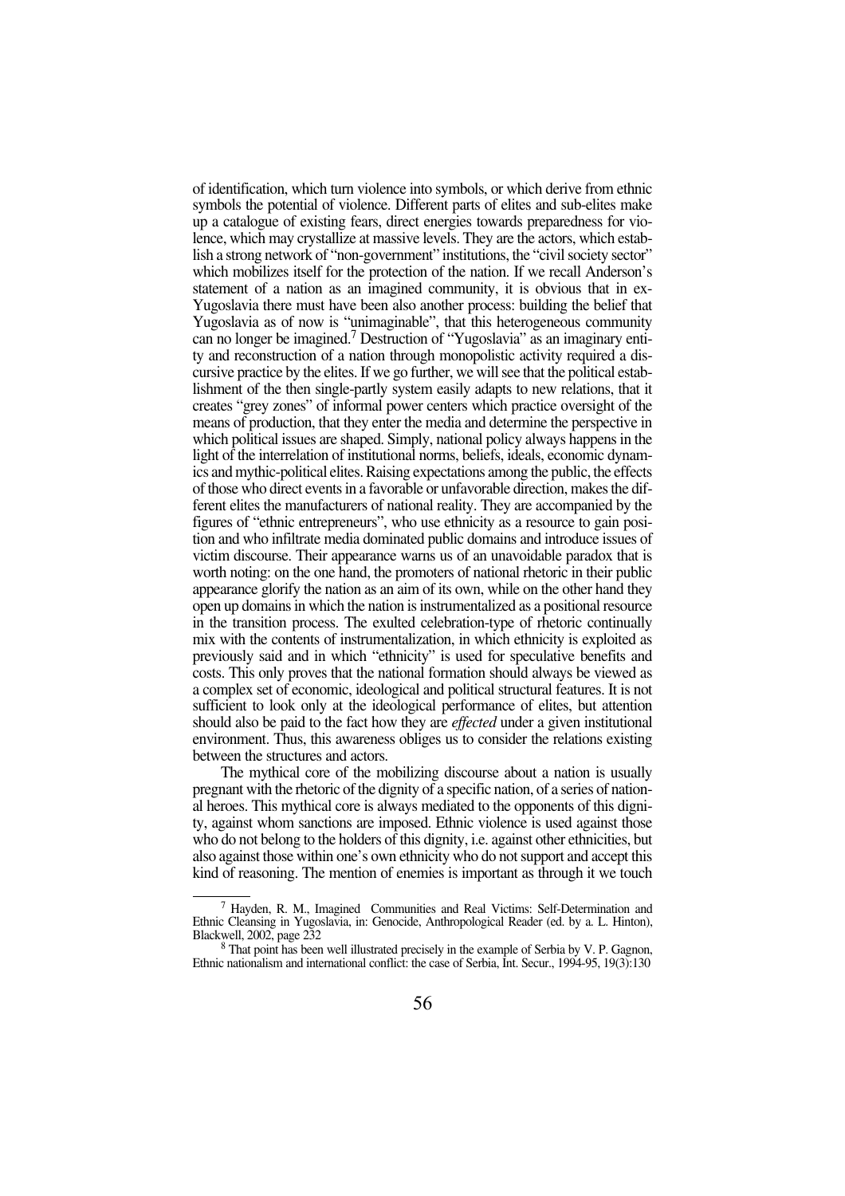of identification, which turn violence into symbols, or which derive from ethnic symbols the potential of violence. Different parts of elites and sub-elites make up a catalogue of existing fears, direct energies towards preparedness for violence, which may crystallize at massive levels. They are the actors, which establish a strong network of "non-government" institutions, the "civil society sector" which mobilizes itself for the protection of the nation. If we recall Anderson's statement of a nation as an imagined community, it is obvious that in ex-Yugoslavia there must have been also another process: building the belief that Yugoslavia as of now is "unimaginable", that this heterogeneous community can no longer be imagined.[7] Destruction of "Yugoslavia" as an imaginary entity and reconstruction of a nation through monopolistic activity required a discursive practice by the elites. If we go further, we will see that the political establishment of the then single-partly system easily adapts to new relations, that it creates "grey zones" of informal power centers which practice oversight of the means of production, that they enter the media and determine the perspective in which political issues are shaped. Simply, national policy always happens in the light of the interrelation of institutional norms, beliefs, ideals, economic dynamics and mythic-political elites. Raising expectations among the public, the effects of those who direct events in a favorable or unfavorable direction, makes the different elites the manufacturers of national reality. They are accompanied by the figures of "ethnic entrepreneurs", who use ethnicity as a resource to gain position and who infiltrate media dominated public domains and introduce issues of victim discourse. Their appearance warns us of an unavoidable paradox that is worth noting: on the one hand, the promoters of national rhetoric in their public appearance glorify the nation as an aim of its own, while on the other hand they open up domains in which the nation is instrumentalized as a positional resource in the transition process. The exulted celebration-type of rhetoric continually mix with the contents of instrumentalization, in which ethnicity is exploited as previously said and in which "ethnicity" is used for speculative benefits and costs. This only proves that the national formation should always be viewed as a complex set of economic, ideological and political structural features. It is not sufficient to look only at the ideological performance of elites, but attention should also be paid to the fact how they are *effected* under a given institutional environment. Thus, this awareness obliges us to consider the relations existing between the structures and actors.

The mythical core of the mobilizing discourse about a nation is usually pregnant with the rhetoric of the dignity of a specific nation, of a series of national heroes. This mythical core is always mediated to the opponents of this dignity, against whom sanctions are imposed. Ethnic violence is used against those who do not belong to the holders of this dignity, i.e. against other ethnicities, but also against those within one's own ethnicity who do not support and accept this kind of reasoning. The mention of enemies is important as through it we touch

---

[7] Hayden, R. M., Imagined Communities and Real Victims: Self-Determination and Ethnic Cleansing in Yugoslavia, in: Genocide, Anthropological Reader (ed. by a. L. Hinton), Blackwell, 2002, page 232

[8] That point has been well illustrated precisely in the example of Serbia by V. P. Gagnon, Ethnic nationalism and international conflict: the case of Serbia, Int. Secur., 1994-95, 19(3):130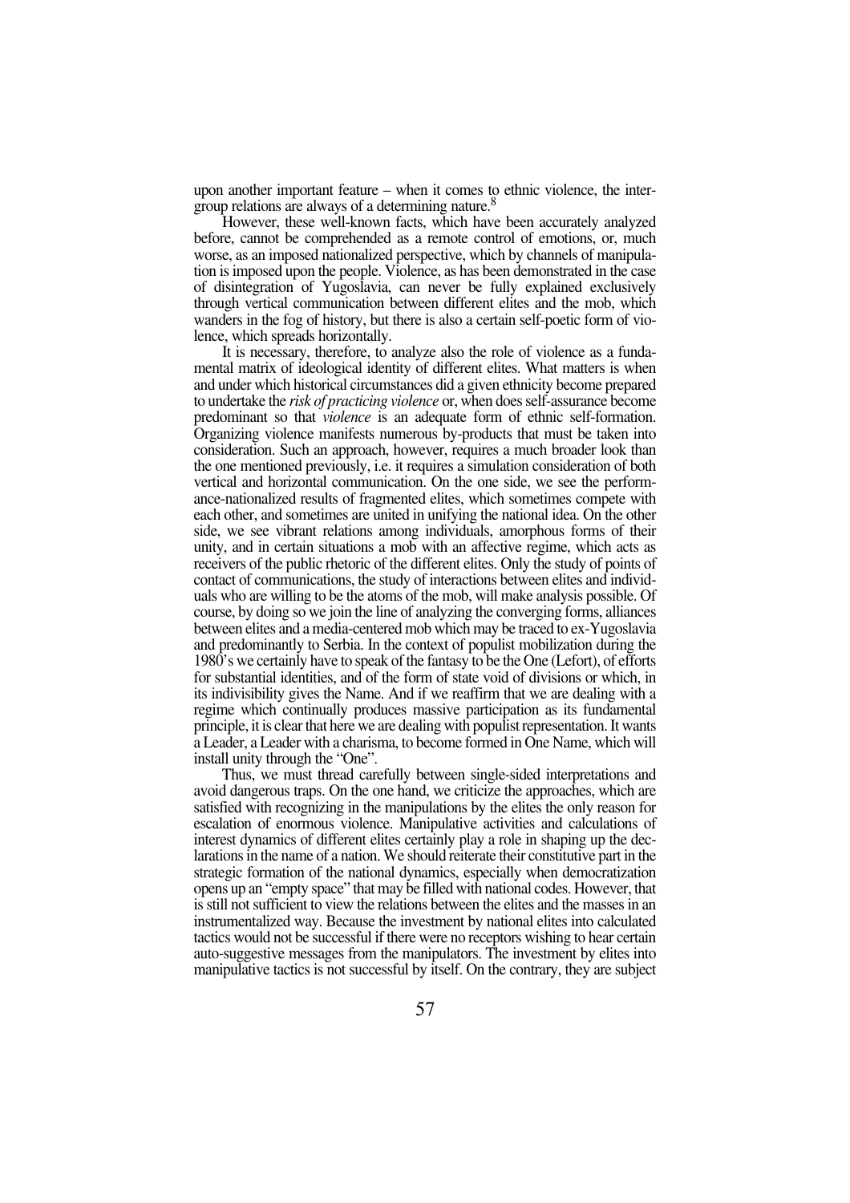upon another important feature – when it comes to ethnic violence, the intergroup relations are always of a determining nature.[8]

However, these well-known facts, which have been accurately analyzed before, cannot be comprehended as a remote control of emotions, or, much worse, as an imposed nationalized perspective, which by channels of manipulation is imposed upon the people. Violence, as has been demonstrated in the case of disintegration of Yugoslavia, can never be fully explained exclusively through vertical communication between different elites and the mob, which wanders in the fog of history, but there is also a certain self-poetic form of violence, which spreads horizontally.

It is necessary, therefore, to analyze also the role of violence as a fundamental matrix of ideological identity of different elites. What matters is when and under which historical circumstances did a given ethnicity become prepared to undertake the *risk of practicing violence* or, when does self-assurance become predominant so that *violence* is an adequate form of ethnic self-formation. Organizing violence manifests numerous by-products that must be taken into consideration. Such an approach, however, requires a much broader look than the one mentioned previously, i.e. it requires a simulation consideration of both vertical and horizontal communication. On the one side, we see the performance-nationalized results of fragmented elites, which sometimes compete with each other, and sometimes are united in unifying the national idea. On the other side, we see vibrant relations among individuals, amorphous forms of their unity, and in certain situations a mob with an affective regime, which acts as receivers of the public rhetoric of the different elites. Only the study of points of contact of communications, the study of interactions between elites and individuals who are willing to be the atoms of the mob, will make analysis possible. Of course, by doing so we join the line of analyzing the converging forms, alliances between elites and a media-centered mob which may be traced to ex-Yugoslavia and predominantly to Serbia. In the context of populist mobilization during the 1980's we certainly have to speak of the fantasy to be the One (Lefort), of efforts for substantial identities, and of the form of state void of divisions or which, in its indivisibility gives the Name. And if we reaffirm that we are dealing with a regime which continually produces massive participation as its fundamental principle, it is clear that here we are dealing with populist representation. It wants a Leader, a Leader with a charisma, to become formed in One Name, which will install unity through the "One".

Thus, we must thread carefully between single-sided interpretations and avoid dangerous traps. On the one hand, we criticize the approaches, which are satisfied with recognizing in the manipulations by the elites the only reason for escalation of enormous violence. Manipulative activities and calculations of interest dynamics of different elites certainly play a role in shaping up the declarations in the name of a nation. We should reiterate their constitutive part in the strategic formation of the national dynamics, especially when democratization opens up an "empty space" that may be filled with national codes. However, that is still not sufficient to view the relations between the elites and the masses in an instrumentalized way. Because the investment by national elites into calculated tactics would not be successful if there were no receptors wishing to hear certain auto-suggestive messages from the manipulators. The investment by elites into manipulative tactics is not successful by itself. On the contrary, they are subject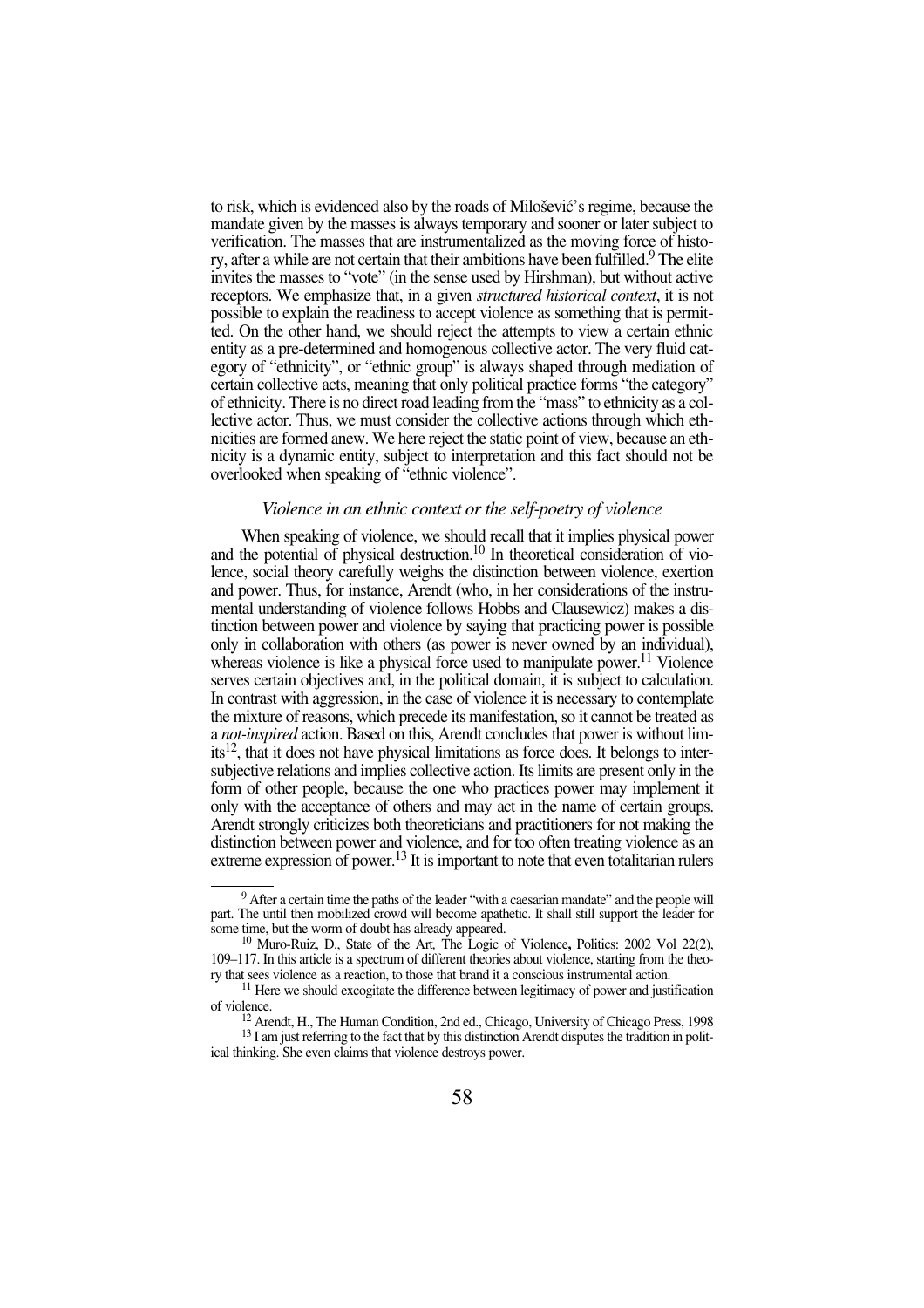to risk, which is evidenced also by the roads of Milošević's regime, because the mandate given by the masses is always temporary and sooner or later subject to verification. The masses that are instrumentalized as the moving force of history, after a while are not certain that their ambitions have been fulfilled.[9] The elite invites the masses to "vote" (in the sense used by Hirshman), but without active receptors. We emphasize that, in a given *structured historical context*, it is not possible to explain the readiness to accept violence as something that is permitted. On the other hand, we should reject the attempts to view a certain ethnic entity as a pre-determined and homogenous collective actor. The very fluid category of "ethnicity", or "ethnic group" is always shaped through mediation of certain collective acts, meaning that only political practice forms "the category" of ethnicity. There is no direct road leading from the "mass" to ethnicity as a collective actor. Thus, we must consider the collective actions through which ethnicities are formed anew. We here reject the static point of view, because an ethnicity is a dynamic entity, subject to interpretation and this fact should not be overlooked when speaking of "ethnic violence".

### *Violence in an ethnic context or the self-poetry of violence*

When speaking of violence, we should recall that it implies physical power and the potential of physical destruction.[10] In theoretical consideration of violence, social theory carefully weighs the distinction between violence, exertion and power. Thus, for instance, Arendt (who, in her considerations of the instrumental understanding of violence follows Hobbs and Clausewicz) makes a distinction between power and violence by saying that practicing power is possible only in collaboration with others (as power is never owned by an individual), whereas violence is like a physical force used to manipulate power.[11] Violence serves certain objectives and, in the political domain, it is subject to calculation. In contrast with aggression, in the case of violence it is necessary to contemplate the mixture of reasons, which precede its manifestation, so it cannot be treated as a *not-inspired* action. Based on this, Arendt concludes that power is without limits[12], that it does not have physical limitations as force does. It belongs to intersubjective relations and implies collective action. Its limits are present only in the form of other people, because the one who practices power may implement it only with the acceptance of others and may act in the name of certain groups. Arendt strongly criticizes both theoreticians and practitioners for not making the distinction between power and violence, and for too often treating violence as an extreme expression of power.[13] It is important to note that even totalitarian rulers

---

[9] After a certain time the paths of the leader "with a caesarian mandate" and the people will part. The until then mobilized crowd will become apathetic. It shall still support the leader for some time, but the worm of doubt has already appeared.

[10] Muro-Ruiz, D., State of the Art, The Logic of Violence**,** Politics: 2002 Vol 22(2), 109–117. In this article is a spectrum of different theories about violence, starting from the theory that sees violence as a reaction, to those that brand it a conscious instrumental action.

[11] Here we should excogitate the difference between legitimacy of power and justification of violence.

[12] Arendt, H., The Human Condition, 2nd ed., Chicago, University of Chicago Press, 1998

[13] I am just referring to the fact that by this distinction Arendt disputes the tradition in political thinking. She even claims that violence destroys power.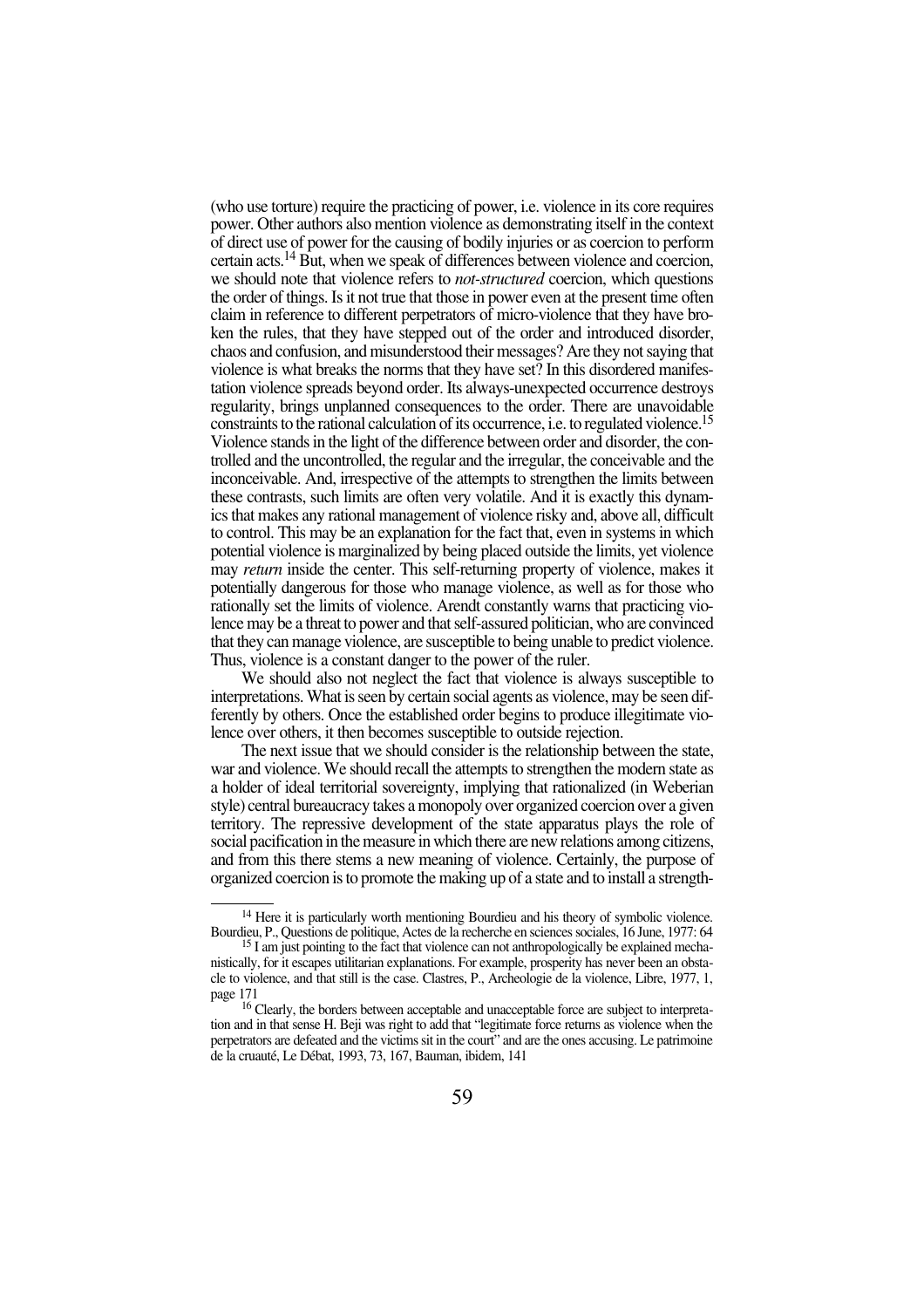(who use torture) require the practicing of power, i.e. violence in its core requires power. Other authors also mention violence as demonstrating itself in the context of direct use of power for the causing of bodily injuries or as coercion to perform certain acts.[14] But, when we speak of differences between violence and coercion, we should note that violence refers to *not-structured* coercion, which questions the order of things. Is it not true that those in power even at the present time often claim in reference to different perpetrators of micro-violence that they have broken the rules, that they have stepped out of the order and introduced disorder, chaos and confusion, and misunderstood their messages? Are they not saying that violence is what breaks the norms that they have set? In this disordered manifestation violence spreads beyond order. Its always-unexpected occurrence destroys regularity, brings unplanned consequences to the order. There are unavoidable constraints to the rational calculation of its occurrence, i.e. to regulated violence.[15] Violence stands in the light of the difference between order and disorder, the controlled and the uncontrolled, the regular and the irregular, the conceivable and the inconceivable. And, irrespective of the attempts to strengthen the limits between these contrasts, such limits are often very volatile. And it is exactly this dynamics that makes any rational management of violence risky and, above all, difficult to control. This may be an explanation for the fact that, even in systems in which potential violence is marginalized by being placed outside the limits, yet violence may *return* inside the center. This self-returning property of violence, makes it potentially dangerous for those who manage violence, as well as for those who rationally set the limits of violence. Arendt constantly warns that practicing violence may be a threat to power and that self-assured politician, who are convinced that they can manage violence, are susceptible to being unable to predict violence. Thus, violence is a constant danger to the power of the ruler.

We should also not neglect the fact that violence is always susceptible to interpretations. What is seen by certain social agents as violence, may be seen differently by others. Once the established order begins to produce illegitimate violence over others, it then becomes susceptible to outside rejection.

The next issue that we should consider is the relationship between the state, war and violence. We should recall the attempts to strengthen the modern state as a holder of ideal territorial sovereignty, implying that rationalized (in Weberian style) central bureaucracy takes a monopoly over organized coercion over a given territory. The repressive development of the state apparatus plays the role of social pacification in the measure in which there are new relations among citizens, and from this there stems a new meaning of violence. Certainly, the purpose of organized coercion is to promote the making up of a state and to install a strength-

[14] Here it is particularly worth mentioning Bourdieu and his theory of symbolic violence. Bourdieu, P., Questions de politique, Actes de la recherche en sciences sociales, 16 June, 1977: 64

[15] I am just pointing to the fact that violence can not anthropologically be explained mechanistically, for it escapes utilitarian explanations. For example, prosperity has never been an obstacle to violence, and that still is the case. Clastres, P., Archeologie de la violence, Libre, 1977, 1, page 171

[16] Clearly, the borders between acceptable and unacceptable force are subject to interpretation and in that sense H. Beji was right to add that "legitimate force returns as violence when the perpetrators are defeated and the victims sit in the court" and are the ones accusing. Le patrimoine de la cruauté, Le Débat, 1993, 73, 167, Bauman, ibidem, 141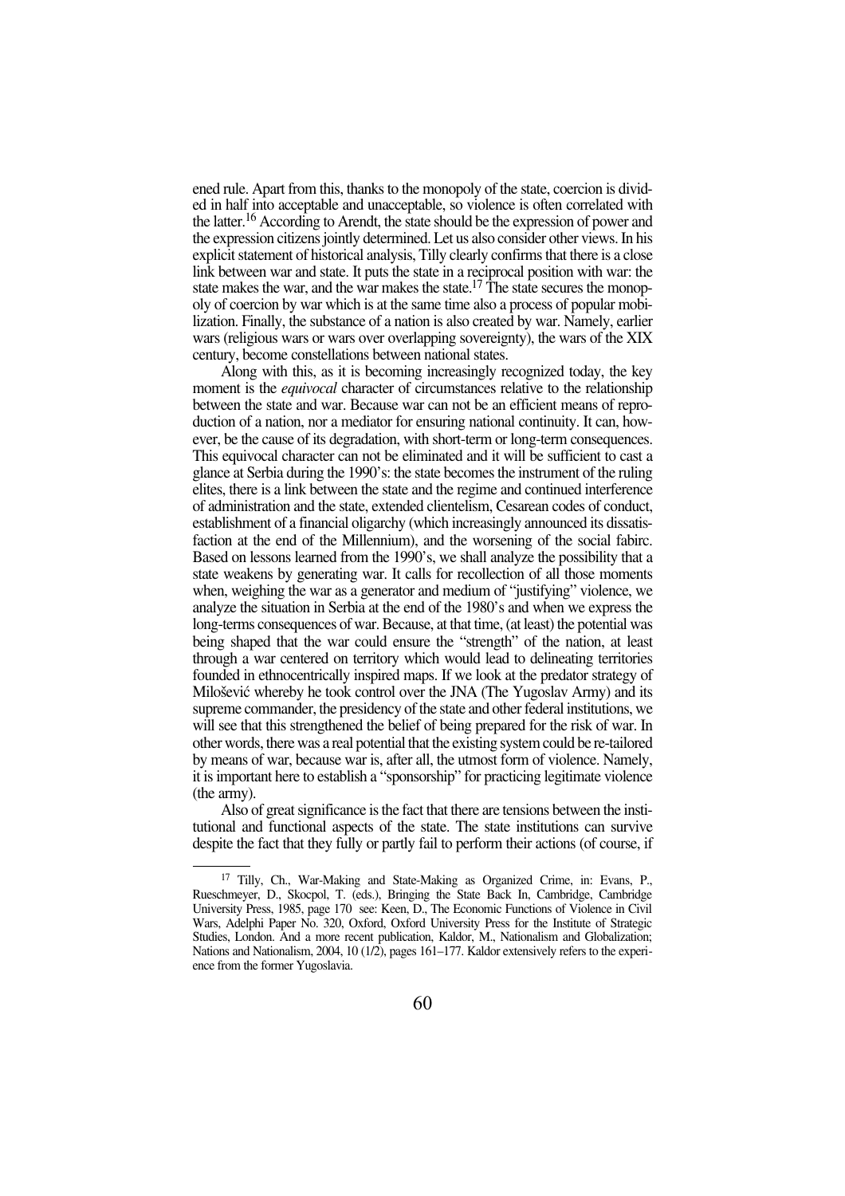ened rule. Apart from this, thanks to the monopoly of the state, coercion is divided in half into acceptable and unacceptable, so violence is often correlated with the latter.[16] According to Arendt, the state should be the expression of power and the expression citizens jointly determined. Let us also consider other views. In his explicit statement of historical analysis, Tilly clearly confirms that there is a close link between war and state. It puts the state in a reciprocal position with war: the state makes the war, and the war makes the state.[17] The state secures the monopoly of coercion by war which is at the same time also a process of popular mobilization. Finally, the substance of a nation is also created by war. Namely, earlier wars (religious wars or wars over overlapping sovereignty), the wars of the XIX century, become constellations between national states.

Along with this, as it is becoming increasingly recognized today, the key moment is the *equivocal* character of circumstances relative to the relationship between the state and war. Because war can not be an efficient means of reproduction of a nation, nor a mediator for ensuring national continuity. It can, however, be the cause of its degradation, with short-term or long-term consequences. This equivocal character can not be eliminated and it will be sufficient to cast a glance at Serbia during the 1990's: the state becomes the instrument of the ruling elites, there is a link between the state and the regime and continued interference of administration and the state, extended clientelism, Cesarean codes of conduct, establishment of a financial oligarchy (which increasingly announced its dissatisfaction at the end of the Millennium), and the worsening of the social fabirc. Based on lessons learned from the 1990's, we shall analyze the possibility that a state weakens by generating war. It calls for recollection of all those moments when, weighing the war as a generator and medium of "justifying" violence, we analyze the situation in Serbia at the end of the 1980's and when we express the long-terms consequences of war. Because, at that time, (at least) the potential was being shaped that the war could ensure the "strength" of the nation, at least through a war centered on territory which would lead to delineating territories founded in ethnocentrically inspired maps. If we look at the predator strategy of Milošević whereby he took control over the JNA (The Yugoslav Army) and its supreme commander, the presidency of the state and other federal institutions, we will see that this strengthened the belief of being prepared for the risk of war. In other words, there was a real potential that the existing system could be re-tailored by means of war, because war is, after all, the utmost form of violence. Namely, it is important here to establish a "sponsorship" for practicing legitimate violence (the army).

Also of great significance is the fact that there are tensions between the institutional and functional aspects of the state. The state institutions can survive despite the fact that they fully or partly fail to perform their actions (of course, if

---

[17] Tilly, Ch., War-Making and State-Making as Organized Crime, in: Evans, P., Rueschmeyer, D., Skocpol, T. (eds.), Bringing the State Back In, Cambridge, Cambridge University Press, 1985, page 170 see: Keen, D., The Economic Functions of Violence in Civil Wars, Adelphi Paper No. 320, Oxford, Oxford University Press for the Institute of Strategic Studies, London. And a more recent publication, Kaldor, M., Nationalism and Globalization; Nations and Nationalism, 2004, 10 (1/2), pages 161–177. Kaldor extensively refers to the experience from the former Yugoslavia.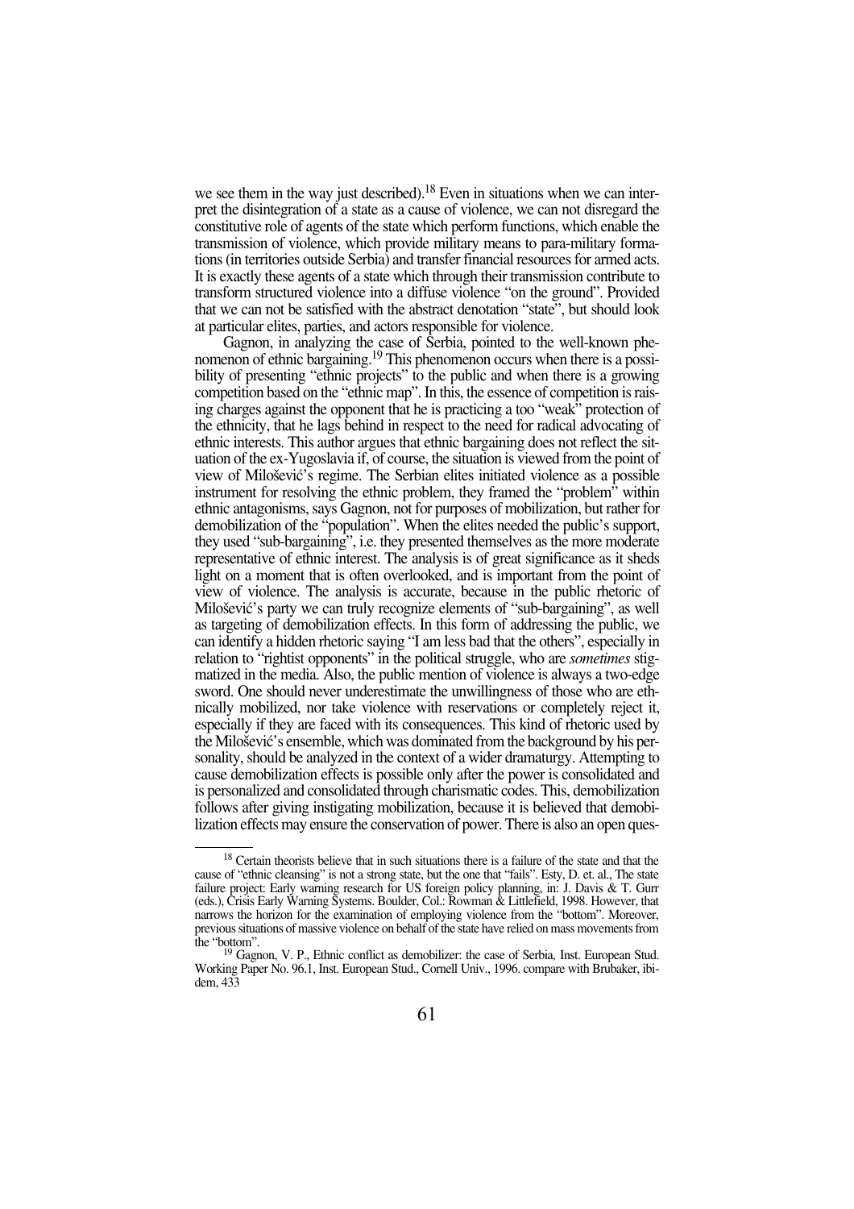we see them in the way just described).[18] Even in situations when we can interpret the disintegration of a state as a cause of violence, we can not disregard the constitutive role of agents of the state which perform functions, which enable the transmission of violence, which provide military means to para-military formations (in territories outside Serbia) and transfer financial resources for armed acts. It is exactly these agents of a state which through their transmission contribute to transform structured violence into a diffuse violence "on the ground". Provided that we can not be satisfied with the abstract denotation "state", but should look at particular elites, parties, and actors responsible for violence.

Gagnon, in analyzing the case of Serbia, pointed to the well-known phenomenon of ethnic bargaining.[19] This phenomenon occurs when there is a possibility of presenting "ethnic projects" to the public and when there is a growing competition based on the "ethnic map". In this, the essence of competition is raising charges against the opponent that he is practicing a too "weak" protection of the ethnicity, that he lags behind in respect to the need for radical advocating of ethnic interests. This author argues that ethnic bargaining does not reflect the situation of the ex-Yugoslavia if, of course, the situation is viewed from the point of view of Milošević's regime. The Serbian elites initiated violence as a possible instrument for resolving the ethnic problem, they framed the "problem" within ethnic antagonisms, says Gagnon, not for purposes of mobilization, but rather for demobilization of the "population". When the elites needed the public's support, they used "sub-bargaining", i.e. they presented themselves as the more moderate representative of ethnic interest. The analysis is of great significance as it sheds light on a moment that is often overlooked, and is important from the point of view of violence. The analysis is accurate, because in the public rhetoric of Milošević's party we can truly recognize elements of "sub-bargaining", as well as targeting of demobilization effects. In this form of addressing the public, we can identify a hidden rhetoric saying "I am less bad that the others", especially in relation to "rightist opponents" in the political struggle, who are *sometimes* stigmatized in the media. Also, the public mention of violence is always a two-edge sword. One should never underestimate the unwillingness of those who are ethnically mobilized, nor take violence with reservations or completely reject it, especially if they are faced with its consequences. This kind of rhetoric used by the Milošević's ensemble, which was dominated from the background by his personality, should be analyzed in the context of a wider dramaturgy. Attempting to cause demobilization effects is possible only after the power is consolidated and is personalized and consolidated through charismatic codes. This, demobilization follows after giving instigating mobilization, because it is believed that demobilization effects may ensure the conservation of power. There is also an open ques-

---

[18] Certain theorists believe that in such situations there is a failure of the state and that the cause of "ethnic cleansing" is not a strong state, but the one that "fails". Esty, D. et. al., The state failure project: Early warning research for US foreign policy planning, in: J. Davis & T. Gurr (eds.), Crisis Early Warning Systems. Boulder, Col.: Rowman & Littlefield, 1998. However, that narrows the horizon for the examination of employing violence from the "bottom". Moreover, previous situations of massive violence on behalf of the state have relied on mass movements from the "bottom".

[19] Gagnon, V. P., Ethnic conflict as demobilizer: the case of Serbia, Inst. European Stud. Working Paper No. 96.1, Inst. European Stud., Cornell Univ., 1996. compare with Brubaker, ibidem, 433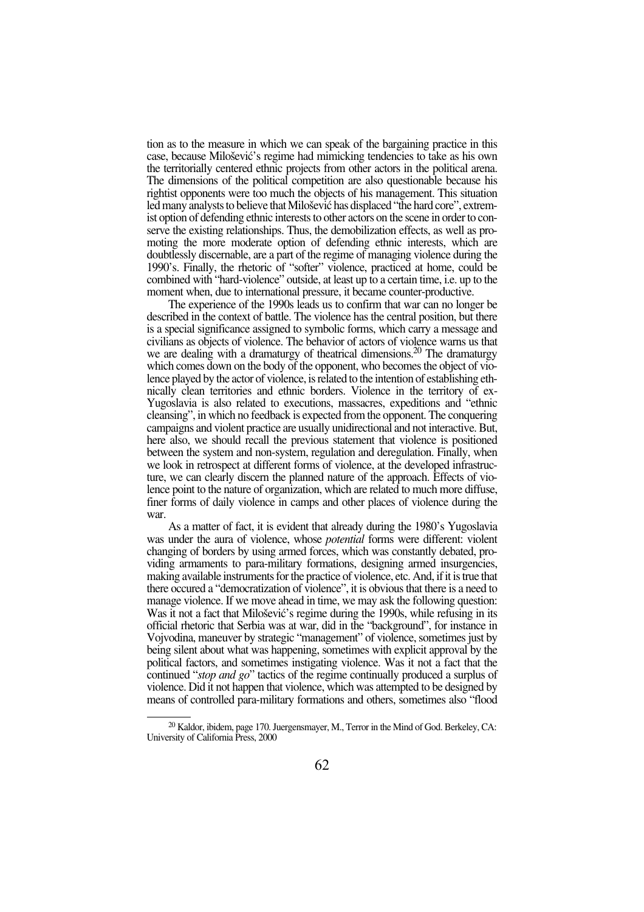tion as to the measure in which we can speak of the bargaining practice in this case, because Milošević's regime had mimicking tendencies to take as his own the territorially centered ethnic projects from other actors in the political arena. The dimensions of the political competition are also questionable because his rightist opponents were too much the objects of his management. This situation led many analysts to believe that Milošević has displaced "the hard core", extremist option of defending ethnic interests to other actors on the scene in order to conserve the existing relationships. Thus, the demobilization effects, as well as promoting the more moderate option of defending ethnic interests, which are doubtlessly discernable, are a part of the regime of managing violence during the 1990's. Finally, the rhetoric of "softer" violence, practiced at home, could be combined with "hard-violence" outside, at least up to a certain time, i.e. up to the moment when, due to international pressure, it became counter-productive.

The experience of the 1990s leads us to confirm that war can no longer be described in the context of battle. The violence has the central position, but there is a special significance assigned to symbolic forms, which carry a message and civilians as objects of violence. The behavior of actors of violence warns us that we are dealing with a dramaturgy of theatrical dimensions.[20] The dramaturgy which comes down on the body of the opponent, who becomes the object of violence played by the actor of violence, is related to the intention of establishing ethnically clean territories and ethnic borders. Violence in the territory of ex-Yugoslavia is also related to executions, massacres, expeditions and "ethnic cleansing", in which no feedback is expected from the opponent. The conquering campaigns and violent practice are usually unidirectional and not interactive. But, here also, we should recall the previous statement that violence is positioned between the system and non-system, regulation and deregulation. Finally, when we look in retrospect at different forms of violence, at the developed infrastructure, we can clearly discern the planned nature of the approach. Effects of violence point to the nature of organization, which are related to much more diffuse, finer forms of daily violence in camps and other places of violence during the war.

As a matter of fact, it is evident that already during the 1980's Yugoslavia was under the aura of violence, whose *potential* forms were different: violent changing of borders by using armed forces, which was constantly debated, providing armaments to para-military formations, designing armed insurgencies, making available instruments for the practice of violence, etc. And, if it is true that there occured a "democratization of violence", it is obvious that there is a need to manage violence. If we move ahead in time, we may ask the following question: Was it not a fact that Milošević's regime during the 1990s, while refusing in its official rhetoric that Serbia was at war, did in the "background", for instance in Vojvodina, maneuver by strategic "management" of violence, sometimes just by being silent about what was happening, sometimes with explicit approval by the political factors, and sometimes instigating violence. Was it not a fact that the continued "*stop and go*" tactics of the regime continually produced a surplus of violence. Did it not happen that violence, which was attempted to be designed by means of controlled para-military formations and others, sometimes also "flood

---

[20] Kaldor, ibidem, page 170. Juergensmayer, M., Terror in the Mind of God. Berkeley, CA: University of California Press, 2000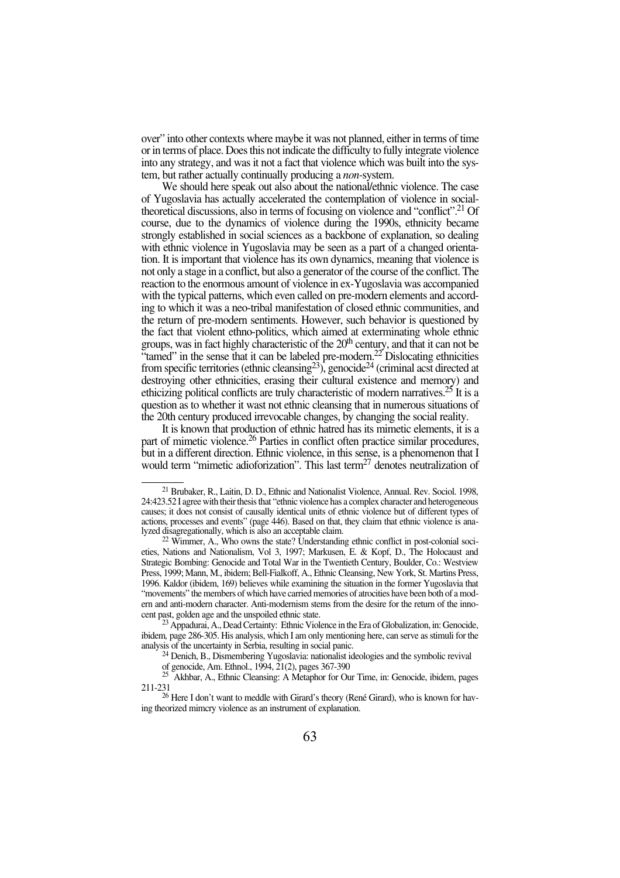over" into other contexts where maybe it was not planned, either in terms of time or in terms of place. Does this not indicate the difficulty to fully integrate violence into any strategy, and was it not a fact that violence which was built into the system, but rather actually continually producing a *non*-system.

We should here speak out also about the national/ethnic violence. The case of Yugoslavia has actually accelerated the contemplation of violence in social-theoretical discussions, also in terms of focusing on violence and "conflict".[21] Of course, due to the dynamics of violence during the 1990s, ethnicity became strongly established in social sciences as a backbone of explanation, so dealing with ethnic violence in Yugoslavia may be seen as a part of a changed orientation. It is important that violence has its own dynamics, meaning that violence is not only a stage in a conflict, but also a generator of the course of the conflict. The reaction to the enormous amount of violence in ex-Yugoslavia was accompanied with the typical patterns, which even called on pre-modern elements and according to which it was a neo-tribal manifestation of closed ethnic communities, and the return of pre-modern sentiments. However, such behavior is questioned by the fact that violent ethno-politics, which aimed at exterminating whole ethnic groups, was in fact highly characteristic of the 20[th] century, and that it can not be "tamed" in the sense that it can be labeled pre-modern.[22] Dislocating ethnicities from specific territories (ethnic cleansing[23]), genocide[24] (criminal acst directed at destroying other ethnicities, erasing their cultural existence and memory) and ethicizing political conflicts are truly characteristic of modern narratives.[25] It is a question as to whether it wast not ethnic cleansing that in numerous situations of the 20th century produced irrevocable changes, by changing the social reality.

It is known that production of ethnic hatred has its mimetic elements, it is a part of mimetic violence.[26] Parties in conflict often practice similar procedures, but in a different direction. Ethnic violence, in this sense, is a phenomenon that I would term "mimetic adioforization". This last term[27] denotes neutralization of

---

[21] Brubaker, R., Laitin, D. D., Ethnic and Nationalist Violence, Annual. Rev. Sociol. 1998, 24:423.52 I agree with their thesis that "ethnic violence has a complex character and heterogeneous causes; it does not consist of causally identical units of ethnic violence but of different types of actions, processes and events" (page 446). Based on that, they claim that ethnic violence is analyzed disagregationally, which is also an acceptable claim.

[22] Wimmer, A., Who owns the state? Understanding ethnic conflict in post-colonial societies, Nations and Nationalism, Vol 3, 1997; Markusen, E. & Kopf, D., The Holocaust and Strategic Bombing: Genocide and Total War in the Twentieth Century, Boulder, Co.: Westview Press, 1999; Mann, M., ibidem; Bell-Fialkoff, A., Ethnic Cleansing, New York, St. Martins Press, 1996. Kaldor (ibidem, 169) believes while examining the situation in the former Yugoslavia that "movements" the members of which have carried memories of atrocities have been both of a modern and anti-modern character. Anti-modernism stems from the desire for the return of the innocent past, golden age and the unspoiled ethnic state.

[23] Appadurai, A., Dead Certainty: Ethnic Violence in the Era of Globalization, in: Genocide, ibidem, page 286-305. His analysis, which I am only mentioning here, can serve as stimuli for the analysis of the uncertainty in Serbia, resulting in social panic.

[24] Denich, B., Dismembering Yugoslavia: nationalist ideologies and the symbolic revival of genocide, Am. Ethnol., 1994, 21(2), pages 367-390

[25] Akhbar, A., Ethnic Cleansing: A Metaphor for Our Time, in: Genocide, ibidem, pages 211-231

[26] Here I don't want to meddle with Girard's theory (René Girard), who is known for having theorized mimcry violence as an instrument of explanation.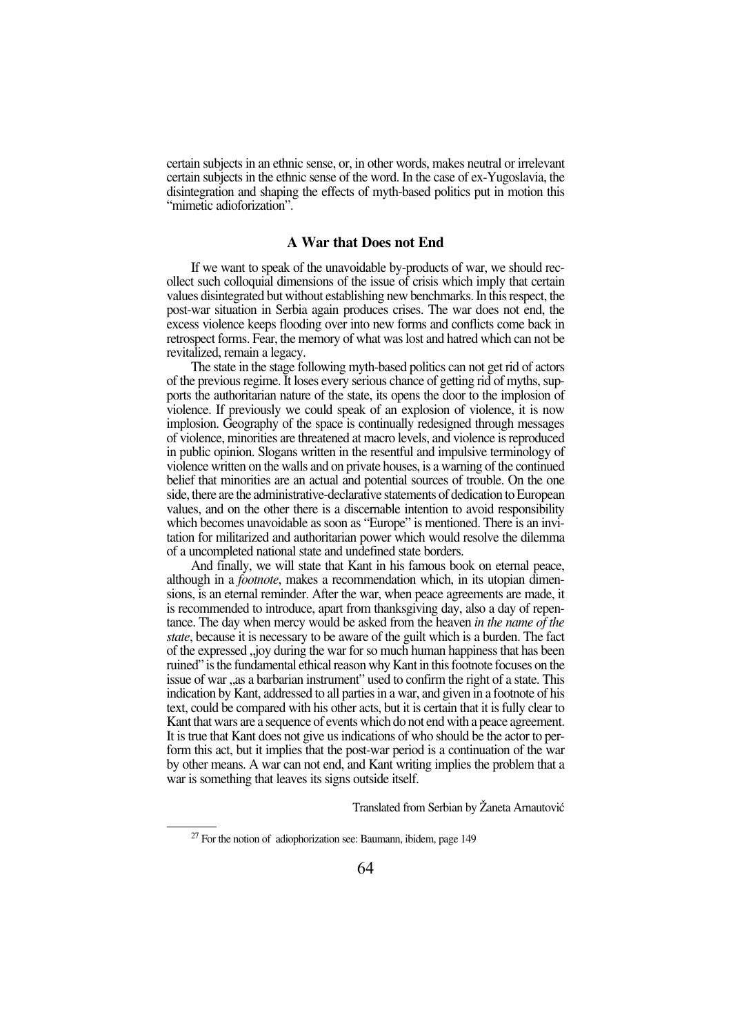certain subjects in an ethnic sense, or, in other words, makes neutral or irrelevant certain subjects in the ethnic sense of the word. In the case of ex-Yugoslavia, the disintegration and shaping the effects of myth-based politics put in motion this "mimetic adioforization".

## A War that Does not End

If we want to speak of the unavoidable by-products of war, we should recollect such colloquial dimensions of the issue of crisis which imply that certain values disintegrated but without establishing new benchmarks. In this respect, the post-war situation in Serbia again produces crises. The war does not end, the excess violence keeps flooding over into new forms and conflicts come back in retrospect forms. Fear, the memory of what was lost and hatred which can not be revitalized, remain a legacy.

The state in the stage following myth-based politics can not get rid of actors of the previous regime. It loses every serious chance of getting rid of myths, supports the authoritarian nature of the state, its opens the door to the implosion of violence. If previously we could speak of an explosion of violence, it is now implosion. Geography of the space is continually redesigned through messages of violence, minorities are threatened at macro levels, and violence is reproduced in public opinion. Slogans written in the resentful and impulsive terminology of violence written on the walls and on private houses, is a warning of the continued belief that minorities are an actual and potential sources of trouble. On the one side, there are the administrative-declarative statements of dedication to European values, and on the other there is a discernable intention to avoid responsibility which becomes unavoidable as soon as "Europe" is mentioned. There is an invitation for militarized and authoritarian power which would resolve the dilemma of a uncompleted national state and undefined state borders.

And finally, we will state that Kant in his famous book on eternal peace, although in a *footnote*, makes a recommendation which, in its utopian dimensions, is an eternal reminder. After the war, when peace agreements are made, it is recommended to introduce, apart from thanksgiving day, also a day of repentance. The day when mercy would be asked from the heaven *in the name of the state*, because it is necessary to be aware of the guilt which is a burden. The fact of the expressed „joy during the war for so much human happiness that has been ruined" is the fundamental ethical reason why Kant in this footnote focuses on the issue of war „as a barbarian instrument" used to confirm the right of a state. This indication by Kant, addressed to all parties in a war, and given in a footnote of his text, could be compared with his other acts, but it is certain that it is fully clear to Kant that wars are a sequence of events which do not end with a peace agreement. It is true that Kant does not give us indications of who should be the actor to perform this act, but it implies that the post-war period is a continuation of the war by other means. A war can not end, and Kant writing implies the problem that a war is something that leaves its signs outside itself.

Translated from Serbian by Žaneta Arnautović

---

[27] For the notion of adiophorization see: Baumann, ibidem, page 149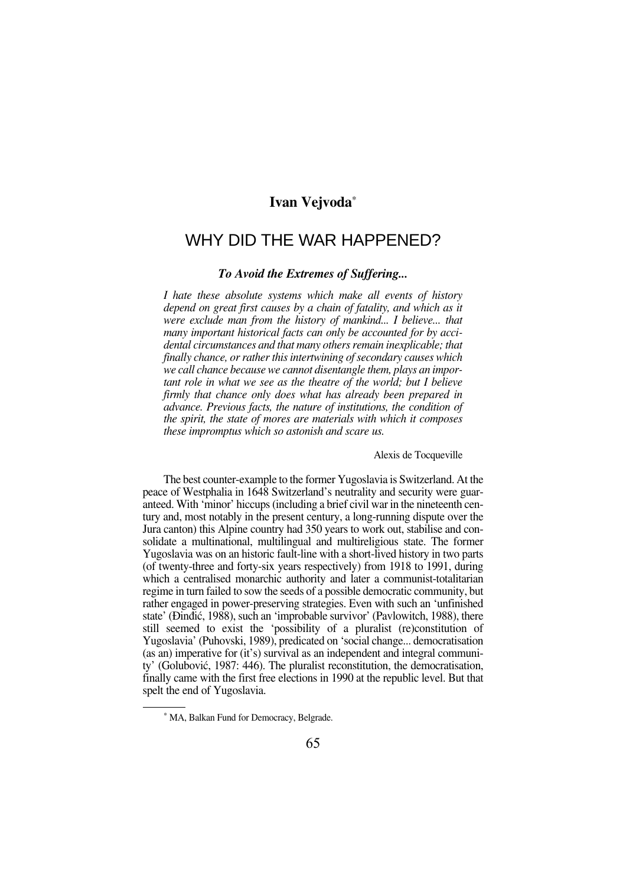**Ivan Vejvoda**[*]

# WHY DID THE WAR HAPPENED?

### *To Avoid the Extremes of Suffering...*

*I hate these absolute systems which make all events of history depend on great first causes by a chain of fatality, and which as it were exclude man from the history of mankind... I believe... that many important historical facts can only be accounted for by accidental circumstances and that many others remain inexplicable; that finally chance, or rather this intertwining of secondary causes which we call chance because we cannot disentangle them, plays an important role in what we see as the theatre of the world; but I believe firmly that chance only does what has already been prepared in advance. Previous facts, the nature of institutions, the condition of the spirit, the state of mores are materials with which it composes these impromptus which so astonish and scare us.*

Alexis de Tocqueville

The best counter-example to the former Yugoslavia is Switzerland. At the peace of Westphalia in 1648 Switzerland's neutrality and security were guaranteed. With 'minor' hiccups (including a brief civil war in the nineteenth century and, most notably in the present century, a long-running dispute over the Jura canton) this Alpine country had 350 years to work out, stabilise and consolidate a multinational, multilingual and multireligious state. The former Yugoslavia was on an historic fault-line with a short-lived history in two parts (of twenty-three and forty-six years respectively) from 1918 to 1991, during which a centralised monarchic authority and later a communist-totalitarian regime in turn failed to sow the seeds of a possible democratic community, but rather engaged in power-preserving strategies. Even with such an 'unfinished state' (Đinđić, 1988), such an 'improbable survivor' (Pavlowitch, 1988), there still seemed to exist the 'possibility of a pluralist (re)constitution of Yugoslavia' (Puhovski, 1989), predicated on 'social change... democratisation (as an) imperative for (it's) survival as an independent and integral community' (Golubović, 1987: 446). The pluralist reconstitution, the democratisation, finally came with the first free elections in 1990 at the republic level. But that spelt the end of Yugoslavia.

[*] MA, Balkan Fund for Democracy, Belgrade.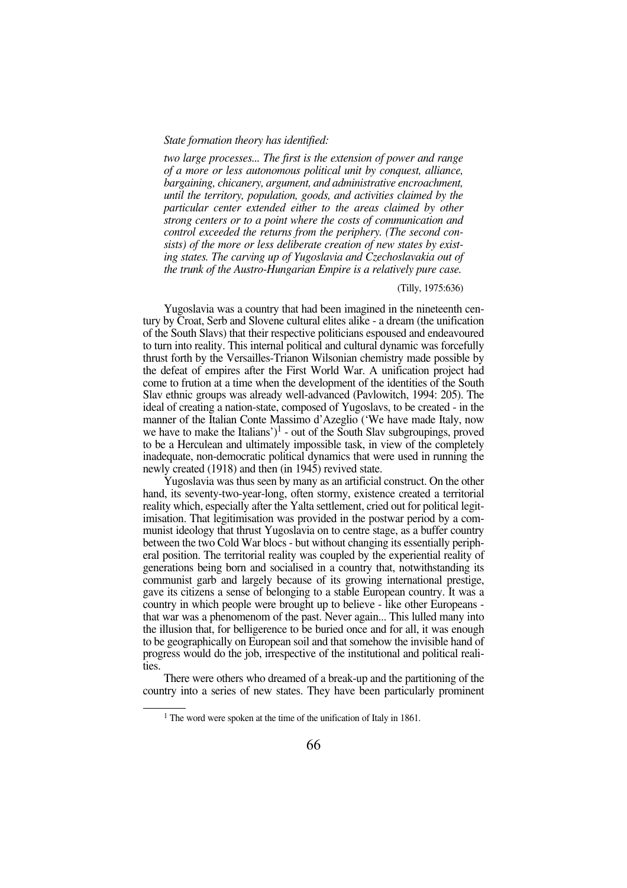*State formation theory has identified:*

> *two large processes... The first is the extension of power and range of a more or less autonomous political unit by conquest, alliance, bargaining, chicanery, argument, and administrative encroachment, until the territory, population, goods, and activities claimed by the particular center extended either to the areas claimed by other strong centers or to a point where the costs of communication and control exceeded the returns from the periphery. (The second consists) of the more or less deliberate creation of new states by existing states. The carving up of Yugoslavia and Czechoslavakia out of the trunk of the Austro-Hungarian Empire is a relatively pure case.*
>
> (Tilly, 1975:636)

Yugoslavia was a country that had been imagined in the nineteenth century by Croat, Serb and Slovene cultural elites alike - a dream (the unification of the South Slavs) that their respective politicians espoused and endeavoured to turn into reality. This internal political and cultural dynamic was forcefully thrust forth by the Versailles-Trianon Wilsonian chemistry made possible by the defeat of empires after the First World War. A unification project had come to frution at a time when the development of the identities of the South Slav ethnic groups was already well-advanced (Pavlowitch, 1994: 205). The ideal of creating a nation-state, composed of Yugoslavs, to be created - in the manner of the Italian Conte Massimo d'Azeglio ('We have made Italy, now we have to make the Italians')[1] - out of the South Slav subgroupings, proved to be a Herculean and ultimately impossible task, in view of the completely inadequate, non-democratic political dynamics that were used in running the newly created (1918) and then (in 1945) revived state.

Yugoslavia was thus seen by many as an artificial construct. On the other hand, its seventy-two-year-long, often stormy, existence created a territorial reality which, especially after the Yalta settlement, cried out for political legitimisation. That legitimisation was provided in the postwar period by a communist ideology that thrust Yugoslavia on to centre stage, as a buffer country between the two Cold War blocs - but without changing its essentially peripheral position. The territorial reality was coupled by the experiential reality of generations being born and socialised in a country that, notwithstanding its communist garb and largely because of its growing international prestige, gave its citizens a sense of belonging to a stable European country. It was a country in which people were brought up to believe - like other Europeans - that war was a phenomenom of the past. Never again... This lulled many into the illusion that, for belligerence to be buried once and for all, it was enough to be geographically on European soil and that somehow the invisible hand of progress would do the job, irrespective of the institutional and political realities.

There were others who dreamed of a break-up and the partitioning of the country into a series of new states. They have been particularly prominent

[1] The word were spoken at the time of the unification of Italy in 1861.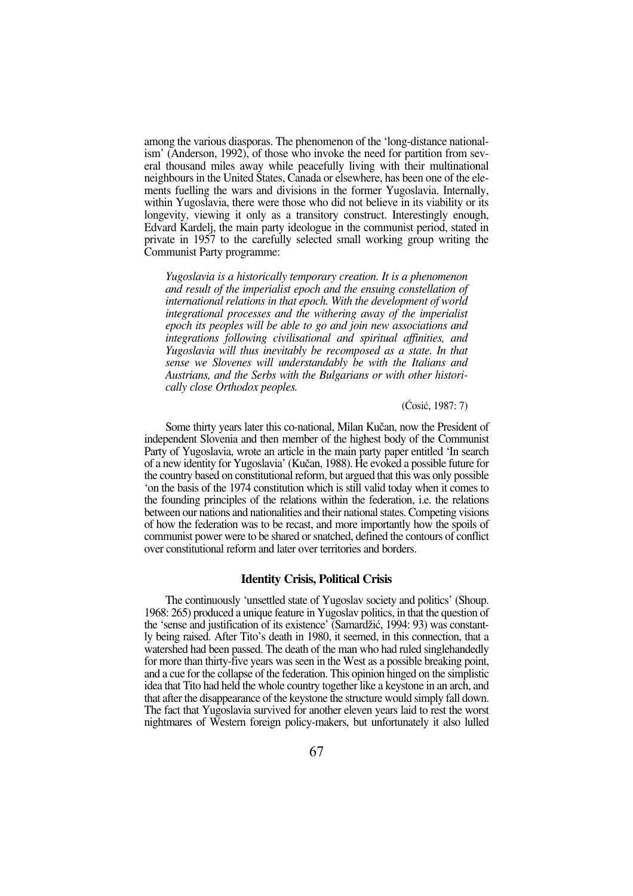among the various diasporas. The phenomenon of the 'long-distance nationalism' (Anderson, 1992), of those who invoke the need for partition from several thousand miles away while peacefully living with their multinational neighbours in the United States, Canada or elsewhere, has been one of the elements fuelling the wars and divisions in the former Yugoslavia. Internally, within Yugoslavia, there were those who did not believe in its viability or its longevity, viewing it only as a transitory construct. Interestingly enough, Edvard Kardelj, the main party ideologue in the communist period, stated in private in 1957 to the carefully selected small working group writing the Communist Party programme:

> *Yugoslavia is a historically temporary creation. It is a phenomenon and result of the imperialist epoch and the ensuing constellation of international relations in that epoch. With the development of world integrational processes and the withering away of the imperialist epoch its peoples will be able to go and join new associations and integrations following civilisational and spiritual affinities, and Yugoslavia will thus inevitably be recomposed as a state. In that sense we Slovenes will understandably be with the Italians and Austrians, and the Serbs with the Bulgarians or with other historically close Orthodox peoples.*
>
> (Ćosić, 1987: 7)

Some thirty years later this co-national, Milan Kučan, now the President of independent Slovenia and then member of the highest body of the Communist Party of Yugoslavia, wrote an article in the main party paper entitled 'In search of a new identity for Yugoslavia' (Kučan, 1988). He evoked a possible future for the country based on constitutional reform, but argued that this was only possible 'on the basis of the 1974 constitution which is still valid today when it comes to the founding principles of the relations within the federation, i.e. the relations between our nations and nationalities and their national states. Competing visions of how the federation was to be recast, and more importantly how the spoils of communist power were to be shared or snatched, defined the contours of conflict over constitutional reform and later over territories and borders.

## Identity Crisis, Political Crisis

The continuously 'unsettled state of Yugoslav society and politics' (Shoup. 1968: 265) produced a unique feature in Yugoslav politics, in that the question of the 'sense and justification of its existence' (Samardžić, 1994: 93) was constantly being raised. After Tito's death in 1980, it seemed, in this connection, that a watershed had been passed. The death of the man who had ruled singlehandedly for more than thirty-five years was seen in the West as a possible breaking point, and a cue for the collapse of the federation. This opinion hinged on the simplistic idea that Tito had held the whole country together like a keystone in an arch, and that after the disappearance of the keystone the structure would simply fall down. The fact that Yugoslavia survived for another eleven years laid to rest the worst nightmares of Western foreign policy-makers, but unfortunately it also lulled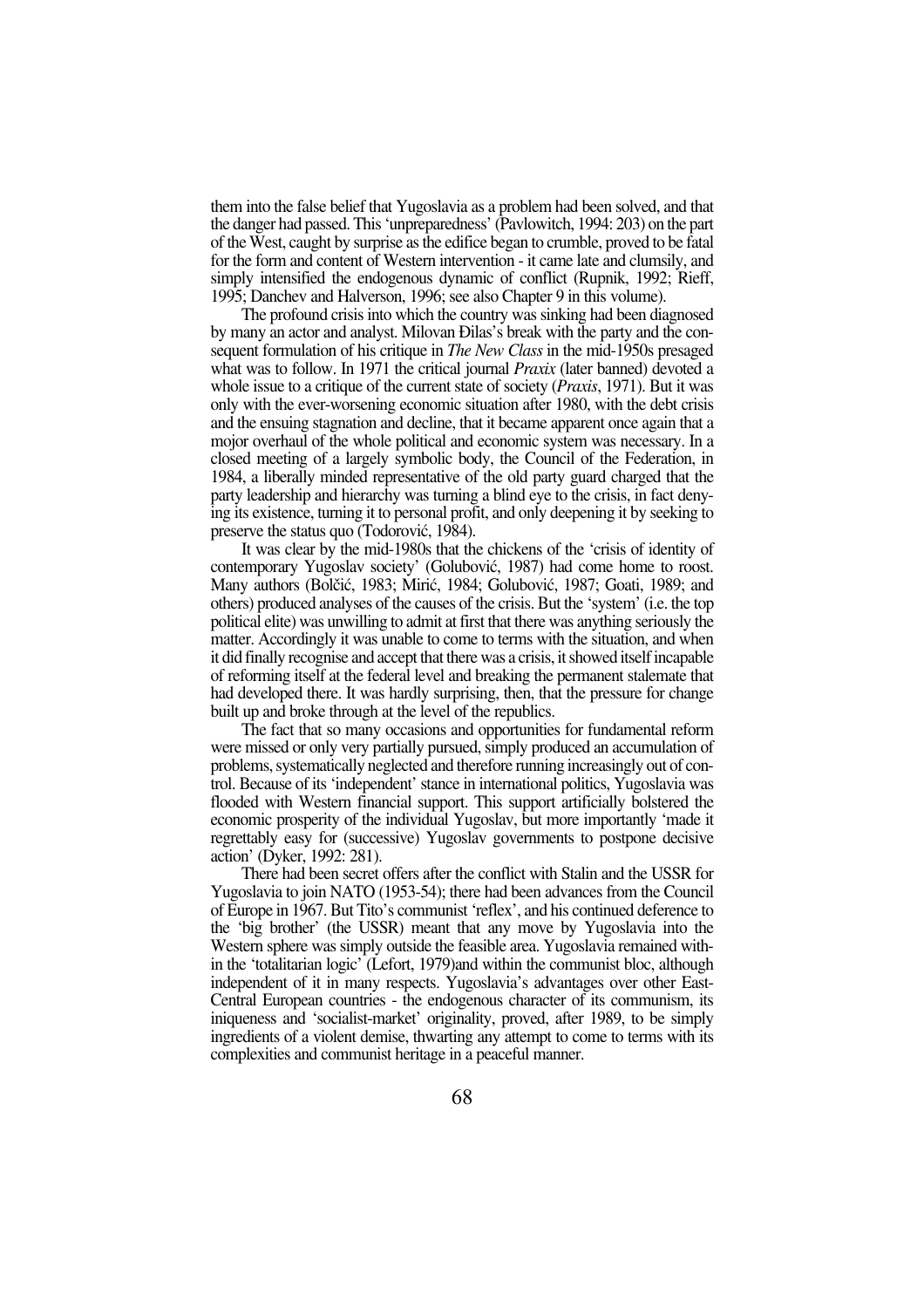them into the false belief that Yugoslavia as a problem had been solved, and that the danger had passed. This 'unpreparedness' (Pavlowitch, 1994: 203) on the part of the West, caught by surprise as the edifice began to crumble, proved to be fatal for the form and content of Western intervention - it came late and clumsily, and simply intensified the endogenous dynamic of conflict (Rupnik, 1992; Rieff, 1995; Danchev and Halverson, 1996; see also Chapter 9 in this volume).

The profound crisis into which the country was sinking had been diagnosed by many an actor and analyst. Milovan Đilas's break with the party and the consequent formulation of his critique in *The New Class* in the mid-1950s presaged what was to follow. In 1971 the critical journal *Praxix* (later banned) devoted a whole issue to a critique of the current state of society (*Praxis*, 1971). But it was only with the ever-worsening economic situation after 1980, with the debt crisis and the ensuing stagnation and decline, that it became apparent once again that a mojor overhaul of the whole political and economic system was necessary. In a closed meeting of a largely symbolic body, the Council of the Federation, in 1984, a liberally minded representative of the old party guard charged that the party leadership and hierarchy was turning a blind eye to the crisis, in fact denying its existence, turning it to personal profit, and only deepening it by seeking to preserve the status quo (Todorović, 1984).

It was clear by the mid-1980s that the chickens of the 'crisis of identity of contemporary Yugoslav society' (Golubović, 1987) had come home to roost. Many authors (Bolčić, 1983; Mirić, 1984; Golubović, 1987; Goati, 1989; and others) produced analyses of the causes of the crisis. But the 'system' (i.e. the top political elite) was unwilling to admit at first that there was anything seriously the matter. Accordingly it was unable to come to terms with the situation, and when it did finally recognise and accept that there was a crisis, it showed itself incapable of reforming itself at the federal level and breaking the permanent stalemate that had developed there. It was hardly surprising, then, that the pressure for change built up and broke through at the level of the republics.

The fact that so many occasions and opportunities for fundamental reform were missed or only very partially pursued, simply produced an accumulation of problems, systematically neglected and therefore running increasingly out of control. Because of its 'independent' stance in international politics, Yugoslavia was flooded with Western financial support. This support artificially bolstered the economic prosperity of the individual Yugoslav, but more importantly 'made it regrettably easy for (successive) Yugoslav governments to postpone decisive action' (Dyker, 1992: 281).

There had been secret offers after the conflict with Stalin and the USSR for Yugoslavia to join NATO (1953-54); there had been advances from the Council of Europe in 1967. But Tito's communist 'reflex', and his continued deference to the 'big brother' (the USSR) meant that any move by Yugoslavia into the Western sphere was simply outside the feasible area. Yugoslavia remained within the 'totalitarian logic' (Lefort, 1979)and within the communist bloc, although independent of it in many respects. Yugoslavia's advantages over other East-Central European countries - the endogenous character of its communism, its iniqueness and 'socialist-market' originality, proved, after 1989, to be simply ingredients of a violent demise, thwarting any attempt to come to terms with its complexities and communist heritage in a peaceful manner.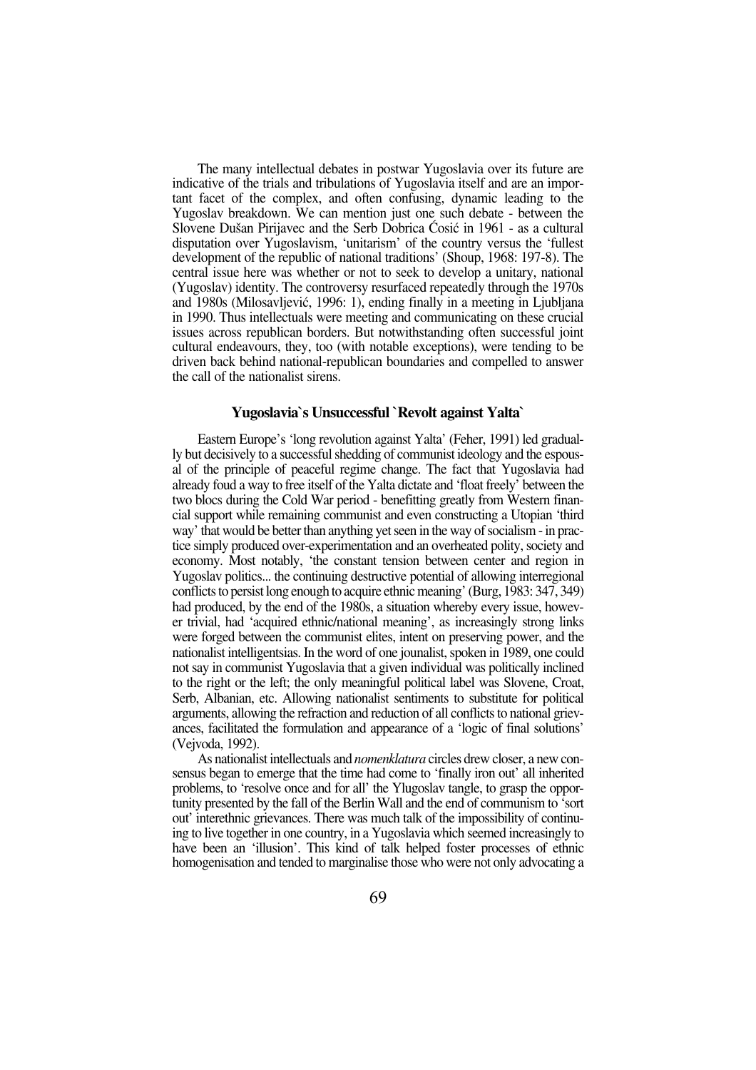The many intellectual debates in postwar Yugoslavia over its future are indicative of the trials and tribulations of Yugoslavia itself and are an important facet of the complex, and often confusing, dynamic leading to the Yugoslav breakdown. We can mention just one such debate - between the Slovene Dušan Pirijavec and the Serb Dobrica Ćosić in 1961 - as a cultural disputation over Yugoslavism, 'unitarism' of the country versus the 'fullest development of the republic of national traditions' (Shoup, 1968: 197-8). The central issue here was whether or not to seek to develop a unitary, national (Yugoslav) identity. The controversy resurfaced repeatedly through the 1970s and 1980s (Milosavljević, 1996: 1), ending finally in a meeting in Ljubljana in 1990. Thus intellectuals were meeting and communicating on these crucial issues across republican borders. But notwithstanding often successful joint cultural endeavours, they, too (with notable exceptions), were tending to be driven back behind national-republican boundaries and compelled to answer the call of the nationalist sirens.

## Yugoslavia`s Unsuccessful `Revolt against Yalta`

Eastern Europe's 'long revolution against Yalta' (Feher, 1991) led gradually but decisively to a successful shedding of communist ideology and the espousal of the principle of peaceful regime change. The fact that Yugoslavia had already foud a way to free itself of the Yalta dictate and 'float freely' between the two blocs during the Cold War period - benefitting greatly from Western financial support while remaining communist and even constructing a Utopian 'third way' that would be better than anything yet seen in the way of socialism - in practice simply produced over-experimentation and an overheated polity, society and economy. Most notably, 'the constant tension between center and region in Yugoslav politics... the continuing destructive potential of allowing interregional conflicts to persist long enough to acquire ethnic meaning' (Burg, 1983: 347, 349) had produced, by the end of the 1980s, a situation whereby every issue, however trivial, had 'acquired ethnic/national meaning', as increasingly strong links were forged between the communist elites, intent on preserving power, and the nationalist intelligentsias. In the word of one jounalist, spoken in 1989, one could not say in communist Yugoslavia that a given individual was politically inclined to the right or the left; the only meaningful political label was Slovene, Croat, Serb, Albanian, etc. Allowing nationalist sentiments to substitute for political arguments, allowing the refraction and reduction of all conflicts to national grievances, facilitated the formulation and appearance of a 'logic of final solutions' (Vejvoda, 1992).

As nationalist intellectuals and *nomenklatura* circles drew closer, a new consensus began to emerge that the time had come to 'finally iron out' all inherited problems, to 'resolve once and for all' the Ylugoslav tangle, to grasp the opportunity presented by the fall of the Berlin Wall and the end of communism to 'sort out' interethnic grievances. There was much talk of the impossibility of continuing to live together in one country, in a Yugoslavia which seemed increasingly to have been an 'illusion'. This kind of talk helped foster processes of ethnic homogenisation and tended to marginalise those who were not only advocating a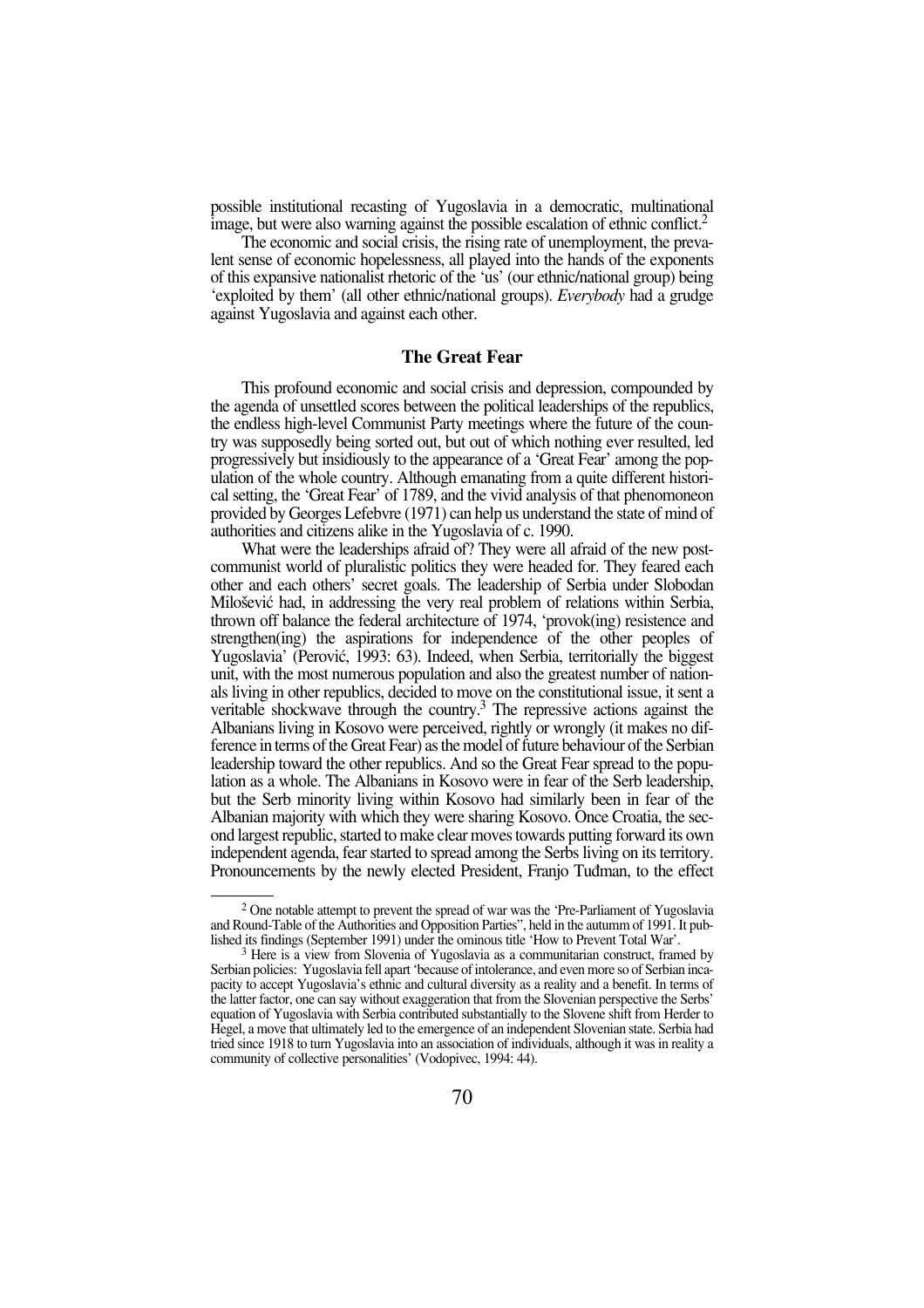possible institutional recasting of Yugoslavia in a democratic, multinational image, but were also warning against the possible escalation of ethnic conflict.[2]

The economic and social crisis, the rising rate of unemployment, the prevalent sense of economic hopelessness, all played into the hands of the exponents of this expansive nationalist rhetoric of the 'us' (our ethnic/national group) being 'exploited by them' (all other ethnic/national groups). *Everybody* had a grudge against Yugoslavia and against each other.

## The Great Fear

This profound economic and social crisis and depression, compounded by the agenda of unsettled scores between the political leaderships of the republics, the endless high-level Communist Party meetings where the future of the country was supposedly being sorted out, but out of which nothing ever resulted, led progressively but insidiously to the appearance of a 'Great Fear' among the population of the whole country. Although emanating from a quite different historical setting, the 'Great Fear' of 1789, and the vivid analysis of that phenomoneon provided by Georges Lefebvre (1971) can help us understand the state of mind of authorities and citizens alike in the Yugoslavia of c. 1990.

What were the leaderships afraid of? They were all afraid of the new post-communist world of pluralistic politics they were headed for. They feared each other and each others' secret goals. The leadership of Serbia under Slobodan Milošević had, in addressing the very real problem of relations within Serbia, thrown off balance the federal architecture of 1974, 'provok(ing) resistence and strengthen(ing) the aspirations for independence of the other peoples of Yugoslavia' (Perović, 1993: 63). Indeed, when Serbia, territorially the biggest unit, with the most numerous population and also the greatest number of nationals living in other republics, decided to move on the constitutional issue, it sent a veritable shockwave through the country.[3] The repressive actions against the Albanians living in Kosovo were perceived, rightly or wrongly (it makes no difference in terms of the Great Fear) as the model of future behaviour of the Serbian leadership toward the other republics. And so the Great Fear spread to the population as a whole. The Albanians in Kosovo were in fear of the Serb leadership, but the Serb minority living within Kosovo had similarly been in fear of the Albanian majority with which they were sharing Kosovo. Once Croatia, the second largest republic, started to make clear moves towards putting forward its own independent agenda, fear started to spread among the Serbs living on its territory. Pronouncements by the newly elected President, Franjo Tuđman, to the effect

---

[2] One notable attempt to prevent the spread of war was the 'Pre-Parliament of Yugoslavia and Round-Table of the Authorities and Opposition Parties", held in the autumm of 1991. It published its findings (September 1991) under the ominous title 'How to Prevent Total War'.

[3] Here is a view from Slovenia of Yugoslavia as a communitarian construct, framed by Serbian policies: Yugoslavia fell apart 'because of intolerance, and even more so of Serbian incapacity to accept Yugoslavia's ethnic and cultural diversity as a reality and a benefit. In terms of the latter factor, one can say without exaggeration that from the Slovenian perspective the Serbs' equation of Yugoslavia with Serbia contributed substantially to the Slovene shift from Herder to Hegel, a move that ultimately led to the emergence of an independent Slovenian state. Serbia had tried since 1918 to turn Yugoslavia into an association of individuals, although it was in reality a community of collective personalities' (Vodopivec, 1994: 44).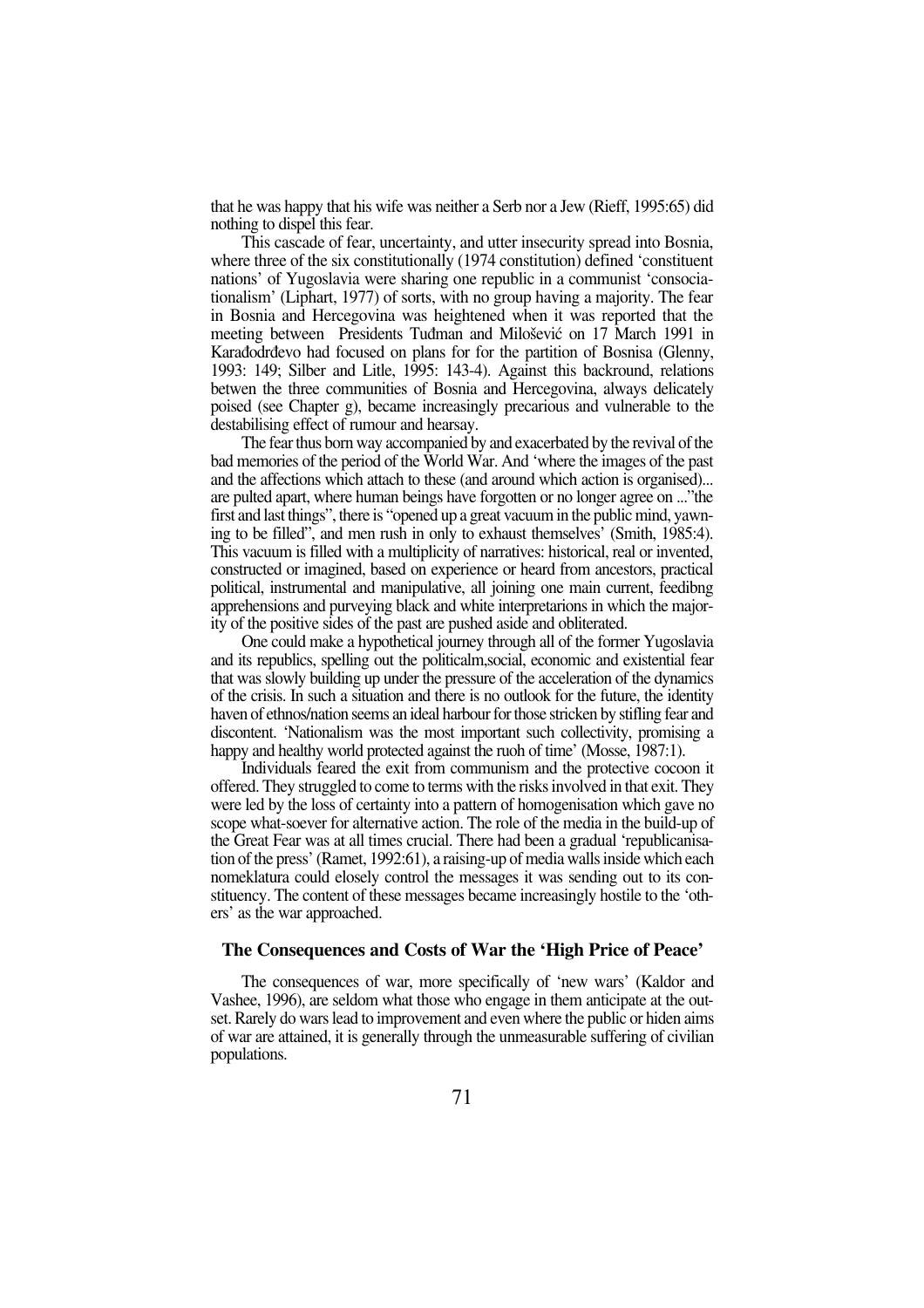that he was happy that his wife was neither a Serb nor a Jew (Rieff, 1995:65) did nothing to dispel this fear.

This cascade of fear, uncertainty, and utter insecurity spread into Bosnia, where three of the six constitutionally (1974 constitution) defined 'constituent nations' of Yugoslavia were sharing one republic in a communist 'consociationalism' (Liphart, 1977) of sorts, with no group having a majority. The fear in Bosnia and Hercegovina was heightened when it was reported that the meeting between Presidents Tuđman and Milošević on 17 March 1991 in Karađodrđevo had focused on plans for for the partition of Bosnisa (Glenny, 1993: 149; Silber and Litle, 1995: 143-4). Against this backround, relations betwen the three communities of Bosnia and Hercegovina, always delicately poised (see Chapter g), became increasingly precarious and vulnerable to the destabilising effect of rumour and hearsay.

The fear thus born way accompanied by and exacerbated by the revival of the bad memories of the period of the World War. And 'where the images of the past and the affections which attach to these (and around which action is organised)... are pulted apart, where human beings have forgotten or no longer agree on ..."the first and last things", there is "opened up a great vacuum in the public mind, yawning to be filled", and men rush in only to exhaust themselves' (Smith, 1985:4). This vacuum is filled with a multiplicity of narratives: historical, real or invented, constructed or imagined, based on experience or heard from ancestors, practical political, instrumental and manipulative, all joining one main current, feedibng apprehensions and purveying black and white interpretarions in which the majority of the positive sides of the past are pushed aside and obliterated.

One could make a hypothetical journey through all of the former Yugoslavia and its republics, spelling out the politicalm,social, economic and existential fear that was slowly building up under the pressure of the acceleration of the dynamics of the crisis. In such a situation and there is no outlook for the future, the identity haven of ethnos/nation seems an ideal harbour for those stricken by stifling fear and discontent. 'Nationalism was the most important such collectivity, promising a happy and healthy world protected against the ruoh of time' (Mosse, 1987:1).

Individuals feared the exit from communism and the protective cocoon it offered. They struggled to come to terms with the risks involved in that exit. They were led by the loss of certainty into a pattern of homogenisation which gave no scope what-soever for alternative action. The role of the media in the build-up of the Great Fear was at all times crucial. There had been a gradual 'republicanisation of the press' (Ramet, 1992:61), a raising-up of media walls inside which each nomeklatura could elosely control the messages it was sending out to its constituency. The content of these messages became increasingly hostile to the 'others' as the war approached.

## The Consequences and Costs of War the 'High Price of Peace'

The consequences of war, more specifically of 'new wars' (Kaldor and Vashee, 1996), are seldom what those who engage in them anticipate at the outset. Rarely do wars lead to improvement and even where the public or hiden aims of war are attained, it is generally through the unmeasurable suffering of civilian populations.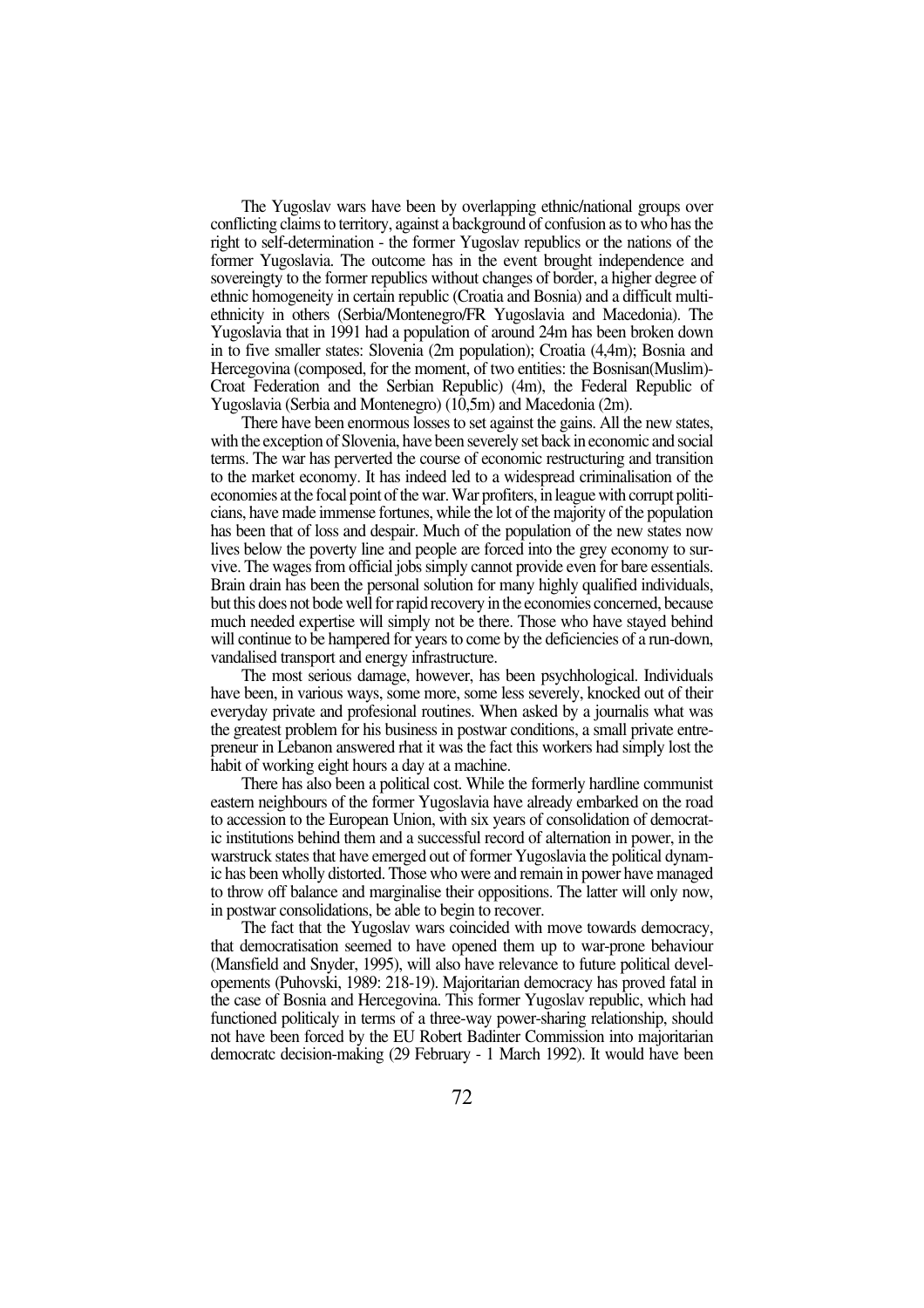The Yugoslav wars have been by overlapping ethnic/national groups over conflicting claims to territory, against a background of confusion as to who has the right to self-determination - the former Yugoslav republics or the nations of the former Yugoslavia. The outcome has in the event brought independence and sovereignty to the former republics without changes of border, a higher degree of ethnic homogeneity in certain republic (Croatia and Bosnia) and a difficult multiethnicity in others (Serbia/Montenegro/FR Yugoslavia and Macedonia). The Yugoslavia that in 1991 had a population of around 24m has been broken down in to five smaller states: Slovenia (2m population); Croatia (4,4m); Bosnia and Hercegovina (composed, for the moment, of two entities: the Bosnisan(Muslim)-Croat Federation and the Serbian Republic) (4m), the Federal Republic of Yugoslavia (Serbia and Montenegro) (10,5m) and Macedonia (2m).

There have been enormous losses to set against the gains. All the new states, with the exception of Slovenia, have been severely set back in economic and social terms. The war has perverted the course of economic restructuring and transition to the market economy. It has indeed led to a widespread criminalisation of the economies at the focal point of the war. War profiters, in league with corrupt politicians, have made immense fortunes, while the lot of the majority of the population has been that of loss and despair. Much of the population of the new states now lives below the poverty line and people are forced into the grey economy to survive. The wages from official jobs simply cannot provide even for bare essentials. Brain drain has been the personal solution for many highly qualified individuals, but this does not bode well for rapid recovery in the economies concerned, because much needed expertise will simply not be there. Those who have stayed behind will continue to be hampered for years to come by the deficiencies of a run-down, vandalised transport and energy infrastructure.

The most serious damage, however, has been psychhological. Individuals have been, in various ways, some more, some less severely, knocked out of their everyday private and profesional routines. When asked by a journalis what was the greatest problem for his business in postwar conditions, a small private entrepreneur in Lebanon answered rhat it was the fact this workers had simply lost the habit of working eight hours a day at a machine.

There has also been a political cost. While the formerly hardline communist eastern neighbours of the former Yugoslavia have already embarked on the road to accession to the European Union, with six years of consolidation of democratic institutions behind them and a successful record of alternation in power, in the warstruck states that have emerged out of former Yugoslavia the political dynamic has been wholly distorted. Those who were and remain in power have managed to throw off balance and marginalise their oppositions. The latter will only now, in postwar consolidations, be able to begin to recover.

The fact that the Yugoslav wars coincided with move towards democracy, that democratisation seemed to have opened them up to war-prone behaviour (Mansfield and Snyder, 1995), will also have relevance to future political developements (Puhovski, 1989: 218-19). Majoritarian democracy has proved fatal in the case of Bosnia and Hercegovina. This former Yugoslav republic, which had functioned politicaly in terms of a three-way power-sharing relationship, should not have been forced by the EU Robert Badinter Commission into majoritarian democratc decision-making (29 February - 1 March 1992). It would have been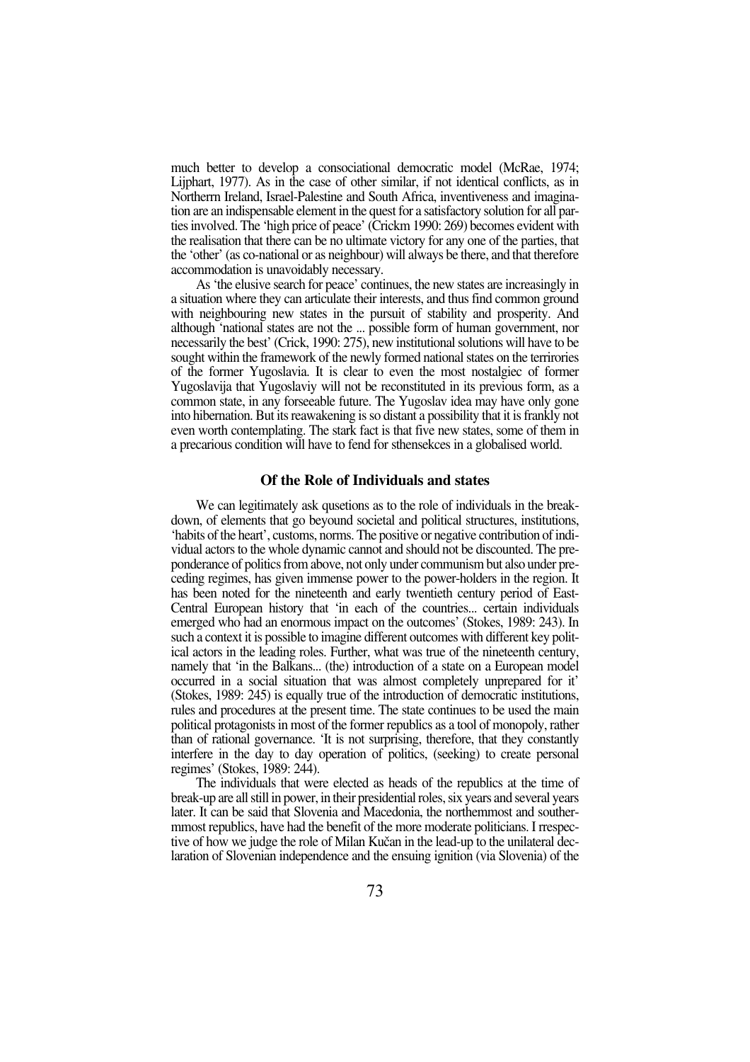much better to develop a consociational democratic model (McRae, 1974; Lijphart, 1977). As in the case of other similar, if not identical conflicts, as in Northerrn Ireland, Israel-Palestine and South Africa, inventiveness and imagination are an indispensable element in the quest for a satisfactory solution for all parties involved. The 'high price of peace' (Crickm 1990: 269) becomes evident with the realisation that there can be no ultimate victory for any one of the parties, that the 'other' (as co-national or as neighbour) will always be there, and that therefore accommodation is unavoidably necessary.

As 'the elusive search for peace' continues, the new states are increasingly in a situation where they can articulate their interests, and thus find common ground with neighbouring new states in the pursuit of stability and prosperity. And although 'national states are not the ... possible form of human government, nor necessarily the best' (Crick, 1990: 275), new institutional solutions will have to be sought within the framework of the newly formed national states on the terrirories of the former Yugoslavia. It is clear to even the most nostalgiec of former Yugoslavija that Yugoslaviy will not be reconstituted in its previous form, as a common state, in any forseeable future. The Yugoslav idea may have only gone into hibernation. But its reawakening is so distant a possibility that it is frankly not even worth contemplating. The stark fact is that five new states, some of them in a precarious condition will have to fend for sthensekces in a globalised world.

## Of the Role of Individuals and states

We can legitimately ask qusetions as to the role of individuals in the breakdown, of elements that go beyound societal and political structures, institutions, 'habits of the heart', customs, norms. The positive or negative contribution of individual actors to the whole dynamic cannot and should not be discounted. The preponderance of politics from above, not only under communism but also under preceding regimes, has given immense power to the power-holders in the region. It has been noted for the nineteenth and early twentieth century period of East-Central European history that 'in each of the countries... certain individuals emerged who had an enormous impact on the outcomes' (Stokes, 1989: 243). In such a context it is possible to imagine different outcomes with different key political actors in the leading roles. Further, what was true of the nineteenth century, namely that 'in the Balkans... (the) introduction of a state on a European model occurred in a social situation that was almost completely unprepared for it' (Stokes, 1989: 245) is equally true of the introduction of democratic institutions, rules and procedures at the present time. The state continues to be used the main political protagonists in most of the former republics as a tool of monopoly, rather than of rational governance. 'It is not surprising, therefore, that they constantly interfere in the day to day operation of politics, (seeking) to create personal regimes' (Stokes, 1989: 244).

The individuals that were elected as heads of the republics at the time of break-up are all still in power, in their presidential roles, six years and several years later. It can be said that Slovenia and Macedonia, the northemmost and southermmost republics, have had the benefit of the more moderate politicians. I rrespective of how we judge the role of Milan Kučan in the lead-up to the unilateral declaration of Slovenian independence and the ensuing ignition (via Slovenia) of the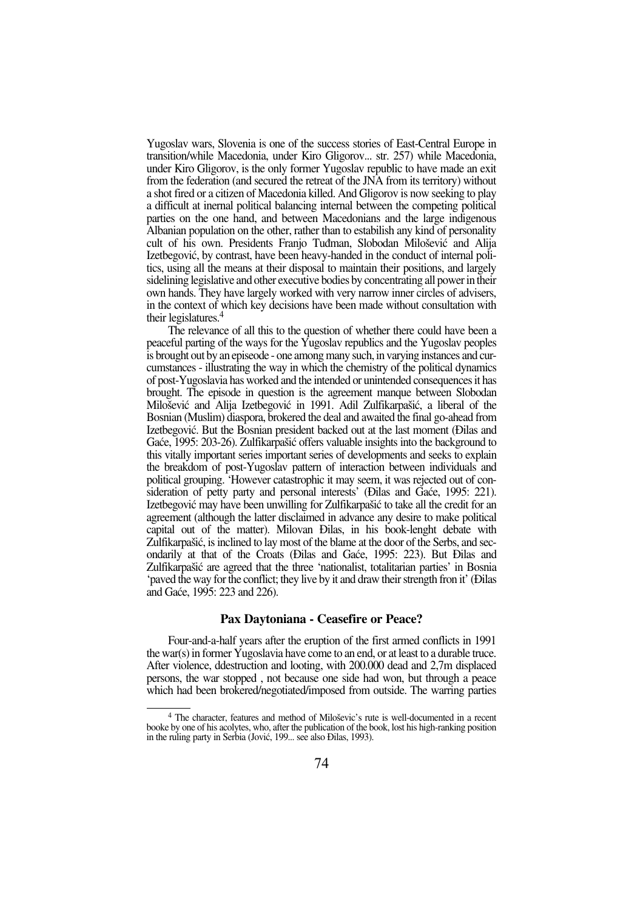Yugoslav wars, Slovenia is one of the success stories of East-Central Europe in transition/while Macedonia, under Kiro Gligorov... str. 257) while Macedonia, under Kiro Gligorov, is the only former Yugoslav republic to have made an exit from the federation (and secured the retreat of the JNA from its territory) without a shot fired or a citizen of Macedonia killed. And Gligorov is now seeking to play a difficult at inernal political balancing internal between the competing political parties on the one hand, and between Macedonians and the large indigenous Albanian population on the other, rather than to estabilish any kind of personality cult of his own. Presidents Franjo Tuđman, Slobodan Milošević and Alija Izetbegović, by contrast, have been heavy-handed in the conduct of internal politics, using all the means at their disposal to maintain their positions, and largely sidelining legislative and other executive bodies by concentrating all power in their own hands. They have largely worked with very narrow inner circles of advisers, in the context of which key decisions have been made without consultation with their legislatures.[4]

The relevance of all this to the question of whether there could have been a peaceful parting of the ways for the Yugoslav republics and the Yugoslav peoples is brought out by an episeode - one among many such, in varying instances and curcumstances - illustrating the way in which the chemistry of the political dynamics of post-Yugoslavia has worked and the intended or unintended consequences it has brought. The episode in question is the agreement manque between Slobodan Milošević and Alija Izetbegović in 1991. Adil Zulfikarpašić, a liberal of the Bosnian (Muslim) diaspora, brokered the deal and awaited the final go-ahead from Izetbegović. But the Bosnian president backed out at the last moment (Đilas and Gaće, 1995: 203-26). Zulfikarpašić offers valuable insights into the background to this vitally important series important series of developments and seeks to explain the breakdom of post-Yugoslav pattern of interaction between individuals and political grouping. 'However catastrophic it may seem, it was rejected out of consideration of petty party and personal interests' (Đilas and Gaće, 1995: 221). Izetbegović may have been unwilling for Zulfikarpašić to take all the credit for an agreement (although the latter disclaimed in advance any desire to make political capital out of the matter). Milovan Đilas, in his book-lenght debate with Zulfikarpašić, is inclined to lay most of the blame at the door of the Serbs, and secondarily at that of the Croats (Đilas and Gaće, 1995: 223). But Đilas and Zulfikarpašić are agreed that the three 'nationalist, totalitarian parties' in Bosnia 'paved the way for the conflict; they live by it and draw their strength fron it' (Đilas and Gaće, 1995: 223 and 226).

## Pax Daytoniana - Ceasefire or Peace?

Four-and-a-half years after the eruption of the first armed conflicts in 1991 the war(s) in former Yugoslavia have come to an end, or at least to a durable truce. After violence, ddestruction and looting, with 200.000 dead and 2,7m displaced persons, the war stopped , not because one side had won, but through a peace which had been brokered/negotiated/imposed from outside. The warring parties

---

[4] The character, features and method of Miloševic's rute is well-documented in a recent booke by one of his acolytes, who, after the publication of the book, lost his high-ranking position in the ruling party in Serbia (Jović, 199... see also Đilas, 1993).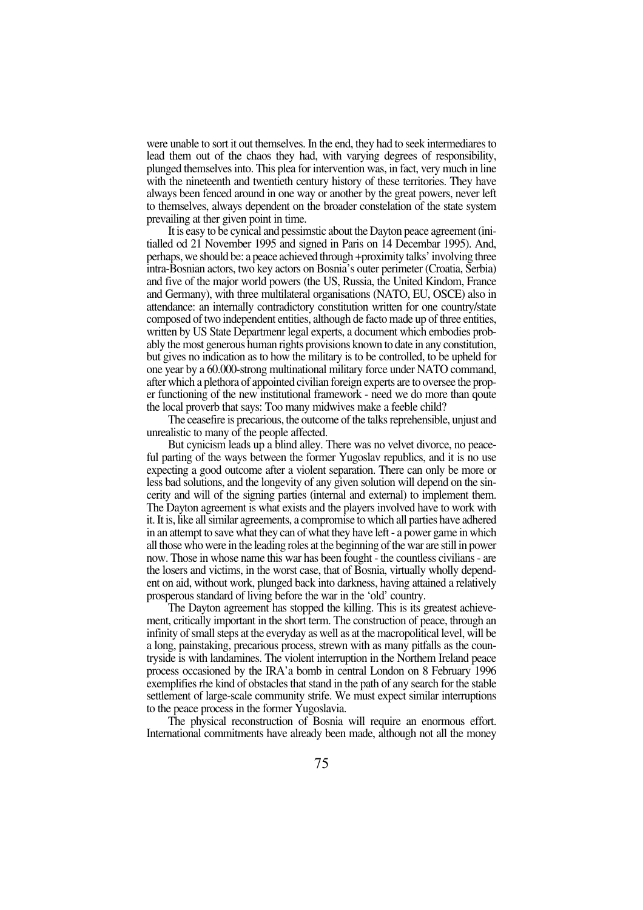were unable to sort it out themselves. In the end, they had to seek intermediares to lead them out of the chaos they had, with varying degrees of responsibility, plunged themselves into. This plea for intervention was, in fact, very much in line with the nineteenth and twentieth century history of these territories. They have always been fenced around in one way or another by the great powers, never left to themselves, always dependent on the broader constelation of the state system prevailing at ther given point in time.

It is easy to be cynical and pessimstic about the Dayton peace agreement (initialled od 21 November 1995 and signed in Paris on 14 Decembar 1995). And, perhaps, we should be: a peace achieved through +proximity talks' involving three intra-Bosnian actors, two key actors on Bosnia's outer perimeter (Croatia, Serbia) and five of the major world powers (the US, Russia, the United Kindom, France and Germany), with three multilateral organisations (NATO, EU, OSCE) also in attendance: an internally contradictory constitution written for one country/state composed of two independent entities, although de facto made up of three entities, written by US State Departmenr legal experts, a document which embodies probably the most generous human rights provisions known to date in any constitution, but gives no indication as to how the military is to be controlled, to be upheld for one year by a 60.000-strong multinational military force under NATO command, after which a plethora of appointed civilian foreign experts are to oversee the proper functioning of the new institutional framework - need we do more than qoute the local proverb that says: Too many midwives make a feeble child?

The ceasefire is precarious, the outcome of the talks reprehensible, unjust and unrealistic to many of the people affected.

But cynicism leads up a blind alley. There was no velvet divorce, no peaceful parting of the ways between the former Yugoslav republics, and it is no use expecting a good outcome after a violent separation. There can only be more or less bad solutions, and the longevity of any given solution will depend on the sincerity and will of the signing parties (internal and external) to implement them. The Dayton agreement is what exists and the players involved have to work with it. It is, like all similar agreements, a compromise to which all parties have adhered in an attempt to save what they can of what they have left - a power game in which all those who were in the leading roles at the beginning of the war are still in power now. Those in whose name this war has been fought - the countless civilians - are the losers and victims, in the worst case, that of Bosnia, virtually wholly dependent on aid, without work, plunged back into darkness, having attained a relatively prosperous standard of living before the war in the 'old' country.

The Dayton agreement has stopped the killing. This is its greatest achievement, critically important in the short term. The construction of peace, through an infinity of small steps at the everyday as well as at the macropolitical level, will be a long, painstaking, precarious process, strewn with as many pitfalls as the countryside is with landamines. The violent interruption in the Northem Ireland peace process occasioned by the IRA'a bomb in central London on 8 February 1996 exemplifies rhe kind of obstacles that stand in the path of any search for the stable settlement of large-scale community strife. We must expect similar interruptions to the peace process in the former Yugoslavia.

The physical reconstruction of Bosnia will require an enormous effort. International commitments have already been made, although not all the money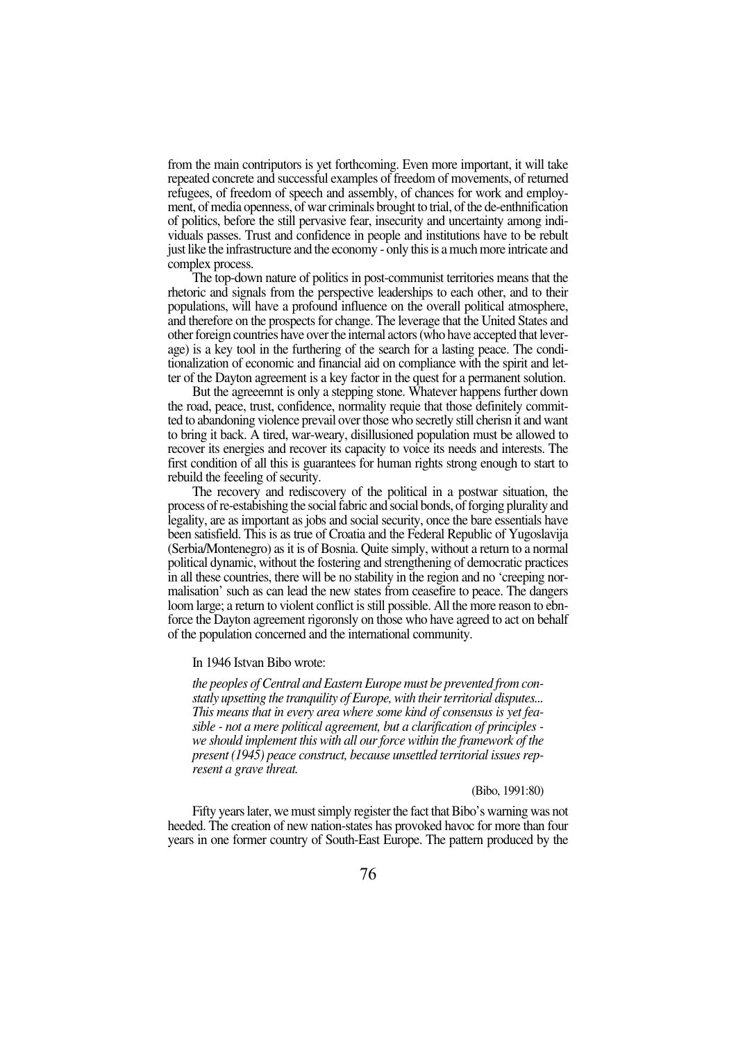from the main contriputors is yet forthcoming. Even more important, it will take repeated concrete and successful examples of freedom of movements, of returned refugees, of freedom of speech and assembly, of chances for work and employment, of media openness, of war criminals brought to trial, of the de-enthnification of politics, before the still pervasive fear, insecurity and uncertainty among individuals passes. Trust and confidence in people and institutions have to be rebult just like the infrastructure and the economy - only this is a much more intricate and complex process.

The top-down nature of politics in post-communist territories means that the rhetoric and signals from the perspective leaderships to each other, and to their populations, will have a profound influence on the overall political atmosphere, and therefore on the prospects for change. The leverage that the United States and other foreign countries have over the internal actors (who have accepted that leverage) is a key tool in the furthering of the search for a lasting peace. The conditionalization of economic and financial aid on compliance with the spirit and letter of the Dayton agreement is a key factor in the quest for a permanent solution.

But the agreeemnt is only a stepping stone. Whatever happens further down the road, peace, trust, confidence, normality requie that those definitely committed to abandoning violence prevail over those who secretly still cherisn it and want to bring it back. A tired, war-weary, disillusioned population must be allowed to recover its energies and recover its capacity to voice its needs and interests. The first condition of all this is guarantees for human rights strong enough to start to rebuild the feeeling of security.

The recovery and rediscovery of the political in a postwar situation, the process of re-estabishing the social fabric and social bonds, of forging plurality and legality, are as important as jobs and social security, once the bare essentials have been satisfield. This is as true of Croatia and the Federal Republic of Yugoslavija (Serbia/Montenegro) as it is of Bosnia. Quite simply, without a return to a normal political dynamic, without the fostering and strengthening of democratic practices in all these countries, there will be no stability in the region and no 'creeping normalisation' such as can lead the new states from ceasefire to peace. The dangers loom large; a return to violent conflict is still possible. All the more reason to ebnforce the Dayton agreement rigoronsly on those who have agreed to act on behalf of the population concerned and the international community.

In 1946 Istvan Bibo wrote:

> *the peoples of Central and Eastern Europe must be prevented from constatly upsetting the tranquility of Europe, with their territorial disputes... This means that in every area where some kind of consensus is yet feasible - not a mere political agreement, but a clarification of principles - we should implement this with all our force within the framework of the present (1945) peace construct, because unsettled territorial issues represent a grave threat.*
>
> (Bibo, 1991:80)

Fifty years later, we must simply register the fact that Bibo's warning was not heeded. The creation of new nation-states has provoked havoc for more than four years in one former country of South-East Europe. The pattern produced by the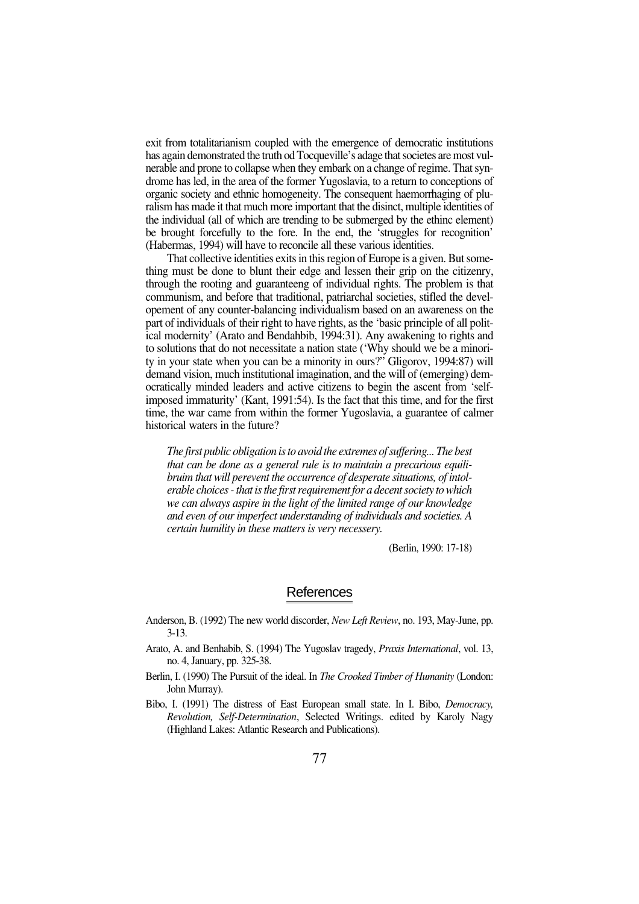exit from totalitarianism coupled with the emergence of democratic institutions has again demonstrated the truth od Tocqueville's adage that societes are most vulnerable and prone to collapse when they embark on a change of regime. That syndrome has led, in the area of the former Yugoslavia, to a return to conceptions of organic society and ethnic homogeneity. The consequent haemorrhaging of pluralism has made it that much more important that the disinct, multiple identities of the individual (all of which are trending to be submerged by the ethinc element) be brought forcefully to the fore. In the end, the 'struggles for recognition' (Habermas, 1994) will have to reconcile all these various identities.

That collective identities exits in this region of Europe is a given. But something must be done to blunt their edge and lessen their grip on the citizenry, through the rooting and guaranteeng of individual rights. The problem is that communism, and before that traditional, patriarchal societies, stifled the developement of any counter-balancing individualism based on an awareness on the part of individuals of their right to have rights, as the 'basic principle of all political modernity' (Arato and Bendahbib, 1994:31). Any awakening to rights and to solutions that do not necessitate a nation state ('Why should we be a minority in your state when you can be a minority in ours?" Gligorov, 1994:87) will demand vision, much institutional imagination, and the will of (emerging) democratically minded leaders and active citizens to begin the ascent from 'self-imposed immaturity' (Kant, 1991:54). Is the fact that this time, and for the first time, the war came from within the former Yugoslavia, a guarantee of calmer historical waters in the future?

> *The first public obligation is to avoid the extremes of suffering... The best that can be done as a general rule is to maintain a precarious equilibruim that will perevent the occurrence of desperate situations, of intolerable choices - that is the first requirement for a decent society to which we can always aspire in the light of the limited range of our knowledge and even of our imperfect understanding of individuals and societies. A certain humility in these matters is very necessery.*
>
> (Berlin, 1990: 17-18)

## References

Anderson, B. (1992) The new world discorder, *New Left Review*, no. 193, May-June, pp. 3-13.

Arato, A. and Benhabib, S. (1994) The Yugoslav tragedy, *Praxis International*, vol. 13, no. 4, January, pp. 325-38.

Berlin, I. (1990) The Pursuit of the ideal. In *The Crooked Timber of Humanity* (London: John Murray).

Bibo, I. (1991) The distress of East European small state. In I. Bibo, *Democracy, Revolution, Self-Determination*, Selected Writings. edited by Karoly Nagy (Highland Lakes: Atlantic Research and Publications).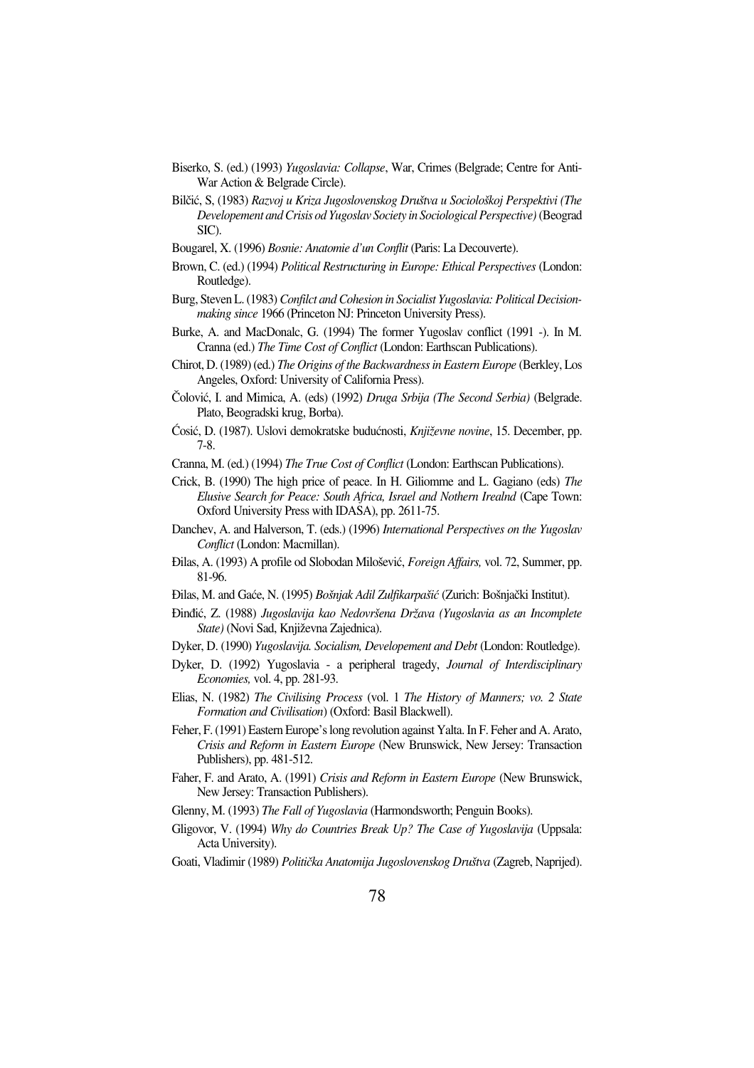Biserko, S. (ed.) (1993) *Yugoslavia: Collapse*, War, Crimes (Belgrade; Centre for Anti-War Action & Belgrade Circle).

Bilčić, S, (1983) *Razvoj u Kriza Jugoslovenskog Društva u Sociološkoj Perspektivi (The Developement and Crisis od Yugoslav Society in Sociological Perspective)* (Beograd SIC).

Bougarel, X. (1996) *Bosnie: Anatomie d'un Conflit* (Paris: La Decouverte).

Brown, C. (ed.) (1994) *Political Restructuring in Europe: Ethical Perspectives* (London: Routledge).

Burg, Steven L. (1983) *Confilct and Cohesion in Socialist Yugoslavia: Political Decision-making since* 1966 (Princeton NJ: Princeton University Press).

Burke, A. and MacDonalc, G. (1994) The former Yugoslav conflict (1991 -). In M. Cranna (ed.) *The Time Cost of Conflict* (London: Earthscan Publications).

Chirot, D. (1989) (ed.) *The Origins of the Backwardness in Eastern Europe* (Berkley, Los Angeles, Oxford: University of California Press).

Čolović, I. and Mimica, A. (eds) (1992) *Druga Srbija (The Second Serbia)* (Belgrade. Plato, Beogradski krug, Borba).

Ćosić, D. (1987). Uslovi demokratske budućnosti, *Književne novine*, 15. December, pp. 7-8.

Cranna, M. (ed.) (1994) *The True Cost of Conflict* (London: Earthscan Publications).

Crick, B. (1990) The high price of peace. In H. Giliomme and L. Gagiano (eds) *The Elusive Search for Peace: South Africa, Israel and Nothern Irealnd* (Cape Town: Oxford University Press with IDASA), pp. 2611-75.

Danchev, A. and Halverson, T. (eds.) (1996) *International Perspectives on the Yugoslav Conflict* (London: Macmillan).

Đilas, A. (1993) A profile od Slobodan Milošević, *Foreign Affairs,* vol. 72, Summer, pp. 81-96.

Đilas, M. and Gaće, N. (1995) *Bošnjak Adil Zulfikarpašić* (Zurich: Bošnjački Institut).

Đinđić, Z. (1988) *Jugoslavija kao Nedovršena Država (Yugoslavia as an Incomplete State)* (Novi Sad, Književna Zajednica).

Dyker, D. (1990) *Yugoslavija. Socialism, Developement and Debt* (London: Routledge).

Dyker, D. (1992) Yugoslavia - a peripheral tragedy, *Journal of Interdisciplinary Economies,* vol. 4, pp. 281-93.

Elias, N. (1982) *The Civilising Process* (vol. 1 *The History of Manners; vo. 2 State Formation and Civilisation*) (Oxford: Basil Blackwell).

Feher, F. (1991) Eastern Europe's long revolution against Yalta. In F. Feher and A. Arato, *Crisis and Reform in Eastern Europe* (New Brunswick, New Jersey: Transaction Publishers), pp. 481-512.

Faher, F. and Arato, A. (1991) *Crisis and Reform in Eastern Europe* (New Brunswick, New Jersey: Transaction Publishers).

Glenny, M. (1993) *The Fall of Yugoslavia* (Harmondsworth; Penguin Books).

Gligovor, V. (1994) *Why do Countries Break Up? The Case of Yugoslavija* (Uppsala: Acta University).

Goati, Vladimir (1989) *Politička Anatomija Jugoslovenskog Društva* (Zagreb, Naprijed).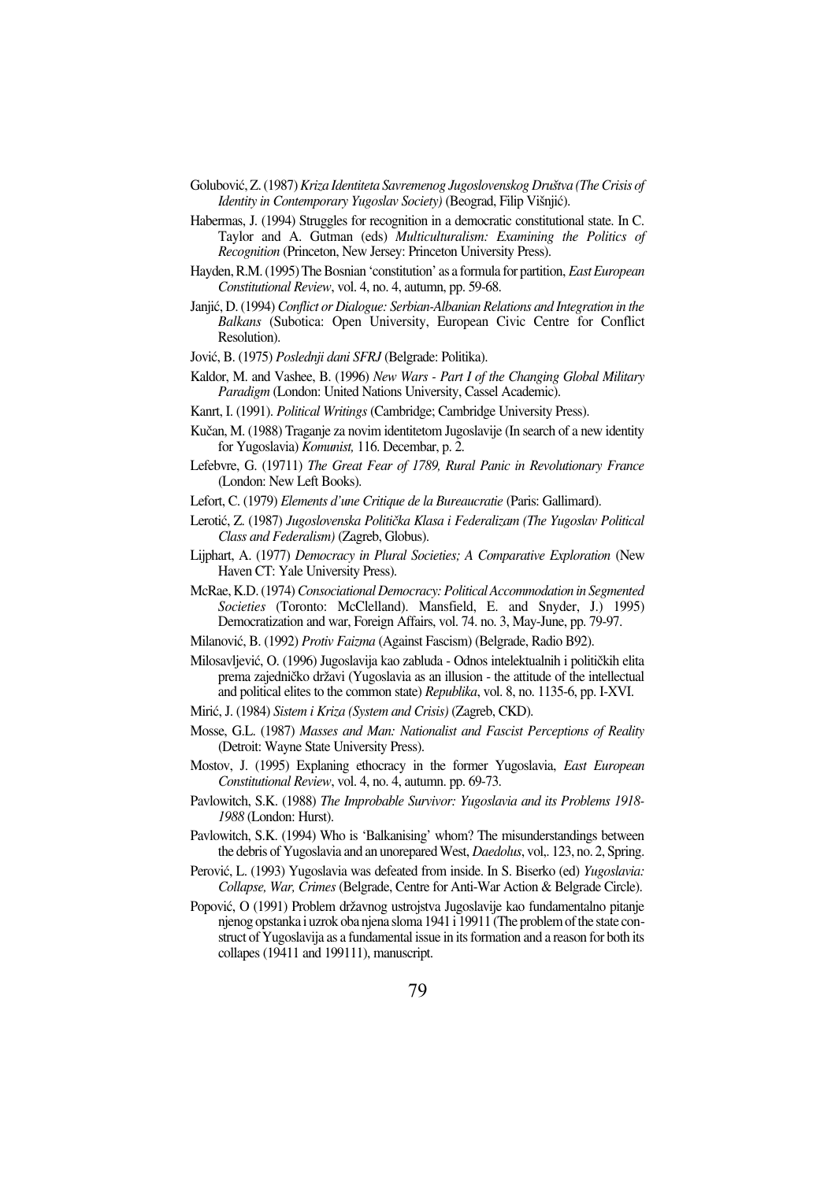Golubović, Z. (1987) *Kriza Identiteta Savremenog Jugoslovenskog Društva (The Crisis of Identity in Contemporary Yugoslav Society)* (Beograd, Filip Višnjić).

Habermas, J. (1994) Struggles for recognition in a democratic constitutional state. In C. Taylor and A. Gutman (eds) *Multiculturalism: Examining the Politics of Recognition* (Princeton, New Jersey: Princeton University Press).

Hayden, R.M. (1995) The Bosnian 'constitution' as a formula for partition, *East European Constitutional Review*, vol. 4, no. 4, autumn, pp. 59-68.

Janjić, D. (1994) *Conflict or Dialogue: Serbian-Albanian Relations and Integration in the Balkans* (Subotica: Open University, European Civic Centre for Conflict Resolution).

Jović, B. (1975) *Poslednji dani SFRJ* (Belgrade: Politika).

Kaldor, M. and Vashee, B. (1996) *New Wars - Part I of the Changing Global Military Paradigm* (London: United Nations University, Cassel Academic).

Kanrt, I. (1991). *Political Writings* (Cambridge; Cambridge University Press).

Kučan, M. (1988) Traganje za novim identitetom Jugoslavije (In search of a new identity for Yugoslavia) *Komunist,* 116. Decembar, p. 2.

Lefebvre, G. (19711) *The Great Fear of 1789, Rural Panic in Revolutionary France* (London: New Left Books).

Lefort, C. (1979) *Elements d'une Critique de la Bureaucratie* (Paris: Gallimard).

Lerotić, Z. (1987) *Jugoslovenska Politička Klasa i Federalizam (The Yugoslav Political Class and Federalism)* (Zagreb, Globus).

Lijphart, A. (1977) *Democracy in Plural Societies; A Comparative Exploration* (New Haven CT: Yale University Press).

McRae, K.D. (1974) *Consociational Democracy: Political Accommodation in Segmented Societies* (Toronto: McClelland). Mansfield, E. and Snyder, J.) 1995) Democratization and war, Foreign Affairs, vol. 74. no. 3, May-June, pp. 79-97.

Milanović, B. (1992) *Protiv Faizma* (Against Fascism) (Belgrade, Radio B92).

Milosavljević, O. (1996) Jugoslavija kao zabluda - Odnos intelektualnih i političkih elita prema zajedničko državi (Yugoslavia as an illusion - the attitude of the intellectual and political elites to the common state) *Republika*, vol. 8, no. 1135-6, pp. I-XVI.

Mirić, J. (1984) *Sistem i Kriza (System and Crisis)* (Zagreb, CKD).

Mosse, G.L. (1987) *Masses and Man: Nationalist and Fascist Perceptions of Reality* (Detroit: Wayne State University Press).

Mostov, J. (1995) Explaning ethocracy in the former Yugoslavia, *East European Constitutional Review*, vol. 4, no. 4, autumn. pp. 69-73.

Pavlowitch, S.K. (1988) *The Improbable Survivor: Yugoslavia and its Problems 1918-1988* (London: Hurst).

Pavlowitch, S.K. (1994) Who is 'Balkanising' whom? The misunderstandings between the debris of Yugoslavia and an unorepared West, *Daedolus*, vol,. 123, no. 2, Spring.

Perović, L. (1993) Yugoslavia was defeated from inside. In S. Biserko (ed) *Yugoslavia: Collapse, War, Crimes* (Belgrade, Centre for Anti-War Action & Belgrade Circle).

Popović, O (1991) Problem državnog ustrojstva Jugoslavije kao fundamentalno pitanje njenog opstanka i uzrok oba njena sloma 1941 i 19911 (The problem of the state construct of Yugoslavija as a fundamental issue in its formation and a reason for both its collapes (19411 and 199111), manuscript.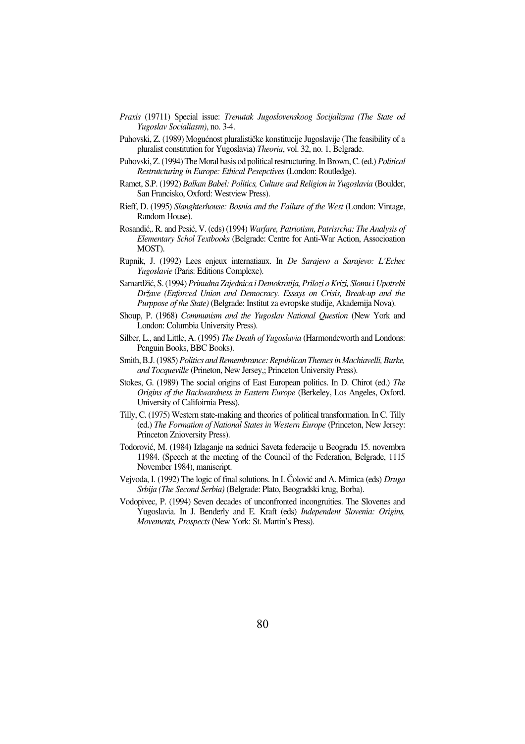*Praxis* (19711) Special issue: *Trenutak Jugoslovenskoog Socijalizma (The State od Yugoslav Socialiasm)*, no. 3-4.

Puhovski, Z. (1989) Mogućnost pluralističke konstitucije Jugoslavije (The feasibility of a pluralist constitution for Yugoslavia) *Theoria*, vol. 32, no. 1, Belgrade.

Puhovski, Z. (1994) The Moral basis od political restructuring. In Brown, C. (ed.) *Political Restrutcturing in Europe: Ethical Pesepctives* (London: Routledge).

Ramet, S.P. (1992) *Balkan Babel: Politics, Culture and Religion in Yugoslavia* (Boulder, San Francisko, Oxford: Westview Press).

Rieff, D. (1995) *Slanghterhouse: Bosnia and the Failure of the West* (London: Vintage, Random House).

Rosandić,. R. and Pesić, V. (eds) (1994) *Warfare, Patriotism, Patrisrcha: The Analysis of Elementary Schol Textbooks* (Belgrade: Centre for Anti-War Action, Associoation MOST).

Rupnik, J. (1992) Lees enjeux internatiaux. In *De Sarajevo a Sarajevo: L'Echec Yugoslavie* (Paris: Editions Complexe).

Samardžić, S. (1994) *Prinudna Zajednica i Demokratija, Prilozi o Krizi, Slomu i Upotrebi Države (Enforced Union and Democracy. Essays on Crisis, Break-up and the Purppose of the State)* (Belgrade: Institut za evropske studije, Akademija Nova).

Shoup, P. (1968) *Communism and the Yugoslav National Question* (New York and London: Columbia University Press).

Silber, L., and Little, A. (1995) *The Death of Yugoslavia* (Harmondeworth and Londons: Penguin Books, BBC Books).

Smith, B.J. (1985) *Politics and Remembrance: Republican Themes in Machiavelli, Burke, and Tocqueville* (Prineton, New Jersey,; Princeton University Press).

Stokes, G. (1989) The social origins of East European politics. In D. Chirot (ed.) *The Origins of the Backwardness in Eastern Europe* (Berkeley, Los Angeles, Oxford. University of Califoirnia Press).

Tilly, C. (1975) Western state-making and theories of political transformation. In C. Tilly (ed.) *The Formation of National States in Western Europe* (Princeton, New Jersey: Princeton Znioversity Press).

Todorović, M. (1984) Izlaganje na sednici Saveta federacije u Beogradu 15. novembra 11984. (Speech at the meeting of the Council of the Federation, Belgrade, 1115 November 1984), maniscript.

Vejvoda, I. (1992) The logic of final solutions. In I. Čolović and A. Mimica (eds) *Druga Srbija (The Second Serbia)* (Belgrade: Plato, Beogradski krug, Borba).

Vodopivec, P. (1994) Seven decades of unconfronted incongruities. The Slovenes and Yugoslavia. In J. Benderly and E. Kraft (eds) *Independent Slovenia: Origins, Movements, Prospects* (New York: St. Martin's Press).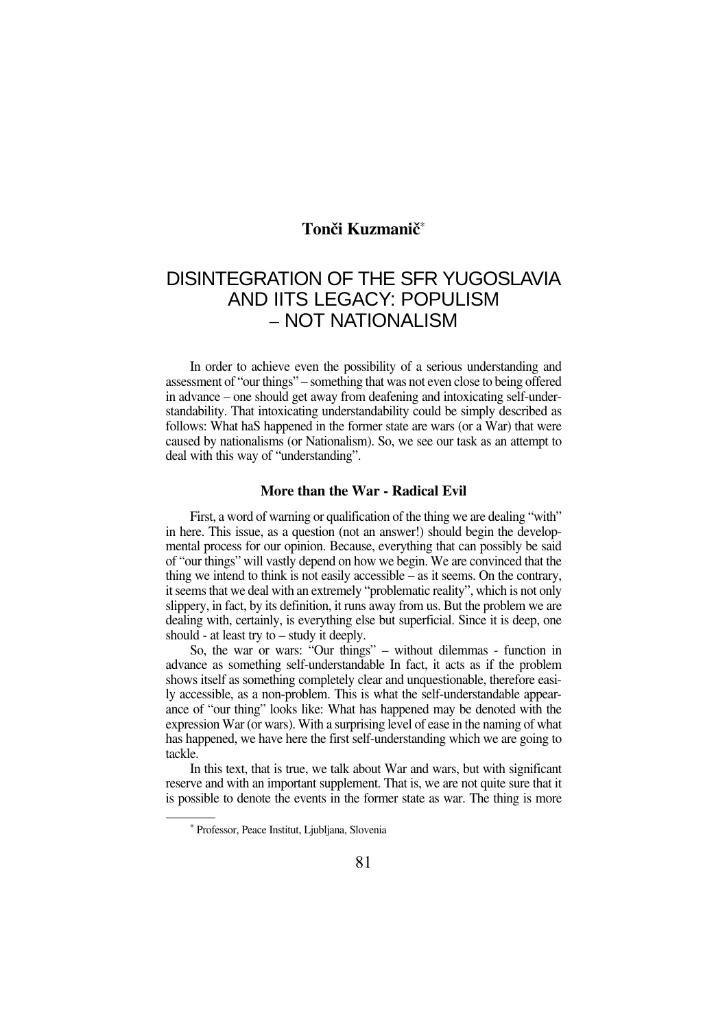**Tonči Kuzmanič**[*]

# DISINTEGRATION OF THE SFR YUGOSLAVIA AND IITS LEGACY: POPULISM – NOT NATIONALISM

In order to achieve even the possibility of a serious understanding and assessment of "our things" – something that was not even close to being offered in advance – one should get away from deafening and intoxicating self-understandability. That intoxicating understandability could be simply described as follows: What haS happened in the former state are wars (or a War) that were caused by nationalisms (or Nationalism). So, we see our task as an attempt to deal with this way of "understanding".

### More than the War - Radical Evil

First, a word of warning or qualification of the thing we are dealing "with" in here. This issue, as a question (not an answer!) should begin the developmental process for our opinion. Because, everything that can possibly be said of "our things" will vastly depend on how we begin. We are convinced that the thing we intend to think is not easily accessible – as it seems. On the contrary, it seems that we deal with an extremely "problematic reality", which is not only slippery, in fact, by its definition, it runs away from us. But the problem we are dealing with, certainly, is everything else but superficial. Since it is deep, one should - at least try to – study it deeply.

So, the war or wars: "Our things" – without dilemmas - function in advance as something self-understandable In fact, it acts as if the problem shows itself as something completely clear and unquestionable, therefore easily accessible, as a non-problem. This is what the self-understandable appearance of "our thing" looks like: What has happened may be denoted with the expression War (or wars). With a surprising level of ease in the naming of what has happened, we have here the first self-understanding which we are going to tackle.

In this text, that is true, we talk about War and wars, but with significant reserve and with an important supplement. That is, we are not quite sure that it is possible to denote the events in the former state as war. The thing is more

[*] Professor, Peace Institut, Ljubljana, Slovenia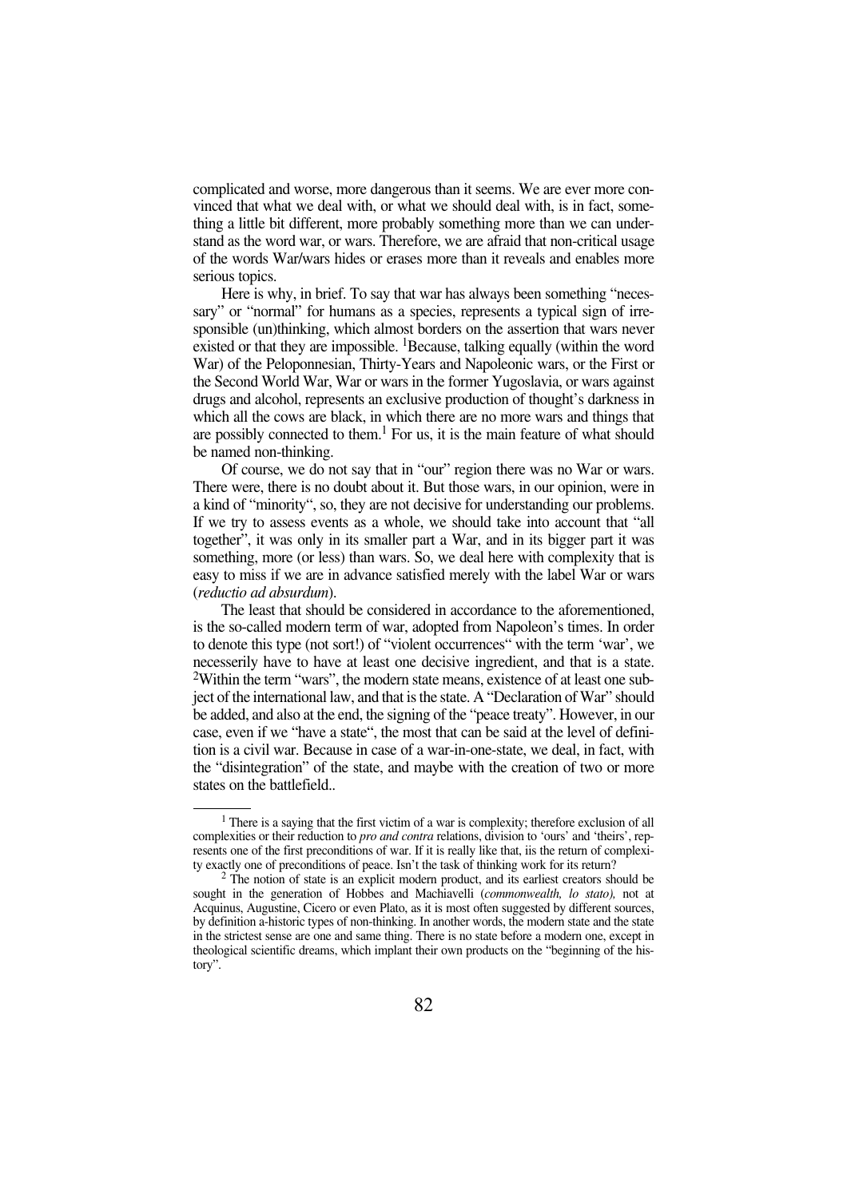complicated and worse, more dangerous than it seems. We are ever more convinced that what we deal with, or what we should deal with, is in fact, something a little bit different, more probably something more than we can understand as the word war, or wars. Therefore, we are afraid that non-critical usage of the words War/wars hides or erases more than it reveals and enables more serious topics.

Here is why, in brief. To say that war has always been something "necessary" or "normal" for humans as a species, represents a typical sign of irresponsible (un)thinking, which almost borders on the assertion that wars never existed or that they are impossible. [1]Because, talking equally (within the word War) of the Peloponnesian, Thirty-Years and Napoleonic wars, or the First or the Second World War, War or wars in the former Yugoslavia, or wars against drugs and alcohol, represents an exclusive production of thought's darkness in which all the cows are black, in which there are no more wars and things that are possibly connected to them.[1] For us, it is the main feature of what should be named non-thinking.

Of course, we do not say that in "our" region there was no War or wars. There were, there is no doubt about it. But those wars, in our opinion, were in a kind of "minority", so, they are not decisive for understanding our problems. If we try to assess events as a whole, we should take into account that "all together", it was only in its smaller part a War, and in its bigger part it was something, more (or less) than wars. So, we deal here with complexity that is easy to miss if we are in advance satisfied merely with the label War or wars (*reductio ad absurdum*).

The least that should be considered in accordance to the aforementioned, is the so-called modern term of war, adopted from Napoleon's times. In order to denote this type (not sort!) of "violent occurrences" with the term 'war', we necesserily have to have at least one decisive ingredient, and that is a state. [2]Within the term "wars", the modern state means, existence of at least one subject of the international law, and that is the state. A "Declaration of War" should be added, and also at the end, the signing of the "peace treaty". However, in our case, even if we "have a state", the most that can be said at the level of definition is a civil war. Because in case of a war-in-one-state, we deal, in fact, with the "disintegration" of the state, and maybe with the creation of two or more states on the battlefield..

---

[1] There is a saying that the first victim of a war is complexity; therefore exclusion of all complexities or their reduction to *pro and contra* relations, division to 'ours' and 'theirs', represents one of the first preconditions of war. If it is really like that, iis the return of complexity exactly one of preconditions of peace. Isn't the task of thinking work for its return?

[2] The notion of state is an explicit modern product, and its earliest creators should be sought in the generation of Hobbes and Machiavelli (*commonwealth, lo stato),* not at Acquinus, Augustine, Cicero or even Plato, as it is most often suggested by different sources, by definition a-historic types of non-thinking. In another words, the modern state and the state in the strictest sense are one and same thing. There is no state before a modern one, except in theological scientific dreams, which implant their own products on the "beginning of the history".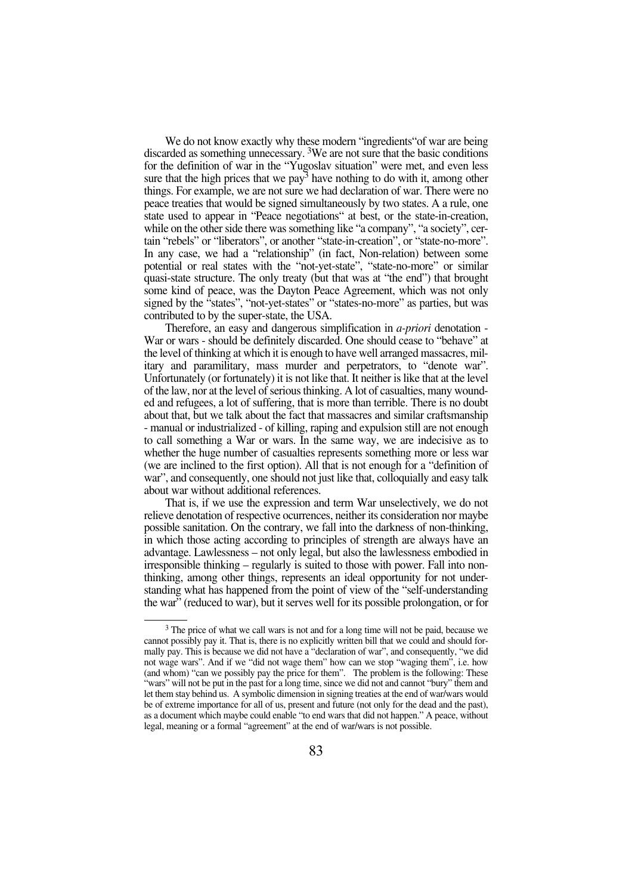We do not know exactly why these modern "ingredients"of war are being discarded as something unnecessary. [3]We are not sure that the basic conditions for the definition of war in the "Yugoslav situation" were met, and even less sure that the high prices that we pay[3] have nothing to do with it, among other things. For example, we are not sure we had declaration of war. There were no peace treaties that would be signed simultaneously by two states. A a rule, one state used to appear in "Peace negotiations" at best, or the state-in-creation, while on the other side there was something like "a company", "a society", certain "rebels" or "liberators", or another "state-in-creation", or "state-no-more". In any case, we had a "relationship" (in fact, Non-relation) between some potential or real states with the "not-yet-state", "state-no-more" or similar quasi-state structure. The only treaty (but that was at "the end") that brought some kind of peace, was the Dayton Peace Agreement, which was not only signed by the "states", "not-yet-states" or "states-no-more" as parties, but was contributed to by the super-state, the USA.

Therefore, an easy and dangerous simplification in *a-priori* denotation - War or wars - should be definitely discarded. One should cease to "behave" at the level of thinking at which it is enough to have well arranged massacres, military and paramilitary, mass murder and perpetrators, to "denote war". Unfortunately (or fortunately) it is not like that. It neither is like that at the level of the law, nor at the level of serious thinking. A lot of casualties, many wounded and refugees, a lot of suffering, that is more than terrible. There is no doubt about that, but we talk about the fact that massacres and similar craftsmanship - manual or industrialized - of killing, raping and expulsion still are not enough to call something a War or wars. In the same way, we are indecisive as to whether the huge number of casualties represents something more or less war (we are inclined to the first option). All that is not enough for a "definition of war", and consequently, one should not just like that, colloquially and easy talk about war without additional references.

That is, if we use the expression and term War unselectively, we do not relieve denotation of respective ocurrences, neither its consideration nor maybe possible sanitation. On the contrary, we fall into the darkness of non-thinking, in which those acting according to principles of strength are always have an advantage. Lawlessness – not only legal, but also the lawlessness embodied in irresponsible thinking – regularly is suited to those with power. Fall into non-thinking, among other things, represents an ideal opportunity for not understanding what has happened from the point of view of the "self-understanding the war" (reduced to war), but it serves well for its possible prolongation, or for

[3] The price of what we call wars is not and for a long time will not be paid, because we cannot possibly pay it. That is, there is no explicitly written bill that we could and should formally pay. This is because we did not have a "declaration of war", and consequently, "we did not wage wars". And if we "did not wage them" how can we stop "waging them", i.e. how (and whom) "can we possibly pay the price for them". The problem is the following: These "wars" will not be put in the past for a long time, since we did not and cannot "bury" them and let them stay behind us. A symbolic dimension in signing treaties at the end of war/wars would be of extreme importance for all of us, present and future (not only for the dead and the past), as a document which maybe could enable "to end wars that did not happen." A peace, without legal, meaning or a formal "agreement" at the end of war/wars is not possible.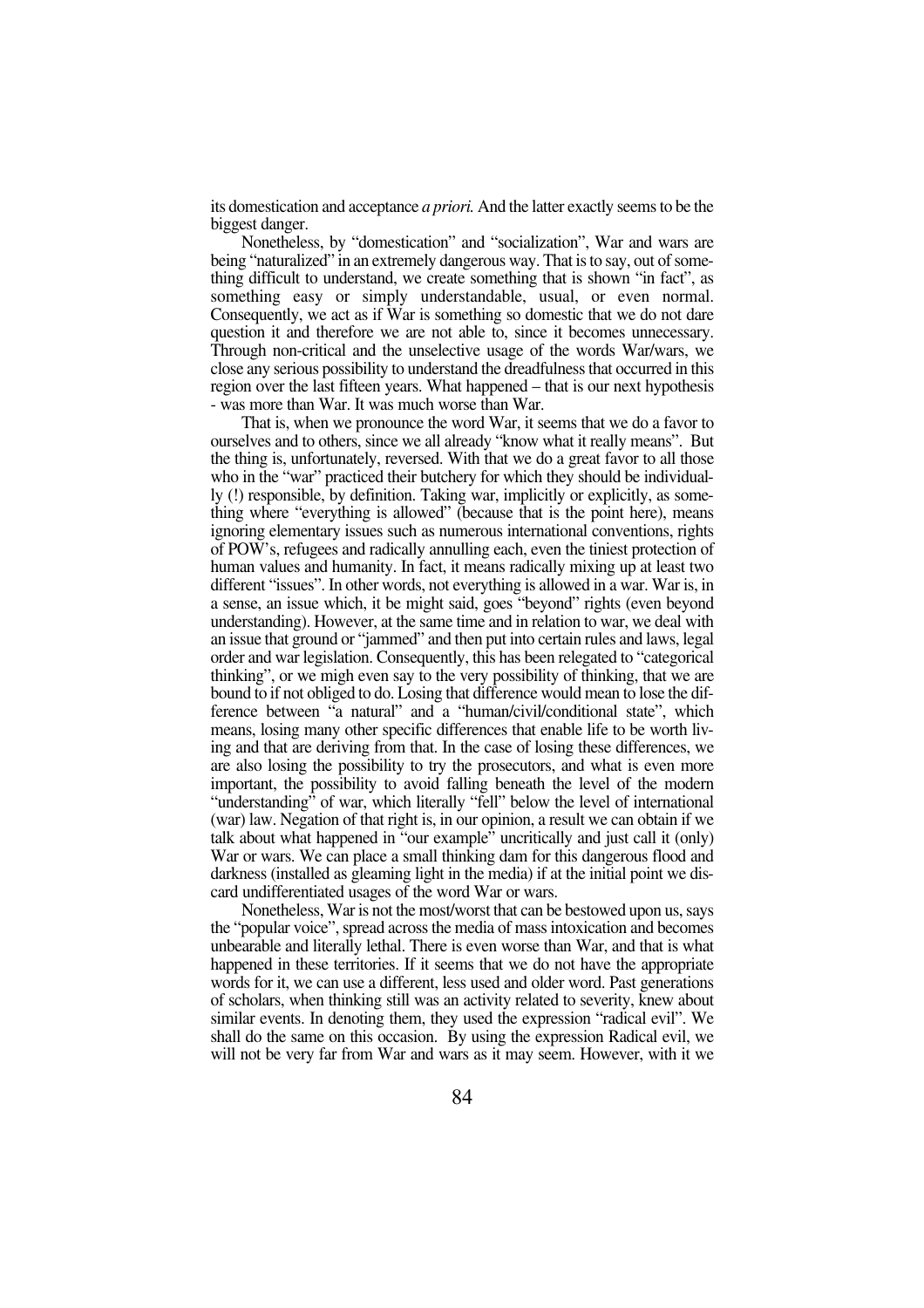its domestication and acceptance *a priori.* And the latter exactly seems to be the biggest danger.

Nonetheless, by "domestication" and "socialization", War and wars are being "naturalized" in an extremely dangerous way. That is to say, out of something difficult to understand, we create something that is shown "in fact", as something easy or simply understandable, usual, or even normal. Consequently, we act as if War is something so domestic that we do not dare question it and therefore we are not able to, since it becomes unnecessary. Through non-critical and the unselective usage of the words War/wars, we close any serious possibility to understand the dreadfulness that occurred in this region over the last fifteen years. What happened – that is our next hypothesis - was more than War. It was much worse than War.

That is, when we pronounce the word War, it seems that we do a favor to ourselves and to others, since we all already "know what it really means". But the thing is, unfortunately, reversed. With that we do a great favor to all those who in the "war" practiced their butchery for which they should be individually (!) responsible, by definition. Taking war, implicitly or explicitly, as something where "everything is allowed" (because that is the point here), means ignoring elementary issues such as numerous international conventions, rights of POW's, refugees and radically annulling each, even the tiniest protection of human values and humanity. In fact, it means radically mixing up at least two different "issues". In other words, not everything is allowed in a war. War is, in a sense, an issue which, it be might said, goes "beyond" rights (even beyond understanding). However, at the same time and in relation to war, we deal with an issue that ground or "jammed" and then put into certain rules and laws, legal order and war legislation. Consequently, this has been relegated to "categorical thinking", or we migh even say to the very possibility of thinking, that we are bound to if not obliged to do. Losing that difference would mean to lose the difference between "a natural" and a "human/civil/conditional state", which means, losing many other specific differences that enable life to be worth living and that are deriving from that. In the case of losing these differences, we are also losing the possibility to try the prosecutors, and what is even more important, the possibility to avoid falling beneath the level of the modern "understanding" of war, which literally "fell" below the level of international (war) law. Negation of that right is, in our opinion, a result we can obtain if we talk about what happened in "our example" uncritically and just call it (only) War or wars. We can place a small thinking dam for this dangerous flood and darkness (installed as gleaming light in the media) if at the initial point we discard undifferentiated usages of the word War or wars.

Nonetheless, War is not the most/worst that can be bestowed upon us, says the "popular voice", spread across the media of mass intoxication and becomes unbearable and literally lethal. There is even worse than War, and that is what happened in these territories. If it seems that we do not have the appropriate words for it, we can use a different, less used and older word. Past generations of scholars, when thinking still was an activity related to severity, knew about similar events. In denoting them, they used the expression "radical evil". We shall do the same on this occasion. By using the expression Radical evil, we will not be very far from War and wars as it may seem. However, with it we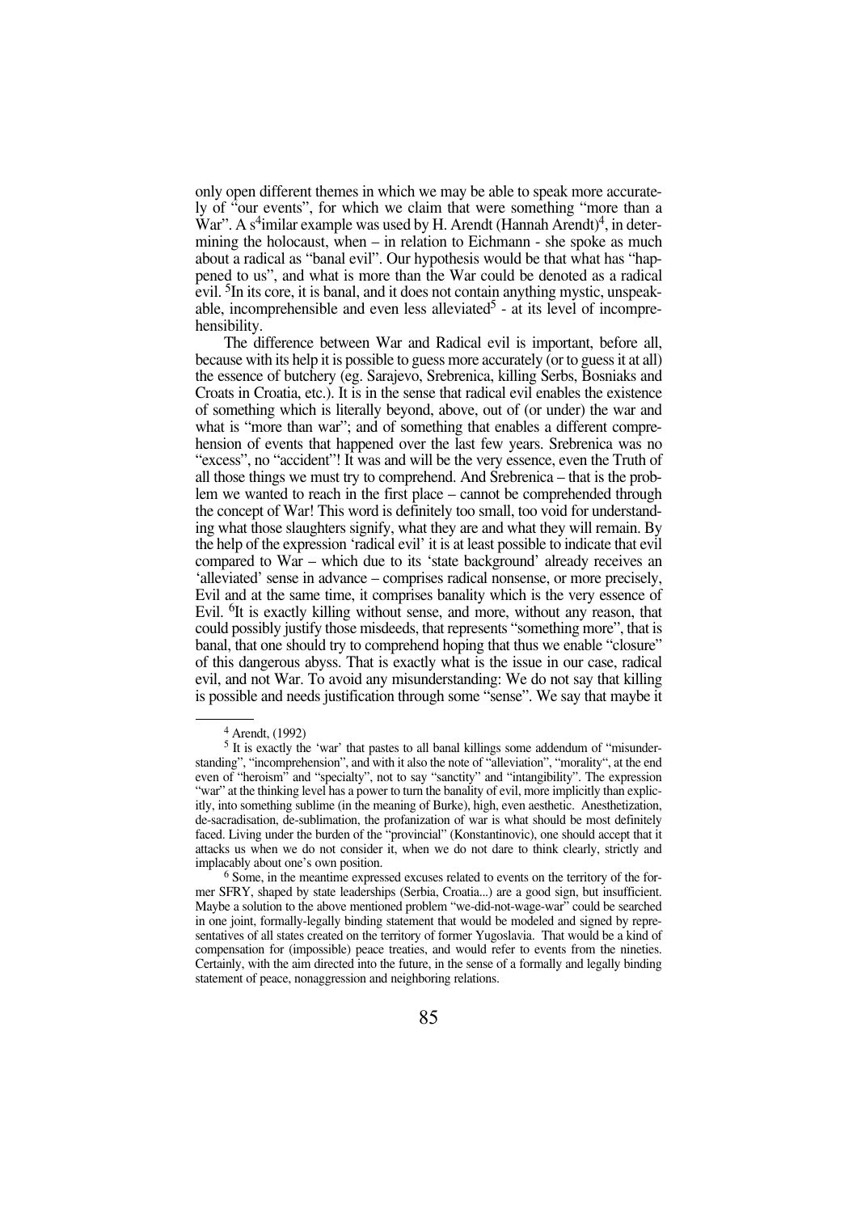only open different themes in which we may be able to speak more accurately of "our events", for which we claim that were something "more than a War". A s[4]imilar example was used by H. Arendt (Hannah Arendt)[4], in determining the holocaust, when – in relation to Eichmann - she spoke as much about a radical as "banal evil". Our hypothesis would be that what has "happened to us", and what is more than the War could be denoted as a radical evil. [5]In its core, it is banal, and it does not contain anything mystic, unspeakable, incomprehensible and even less alleviated[5] - at its level of incomprehensibility.

The difference between War and Radical evil is important, before all, because with its help it is possible to guess more accurately (or to guess it at all) the essence of butchery (eg. Sarajevo, Srebrenica, killing Serbs, Bosniaks and Croats in Croatia, etc.). It is in the sense that radical evil enables the existence of something which is literally beyond, above, out of (or under) the war and what is "more than war"; and of something that enables a different comprehension of events that happened over the last few years. Srebrenica was no "excess", no "accident"! It was and will be the very essence, even the Truth of all those things we must try to comprehend. And Srebrenica – that is the problem we wanted to reach in the first place – cannot be comprehended through the concept of War! This word is definitely too small, too void for understanding what those slaughters signify, what they are and what they will remain. By the help of the expression 'radical evil' it is at least possible to indicate that evil compared to War – which due to its 'state background' already receives an 'alleviated' sense in advance – comprises radical nonsense, or more precisely, Evil and at the same time, it comprises banality which is the very essence of Evil. [6]It is exactly killing without sense, and more, without any reason, that could possibly justify those misdeeds, that represents "something more", that is banal, that one should try to comprehend hoping that thus we enable "closure" of this dangerous abyss. That is exactly what is the issue in our case, radical evil, and not War. To avoid any misunderstanding: We do not say that killing is possible and needs justification through some "sense". We say that maybe it

---

[4] Arendt, (1992)

[5] It is exactly the 'war' that pastes to all banal killings some addendum of "misunderstanding", "incomprehension", and with it also the note of "alleviation", "morality", at the end even of "heroism" and "specialty", not to say "sanctity" and "intangibility". The expression "war" at the thinking level has a power to turn the banality of evil, more implicitly than explicitly, into something sublime (in the meaning of Burke), high, even aesthetic. Anesthetization, de-sacradisation, de-sublimation, the profanization of war is what should be most definitely faced. Living under the burden of the "provincial" (Konstantinovic), one should accept that it attacks us when we do not consider it, when we do not dare to think clearly, strictly and implacably about one's own position.

[6] Some, in the meantime expressed excuses related to events on the territory of the former SFRY, shaped by state leaderships (Serbia, Croatia...) are a good sign, but insufficient. Maybe a solution to the above mentioned problem "we-did-not-wage-war" could be searched in one joint, formally-legally binding statement that would be modeled and signed by representatives of all states created on the territory of former Yugoslavia. That would be a kind of compensation for (impossible) peace treaties, and would refer to events from the nineties. Certainly, with the aim directed into the future, in the sense of a formally and legally binding statement of peace, nonaggression and neighboring relations.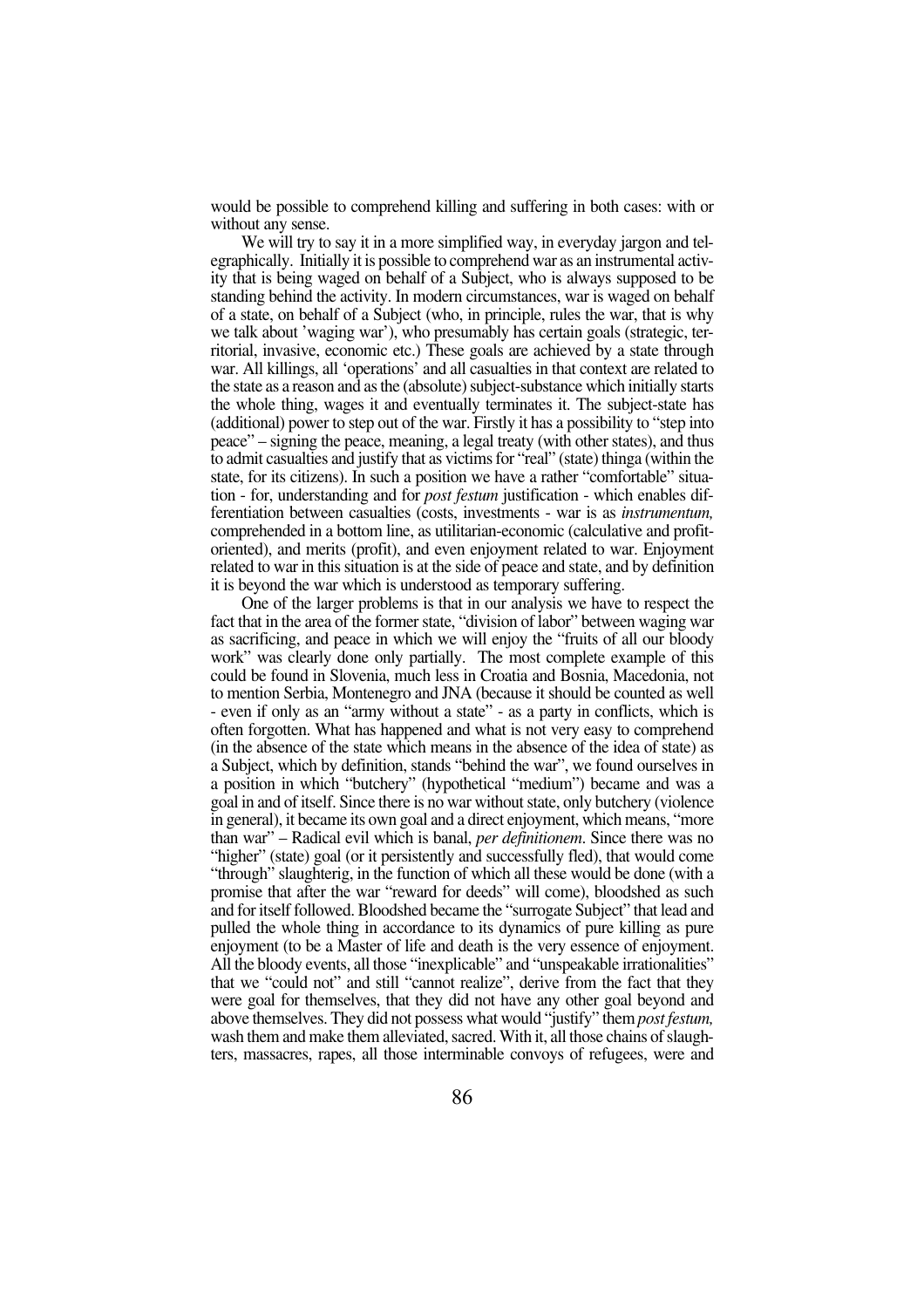would be possible to comprehend killing and suffering in both cases: with or without any sense.

We will try to say it in a more simplified way, in everyday jargon and telegraphically. Initially it is possible to comprehend war as an instrumental activity that is being waged on behalf of a Subject, who is always supposed to be standing behind the activity. In modern circumstances, war is waged on behalf of a state, on behalf of a Subject (who, in principle, rules the war, that is why we talk about 'waging war'), who presumably has certain goals (strategic, territorial, invasive, economic etc.) These goals are achieved by a state through war. All killings, all 'operations' and all casualties in that context are related to the state as a reason and as the (absolute) subject-substance which initially starts the whole thing, wages it and eventually terminates it. The subject-state has (additional) power to step out of the war. Firstly it has a possibility to "step into peace" – signing the peace, meaning, a legal treaty (with other states), and thus to admit casualties and justify that as victims for "real" (state) thinga (within the state, for its citizens). In such a position we have a rather "comfortable" situation - for, understanding and for *post festum* justification - which enables differentiation between casualties (costs, investments - war is as *instrumentum,* comprehended in a bottom line, as utilitarian-economic (calculative and profit-oriented), and merits (profit), and even enjoyment related to war. Enjoyment related to war in this situation is at the side of peace and state, and by definition it is beyond the war which is understood as temporary suffering.

One of the larger problems is that in our analysis we have to respect the fact that in the area of the former state, "division of labor" between waging war as sacrificing, and peace in which we will enjoy the "fruits of all our bloody work" was clearly done only partially. The most complete example of this could be found in Slovenia, much less in Croatia and Bosnia, Macedonia, not to mention Serbia, Montenegro and JNA (because it should be counted as well - even if only as an "army without a state" - as a party in conflicts, which is often forgotten. What has happened and what is not very easy to comprehend (in the absence of the state which means in the absence of the idea of state) as a Subject, which by definition, stands "behind the war", we found ourselves in a position in which "butchery" (hypothetical "medium") became and was a goal in and of itself. Since there is no war without state, only butchery (violence in general), it became its own goal and a direct enjoyment, which means, "more than war" – Radical evil which is banal, *per definitionem*. Since there was no "higher" (state) goal (or it persistently and successfully fled), that would come "through" slaughterig, in the function of which all these would be done (with a promise that after the war "reward for deeds" will come), bloodshed as such and for itself followed. Bloodshed became the "surrogate Subject" that lead and pulled the whole thing in accordance to its dynamics of pure killing as pure enjoyment (to be a Master of life and death is the very essence of enjoyment. All the bloody events, all those "inexplicable" and "unspeakable irrationalities" that we "could not" and still "cannot realize", derive from the fact that they were goal for themselves, that they did not have any other goal beyond and above themselves. They did not possess what would "justify" them *post festum,* wash them and make them alleviated, sacred. With it, all those chains of slaughters, massacres, rapes, all those interminable convoys of refugees, were and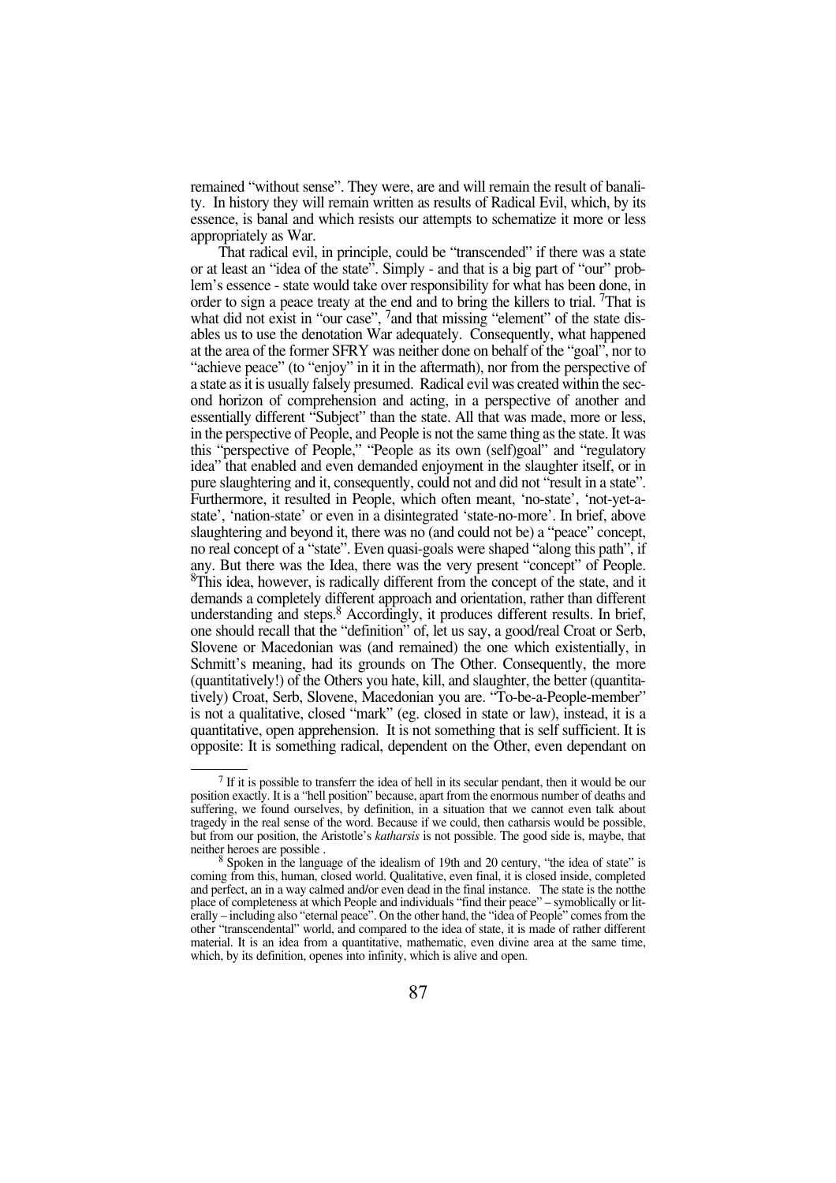remained "without sense". They were, are and will remain the result of banality. In history they will remain written as results of Radical Evil, which, by its essence, is banal and which resists our attempts to schematize it more or less appropriately as War.

That radical evil, in principle, could be "transcended" if there was a state or at least an "idea of the state". Simply - and that is a big part of "our" problem's essence - state would take over responsibility for what has been done, in order to sign a peace treaty at the end and to bring the killers to trial. [7]That is what did not exist in "our case", [7]and that missing "element" of the state disables us to use the denotation War adequately. Consequently, what happened at the area of the former SFRY was neither done on behalf of the "goal", nor to "achieve peace" (to "enjoy" in it in the aftermath), nor from the perspective of a state as it is usually falsely presumed. Radical evil was created within the second horizon of comprehension and acting, in a perspective of another and essentially different "Subject" than the state. All that was made, more or less, in the perspective of People, and People is not the same thing as the state. It was this "perspective of People," "People as its own (self)goal" and "regulatory idea" that enabled and even demanded enjoyment in the slaughter itself, or in pure slaughtering and it, consequently, could not and did not "result in a state". Furthermore, it resulted in People, which often meant, 'no-state', 'not-yet-a-state', 'nation-state' or even in a disintegrated 'state-no-more'. In brief, above slaughtering and beyond it, there was no (and could not be) a "peace" concept, no real concept of a "state". Even quasi-goals were shaped "along this path", if any. But there was the Idea, there was the very present "concept" of People. [8]This idea, however, is radically different from the concept of the state, and it demands a completely different approach and orientation, rather than different understanding and steps.[8] Accordingly, it produces different results. In brief, one should recall that the "definition" of, let us say, a good/real Croat or Serb, Slovene or Macedonian was (and remained) the one which existentially, in Schmitt's meaning, had its grounds on The Other. Consequently, the more (quantitatively!) of the Others you hate, kill, and slaughter, the better (quantitatively) Croat, Serb, Slovene, Macedonian you are. "To-be-a-People-member" is not a qualitative, closed "mark" (eg. closed in state or law), instead, it is a quantitative, open apprehension. It is not something that is self sufficient. It is opposite: It is something radical, dependent on the Other, even dependant on

---

[7] If it is possible to transferr the idea of hell in its secular pendant, then it would be our position exactly. It is a "hell position" because, apart from the enormous number of deaths and suffering, we found ourselves, by definition, in a situation that we cannot even talk about tragedy in the real sense of the word. Because if we could, then catharsis would be possible, but from our position, the Aristotle's *katharsis* is not possible. The good side is, maybe, that neither heroes are possible .

[8] Spoken in the language of the idealism of 19th and 20 century, "the idea of state" is coming from this, human, closed world. Qualitative, even final, it is closed inside, completed and perfect, an in a way calmed and/or even dead in the final instance. The state is the notthe place of completeness at which People and individuals "find their peace" – symoblically or literally – including also "eternal peace". On the other hand, the "idea of People" comes from the other "transcendental" world, and compared to the idea of state, it is made of rather different material. It is an idea from a quantitative, mathematic, even divine area at the same time, which, by its definition, openes into infinity, which is alive and open.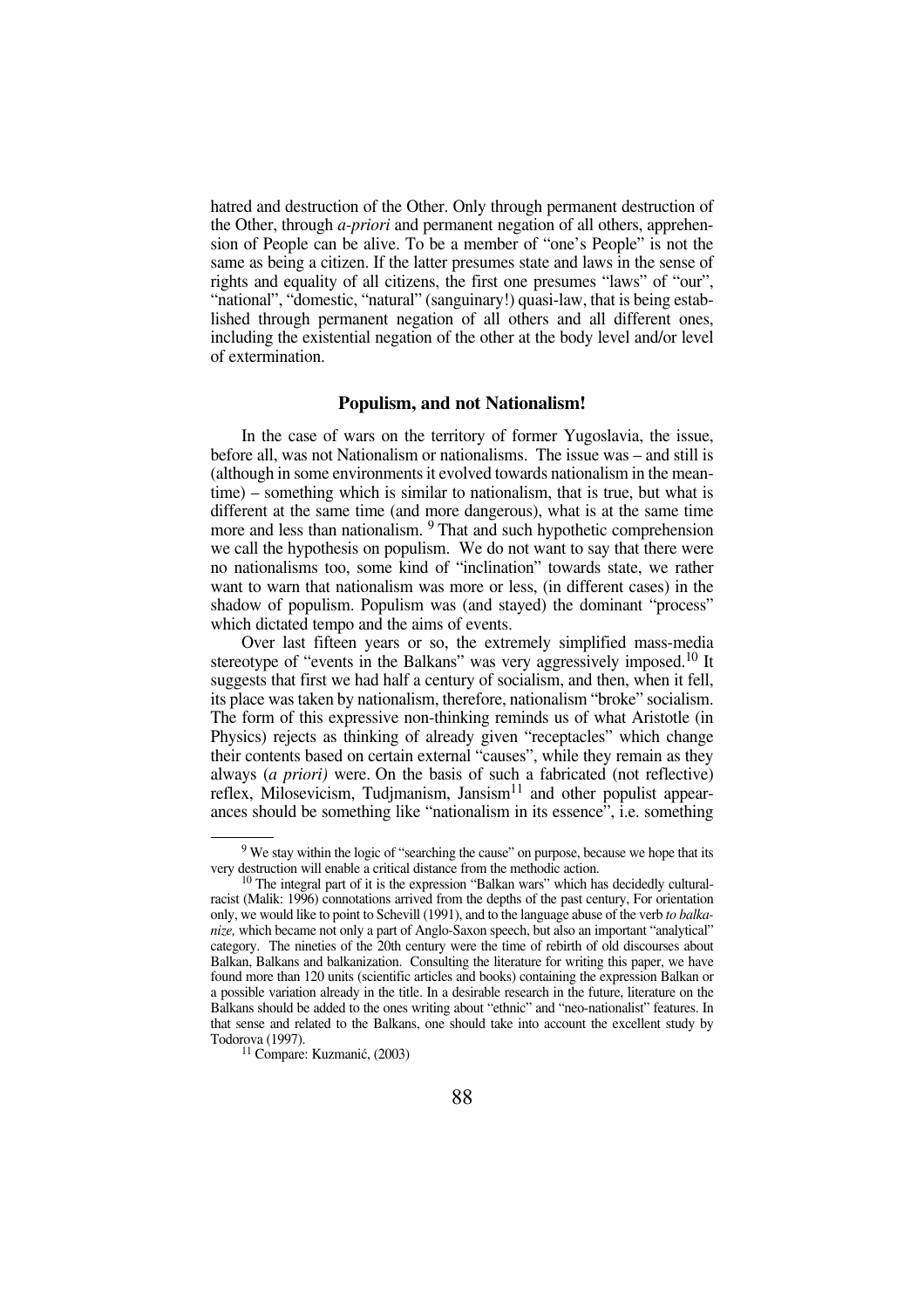hatred and destruction of the Other. Only through permanent destruction of the Other, through *a-priori* and permanent negation of all others, apprehension of People can be alive. To be a member of "one's People" is not the same as being a citizen. If the latter presumes state and laws in the sense of rights and equality of all citizens, the first one presumes "laws" of "our", "national", "domestic, "natural" (sanguinary!) quasi-law, that is being established through permanent negation of all others and all different ones, including the existential negation of the other at the body level and/or level of extermination.

## Populism, and not Nationalism!

In the case of wars on the territory of former Yugoslavia, the issue, before all, was not Nationalism or nationalisms. The issue was – and still is (although in some environments it evolved towards nationalism in the meantime) – something which is similar to nationalism, that is true, but what is different at the same time (and more dangerous), what is at the same time more and less than nationalism. [9] That and such hypothetic comprehension we call the hypothesis on populism. We do not want to say that there were no nationalisms too, some kind of "inclination" towards state, we rather want to warn that nationalism was more or less, (in different cases) in the shadow of populism. Populism was (and stayed) the dominant "process" which dictated tempo and the aims of events.

Over last fifteen years or so, the extremely simplified mass-media stereotype of "events in the Balkans" was very aggressively imposed.[10] It suggests that first we had half a century of socialism, and then, when it fell, its place was taken by nationalism, therefore, nationalism "broke" socialism. The form of this expressive non-thinking reminds us of what Aristotle (in Physics) rejects as thinking of already given "receptacles" which change their contents based on certain external "causes", while they remain as they always (*a priori)* were. On the basis of such a fabricated (not reflective) reflex, Milosevicism, Tudjmanism, Jansism[11] and other populist appearances should be something like "nationalism in its essence", i.e. something

---

[9] We stay within the logic of "searching the cause" on purpose, because we hope that its very destruction will enable a critical distance from the methodic action.

[10] The integral part of it is the expression "Balkan wars" which has decidedly cultural-racist (Malik: 1996) connotations arrived from the depths of the past century, For orientation only, we would like to point to Schevill (1991), and to the language abuse of the verb *to balkanize,* which became not only a part of Anglo-Saxon speech, but also an important "analytical" category. The nineties of the 20th century were the time of rebirth of old discourses about Balkan, Balkans and balkanization. Consulting the literature for writing this paper, we have found more than 120 units (scientific articles and books) containing the expression Balkan or a possible variation already in the title. In a desirable research in the future, literature on the Balkans should be added to the ones writing about "ethnic" and "neo-nationalist" features. In that sense and related to the Balkans, one should take into account the excellent study by Todorova (1997).

[11] Compare: Kuzmanić, (2003)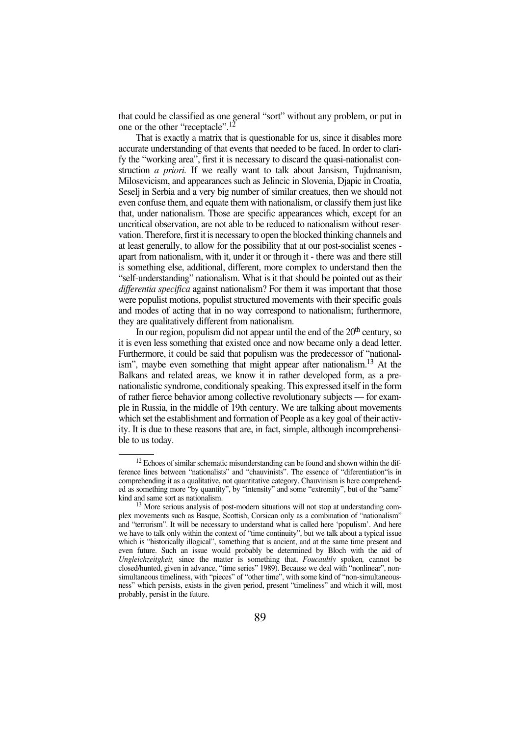that could be classified as one general "sort" without any problem, or put in one or the other "receptacle".[12]

That is exactly a matrix that is questionable for us, since it disables more accurate understanding of that events that needed to be faced. In order to clarify the "working area", first it is necessary to discard the quasi-nationalist construction *a priori.* If we really want to talk about Jansism, Tujdmanism, Milosevicism, and appearances such as Jelincic in Slovenia, Djapic in Croatia, Seselj in Serbia and a very big number of similar creatues, then we should not even confuse them, and equate them with nationalism, or classify them just like that, under nationalism. Those are specific appearances which, except for an uncritical observation, are not able to be reduced to nationalism without reservation. Therefore, first it is necessary to open the blocked thinking channels and at least generally, to allow for the possibility that at our post-socialist scenes - apart from nationalism, with it, under it or through it - there was and there still is something else, additional, different, more complex to understand then the "self-understanding" nationalism. What is it that should be pointed out as their *differentia specifica* against nationalism? For them it was important that those were populist motions, populist structured movements with their specific goals and modes of acting that in no way correspond to nationalism; furthermore, they are qualitatively different from nationalism.

In our region, populism did not appear until the end of the 20th century, so it is even less something that existed once and now became only a dead letter. Furthermore, it could be said that populism was the predecessor of "nationalism", maybe even something that might appear after nationalism.[13] At the Balkans and related areas, we know it in rather developed form, as a pre-nationalistic syndrome, conditionaly speaking. This expressed itself in the form of rather fierce behavior among collective revolutionary subjects — for example in Russia, in the middle of 19th century. We are talking about movements which set the establishment and formation of People as a key goal of their activity. It is due to these reasons that are, in fact, simple, although incomprehensible to us today.

---

[12] Echoes of similar schematic misunderstanding can be found and shown within the difference lines between "nationalists" and "chauvinists". The essence of "diferentiation"is in comprehending it as a qualitative, not quantitative category. Chauvinism is here comprehended as something more "by quantity", by "intensity" and some "extremity", but of the "same" kind and same sort as nationalism.

[13] More serious analysis of post-modern situations will not stop at understanding complex movements such as Basque, Scottish, Corsican only as a combination of "nationalism" and "terrorism". It will be necessary to understand what is called here 'populism'. And here we have to talk only within the context of "time continuity", but we talk about a typical issue which is "historically illogical", something that is ancient, and at the same time present and even future. Such an issue would probably be determined by Bloch with the aid of *Ungleichzeitgkeit,* since the matter is something that, *Foucaultly* spoken*,* cannot be closed/hunted, given in advance, "time series" 1989). Because we deal with "nonlinear", non-simultaneous timeliness, with "pieces" of "other time", with some kind of "non-simultaneousness" which persists, exists in the given period, present "timeliness" and which it will, most probably, persist in the future.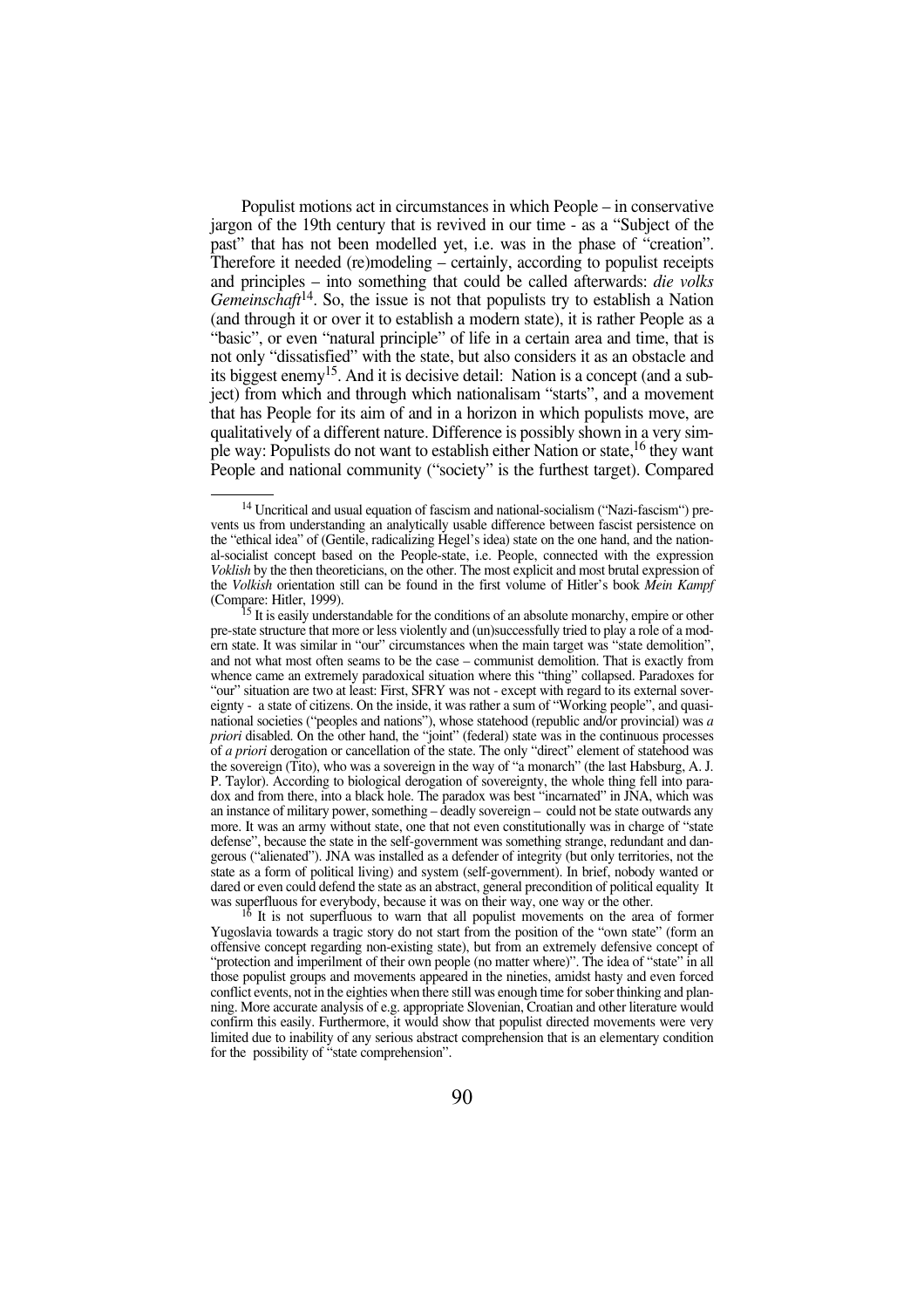Populist motions act in circumstances in which People – in conservative jargon of the 19th century that is revived in our time - as a "Subject of the past" that has not been modelled yet, i.e. was in the phase of "creation". Therefore it needed (re)modeling – certainly, according to populist receipts and principles – into something that could be called afterwards: *die volks Gemeinschaft*[14]. So, the issue is not that populists try to establish a Nation (and through it or over it to establish a modern state), it is rather People as a "basic", or even "natural principle" of life in a certain area and time, that is not only "dissatisfied" with the state, but also considers it as an obstacle and its biggest enemy[15]. And it is decisive detail: Nation is a concept (and a subject) from which and through which nationalisam "starts", and a movement that has People for its aim of and in a horizon in which populists move, are qualitatively of a different nature. Difference is possibly shown in a very simple way: Populists do not want to establish either Nation or state,[16] they want People and national community ("society" is the furthest target). Compared

---

[14] Uncritical and usual equation of fascism and national-socialism ("Nazi-fascism") prevents us from understanding an analytically usable difference between fascist persistence on the "ethical idea" of (Gentile, radicalizing Hegel's idea) state on the one hand, and the national-socialist concept based on the People-state, i.e. People, connected with the expression *Voklish* by the then theoreticians, on the other. The most explicit and most brutal expression of the *Volkish* orientation still can be found in the first volume of Hitler's book *Mein Kampf* (Compare: Hitler, 1999).

[15] It is easily understandable for the conditions of an absolute monarchy, empire or other pre-state structure that more or less violently and (un)successfully tried to play a role of a modern state. It was similar in "our" circumstances when the main target was "state demolition", and not what most often seams to be the case – communist demolition. That is exactly from whence came an extremely paradoxical situation where this "thing" collapsed. Paradoxes for "our" situation are two at least: First, SFRY was not - except with regard to its external sovereignty - a state of citizens. On the inside, it was rather a sum of "Working people", and quasi-national societies ("peoples and nations"), whose statehood (republic and/or provincial) was *a priori* disabled. On the other hand, the "joint" (federal) state was in the continuous processes of *a priori* derogation or cancellation of the state. The only "direct" element of statehood was the sovereign (Tito), who was a sovereign in the way of "a monarch" (the last Habsburg, A. J. P. Taylor). According to biological derogation of sovereignty, the whole thing fell into paradox and from there, into a black hole. The paradox was best "incarnated" in JNA, which was an instance of military power, something – deadly sovereign – could not be state outwards any more. It was an army without state, one that not even constitutionally was in charge of "state defense", because the state in the self-government was something strange, redundant and dangerous ("alienated"). JNA was installed as a defender of integrity (but only territories, not the state as a form of political living) and system (self-government). In brief, nobody wanted or dared or even could defend the state as an abstract, general precondition of political equality It was superfluous for everybody, because it was on their way, one way or the other.

[16] It is not superfluous to warn that all populist movements on the area of former Yugoslavia towards a tragic story do not start from the position of the "own state" (form an offensive concept regarding non-existing state), but from an extremely defensive concept of "protection and imperilment of their own people (no matter where)". The idea of "state" in all those populist groups and movements appeared in the nineties, amidst hasty and even forced conflict events, not in the eighties when there still was enough time for sober thinking and planning. More accurate analysis of e.g. appropriate Slovenian, Croatian and other literature would confirm this easily. Furthermore, it would show that populist directed movements were very limited due to inability of any serious abstract comprehension that is an elementary condition for the possibility of "state comprehension".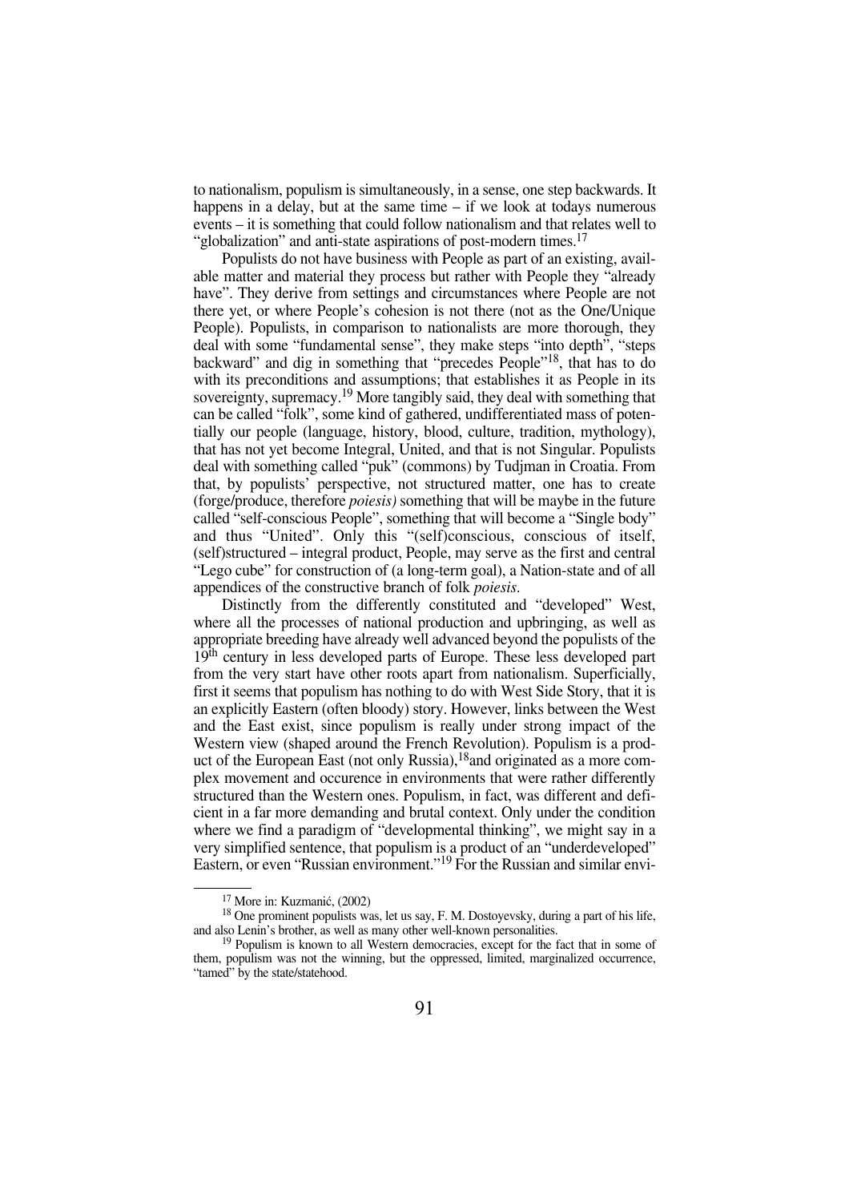to nationalism, populism is simultaneously, in a sense, one step backwards. It happens in a delay, but at the same time – if we look at todays numerous events – it is something that could follow nationalism and that relates well to "globalization" and anti-state aspirations of post-modern times.[17]

Populists do not have business with People as part of an existing, available matter and material they process but rather with People they "already have". They derive from settings and circumstances where People are not there yet, or where People's cohesion is not there (not as the One/Unique People). Populists, in comparison to nationalists are more thorough, they deal with some "fundamental sense", they make steps "into depth", "steps backward" and dig in something that "precedes People"[18], that has to do with its preconditions and assumptions; that establishes it as People in its sovereignty, supremacy.[19] More tangibly said, they deal with something that can be called "folk", some kind of gathered, undifferentiated mass of potentially our people (language, history, blood, culture, tradition, mythology), that has not yet become Integral, United, and that is not Singular. Populists deal with something called "puk" (commons) by Tudjman in Croatia. From that, by populists' perspective, not structured matter, one has to create (forge/produce, therefore *poiesis)* something that will be maybe in the future called "self-conscious People", something that will become a "Single body" and thus "United". Only this "(self)conscious, conscious of itself, (self)structured – integral product, People, may serve as the first and central "Lego cube" for construction of (a long-term goal), a Nation-state and of all appendices of the constructive branch of folk *poiesis*.

Distinctly from the differently constituted and "developed" West, where all the processes of national production and upbringing, as well as appropriate breeding have already well advanced beyond the populists of the 19th century in less developed parts of Europe. These less developed part from the very start have other roots apart from nationalism. Superficially, first it seems that populism has nothing to do with West Side Story, that it is an explicitly Eastern (often bloody) story. However, links between the West and the East exist, since populism is really under strong impact of the Western view (shaped around the French Revolution). Populism is a product of the European East (not only Russia),[18]and originated as a more complex movement and occurence in environments that were rather differently structured than the Western ones. Populism, in fact, was different and deficient in a far more demanding and brutal context. Only under the condition where we find a paradigm of "developmental thinking", we might say in a very simplified sentence, that populism is a product of an "underdeveloped" Eastern, or even "Russian environment."[19] For the Russian and similar envi-

---

[17] More in: Kuzmanić, (2002)

[18] One prominent populists was, let us say, F. M. Dostoyevsky, during a part of his life, and also Lenin's brother, as well as many other well-known personalities.

[19] Populism is known to all Western democracies, except for the fact that in some of them, populism was not the winning, but the oppressed, limited, marginalized occurrence, "tamed" by the state/statehood.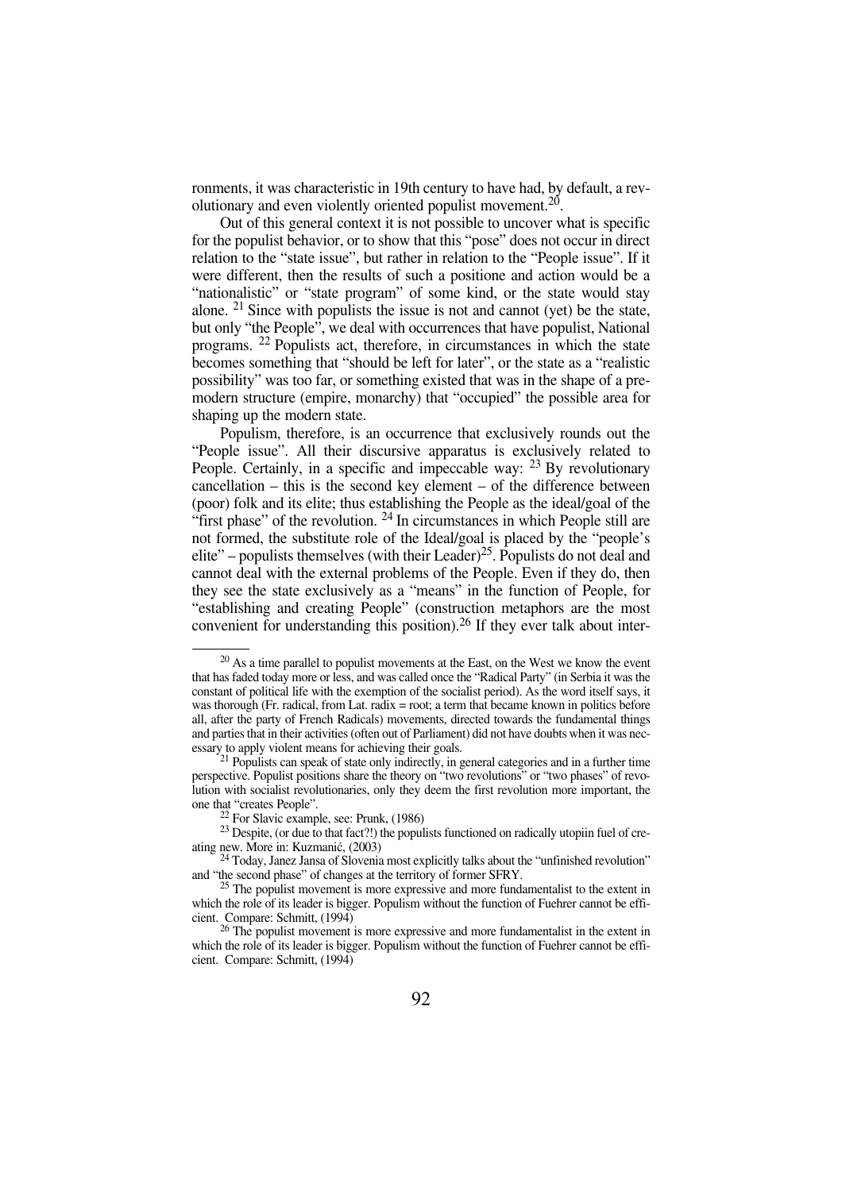ronments, it was characteristic in 19th century to have had, by default, a revolutionary and even violently oriented populist movement.[20].

Out of this general context it is not possible to uncover what is specific for the populist behavior, or to show that this "pose" does not occur in direct relation to the "state issue", but rather in relation to the "People issue". If it were different, then the results of such a positione and action would be a "nationalistic" or "state program" of some kind, or the state would stay alone. [21] Since with populists the issue is not and cannot (yet) be the state, but only "the People", we deal with occurrences that have populist, National programs. [22] Populists act, therefore, in circumstances in which the state becomes something that "should be left for later", or the state as a "realistic possibility" was too far, or something existed that was in the shape of a pre-modern structure (empire, monarchy) that "occupied" the possible area for shaping up the modern state.

Populism, therefore, is an occurrence that exclusively rounds out the "People issue". All their discursive apparatus is exclusively related to People. Certainly, in a specific and impeccable way: [23] By revolutionary cancellation – this is the second key element – of the difference between (poor) folk and its elite; thus establishing the People as the ideal/goal of the "first phase" of the revolution. [24] In circumstances in which People still are not formed, the substitute role of the Ideal/goal is placed by the "people's elite" – populists themselves (with their Leader)[25]. Populists do not deal and cannot deal with the external problems of the People. Even if they do, then they see the state exclusively as a "means" in the function of People, for "establishing and creating People" (construction metaphors are the most convenient for understanding this position).[26] If they ever talk about inter-

---

[20] As a time parallel to populist movements at the East, on the West we know the event that has faded today more or less, and was called once the "Radical Party" (in Serbia it was the constant of political life with the exemption of the socialist period). As the word itself says, it was thorough (Fr. radical, from Lat. radix = root; a term that became known in politics before all, after the party of French Radicals) movements, directed towards the fundamental things and parties that in their activities (often out of Parliament) did not have doubts when it was necessary to apply violent means for achieving their goals.

[21] Populists can speak of state only indirectly, in general categories and in a further time perspective. Populist positions share the theory on "two revolutions" or "two phases" of revolution with socialist revolutionaries, only they deem the first revolution more important, the one that "creates People".

[22] For Slavic example, see: Prunk, (1986)

[23] Despite, (or due to that fact?!) the populists functioned on radically utopiin fuel of creating new. More in: Kuzmanić, (2003)

[24] Today, Janez Jansa of Slovenia most explicitly talks about the "unfinished revolution" and "the second phase" of changes at the territory of former SFRY.

[25] The populist movement is more expressive and more fundamentalist to the extent in which the role of its leader is bigger. Populism without the function of Fuehrer cannot be efficient. Compare: Schmitt, (1994)

[26] The populist movement is more expressive and more fundamentalist in the extent in which the role of its leader is bigger. Populism without the function of Fuehrer cannot be efficient. Compare: Schmitt, (1994)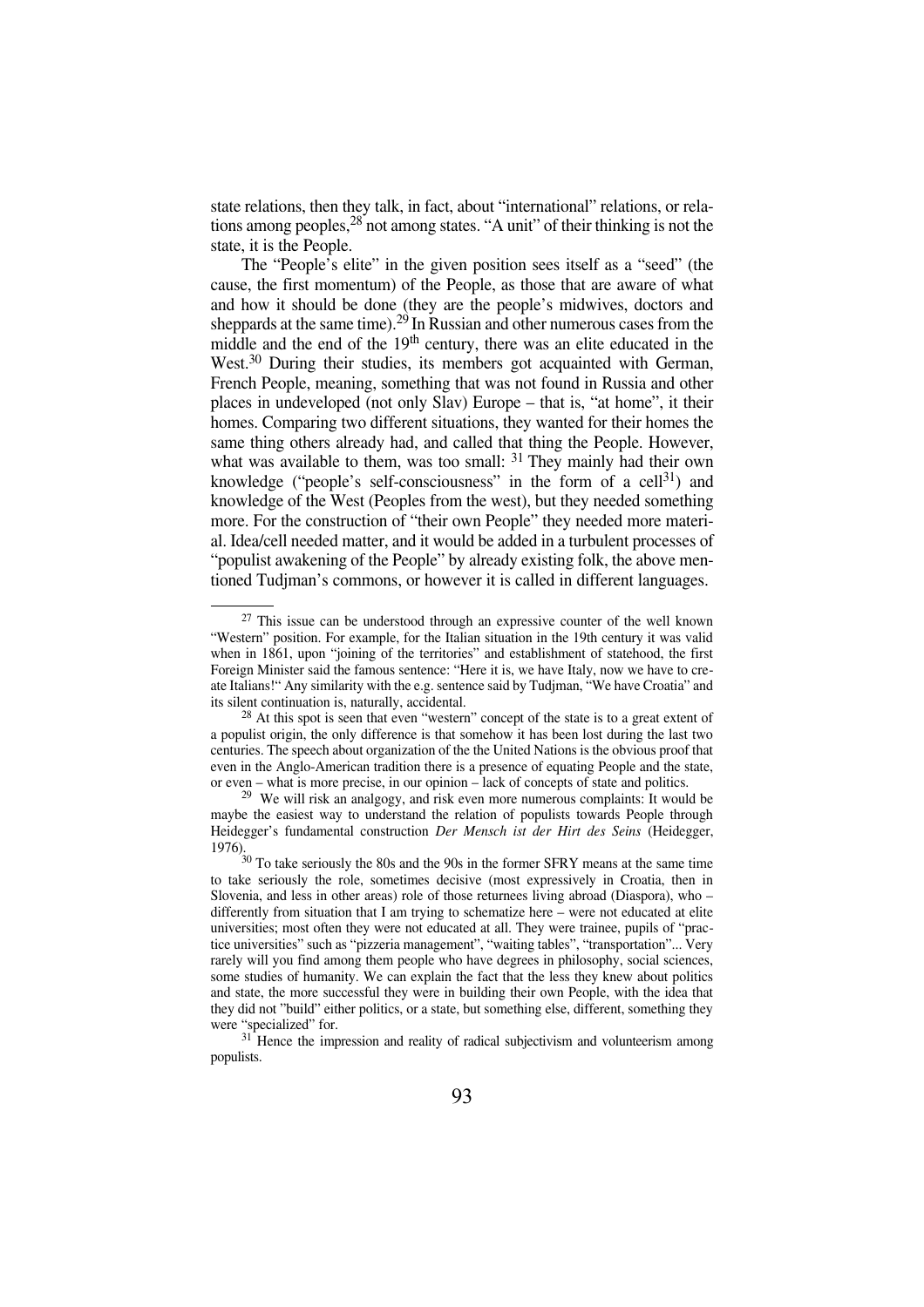state relations, then they talk, in fact, about "international" relations, or relations among peoples,[28] not among states. "A unit" of their thinking is not the state, it is the People.

The "People's elite" in the given position sees itself as a "seed" (the cause, the first momentum) of the People, as those that are aware of what and how it should be done (they are the people's midwives, doctors and sheppards at the same time).[29] In Russian and other numerous cases from the middle and the end of the 19th century, there was an elite educated in the West.[30] During their studies, its members got acquainted with German, French People, meaning, something that was not found in Russia and other places in undeveloped (not only Slav) Europe – that is, "at home", it their homes. Comparing two different situations, they wanted for their homes the same thing others already had, and called that thing the People. However, what was available to them, was too small: [31] They mainly had their own knowledge ("people's self-consciousness" in the form of a cell[31]) and knowledge of the West (Peoples from the west), but they needed something more. For the construction of "their own People" they needed more material. Idea/cell needed matter, and it would be added in a turbulent processes of "populist awakening of the People" by already existing folk, the above mentioned Tudjman's commons, or however it is called in different languages.

---

[27] This issue can be understood through an expressive counter of the well known "Western" position. For example, for the Italian situation in the 19th century it was valid when in 1861, upon "joining of the territories" and establishment of statehood, the first Foreign Minister said the famous sentence: "Here it is, we have Italy, now we have to create Italians!" Any similarity with the e.g. sentence said by Tudjman, "We have Croatia" and its silent continuation is, naturally, accidental.

[28] At this spot is seen that even "western" concept of the state is to a great extent of a populist origin, the only difference is that somehow it has been lost during the last two centuries. The speech about organization of the the United Nations is the obvious proof that even in the Anglo-American tradition there is a presence of equating People and the state, or even – what is more precise, in our opinion – lack of concepts of state and politics.

[29] We will risk an analgogy, and risk even more numerous complaints: It would be maybe the easiest way to understand the relation of populists towards People through Heidegger's fundamental construction *Der Mensch ist der Hirt des Seins* (Heidegger, 1976).

[30] To take seriously the 80s and the 90s in the former SFRY means at the same time to take seriously the role, sometimes decisive (most expressively in Croatia, then in Slovenia, and less in other areas) role of those returnees living abroad (Diaspora), who – differently from situation that I am trying to schematize here – were not educated at elite universities; most often they were not educated at all. They were trainee, pupils of "practice universities" such as "pizzeria management", "waiting tables", "transportation"... Very rarely will you find among them people who have degrees in philosophy, social sciences, some studies of humanity. We can explain the fact that the less they knew about politics and state, the more successful they were in building their own People, with the idea that they did not "build" either politics, or a state, but something else, different, something they were "specialized" for.

[31] Hence the impression and reality of radical subjectivism and volunteerism among populists.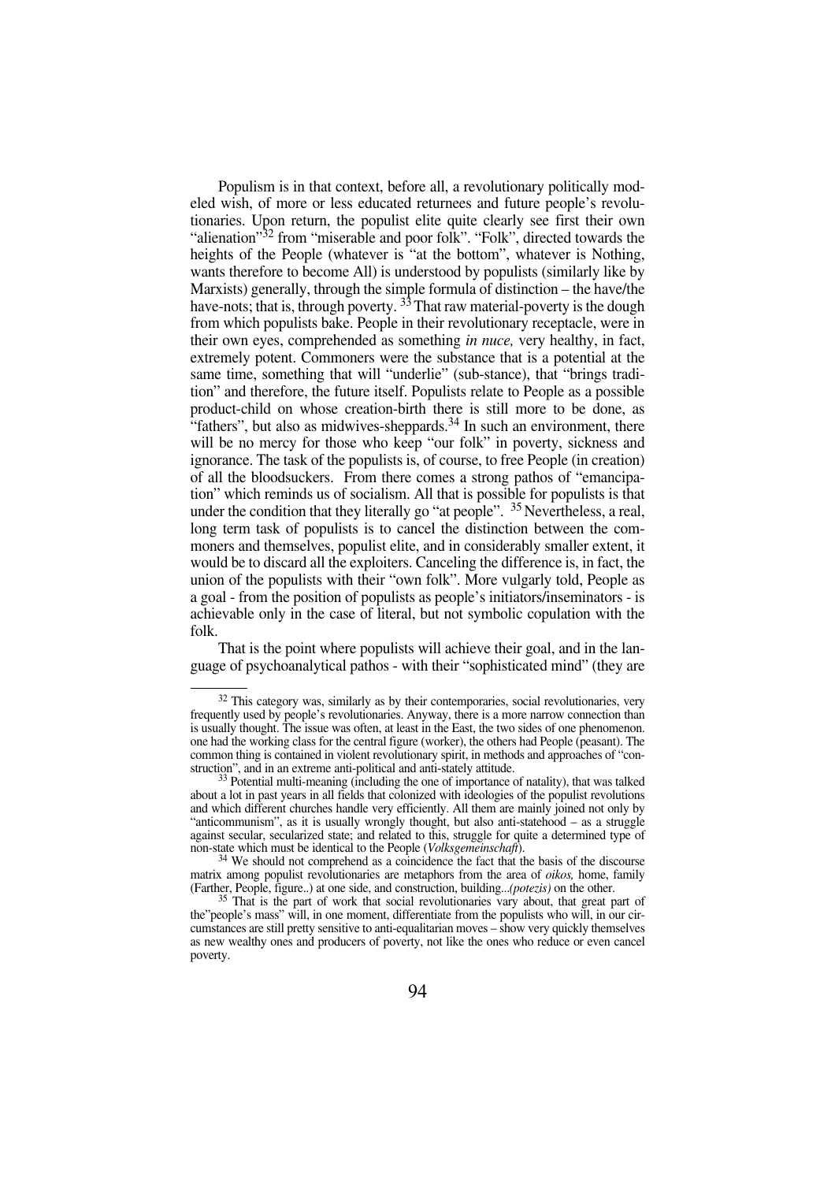Populism is in that context, before all, a revolutionary politically modeled wish, of more or less educated returnees and future people's revolutionaries. Upon return, the populist elite quite clearly see first their own "alienation"[32] from "miserable and poor folk". "Folk", directed towards the heights of the People (whatever is "at the bottom", whatever is Nothing, wants therefore to become All) is understood by populists (similarly like by Marxists) generally, through the simple formula of distinction – the have/the have-nots; that is, through poverty. [33] That raw material-poverty is the dough from which populists bake. People in their revolutionary receptacle, were in their own eyes, comprehended as something *in nuce,* very healthy, in fact, extremely potent. Commoners were the substance that is a potential at the same time, something that will "underlie" (sub-stance), that "brings tradition" and therefore, the future itself. Populists relate to People as a possible product-child on whose creation-birth there is still more to be done, as "fathers", but also as midwives-sheppards.[34] In such an environment, there will be no mercy for those who keep "our folk" in poverty, sickness and ignorance. The task of the populists is, of course, to free People (in creation) of all the bloodsuckers. From there comes a strong pathos of "emancipation" which reminds us of socialism. All that is possible for populists is that under the condition that they literally go "at people". [35] Nevertheless, a real, long term task of populists is to cancel the distinction between the commoners and themselves, populist elite, and in considerably smaller extent, it would be to discard all the exploiters. Canceling the difference is, in fact, the union of the populists with their "own folk". More vulgarly told, People as a goal - from the position of populists as people's initiators/inseminators - is achievable only in the case of literal, but not symbolic copulation with the folk.

That is the point where populists will achieve their goal, and in the language of psychoanalytical pathos - with their "sophisticated mind" (they are

---

[32] This category was, similarly as by their contemporaries, social revolutionaries, very frequently used by people's revolutionaries. Anyway, there is a more narrow connection than is usually thought. The issue was often, at least in the East, the two sides of one phenomenon. one had the working class for the central figure (worker), the others had People (peasant). The common thing is contained in violent revolutionary spirit, in methods and approaches of "construction", and in an extreme anti-political and anti-stately attitude.

[33] Potential multi-meaning (including the one of importance of natality), that was talked about a lot in past years in all fields that colonized with ideologies of the populist revolutions and which different churches handle very efficiently. All them are mainly joined not only by "anticommunism", as it is usually wrongly thought, but also anti-statehood – as a struggle against secular, secularized state; and related to this, struggle for quite a determined type of non-state which must be identical to the People (*Volksgemeinschaft*).

[34] We should not comprehend as a coincidence the fact that the basis of the discourse matrix among populist revolutionaries are metaphors from the area of *oikos,* home, family (Farther, People, figure..) at one side, and construction, building...*(potezis)* on the other.

[35] That is the part of work that social revolutionaries vary about, that great part of the"people's mass" will, in one moment, differentiate from the populists who will, in our circumstances are still pretty sensitive to anti-equalitarian moves – show very quickly themselves as new wealthy ones and producers of poverty, not like the ones who reduce or even cancel poverty.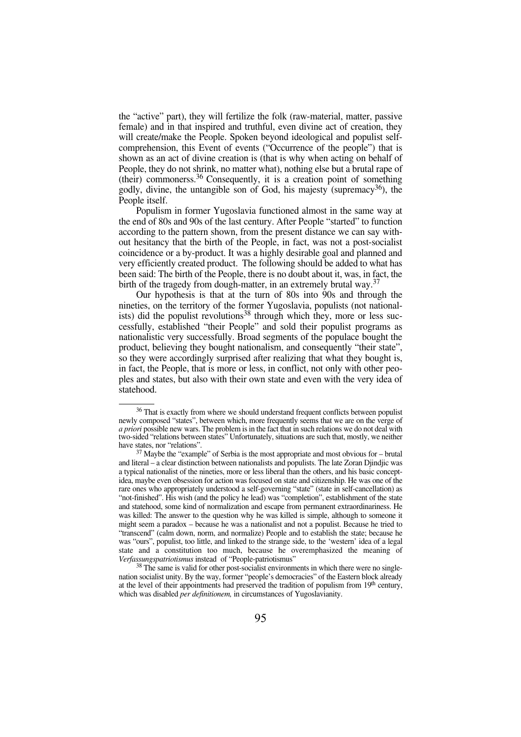the "active" part), they will fertilize the folk (raw-material, matter, passive female) and in that inspired and truthful, even divine act of creation, they will create/make the People. Spoken beyond ideological and populist self-comprehension, this Event of events ("Occurrence of the people") that is shown as an act of divine creation is (that is why when acting on behalf of People, they do not shrink, no matter what), nothing else but a brutal rape of (their) commonerss.[36] Consequently, it is a creation point of something godly, divine, the untangible son of God, his majesty (supremacy[36]), the People itself.

Populism in former Yugoslavia functioned almost in the same way at the end of 80s and 90s of the last century. After People "started" to function according to the pattern shown, from the present distance we can say without hesitancy that the birth of the People, in fact, was not a post-socialist coincidence or a by-product. It was a highly desirable goal and planned and very efficiently created product. The following should be added to what has been said: The birth of the People, there is no doubt about it, was, in fact, the birth of the tragedy from dough-matter, in an extremely brutal way.[37]

Our hypothesis is that at the turn of 80s into 90s and through the nineties, on the territory of the former Yugoslavia, populists (not nationalists) did the populist revolutions[38] through which they, more or less successfully, established "their People" and sold their populist programs as nationalistic very successfully. Broad segments of the populace bought the product, believing they bought nationalism, and consequently "their state", so they were accordingly surprised after realizing that what they bought is, in fact, the People, that is more or less, in conflict, not only with other peoples and states, but also with their own state and even with the very idea of statehood.

---

[36] That is exactly from where we should understand frequent conflicts between populist newly composed "states", between which, more frequently seems that we are on the verge of *a priori* possible new wars. The problem is in the fact that in such relations we do not deal with two-sided "relations between states" Unfortunately, situations are such that, mostly, we neither have states, nor "relations".

[37] Maybe the "example" of Serbia is the most appropriate and most obvious for – brutal and literal – a clear distinction between nationalists and populists. The late Zoran Djindjic was a typical nationalist of the nineties, more or less liberal than the others, and his basic concept-idea, maybe even obsession for action was focused on state and citizenship. He was one of the rare ones who appropriately understood a self-governing "state" (state in self-cancellation) as "not-finished". His wish (and the policy he lead) was "completion", establishment of the state and statehood, some kind of normalization and escape from permanent extraordinariness. He was killed: The answer to the question why he was killed is simple, although to someone it might seem a paradox – because he was a nationalist and not a populist. Because he tried to "transcend" (calm down, norm, and normalize) People and to establish the state; because he was "ours", populist, too little, and linked to the strange side, to the 'western' idea of a legal state and a constitution too much, because he overemphasized the meaning of *Verfassungspatriotismus* instead of "People-patriotismus"

[38] The same is valid for other post-socialist environments in which there were no single-nation socialist unity. By the way, former "people's democracies" of the Eastern block already at the level of their appointments had preserved the tradition of populism from 19th century, which was disabled *per definitionem,* in circumstances of Yugoslavianity.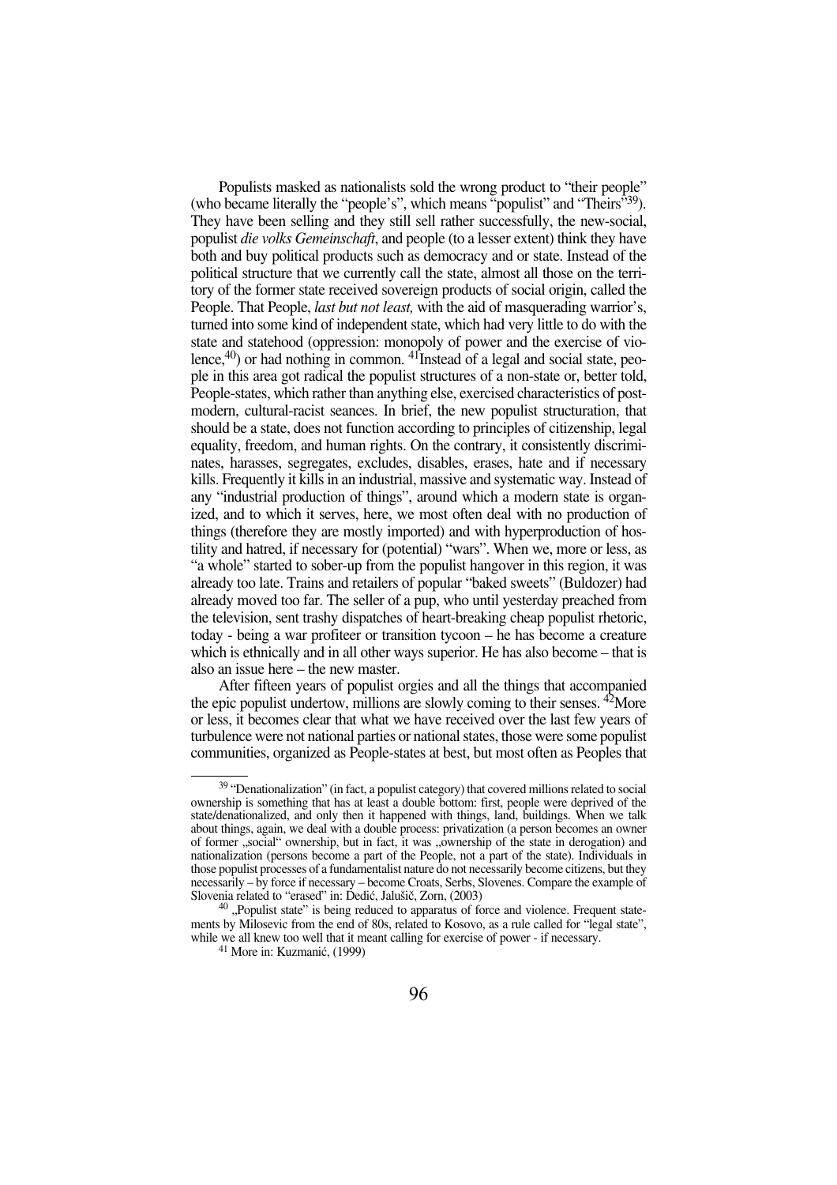Populists masked as nationalists sold the wrong product to "their people" (who became literally the "people's", which means "populist" and "Theirs"[39]). They have been selling and they still sell rather successfully, the new-social, populist *die volks Gemeinschaft*, and people (to a lesser extent) think they have both and buy political products such as democracy and or state. Instead of the political structure that we currently call the state, almost all those on the territory of the former state received sovereign products of social origin, called the People. That People, *last but not least,* with the aid of masquerading warrior's, turned into some kind of independent state, which had very little to do with the state and statehood (oppression: monopoly of power and the exercise of violence,[40]) or had nothing in common. [41]Instead of a legal and social state, people in this area got radical the populist structures of a non-state or, better told, People-states, which rather than anything else, exercised characteristics of post-modern, cultural-racist seances. In brief, the new populist structuration, that should be a state, does not function according to principles of citizenship, legal equality, freedom, and human rights. On the contrary, it consistently discriminates, harasses, segregates, excludes, disables, erases, hate and if necessary kills. Frequently it kills in an industrial, massive and systematic way. Instead of any "industrial production of things", around which a modern state is organized, and to which it serves, here, we most often deal with no production of things (therefore they are mostly imported) and with hyperproduction of hostility and hatred, if necessary for (potential) "wars". When we, more or less, as "a whole" started to sober-up from the populist hangover in this region, it was already too late. Trains and retailers of popular "baked sweets" (Buldozer) had already moved too far. The seller of a pup, who until yesterday preached from the television, sent trashy dispatches of heart-breaking cheap populist rhetoric, today - being a war profiteer or transition tycoon – he has become a creature which is ethnically and in all other ways superior. He has also become – that is also an issue here – the new master.

After fifteen years of populist orgies and all the things that accompanied the epic populist undertow, millions are slowly coming to their senses. [42]More or less, it becomes clear that what we have received over the last few years of turbulence were not national parties or national states, those were some populist communities, organized as People-states at best, but most often as Peoples that

---

[39] "Denationalization" (in fact, a populist category) that covered millions related to social ownership is something that has at least a double bottom: first, people were deprived of the state/denationalized, and only then it happened with things, land, buildings. When we talk about things, again, we deal with a double process: privatization (a person becomes an owner of former „social" ownership, but in fact, it was „ownership of the state in derogation) and nationalization (persons become a part of the People, not a part of the state). Individuals in those populist processes of a fundamentalist nature do not necessarily become citizens, but they necessarily – by force if necessary – become Croats, Serbs, Slovenes. Compare the example of Slovenia related to "erased" in: Dedić, Jalušič, Zorn, (2003)

[40] „Populist state" is being reduced to apparatus of force and violence. Frequent statements by Milosevic from the end of 80s, related to Kosovo, as a rule called for "legal state", while we all knew too well that it meant calling for exercise of power - if necessary.

[41] More in: Kuzmanić, (1999)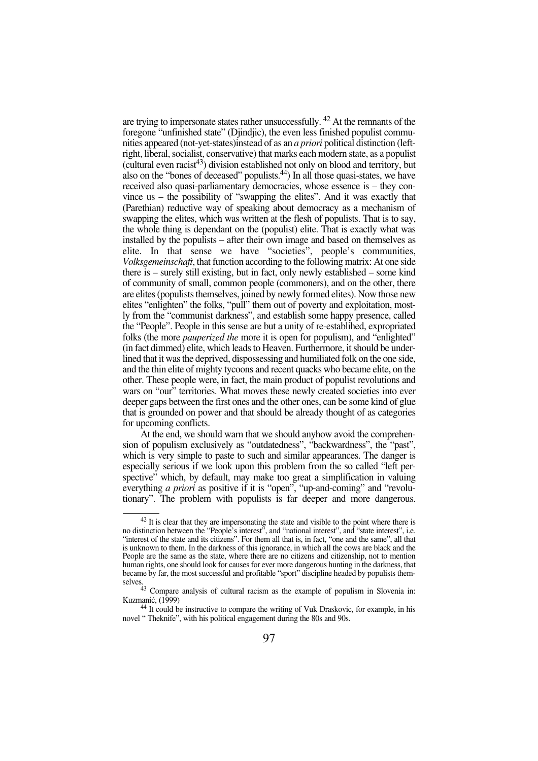are trying to impersonate states rather unsuccessfully. [42] At the remnants of the foregone "unfinished state" (Djindjic), the even less finished populist communities appeared (not-yet-states)instead of as an *a priori* political distinction (left-right, liberal, socialist, conservative) that marks each modern state, as a populist (cultural even racist[43]) division established not only on blood and territory, but also on the "bones of deceased" populists.[44]) In all those quasi-states, we have received also quasi-parliamentary democracies, whose essence is – they convince us – the possibility of "swapping the elites". And it was exactly that (Parethian) reductive way of speaking about democracy as a mechanism of swapping the elites, which was written at the flesh of populists. That is to say, the whole thing is dependant on the (populist) elite. That is exactly what was installed by the populists – after their own image and based on themselves as elite. In that sense we have "societies", people's communities, *Volksgemeinschaft*, that function according to the following matrix: At one side there is – surely still existing, but in fact, only newly established – some kind of community of small, common people (commoners), and on the other, there are elites (populists themselves, joined by newly formed elites). Now those new elites "enlighten" the folks, "pull" them out of poverty and exploitation, mostly from the "communist darkness", and establish some happy presence, called the "People". People in this sense are but a unity of re-establihed, expropriated folks (the more *pauperized the* more it is open for populism), and "enlighted" (in fact dimmed) elite, which leads to Heaven. Furthermore, it should be underlined that it was the deprived, dispossessing and humiliated folk on the one side, and the thin elite of mighty tycoons and recent quacks who became elite, on the other. These people were, in fact, the main product of populist revolutions and wars on "our" territories. What moves these newly created societies into ever deeper gaps between the first ones and the other ones, can be some kind of glue that is grounded on power and that should be already thought of as categories for upcoming conflicts.

At the end, we should warn that we should anyhow avoid the comprehension of populism exclusively as "outdatedness", "backwardness", the "past", which is very simple to paste to such and similar appearances. The danger is especially serious if we look upon this problem from the so called "left perspective" which, by default, may make too great a simplification in valuing everything *a priori* as positive if it is "open", "up-and-coming" and "revolutionary". The problem with populists is far deeper and more dangerous.

---

[42] It is clear that they are impersonating the state and visible to the point where there is no distinction between the "People's interest", and "national interest", and "state interest", i.e. "interest of the state and its citizens". For them all that is, in fact, "one and the same", all that is unknown to them. In the darkness of this ignorance, in which all the cows are black and the People are the same as the state, where there are no citizens and citizenship, not to mention human rights, one should look for causes for ever more dangerous hunting in the darkness, that became by far, the most successful and profitable "sport" discipline headed by populists themselves.

[43] Compare analysis of cultural racism as the example of populism in Slovenia in: Kuzmanić, (1999)

[44] It could be instructive to compare the writing of Vuk Draskovic, for example, in his novel " Theknife", with his political engagement during the 80s and 90s.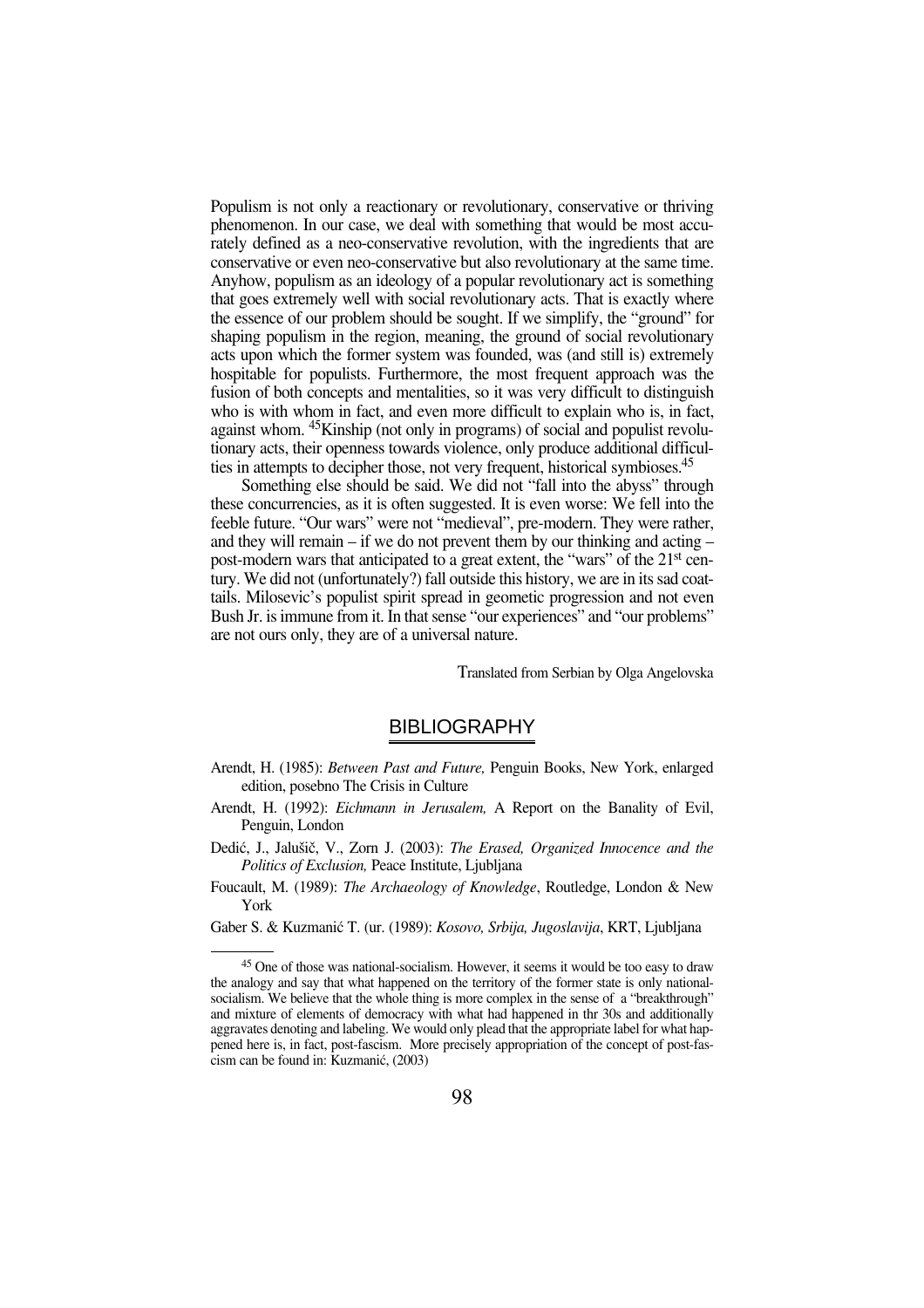Populism is not only a reactionary or revolutionary, conservative or thriving phenomenon. In our case, we deal with something that would be most accurately defined as a neo-conservative revolution, with the ingredients that are conservative or even neo-conservative but also revolutionary at the same time. Anyhow, populism as an ideology of a popular revolutionary act is something that goes extremely well with social revolutionary acts. That is exactly where the essence of our problem should be sought. If we simplify, the "ground" for shaping populism in the region, meaning, the ground of social revolutionary acts upon which the former system was founded, was (and still is) extremely hospitable for populists. Furthermore, the most frequent approach was the fusion of both concepts and mentalities, so it was very difficult to distinguish who is with whom in fact, and even more difficult to explain who is, in fact, against whom. [45]Kinship (not only in programs) of social and populist revolutionary acts, their openness towards violence, only produce additional difficulties in attempts to decipher those, not very frequent, historical symbioses.[45]

Something else should be said. We did not "fall into the abyss" through these concurrencies, as it is often suggested. It is even worse: We fell into the feeble future. "Our wars" were not "medieval", pre-modern. They were rather, and they will remain – if we do not prevent them by our thinking and acting – post-modern wars that anticipated to a great extent, the "wars" of the 21st century. We did not (unfortunately?) fall outside this history, we are in its sad coattails. Milosevic's populist spirit spread in geometic progression and not even Bush Jr. is immune from it. In that sense "our experiences" and "our problems" are not ours only, they are of a universal nature.

Translated from Serbian by Olga Angelovska

## BIBLIOGRAPHY

Arendt, H. (1985): *Between Past and Future,* Penguin Books, New York, enlarged edition, posebno The Crisis in Culture

Arendt, H. (1992): *Eichmann in Jerusalem,* A Report on the Banality of Evil, Penguin, London

Dedić, J., Jalušič, V., Zorn J. (2003): *The Erased, Organized Innocence and the Politics of Exclusion,* Peace Institute, Ljubljana

Foucault, M. (1989): *The Archaeology of Knowledge*, Routledge, London & New York

Gaber S. & Kuzmanić T. (ur. (1989): *Kosovo, Srbija, Jugoslavija*, KRT, Ljubljana

---

[45] One of those was national-socialism. However, it seems it would be too easy to draw the analogy and say that what happened on the territory of the former state is only national-socialism. We believe that the whole thing is more complex in the sense of a "breakthrough" and mixture of elements of democracy with what had happened in thr 30s and additionally aggravates denoting and labeling. We would only plead that the appropriate label for what happened here is, in fact, post-fascism. More precisely appropriation of the concept of post-fascism can be found in: Kuzmanić, (2003)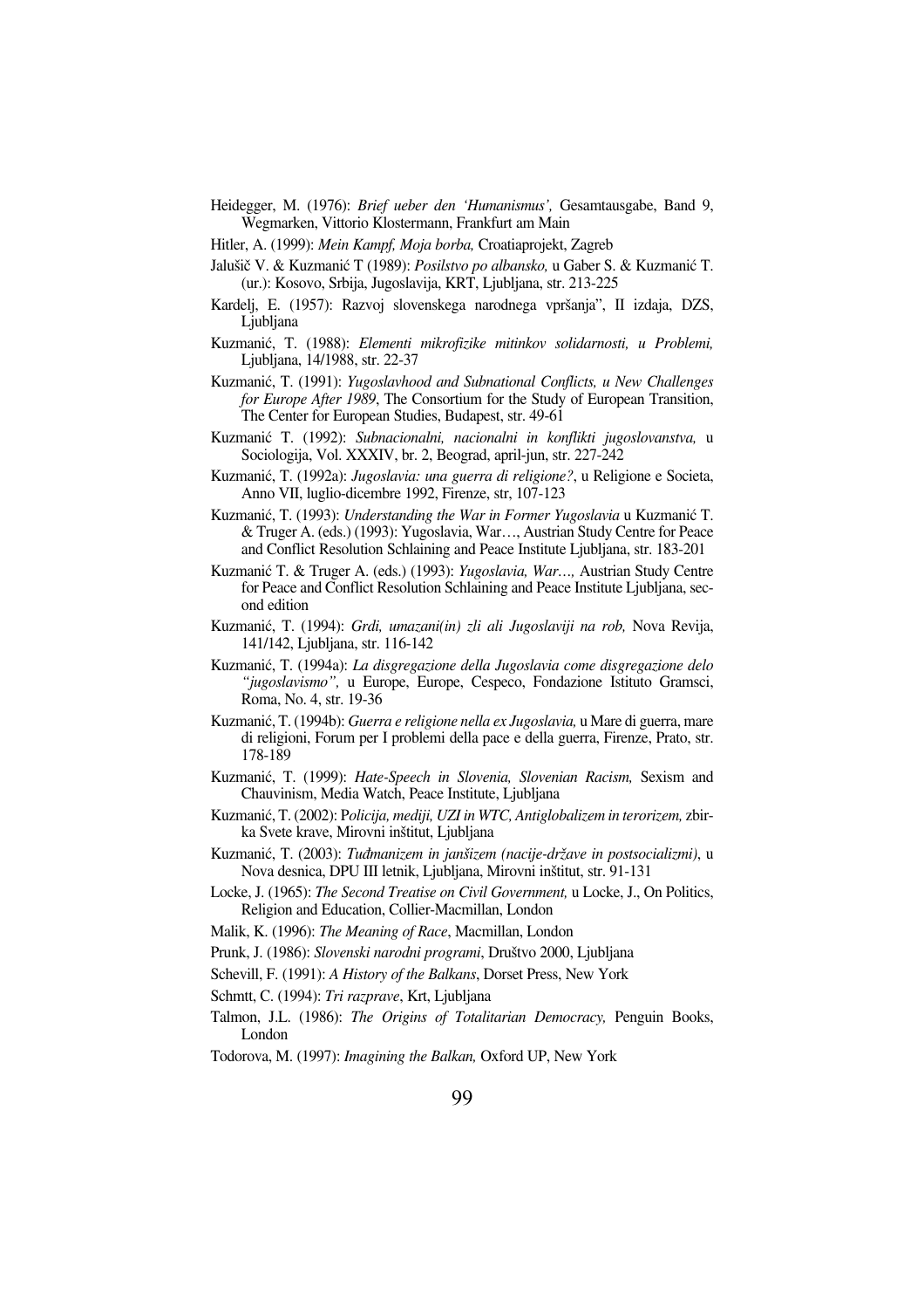Heidegger, M. (1976): *Brief ueber den 'Humanismus',* Gesamtausgabe, Band 9, Wegmarken, Vittorio Klostermann, Frankfurt am Main

Hitler, A. (1999): *Mein Kampf, Moja borba,* Croatiaprojekt, Zagreb

Jalušič V. & Kuzmanić T (1989): *Posilstvo po albansko,* u Gaber S. & Kuzmanić T. (ur.): Kosovo, Srbija, Jugoslavija, KRT, Ljubljana, str. 213-225

Kardelj, E. (1957): Razvoj slovenskega narodnega vpršanja", II izdaja, DZS, Ljubljana

Kuzmanić, T. (1988): *Elementi mikrofizike mitinkov solidarnosti, u Problemi,* Ljubljana, 14/1988, str. 22-37

Kuzmanić, T. (1991): *Yugoslavhood and Subnational Conflicts, u New Challenges for Europe After 1989*, The Consortium for the Study of European Transition, The Center for European Studies, Budapest, str. 49-61

Kuzmanić T. (1992): *Subnacionalni, nacionalni in konflikti jugoslovanstva,* u Sociologija, Vol. XXXIV, br. 2, Beograd, april-jun, str. 227-242

Kuzmanić, T. (1992a): *Jugoslavia: una guerra di religione?*, u Religione e Societa, Anno VII, luglio-dicembre 1992, Firenze, str, 107-123

Kuzmanić, T. (1993): *Understanding the War in Former Yugoslavia* u Kuzmanić T. & Truger A. (eds.) (1993): Yugoslavia, War…, Austrian Study Centre for Peace and Conflict Resolution Schlaining and Peace Institute Ljubljana, str. 183-201

Kuzmanić T. & Truger A. (eds.) (1993): *Yugoslavia, War…,* Austrian Study Centre for Peace and Conflict Resolution Schlaining and Peace Institute Ljubljana, second edition

Kuzmanić, T. (1994): *Grdi, umazani(in) zli ali Jugoslaviji na rob,* Nova Revija, 141/142, Ljubljana, str. 116-142

Kuzmanić, T. (1994a): *La disgregazione della Jugoslavia come disgregazione delo "jugoslavismo",* u Europe, Europe, Cespeco, Fondazione Istituto Gramsci, Roma, No. 4, str. 19-36

Kuzmanić, T. (1994b): *Guerra e religione nella ex Jugoslavia,* u Mare di guerra, mare di religioni, Forum per I problemi della pace e della guerra, Firenze, Prato, str. 178-189

Kuzmanić, T. (1999): *Hate-Speech in Slovenia, Slovenian Racism,* Sexism and Chauvinism, Media Watch, Peace Institute, Ljubljana

Kuzmanić, T. (2002): P*olicija, mediji, UZI in WTC, Antiglobalizem in terorizem,* zbirka Svete krave, Mirovni inštitut, Ljubljana

Kuzmanić, T. (2003): *Tuđmanizem in janšizem (nacije-države in postsocializmi)*, u Nova desnica, DPU III letnik, Ljubljana, Mirovni inštitut, str. 91-131

Locke, J. (1965): *The Second Treatise on Civil Government,* u Locke, J., On Politics, Religion and Education, Collier-Macmillan, London

Malik, K. (1996): *The Meaning of Race*, Macmillan, London

Prunk, J. (1986): *Slovenski narodni programi*, Društvo 2000, Ljubljana

Schevill, F. (1991): *A History of the Balkans*, Dorset Press, New York

Schmtt, C. (1994): *Tri razprave*, Krt, Ljubljana

Talmon, J.L. (1986): *The Origins of Totalitarian Democracy,* Penguin Books, London

Todorova, M. (1997): *Imagining the Balkan,* Oxford UP, New York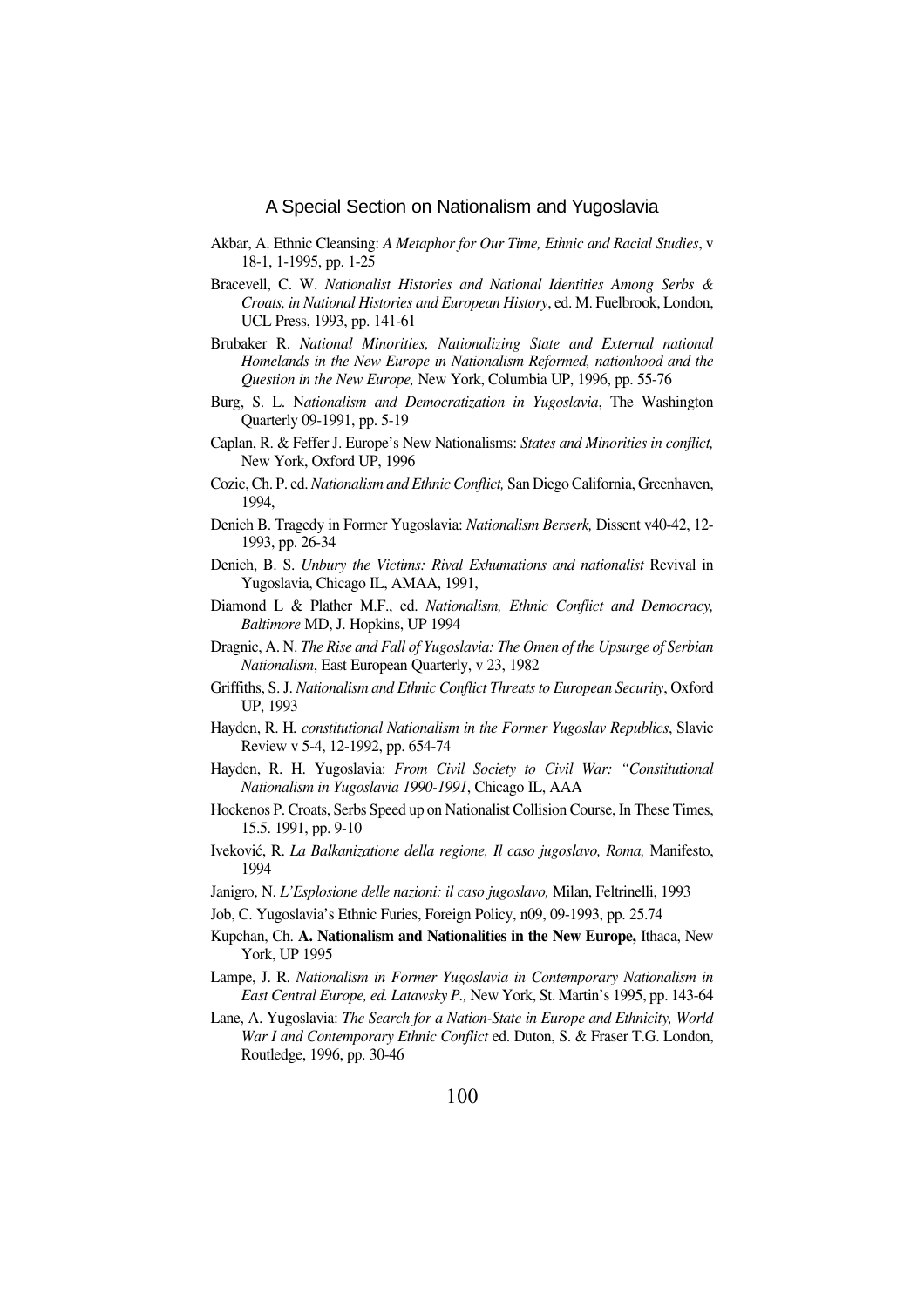Akbar, A. Ethnic Cleansing: *A Metaphor for Our Time, Ethnic and Racial Studies*, v 18-1, 1-1995, pp. 1-25

Bracevell, C. W. *Nationalist Histories and National Identities Among Serbs & Croats, in National Histories and European History*, ed. M. Fuelbrook, London, UCL Press, 1993, pp. 141-61

Brubaker R. *National Minorities, Nationalizing State and External national Homelands in the New Europe in Nationalism Reformed, nationhood and the Question in the New Europe,* New York, Columbia UP, 1996, pp. 55-76

Burg, S. L. N*ationalism and Democratization in Yugoslavia*, The Washington Quarterly 09-1991, pp. 5-19

Caplan, R. & Feffer J. Europe's New Nationalisms: *States and Minorities in conflict,* New York, Oxford UP, 1996

Cozic, Ch. P. ed. *Nationalism and Ethnic Conflict,* San Diego California, Greenhaven, 1994,

Denich B. Tragedy in Former Yugoslavia: *Nationalism Berserk,* Dissent v40-42, 12-1993, pp. 26-34

Denich, B. S. *Unbury the Victims: Rival Exhumations and nationalist* Revival in Yugoslavia, Chicago IL, AMAA, 1991,

Diamond L & Plather M.F., ed. *Nationalism, Ethnic Conflict and Democracy, Baltimore* MD, J. Hopkins, UP 1994

Dragnic, A. N. *The Rise and Fall of Yugoslavia: The Omen of the Upsurge of Serbian Nationalism*, East European Quarterly, v 23, 1982

Griffiths, S. J. *Nationalism and Ethnic Conflict Threats to European Security*, Oxford UP, 1993

Hayden, R. H. *constitutional Nationalism in the Former Yugoslav Republics*, Slavic Review v 5-4, 12-1992, pp. 654-74

Hayden, R. H. Yugoslavia: *From Civil Society to Civil War: "Constitutional Nationalism in Yugoslavia 1990-1991*, Chicago IL, AAA

Hockenos P. Croats, Serbs Speed up on Nationalist Collision Course, In These Times, 15.5. 1991, pp. 9-10

Iveković, R. *La Balkanizatione della regione, Il caso jugoslavo, Roma,* Manifesto, 1994

Janigro, N. *L'Esplosione delle nazioni: il caso jugoslavo,* Milan, Feltrinelli, 1993

Job, C. Yugoslavia's Ethnic Furies, Foreign Policy, n09, 09-1993, pp. 25.74

Kupchan, Ch. **A. Nationalism and Nationalities in the New Europe,** Ithaca, New York, UP 1995

Lampe, J. R. *Nationalism in Former Yugoslavia in Contemporary Nationalism in East Central Europe, ed. Latawsky P.,* New York, St. Martin's 1995, pp. 143-64

Lane, A. Yugoslavia: *The Search for a Nation-State in Europe and Ethnicity, World War I and Contemporary Ethnic Conflict* ed. Duton, S. & Fraser T.G. London, Routledge, 1996, pp. 30-46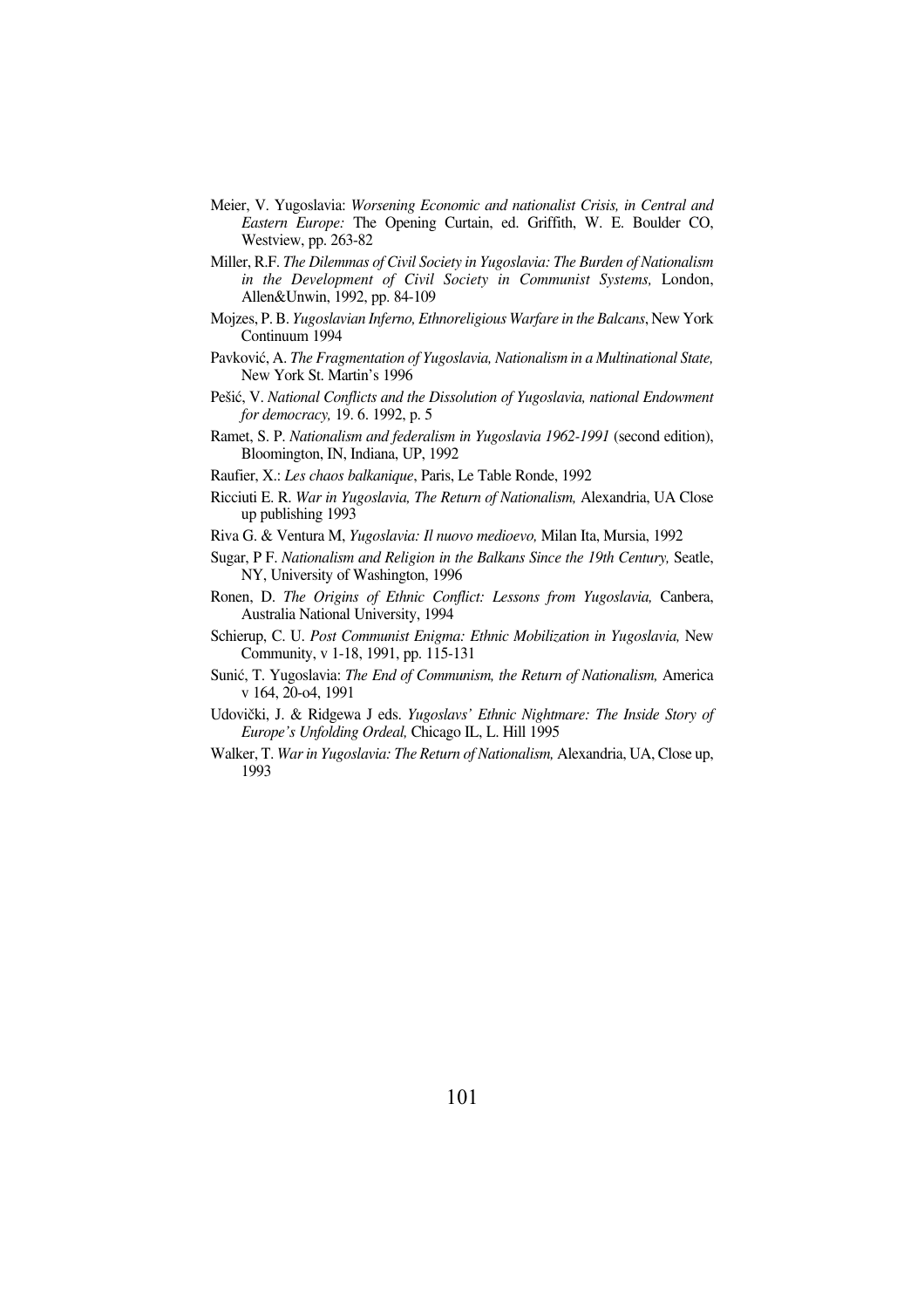Meier, V. Yugoslavia: *Worsening Economic and nationalist Crisis, in Central and Eastern Europe:* The Opening Curtain, ed. Griffith, W. E. Boulder CO, Westview, pp. 263-82

Miller, R.F. *The Dilemmas of Civil Society in Yugoslavia: The Burden of Nationalism in the Development of Civil Society in Communist Systems,* London, Allen&Unwin, 1992, pp. 84-109

Mojzes, P. B. *Yugoslavian Inferno, Ethnoreligious Warfare in the Balcans*, New York Continuum 1994

Pavković, A. *The Fragmentation of Yugoslavia, Nationalism in a Multinational State,* New York St. Martin's 1996

Pešić, V. *National Conflicts and the Dissolution of Yugoslavia, national Endowment for democracy,* 19. 6. 1992, p. 5

Ramet, S. P. *Nationalism and federalism in Yugoslavia 1962-1991* (second edition), Bloomington, IN, Indiana, UP, 1992

Raufier, X.: *Les chaos balkanique*, Paris, Le Table Ronde, 1992

Ricciuti E. R. *War in Yugoslavia, The Return of Nationalism,* Alexandria, UA Close up publishing 1993

Riva G. & Ventura M, *Yugoslavia: Il nuovo medioevo,* Milan Ita, Mursia, 1992

Sugar, P F. *Nationalism and Religion in the Balkans Since the 19th Century,* Seatle, NY, University of Washington, 1996

Ronen, D. *The Origins of Ethnic Conflict: Lessons from Yugoslavia,* Canbera, Australia National University, 1994

Schierup, C. U. *Post Communist Enigma: Ethnic Mobilization in Yugoslavia,* New Community, v 1-18, 1991, pp. 115-131

Sunić, T. Yugoslavia: *The End of Communism, the Return of Nationalism,* America v 164, 20-o4, 1991

Udovički, J. & Ridgewa J eds. *Yugoslavs' Ethnic Nightmare: The Inside Story of Europe's Unfolding Ordeal,* Chicago IL, L. Hill 1995

Walker, T. *War in Yugoslavia: The Return of Nationalism,* Alexandria, UA, Close up, 1993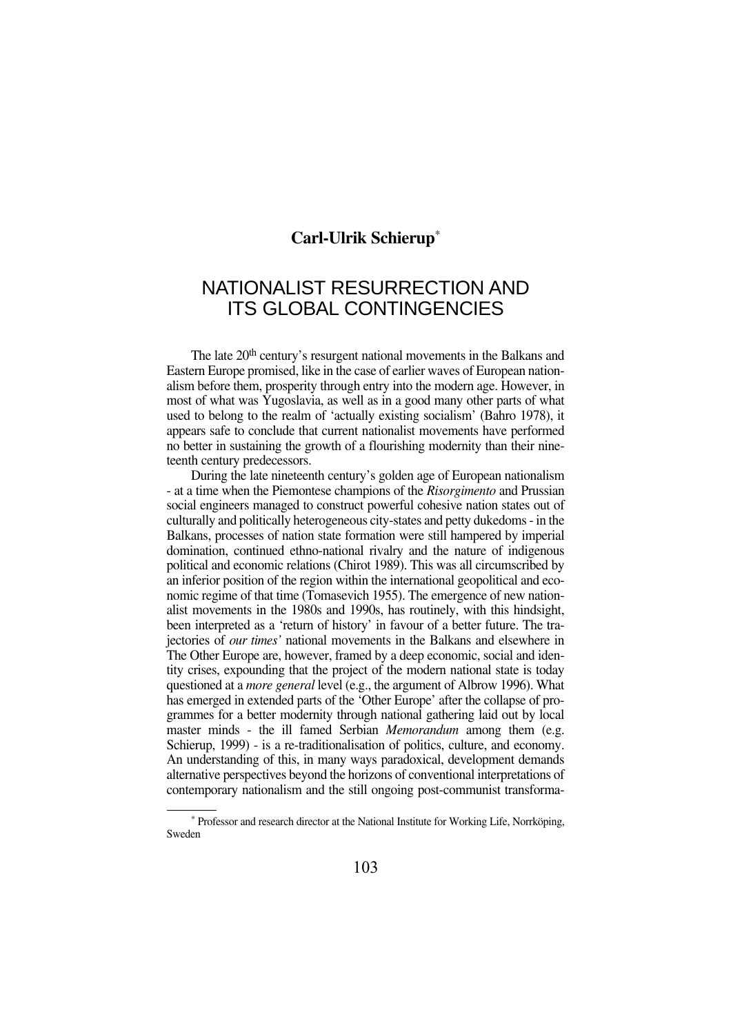**Carl-Ulrik Schierup**[*]

# NATIONALIST RESURRECTION AND ITS GLOBAL CONTINGENCIES

The late 20th century's resurgent national movements in the Balkans and Eastern Europe promised, like in the case of earlier waves of European nationalism before them, prosperity through entry into the modern age. However, in most of what was Yugoslavia, as well as in a good many other parts of what used to belong to the realm of 'actually existing socialism' (Bahro 1978), it appears safe to conclude that current nationalist movements have performed no better in sustaining the growth of a flourishing modernity than their nineteenth century predecessors.

During the late nineteenth century's golden age of European nationalism - at a time when the Piemontese champions of the *Risorgimento* and Prussian social engineers managed to construct powerful cohesive nation states out of culturally and politically heterogeneous city-states and petty dukedoms - in the Balkans, processes of nation state formation were still hampered by imperial domination, continued ethno-national rivalry and the nature of indigenous political and economic relations (Chirot 1989). This was all circumscribed by an inferior position of the region within the international geopolitical and economic regime of that time (Tomasevich 1955). The emergence of new nationalist movements in the 1980s and 1990s, has routinely, with this hindsight, been interpreted as a 'return of history' in favour of a better future. The trajectories of *our times'* national movements in the Balkans and elsewhere in The Other Europe are, however, framed by a deep economic, social and identity crises, expounding that the project of the modern national state is today questioned at a *more general* level (e.g., the argument of Albrow 1996). What has emerged in extended parts of the 'Other Europe' after the collapse of programmes for a better modernity through national gathering laid out by local master minds - the ill famed Serbian *Memorandum* among them (e.g. Schierup, 1999) - is a re-traditionalisation of politics, culture, and economy. An understanding of this, in many ways paradoxical, development demands alternative perspectives beyond the horizons of conventional interpretations of contemporary nationalism and the still ongoing post-communist transforma-

[*] Professor and research director at the National Institute for Working Life, Norrköping, Sweden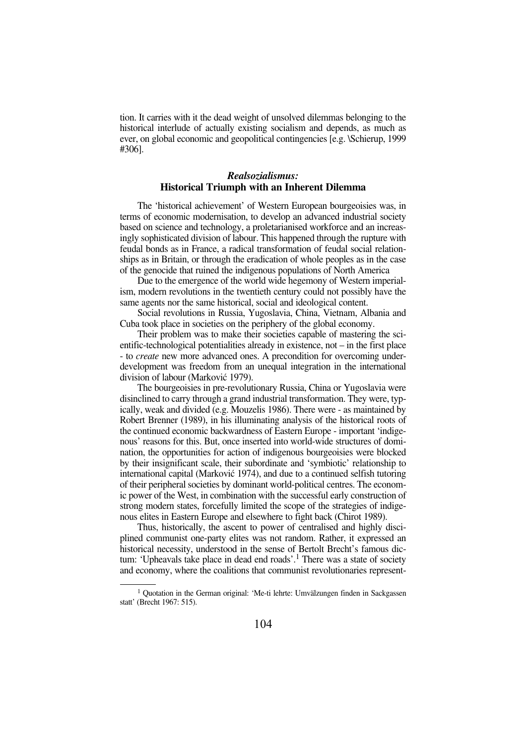tion. It carries with it the dead weight of unsolved dilemmas belonging to the historical interlude of actually existing socialism and depends, as much as ever, on global economic and geopolitical contingencies [e.g. \Schierup, 1999 #306].

## *Realsozialismus:* Historical Triumph with an Inherent Dilemma

The 'historical achievement' of Western European bourgeoisies was, in terms of economic modernisation, to develop an advanced industrial society based on science and technology, a proletarianised workforce and an increasingly sophisticated division of labour. This happened through the rupture with feudal bonds as in France, a radical transformation of feudal social relationships as in Britain, or through the eradication of whole peoples as in the case of the genocide that ruined the indigenous populations of North America

Due to the emergence of the world wide hegemony of Western imperialism, modern revolutions in the twentieth century could not possibly have the same agents nor the same historical, social and ideological content.

Social revolutions in Russia, Yugoslavia, China, Vietnam, Albania and Cuba took place in societies on the periphery of the global economy.

Their problem was to make their societies capable of mastering the scientific-technological potentialities already in existence, not – in the first place - to *create* new more advanced ones. A precondition for overcoming underdevelopment was freedom from an unequal integration in the international division of labour (Marković 1979).

The bourgeoisies in pre-revolutionary Russia, China or Yugoslavia were disinclined to carry through a grand industrial transformation. They were, typically, weak and divided (e.g. Mouzelis 1986). There were - as maintained by Robert Brenner (1989), in his illuminating analysis of the historical roots of the continued economic backwardness of Eastern Europe - important 'indigenous' reasons for this. But, once inserted into world-wide structures of domination, the opportunities for action of indigenous bourgeoisies were blocked by their insignificant scale, their subordinate and 'symbiotic' relationship to international capital (Marković 1974), and due to a continued selfish tutoring of their peripheral societies by dominant world-political centres. The economic power of the West, in combination with the successful early construction of strong modern states, forcefully limited the scope of the strategies of indigenous elites in Eastern Europe and elsewhere to fight back (Chirot 1989).

Thus, historically, the ascent to power of centralised and highly disciplined communist one-party elites was not random. Rather, it expressed an historical necessity, understood in the sense of Bertolt Brecht's famous dictum: 'Upheavals take place in dead end roads'.[1] There was a state of society and economy, where the coalitions that communist revolutionaries represent-

[1] Quotation in the German original: 'Me-ti lehrte: Umwälzungen finden in Sackgassen statt' (Brecht 1967: 515).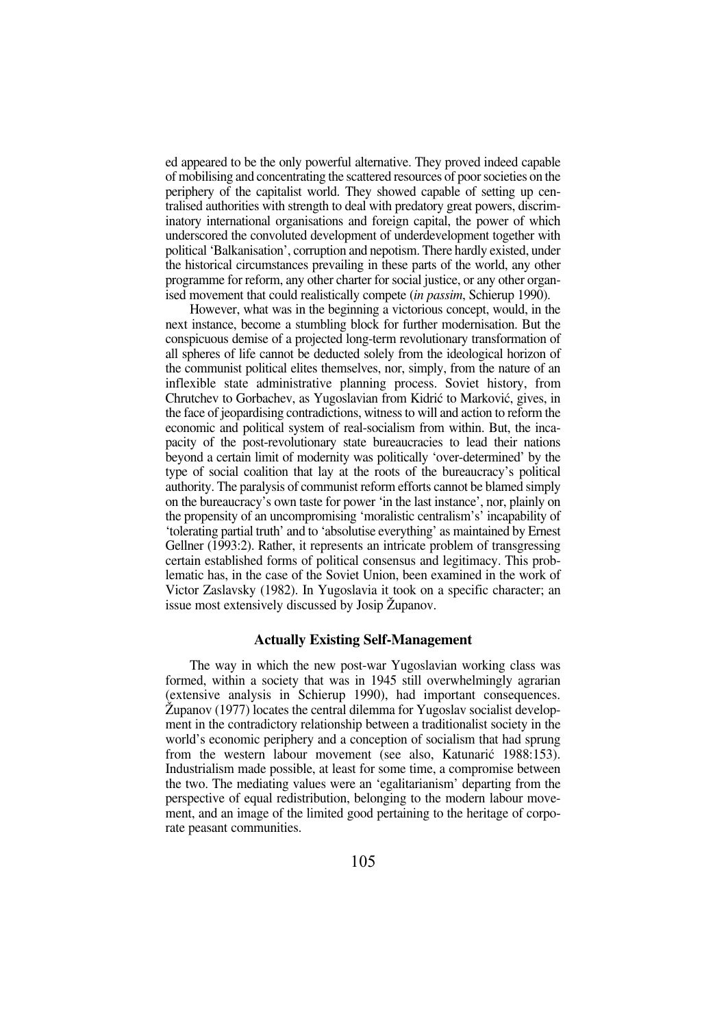ed appeared to be the only powerful alternative. They proved indeed capable of mobilising and concentrating the scattered resources of poor societies on the periphery of the capitalist world. They showed capable of setting up centralised authorities with strength to deal with predatory great powers, discriminatory international organisations and foreign capital, the power of which underscored the convoluted development of underdevelopment together with political 'Balkanisation', corruption and nepotism. There hardly existed, under the historical circumstances prevailing in these parts of the world, any other programme for reform, any other charter for social justice, or any other organised movement that could realistically compete (*in passim*, Schierup 1990).

However, what was in the beginning a victorious concept, would, in the next instance, become a stumbling block for further modernisation. But the conspicuous demise of a projected long-term revolutionary transformation of all spheres of life cannot be deducted solely from the ideological horizon of the communist political elites themselves, nor, simply, from the nature of an inflexible state administrative planning process. Soviet history, from Chrutchev to Gorbachev, as Yugoslavian from Kidrić to Marković, gives, in the face of jeopardising contradictions, witness to will and action to reform the economic and political system of real-socialism from within. But, the incapacity of the post-revolutionary state bureaucracies to lead their nations beyond a certain limit of modernity was politically 'over-determined' by the type of social coalition that lay at the roots of the bureaucracy's political authority. The paralysis of communist reform efforts cannot be blamed simply on the bureaucracy's own taste for power 'in the last instance', nor, plainly on the propensity of an uncompromising 'moralistic centralism's' incapability of 'tolerating partial truth' and to 'absolutise everything' as maintained by Ernest Gellner (1993:2). Rather, it represents an intricate problem of transgressing certain established forms of political consensus and legitimacy. This problematic has, in the case of the Soviet Union, been examined in the work of Victor Zaslavsky (1982). In Yugoslavia it took on a specific character; an issue most extensively discussed by Josip Županov.

### Actually Existing Self-Management

The way in which the new post-war Yugoslavian working class was formed, within a society that was in 1945 still overwhelmingly agrarian (extensive analysis in Schierup 1990), had important consequences. Županov (1977) locates the central dilemma for Yugoslav socialist development in the contradictory relationship between a traditionalist society in the world's economic periphery and a conception of socialism that had sprung from the western labour movement (see also, Katunarić 1988:153). Industrialism made possible, at least for some time, a compromise between the two. The mediating values were an 'egalitarianism' departing from the perspective of equal redistribution, belonging to the modern labour movement, and an image of the limited good pertaining to the heritage of corporate peasant communities.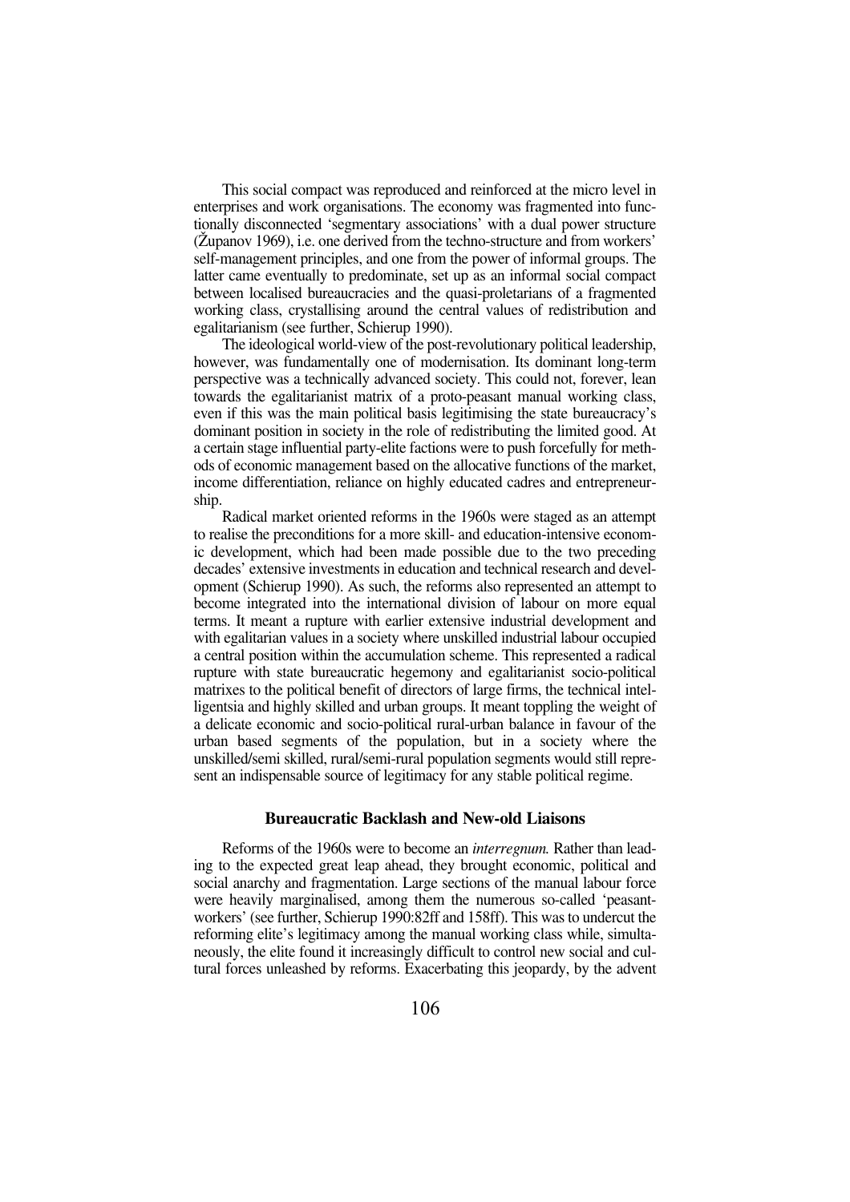This social compact was reproduced and reinforced at the micro level in enterprises and work organisations. The economy was fragmented into functionally disconnected 'segmentary associations' with a dual power structure (Županov 1969), i.e. one derived from the techno-structure and from workers' self-management principles, and one from the power of informal groups. The latter came eventually to predominate, set up as an informal social compact between localised bureaucracies and the quasi-proletarians of a fragmented working class, crystallising around the central values of redistribution and egalitarianism (see further, Schierup 1990).

The ideological world-view of the post-revolutionary political leadership, however, was fundamentally one of modernisation. Its dominant long-term perspective was a technically advanced society. This could not, forever, lean towards the egalitarianist matrix of a proto-peasant manual working class, even if this was the main political basis legitimising the state bureaucracy's dominant position in society in the role of redistributing the limited good. At a certain stage influential party-elite factions were to push forcefully for methods of economic management based on the allocative functions of the market, income differentiation, reliance on highly educated cadres and entrepreneurship.

Radical market oriented reforms in the 1960s were staged as an attempt to realise the preconditions for a more skill- and education-intensive economic development, which had been made possible due to the two preceding decades' extensive investments in education and technical research and development (Schierup 1990). As such, the reforms also represented an attempt to become integrated into the international division of labour on more equal terms. It meant a rupture with earlier extensive industrial development and with egalitarian values in a society where unskilled industrial labour occupied a central position within the accumulation scheme. This represented a radical rupture with state bureaucratic hegemony and egalitarianist socio-political matrixes to the political benefit of directors of large firms, the technical intelligentsia and highly skilled and urban groups. It meant toppling the weight of a delicate economic and socio-political rural-urban balance in favour of the urban based segments of the population, but in a society where the unskilled/semi skilled, rural/semi-rural population segments would still represent an indispensable source of legitimacy for any stable political regime.

### Bureaucratic Backlash and New-old Liaisons

Reforms of the 1960s were to become an *interregnum.* Rather than leading to the expected great leap ahead, they brought economic, political and social anarchy and fragmentation. Large sections of the manual labour force were heavily marginalised, among them the numerous so-called 'peasant-workers' (see further, Schierup 1990:82ff and 158ff). This was to undercut the reforming elite's legitimacy among the manual working class while, simultaneously, the elite found it increasingly difficult to control new social and cultural forces unleashed by reforms. Exacerbating this jeopardy, by the advent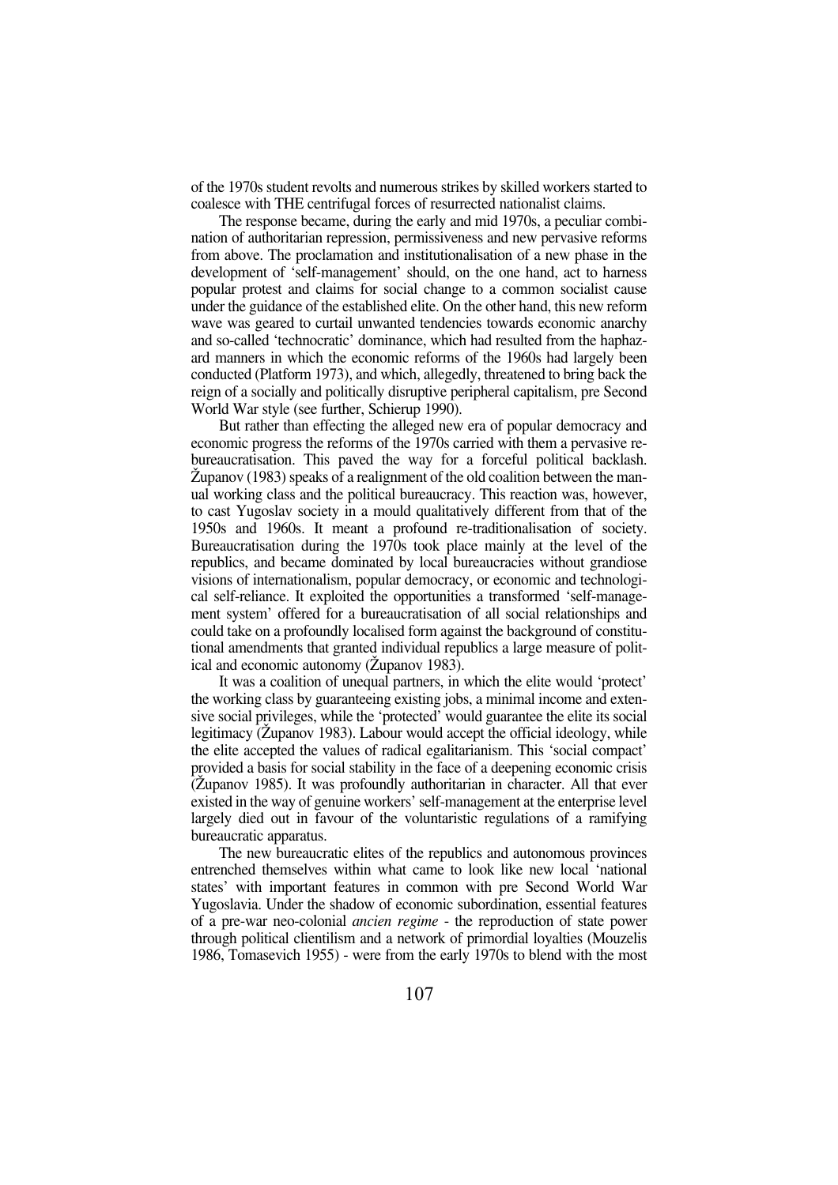of the 1970s student revolts and numerous strikes by skilled workers started to coalesce with THE centrifugal forces of resurrected nationalist claims.

The response became, during the early and mid 1970s, a peculiar combination of authoritarian repression, permissiveness and new pervasive reforms from above. The proclamation and institutionalisation of a new phase in the development of 'self-management' should, on the one hand, act to harness popular protest and claims for social change to a common socialist cause under the guidance of the established elite. On the other hand, this new reform wave was geared to curtail unwanted tendencies towards economic anarchy and so-called 'technocratic' dominance, which had resulted from the haphazard manners in which the economic reforms of the 1960s had largely been conducted (Platform 1973), and which, allegedly, threatened to bring back the reign of a socially and politically disruptive peripheral capitalism, pre Second World War style (see further, Schierup 1990).

But rather than effecting the alleged new era of popular democracy and economic progress the reforms of the 1970s carried with them a pervasive re-bureaucratisation. This paved the way for a forceful political backlash. Županov (1983) speaks of a realignment of the old coalition between the manual working class and the political bureaucracy. This reaction was, however, to cast Yugoslav society in a mould qualitatively different from that of the 1950s and 1960s. It meant a profound re-traditionalisation of society. Bureaucratisation during the 1970s took place mainly at the level of the republics, and became dominated by local bureaucracies without grandiose visions of internationalism, popular democracy, or economic and technological self-reliance. It exploited the opportunities a transformed 'self-management system' offered for a bureaucratisation of all social relationships and could take on a profoundly localised form against the background of constitutional amendments that granted individual republics a large measure of political and economic autonomy (Županov 1983).

It was a coalition of unequal partners, in which the elite would 'protect' the working class by guaranteeing existing jobs, a minimal income and extensive social privileges, while the 'protected' would guarantee the elite its social legitimacy (Županov 1983). Labour would accept the official ideology, while the elite accepted the values of radical egalitarianism. This 'social compact' provided a basis for social stability in the face of a deepening economic crisis (Županov 1985). It was profoundly authoritarian in character. All that ever existed in the way of genuine workers' self-management at the enterprise level largely died out in favour of the voluntaristic regulations of a ramifying bureaucratic apparatus.

The new bureaucratic elites of the republics and autonomous provinces entrenched themselves within what came to look like new local 'national states' with important features in common with pre Second World War Yugoslavia. Under the shadow of economic subordination, essential features of a pre-war neo-colonial *ancien regime* - the reproduction of state power through political clientilism and a network of primordial loyalties (Mouzelis 1986, Tomasevich 1955) - were from the early 1970s to blend with the most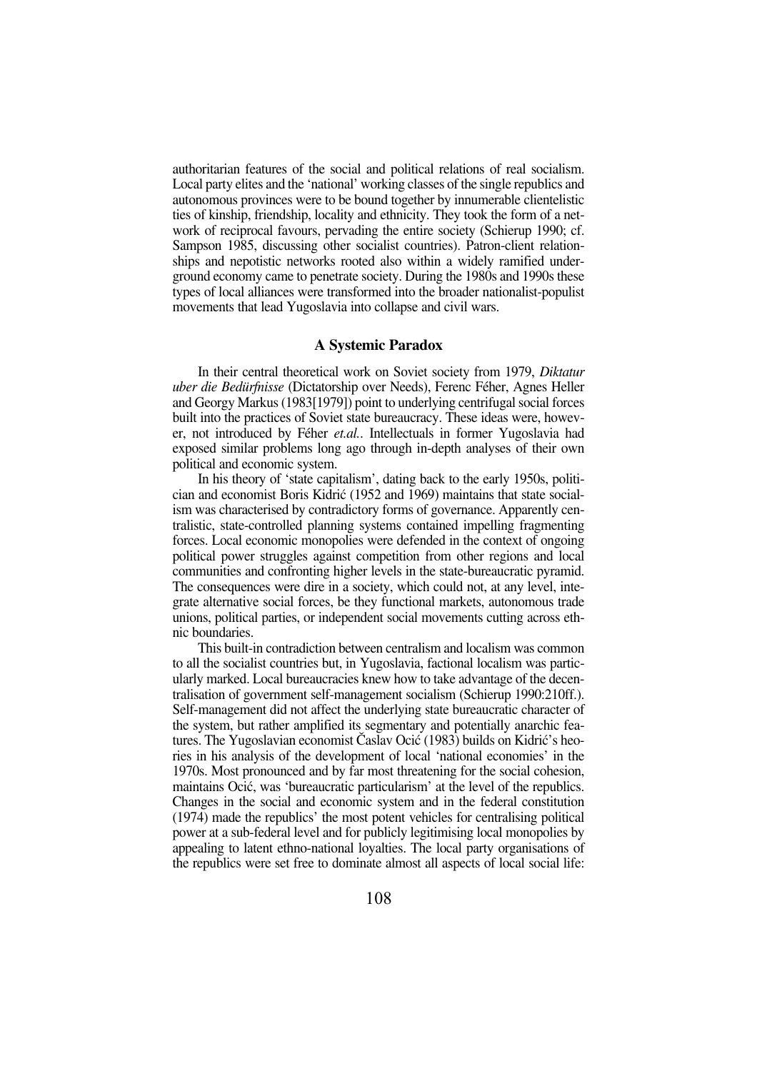authoritarian features of the social and political relations of real socialism. Local party elites and the 'national' working classes of the single republics and autonomous provinces were to be bound together by innumerable clientelistic ties of kinship, friendship, locality and ethnicity. They took the form of a network of reciprocal favours, pervading the entire society (Schierup 1990; cf. Sampson 1985, discussing other socialist countries). Patron-client relationships and nepotistic networks rooted also within a widely ramified underground economy came to penetrate society. During the 1980s and 1990s these types of local alliances were transformed into the broader nationalist-populist movements that lead Yugoslavia into collapse and civil wars.

## A Systemic Paradox

In their central theoretical work on Soviet society from 1979, *Diktatur uber die Bedürfnisse* (Dictatorship over Needs), Ferenc Féher, Agnes Heller and Georgy Markus (1983[1979]) point to underlying centrifugal social forces built into the practices of Soviet state bureaucracy. These ideas were, however, not introduced by Féher *et.al.*. Intellectuals in former Yugoslavia had exposed similar problems long ago through in-depth analyses of their own political and economic system.

In his theory of 'state capitalism', dating back to the early 1950s, politician and economist Boris Kidrić (1952 and 1969) maintains that state socialism was characterised by contradictory forms of governance. Apparently centralistic, state-controlled planning systems contained impelling fragmenting forces. Local economic monopolies were defended in the context of ongoing political power struggles against competition from other regions and local communities and confronting higher levels in the state-bureaucratic pyramid. The consequences were dire in a society, which could not, at any level, integrate alternative social forces, be they functional markets, autonomous trade unions, political parties, or independent social movements cutting across ethnic boundaries.

This built-in contradiction between centralism and localism was common to all the socialist countries but, in Yugoslavia, factional localism was particularly marked. Local bureaucracies knew how to take advantage of the decentralisation of government self-management socialism (Schierup 1990:210ff.). Self-management did not affect the underlying state bureaucratic character of the system, but rather amplified its segmentary and potentially anarchic features. The Yugoslavian economist Časlav Ocić (1983) builds on Kidrić's heories in his analysis of the development of local 'national economies' in the 1970s. Most pronounced and by far most threatening for the social cohesion, maintains Ocić, was 'bureaucratic particularism' at the level of the republics. Changes in the social and economic system and in the federal constitution (1974) made the republics' the most potent vehicles for centralising political power at a sub-federal level and for publicly legitimising local monopolies by appealing to latent ethno-national loyalties. The local party organisations of the republics were set free to dominate almost all aspects of local social life: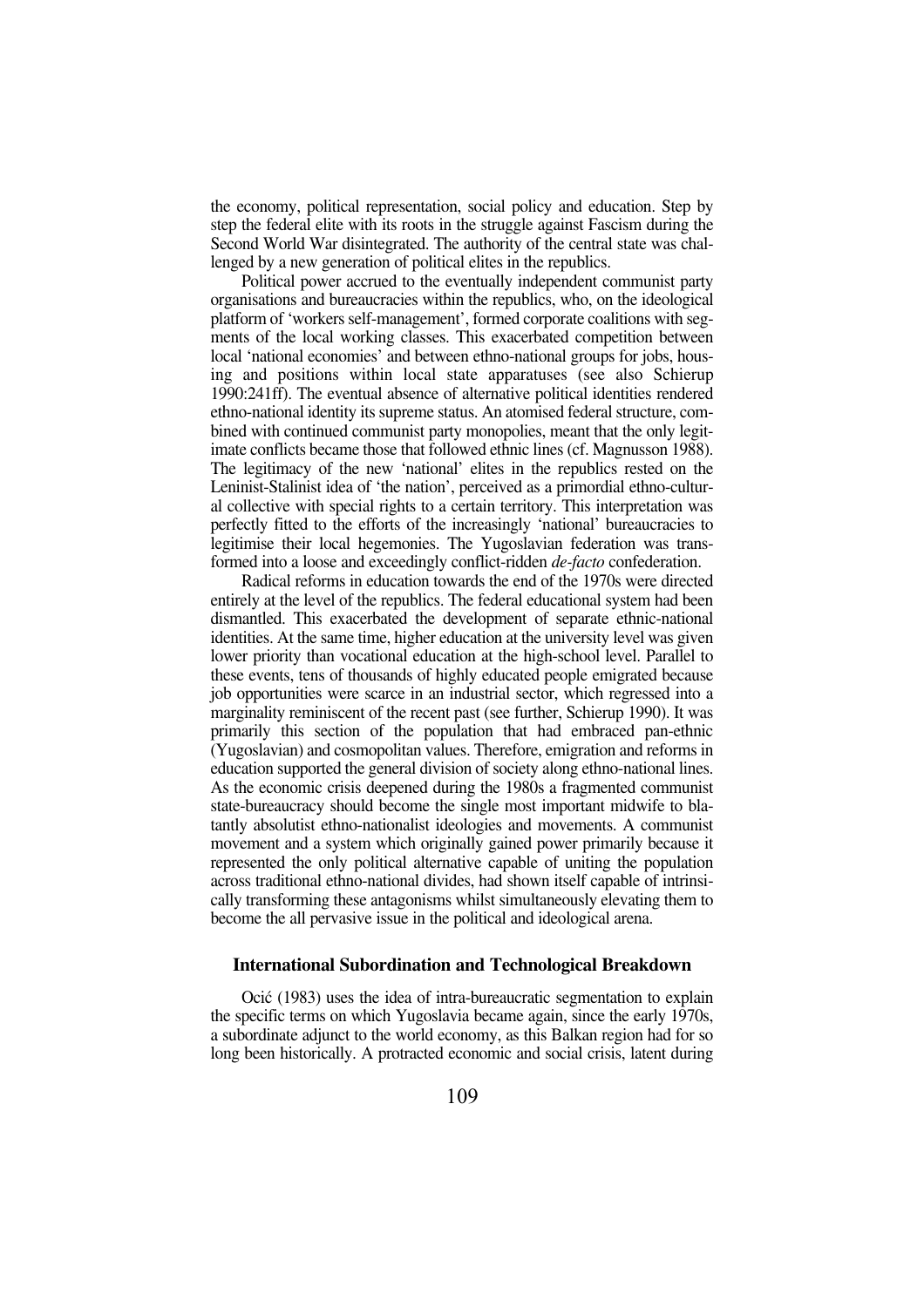the economy, political representation, social policy and education. Step by step the federal elite with its roots in the struggle against Fascism during the Second World War disintegrated. The authority of the central state was challenged by a new generation of political elites in the republics.

Political power accrued to the eventually independent communist party organisations and bureaucracies within the republics, who, on the ideological platform of 'workers self-management', formed corporate coalitions with segments of the local working classes. This exacerbated competition between local 'national economies' and between ethno-national groups for jobs, housing and positions within local state apparatuses (see also Schierup 1990:241ff). The eventual absence of alternative political identities rendered ethno-national identity its supreme status. An atomised federal structure, combined with continued communist party monopolies, meant that the only legitimate conflicts became those that followed ethnic lines (cf. Magnusson 1988). The legitimacy of the new 'national' elites in the republics rested on the Leninist-Stalinist idea of 'the nation', perceived as a primordial ethno-cultural collective with special rights to a certain territory. This interpretation was perfectly fitted to the efforts of the increasingly 'national' bureaucracies to legitimise their local hegemonies. The Yugoslavian federation was transformed into a loose and exceedingly conflict-ridden *de-facto* confederation.

Radical reforms in education towards the end of the 1970s were directed entirely at the level of the republics. The federal educational system had been dismantled. This exacerbated the development of separate ethnic-national identities. At the same time, higher education at the university level was given lower priority than vocational education at the high-school level. Parallel to these events, tens of thousands of highly educated people emigrated because job opportunities were scarce in an industrial sector, which regressed into a marginality reminiscent of the recent past (see further, Schierup 1990). It was primarily this section of the population that had embraced pan-ethnic (Yugoslavian) and cosmopolitan values. Therefore, emigration and reforms in education supported the general division of society along ethno-national lines. As the economic crisis deepened during the 1980s a fragmented communist state-bureaucracy should become the single most important midwife to blatantly absolutist ethno-nationalist ideologies and movements. A communist movement and a system which originally gained power primarily because it represented the only political alternative capable of uniting the population across traditional ethno-national divides, had shown itself capable of intrinsically transforming these antagonisms whilst simultaneously elevating them to become the all pervasive issue in the political and ideological arena.

### International Subordination and Technological Breakdown

Ocić (1983) uses the idea of intra-bureaucratic segmentation to explain the specific terms on which Yugoslavia became again, since the early 1970s, a subordinate adjunct to the world economy, as this Balkan region had for so long been historically. A protracted economic and social crisis, latent during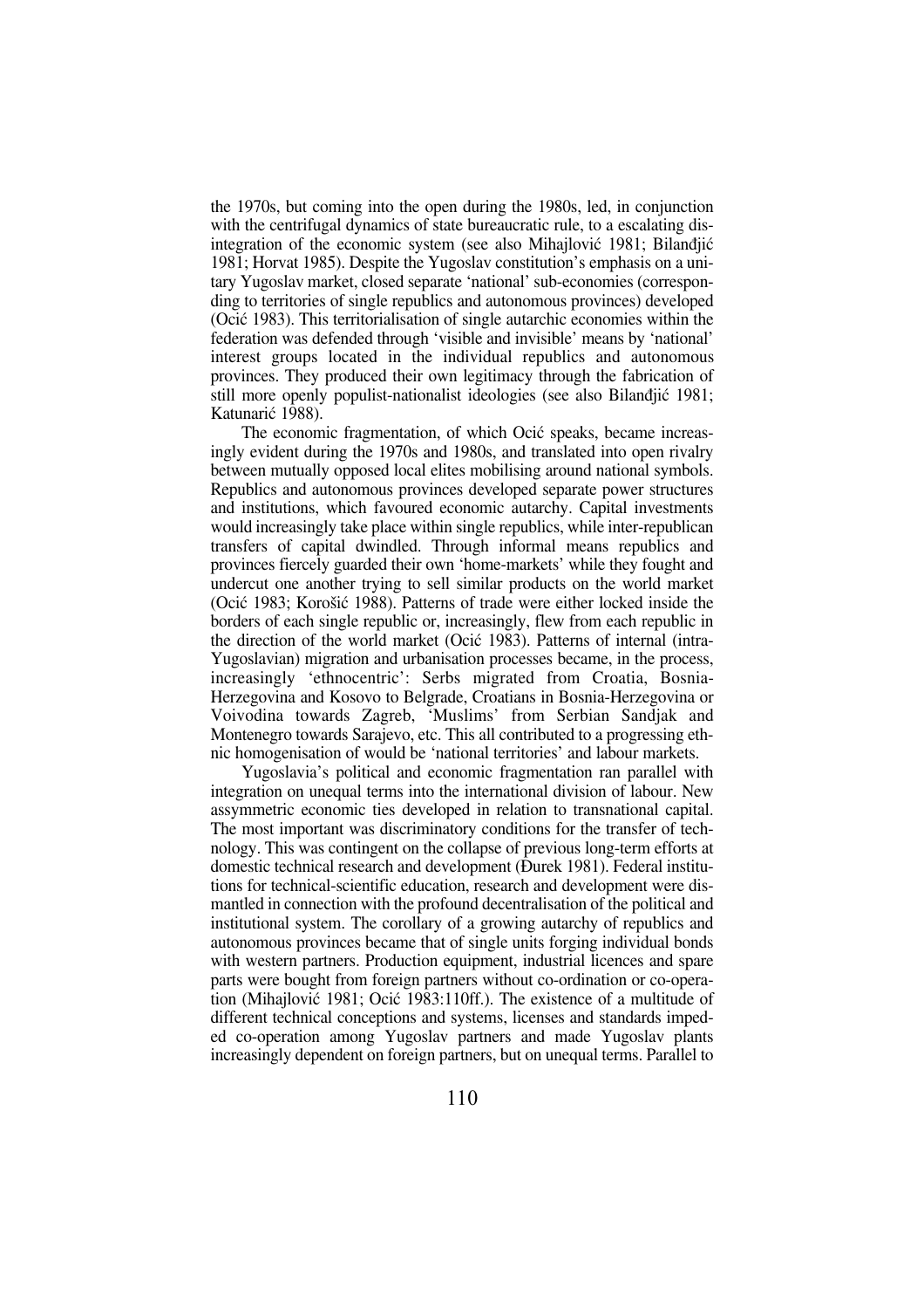the 1970s, but coming into the open during the 1980s, led, in conjunction with the centrifugal dynamics of state bureaucratic rule, to a escalating disintegration of the economic system (see also Mihajlović 1981; Bilanđjić 1981; Horvat 1985). Despite the Yugoslav constitution's emphasis on a unitary Yugoslav market, closed separate 'national' sub-economies (corresponding to territories of single republics and autonomous provinces) developed (Ocić 1983). This territorialisation of single autarchic economies within the federation was defended through 'visible and invisible' means by 'national' interest groups located in the individual republics and autonomous provinces. They produced their own legitimacy through the fabrication of still more openly populist-nationalist ideologies (see also Bilanđjić 1981; Katunarić 1988).

The economic fragmentation, of which Ocić speaks, became increasingly evident during the 1970s and 1980s, and translated into open rivalry between mutually opposed local elites mobilising around national symbols. Republics and autonomous provinces developed separate power structures and institutions, which favoured economic autarchy. Capital investments would increasingly take place within single republics, while inter-republican transfers of capital dwindled. Through informal means republics and provinces fiercely guarded their own 'home-markets' while they fought and undercut one another trying to sell similar products on the world market (Ocić 1983; Korošić 1988). Patterns of trade were either locked inside the borders of each single republic or, increasingly, flew from each republic in the direction of the world market (Ocić 1983). Patterns of internal (intra-Yugoslavian) migration and urbanisation processes became, in the process, increasingly 'ethnocentric': Serbs migrated from Croatia, Bosnia-Herzegovina and Kosovo to Belgrade, Croatians in Bosnia-Herzegovina or Voivodina towards Zagreb, 'Muslims' from Serbian Sandjak and Montenegro towards Sarajevo, etc. This all contributed to a progressing ethnic homogenisation of would be 'national territories' and labour markets.

Yugoslavia's political and economic fragmentation ran parallel with integration on unequal terms into the international division of labour. New assymmetric economic ties developed in relation to transnational capital. The most important was discriminatory conditions for the transfer of technology. This was contingent on the collapse of previous long-term efforts at domestic technical research and development (Đurek 1981). Federal institutions for technical-scientific education, research and development were dismantled in connection with the profound decentralisation of the political and institutional system. The corollary of a growing autarchy of republics and autonomous provinces became that of single units forging individual bonds with western partners. Production equipment, industrial licences and spare parts were bought from foreign partners without co-ordination or co-operation (Mihajlović 1981; Ocić 1983:110ff.). The existence of a multitude of different technical conceptions and systems, licenses and standards impeded co-operation among Yugoslav partners and made Yugoslav plants increasingly dependent on foreign partners, but on unequal terms. Parallel to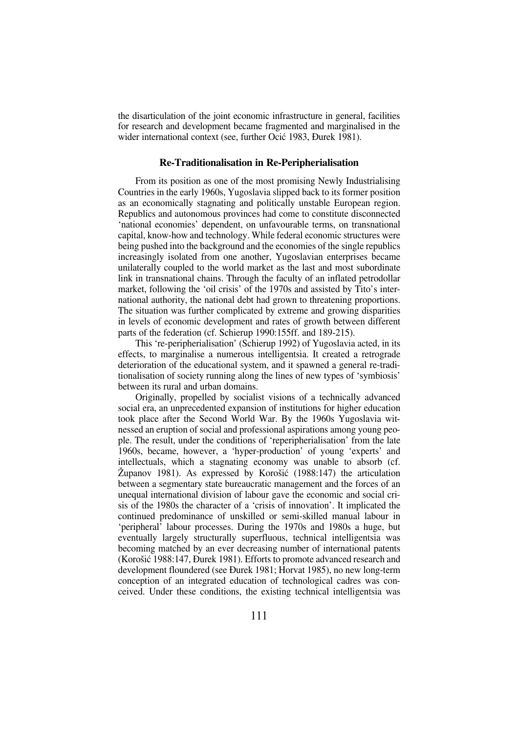the disarticulation of the joint economic infrastructure in general, facilities for research and development became fragmented and marginalised in the wider international context (see, further Ocić 1983, Đurek 1981).

## Re-Traditionalisation in Re-Peripherialisation

From its position as one of the most promising Newly Industrialising Countries in the early 1960s, Yugoslavia slipped back to its former position as an economically stagnating and politically unstable European region. Republics and autonomous provinces had come to constitute disconnected 'national economies' dependent, on unfavourable terms, on transnational capital, know-how and technology. While federal economic structures were being pushed into the background and the economies of the single republics increasingly isolated from one another, Yugoslavian enterprises became unilaterally coupled to the world market as the last and most subordinate link in transnational chains. Through the faculty of an inflated petrodollar market, following the 'oil crisis' of the 1970s and assisted by Tito's international authority, the national debt had grown to threatening proportions. The situation was further complicated by extreme and growing disparities in levels of economic development and rates of growth between different parts of the federation (cf. Schierup 1990:155ff. and 189-215).

This 're-peripherialisation' (Schierup 1992) of Yugoslavia acted, in its effects, to marginalise a numerous intelligentsia. It created a retrograde deterioration of the educational system, and it spawned a general re-traditionalisation of society running along the lines of new types of 'symbiosis' between its rural and urban domains.

Originally, propelled by socialist visions of a technically advanced social era, an unprecedented expansion of institutions for higher education took place after the Second World War. By the 1960s Yugoslavia witnessed an eruption of social and professional aspirations among young people. The result, under the conditions of 'reperipherialisation' from the late 1960s, became, however, a 'hyper-production' of young 'experts' and intellectuals, which a stagnating economy was unable to absorb (cf. Županov 1981). As expressed by Korošić (1988:147) the articulation between a segmentary state bureaucratic management and the forces of an unequal international division of labour gave the economic and social crisis of the 1980s the character of a 'crisis of innovation'. It implicated the continued predominance of unskilled or semi-skilled manual labour in 'peripheral' labour processes. During the 1970s and 1980s a huge, but eventually largely structurally superfluous, technical intelligentsia was becoming matched by an ever decreasing number of international patents (Korošić 1988:147, Đurek 1981). Efforts to promote advanced research and development floundered (see Đurek 1981; Horvat 1985), no new long-term conception of an integrated education of technological cadres was conceived. Under these conditions, the existing technical intelligentsia was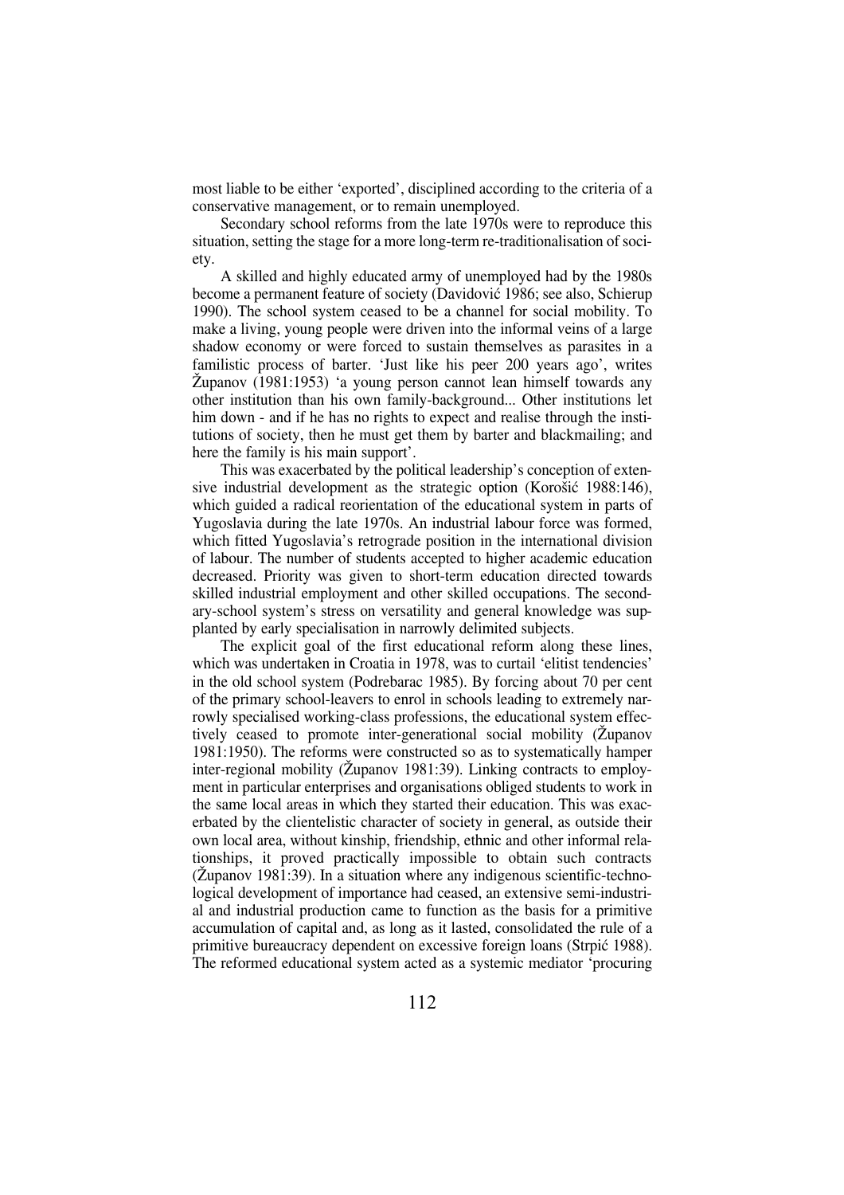most liable to be either 'exported', disciplined according to the criteria of a conservative management, or to remain unemployed.

Secondary school reforms from the late 1970s were to reproduce this situation, setting the stage for a more long-term re-traditionalisation of society.

A skilled and highly educated army of unemployed had by the 1980s become a permanent feature of society (Davidović 1986; see also, Schierup 1990). The school system ceased to be a channel for social mobility. To make a living, young people were driven into the informal veins of a large shadow economy or were forced to sustain themselves as parasites in a familistic process of barter. 'Just like his peer 200 years ago', writes Županov (1981:1953) 'a young person cannot lean himself towards any other institution than his own family-background... Other institutions let him down - and if he has no rights to expect and realise through the institutions of society, then he must get them by barter and blackmailing; and here the family is his main support'.

This was exacerbated by the political leadership's conception of extensive industrial development as the strategic option (Korošić 1988:146), which guided a radical reorientation of the educational system in parts of Yugoslavia during the late 1970s. An industrial labour force was formed, which fitted Yugoslavia's retrograde position in the international division of labour. The number of students accepted to higher academic education decreased. Priority was given to short-term education directed towards skilled industrial employment and other skilled occupations. The secondary-school system's stress on versatility and general knowledge was supplanted by early specialisation in narrowly delimited subjects.

The explicit goal of the first educational reform along these lines, which was undertaken in Croatia in 1978, was to curtail 'elitist tendencies' in the old school system (Podrebarac 1985). By forcing about 70 per cent of the primary school-leavers to enrol in schools leading to extremely narrowly specialised working-class professions, the educational system effectively ceased to promote inter-generational social mobility (Županov 1981:1950). The reforms were constructed so as to systematically hamper inter-regional mobility (Županov 1981:39). Linking contracts to employment in particular enterprises and organisations obliged students to work in the same local areas in which they started their education. This was exacerbated by the clientelistic character of society in general, as outside their own local area, without kinship, friendship, ethnic and other informal relationships, it proved practically impossible to obtain such contracts (Županov 1981:39). In a situation where any indigenous scientific-technological development of importance had ceased, an extensive semi-industrial and industrial production came to function as the basis for a primitive accumulation of capital and, as long as it lasted, consolidated the rule of a primitive bureaucracy dependent on excessive foreign loans (Strpić 1988). The reformed educational system acted as a systemic mediator 'procuring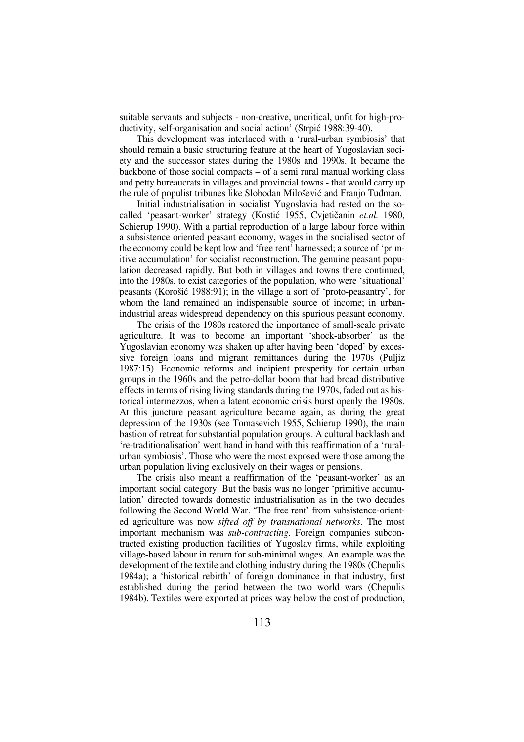suitable servants and subjects - non-creative, uncritical, unfit for high-productivity, self-organisation and social action' (Strpić 1988:39-40).

This development was interlaced with a 'rural-urban symbiosis' that should remain a basic structuring feature at the heart of Yugoslavian society and the successor states during the 1980s and 1990s. It became the backbone of those social compacts – of a semi rural manual working class and petty bureaucrats in villages and provincial towns - that would carry up the rule of populist tribunes like Slobodan Milošević and Franjo Tuđman.

Initial industrialisation in socialist Yugoslavia had rested on the so-called 'peasant-worker' strategy (Kostić 1955, Cvjetičanin *et.al.* 1980, Schierup 1990). With a partial reproduction of a large labour force within a subsistence oriented peasant economy, wages in the socialised sector of the economy could be kept low and 'free rent' harnessed; a source of 'primitive accumulation' for socialist reconstruction. The genuine peasant population decreased rapidly. But both in villages and towns there continued, into the 1980s, to exist categories of the population, who were 'situational' peasants (Korošić 1988:91); in the village a sort of 'proto-peasantry', for whom the land remained an indispensable source of income; in urban-industrial areas widespread dependency on this spurious peasant economy.

The crisis of the 1980s restored the importance of small-scale private agriculture. It was to become an important 'shock-absorber' as the Yugoslavian economy was shaken up after having been 'doped' by excessive foreign loans and migrant remittances during the 1970s (Puljiz 1987:15). Economic reforms and incipient prosperity for certain urban groups in the 1960s and the petro-dollar boom that had broad distributive effects in terms of rising living standards during the 1970s, faded out as historical intermezzos, when a latent economic crisis burst openly the 1980s. At this juncture peasant agriculture became again, as during the great depression of the 1930s (see Tomasevich 1955, Schierup 1990), the main bastion of retreat for substantial population groups. A cultural backlash and 're-traditionalisation' went hand in hand with this reaffirmation of a 'rural-urban symbiosis'. Those who were the most exposed were those among the urban population living exclusively on their wages or pensions.

The crisis also meant a reaffirmation of the 'peasant-worker' as an important social category. But the basis was no longer 'primitive accumulation' directed towards domestic industrialisation as in the two decades following the Second World War. 'The free rent' from subsistence-oriented agriculture was now *sifted off by transnational networks*. The most important mechanism was *sub-contracting*. Foreign companies subcontracted existing production facilities of Yugoslav firms, while exploiting village-based labour in return for sub-minimal wages. An example was the development of the textile and clothing industry during the 1980s (Chepulis 1984a); a 'historical rebirth' of foreign dominance in that industry, first established during the period between the two world wars (Chepulis 1984b). Textiles were exported at prices way below the cost of production,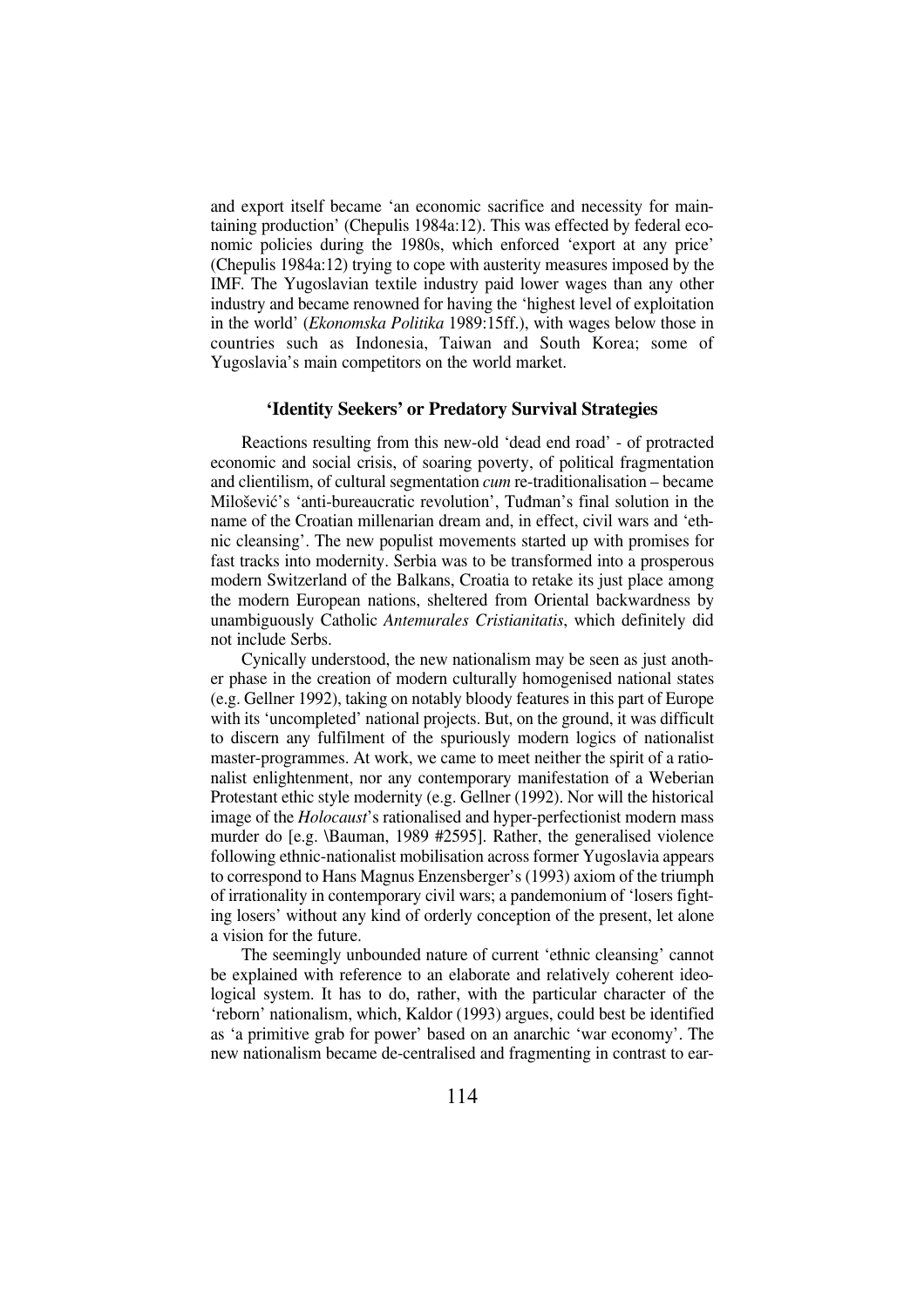and export itself became 'an economic sacrifice and necessity for maintaining production' (Chepulis 1984a:12). This was effected by federal economic policies during the 1980s, which enforced 'export at any price' (Chepulis 1984a:12) trying to cope with austerity measures imposed by the IMF. The Yugoslavian textile industry paid lower wages than any other industry and became renowned for having the 'highest level of exploitation in the world' (*Ekonomska Politika* 1989:15ff.), with wages below those in countries such as Indonesia, Taiwan and South Korea; some of Yugoslavia's main competitors on the world market.

### 'Identity Seekers' or Predatory Survival Strategies

Reactions resulting from this new-old 'dead end road' - of protracted economic and social crisis, of soaring poverty, of political fragmentation and clientilism, of cultural segmentation *cum* re-traditionalisation – became Milošević's 'anti-bureaucratic revolution', Tuđman's final solution in the name of the Croatian millenarian dream and, in effect, civil wars and 'ethnic cleansing'. The new populist movements started up with promises for fast tracks into modernity. Serbia was to be transformed into a prosperous modern Switzerland of the Balkans, Croatia to retake its just place among the modern European nations, sheltered from Oriental backwardness by unambiguously Catholic *Antemurales Cristianitatis*, which definitely did not include Serbs.

Cynically understood, the new nationalism may be seen as just another phase in the creation of modern culturally homogenised national states (e.g. Gellner 1992), taking on notably bloody features in this part of Europe with its 'uncompleted' national projects. But, on the ground, it was difficult to discern any fulfilment of the spuriously modern logics of nationalist master-programmes. At work, we came to meet neither the spirit of a rationalist enlightenment, nor any contemporary manifestation of a Weberian Protestant ethic style modernity (e.g. Gellner (1992). Nor will the historical image of the *Holocaust*'s rationalised and hyper-perfectionist modern mass murder do [e.g. \Bauman, 1989 #2595]. Rather, the generalised violence following ethnic-nationalist mobilisation across former Yugoslavia appears to correspond to Hans Magnus Enzensberger's (1993) axiom of the triumph of irrationality in contemporary civil wars; a pandemonium of 'losers fighting losers' without any kind of orderly conception of the present, let alone a vision for the future.

The seemingly unbounded nature of current 'ethnic cleansing' cannot be explained with reference to an elaborate and relatively coherent ideological system. It has to do, rather, with the particular character of the 'reborn' nationalism, which, Kaldor (1993) argues, could best be identified as 'a primitive grab for power' based on an anarchic 'war economy'. The new nationalism became de-centralised and fragmenting in contrast to ear-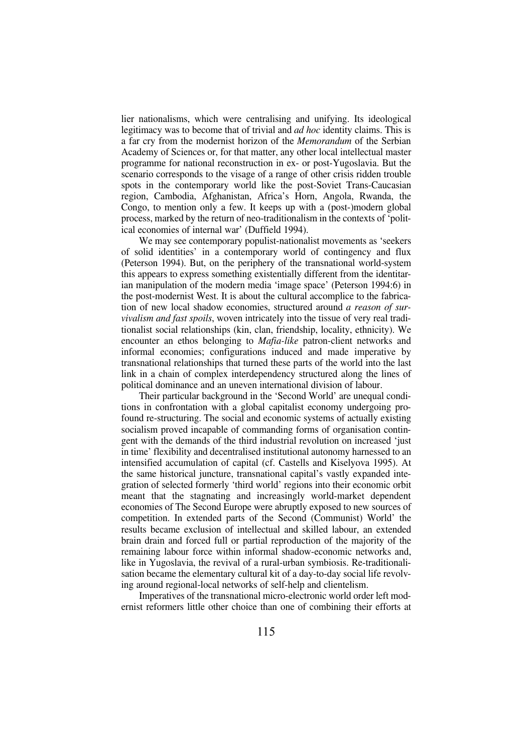lier nationalisms, which were centralising and unifying. Its ideological legitimacy was to become that of trivial and *ad hoc* identity claims. This is a far cry from the modernist horizon of the *Memorandum* of the Serbian Academy of Sciences or, for that matter, any other local intellectual master programme for national reconstruction in ex- or post-Yugoslavia. But the scenario corresponds to the visage of a range of other crisis ridden trouble spots in the contemporary world like the post-Soviet Trans-Caucasian region, Cambodia, Afghanistan, Africa's Horn, Angola, Rwanda, the Congo, to mention only a few. It keeps up with a (post-)modern global process, marked by the return of neo-traditionalism in the contexts of 'political economies of internal war' (Duffield 1994).

We may see contemporary populist-nationalist movements as 'seekers of solid identities' in a contemporary world of contingency and flux (Peterson 1994). But, on the periphery of the transnational world-system this appears to express something existentially different from the identitarian manipulation of the modern media 'image space' (Peterson 1994:6) in the post-modernist West. It is about the cultural accomplice to the fabrication of new local shadow economies, structured around *a reason of survivalism and fast spoils*, woven intricately into the tissue of very real traditionalist social relationships (kin, clan, friendship, locality, ethnicity). We encounter an ethos belonging to *Mafia-like* patron-client networks and informal economies; configurations induced and made imperative by transnational relationships that turned these parts of the world into the last link in a chain of complex interdependency structured along the lines of political dominance and an uneven international division of labour.

Their particular background in the 'Second World' are unequal conditions in confrontation with a global capitalist economy undergoing profound re-structuring. The social and economic systems of actually existing socialism proved incapable of commanding forms of organisation contingent with the demands of the third industrial revolution on increased 'just in time' flexibility and decentralised institutional autonomy harnessed to an intensified accumulation of capital (cf. Castells and Kiselyova 1995). At the same historical juncture, transnational capital's vastly expanded integration of selected formerly 'third world' regions into their economic orbit meant that the stagnating and increasingly world-market dependent economies of The Second Europe were abruptly exposed to new sources of competition. In extended parts of the Second (Communist) World' the results became exclusion of intellectual and skilled labour, an extended brain drain and forced full or partial reproduction of the majority of the remaining labour force within informal shadow-economic networks and, like in Yugoslavia, the revival of a rural-urban symbiosis. Re-traditionalisation became the elementary cultural kit of a day-to-day social life revolving around regional-local networks of self-help and clientelism.

Imperatives of the transnational micro-electronic world order left modernist reformers little other choice than one of combining their efforts at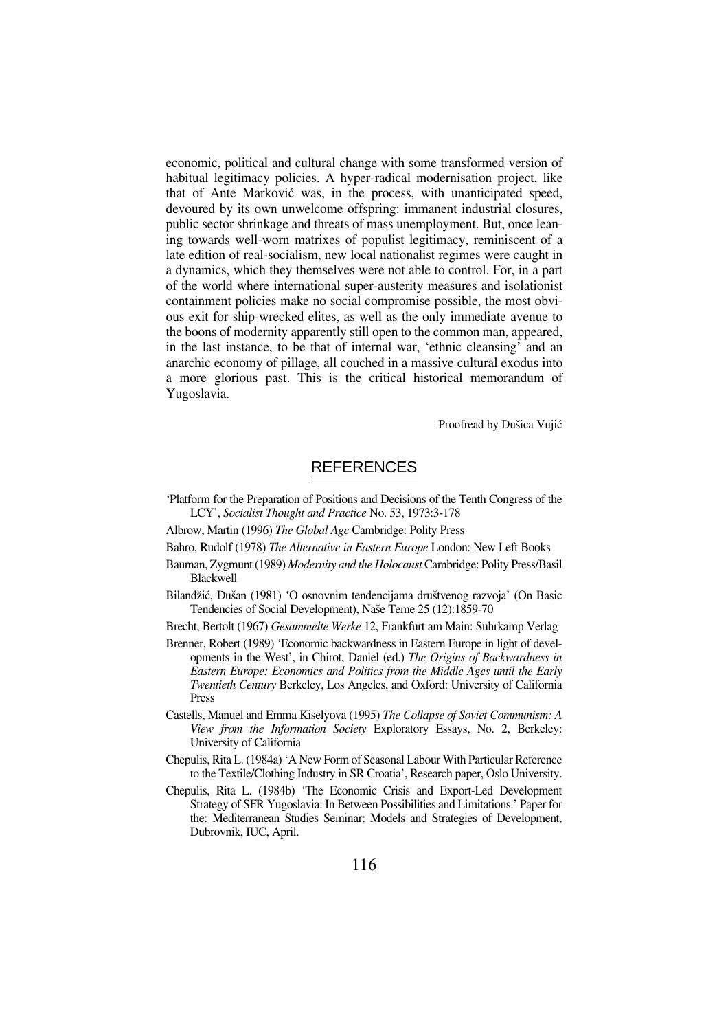economic, political and cultural change with some transformed version of habitual legitimacy policies. A hyper-radical modernisation project, like that of Ante Marković was, in the process, with unanticipated speed, devoured by its own unwelcome offspring: immanent industrial closures, public sector shrinkage and threats of mass unemployment. But, once leaning towards well-worn matrixes of populist legitimacy, reminiscent of a late edition of real-socialism, new local nationalist regimes were caught in a dynamics, which they themselves were not able to control. For, in a part of the world where international super-austerity measures and isolationist containment policies make no social compromise possible, the most obvious exit for ship-wrecked elites, as well as the only immediate avenue to the boons of modernity apparently still open to the common man, appeared, in the last instance, to be that of internal war, 'ethnic cleansing' and an anarchic economy of pillage, all couched in a massive cultural exodus into a more glorious past. This is the critical historical memorandum of Yugoslavia.

Proofread by Dušica Vujić

## REFERENCES

'Platform for the Preparation of Positions and Decisions of the Tenth Congress of the LCY', *Socialist Thought and Practice* No. 53, 1973:3-178

Albrow, Martin (1996) *The Global Age* Cambridge: Polity Press

Bahro, Rudolf (1978) *The Alternative in Eastern Europe* London: New Left Books

Bauman, Zygmunt (1989) *Modernity and the Holocaust* Cambridge: Polity Press/Basil Blackwell

Bilandžić, Dušan (1981) 'O osnovnim tendencijama društvenog razvoja' (On Basic Tendencies of Social Development), Naše Teme 25 (12):1859-70

Brecht, Bertolt (1967) *Gesammelte Werke* 12, Frankfurt am Main: Suhrkamp Verlag

Brenner, Robert (1989) 'Economic backwardness in Eastern Europe in light of developments in the West', in Chirot, Daniel (ed.) *The Origins of Backwardness in Eastern Europe: Economics and Politics from the Middle Ages until the Early Twentieth Century* Berkeley, Los Angeles, and Oxford: University of California Press

Castells, Manuel and Emma Kiselyova (1995) *The Collapse of Soviet Communism: A View from the Information Society* Exploratory Essays, No. 2, Berkeley: University of California

Chepulis, Rita L. (1984a) 'A New Form of Seasonal Labour With Particular Reference to the Textile/Clothing Industry in SR Croatia', Research paper, Oslo University.

Chepulis, Rita L. (1984b) 'The Economic Crisis and Export-Led Development Strategy of SFR Yugoslavia: In Between Possibilities and Limitations.' Paper for the: Mediterranean Studies Seminar: Models and Strategies of Development, Dubrovnik, IUC, April.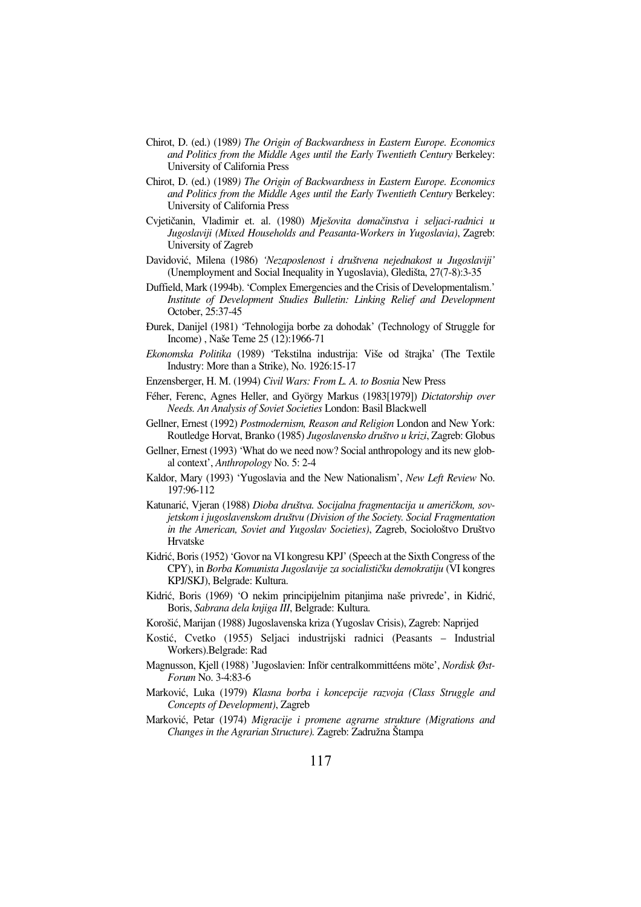Chirot, D. (ed.) (1989*) The Origin of Backwardness in Eastern Europe. Economics and Politics from the Middle Ages until the Early Twentieth Century* Berkeley: University of California Press

Chirot, D. (ed.) (1989*) The Origin of Backwardness in Eastern Europe. Economics and Politics from the Middle Ages until the Early Twentieth Century* Berkeley: University of California Press

Cvjetičanin, Vladimir et. al. (1980) *Mješovita domačinstva i seljaci-radnici u Jugoslaviji (Mixed Households and Peasanta-Workers in Yugoslavia)*, Zagreb: University of Zagreb

Davidović, Milena (1986) *'Nezaposlenost i društvena nejednakost u Jugoslaviji'* (Unemployment and Social Inequality in Yugoslavia), Gledišta, 27(7-8):3-35

Duffield, Mark (1994b). 'Complex Emergencies and the Crisis of Developmentalism.' *Institute of Development Studies Bulletin: Linking Relief and Development* October, 25:37-45

Đurek, Danijel (1981) 'Tehnologija borbe za dohodak' (Technology of Struggle for Income) , Naše Teme 25 (12):1966-71

*Ekonomska Politika* (1989) 'Tekstilna industrija: Više od štrajka' (The Textile Industry: More than a Strike), No. 1926:15-17

Enzensberger, H. M. (1994) *Civil Wars: From L. A. to Bosnia* New Press

Féher, Ferenc, Agnes Heller, and György Markus (1983[1979]) *Dictatorship over Needs. An Analysis of Soviet Societies* London: Basil Blackwell

Gellner, Ernest (1992) *Postmodernism, Reason and Religion* London and New York: Routledge Horvat, Branko (1985) *Jugoslavensko društvo u krizi*, Zagreb: Globus

Gellner, Ernest (1993) 'What do we need now? Social anthropology and its new global context', *Anthropology* No. 5: 2-4

Kaldor, Mary (1993) 'Yugoslavia and the New Nationalism', *New Left Review* No. 197:96-112

Katunarić, Vjeran (1988) *Dioba društva. Socijalna fragmentacija u američkom, sovjetskom i jugoslavenskom društvu (Division of the Society. Social Fragmentation in the American, Soviet and Yugoslav Societies)*, Zagreb, Sociološtvo Društvo Hrvatske

Kidrić, Boris (1952) 'Govor na VI kongresu KPJ' (Speech at the Sixth Congress of the CPY), in *Borba Komunista Jugoslavije za socijalističku demokratiju* (VI kongres KPJ/SKJ), Belgrade: Kultura.

Kidrić, Boris (1969) 'O nekim principijelnim pitanjima naše privrede', in Kidrić, Boris, *Sabrana dela knjiga III*, Belgrade: Kultura.

Korošić, Marijan (1988) Jugoslavenska kriza (Yugoslav Crisis), Zagreb: Naprijed

Kostić, Cvetko (1955) Seljaci industrijski radnici (Peasants – Industrial Workers).Belgrade: Rad

Magnusson, Kjell (1988) 'Jugoslavien: Inför centralkommittéens möte', *Nordisk Øst-Forum* No. 3-4:83-6

Marković, Luka (1979) *Klasna borba i koncepcije razvoja (Class Struggle and Concepts of Development)*, Zagreb

Marković, Petar (1974) *Migracije i promene agrarne strukture (Migrations and Changes in the Agrarian Structure).* Zagreb: Zadružna Štampa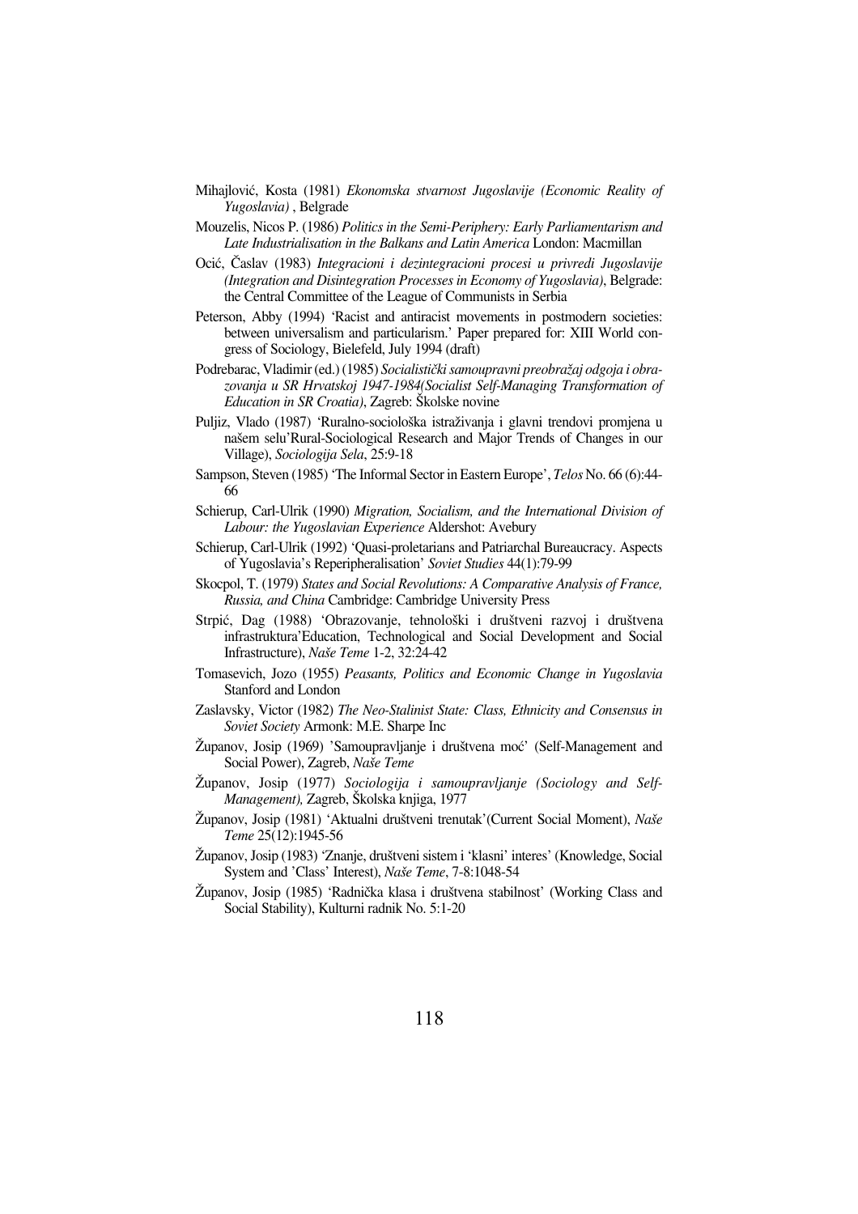Mihajlović, Kosta (1981) *Ekonomska stvarnost Jugoslavije (Economic Reality of Yugoslavia)* , Belgrade

Mouzelis, Nicos P. (1986) *Politics in the Semi-Periphery: Early Parliamentarism and Late Industrialisation in the Balkans and Latin America* London: Macmillan

Ocić, Časlav (1983) *Integracioni i dezintegracioni procesi u privredi Jugoslavije (Integration and Disintegration Processes in Economy of Yugoslavia)*, Belgrade: the Central Committee of the League of Communists in Serbia

Peterson, Abby (1994) 'Racist and antiracist movements in postmodern societies: between universalism and particularism.' Paper prepared for: XIII World congress of Sociology, Bielefeld, July 1994 (draft)

Podrebarac, Vladimir (ed.) (1985) *Socijalistički samoupravni preobražaj odgoja i obrazovanja u SR Hrvatskoj 1947-1984(Socialist Self-Managing Transformation of Education in SR Croatia)*, Zagreb: Školske novine

Puljiz, Vlado (1987) 'Ruralno-sociološka istraživanja i glavni trendovi promjena u našem selu'Rural-Sociological Research and Major Trends of Changes in our Village), *Sociologija Sela*, 25:9-18

Sampson, Steven (1985) 'The Informal Sector in Eastern Europe', *Telos* No. 66 (6):44-66

Schierup, Carl-Ulrik (1990) *Migration, Socialism, and the International Division of Labour: the Yugoslavian Experience* Aldershot: Avebury

Schierup, Carl-Ulrik (1992) 'Quasi-proletarians and Patriarchal Bureaucracy. Aspects of Yugoslavia's Reperipheralisation' *Soviet Studies* 44(1):79-99

Skocpol, T. (1979) *States and Social Revolutions: A Comparative Analysis of France, Russia, and China* Cambridge: Cambridge University Press

Strpić, Dag (1988) 'Obrazovanje, tehnološki i društveni razvoj i društvena infrastruktura'Education, Technological and Social Development and Social Infrastructure), *Naše Teme* 1-2, 32:24-42

Tomasevich, Jozo (1955) *Peasants, Politics and Economic Change in Yugoslavia* Stanford and London

Zaslavsky, Victor (1982) *The Neo-Stalinist State: Class, Ethnicity and Consensus in Soviet Society* Armonk: M.E. Sharpe Inc

Županov, Josip (1969) 'Samoupravljanje i društvena moć' (Self-Management and Social Power), Zagreb, *Naše Teme*

Županov, Josip (1977) *Sociologija i samoupravljanje (Sociology and Self-Management),* Zagreb, Školska knjiga, 1977

Županov, Josip (1981) 'Aktualni društveni trenutak'(Current Social Moment), *Naše Teme* 25(12):1945-56

Županov, Josip (1983) 'Znanje, društveni sistem i 'klasni' interes' (Knowledge, Social System and 'Class' Interest), *Naše Teme*, 7-8:1048-54

Županov, Josip (1985) 'Radnička klasa i društvena stabilnost' (Working Class and Social Stability), Kulturni radnik No. 5:1-20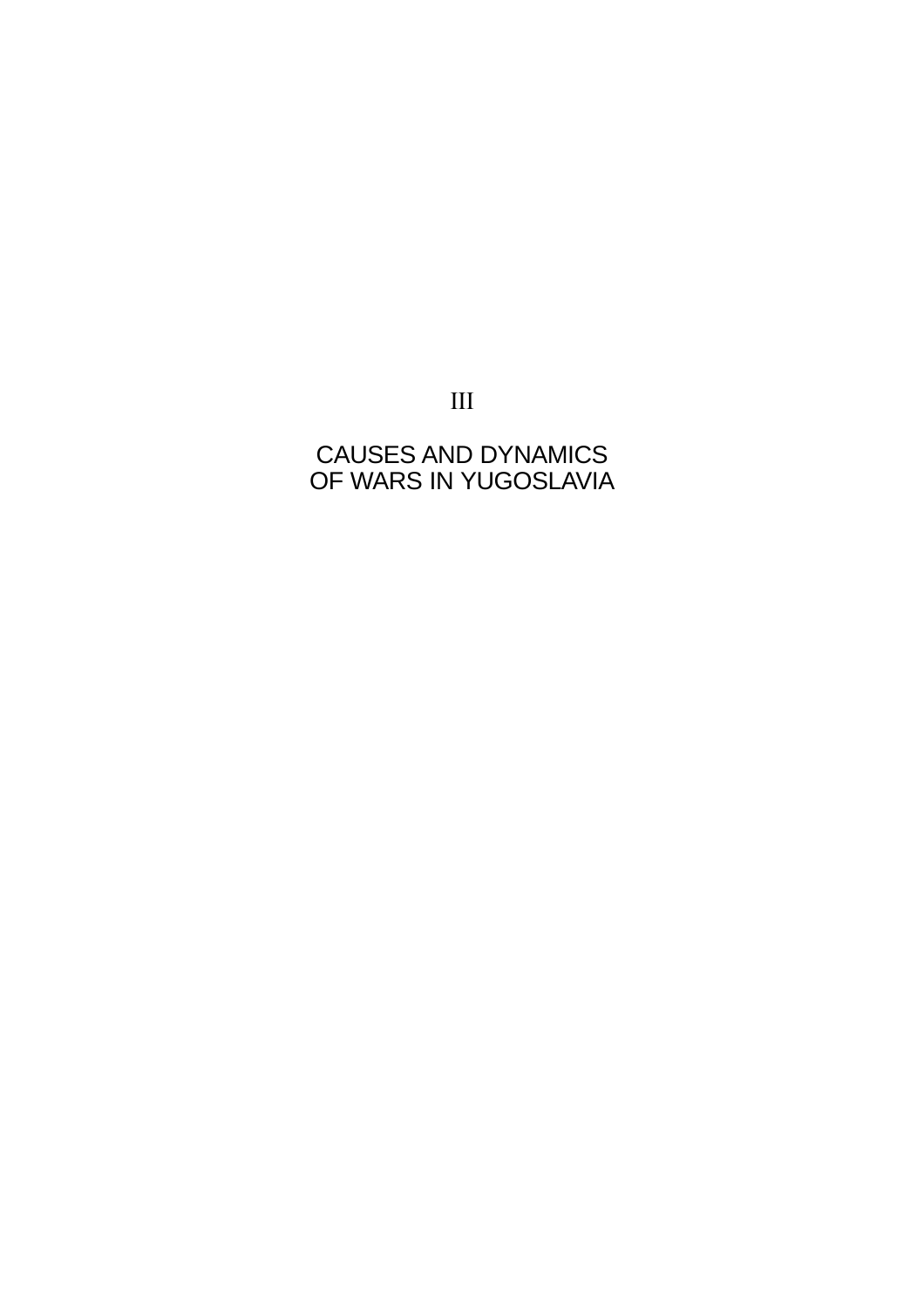# III

# CAUSES AND DYNAMICS OF WARS IN YUGOSLAVIA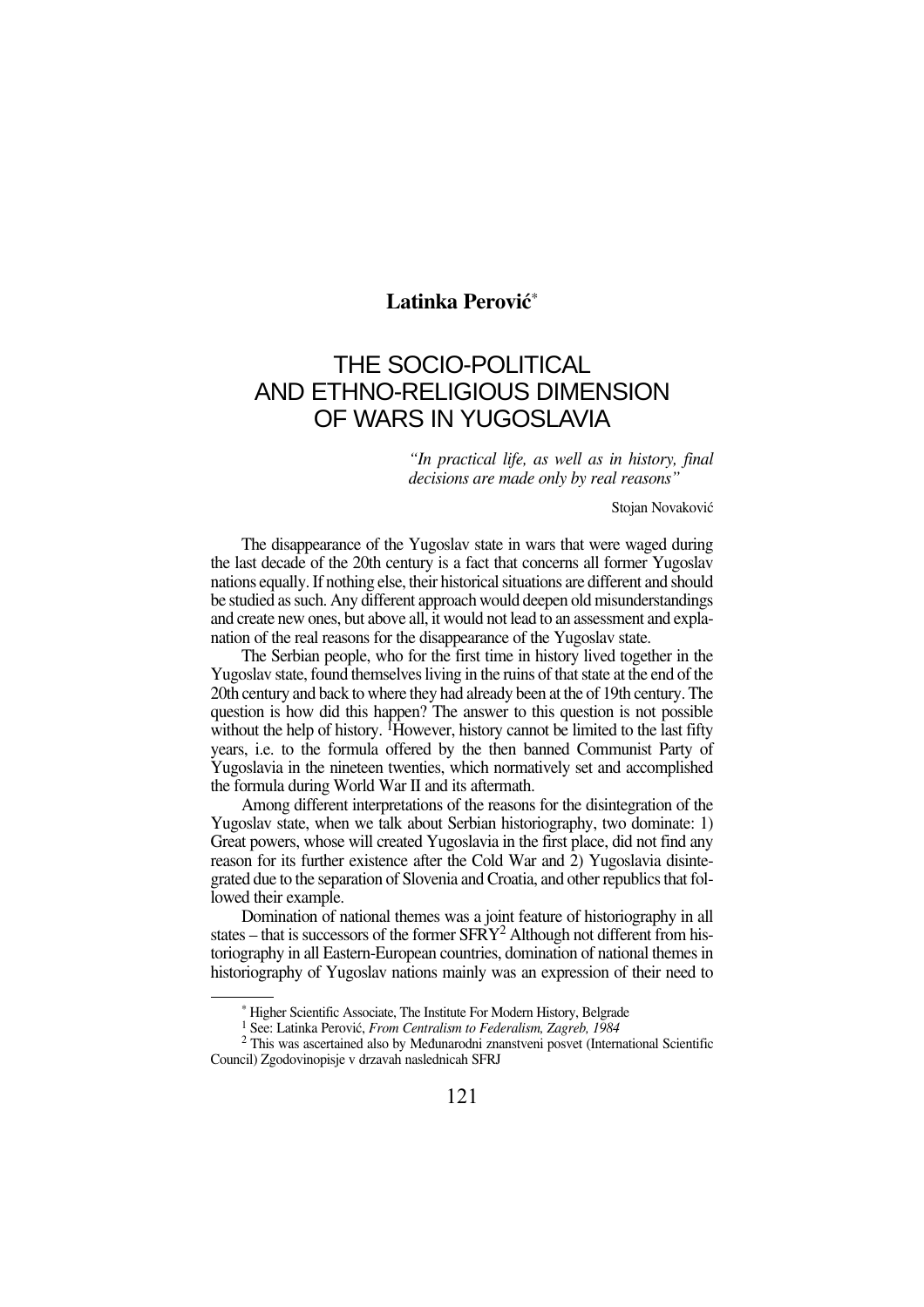**Latinka Perović**[*]

# THE SOCIO-POLITICAL AND ETHNO-RELIGIOUS DIMENSION OF WARS IN YUGOSLAVIA

> *"In practical life, as well as in history, final decisions are made only by real reasons"*
>
> Stojan Novaković

The disappearance of the Yugoslav state in wars that were waged during the last decade of the 20th century is a fact that concerns all former Yugoslav nations equally. If nothing else, their historical situations are different and should be studied as such. Any different approach would deepen old misunderstandings and create new ones, but above all, it would not lead to an assessment and explanation of the real reasons for the disappearance of the Yugoslav state.

The Serbian people, who for the first time in history lived together in the Yugoslav state, found themselves living in the ruins of that state at the end of the 20th century and back to where they had already been at the of 19th century. The question is how did this happen? The answer to this question is not possible without the help of history. [1]However, history cannot be limited to the last fifty years, i.e. to the formula offered by the then banned Communist Party of Yugoslavia in the nineteen twenties, which normatively set and accomplished the formula during World War II and its aftermath.

Among different interpretations of the reasons for the disintegration of the Yugoslav state, when we talk about Serbian historiography, two dominate: 1) Great powers, whose will created Yugoslavia in the first place, did not find any reason for its further existence after the Cold War and 2) Yugoslavia disintegrated due to the separation of Slovenia and Croatia, and other republics that followed their example.

Domination of national themes was a joint feature of historiography in all states – that is successors of the former SFRY[2] Although not different from historiography in all Eastern-European countries, domination of national themes in historiography of Yugoslav nations mainly was an expression of their need to

---

[*] Higher Scientific Associate, The Institute For Modern History, Belgrade

[1] See: Latinka Perović, *From Centralism to Federalism, Zagreb, 1984*

[2] This was ascertained also by Međunarodni znanstveni posvet (International Scientific Council) Zgodovinopisje v drzavah naslednicah SFRJ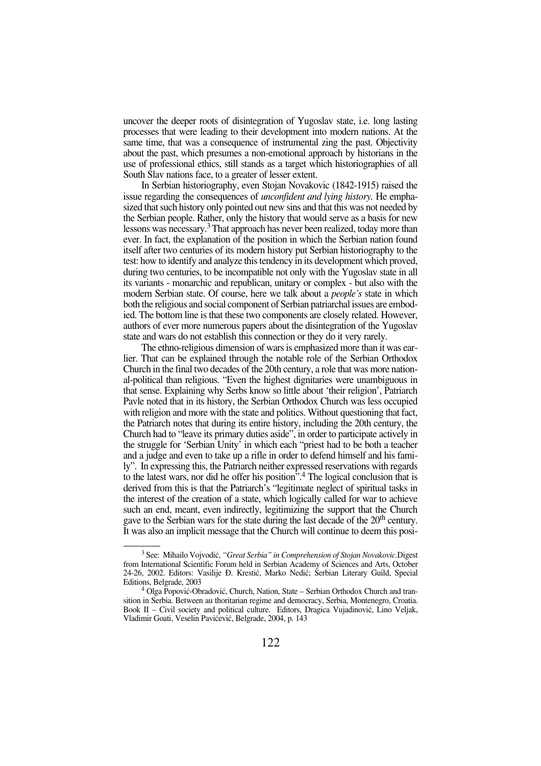uncover the deeper roots of disintegration of Yugoslav state, i.e. long lasting processes that were leading to their development into modern nations. At the same time, that was a consequence of instrumental zing the past. Objectivity about the past, which presumes a non-emotional approach by historians in the use of professional ethics, still stands as a target which historiographies of all South Slav nations face, to a greater of lesser extent.

In Serbian historiography, even Stojan Novakovic (1842-1915) raised the issue regarding the consequences of *unconfident and lying history.* He emphasized that such history only pointed out new sins and that this was not needed by the Serbian people. Rather, only the history that would serve as a basis for new lessons was necessary.[3] That approach has never been realized, today more than ever. In fact, the explanation of the position in which the Serbian nation found itself after two centuries of its modern history put Serbian historiography to the test: how to identify and analyze this tendency in its development which proved, during two centuries, to be incompatible not only with the Yugoslav state in all its variants - monarchic and republican, unitary or complex - but also with the modern Serbian state. Of course, here we talk about a *people's* state in which both the religious and social component of Serbian patriarchal issues are embodied. The bottom line is that these two components are closely related. However, authors of ever more numerous papers about the disintegration of the Yugoslav state and wars do not establish this connection or they do it very rarely.

The ethno-religious dimension of wars is emphasized more than it was earlier. That can be explained through the notable role of the Serbian Orthodox Church in the final two decades of the 20th century, a role that was more national-political than religious. "Even the highest dignitaries were unambiguous in that sense. Explaining why Serbs know so little about 'their religion', Patriarch Pavle noted that in its history, the Serbian Orthodox Church was less occupied with religion and more with the state and politics. Without questioning that fact, the Patriarch notes that during its entire history, including the 20th century, the Church had to "leave its primary duties aside", in order to participate actively in the struggle for 'Serbian Unity' in which each "priest had to be both a teacher and a judge and even to take up a rifle in order to defend himself and his family". In expressing this, the Patriarch neither expressed reservations with regards to the latest wars, nor did he offer his position".[4] The logical conclusion that is derived from this is that the Patriarch's "legitimate neglect of spiritual tasks in the interest of the creation of a state, which logically called for war to achieve such an end, meant, even indirectly, legitimizing the support that the Church gave to the Serbian wars for the state during the last decade of the 20th century. It was also an implicit message that the Church will continue to deem this posi-

---

[3] See: Mihailo Vojvodić, *"Great Serbia" in Comprehension of Stojan Novakovic.*Digest from International Scientific Forum held in Serbian Academy of Sciences and Arts, October 24-26, 2002. Editors: Vasilije Đ. Krestić, Marko Nedić; Serbian Literary Guild, Special Editions, Belgrade, 2003

[4] Olga Popović-Obradović, Church, Nation, State – Serbian Orthodox Church and transition in Serbia. Between au thoritarian regime and democracy, Serbia, Montenegro, Croatia. Book II – Civil society and political culture. Editors, Dragica Vujadinović, Lino Veljak, Vladimir Goati, Veselin Pavićević, Belgrade, 2004, p. 143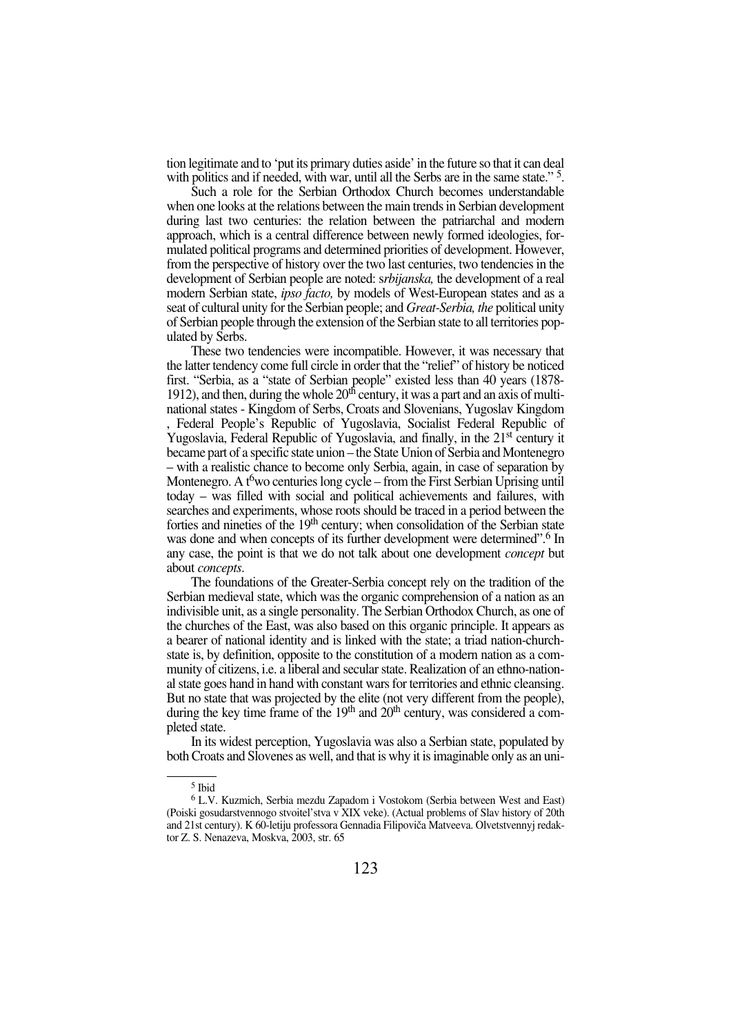tion legitimate and to 'put its primary duties aside' in the future so that it can deal with politics and if needed, with war, until all the Serbs are in the same state." [5].

Such a role for the Serbian Orthodox Church becomes understandable when one looks at the relations between the main trends in Serbian development during last two centuries: the relation between the patriarchal and modern approach, which is a central difference between newly formed ideologies, formulated political programs and determined priorities of development. However, from the perspective of history over the two last centuries, two tendencies in the development of Serbian people are noted: s*rbijanska,* the development of a real modern Serbian state, *ipso facto,* by models of West-European states and as a seat of cultural unity for the Serbian people; and *Great-Serbia, the* political unity of Serbian people through the extension of the Serbian state to all territories populated by Serbs.

These two tendencies were incompatible. However, it was necessary that the latter tendency come full circle in order that the "relief" of history be noticed first. "Serbia, as a "state of Serbian people" existed less than 40 years (1878-1912), and then, during the whole 20th century, it was a part and an axis of multinational states - Kingdom of Serbs, Croats and Slovenians, Yugoslav Kingdom , Federal People's Republic of Yugoslavia, Socialist Federal Republic of Yugoslavia, Federal Republic of Yugoslavia, and finally, in the 21st century it became part of a specific state union – the State Union of Serbia and Montenegro – with a realistic chance to become only Serbia, again, in case of separation by Montenegro. A t[6]wo centuries long cycle – from the First Serbian Uprising until today – was filled with social and political achievements and failures, with searches and experiments, whose roots should be traced in a period between the forties and nineties of the 19th century; when consolidation of the Serbian state was done and when concepts of its further development were determined".[6] In any case, the point is that we do not talk about one development *concept* but about *concepts*.

The foundations of the Greater-Serbia concept rely on the tradition of the Serbian medieval state, which was the organic comprehension of a nation as an indivisible unit, as a single personality. The Serbian Orthodox Church, as one of the churches of the East, was also based on this organic principle. It appears as a bearer of national identity and is linked with the state; a triad nation-church-state is, by definition, opposite to the constitution of a modern nation as a community of citizens, i.e. a liberal and secular state. Realization of an ethno-national state goes hand in hand with constant wars for territories and ethnic cleansing. But no state that was projected by the elite (not very different from the people), during the key time frame of the 19th and 20th century, was considered a completed state.

In its widest perception, Yugoslavia was also a Serbian state, populated by both Croats and Slovenes as well, and that is why it is imaginable only as an uni-

---

[5] Ibid

[6] L.V. Kuzmich, Serbia mezdu Zapadom i Vostokom (Serbia between West and East) (Poiski gosudarstvennogo stvoitel'stva v XIX veke). (Actual problems of Slav history of 20th and 21st century). K 60-letiju professora Gennadia Filipoviča Matveeva. Olvetstvennyj redaktor Z. S. Nenazeva, Moskva, 2003, str. 65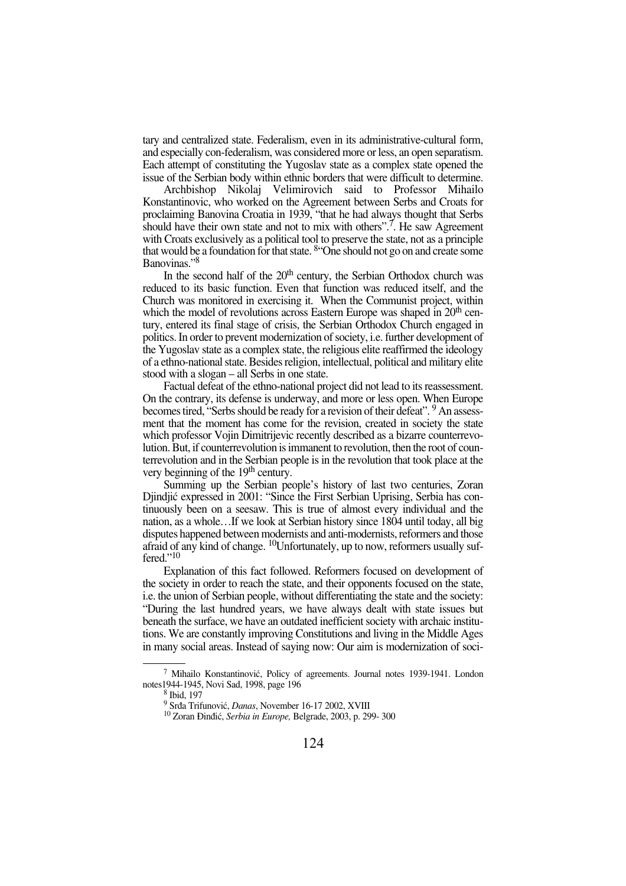tary and centralized state. Federalism, even in its administrative-cultural form, and especially con-federalism, was considered more or less, an open separatism. Each attempt of constituting the Yugoslav state as a complex state opened the issue of the Serbian body within ethnic borders that were difficult to determine.

Archbishop Nikolaj Velimirovich said to Professor Mihailo Konstantinovic, who worked on the Agreement between Serbs and Croats for proclaiming Banovina Croatia in 1939, "that he had always thought that Serbs should have their own state and not to mix with others".[7]. He saw Agreement with Croats exclusively as a political tool to preserve the state, not as a principle that would be a foundation for that state. [8]"One should not go on and create some Banovinas."[8]

In the second half of the 20[th] century, the Serbian Orthodox church was reduced to its basic function. Even that function was reduced itself, and the Church was monitored in exercising it. When the Communist project, within which the model of revolutions across Eastern Europe was shaped in 20[th] century, entered its final stage of crisis, the Serbian Orthodox Church engaged in politics. In order to prevent modernization of society, i.e. further development of the Yugoslav state as a complex state, the religious elite reaffirmed the ideology of a ethno-national state. Besides religion, intellectual, political and military elite stood with a slogan – all Serbs in one state.

Factual defeat of the ethno-national project did not lead to its reassessment. On the contrary, its defense is underway, and more or less open. When Europe becomes tired, "Serbs should be ready for a revision of their defeat". [9] An assessment that the moment has come for the revision, created in society the state which professor Vojin Dimitrijevic recently described as a bizarre counterrevolution. But, if counterrevolution is immanent to revolution, then the root of counterrevolution and in the Serbian people is in the revolution that took place at the very beginning of the 19[th] century.

Summing up the Serbian people's history of last two centuries, Zoran Djindjić expressed in 2001: "Since the First Serbian Uprising, Serbia has continuously been on a seesaw. This is true of almost every individual and the nation, as a whole…If we look at Serbian history since 1804 until today, all big disputes happened between modernists and anti-modernists, reformers and those afraid of any kind of change. [10]Unfortunately, up to now, reformers usually suffered."[10]

Explanation of this fact followed. Reformers focused on development of the society in order to reach the state, and their opponents focused on the state, i.e. the union of Serbian people, without differentiating the state and the society: "During the last hundred years, we have always dealt with state issues but beneath the surface, we have an outdated inefficient society with archaic institutions. We are constantly improving Constitutions and living in the Middle Ages in many social areas. Instead of saying now: Our aim is modernization of soci-

---

[7] Mihailo Konstantinović, Policy of agreements. Journal notes 1939-1941. London notes1944-1945, Novi Sad, 1998, page 196

[8] Ibid, 197

[9] Srđa Trifunović, *Danas*, November 16-17 2002, XVIII

[10] Zoran Đinđić, *Serbia in Europe,* Belgrade, 2003, p. 299- 300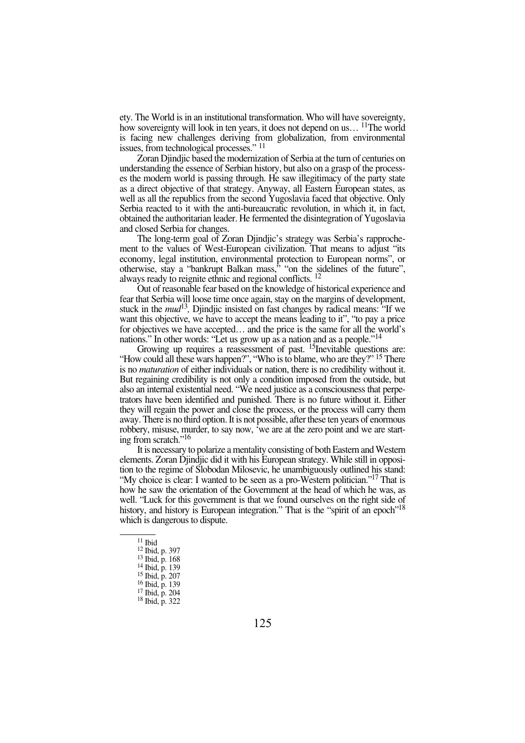ety. The World is in an institutional transformation. Who will have sovereignty, how sovereignty will look in ten years, it does not depend on us… [11]The world is facing new challenges deriving from globalization, from environmental issues, from technological processes." [11]

Zoran Djindjic based the modernization of Serbia at the turn of centuries on understanding the essence of Serbian history, but also on a grasp of the processes the modern world is passing through. He saw illegitimacy of the party state as a direct objective of that strategy. Anyway, all Eastern European states, as well as all the republics from the second Yugoslavia faced that objective. Only Serbia reacted to it with the anti-bureaucratic revolution, in which it, in fact, obtained the authoritarian leader. He fermented the disintegration of Yugoslavia and closed Serbia for changes.

The long-term goal of Zoran Djindjic's strategy was Serbia's rapprochement to the values of West-European civilization. That means to adjust "its economy, legal institution, environmental protection to European norms", or otherwise, stay a "bankrupt Balkan mass," "on the sidelines of the future", always ready to reignite ethnic and regional conflicts. [12]

Out of reasonable fear based on the knowledge of historical experience and fear that Serbia will loose time once again, stay on the margins of development, stuck in the *mud*[13], Djindjic insisted on fast changes by radical means: "If we want this objective, we have to accept the means leading to it", "to pay a price for objectives we have accepted… and the price is the same for all the world's nations." In other words: "Let us grow up as a nation and as a people."[14]

Growing up requires a reassessment of past. [15]Inevitable questions are: "How could all these wars happen?", "Who is to blame, who are they?" [15] There is no *maturation* of either individuals or nation, there is no credibility without it. But regaining credibility is not only a condition imposed from the outside, but also an internal existential need. "We need justice as a consciousness that perpetrators have been identified and punished. There is no future without it. Either they will regain the power and close the process, or the process will carry them away. There is no third option. It is not possible, after these ten years of enormous robbery, misuse, murder, to say now, 'we are at the zero point and we are starting from scratch."[16]

It is necessary to polarize a mentality consisting of both Eastern and Western elements. Zoran Djindjic did it with his European strategy. While still in opposition to the regime of Slobodan Milosevic, he unambiguously outlined his stand: "My choice is clear: I wanted to be seen as a pro-Western politician."[17] That is how he saw the orientation of the Government at the head of which he was, as well. "Luck for this government is that we found ourselves on the right side of history, and history is European integration." That is the "spirit of an epoch"[18] which is dangerous to dispute.

---

[11] Ibid
[12] Ibid, p. 397
[13] Ibid, p. 168
[14] Ibid, p. 139
[15] Ibid, p. 207
[16] Ibid, p. 139
[17] Ibid, p. 204
[18] Ibid, p. 322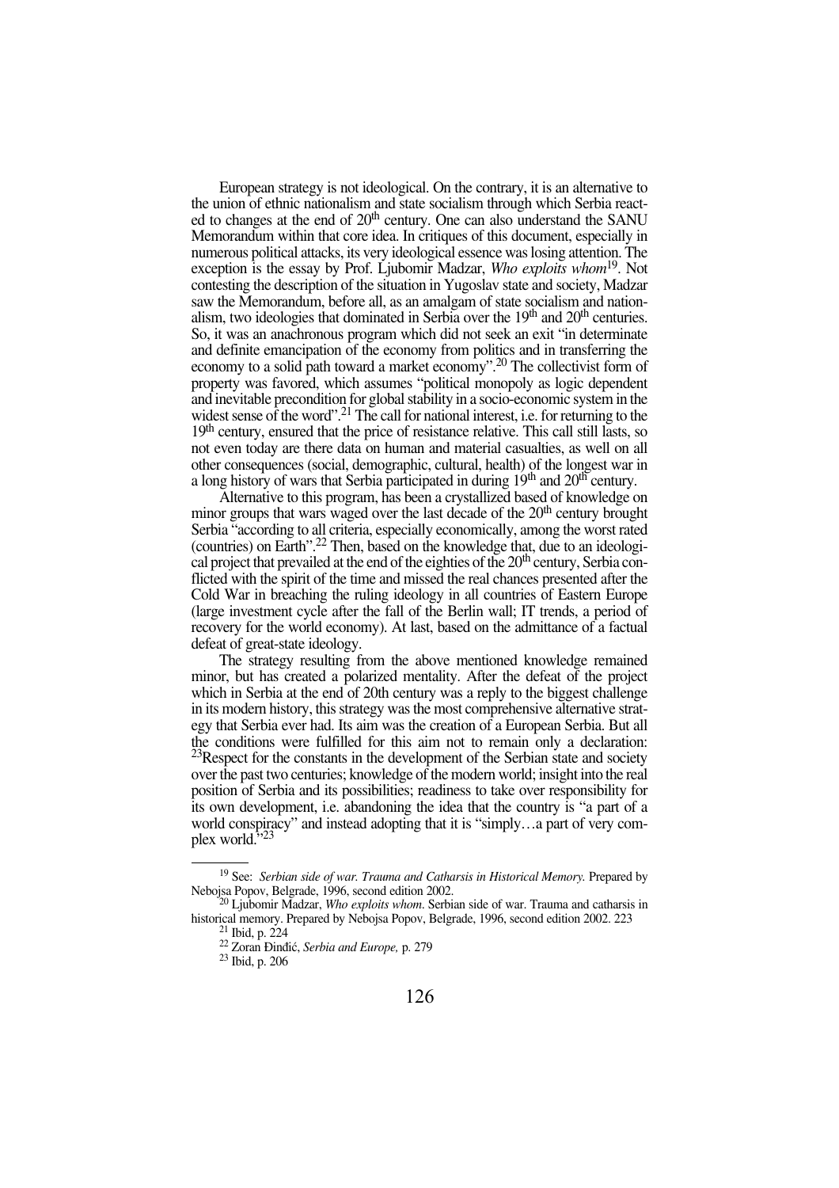European strategy is not ideological. On the contrary, it is an alternative to the union of ethnic nationalism and state socialism through which Serbia reacted to changes at the end of 20th century. One can also understand the SANU Memorandum within that core idea. In critiques of this document, especially in numerous political attacks, its very ideological essence was losing attention. The exception is the essay by Prof. Ljubomir Madzar, *Who exploits whom*[19]. Not contesting the description of the situation in Yugoslav state and society, Madzar saw the Memorandum, before all, as an amalgam of state socialism and nationalism, two ideologies that dominated in Serbia over the 19th and 20th centuries. So, it was an anachronous program which did not seek an exit "in determinate and definite emancipation of the economy from politics and in transferring the economy to a solid path toward a market economy".[20] The collectivist form of property was favored, which assumes "political monopoly as logic dependent and inevitable precondition for global stability in a socio-economic system in the widest sense of the word".[21] The call for national interest, i.e. for returning to the 19th century, ensured that the price of resistance relative. This call still lasts, so not even today are there data on human and material casualties, as well on all other consequences (social, demographic, cultural, health) of the longest war in a long history of wars that Serbia participated in during 19th and 20th century.

Alternative to this program, has been a crystallized based of knowledge on minor groups that wars waged over the last decade of the 20th century brought Serbia "according to all criteria, especially economically, among the worst rated (countries) on Earth".[22] Then, based on the knowledge that, due to an ideological project that prevailed at the end of the eighties of the 20th century, Serbia conflicted with the spirit of the time and missed the real chances presented after the Cold War in breaching the ruling ideology in all countries of Eastern Europe (large investment cycle after the fall of the Berlin wall; IT trends, a period of recovery for the world economy). At last, based on the admittance of a factual defeat of great-state ideology.

The strategy resulting from the above mentioned knowledge remained minor, but has created a polarized mentality. After the defeat of the project which in Serbia at the end of 20th century was a reply to the biggest challenge in its modern history, this strategy was the most comprehensive alternative strategy that Serbia ever had. Its aim was the creation of a European Serbia. But all the conditions were fulfilled for this aim not to remain only a declaration: [23]Respect for the constants in the development of the Serbian state and society over the past two centuries; knowledge of the modern world; insight into the real position of Serbia and its possibilities; readiness to take over responsibility for its own development, i.e. abandoning the idea that the country is "a part of a world conspiracy" and instead adopting that it is "simply…a part of very complex world."[23]

---

[19] See: *Serbian side of war. Trauma and Catharsis in Historical Memory.* Prepared by Nebojsa Popov, Belgrade, 1996, second edition 2002.

[20] Ljubomir Madzar, *Who exploits whom*. Serbian side of war. Trauma and catharsis in historical memory. Prepared by Nebojsa Popov, Belgrade, 1996, second edition 2002. 223

[21] Ibid, p. 224

[22] Zoran Đinđić, *Serbia and Europe,* p. 279

[23] Ibid, p. 206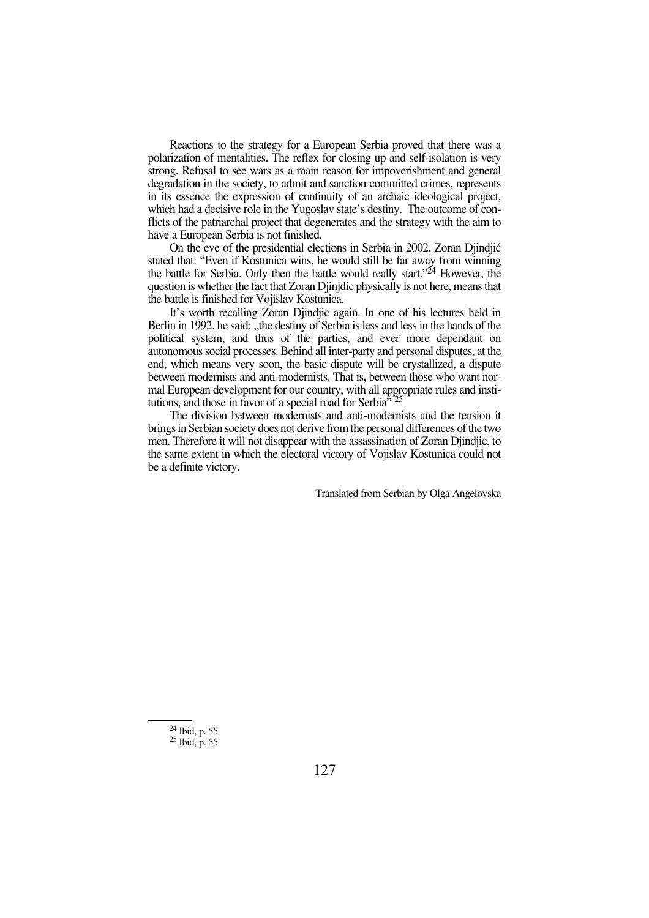Reactions to the strategy for a European Serbia proved that there was a polarization of mentalities. The reflex for closing up and self-isolation is very strong. Refusal to see wars as a main reason for impoverishment and general degradation in the society, to admit and sanction committed crimes, represents in its essence the expression of continuity of an archaic ideological project, which had a decisive role in the Yugoslav state's destiny. The outcome of conflicts of the patriarchal project that degenerates and the strategy with the aim to have a European Serbia is not finished.

On the eve of the presidential elections in Serbia in 2002, Zoran Djindjić stated that: "Even if Kostunica wins, he would still be far away from winning the battle for Serbia. Only then the battle would really start."[24] However, the question is whether the fact that Zoran Djinjdic physically is not here, means that the battle is finished for Vojislav Kostunica.

It's worth recalling Zoran Djindjic again. In one of his lectures held in Berlin in 1992. he said: „the destiny of Serbia is less and less in the hands of the political system, and thus of the parties, and ever more dependant on autonomous social processes. Behind all inter-party and personal disputes, at the end, which means very soon, the basic dispute will be crystallized, a dispute between modernists and anti-modernists. That is, between those who want normal European development for our country, with all appropriate rules and institutions, and those in favor of a special road for Serbia"[25]

The division between modernists and anti-modernists and the tension it brings in Serbian society does not derive from the personal differences of the two men. Therefore it will not disappear with the assassination of Zoran Djindjic, to the same extent in which the electoral victory of Vojislav Kostunica could not be a definite victory.

Translated from Serbian by Olga Angelovska

---

[24] Ibid, p. 55

[25] Ibid, p. 55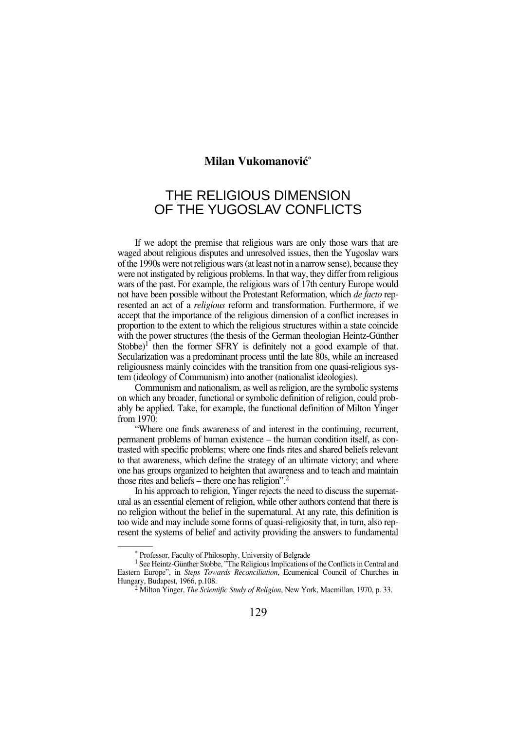**Milan Vukomanović**[*]

# THE RELIGIOUS DIMENSION OF THE YUGOSLAV CONFLICTS

If we adopt the premise that religious wars are only those wars that are waged about religious disputes and unresolved issues, then the Yugoslav wars of the 1990s were not religious wars (at least not in a narrow sense), because they were not instigated by religious problems. In that way, they differ from religious wars of the past. For example, the religious wars of 17th century Europe would not have been possible without the Protestant Reformation, which *de facto* represented an act of a *religious* reform and transformation. Furthermore, if we accept that the importance of the religious dimension of a conflict increases in proportion to the extent to which the religious structures within a state coincide with the power structures (the thesis of the German theologian Heintz-Günther Stobbe)[1] then the former SFRY is definitely not a good example of that. Secularization was a predominant process until the late 80s, while an increased religiousness mainly coincides with the transition from one quasi-religious system (ideology of Communism) into another (nationalist ideologies).

Communism and nationalism, as well as religion, are the symbolic systems on which any broader, functional or symbolic definition of religion, could probably be applied. Take, for example, the functional definition of Milton Yinger from 1970:

"Where one finds awareness of and interest in the continuing, recurrent, permanent problems of human existence – the human condition itself, as contrasted with specific problems; where one finds rites and shared beliefs relevant to that awareness, which define the strategy of an ultimate victory; and where one has groups organized to heighten that awareness and to teach and maintain those rites and beliefs – there one has religion".[2]

In his approach to religion, Yinger rejects the need to discuss the supernatural as an essential element of religion, while other authors contend that there is no religion without the belief in the supernatural. At any rate, this definition is too wide and may include some forms of quasi-religiosity that, in turn, also represent the systems of belief and activity providing the answers to fundamental

---

[*] Professor, Faculty of Philosophy, University of Belgrade

[1] See Heintz-Günther Stobbe, "The Religious Implications of the Conflicts in Central and Eastern Europe", in *Steps Towards Reconciliation*, Ecumenical Council of Churches in Hungary, Budapest, 1966, p.108.

[2] Milton Yinger, *The Scientific Study of Religion*, New York, Macmillan, 1970, p. 33.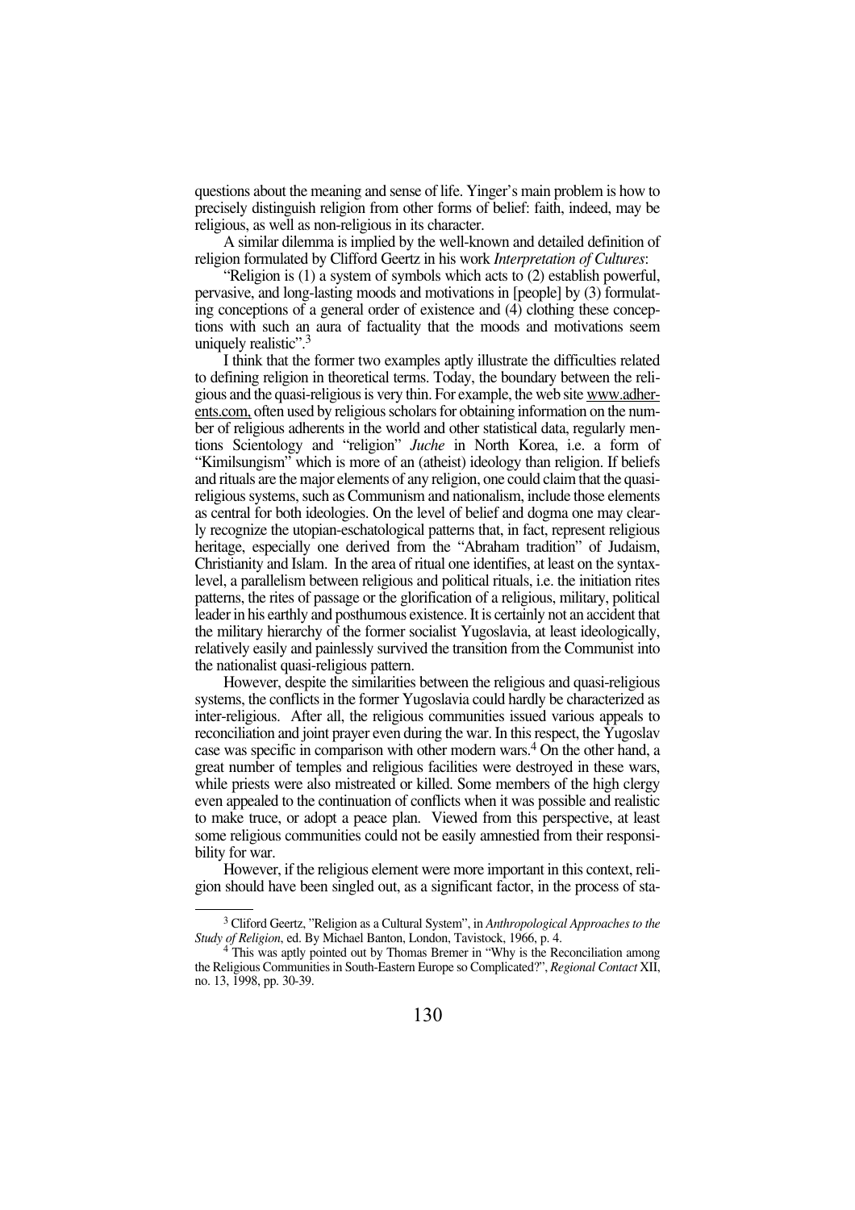questions about the meaning and sense of life. Yinger's main problem is how to precisely distinguish religion from other forms of belief: faith, indeed, may be religious, as well as non-religious in its character.

A similar dilemma is implied by the well-known and detailed definition of religion formulated by Clifford Geertz in his work *Interpretation of Cultures*:

"Religion is (1) a system of symbols which acts to (2) establish powerful, pervasive, and long-lasting moods and motivations in [people] by (3) formulating conceptions of a general order of existence and (4) clothing these conceptions with such an aura of factuality that the moods and motivations seem uniquely realistic".[3]

I think that the former two examples aptly illustrate the difficulties related to defining religion in theoretical terms. Today, the boundary between the religious and the quasi-religious is very thin. For example, the web site www.adherents.com, often used by religious scholars for obtaining information on the number of religious adherents in the world and other statistical data, regularly mentions Scientology and "religion" *Juche* in North Korea, i.e. a form of "Kimilsungism" which is more of an (atheist) ideology than religion. If beliefs and rituals are the major elements of any religion, one could claim that the quasi-religious systems, such as Communism and nationalism, include those elements as central for both ideologies. On the level of belief and dogma one may clearly recognize the utopian-eschatological patterns that, in fact, represent religious heritage, especially one derived from the "Abraham tradition" of Judaism, Christianity and Islam. In the area of ritual one identifies, at least on the syntax-level, a parallelism between religious and political rituals, i.e. the initiation rites patterns, the rites of passage or the glorification of a religious, military, political leader in his earthly and posthumous existence. It is certainly not an accident that the military hierarchy of the former socialist Yugoslavia, at least ideologically, relatively easily and painlessly survived the transition from the Communist into the nationalist quasi-religious pattern.

However, despite the similarities between the religious and quasi-religious systems, the conflicts in the former Yugoslavia could hardly be characterized as inter-religious. After all, the religious communities issued various appeals to reconciliation and joint prayer even during the war. In this respect, the Yugoslav case was specific in comparison with other modern wars.[4] On the other hand, a great number of temples and religious facilities were destroyed in these wars, while priests were also mistreated or killed. Some members of the high clergy even appealed to the continuation of conflicts when it was possible and realistic to make truce, or adopt a peace plan. Viewed from this perspective, at least some religious communities could not be easily amnestied from their responsibility for war.

However, if the religious element were more important in this context, religion should have been singled out, as a significant factor, in the process of sta-

---

[3] Cliford Geertz, "Religion as a Cultural System", in *Anthropological Approaches to the Study of Religion*, ed. By Michael Banton, London, Tavistock, 1966, p. 4.

[4] This was aptly pointed out by Thomas Bremer in "Why is the Reconciliation among the Religious Communities in South-Eastern Europe so Complicated?", *Regional Contact* XII, no. 13, 1998, pp. 30-39.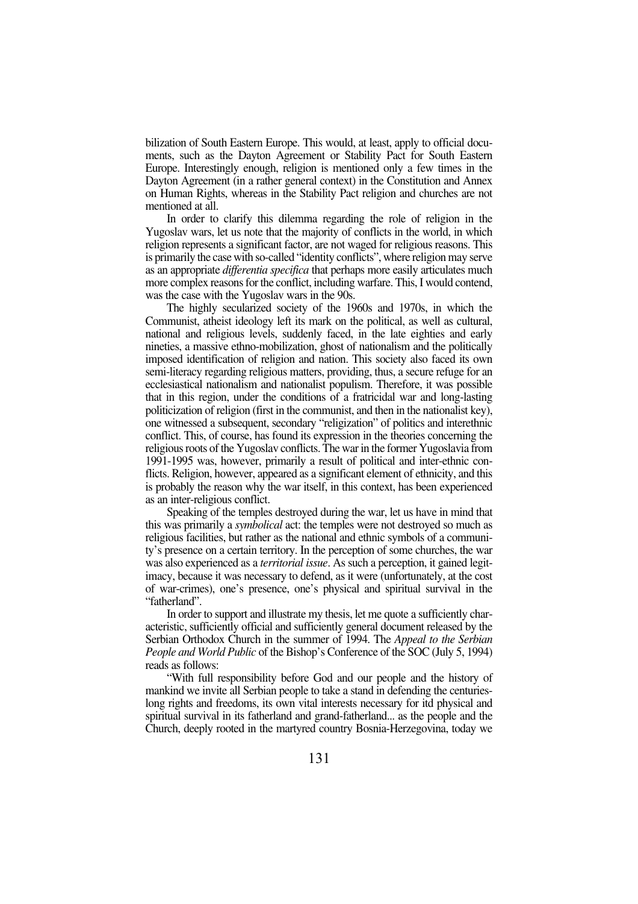bilization of South Eastern Europe. This would, at least, apply to official documents, such as the Dayton Agreement or Stability Pact for South Eastern Europe. Interestingly enough, religion is mentioned only a few times in the Dayton Agreement (in a rather general context) in the Constitution and Annex on Human Rights, whereas in the Stability Pact religion and churches are not mentioned at all.

In order to clarify this dilemma regarding the role of religion in the Yugoslav wars, let us note that the majority of conflicts in the world, in which religion represents a significant factor, are not waged for religious reasons. This is primarily the case with so-called "identity conflicts", where religion may serve as an appropriate *differentia specifica* that perhaps more easily articulates much more complex reasons for the conflict, including warfare. This, I would contend, was the case with the Yugoslav wars in the 90s.

The highly secularized society of the 1960s and 1970s, in which the Communist, atheist ideology left its mark on the political, as well as cultural, national and religious levels, suddenly faced, in the late eighties and early nineties, a massive ethno-mobilization, ghost of nationalism and the politically imposed identification of religion and nation. This society also faced its own semi-literacy regarding religious matters, providing, thus, a secure refuge for an ecclesiastical nationalism and nationalist populism. Therefore, it was possible that in this region, under the conditions of a fratricidal war and long-lasting politicization of religion (first in the communist, and then in the nationalist key), one witnessed a subsequent, secondary "religization" of politics and interethnic conflict. This, of course, has found its expression in the theories concerning the religious roots of the Yugoslav conflicts. The war in the former Yugoslavia from 1991-1995 was, however, primarily a result of political and inter-ethnic conflicts. Religion, however, appeared as a significant element of ethnicity, and this is probably the reason why the war itself, in this context, has been experienced as an inter-religious conflict.

Speaking of the temples destroyed during the war, let us have in mind that this was primarily a *symbolical* act: the temples were not destroyed so much as religious facilities, but rather as the national and ethnic symbols of a community's presence on a certain territory. In the perception of some churches, the war was also experienced as a *territorial issue*. As such a perception, it gained legitimacy, because it was necessary to defend, as it were (unfortunately, at the cost of war-crimes), one's presence, one's physical and spiritual survival in the "fatherland".

In order to support and illustrate my thesis, let me quote a sufficiently characteristic, sufficiently official and sufficiently general document released by the Serbian Orthodox Church in the summer of 1994. The *Appeal to the Serbian People and World Public* of the Bishop's Conference of the SOC (July 5, 1994) reads as follows:

"With full responsibility before God and our people and the history of mankind we invite all Serbian people to take a stand in defending the centuries-long rights and freedoms, its own vital interests necessary for itd physical and spiritual survival in its fatherland and grand-fatherland... as the people and the Church, deeply rooted in the martyred country Bosnia-Herzegovina, today we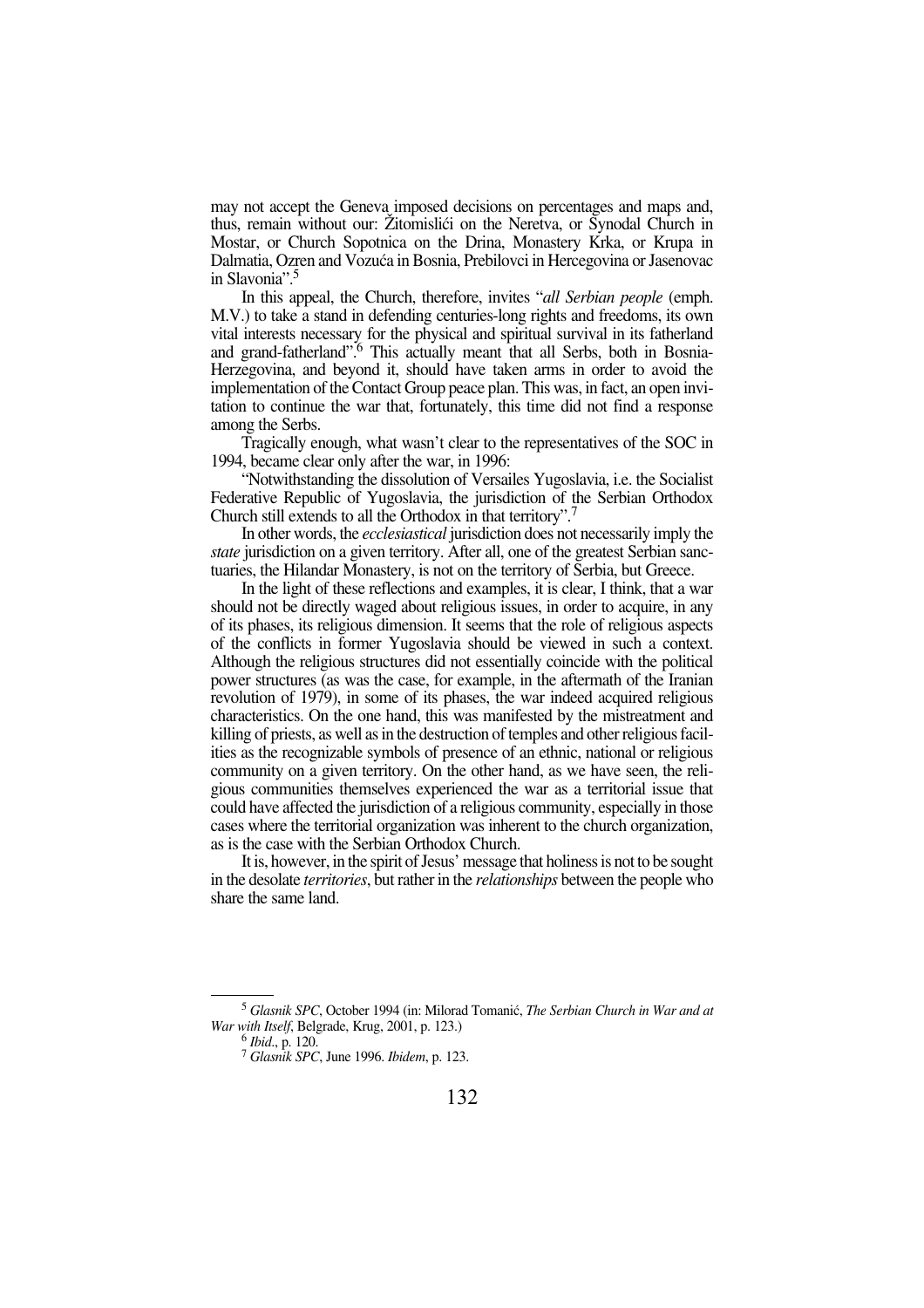may not accept the Geneva imposed decisions on percentages and maps and, thus, remain without our: Žitomislići on the Neretva, or Synodal Church in Mostar, or Church Sopotnica on the Drina, Monastery Krka, or Krupa in Dalmatia, Ozren and Vozuća in Bosnia, Prebilovci in Hercegovina or Jasenovac in Slavonia".[5]

In this appeal, the Church, therefore, invites "*all Serbian people* (emph. M.V.) to take a stand in defending centuries-long rights and freedoms, its own vital interests necessary for the physical and spiritual survival in its fatherland and grand-fatherland".[6] This actually meant that all Serbs, both in Bosnia-Herzegovina, and beyond it, should have taken arms in order to avoid the implementation of the Contact Group peace plan. This was, in fact, an open invitation to continue the war that, fortunately, this time did not find a response among the Serbs.

Tragically enough, what wasn't clear to the representatives of the SOC in 1994, became clear only after the war, in 1996:

"Notwithstanding the dissolution of Versailes Yugoslavia, i.e. the Socialist Federative Republic of Yugoslavia, the jurisdiction of the Serbian Orthodox Church still extends to all the Orthodox in that territory".[7]

In other words, the *ecclesiastical* jurisdiction does not necessarily imply the *state* jurisdiction on a given territory. After all, one of the greatest Serbian sanctuaries, the Hilandar Monastery, is not on the territory of Serbia, but Greece.

In the light of these reflections and examples, it is clear, I think, that a war should not be directly waged about religious issues, in order to acquire, in any of its phases, its religious dimension. It seems that the role of religious aspects of the conflicts in former Yugoslavia should be viewed in such a context. Although the religious structures did not essentially coincide with the political power structures (as was the case, for example, in the aftermath of the Iranian revolution of 1979), in some of its phases, the war indeed acquired religious characteristics. On the one hand, this was manifested by the mistreatment and killing of priests, as well as in the destruction of temples and other religious facilities as the recognizable symbols of presence of an ethnic, national or religious community on a given territory. On the other hand, as we have seen, the religious communities themselves experienced the war as a territorial issue that could have affected the jurisdiction of a religious community, especially in those cases where the territorial organization was inherent to the church organization, as is the case with the Serbian Orthodox Church.

It is, however, in the spirit of Jesus' message that holiness is not to be sought in the desolate *territories*, but rather in the *relationships* between the people who share the same land.

---

[5] *Glasnik SPC*, October 1994 (in: Milorad Tomanić, *The Serbian Church in War and at War with Itself*, Belgrade, Krug, 2001, p. 123.)

[6] *Ibid*., p. 120.

[7] *Glasnik SPC*, June 1996. *Ibidem*, p. 123.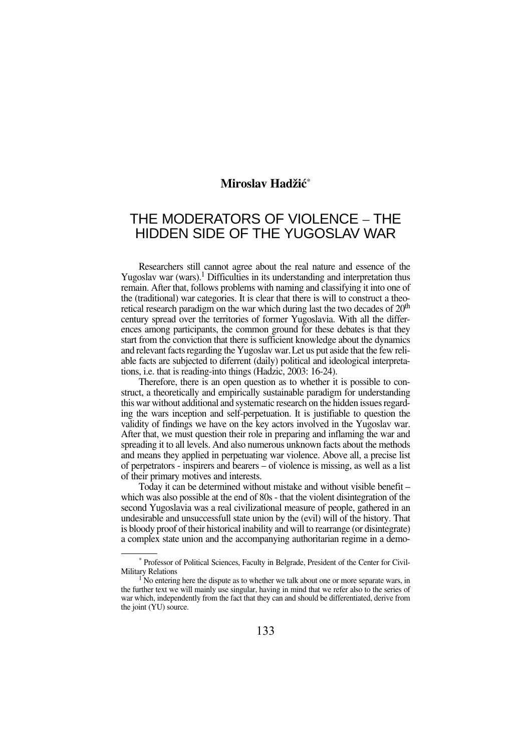**Miroslav Hadžić**[*]

# THE MODERATORS OF VIOLENCE – THE HIDDEN SIDE OF THE YUGOSLAV WAR

Researchers still cannot agree about the real nature and essence of the Yugoslav war (wars).[1] Difficulties in its understanding and interpretation thus remain. After that, follows problems with naming and classifying it into one of the (traditional) war categories. It is clear that there is will to construct a theoretical research paradigm on the war which during last the two decades of 20[th] century spread over the territories of former Yugoslavia. With all the differences among participants, the common ground for these debates is that they start from the conviction that there is sufficient knowledge about the dynamics and relevant facts regarding the Yugoslav war. Let us put aside that the few reliable facts are subjected to diferrent (daily) political and ideological interpretations, i.e. that is reading-into things (Hadzic, 2003: 16-24).

Therefore, there is an open question as to whether it is possible to construct, a theoretically and empirically sustainable paradigm for understanding this war without additional and systematic research on the hidden issues regarding the wars inception and self-perpetuation. It is justifiable to question the validity of findings we have on the key actors involved in the Yugoslav war. After that, we must question their role in preparing and inflaming the war and spreading it to all levels. And also numerous unknown facts about the methods and means they applied in perpetuating war violence. Above all, a precise list of perpetrators - inspirers and bearers – of violence is missing, as well as a list of their primary motives and interests.

Today it can be determined without mistake and without visible benefit – which was also possible at the end of 80s - that the violent disintegration of the second Yugoslavia was a real civilizational measure of people, gathered in an undesirable and unsuccessfull state union by the (evil) will of the history. That is bloody proof of their historical inability and will to rearrange (or disintegrate) a complex state union and the accompanying authoritarian regime in a demo-

---

[*] Professor of Political Sciences, Faculty in Belgrade, President of the Center for Civil-Military Relations

[1] No entering here the dispute as to whether we talk about one or more separate wars, in the further text we will mainly use singular, having in mind that we refer also to the series of war which, independently from the fact that they can and should be differentiated, derive from the joint (YU) source.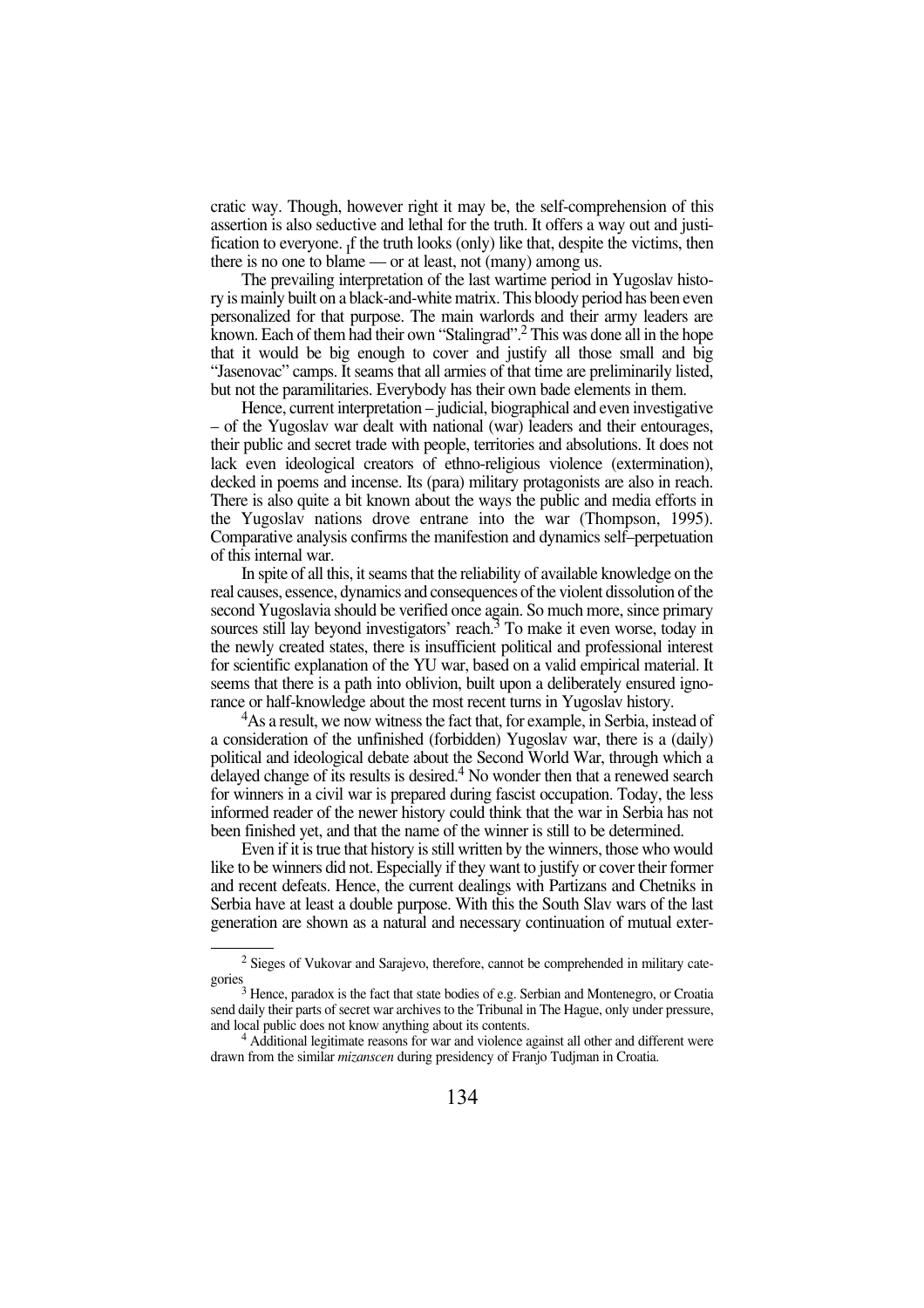cratic way. Though, however right it may be, the self-comprehension of this assertion is also seductive and lethal for the truth. It offers a way out and justification to everyone. If the truth looks (only) like that, despite the victims, then there is no one to blame — or at least, not (many) among us.

The prevailing interpretation of the last wartime period in Yugoslav history is mainly built on a black-and-white matrix. This bloody period has been even personalized for that purpose. The main warlords and their army leaders are known. Each of them had their own "Stalingrad".[2] This was done all in the hope that it would be big enough to cover and justify all those small and big "Jasenovac" camps. It seams that all armies of that time are preliminarily listed, but not the paramilitaries. Everybody has their own bade elements in them.

Hence, current interpretation – judicial, biographical and even investigative – of the Yugoslav war dealt with national (war) leaders and their entourages, their public and secret trade with people, territories and absolutions. It does not lack even ideological creators of ethno-religious violence (extermination), decked in poems and incense. Its (para) military protagonists are also in reach. There is also quite a bit known about the ways the public and media efforts in the Yugoslav nations drove entrane into the war (Thompson, 1995). Comparative analysis confirms the manifestion and dynamics self–perpetuation of this internal war.

In spite of all this, it seams that the reliability of available knowledge on the real causes, essence, dynamics and consequences of the violent dissolution of the second Yugoslavia should be verified once again. So much more, since primary sources still lay beyond investigators' reach.[3] To make it even worse, today in the newly created states, there is insufficient political and professional interest for scientific explanation of the YU war, based on a valid empirical material. It seems that there is a path into oblivion, built upon a deliberately ensured ignorance or half-knowledge about the most recent turns in Yugoslav history.

[4]As a result, we now witness the fact that, for example, in Serbia, instead of a consideration of the unfinished (forbidden) Yugoslav war, there is a (daily) political and ideological debate about the Second World War, through which a delayed change of its results is desired.[4] No wonder then that a renewed search for winners in a civil war is prepared during fascist occupation. Today, the less informed reader of the newer history could think that the war in Serbia has not been finished yet, and that the name of the winner is still to be determined.

Even if it is true that history is still written by the winners, those who would like to be winners did not. Especially if they want to justify or cover their former and recent defeats. Hence, the current dealings with Partizans and Chetniks in Serbia have at least a double purpose. With this the South Slav wars of the last generation are shown as a natural and necessary continuation of mutual exter-

---

[2] Sieges of Vukovar and Sarajevo, therefore, cannot be comprehended in military categories

[3] Hence, paradox is the fact that state bodies of e.g. Serbian and Montenegro, or Croatia send daily their parts of secret war archives to the Tribunal in The Hague, only under pressure, and local public does not know anything about its contents.

[4] Additional legitimate reasons for war and violence against all other and different were drawn from the similar *mizanscen* during presidency of Franjo Tudjman in Croatia.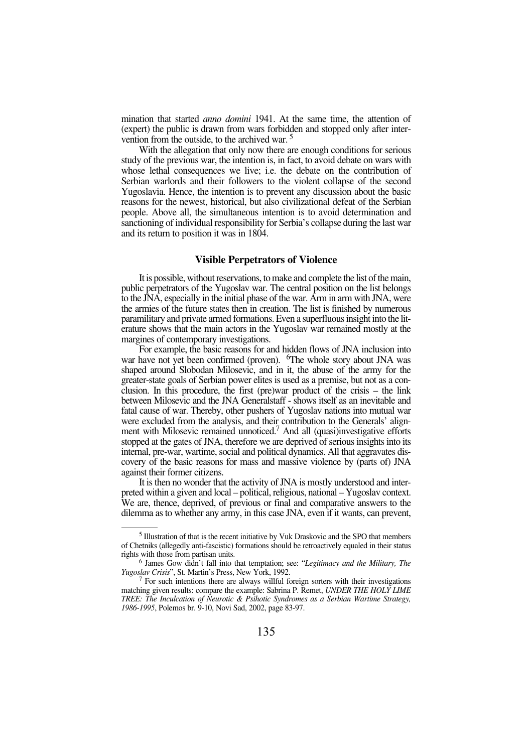mination that started *anno domini* 1941. At the same time, the attention of (expert) the public is drawn from wars forbidden and stopped only after intervention from the outside, to the archived war. [5]

With the allegation that only now there are enough conditions for serious study of the previous war, the intention is, in fact, to avoid debate on wars with whose lethal consequences we live; i.e. the debate on the contribution of Serbian warlords and their followers to the violent collapse of the second Yugoslavia. Hence, the intention is to prevent any discussion about the basic reasons for the newest, historical, but also civilizational defeat of the Serbian people. Above all, the simultaneous intention is to avoid determination and sanctioning of individual responsibility for Serbia's collapse during the last war and its return to position it was in 1804.

### Visible Perpetrators of Violence

It is possible, without reservations, to make and complete the list of the main, public perpetrators of the Yugoslav war. The central position on the list belongs to the JNA, especially in the initial phase of the war. Arm in arm with JNA, were the armies of the future states then in creation. The list is finished by numerous paramilitary and private armed formations. Even a superfluous insight into the literature shows that the main actors in the Yugoslav war remained mostly at the margins of contemporary investigations.

For example, the basic reasons for and hidden flows of JNA inclusion into war have not yet been confirmed (proven). [6]The whole story about JNA was shaped around Slobodan Milosevic, and in it, the abuse of the army for the greater-state goals of Serbian power elites is used as a premise, but not as a conclusion. In this procedure, the first (pre)war product of the crisis – the link between Milosevic and the JNA Generalstaff - shows itself as an inevitable and fatal cause of war. Thereby, other pushers of Yugoslav nations into mutual war were excluded from the analysis, and their contribution to the Generals' alignment with Milosevic remained unnoticed.[7] And all (quasi)investigative efforts stopped at the gates of JNA, therefore we are deprived of serious insights into its internal, pre-war, wartime, social and political dynamics. All that aggravates discovery of the basic reasons for mass and massive violence by (parts of) JNA against their former citizens.

It is then no wonder that the activity of JNA is mostly understood and interpreted within a given and local – political, religious, national – Yugoslav context. We are, thence, deprived, of previous or final and comparative answers to the dilemma as to whether any army, in this case JNA, even if it wants, can prevent,

---

[5] Illustration of that is the recent initiative by Vuk Draskovic and the SPO that members of Chetniks (allegedly anti-fascistic) formations should be retroactively equaled in their status rights with those from partisan units.

[6] James Gow didn't fall into that temptation; see: "*Legitimacy and the Military, The Yugoslav Crisis*", St. Martin's Press, New York, 1992.

[7] For such intentions there are always willful foreign sorters with their investigations matching given results: compare the example: Sabrina P. Remet, *UNDER THE HOLY LIME TREE: The Inculcation of Neurotic & Psihotic Syndromes as a Serbian Wartime Strategy, 1986-1995*, Polemos br. 9-10, Novi Sad, 2002, page 83-97.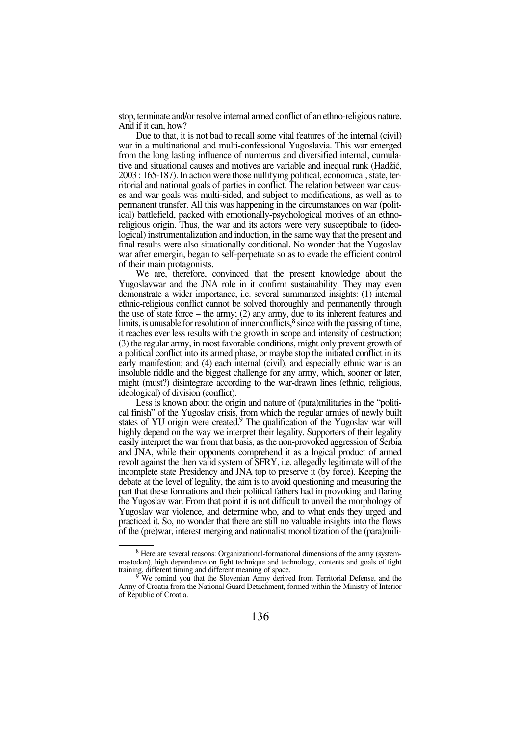stop, terminate and/or resolve internal armed conflict of an ethno-religious nature. And if it can, how?

Due to that, it is not bad to recall some vital features of the internal (civil) war in a multinational and multi-confessional Yugoslavia. This war emerged from the long lasting influence of numerous and diversified internal, cumulative and situational causes and motives are variable and inequal rank (Hadžić, 2003 : 165-187). In action were those nullifying political, economical, state, territorial and national goals of parties in conflict. The relation between war causes and war goals was multi-sided, and subject to modifications, as well as to permanent transfer. All this was happening in the circumstances on war (political) battlefield, packed with emotionally-psychological motives of an ethno-religious origin. Thus, the war and its actors were very susceptibale to (ideological) instrumentalization and induction, in the same way that the present and final results were also situationally conditional. No wonder that the Yugoslav war after emergin, began to self-perpetuate so as to evade the efficient control of their main protagonists.

We are, therefore, convinced that the present knowledge about the Yugoslavwar and the JNA role in it confirm sustainability. They may even demonstrate a wider importance, i.e. several summarized insights: (1) internal ethnic-religious conflict cannot be solved thoroughly and permanently through the use of state force – the army; (2) any army, due to its inherent features and limits, is unusable for resolution of inner conflicts,[8] since with the passing of time, it reaches ever less results with the growth in scope and intensity of destruction; (3) the regular army, in most favorable conditions, might only prevent growth of a political conflict into its armed phase, or maybe stop the initiated conflict in its early manifestion; and (4) each internal (civil), and especially ethnic war is an insoluble riddle and the biggest challenge for any army, which, sooner or later, might (must?) disintegrate according to the war-drawn lines (ethnic, religious, ideological) of division (conflict).

Less is known about the origin and nature of (para)militaries in the "political finish" of the Yugoslav crisis, from which the regular armies of newly built states of YU origin were created.[9] The qualification of the Yugoslav war will highly depend on the way we interpret their legality. Supporters of their legality easily interpret the war from that basis, as the non-provoked aggression of Serbia and JNA, while their opponents comprehend it as a logical product of armed revolt against the then valid system of SFRY, i.e. allegedly legitimate will of the incomplete state Presidency and JNA top to preserve it (by force). Keeping the debate at the level of legality, the aim is to avoid questioning and measuring the part that these formations and their political fathers had in provoking and flaring the Yugoslav war. From that point it is not difficult to unveil the morphology of Yugoslav war violence, and determine who, and to what ends they urged and practiced it. So, no wonder that there are still no valuable insights into the flows of the (pre)war, interest merging and nationalist monolitization of the (para)mili-

---

[8] Here are several reasons: Organizational-formational dimensions of the army (system-mastodon), high dependence on fight technique and technology, contents and goals of fight training, different timing and different meaning of space.

[9] We remind you that the Slovenian Army derived from Territorial Defense, and the Army of Croatia from the National Guard Detachment, formed within the Ministry of Interior of Republic of Croatia.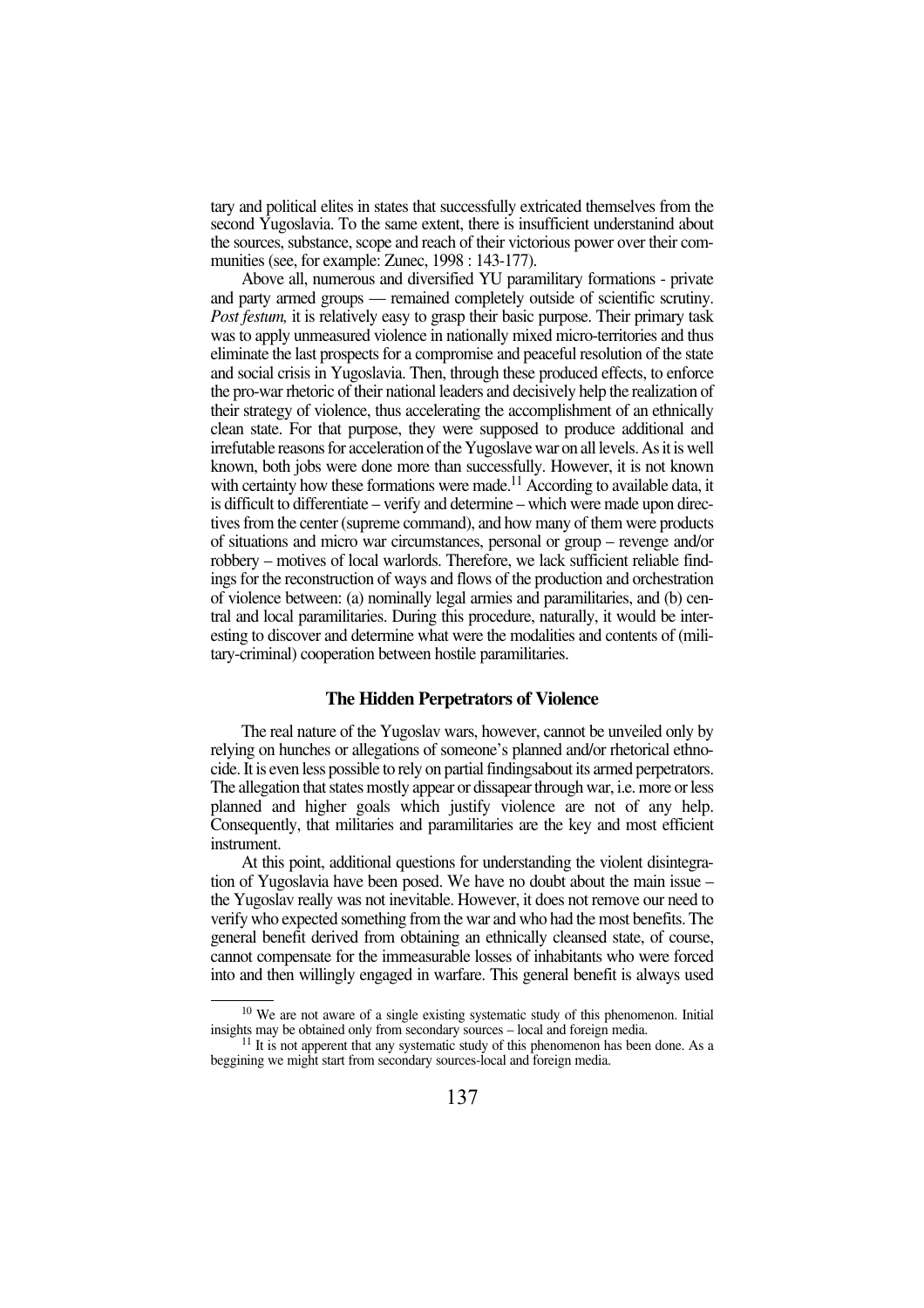tary and political elites in states that successfully extricated themselves from the second Yugoslavia. To the same extent, there is insufficient understanind about the sources, substance, scope and reach of their victorious power over their communities (see, for example: Zunec, 1998 : 143-177).

Above all, numerous and diversified YU paramilitary formations - private and party armed groups — remained completely outside of scientific scrutiny. *Post festum,* it is relatively easy to grasp their basic purpose. Their primary task was to apply unmeasured violence in nationally mixed micro-territories and thus eliminate the last prospects for a compromise and peaceful resolution of the state and social crisis in Yugoslavia. Then, through these produced effects, to enforce the pro-war rhetoric of their national leaders and decisively help the realization of their strategy of violence, thus accelerating the accomplishment of an ethnically clean state. For that purpose, they were supposed to produce additional and irrefutable reasons for acceleration of the Yugoslave war on all levels. As it is well known, both jobs were done more than successfully. However, it is not known with certainty how these formations were made.[11] According to available data, it is difficult to differentiate – verify and determine – which were made upon directives from the center (supreme command), and how many of them were products of situations and micro war circumstances, personal or group – revenge and/or robbery – motives of local warlords. Therefore, we lack sufficient reliable findings for the reconstruction of ways and flows of the production and orchestration of violence between: (a) nominally legal armies and paramilitaries, and (b) central and local paramilitaries. During this procedure, naturally, it would be interesting to discover and determine what were the modalities and contents of (military-criminal) cooperation between hostile paramilitaries.

## The Hidden Perpetrators of Violence

The real nature of the Yugoslav wars, however, cannot be unveiled only by relying on hunches or allegations of someone's planned and/or rhetorical ethnocide. It is even less possible to rely on partial findingsabout its armed perpetrators. The allegation that states mostly appear or dissapear through war, i.e. more or less planned and higher goals which justify violence are not of any help. Consequently, that militaries and paramilitaries are the key and most efficient instrument.

At this point, additional questions for understanding the violent disintegration of Yugoslavia have been posed. We have no doubt about the main issue – the Yugoslav really was not inevitable. However, it does not remove our need to verify who expected something from the war and who had the most benefits. The general benefit derived from obtaining an ethnically cleansed state, of course, cannot compensate for the immeasurable losses of inhabitants who were forced into and then willingly engaged in warfare. This general benefit is always used

---

[10] We are not aware of a single existing systematic study of this phenomenon. Initial insights may be obtained only from secondary sources – local and foreign media.

[11] It is not apperent that any systematic study of this phenomenon has been done. As a beggining we might start from secondary sources-local and foreign media.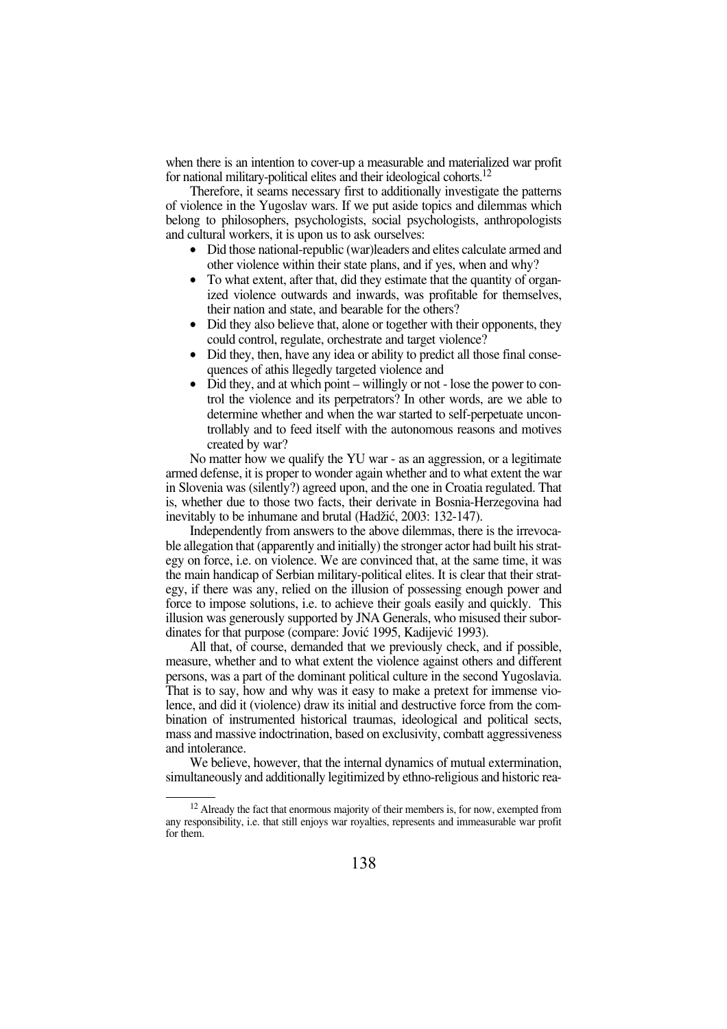when there is an intention to cover-up a measurable and materialized war profit for national military-political elites and their ideological cohorts.[12]

Therefore, it seams necessary first to additionally investigate the patterns of violence in the Yugoslav wars. If we put aside topics and dilemmas which belong to philosophers, psychologists, social psychologists, anthropologists and cultural workers, it is upon us to ask ourselves:

- Did those national-republic (war)leaders and elites calculate armed and other violence within their state plans, and if yes, when and why?
- To what extent, after that, did they estimate that the quantity of organized violence outwards and inwards, was profitable for themselves, their nation and state, and bearable for the others?
- Did they also believe that, alone or together with their opponents, they could control, regulate, orchestrate and target violence?
- Did they, then, have any idea or ability to predict all those final consequences of athis llegedly targeted violence and
- Did they, and at which point – willingly or not - lose the power to control the violence and its perpetrators? In other words, are we able to determine whether and when the war started to self-perpetuate uncontrollably and to feed itself with the autonomous reasons and motives created by war?

No matter how we qualify the YU war - as an aggression, or a legitimate armed defense, it is proper to wonder again whether and to what extent the war in Slovenia was (silently?) agreed upon, and the one in Croatia regulated. That is, whether due to those two facts, their derivate in Bosnia-Herzegovina had inevitably to be inhumane and brutal (Hadžić, 2003: 132-147).

Independently from answers to the above dilemmas, there is the irrevocable allegation that (apparently and initially) the stronger actor had built his strategy on force, i.e. on violence. We are convinced that, at the same time, it was the main handicap of Serbian military-political elites. It is clear that their strategy, if there was any, relied on the illusion of possessing enough power and force to impose solutions, i.e. to achieve their goals easily and quickly. This illusion was generously supported by JNA Generals, who misused their subordinates for that purpose (compare: Jović 1995, Kadijević 1993).

All that, of course, demanded that we previously check, and if possible, measure, whether and to what extent the violence against others and different persons, was a part of the dominant political culture in the second Yugoslavia. That is to say, how and why was it easy to make a pretext for immense violence, and did it (violence) draw its initial and destructive force from the combination of instrumented historical traumas, ideological and political sects, mass and massive indoctrination, based on exclusivity, combatt aggressiveness and intolerance.

We believe, however, that the internal dynamics of mutual extermination, simultaneously and additionally legitimized by ethno-religious and historic rea-

[12] Already the fact that enormous majority of their members is, for now, exempted from any responsibility, i.e. that still enjoys war royalties, represents and immeasurable war profit for them.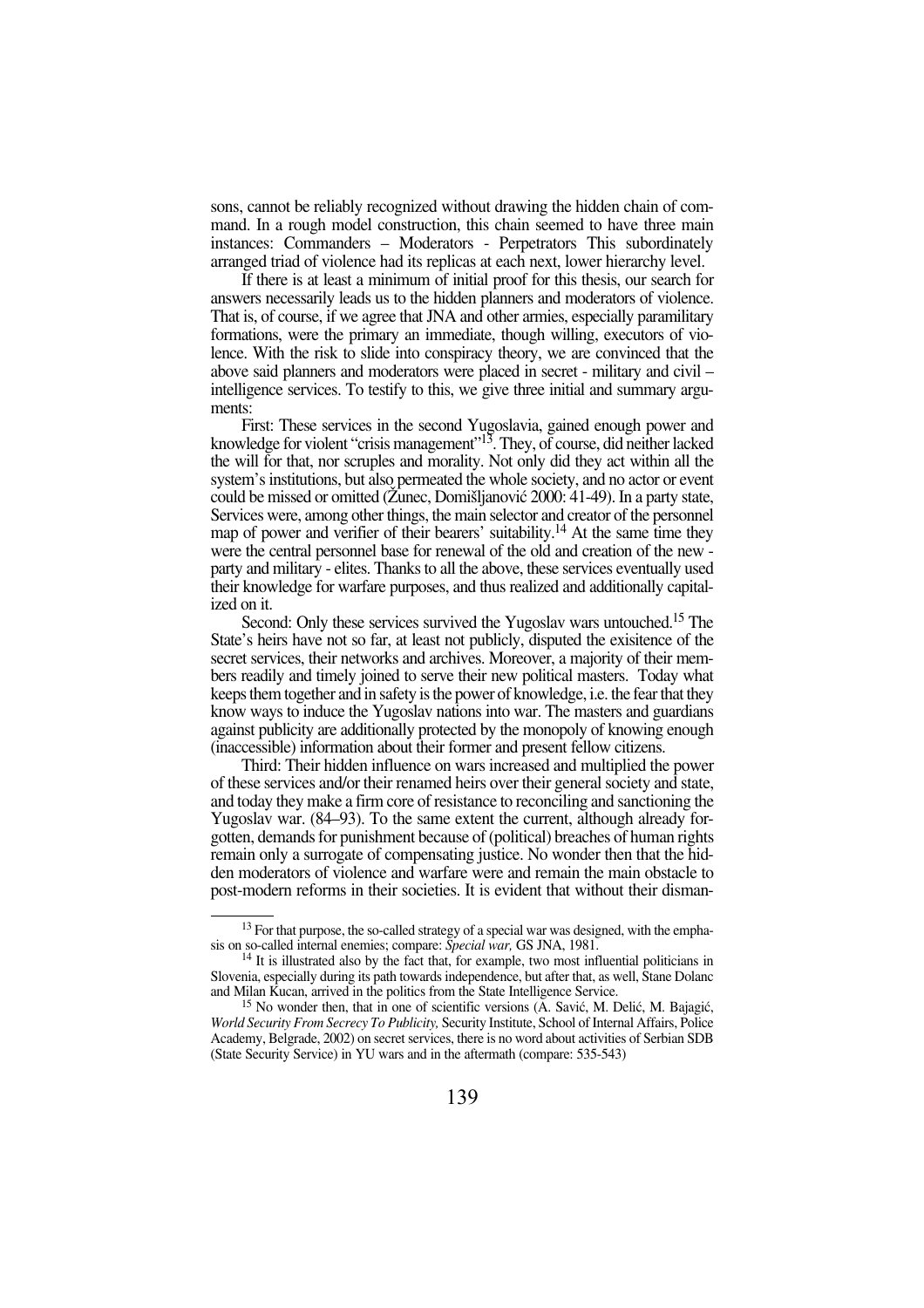sons, cannot be reliably recognized without drawing the hidden chain of command. In a rough model construction, this chain seemed to have three main instances: Commanders – Moderators - Perpetrators This subordinately arranged triad of violence had its replicas at each next, lower hierarchy level.

If there is at least a minimum of initial proof for this thesis, our search for answers necessarily leads us to the hidden planners and moderators of violence. That is, of course, if we agree that JNA and other armies, especially paramilitary formations, were the primary an immediate, though willing, executors of violence. With the risk to slide into conspiracy theory, we are convinced that the above said planners and moderators were placed in secret - military and civil – intelligence services. To testify to this, we give three initial and summary arguments:

First: These services in the second Yugoslavia, gained enough power and knowledge for violent "crisis management"[13]. They, of course, did neither lacked the will for that, nor scruples and morality. Not only did they act within all the system's institutions, but also permeated the whole society, and no actor or event could be missed or omitted (Žunec, Domišljanović 2000: 41-49). In a party state, Services were, among other things, the main selector and creator of the personnel map of power and verifier of their bearers' suitability.[14] At the same time they were the central personnel base for renewal of the old and creation of the new - party and military - elites. Thanks to all the above, these services eventually used their knowledge for warfare purposes, and thus realized and additionally capitalized on it.

Second: Only these services survived the Yugoslav wars untouched.[15] The State's heirs have not so far, at least not publicly, disputed the exisitence of the secret services, their networks and archives. Moreover, a majority of their members readily and timely joined to serve their new political masters. Today what keeps them together and in safety is the power of knowledge, i.e. the fear that they know ways to induce the Yugoslav nations into war. The masters and guardians against publicity are additionally protected by the monopoly of knowing enough (inaccessible) information about their former and present fellow citizens.

Third: Their hidden influence on wars increased and multiplied the power of these services and/or their renamed heirs over their general society and state, and today they make a firm core of resistance to reconciling and sanctioning the Yugoslav war. (84–93). To the same extent the current, although already forgotten, demands for punishment because of (political) breaches of human rights remain only a surrogate of compensating justice. No wonder then that the hidden moderators of violence and warfare were and remain the main obstacle to post-modern reforms in their societies. It is evident that without their disman-

[13] For that purpose, the so-called strategy of a special war was designed, with the emphasis on so-called internal enemies; compare: *Special war,* GS JNA, 1981.

[14] It is illustrated also by the fact that, for example, two most influential politicians in Slovenia, especially during its path towards independence, but after that, as well, Stane Dolanc and Milan Kucan, arrived in the politics from the State Intelligence Service.

[15] No wonder then, that in one of scientific versions (A. Savić, M. Delić, M. Bajagić, *World Security From Secrecy To Publicity,* Security Institute, School of Internal Affairs, Police Academy, Belgrade, 2002) on secret services, there is no word about activities of Serbian SDB (State Security Service) in YU wars and in the aftermath (compare: 535-543)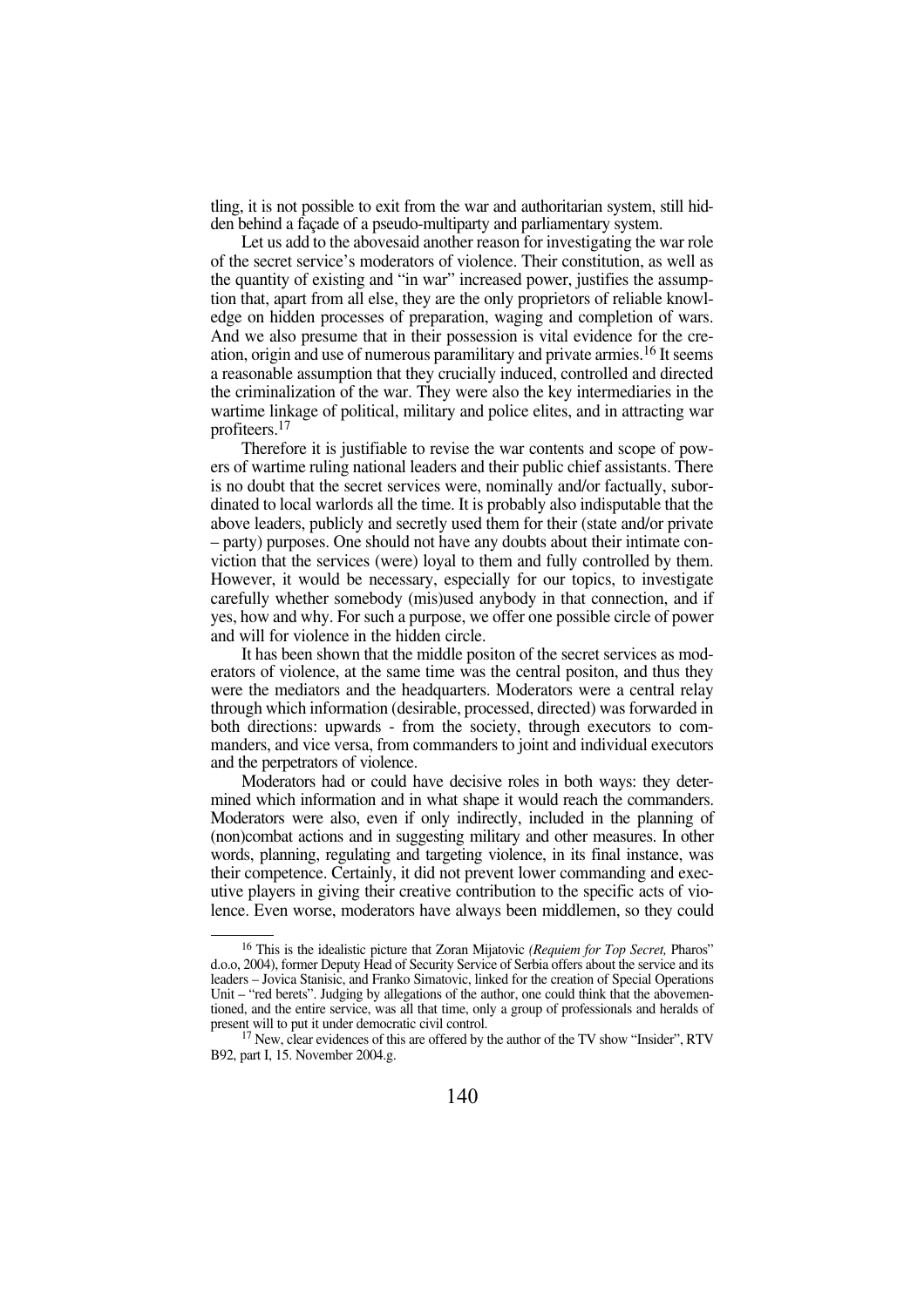tling, it is not possible to exit from the war and authoritarian system, still hidden behind a façade of a pseudo-multiparty and parliamentary system.

Let us add to the abovesaid another reason for investigating the war role of the secret service's moderators of violence. Their constitution, as well as the quantity of existing and "in war" increased power, justifies the assumption that, apart from all else, they are the only proprietors of reliable knowledge on hidden processes of preparation, waging and completion of wars. And we also presume that in their possession is vital evidence for the creation, origin and use of numerous paramilitary and private armies.[16] It seems a reasonable assumption that they crucially induced, controlled and directed the criminalization of the war. They were also the key intermediaries in the wartime linkage of political, military and police elites, and in attracting war profiteers.[17]

Therefore it is justifiable to revise the war contents and scope of powers of wartime ruling national leaders and their public chief assistants. There is no doubt that the secret services were, nominally and/or factually, subordinated to local warlords all the time. It is probably also indisputable that the above leaders, publicly and secretly used them for their (state and/or private – party) purposes. One should not have any doubts about their intimate conviction that the services (were) loyal to them and fully controlled by them. However, it would be necessary, especially for our topics, to investigate carefully whether somebody (mis)used anybody in that connection, and if yes, how and why. For such a purpose, we offer one possible circle of power and will for violence in the hidden circle.

It has been shown that the middle positon of the secret services as moderators of violence, at the same time was the central positon, and thus they were the mediators and the headquarters. Moderators were a central relay through which information (desirable, processed, directed) was forwarded in both directions: upwards - from the society, through executors to commanders, and vice versa, from commanders to joint and individual executors and the perpetrators of violence.

Moderators had or could have decisive roles in both ways: they determined which information and in what shape it would reach the commanders. Moderators were also, even if only indirectly, included in the planning of (non)combat actions and in suggesting military and other measures. In other words, planning, regulating and targeting violence, in its final instance, was their competence. Certainly, it did not prevent lower commanding and executive players in giving their creative contribution to the specific acts of violence. Even worse, moderators have always been middlemen, so they could

---

[16] This is the idealistic picture that Zoran Mijatovic *(Requiem for Top Secret,* Pharos" d.o.o, 2004), former Deputy Head of Security Service of Serbia offers about the service and its leaders – Jovica Stanisic, and Franko Simatovic, linked for the creation of Special Operations Unit – "red berets". Judging by allegations of the author, one could think that the abovementioned, and the entire service, was all that time, only a group of professionals and heralds of present will to put it under democratic civil control.

[17] New, clear evidences of this are offered by the author of the TV show "Insider", RTV B92, part I, 15. November 2004.g.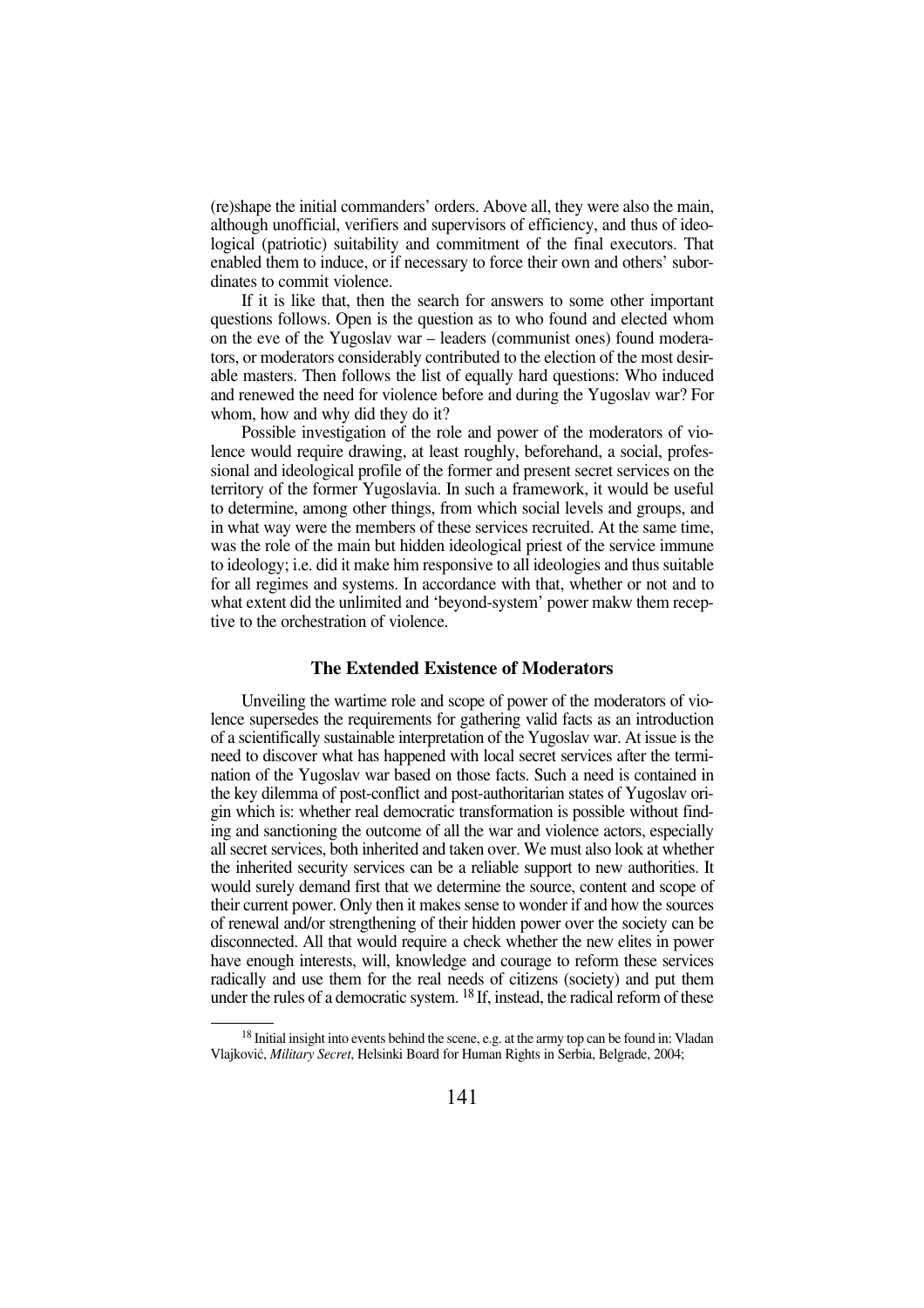(re)shape the initial commanders' orders. Above all, they were also the main, although unofficial, verifiers and supervisors of efficiency, and thus of ideological (patriotic) suitability and commitment of the final executors. That enabled them to induce, or if necessary to force their own and others' subordinates to commit violence.

If it is like that, then the search for answers to some other important questions follows. Open is the question as to who found and elected whom on the eve of the Yugoslav war – leaders (communist ones) found moderators, or moderators considerably contributed to the election of the most desirable masters. Then follows the list of equally hard questions: Who induced and renewed the need for violence before and during the Yugoslav war? For whom, how and why did they do it?

Possible investigation of the role and power of the moderators of violence would require drawing, at least roughly, beforehand, a social, professional and ideological profile of the former and present secret services on the territory of the former Yugoslavia. In such a framework, it would be useful to determine, among other things, from which social levels and groups, and in what way were the members of these services recruited. At the same time, was the role of the main but hidden ideological priest of the service immune to ideology; i.e. did it make him responsive to all ideologies and thus suitable for all regimes and systems. In accordance with that, whether or not and to what extent did the unlimited and 'beyond-system' power makw them receptive to the orchestration of violence.

## The Extended Existence of Moderators

Unveiling the wartime role and scope of power of the moderators of violence supersedes the requirements for gathering valid facts as an introduction of a scientifically sustainable interpretation of the Yugoslav war. At issue is the need to discover what has happened with local secret services after the termination of the Yugoslav war based on those facts. Such a need is contained in the key dilemma of post-conflict and post-authoritarian states of Yugoslav origin which is: whether real democratic transformation is possible without finding and sanctioning the outcome of all the war and violence actors, especially all secret services, both inherited and taken over. We must also look at whether the inherited security services can be a reliable support to new authorities. It would surely demand first that we determine the source, content and scope of their current power. Only then it makes sense to wonder if and how the sources of renewal and/or strengthening of their hidden power over the society can be disconnected. All that would require a check whether the new elites in power have enough interests, will, knowledge and courage to reform these services radically and use them for the real needs of citizens (society) and put them under the rules of a democratic system. [18] If, instead, the radical reform of these

---

[18] Initial insight into events behind the scene, e.g. at the army top can be found in: Vladan Vlajković, *Military Secret*, Helsinki Board for Human Rights in Serbia, Belgrade, 2004;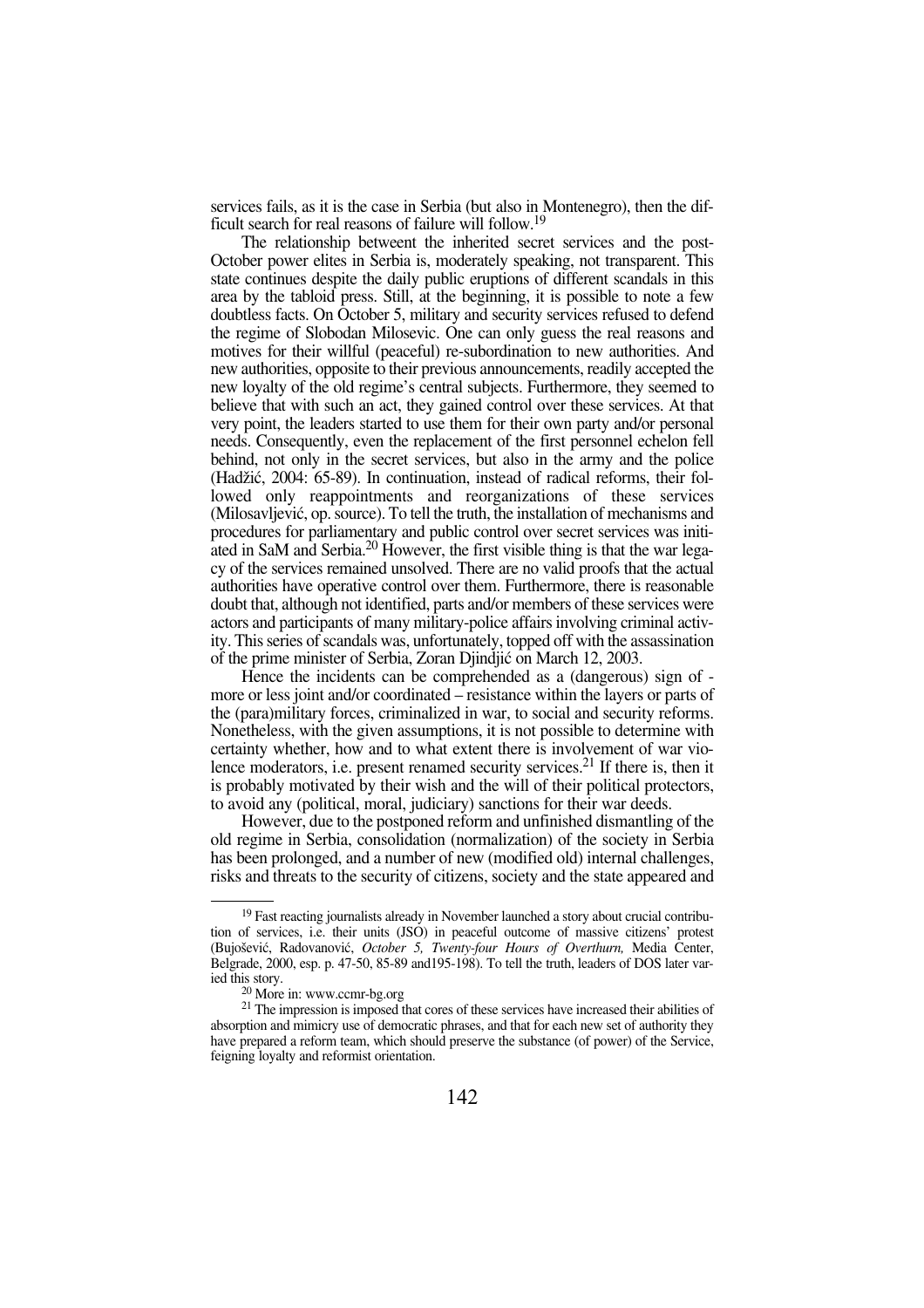services fails, as it is the case in Serbia (but also in Montenegro), then the difficult search for real reasons of failure will follow.[19]

The relationship betweent the inherited secret services and the post-October power elites in Serbia is, moderately speaking, not transparent. This state continues despite the daily public eruptions of different scandals in this area by the tabloid press. Still, at the beginning, it is possible to note a few doubtless facts. On October 5, military and security services refused to defend the regime of Slobodan Milosevic. One can only guess the real reasons and motives for their willful (peaceful) re-subordination to new authorities. And new authorities, opposite to their previous announcements, readily accepted the new loyalty of the old regime's central subjects. Furthermore, they seemed to believe that with such an act, they gained control over these services. At that very point, the leaders started to use them for their own party and/or personal needs. Consequently, even the replacement of the first personnel echelon fell behind, not only in the secret services, but also in the army and the police (Hadžić, 2004: 65-89). In continuation, instead of radical reforms, their followed only reappointments and reorganizations of these services (Milosavljević, op. source). To tell the truth, the installation of mechanisms and procedures for parliamentary and public control over secret services was initiated in SaM and Serbia.[20] However, the first visible thing is that the war legacy of the services remained unsolved. There are no valid proofs that the actual authorities have operative control over them. Furthermore, there is reasonable doubt that, although not identified, parts and/or members of these services were actors and participants of many military-police affairs involving criminal activity. This series of scandals was, unfortunately, topped off with the assassination of the prime minister of Serbia, Zoran Djindjić on March 12, 2003.

Hence the incidents can be comprehended as a (dangerous) sign of - more or less joint and/or coordinated – resistance within the layers or parts of the (para)military forces, criminalized in war, to social and security reforms. Nonetheless, with the given assumptions, it is not possible to determine with certainty whether, how and to what extent there is involvement of war violence moderators, i.e. present renamed security services.[21] If there is, then it is probably motivated by their wish and the will of their political protectors, to avoid any (political, moral, judiciary) sanctions for their war deeds.

However, due to the postponed reform and unfinished dismantling of the old regime in Serbia, consolidation (normalization) of the society in Serbia has been prolonged, and a number of new (modified old) internal challenges, risks and threats to the security of citizens, society and the state appeared and

---

[19] Fast reacting journalists already in November launched a story about crucial contribution of services, i.e. their units (JSO) in peaceful outcome of massive citizens' protest (Bujošević, Radovanović, *October 5, Twenty-four Hours of Overthurn,* Media Center, Belgrade, 2000, esp. p. 47-50, 85-89 and195-198). To tell the truth, leaders of DOS later varied this story.

[20] More in: www.ccmr-bg.org

[21] The impression is imposed that cores of these services have increased their abilities of absorption and mimicry use of democratic phrases, and that for each new set of authority they have prepared a reform team, which should preserve the substance (of power) of the Service, feigning loyalty and reformist orientation.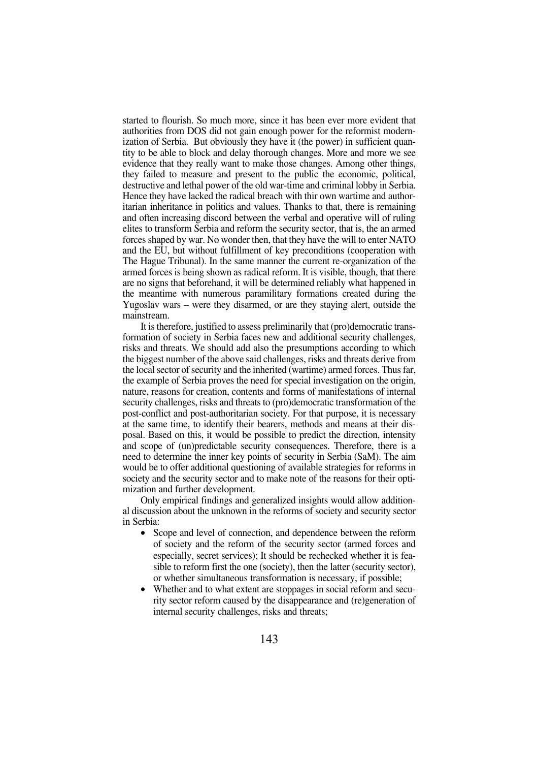started to flourish. So much more, since it has been ever more evident that authorities from DOS did not gain enough power for the reformist modernization of Serbia. But obviously they have it (the power) in sufficient quantity to be able to block and delay thorough changes. More and more we see evidence that they really want to make those changes. Among other things, they failed to measure and present to the public the economic, political, destructive and lethal power of the old war-time and criminal lobby in Serbia. Hence they have lacked the radical breach with thir own wartime and authoritarian inheritance in politics and values. Thanks to that, there is remaining and often increasing discord between the verbal and operative will of ruling elites to transform Serbia and reform the security sector, that is, the an armed forces shaped by war. No wonder then, that they have the will to enter NATO and the EU, but without fulfillment of key preconditions (cooperation with The Hague Tribunal). In the same manner the current re-organization of the armed forces is being shown as radical reform. It is visible, though, that there are no signs that beforehand, it will be determined reliably what happened in the meantime with numerous paramilitary formations created during the Yugoslav wars – were they disarmed, or are they staying alert, outside the mainstream.

It is therefore, justified to assess preliminarily that (pro)democratic transformation of society in Serbia faces new and additional security challenges, risks and threats. We should add also the presumptions according to which the biggest number of the above said challenges, risks and threats derive from the local sector of security and the inherited (wartime) armed forces. Thus far, the example of Serbia proves the need for special investigation on the origin, nature, reasons for creation, contents and forms of manifestations of internal security challenges, risks and threats to (pro)democratic transformation of the post-conflict and post-authoritarian society. For that purpose, it is necessary at the same time, to identify their bearers, methods and means at their disposal. Based on this, it would be possible to predict the direction, intensity and scope of (un)predictable security consequences. Therefore, there is a need to determine the inner key points of security in Serbia (SaM). The aim would be to offer additional questioning of available strategies for reforms in society and the security sector and to make note of the reasons for their optimization and further development.

Only empirical findings and generalized insights would allow additional discussion about the unknown in the reforms of society and security sector in Serbia:

- Scope and level of connection, and dependence between the reform of society and the reform of the security sector (armed forces and especially, secret services); It should be rechecked whether it is feasible to reform first the one (society), then the latter (security sector), or whether simultaneous transformation is necessary, if possible;
- Whether and to what extent are stoppages in social reform and security sector reform caused by the disappearance and (re)generation of internal security challenges, risks and threats;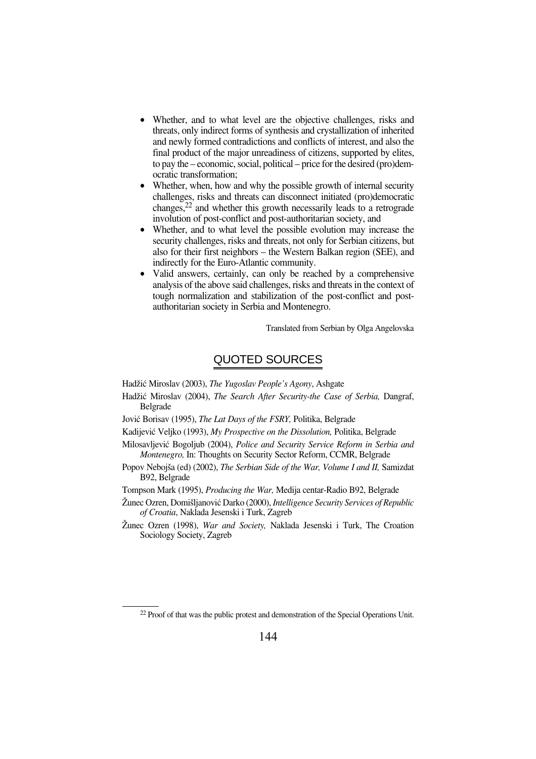- Whether, and to what level are the objective challenges, risks and threats, only indirect forms of synthesis and crystallization of inherited and newly formed contradictions and conflicts of interest, and also the final product of the major unreadiness of citizens, supported by elites, to pay the – economic, social, political – price for the desired (pro)democratic transformation;
- Whether, when, how and why the possible growth of internal security challenges, risks and threats can disconnect initiated (pro)democratic changes,[22] and whether this growth necessarily leads to a retrograde involution of post-conflict and post-authoritarian society, and
- Whether, and to what level the possible evolution may increase the security challenges, risks and threats, not only for Serbian citizens, but also for their first neighbors – the Western Balkan region (SEE), and indirectly for the Euro-Atlantic community.
- Valid answers, certainly, can only be reached by a comprehensive analysis of the above said challenges, risks and threats in the context of tough normalization and stabilization of the post-conflict and post-authoritarian society in Serbia and Montenegro.

Translated from Serbian by Olga Angelovska

## QUOTED SOURCES

Hadžić Miroslav (2003), *The Yugoslav People's Agony*, Ashgate

Hadžić Miroslav (2004), *The Search After Security-the Case of Serbia,* Dangraf, Belgrade

Jović Borisav (1995), *The Lat Days of the FSRY,* Politika, Belgrade

Kadijević Veljko (1993), *My Prospective on the Dissolution,* Politika, Belgrade

Milosavljević Bogoljub (2004), *Police and Security Service Reform in Serbia and Montenegro,* In: Thoughts on Security Sector Reform, CCMR, Belgrade

Popov Nebojša (ed) (2002), *The Serbian Side of the War, Volume I and II,* Samizdat B92, Belgrade

Tompson Mark (1995), *Producing the War,* Medija centar-Radio B92, Belgrade

Žunec Ozren, Domišljanović Darko (2000), *Intelligence Security Services of Republic of Croatia*, Naklada Jesenski i Turk, Zagreb

Žunec Ozren (1998), *War and Society,* Naklada Jesenski i Turk, The Croation Sociology Society, Zagreb

[22] Proof of that was the public protest and demonstration of the Special Operations Unit.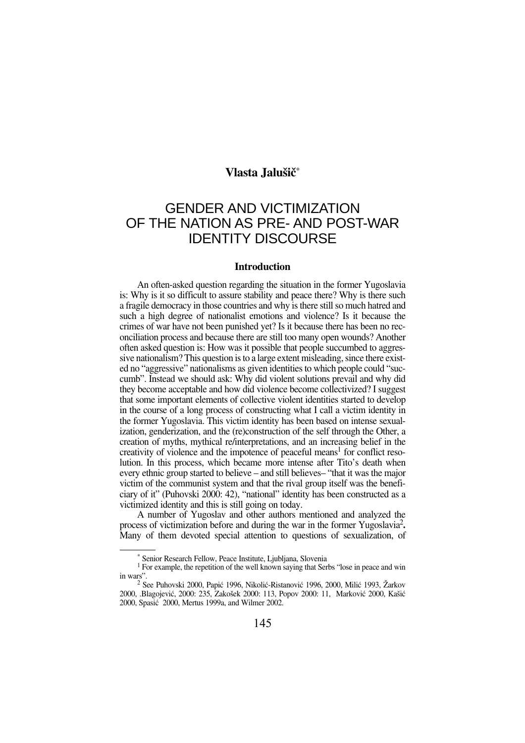**Vlasta Jalušič**[*]

# GENDER AND VICTIMIZATION OF THE NATION AS PRE- AND POST-WAR IDENTITY DISCOURSE

## Introduction

An often-asked question regarding the situation in the former Yugoslavia is: Why is it so difficult to assure stability and peace there? Why is there such a fragile democracy in those countries and why is there still so much hatred and such a high degree of nationalist emotions and violence? Is it because the crimes of war have not been punished yet? Is it because there has been no reconciliation process and because there are still too many open wounds? Another often asked question is: How was it possible that people succumbed to aggressive nationalism? This question is to a large extent misleading, since there existed no "aggressive" nationalisms as given identities to which people could "succumb". Instead we should ask: Why did violent solutions prevail and why did they become acceptable and how did violence become collectivized? I suggest that some important elements of collective violent identities started to develop in the course of a long process of constructing what I call a victim identity in the former Yugoslavia. This victim identity has been based on intense sexualization, genderization, and the (re)construction of the self through the Other, a creation of myths, mythical re/interpretations, and an increasing belief in the creativity of violence and the impotence of peaceful means[1] for conflict resolution. In this process, which became more intense after Tito's death when every ethnic group started to believe – and still believes– "that it was the major victim of the communist system and that the rival group itself was the beneficiary of it" (Puhovski 2000: 42), "national" identity has been constructed as a victimized identity and this is still going on today.

A number of Yugoslav and other authors mentioned and analyzed the process of victimization before and during the war in the former Yugoslavia[2]**.** Many of them devoted special attention to questions of sexualization, of

---

[*] Senior Research Fellow, Peace Institute, Ljubljana, Slovenia

[1] For example, the repetition of the well known saying that Serbs "lose in peace and win in wars".

[2] See Puhovski 2000, Papić 1996, Nikolić-Ristanović 1996, 2000, Milić 1993, Žarkov 2000, .Blagojević, 2000: 235, Zakošek 2000: 113, Popov 2000: 11, Marković 2000, Kašić 2000, Spasić 2000, Mertus 1999a, and Wilmer 2002.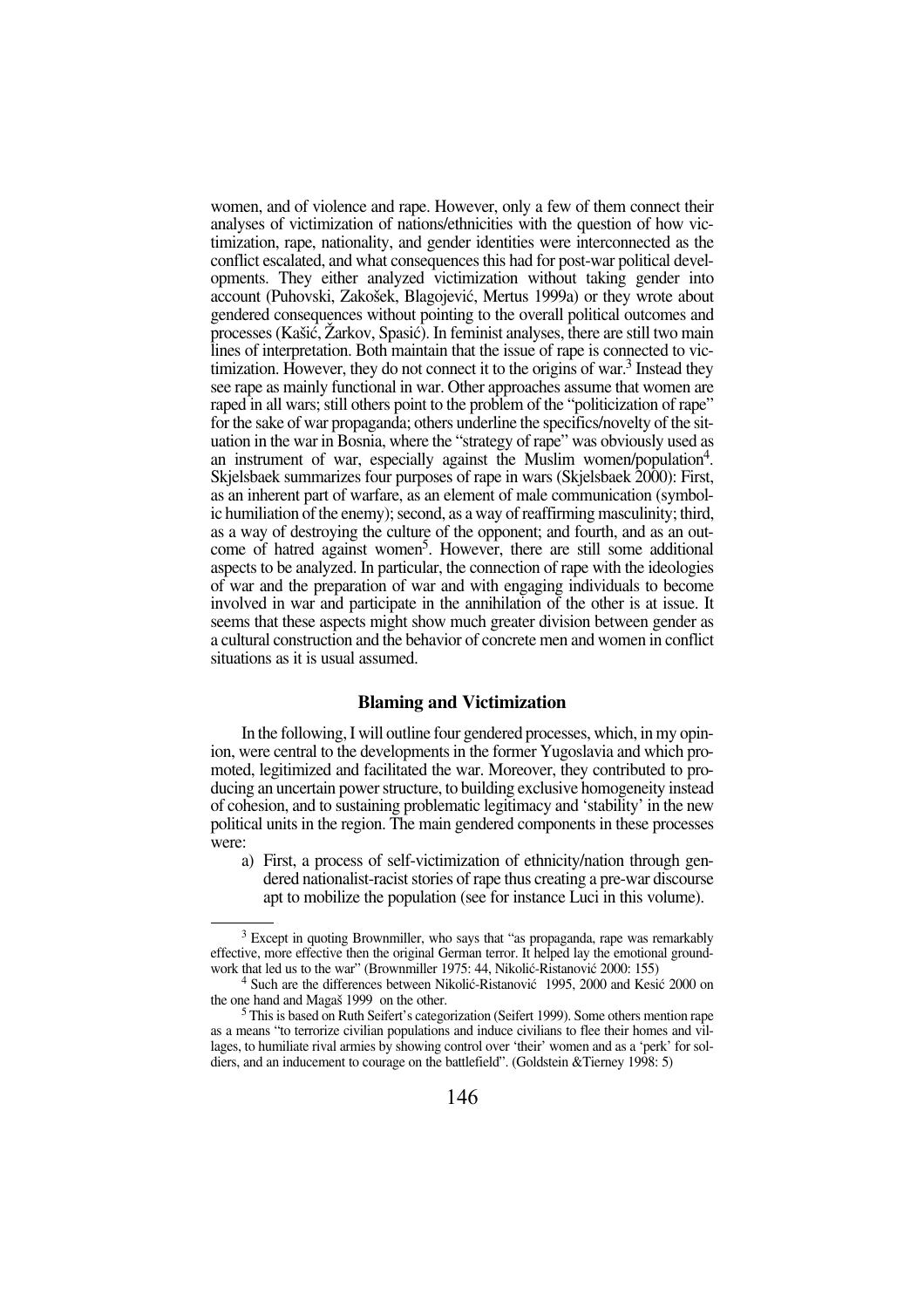women, and of violence and rape. However, only a few of them connect their analyses of victimization of nations/ethnicities with the question of how victimization, rape, nationality, and gender identities were interconnected as the conflict escalated, and what consequences this had for post-war political developments. They either analyzed victimization without taking gender into account (Puhovski, Zakošek, Blagojević, Mertus 1999a) or they wrote about gendered consequences without pointing to the overall political outcomes and processes (Kašić, Žarkov, Spasić). In feminist analyses, there are still two main lines of interpretation. Both maintain that the issue of rape is connected to victimization. However, they do not connect it to the origins of war.[3] Instead they see rape as mainly functional in war. Other approaches assume that women are raped in all wars; still others point to the problem of the "politicization of rape" for the sake of war propaganda; others underline the specifics/novelty of the situation in the war in Bosnia, where the "strategy of rape" was obviously used as an instrument of war, especially against the Muslim women/population[4]. Skjelsbaek summarizes four purposes of rape in wars (Skjelsbaek 2000): First, as an inherent part of warfare, as an element of male communication (symbolic humiliation of the enemy); second, as a way of reaffirming masculinity; third, as a way of destroying the culture of the opponent; and fourth, and as an outcome of hatred against women[5]. However, there are still some additional aspects to be analyzed. In particular, the connection of rape with the ideologies of war and the preparation of war and with engaging individuals to become involved in war and participate in the annihilation of the other is at issue. It seems that these aspects might show much greater division between gender as a cultural construction and the behavior of concrete men and women in conflict situations as it is usual assumed.

## Blaming and Victimization

In the following, I will outline four gendered processes, which, in my opinion, were central to the developments in the former Yugoslavia and which promoted, legitimized and facilitated the war. Moreover, they contributed to producing an uncertain power structure, to building exclusive homogeneity instead of cohesion, and to sustaining problematic legitimacy and 'stability' in the new political units in the region. The main gendered components in these processes were:

a) First, a process of self-victimization of ethnicity/nation through gendered nationalist-racist stories of rape thus creating a pre-war discourse apt to mobilize the population (see for instance Luci in this volume).

---

[3] Except in quoting Brownmiller, who says that "as propaganda, rape was remarkably effective, more effective then the original German terror. It helped lay the emotional groundwork that led us to the war" (Brownmiller 1975: 44, Nikolić-Ristanović 2000: 155)

[4] Such are the differences between Nikolić-Ristanović 1995, 2000 and Kesić 2000 on the one hand and Magaš 1999 on the other.

[5] This is based on Ruth Seifert's categorization (Seifert 1999). Some others mention rape as a means "to terrorize civilian populations and induce civilians to flee their homes and villages, to humiliate rival armies by showing control over 'their' women and as a 'perk' for soldiers, and an inducement to courage on the battlefield". (Goldstein &Tierney 1998: 5)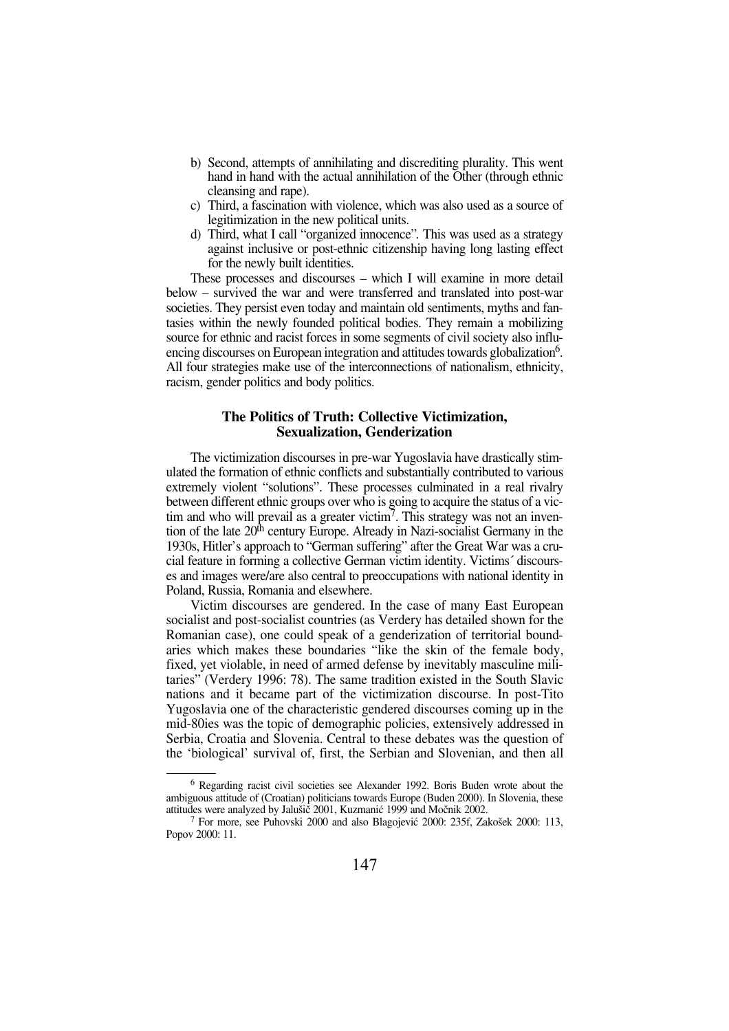b) Second, attempts of annihilating and discrediting plurality. This went hand in hand with the actual annihilation of the Other (through ethnic cleansing and rape).
c) Third, a fascination with violence, which was also used as a source of legitimization in the new political units.
d) Third, what I call "organized innocence". This was used as a strategy against inclusive or post-ethnic citizenship having long lasting effect for the newly built identities.

These processes and discourses – which I will examine in more detail below – survived the war and were transferred and translated into post-war societies. They persist even today and maintain old sentiments, myths and fantasies within the newly founded political bodies. They remain a mobilizing source for ethnic and racist forces in some segments of civil society also influencing discourses on European integration and attitudes towards globalization[6]. All four strategies make use of the interconnections of nationalism, ethnicity, racism, gender politics and body politics.

## The Politics of Truth: Collective Victimization, Sexualization, Genderization

The victimization discourses in pre-war Yugoslavia have drastically stimulated the formation of ethnic conflicts and substantially contributed to various extremely violent "solutions". These processes culminated in a real rivalry between different ethnic groups over who is going to acquire the status of a victim and who will prevail as a greater victim[7]. This strategy was not an invention of the late 20th century Europe. Already in Nazi-socialist Germany in the 1930s, Hitler's approach to "German suffering" after the Great War was a crucial feature in forming a collective German victim identity. Victims´ discourses and images were/are also central to preoccupations with national identity in Poland, Russia, Romania and elsewhere.

Victim discourses are gendered. In the case of many East European socialist and post-socialist countries (as Verdery has detailed shown for the Romanian case), one could speak of a genderization of territorial boundaries which makes these boundaries "like the skin of the female body, fixed, yet violable, in need of armed defense by inevitably masculine militaries" (Verdery 1996: 78). The same tradition existed in the South Slavic nations and it became part of the victimization discourse. In post-Tito Yugoslavia one of the characteristic gendered discourses coming up in the mid-80ies was the topic of demographic policies, extensively addressed in Serbia, Croatia and Slovenia. Central to these debates was the question of the 'biological' survival of, first, the Serbian and Slovenian, and then all

---

[6] Regarding racist civil societies see Alexander 1992. Boris Buden wrote about the ambiguous attitude of (Croatian) politicians towards Europe (Buden 2000). In Slovenia, these attitudes were analyzed by Jalušič 2001, Kuzmanić 1999 and Močnik 2002.

[7] For more, see Puhovski 2000 and also Blagojević 2000: 235f, Zakošek 2000: 113, Popov 2000: 11.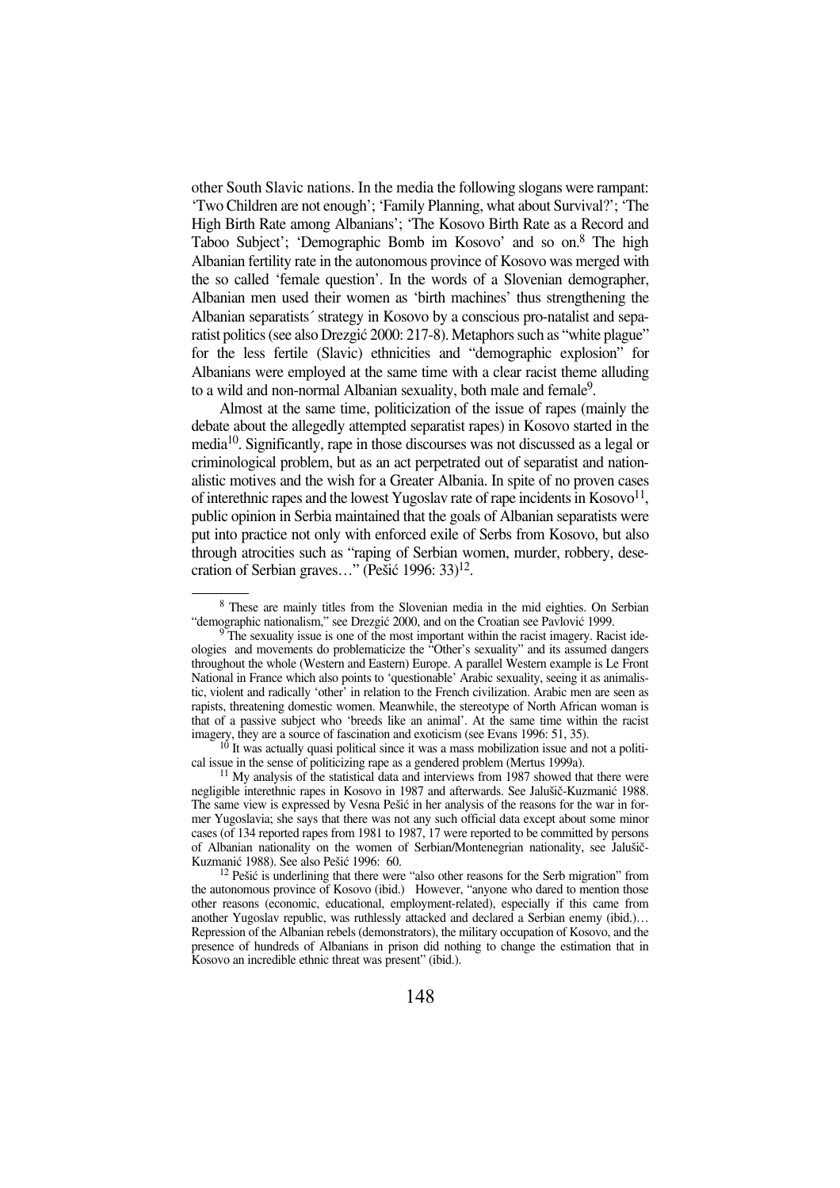other South Slavic nations. In the media the following slogans were rampant: 'Two Children are not enough'; 'Family Planning, what about Survival?'; 'The High Birth Rate among Albanians'; 'The Kosovo Birth Rate as a Record and Taboo Subject'; 'Demographic Bomb im Kosovo' and so on.[8] The high Albanian fertility rate in the autonomous province of Kosovo was merged with the so called 'female question'. In the words of a Slovenian demographer, Albanian men used their women as 'birth machines' thus strengthening the Albanian separatists´ strategy in Kosovo by a conscious pro-natalist and separatist politics (see also Drezgić 2000: 217-8). Metaphors such as "white plague" for the less fertile (Slavic) ethnicities and "demographic explosion" for Albanians were employed at the same time with a clear racist theme alluding to a wild and non-normal Albanian sexuality, both male and female[9].

Almost at the same time, politicization of the issue of rapes (mainly the debate about the allegedly attempted separatist rapes) in Kosovo started in the media[10]. Significantly, rape in those discourses was not discussed as a legal or criminological problem, but as an act perpetrated out of separatist and nationalistic motives and the wish for a Greater Albania. In spite of no proven cases of interethnic rapes and the lowest Yugoslav rate of rape incidents in Kosovo[11], public opinion in Serbia maintained that the goals of Albanian separatists were put into practice not only with enforced exile of Serbs from Kosovo, but also through atrocities such as "raping of Serbian women, murder, robbery, desecration of Serbian graves…" (Pešić 1996: 33)[12].

---

[8] These are mainly titles from the Slovenian media in the mid eighties. On Serbian "demographic nationalism," see Drezgić 2000, and on the Croatian see Pavlović 1999.

[9] The sexuality issue is one of the most important within the racist imagery. Racist ideologies and movements do problematicize the "Other's sexuality" and its assumed dangers throughout the whole (Western and Eastern) Europe. A parallel Western example is Le Front National in France which also points to 'questionable' Arabic sexuality, seeing it as animalistic, violent and radically 'other' in relation to the French civilization. Arabic men are seen as rapists, threatening domestic women. Meanwhile, the stereotype of North African woman is that of a passive subject who 'breeds like an animal'. At the same time within the racist imagery, they are a source of fascination and exoticism (see Evans 1996: 51, 35).

[10] It was actually quasi political since it was a mass mobilization issue and not a political issue in the sense of politicizing rape as a gendered problem (Mertus 1999a).

[11] My analysis of the statistical data and interviews from 1987 showed that there were negligible interethnic rapes in Kosovo in 1987 and afterwards. See Jalušič-Kuzmanić 1988. The same view is expressed by Vesna Pešić in her analysis of the reasons for the war in former Yugoslavia; she says that there was not any such official data except about some minor cases (of 134 reported rapes from 1981 to 1987, 17 were reported to be committed by persons of Albanian nationality on the women of Serbian/Montenegrian nationality, see Jalušič-Kuzmanić 1988). See also Pešić 1996: 60.

[12] Pešić is underlining that there were "also other reasons for the Serb migration" from the autonomous province of Kosovo (ibid.) However, "anyone who dared to mention those other reasons (economic, educational, employment-related), especially if this came from another Yugoslav republic, was ruthlessly attacked and declared a Serbian enemy (ibid.)… Repression of the Albanian rebels (demonstrators), the military occupation of Kosovo, and the presence of hundreds of Albanians in prison did nothing to change the estimation that in Kosovo an incredible ethnic threat was present" (ibid.).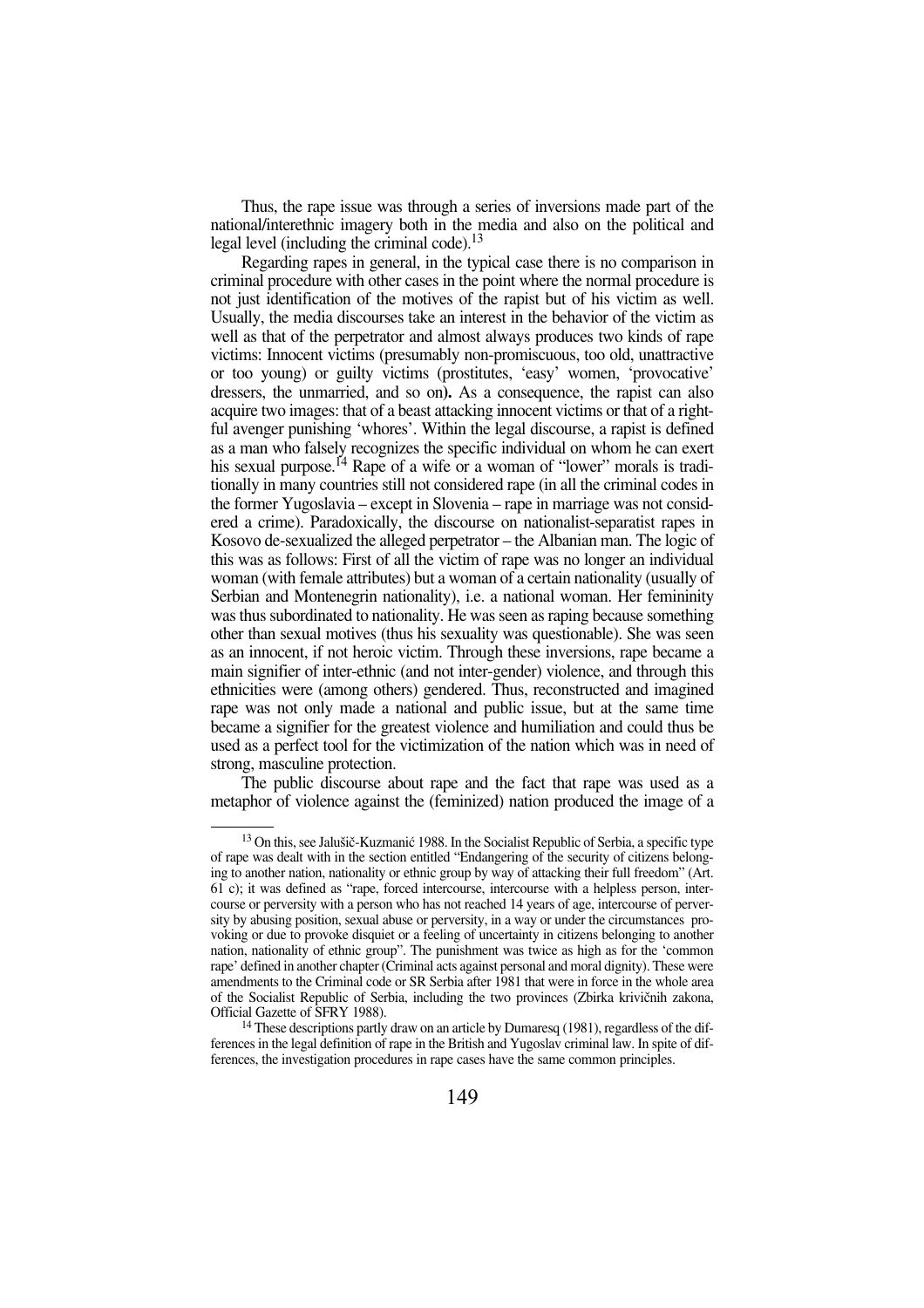Thus, the rape issue was through a series of inversions made part of the national/interethnic imagery both in the media and also on the political and legal level (including the criminal code).[13]

Regarding rapes in general, in the typical case there is no comparison in criminal procedure with other cases in the point where the normal procedure is not just identification of the motives of the rapist but of his victim as well. Usually, the media discourses take an interest in the behavior of the victim as well as that of the perpetrator and almost always produces two kinds of rape victims: Innocent victims (presumably non-promiscuous, too old, unattractive or too young) or guilty victims (prostitutes, 'easy' women, 'provocative' dressers, the unmarried, and so on**).** As a consequence, the rapist can also acquire two images: that of a beast attacking innocent victims or that of a rightful avenger punishing 'whores'. Within the legal discourse, a rapist is defined as a man who falsely recognizes the specific individual on whom he can exert his sexual purpose.[14] Rape of a wife or a woman of "lower" morals is traditionally in many countries still not considered rape (in all the criminal codes in the former Yugoslavia – except in Slovenia – rape in marriage was not considered a crime). Paradoxically, the discourse on nationalist-separatist rapes in Kosovo de-sexualized the alleged perpetrator – the Albanian man. The logic of this was as follows: First of all the victim of rape was no longer an individual woman (with female attributes) but a woman of a certain nationality (usually of Serbian and Montenegrin nationality), i.e. a national woman. Her femininity was thus subordinated to nationality. He was seen as raping because something other than sexual motives (thus his sexuality was questionable). She was seen as an innocent, if not heroic victim. Through these inversions, rape became a main signifier of inter-ethnic (and not inter-gender) violence, and through this ethnicities were (among others) gendered. Thus, reconstructed and imagined rape was not only made a national and public issue, but at the same time became a signifier for the greatest violence and humiliation and could thus be used as a perfect tool for the victimization of the nation which was in need of strong, masculine protection.

The public discourse about rape and the fact that rape was used as a metaphor of violence against the (feminized) nation produced the image of a

---

[13] On this, see Jalušič-Kuzmanić 1988. In the Socialist Republic of Serbia, a specific type of rape was dealt with in the section entitled "Endangering of the security of citizens belonging to another nation, nationality or ethnic group by way of attacking their full freedom" (Art. 61 c); it was defined as "rape, forced intercourse, intercourse with a helpless person, intercourse or perversity with a person who has not reached 14 years of age, intercourse of perversity by abusing position, sexual abuse or perversity, in a way or under the circumstances provoking or due to provoke disquiet or a feeling of uncertainty in citizens belonging to another nation, nationality of ethnic group". The punishment was twice as high as for the 'common rape' defined in another chapter (Criminal acts against personal and moral dignity). These were amendments to the Criminal code or SR Serbia after 1981 that were in force in the whole area of the Socialist Republic of Serbia, including the two provinces (Zbirka krivičnih zakona, Official Gazette of SFRY 1988).

[14] These descriptions partly draw on an article by Dumaresq (1981), regardless of the differences in the legal definition of rape in the British and Yugoslav criminal law. In spite of differences, the investigation procedures in rape cases have the same common principles.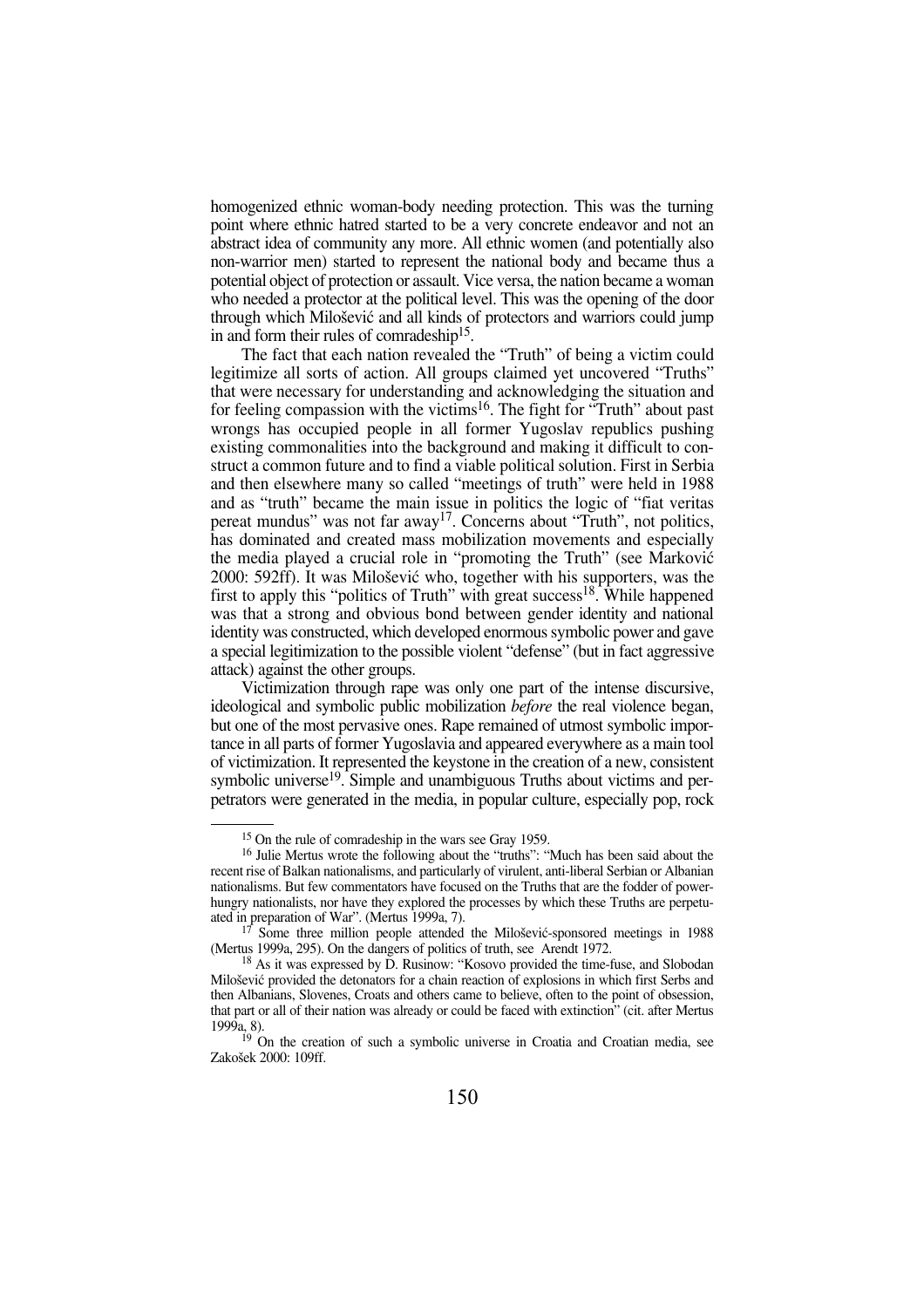homogenized ethnic woman-body needing protection. This was the turning point where ethnic hatred started to be a very concrete endeavor and not an abstract idea of community any more. All ethnic women (and potentially also non-warrior men) started to represent the national body and became thus a potential object of protection or assault. Vice versa, the nation became a woman who needed a protector at the political level. This was the opening of the door through which Milošević and all kinds of protectors and warriors could jump in and form their rules of comradeship[15].

The fact that each nation revealed the "Truth" of being a victim could legitimize all sorts of action. All groups claimed yet uncovered "Truths" that were necessary for understanding and acknowledging the situation and for feeling compassion with the victims[16]. The fight for "Truth" about past wrongs has occupied people in all former Yugoslav republics pushing existing commonalities into the background and making it difficult to construct a common future and to find a viable political solution. First in Serbia and then elsewhere many so called "meetings of truth" were held in 1988 and as "truth" became the main issue in politics the logic of "fiat veritas pereat mundus" was not far away[17]. Concerns about "Truth", not politics, has dominated and created mass mobilization movements and especially the media played a crucial role in "promoting the Truth" (see Marković 2000: 592ff). It was Milošević who, together with his supporters, was the first to apply this "politics of Truth" with great success[18]. While happened was that a strong and obvious bond between gender identity and national identity was constructed, which developed enormous symbolic power and gave a special legitimization to the possible violent "defense" (but in fact aggressive attack) against the other groups.

Victimization through rape was only one part of the intense discursive, ideological and symbolic public mobilization *before* the real violence began, but one of the most pervasive ones. Rape remained of utmost symbolic importance in all parts of former Yugoslavia and appeared everywhere as a main tool of victimization. It represented the keystone in the creation of a new, consistent symbolic universe[19]. Simple and unambiguous Truths about victims and perpetrators were generated in the media, in popular culture, especially pop, rock

---

[15] On the rule of comradeship in the wars see Gray 1959.

[16] Julie Mertus wrote the following about the "truths": "Much has been said about the recent rise of Balkan nationalisms, and particularly of virulent, anti-liberal Serbian or Albanian nationalisms. But few commentators have focused on the Truths that are the fodder of power-hungry nationalists, nor have they explored the processes by which these Truths are perpetuated in preparation of War". (Mertus 1999a, 7).

[17] Some three million people attended the Milošević-sponsored meetings in 1988 (Mertus 1999a, 295). On the dangers of politics of truth, see Arendt 1972.

[18] As it was expressed by D. Rusinow: "Kosovo provided the time-fuse, and Slobodan Milošević provided the detonators for a chain reaction of explosions in which first Serbs and then Albanians, Slovenes, Croats and others came to believe, often to the point of obsession, that part or all of their nation was already or could be faced with extinction" (cit. after Mertus 1999a, 8).

[19] On the creation of such a symbolic universe in Croatia and Croatian media, see Zakošek 2000: 109ff.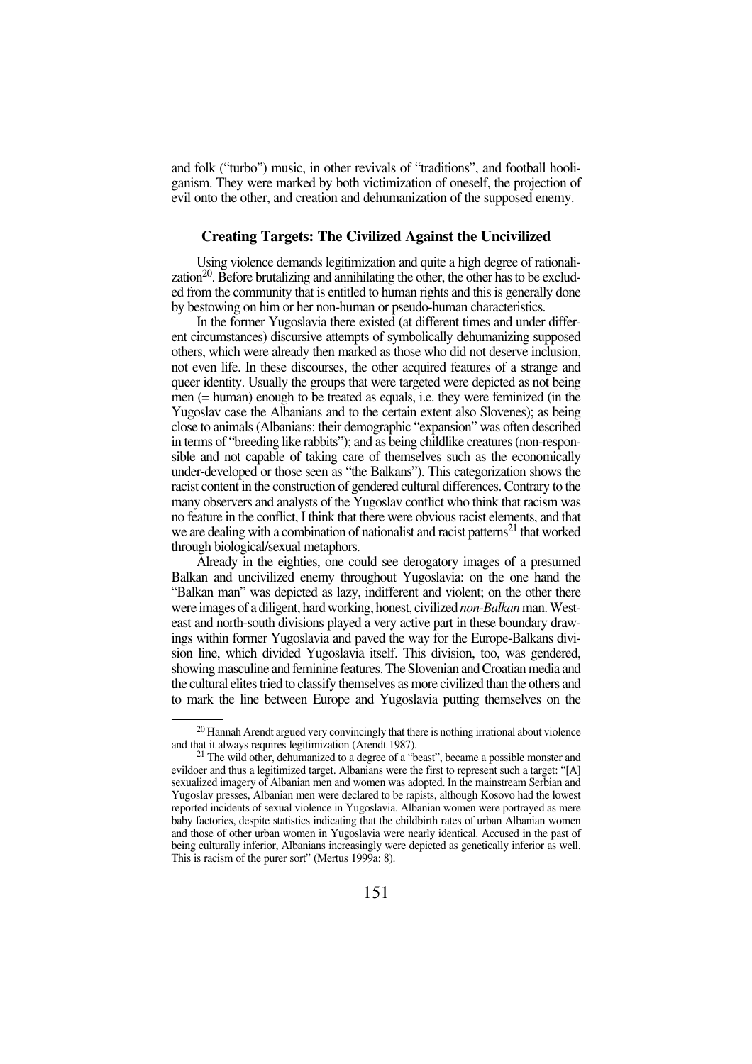and folk ("turbo") music, in other revivals of "traditions", and football hooliganism. They were marked by both victimization of oneself, the projection of evil onto the other, and creation and dehumanization of the supposed enemy.

## Creating Targets: The Civilized Against the Uncivilized

Using violence demands legitimization and quite a high degree of rationalization[20]. Before brutalizing and annihilating the other, the other has to be excluded from the community that is entitled to human rights and this is generally done by bestowing on him or her non-human or pseudo-human characteristics.

In the former Yugoslavia there existed (at different times and under different circumstances) discursive attempts of symbolically dehumanizing supposed others, which were already then marked as those who did not deserve inclusion, not even life. In these discourses, the other acquired features of a strange and queer identity. Usually the groups that were targeted were depicted as not being men (= human) enough to be treated as equals, i.e. they were feminized (in the Yugoslav case the Albanians and to the certain extent also Slovenes); as being close to animals (Albanians: their demographic "expansion" was often described in terms of "breeding like rabbits"); and as being childlike creatures (non-responsible and not capable of taking care of themselves such as the economically under-developed or those seen as "the Balkans"). This categorization shows the racist content in the construction of gendered cultural differences. Contrary to the many observers and analysts of the Yugoslav conflict who think that racism was no feature in the conflict, I think that there were obvious racist elements, and that we are dealing with a combination of nationalist and racist patterns[21] that worked through biological/sexual metaphors.

Already in the eighties, one could see derogatory images of a presumed Balkan and uncivilized enemy throughout Yugoslavia: on the one hand the "Balkan man" was depicted as lazy, indifferent and violent; on the other there were images of a diligent, hard working, honest, civilized *non-Balkan* man. West-east and north-south divisions played a very active part in these boundary drawings within former Yugoslavia and paved the way for the Europe-Balkans division line, which divided Yugoslavia itself. This division, too, was gendered, showing masculine and feminine features. The Slovenian and Croatian media and the cultural elites tried to classify themselves as more civilized than the others and to mark the line between Europe and Yugoslavia putting themselves on the

---

[20] Hannah Arendt argued very convincingly that there is nothing irrational about violence and that it always requires legitimization (Arendt 1987).

[21] The wild other, dehumanized to a degree of a "beast", became a possible monster and evildoer and thus a legitimized target. Albanians were the first to represent such a target: "[A] sexualized imagery of Albanian men and women was adopted. In the mainstream Serbian and Yugoslav presses, Albanian men were declared to be rapists, although Kosovo had the lowest reported incidents of sexual violence in Yugoslavia. Albanian women were portrayed as mere baby factories, despite statistics indicating that the childbirth rates of urban Albanian women and those of other urban women in Yugoslavia were nearly identical. Accused in the past of being culturally inferior, Albanians increasingly were depicted as genetically inferior as well. This is racism of the purer sort" (Mertus 1999a: 8).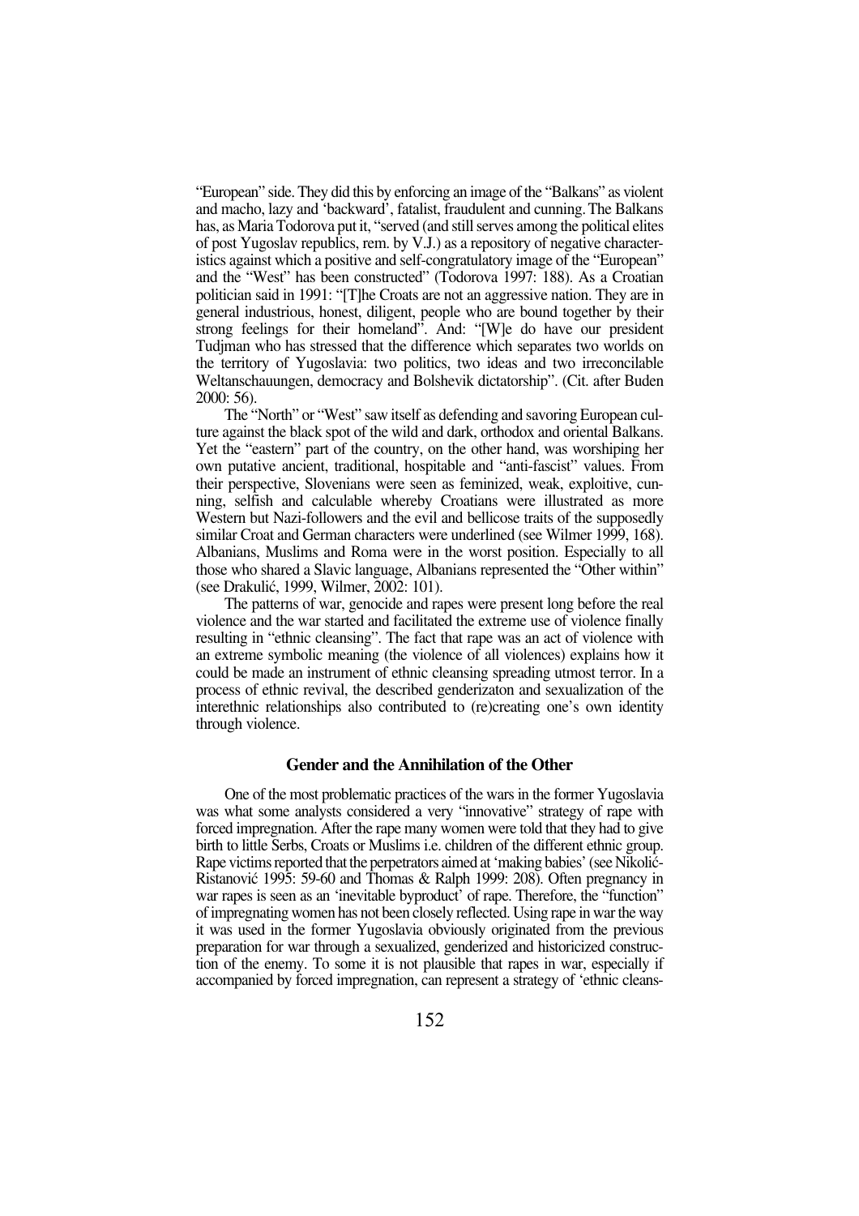"European" side. They did this by enforcing an image of the "Balkans" as violent and macho, lazy and 'backward', fatalist, fraudulent and cunning. The Balkans has, as Maria Todorova put it, "served (and still serves among the political elites of post Yugoslav republics, rem. by V.J.) as a repository of negative characteristics against which a positive and self-congratulatory image of the "European" and the "West" has been constructed" (Todorova 1997: 188). As a Croatian politician said in 1991: "[T]he Croats are not an aggressive nation. They are in general industrious, honest, diligent, people who are bound together by their strong feelings for their homeland". And: "[W]e do have our president Tudjman who has stressed that the difference which separates two worlds on the territory of Yugoslavia: two politics, two ideas and two irreconcilable Weltanschauungen, democracy and Bolshevik dictatorship". (Cit. after Buden 2000: 56).

The "North" or "West" saw itself as defending and savoring European culture against the black spot of the wild and dark, orthodox and oriental Balkans. Yet the "eastern" part of the country, on the other hand, was worshiping her own putative ancient, traditional, hospitable and "anti-fascist" values. From their perspective, Slovenians were seen as feminized, weak, exploitive, cunning, selfish and calculable whereby Croatians were illustrated as more Western but Nazi-followers and the evil and bellicose traits of the supposedly similar Croat and German characters were underlined (see Wilmer 1999, 168). Albanians, Muslims and Roma were in the worst position. Especially to all those who shared a Slavic language, Albanians represented the "Other within" (see Drakulić, 1999, Wilmer, 2002: 101).

The patterns of war, genocide and rapes were present long before the real violence and the war started and facilitated the extreme use of violence finally resulting in "ethnic cleansing". The fact that rape was an act of violence with an extreme symbolic meaning (the violence of all violences) explains how it could be made an instrument of ethnic cleansing spreading utmost terror. In a process of ethnic revival, the described genderizaton and sexualization of the interethnic relationships also contributed to (re)creating one's own identity through violence.

## Gender and the Annihilation of the Other

One of the most problematic practices of the wars in the former Yugoslavia was what some analysts considered a very "innovative" strategy of rape with forced impregnation. After the rape many women were told that they had to give birth to little Serbs, Croats or Muslims i.e. children of the different ethnic group. Rape victims reported that the perpetrators aimed at 'making babies' (see Nikolić-Ristanović 1995: 59-60 and Thomas & Ralph 1999: 208). Often pregnancy in war rapes is seen as an 'inevitable byproduct' of rape. Therefore, the "function" of impregnating women has not been closely reflected. Using rape in war the way it was used in the former Yugoslavia obviously originated from the previous preparation for war through a sexualized, genderized and historicized construction of the enemy. To some it is not plausible that rapes in war, especially if accompanied by forced impregnation, can represent a strategy of 'ethnic cleans-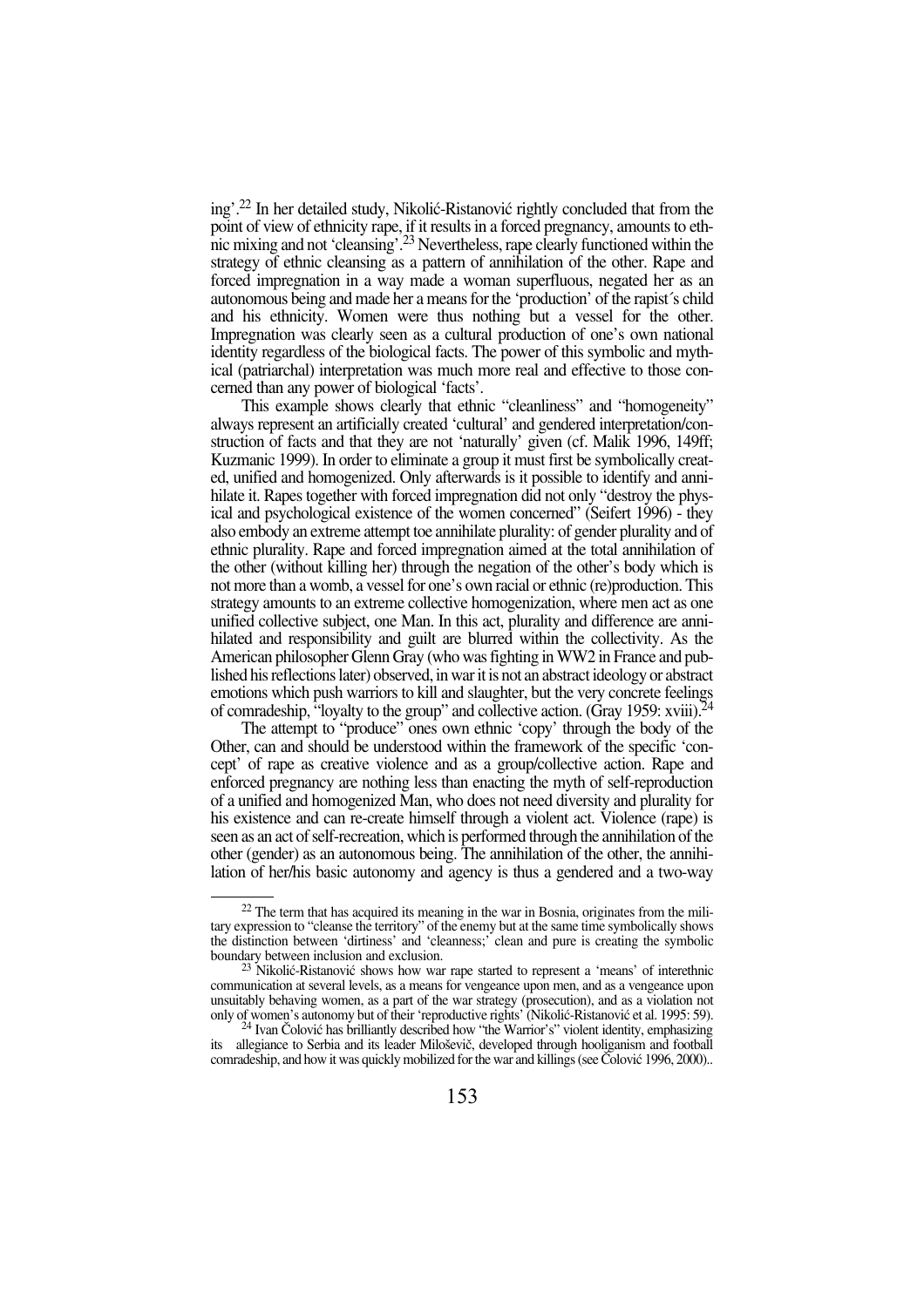ing'.[22] In her detailed study, Nikolić-Ristanović rightly concluded that from the point of view of ethnicity rape, if it results in a forced pregnancy, amounts to ethnic mixing and not 'cleansing'.[23] Nevertheless, rape clearly functioned within the strategy of ethnic cleansing as a pattern of annihilation of the other. Rape and forced impregnation in a way made a woman superfluous, negated her as an autonomous being and made her a means for the 'production' of the rapist´s child and his ethnicity. Women were thus nothing but a vessel for the other. Impregnation was clearly seen as a cultural production of one's own national identity regardless of the biological facts. The power of this symbolic and mythical (patriarchal) interpretation was much more real and effective to those concerned than any power of biological 'facts'.

This example shows clearly that ethnic "cleanliness" and "homogeneity" always represent an artificially created 'cultural' and gendered interpretation/construction of facts and that they are not 'naturally' given (cf. Malik 1996, 149ff; Kuzmanic 1999). In order to eliminate a group it must first be symbolically created, unified and homogenized. Only afterwards is it possible to identify and annihilate it. Rapes together with forced impregnation did not only "destroy the physical and psychological existence of the women concerned" (Seifert 1996) - they also embody an extreme attempt toe annihilate plurality: of gender plurality and of ethnic plurality. Rape and forced impregnation aimed at the total annihilation of the other (without killing her) through the negation of the other's body which is not more than a womb, a vessel for one's own racial or ethnic (re)production. This strategy amounts to an extreme collective homogenization, where men act as one unified collective subject, one Man. In this act, plurality and difference are annihilated and responsibility and guilt are blurred within the collectivity. As the American philosopher Glenn Gray (who was fighting in WW2 in France and published his reflections later) observed, in war it is not an abstract ideology or abstract emotions which push warriors to kill and slaughter, but the very concrete feelings of comradeship, "loyalty to the group" and collective action. (Gray 1959: xviii).[24]

The attempt to "produce" ones own ethnic 'copy' through the body of the Other, can and should be understood within the framework of the specific 'concept' of rape as creative violence and as a group/collective action. Rape and enforced pregnancy are nothing less than enacting the myth of self-reproduction of a unified and homogenized Man, who does not need diversity and plurality for his existence and can re-create himself through a violent act. Violence (rape) is seen as an act of self-recreation, which is performed through the annihilation of the other (gender) as an autonomous being. The annihilation of the other, the annihilation of her/his basic autonomy and agency is thus a gendered and a two-way

---

[22] The term that has acquired its meaning in the war in Bosnia, originates from the military expression to "cleanse the territory" of the enemy but at the same time symbolically shows the distinction between 'dirtiness' and 'cleanness;' clean and pure is creating the symbolic boundary between inclusion and exclusion.

[23] Nikolić-Ristanović shows how war rape started to represent a 'means' of interethnic communication at several levels, as a means for vengeance upon men, and as a vengeance upon unsuitably behaving women, as a part of the war strategy (prosecution), and as a violation not only of women's autonomy but of their 'reproductive rights' (Nikolić-Ristanović et al. 1995: 59).

[24] Ivan Čolović has brilliantly described how "the Warrior's" violent identity, emphasizing its allegiance to Serbia and its leader Miloševič, developed through hooliganism and football comradeship, and how it was quickly mobilized for the war and killings (see Čolović 1996, 2000)..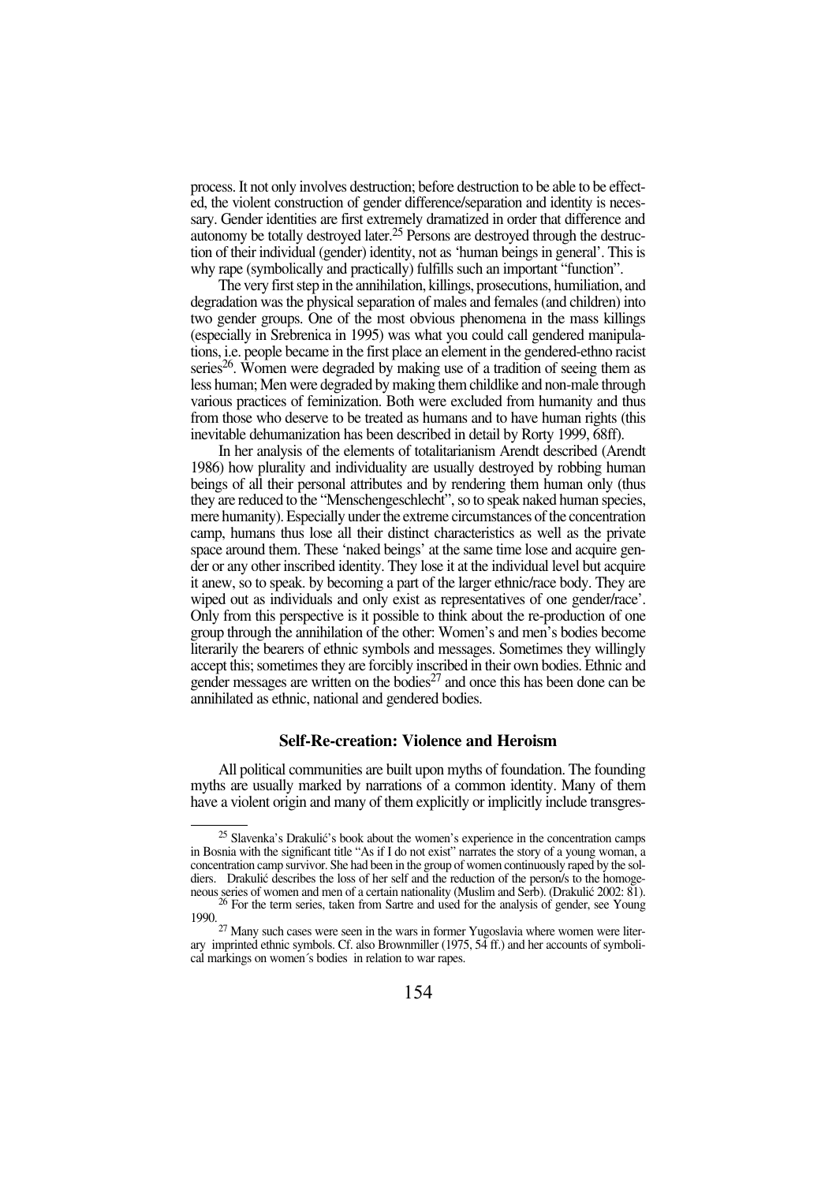process. It not only involves destruction; before destruction to be able to be effected, the violent construction of gender difference/separation and identity is necessary. Gender identities are first extremely dramatized in order that difference and autonomy be totally destroyed later.[25] Persons are destroyed through the destruction of their individual (gender) identity, not as 'human beings in general'. This is why rape (symbolically and practically) fulfills such an important "function".

The very first step in the annihilation, killings, prosecutions, humiliation, and degradation was the physical separation of males and females (and children) into two gender groups. One of the most obvious phenomena in the mass killings (especially in Srebrenica in 1995) was what you could call gendered manipulations, i.e. people became in the first place an element in the gendered-ethno racist series[26]. Women were degraded by making use of a tradition of seeing them as less human; Men were degraded by making them childlike and non-male through various practices of feminization. Both were excluded from humanity and thus from those who deserve to be treated as humans and to have human rights (this inevitable dehumanization has been described in detail by Rorty 1999, 68ff).

In her analysis of the elements of totalitarianism Arendt described (Arendt 1986) how plurality and individuality are usually destroyed by robbing human beings of all their personal attributes and by rendering them human only (thus they are reduced to the "Menschengeschlecht", so to speak naked human species, mere humanity). Especially under the extreme circumstances of the concentration camp, humans thus lose all their distinct characteristics as well as the private space around them. These 'naked beings' at the same time lose and acquire gender or any other inscribed identity. They lose it at the individual level but acquire it anew, so to speak. by becoming a part of the larger ethnic/race body. They are wiped out as individuals and only exist as representatives of one gender/race'. Only from this perspective is it possible to think about the re-production of one group through the annihilation of the other: Women's and men's bodies become literarily the bearers of ethnic symbols and messages. Sometimes they willingly accept this; sometimes they are forcibly inscribed in their own bodies. Ethnic and gender messages are written on the bodies[27] and once this has been done can be annihilated as ethnic, national and gendered bodies.

## Self-Re-creation: Violence and Heroism

All political communities are built upon myths of foundation. The founding myths are usually marked by narrations of a common identity. Many of them have a violent origin and many of them explicitly or implicitly include transgres-

---

[25] Slavenka's Drakulić's book about the women's experience in the concentration camps in Bosnia with the significant title "As if I do not exist" narrates the story of a young woman, a concentration camp survivor. She had been in the group of women continuously raped by the soldiers. Drakulić describes the loss of her self and the reduction of the person/s to the homogeneous series of women and men of a certain nationality (Muslim and Serb). (Drakulić 2002: 81).

[26] For the term series, taken from Sartre and used for the analysis of gender, see Young 1990.

[27] Many such cases were seen in the wars in former Yugoslavia where women were literary imprinted ethnic symbols. Cf. also Brownmiller (1975, 54 ff.) and her accounts of symbolical markings on women´s bodies in relation to war rapes.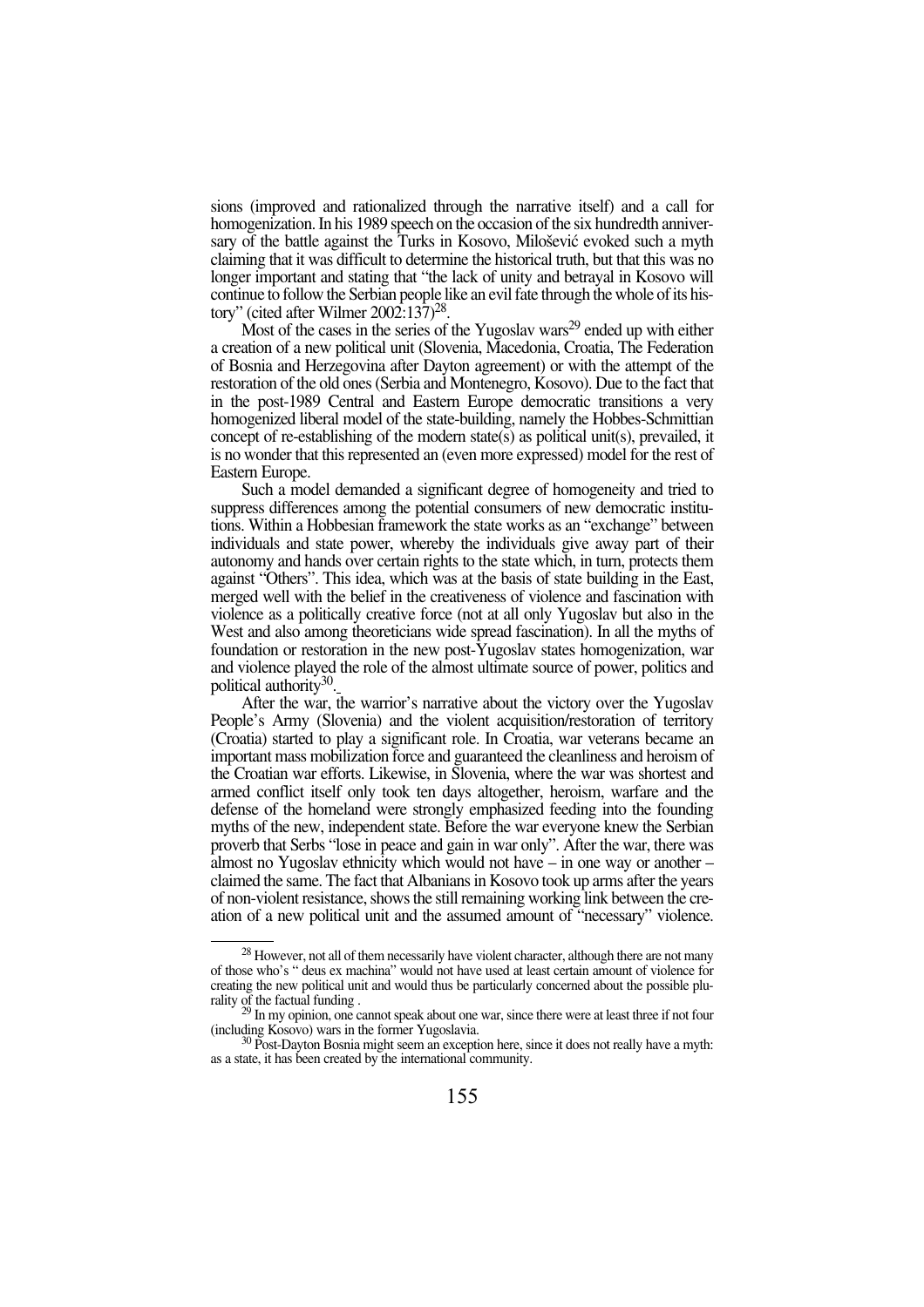sions (improved and rationalized through the narrative itself) and a call for homogenization. In his 1989 speech on the occasion of the six hundredth anniversary of the battle against the Turks in Kosovo, Milošević evoked such a myth claiming that it was difficult to determine the historical truth, but that this was no longer important and stating that "the lack of unity and betrayal in Kosovo will continue to follow the Serbian people like an evil fate through the whole of its history" (cited after Wilmer 2002:137)[28].

Most of the cases in the series of the Yugoslav wars[29] ended up with either a creation of a new political unit (Slovenia, Macedonia, Croatia, The Federation of Bosnia and Herzegovina after Dayton agreement) or with the attempt of the restoration of the old ones (Serbia and Montenegro, Kosovo). Due to the fact that in the post-1989 Central and Eastern Europe democratic transitions a very homogenized liberal model of the state-building, namely the Hobbes-Schmittian concept of re-establishing of the modern state(s) as political unit(s), prevailed, it is no wonder that this represented an (even more expressed) model for the rest of Eastern Europe.

Such a model demanded a significant degree of homogeneity and tried to suppress differences among the potential consumers of new democratic institutions. Within a Hobbesian framework the state works as an "exchange" between individuals and state power, whereby the individuals give away part of their autonomy and hands over certain rights to the state which, in turn, protects them against "Others". This idea, which was at the basis of state building in the East, merged well with the belief in the creativeness of violence and fascination with violence as a politically creative force (not at all only Yugoslav but also in the West and also among theoreticians wide spread fascination). In all the myths of foundation or restoration in the new post-Yugoslav states homogenization, war and violence played the role of the almost ultimate source of power, politics and political authority[30].

After the war, the warrior's narrative about the victory over the Yugoslav People's Army (Slovenia) and the violent acquisition/restoration of territory (Croatia) started to play a significant role. In Croatia, war veterans became an important mass mobilization force and guaranteed the cleanliness and heroism of the Croatian war efforts. Likewise, in Slovenia, where the war was shortest and armed conflict itself only took ten days altogether, heroism, warfare and the defense of the homeland were strongly emphasized feeding into the founding myths of the new, independent state. Before the war everyone knew the Serbian proverb that Serbs "lose in peace and gain in war only". After the war, there was almost no Yugoslav ethnicity which would not have – in one way or another – claimed the same. The fact that Albanians in Kosovo took up arms after the years of non-violent resistance, shows the still remaining working link between the creation of a new political unit and the assumed amount of "necessary" violence.

---

[28] However, not all of them necessarily have violent character, although there are not many of those who's " deus ex machina" would not have used at least certain amount of violence for creating the new political unit and would thus be particularly concerned about the possible plurality of the factual funding .

[29] In my opinion, one cannot speak about one war, since there were at least three if not four (including Kosovo) wars in the former Yugoslavia.

[30] Post-Dayton Bosnia might seem an exception here, since it does not really have a myth: as a state, it has been created by the international community.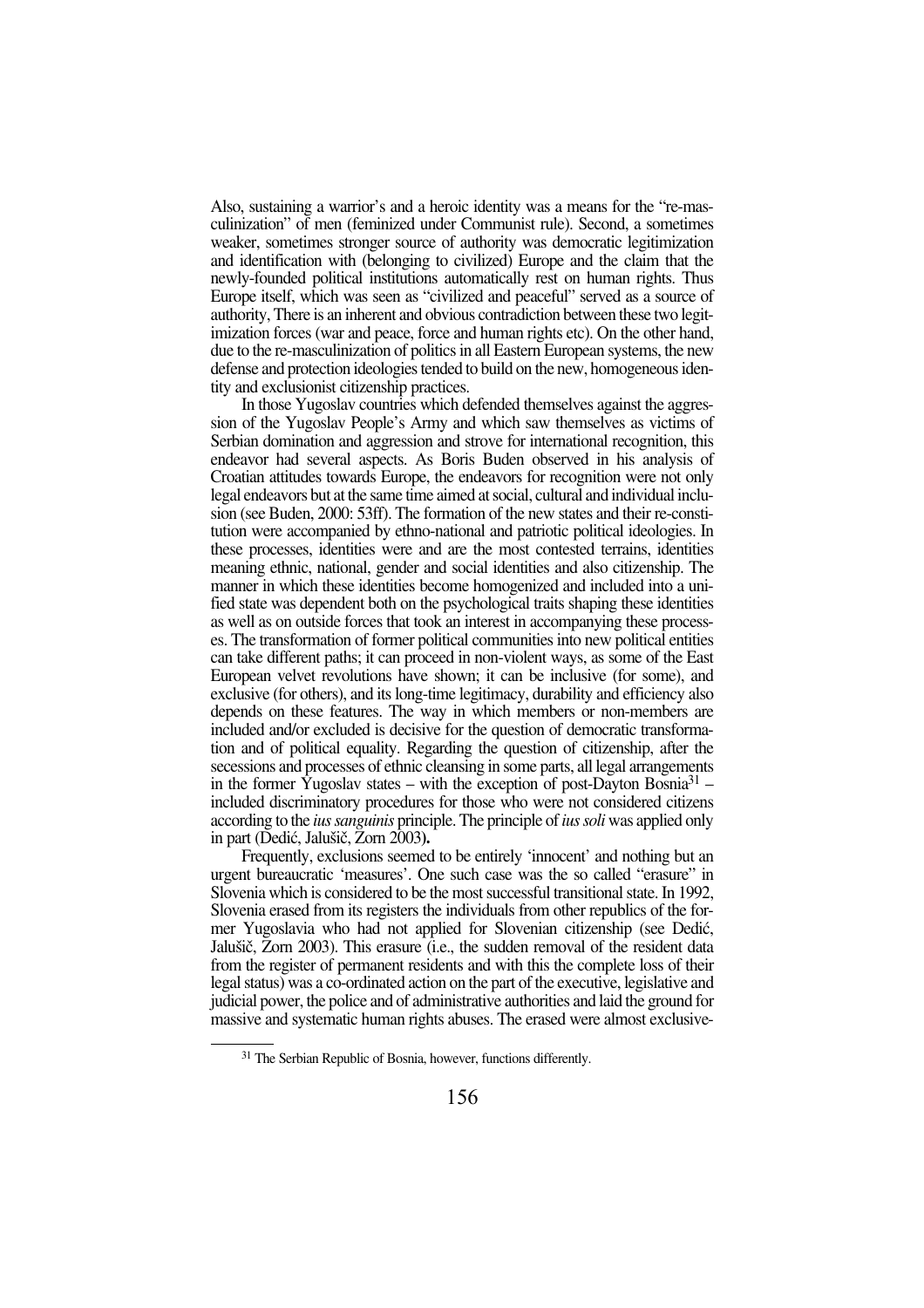Also, sustaining a warrior's and a heroic identity was a means for the "re-masculinization" of men (feminized under Communist rule). Second, a sometimes weaker, sometimes stronger source of authority was democratic legitimization and identification with (belonging to civilized) Europe and the claim that the newly-founded political institutions automatically rest on human rights. Thus Europe itself, which was seen as "civilized and peaceful" served as a source of authority, There is an inherent and obvious contradiction between these two legitimization forces (war and peace, force and human rights etc). On the other hand, due to the re-masculinization of politics in all Eastern European systems, the new defense and protection ideologies tended to build on the new, homogeneous identity and exclusionist citizenship practices.

In those Yugoslav countries which defended themselves against the aggression of the Yugoslav People's Army and which saw themselves as victims of Serbian domination and aggression and strove for international recognition, this endeavor had several aspects. As Boris Buden observed in his analysis of Croatian attitudes towards Europe, the endeavors for recognition were not only legal endeavors but at the same time aimed at social, cultural and individual inclusion (see Buden, 2000: 53ff). The formation of the new states and their re-constitution were accompanied by ethno-national and patriotic political ideologies. In these processes, identities were and are the most contested terrains, identities meaning ethnic, national, gender and social identities and also citizenship. The manner in which these identities become homogenized and included into a unified state was dependent both on the psychological traits shaping these identities as well as on outside forces that took an interest in accompanying these processes. The transformation of former political communities into new political entities can take different paths; it can proceed in non-violent ways, as some of the East European velvet revolutions have shown; it can be inclusive (for some), and exclusive (for others), and its long-time legitimacy, durability and efficiency also depends on these features. The way in which members or non-members are included and/or excluded is decisive for the question of democratic transformation and of political equality. Regarding the question of citizenship, after the secessions and processes of ethnic cleansing in some parts, all legal arrangements in the former Yugoslav states – with the exception of post-Dayton Bosnia[31] – included discriminatory procedures for those who were not considered citizens according to the *ius sanguinis* principle. The principle of *ius soli* was applied only in part (Dedić, Jalušič, Zorn 2003).

Frequently, exclusions seemed to be entirely 'innocent' and nothing but an urgent bureaucratic 'measures'. One such case was the so called "erasure" in Slovenia which is considered to be the most successful transitional state. In 1992, Slovenia erased from its registers the individuals from other republics of the former Yugoslavia who had not applied for Slovenian citizenship (see Dedić, Jalušič, Zorn 2003). This erasure (i.e., the sudden removal of the resident data from the register of permanent residents and with this the complete loss of their legal status) was a co-ordinated action on the part of the executive, legislative and judicial power, the police and of administrative authorities and laid the ground for massive and systematic human rights abuses. The erased were almost exclusive-

[31] The Serbian Republic of Bosnia, however, functions differently.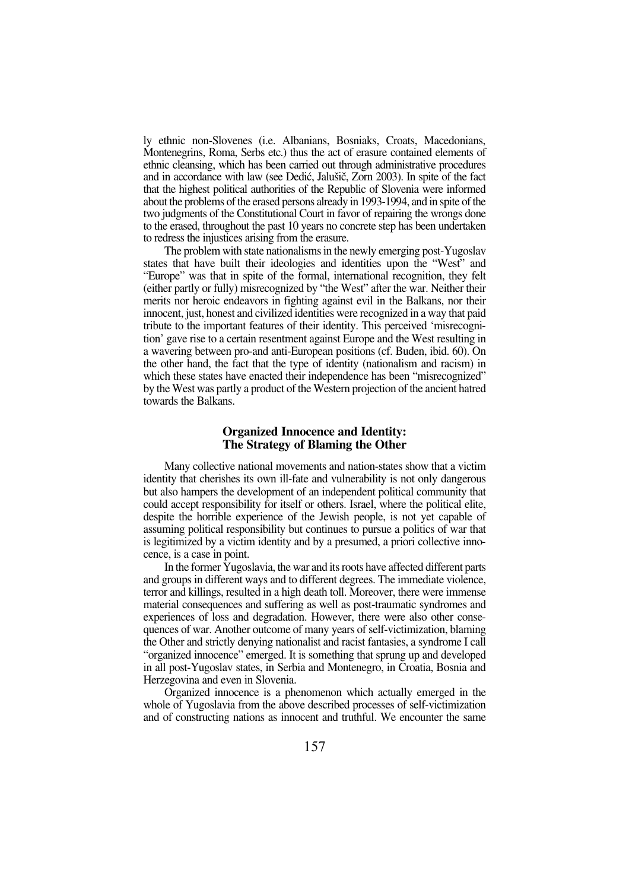ly ethnic non-Slovenes (i.e. Albanians, Bosniaks, Croats, Macedonians, Montenegrins, Roma, Serbs etc.) thus the act of erasure contained elements of ethnic cleansing, which has been carried out through administrative procedures and in accordance with law (see Dedić, Jalušič, Zorn 2003). In spite of the fact that the highest political authorities of the Republic of Slovenia were informed about the problems of the erased persons already in 1993-1994, and in spite of the two judgments of the Constitutional Court in favor of repairing the wrongs done to the erased, throughout the past 10 years no concrete step has been undertaken to redress the injustices arising from the erasure.

The problem with state nationalisms in the newly emerging post-Yugoslav states that have built their ideologies and identities upon the "West" and "Europe" was that in spite of the formal, international recognition, they felt (either partly or fully) misrecognized by "the West" after the war. Neither their merits nor heroic endeavors in fighting against evil in the Balkans, nor their innocent, just, honest and civilized identities were recognized in a way that paid tribute to the important features of their identity. This perceived 'misrecognition' gave rise to a certain resentment against Europe and the West resulting in a wavering between pro-and anti-European positions (cf. Buden, ibid. 60). On the other hand, the fact that the type of identity (nationalism and racism) in which these states have enacted their independence has been "misrecognized" by the West was partly a product of the Western projection of the ancient hatred towards the Balkans.

## Organized Innocence and Identity: The Strategy of Blaming the Other

Many collective national movements and nation-states show that a victim identity that cherishes its own ill-fate and vulnerability is not only dangerous but also hampers the development of an independent political community that could accept responsibility for itself or others. Israel, where the political elite, despite the horrible experience of the Jewish people, is not yet capable of assuming political responsibility but continues to pursue a politics of war that is legitimized by a victim identity and by a presumed, a priori collective innocence, is a case in point.

In the former Yugoslavia, the war and its roots have affected different parts and groups in different ways and to different degrees. The immediate violence, terror and killings, resulted in a high death toll. Moreover, there were immense material consequences and suffering as well as post-traumatic syndromes and experiences of loss and degradation. However, there were also other consequences of war. Another outcome of many years of self-victimization, blaming the Other and strictly denying nationalist and racist fantasies, a syndrome I call "organized innocence" emerged. It is something that sprung up and developed in all post-Yugoslav states, in Serbia and Montenegro, in Croatia, Bosnia and Herzegovina and even in Slovenia.

Organized innocence is a phenomenon which actually emerged in the whole of Yugoslavia from the above described processes of self-victimization and of constructing nations as innocent and truthful. We encounter the same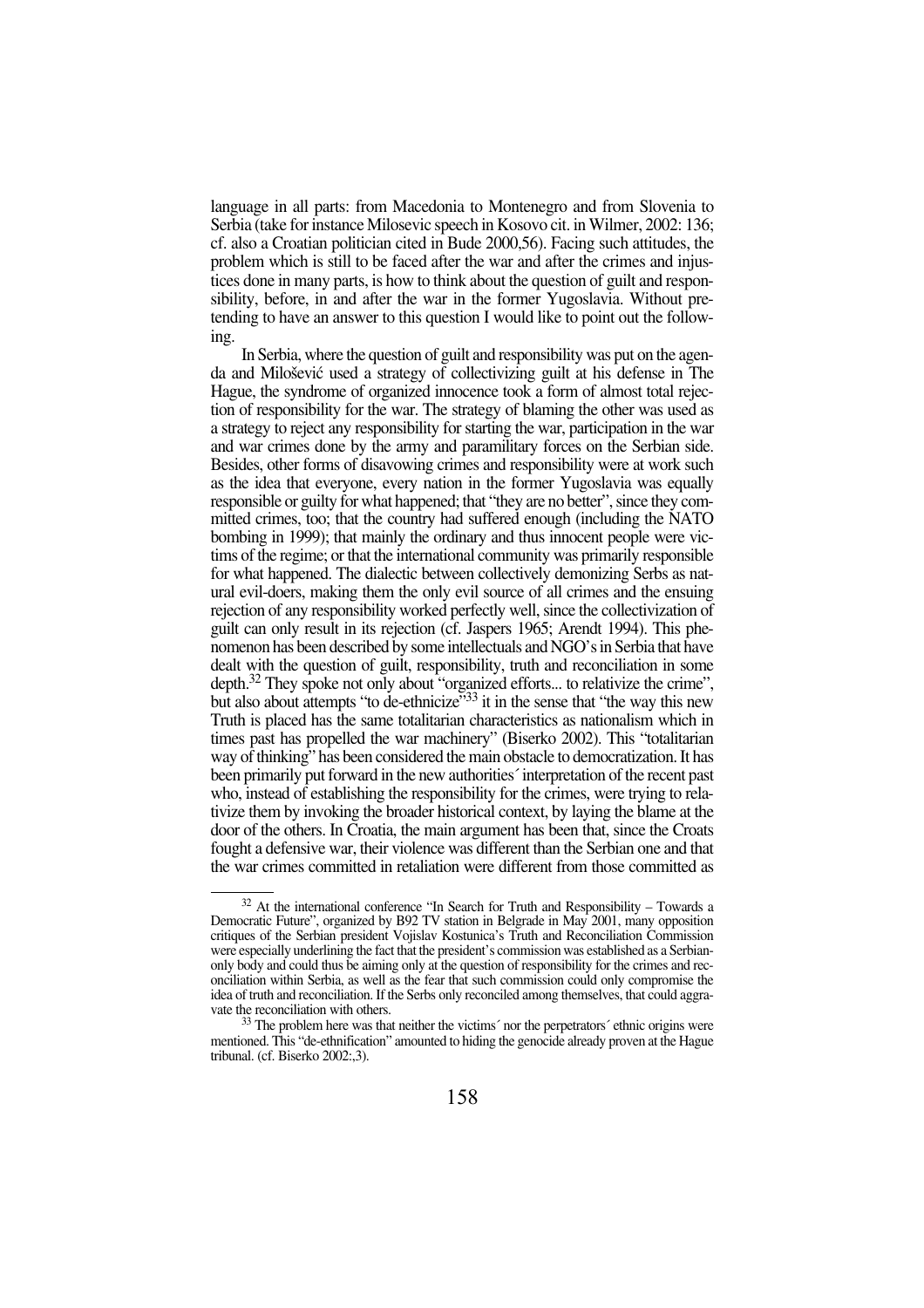language in all parts: from Macedonia to Montenegro and from Slovenia to Serbia (take for instance Milosevic speech in Kosovo cit. in Wilmer, 2002: 136; cf. also a Croatian politician cited in Bude 2000,56). Facing such attitudes, the problem which is still to be faced after the war and after the crimes and injustices done in many parts, is how to think about the question of guilt and responsibility, before, in and after the war in the former Yugoslavia. Without pretending to have an answer to this question I would like to point out the following.

In Serbia, where the question of guilt and responsibility was put on the agenda and Milošević used a strategy of collectivizing guilt at his defense in The Hague, the syndrome of organized innocence took a form of almost total rejection of responsibility for the war. The strategy of blaming the other was used as a strategy to reject any responsibility for starting the war, participation in the war and war crimes done by the army and paramilitary forces on the Serbian side. Besides, other forms of disavowing crimes and responsibility were at work such as the idea that everyone, every nation in the former Yugoslavia was equally responsible or guilty for what happened; that "they are no better", since they committed crimes, too; that the country had suffered enough (including the NATO bombing in 1999); that mainly the ordinary and thus innocent people were victims of the regime; or that the international community was primarily responsible for what happened. The dialectic between collectively demonizing Serbs as natural evil-doers, making them the only evil source of all crimes and the ensuing rejection of any responsibility worked perfectly well, since the collectivization of guilt can only result in its rejection (cf. Jaspers 1965; Arendt 1994). This phenomenon has been described by some intellectuals and NGO's in Serbia that have dealt with the question of guilt, responsibility, truth and reconciliation in some depth.[32] They spoke not only about "organized efforts... to relativize the crime", but also about attempts "to de-ethnicize"[33] it in the sense that "the way this new Truth is placed has the same totalitarian characteristics as nationalism which in times past has propelled the war machinery" (Biserko 2002). This "totalitarian way of thinking" has been considered the main obstacle to democratization. It has been primarily put forward in the new authorities´ interpretation of the recent past who, instead of establishing the responsibility for the crimes, were trying to relativize them by invoking the broader historical context, by laying the blame at the door of the others. In Croatia, the main argument has been that, since the Croats fought a defensive war, their violence was different than the Serbian one and that the war crimes committed in retaliation were different from those committed as

---

[32] At the international conference "In Search for Truth and Responsibility – Towards a Democratic Future", organized by B92 TV station in Belgrade in May 2001, many opposition critiques of the Serbian president Vojislav Kostunica's Truth and Reconciliation Commission were especially underlining the fact that the president's commission was established as a Serbian-only body and could thus be aiming only at the question of responsibility for the crimes and reconciliation within Serbia, as well as the fear that such commission could only compromise the idea of truth and reconciliation. If the Serbs only reconciled among themselves, that could aggravate the reconciliation with others.

[33] The problem here was that neither the victims´ nor the perpetrators´ ethnic origins were mentioned. This "de-ethnification" amounted to hiding the genocide already proven at the Hague tribunal. (cf. Biserko 2002:,3).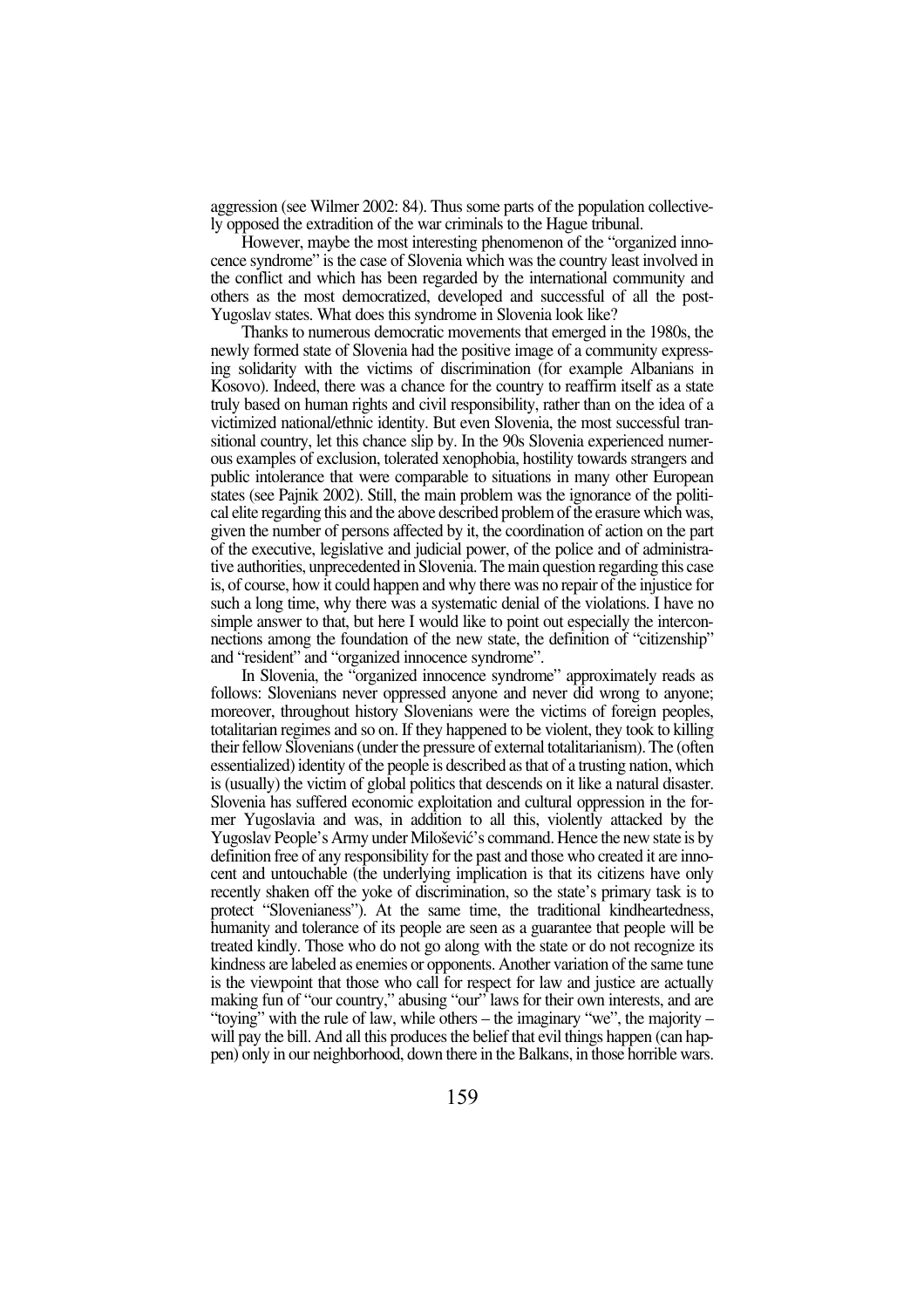aggression (see Wilmer 2002: 84). Thus some parts of the population collectively opposed the extradition of the war criminals to the Hague tribunal.

However, maybe the most interesting phenomenon of the "organized innocence syndrome" is the case of Slovenia which was the country least involved in the conflict and which has been regarded by the international community and others as the most democratized, developed and successful of all the post-Yugoslav states. What does this syndrome in Slovenia look like?

Thanks to numerous democratic movements that emerged in the 1980s, the newly formed state of Slovenia had the positive image of a community expressing solidarity with the victims of discrimination (for example Albanians in Kosovo). Indeed, there was a chance for the country to reaffirm itself as a state truly based on human rights and civil responsibility, rather than on the idea of a victimized national/ethnic identity. But even Slovenia, the most successful transitional country, let this chance slip by. In the 90s Slovenia experienced numerous examples of exclusion, tolerated xenophobia, hostility towards strangers and public intolerance that were comparable to situations in many other European states (see Pajnik 2002). Still, the main problem was the ignorance of the political elite regarding this and the above described problem of the erasure which was, given the number of persons affected by it, the coordination of action on the part of the executive, legislative and judicial power, of the police and of administrative authorities, unprecedented in Slovenia. The main question regarding this case is, of course, how it could happen and why there was no repair of the injustice for such a long time, why there was a systematic denial of the violations. I have no simple answer to that, but here I would like to point out especially the interconnections among the foundation of the new state, the definition of "citizenship" and "resident" and "organized innocence syndrome".

In Slovenia, the "organized innocence syndrome" approximately reads as follows: Slovenians never oppressed anyone and never did wrong to anyone; moreover, throughout history Slovenians were the victims of foreign peoples, totalitarian regimes and so on. If they happened to be violent, they took to killing their fellow Slovenians (under the pressure of external totalitarianism). The (often essentialized) identity of the people is described as that of a trusting nation, which is (usually) the victim of global politics that descends on it like a natural disaster. Slovenia has suffered economic exploitation and cultural oppression in the former Yugoslavia and was, in addition to all this, violently attacked by the Yugoslav People's Army under Milošević's command. Hence the new state is by definition free of any responsibility for the past and those who created it are innocent and untouchable (the underlying implication is that its citizens have only recently shaken off the yoke of discrimination, so the state's primary task is to protect "Slovenianess"). At the same time, the traditional kindheartedness, humanity and tolerance of its people are seen as a guarantee that people will be treated kindly. Those who do not go along with the state or do not recognize its kindness are labeled as enemies or opponents. Another variation of the same tune is the viewpoint that those who call for respect for law and justice are actually making fun of "our country," abusing "our" laws for their own interests, and are "toying" with the rule of law, while others – the imaginary "we", the majority – will pay the bill. And all this produces the belief that evil things happen (can happen) only in our neighborhood, down there in the Balkans, in those horrible wars.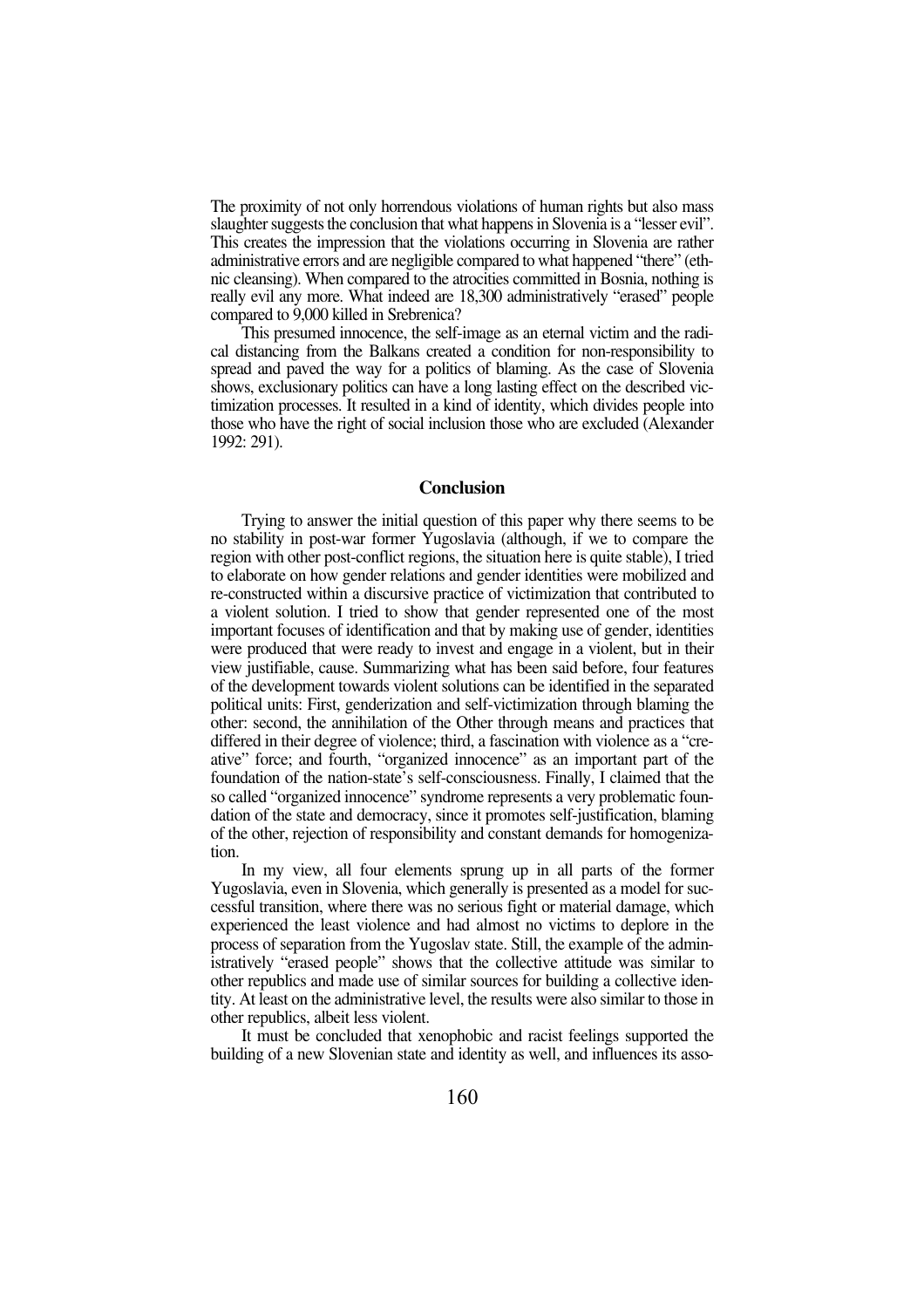The proximity of not only horrendous violations of human rights but also mass slaughter suggests the conclusion that what happens in Slovenia is a "lesser evil". This creates the impression that the violations occurring in Slovenia are rather administrative errors and are negligible compared to what happened "there" (ethnic cleansing). When compared to the atrocities committed in Bosnia, nothing is really evil any more. What indeed are 18,300 administratively "erased" people compared to 9,000 killed in Srebrenica?

This presumed innocence, the self-image as an eternal victim and the radical distancing from the Balkans created a condition for non-responsibility to spread and paved the way for a politics of blaming. As the case of Slovenia shows, exclusionary politics can have a long lasting effect on the described victimization processes. It resulted in a kind of identity, which divides people into those who have the right of social inclusion those who are excluded (Alexander 1992: 291).

## Conclusion

Trying to answer the initial question of this paper why there seems to be no stability in post-war former Yugoslavia (although, if we to compare the region with other post-conflict regions, the situation here is quite stable), I tried to elaborate on how gender relations and gender identities were mobilized and re-constructed within a discursive practice of victimization that contributed to a violent solution. I tried to show that gender represented one of the most important focuses of identification and that by making use of gender, identities were produced that were ready to invest and engage in a violent, but in their view justifiable, cause. Summarizing what has been said before, four features of the development towards violent solutions can be identified in the separated political units: First, genderization and self-victimization through blaming the other: second, the annihilation of the Other through means and practices that differed in their degree of violence; third, a fascination with violence as a "creative" force; and fourth, "organized innocence" as an important part of the foundation of the nation-state's self-consciousness. Finally, I claimed that the so called "organized innocence" syndrome represents a very problematic foundation of the state and democracy, since it promotes self-justification, blaming of the other, rejection of responsibility and constant demands for homogenization.

In my view, all four elements sprung up in all parts of the former Yugoslavia, even in Slovenia, which generally is presented as a model for successful transition, where there was no serious fight or material damage, which experienced the least violence and had almost no victims to deplore in the process of separation from the Yugoslav state. Still, the example of the administratively "erased people" shows that the collective attitude was similar to other republics and made use of similar sources for building a collective identity. At least on the administrative level, the results were also similar to those in other republics, albeit less violent.

It must be concluded that xenophobic and racist feelings supported the building of a new Slovenian state and identity as well, and influences its asso-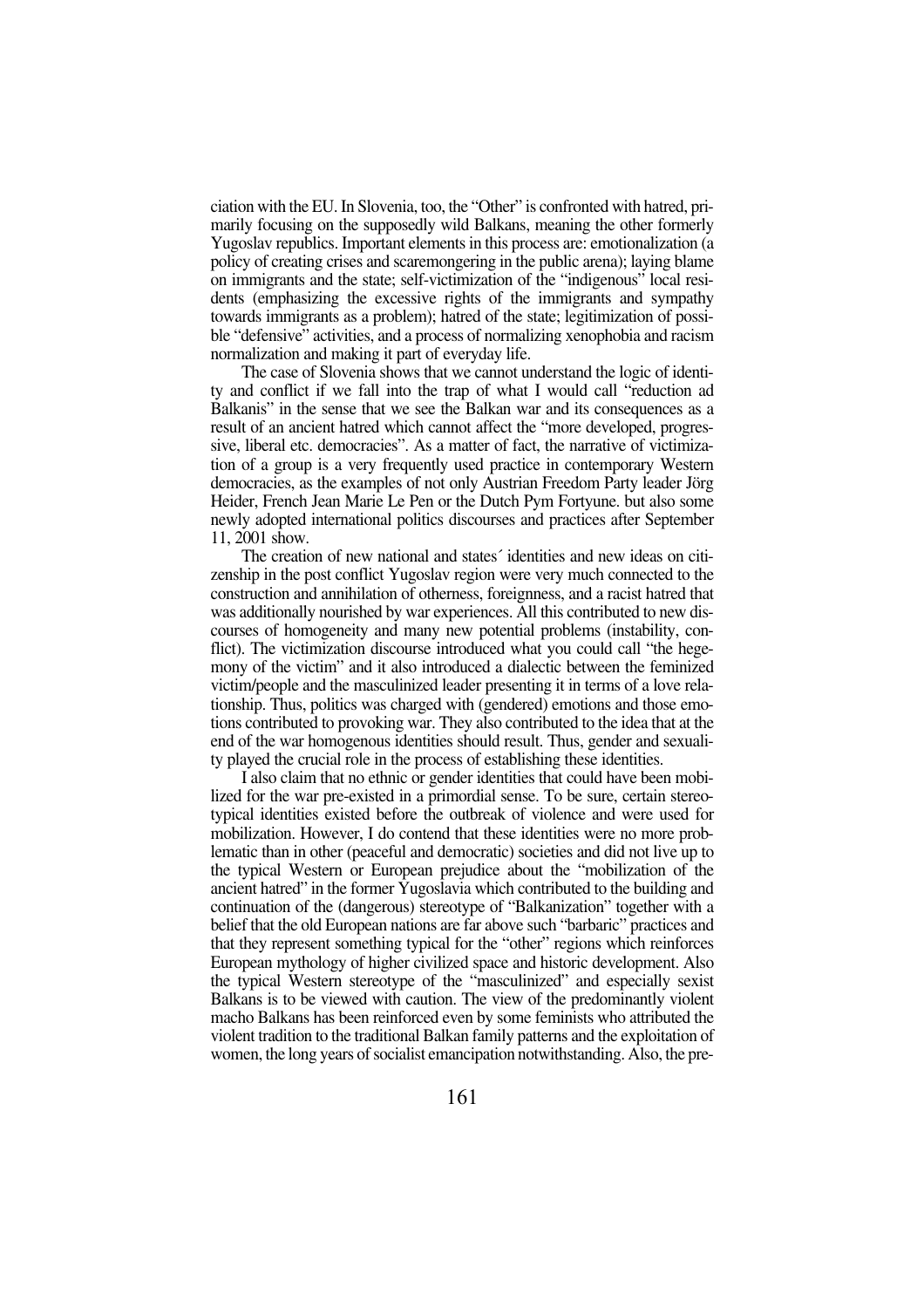ciation with the EU. In Slovenia, too, the "Other" is confronted with hatred, primarily focusing on the supposedly wild Balkans, meaning the other formerly Yugoslav republics. Important elements in this process are: emotionalization (a policy of creating crises and scaremongering in the public arena); laying blame on immigrants and the state; self-victimization of the "indigenous" local residents (emphasizing the excessive rights of the immigrants and sympathy towards immigrants as a problem); hatred of the state; legitimization of possible "defensive" activities, and a process of normalizing xenophobia and racism normalization and making it part of everyday life.

The case of Slovenia shows that we cannot understand the logic of identity and conflict if we fall into the trap of what I would call "reduction ad Balkanis" in the sense that we see the Balkan war and its consequences as a result of an ancient hatred which cannot affect the "more developed, progressive, liberal etc. democracies". As a matter of fact, the narrative of victimization of a group is a very frequently used practice in contemporary Western democracies, as the examples of not only Austrian Freedom Party leader Jörg Heider, French Jean Marie Le Pen or the Dutch Pym Fortyune. but also some newly adopted international politics discourses and practices after September 11, 2001 show.

The creation of new national and states´ identities and new ideas on citizenship in the post conflict Yugoslav region were very much connected to the construction and annihilation of otherness, foreignness, and a racist hatred that was additionally nourished by war experiences. All this contributed to new discourses of homogeneity and many new potential problems (instability, conflict). The victimization discourse introduced what you could call "the hegemony of the victim" and it also introduced a dialectic between the feminized victim/people and the masculinized leader presenting it in terms of a love relationship. Thus, politics was charged with (gendered) emotions and those emotions contributed to provoking war. They also contributed to the idea that at the end of the war homogenous identities should result. Thus, gender and sexuality played the crucial role in the process of establishing these identities.

I also claim that no ethnic or gender identities that could have been mobilized for the war pre-existed in a primordial sense. To be sure, certain stereotypical identities existed before the outbreak of violence and were used for mobilization. However, I do contend that these identities were no more problematic than in other (peaceful and democratic) societies and did not live up to the typical Western or European prejudice about the "mobilization of the ancient hatred" in the former Yugoslavia which contributed to the building and continuation of the (dangerous) stereotype of "Balkanization" together with a belief that the old European nations are far above such "barbaric" practices and that they represent something typical for the "other" regions which reinforces European mythology of higher civilized space and historic development. Also the typical Western stereotype of the "masculinized" and especially sexist Balkans is to be viewed with caution. The view of the predominantly violent macho Balkans has been reinforced even by some feminists who attributed the violent tradition to the traditional Balkan family patterns and the exploitation of women, the long years of socialist emancipation notwithstanding. Also, the pre-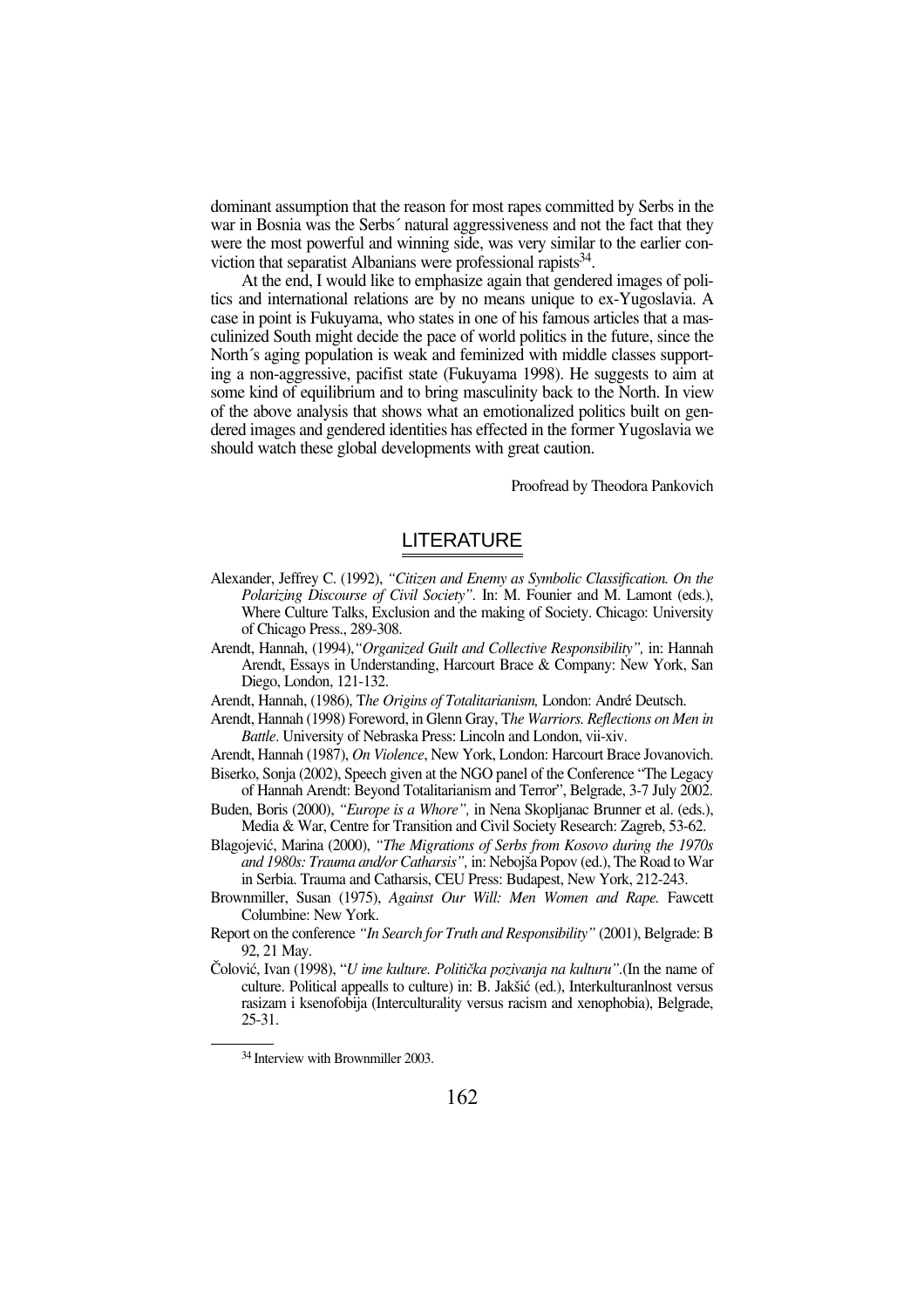dominant assumption that the reason for most rapes committed by Serbs in the war in Bosnia was the Serbs´ natural aggressiveness and not the fact that they were the most powerful and winning side, was very similar to the earlier conviction that separatist Albanians were professional rapists[34].

At the end, I would like to emphasize again that gendered images of politics and international relations are by no means unique to ex-Yugoslavia. A case in point is Fukuyama, who states in one of his famous articles that a masculinized South might decide the pace of world politics in the future, since the North´s aging population is weak and feminized with middle classes supporting a non-aggressive, pacifist state (Fukuyama 1998). He suggests to aim at some kind of equilibrium and to bring masculinity back to the North. In view of the above analysis that shows what an emotionalized politics built on gendered images and gendered identities has effected in the former Yugoslavia we should watch these global developments with great caution.

Proofread by Theodora Pankovich

## LITERATURE

Alexander, Jeffrey C. (1992), *"Citizen and Enemy as Symbolic Classification. On the Polarizing Discourse of Civil Society"*. In: M. Founier and M. Lamont (eds.), Where Culture Talks, Exclusion and the making of Society. Chicago: University of Chicago Press., 289-308.

Arendt, Hannah, (1994),*"Organized Guilt and Collective Responsibility",* in: Hannah Arendt, Essays in Understanding, Harcourt Brace & Company: New York, San Diego, London, 121-132.

Arendt, Hannah, (1986), T*he Origins of Totalitarianism,* London: André Deutsch.

Arendt, Hannah (1998) Foreword, in Glenn Gray, T*he Warriors. Reflections on Men in Battle*. University of Nebraska Press: Lincoln and London, vii-xiv.

Arendt, Hannah (1987), *On Violence*, New York, London: Harcourt Brace Jovanovich.

Biserko, Sonja (2002), Speech given at the NGO panel of the Conference "The Legacy of Hannah Arendt: Beyond Totalitarianism and Terror", Belgrade, 3-7 July 2002.

Buden, Boris (2000), *"Europe is a Whore",* in Nena Skopljanac Brunner et al. (eds.), Media & War, Centre for Transition and Civil Society Research: Zagreb, 53-62.

Blagojević, Marina (2000), *"The Migrations of Serbs from Kosovo during the 1970s and 1980s: Trauma and/or Catharsis",* in: Nebojša Popov (ed.), The Road to War in Serbia. Trauma and Catharsis, CEU Press: Budapest, New York, 212-243.

Brownmiller, Susan (1975), *Against Our Will: Men Women and Rape.* Fawcett Columbine: New York.

Report on the conference *"In Search for Truth and Responsibility"* (2001), Belgrade: B 92, 21 May.

Čolović, Ivan (1998), "*U ime kulture. Politička pozivanja na kulturu"*.(In the name of culture. Political appealls to culture) in: B. Jakšić (ed.), Interkulturanlnost versus rasizam i ksenofobija (Interculturality versus racism and xenophobia), Belgrade, 25-31.

---

[34] Interview with Brownmiller 2003.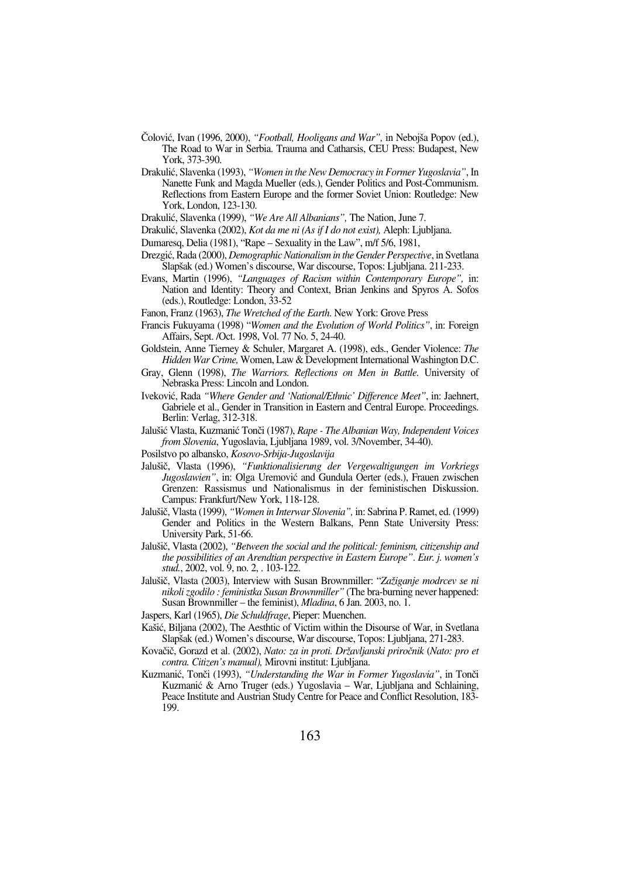Čolović, Ivan (1996, 2000), *"Football, Hooligans and War",* in Nebojša Popov (ed.), The Road to War in Serbia. Trauma and Catharsis, CEU Press: Budapest, New York, 373-390.

Drakulić, Slavenka (1993), *"Women in the New Democracy in Former Yugoslavia"*, In Nanette Funk and Magda Mueller (eds.), Gender Politics and Post-Communism. Reflections from Eastern Europe and the former Soviet Union: Routledge: New York, London, 123-130.

Drakulić, Slavenka (1999), *"We Are All Albanians",* The Nation, June 7.

Drakulić, Slavenka (2002), *Kot da me ni (As if I do not exist),* Aleph: Ljubljana.

Dumaresq, Delia (1981), "Rape – Sexuality in the Law", m/f 5/6, 1981,

Drezgić, Rada (2000), *Demographic Nationalism in the Gender Perspective*, in Svetlana Slapšak (ed.) Women's discourse, War discourse, Topos: Ljubljana. 211-233.

Evans, Martin (1996), *"Languages of Racism within Contemporary Europe",* in: Nation and Identity: Theory and Context, Brian Jenkins and Spyros A. Sofos (eds.), Routledge: London, 33-52

Fanon, Franz (1963), *The Wretched of the Earth*. New York: Grove Press

Francis Fukuyama (1998) "*Women and the Evolution of World Politics"*, in: Foreign Affairs, Sept. /Oct. 1998, Vol. 77 No. 5, 24-40.

Goldstein, Anne Tierney & Schuler, Margaret A. (1998), eds., Gender Violence: *The Hidden War Crime,* Women, Law & Development International Washington D.C.

Gray, Glenn (1998), *The Warriors. Reflections on Men in Battle.* University of Nebraska Press: Lincoln and London.

Iveković, Rada *"Where Gender and 'National/Ethnic' Difference Meet"*, in: Jaehnert, Gabriele et al., Gender in Transition in Eastern and Central Europe. Proceedings. Berlin: Verlag, 312-318.

Jalušić Vlasta, Kuzmanić Tonči (1987), *Rape - The Albanian Way, Independent Voices from Slovenia*, Yugoslavia, Ljubljana 1989, vol. 3/November, 34-40).

Posilstvo po albansko, *Kosovo-Srbija-Jugoslavija*

Jalušič, Vlasta (1996), *"Funktionalisierung der Vergewaltigungen im Vorkriegs Jugoslawien"*, in: Olga Uremović and Gundula Oerter (eds.), Frauen zwischen Grenzen: Rassismus und Nationalismus in der feministischen Diskussion. Campus: Frankfurt/New York, 118-128.

Jalušič, Vlasta (1999), *"Women in Interwar Slovenia",* in: Sabrina P. Ramet, ed. (1999) Gender and Politics in the Western Balkans, Penn State University Press: University Park, 51-66.

Jalušič, Vlasta (2002), *"Between the social and the political: feminism, citizenship and the possibilities of an Arendtian perspective in Eastern Europe"*. *Eur. j. women's stud.*, 2002, vol. 9, no. 2, . 103-122.

Jalušič, Vlasta (2003), Interview with Susan Brownmiller: "*Zažiganje modrcev se ni nikoli zgodilo : feministka Susan Brownmiller"* (The bra-burning never happened: Susan Brownmiller – the feminist), *Mladina*, 6 Jan. 2003, no. 1.

Jaspers, Karl (1965), *Die Schuldfrage*, Pieper: Muenchen.

Kašić, Biljana (2002), The Aesthtic of Victim within the Disourse of War, in Svetlana Slapšak (ed.) Women's discourse, War discourse, Topos: Ljubljana, 271-283.

Kovačič, Gorazd et al. (2002), *Nato: za in proti. Državljanski priročnik* (*Nato: pro et contra. Citizen's manual),* Mirovni institut: Ljubljana.

Kuzmanić, Tonči (1993), *"Understanding the War in Former Yugoslavia"*, in Tonči Kuzmanić & Arno Truger (eds.) Yugoslavia – War, Ljubljana and Schlaining, Peace Institute and Austrian Study Centre for Peace and Conflict Resolution, 183-199.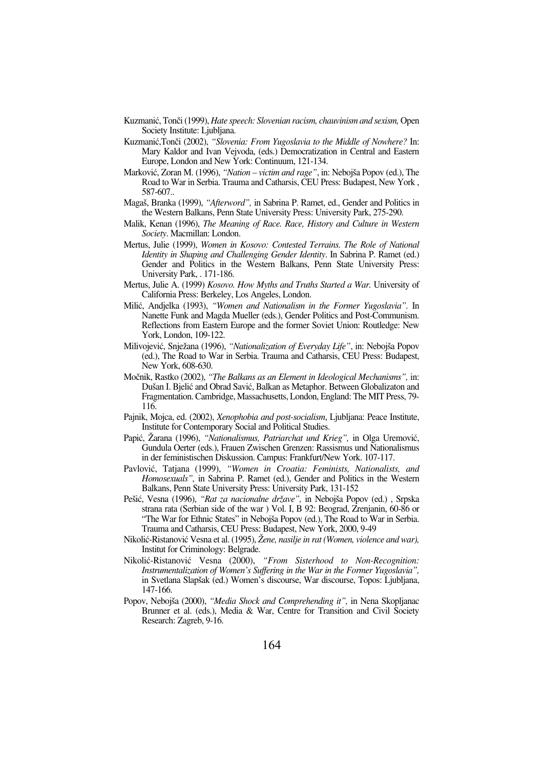Kuzmanić, Tonči (1999), *Hate speech: Slovenian racism, chauvinism and sexism,* Open Society Institute: Ljubljana.

Kuzmanić,Tonči (2002), *"Slovenia: From Yugoslavia to the Middle of Nowhere?* In: Mary Kaldor and Ivan Vejvoda, (eds.) Democratization in Central and Eastern Europe, London and New York: Continuum, 121-134.

Marković, Zoran M. (1996), *"Nation – victim and rage"*, in: Nebojša Popov (ed.), The Road to War in Serbia. Trauma and Catharsis, CEU Press: Budapest, New York , 587-607..

Magaš, Branka (1999), *"Afterword",* in Sabrina P. Ramet, ed., Gender and Politics in the Western Balkans, Penn State University Press: University Park, 275-290.

Malik, Kenan (1996), *The Meaning of Race. Race, History and Culture in Western Society*. Macmillan: London.

Mertus, Julie (1999), *Women in Kosovo: Contested Terrains. The Role of National Identity in Shaping and Challenging Gender Identity*. In Sabrina P. Ramet (ed.) Gender and Politics in the Western Balkans, Penn State University Press: University Park, . 171-186.

Mertus, Julie A. (1999) *Kosovo. How Myths and Truths Started a War.* University of California Press: Berkeley, Los Angeles, London.

Milić, Andjelka (1993), *"Women and Nationalism in the Former Yugoslavia"*. In Nanette Funk and Magda Mueller (eds.), Gender Politics and Post-Communism. Reflections from Eastern Europe and the former Soviet Union: Routledge: New York, London, 109-122.

Milivojević, Snježana (1996), *"Nationalization of Everyday Life"*, in: Nebojša Popov (ed.), The Road to War in Serbia. Trauma and Catharsis, CEU Press: Budapest, New York, 608-630.

Močnik, Rastko (2002), *"The Balkans as an Element in Ideological Mechanisms",* in: Dušan I. Bjelić and Obrad Savić, Balkan as Metaphor. Between Globalizaton and Fragmentation. Cambridge, Massachusetts, London, England: The MIT Press, 79-116.

Pajnik, Mojca, ed. (2002), *Xenophobia and post-socialism*, Ljubljana: Peace Institute, Institute for Contemporary Social and Political Studies.

Papić, Žarana (1996), *"Nationalismus, Patriarchat und Krieg",* in Olga Uremović, Gundula Oerter (eds.), Frauen Zwischen Grenzen: Rassismus und Nationalismus in der feministischen Diskussion. Campus: Frankfurt/New York. 107-117.

Pavlović, Tatjana (1999), *"Women in Croatia: Feminists, Nationalists, and Homosexuals",* in Sabrina P. Ramet (ed.), Gender and Politics in the Western Balkans, Penn State University Press: University Park, 131-152

Pešić, Vesna (1996), *"Rat za nacionalne države",* in Nebojša Popov (ed.) , Srpska strana rata (Serbian side of the war ) Vol. I, B 92: Beograd, Zrenjanin, 60-86 or "The War for Ethnic States" in Nebojša Popov (ed.), The Road to War in Serbia. Trauma and Catharsis, CEU Press: Budapest, New York, 2000, 9-49

Nikolić-Ristanović Vesna et al. (1995), *Žene, nasilje in rat (Women, violence and war),* Institut for Criminology: Belgrade.

Nikolić-Ristanović Vesna (2000), *"From Sisterhood to Non-Recognition: Instrumentalization of Women's Suffering in the War in the Former Yugoslavia",* in Svetlana Slapšak (ed.) Women's discourse, War discourse, Topos: Ljubljana, 147-166.

Popov, Nebojša (2000), *"Media Shock and Comprehending it",* in Nena Skopljanac Brunner et al. (eds.), Media & War, Centre for Transition and Civil Society Research: Zagreb, 9-16.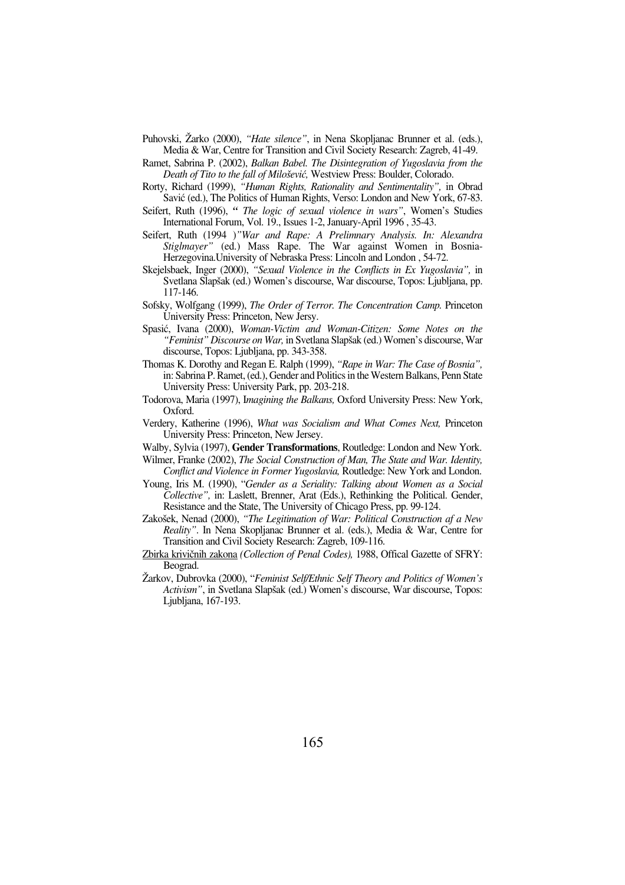Puhovski, Žarko (2000), *"Hate silence"*, in Nena Skopljanac Brunner et al. (eds.), Media & War, Centre for Transition and Civil Society Research: Zagreb, 41-49.

Ramet, Sabrina P. (2002), *Balkan Babel. The Disintegration of Yugoslavia from the Death of Tito to the fall of Milošević,* Westview Press: Boulder, Colorado.

Rorty, Richard (1999), *"Human Rights, Rationality and Sentimentality",* in Obrad Savić (ed.), The Politics of Human Rights, Verso: London and New York, 67-83.

Seifert, Ruth (1996), *" The logic of sexual violence in wars"*, Women's Studies International Forum, Vol. 19., Issues 1-2, January-April 1996 , 35-43.

Seifert, Ruth (1994 )*"War and Rape: A Prelimnary Analysis. In: Alexandra Stiglmayer"* (ed.) Mass Rape. The War against Women in Bosnia-Herzegovina.University of Nebraska Press: Lincoln and London , 54-72.

Skejelsbaek, Inger (2000), *"Sexual Violence in the Conflicts in Ex Yugoslavia",* in Svetlana Slapšak (ed.) Women's discourse, War discourse, Topos: Ljubljana, pp. 117-146.

Sofsky, Wolfgang (1999), *The Order of Terror. The Concentration Camp.* Princeton University Press: Princeton, New Jersy.

Spasić, Ivana (2000), *Woman-Victim and Woman-Citizen: Some Notes on the "Feminist" Discourse on War,* in Svetlana Slapšak (ed.) Women's discourse, War discourse, Topos: Ljubljana, pp. 343-358.

Thomas K. Dorothy and Regan E. Ralph (1999), *"Rape in War: The Case of Bosnia",* in: Sabrina P. Ramet, (ed.), Gender and Politics in the Western Balkans, Penn State University Press: University Park, pp. 203-218.

Todorova, Maria (1997), I*magining the Balkans,* Oxford University Press: New York, Oxford.

Verdery, Katherine (1996), *What was Socialism and What Comes Next,* Princeton University Press: Princeton, New Jersey.

Walby, Sylvia (1997), **Gender Transformations**, Routledge: London and New York.

Wilmer, Franke (2002), *The Social Construction of Man, The State and War. Identity, Conflict and Violence in Former Yugoslavia,* Routledge: New York and London.

Young, Iris M. (1990), "*Gender as a Seriality: Talking about Women as a Social Collective",* in: Laslett, Brenner, Arat (Eds.), Rethinking the Political. Gender, Resistance and the State, The University of Chicago Press, pp. 99-124.

Zakošek, Nenad (2000), *"The Legitimation of War: Political Construction af a New Reality"*. In Nena Skopljanac Brunner et al. (eds.), Media & War, Centre for Transition and Civil Society Research: Zagreb, 109-116.

Zbirka krivičnih zakona *(Collection of Penal Codes),* 1988, Offical Gazette of SFRY: Beograd.

Žarkov, Dubrovka (2000), "*Feminist Self/Ethnic Self Theory and Politics of Women's Activism"*, in Svetlana Slapšak (ed.) Women's discourse, War discourse, Topos: Ljubljana, 167-193.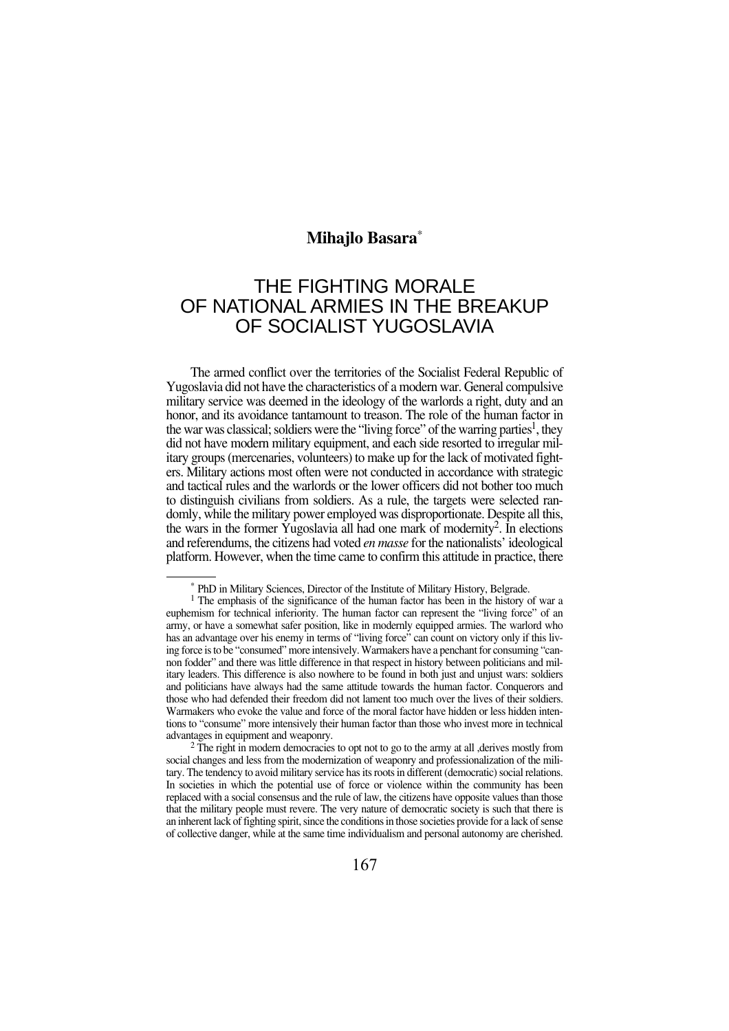**Mihajlo Basara**[*]

# THE FIGHTING MORALE OF NATIONAL ARMIES IN THE BREAKUP OF SOCIALIST YUGOSLAVIA

The armed conflict over the territories of the Socialist Federal Republic of Yugoslavia did not have the characteristics of a modern war. General compulsive military service was deemed in the ideology of the warlords a right, duty and an honor, and its avoidance tantamount to treason. The role of the human factor in the war was classical; soldiers were the "living force" of the warring parties[1], they did not have modern military equipment, and each side resorted to irregular military groups (mercenaries, volunteers) to make up for the lack of motivated fighters. Military actions most often were not conducted in accordance with strategic and tactical rules and the warlords or the lower officers did not bother too much to distinguish civilians from soldiers. As a rule, the targets were selected randomly, while the military power employed was disproportionate. Despite all this, the wars in the former Yugoslavia all had one mark of modernity[2]. In elections and referendums, the citizens had voted *en masse* for the nationalists' ideological platform. However, when the time came to confirm this attitude in practice, there

---

[*] PhD in Military Sciences, Director of the Institute of Military History, Belgrade.

[1] The emphasis of the significance of the human factor has been in the history of war a euphemism for technical inferiority. The human factor can represent the "living force" of an army, or have a somewhat safer position, like in modernly equipped armies. The warlord who has an advantage over his enemy in terms of "living force" can count on victory only if this living force is to be "consumed" more intensively. Warmakers have a penchant for consuming "cannon fodder" and there was little difference in that respect in history between politicians and military leaders. This difference is also nowhere to be found in both just and unjust wars: soldiers and politicians have always had the same attitude towards the human factor. Conquerors and those who had defended their freedom did not lament too much over the lives of their soldiers. Warmakers who evoke the value and force of the moral factor have hidden or less hidden intentions to "consume" more intensively their human factor than those who invest more in technical advantages in equipment and weaponry.

[2] The right in modern democracies to opt not to go to the army at all ,derives mostly from social changes and less from the modernization of weaponry and professionalization of the military. The tendency to avoid military service has its roots in different (democratic) social relations. In societies in which the potential use of force or violence within the community has been replaced with a social consensus and the rule of law, the citizens have opposite values than those that the military people must revere. The very nature of democratic society is such that there is an inherent lack of fighting spirit, since the conditions in those societies provide for a lack of sense of collective danger, while at the same time individualism and personal autonomy are cherished.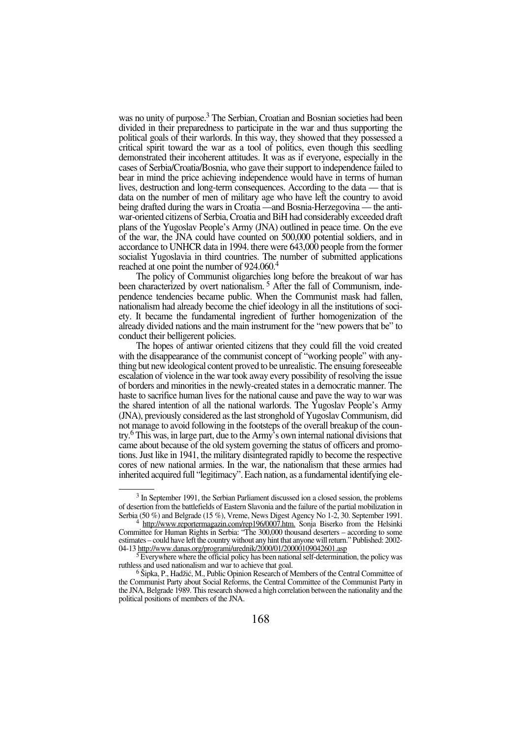was no unity of purpose.[3] The Serbian, Croatian and Bosnian societies had been divided in their preparedness to participate in the war and thus supporting the political goals of their warlords. In this way, they showed that they possessed a critical spirit toward the war as a tool of politics, even though this seedling demonstrated their incoherent attitudes. It was as if everyone, especially in the cases of Serbia/Croatia/Bosnia, who gave their support to independence failed to bear in mind the price achieving independence would have in terms of human lives, destruction and long-term consequences. According to the data — that is data on the number of men of military age who have left the country to avoid being drafted during the wars in Croatia —and Bosnia-Herzegovina — the anti-war-oriented citizens of Serbia, Croatia and BiH had considerably exceeded draft plans of the Yugoslav People's Army (JNA) outlined in peace time. On the eve of the war, the JNA could have counted on 500,000 potential soldiers, and in accordance to UNHCR data in 1994. there were 643,000 people from the former socialist Yugoslavia in third countries. The number of submitted applications reached at one point the number of 924.060.[4]

The policy of Communist oligarchies long before the breakout of war has been characterized by overt nationalism.[5] After the fall of Communism, independence tendencies became public. When the Communist mask had fallen, nationalism had already become the chief ideology in all the institutions of society. It became the fundamental ingredient of further homogenization of the already divided nations and the main instrument for the "new powers that be" to conduct their belligerent policies.

The hopes of antiwar oriented citizens that they could fill the void created with the disappearance of the communist concept of "working people" with anything but new ideological content proved to be unrealistic. The ensuing foreseeable escalation of violence in the war took away every possibility of resolving the issue of borders and minorities in the newly-created states in a democratic manner. The haste to sacrifice human lives for the national cause and pave the way to war was the shared intention of all the national warlords. The Yugoslav People's Army (JNA), previously considered as the last stronghold of Yugoslav Communism, did not manage to avoid following in the footsteps of the overall breakup of the country.[6] This was, in large part, due to the Army's own internal national divisions that came about because of the old system governing the status of officers and promotions. Just like in 1941, the military disintegrated rapidly to become the respective cores of new national armies. In the war, the nationalism that these armies had inherited acquired full "legitimacy". Each nation, as a fundamental identifying ele-

---

[3] In September 1991, the Serbian Parliament discussed ion a closed session, the problems of desertion from the battlefields of Eastern Slavonia and the failure of the partial mobilization in Serbia (50 %) and Belgrade (15 %), Vreme, News Digest Agency No 1-2, 30. September 1991.

[4] http://www.reportermagazin.com/rep196/0007.htm. Sonja Biserko from the Helsinki Committee for Human Rights in Serbia: "The 300,000 thousand deserters – according to some estimates – could have left the country without any hint that anyone will return." Published: 2002-04-13 http://www.danas.org/programi/urednik/2000/01/20000109042601.asp

[5] Everywhere where the official policy has been national self-determination, the policy was ruthless and used nationalism and war to achieve that goal.

[6] Šipka, P., Hadžić, M., Public Opinion Research of Members of the Central Committee of the Communist Party about Social Reforms, the Central Committee of the Communist Party in the JNA, Belgrade 1989. This research showed a high correlation between the nationality and the political positions of members of the JNA.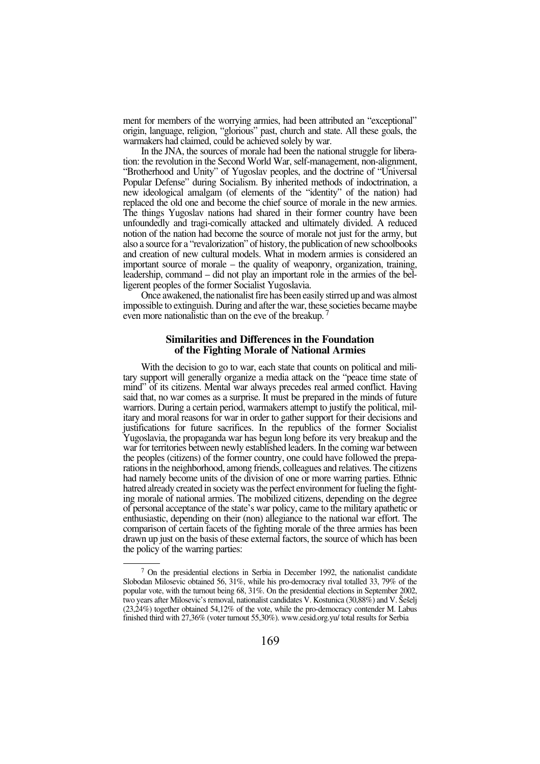ment for members of the worrying armies, had been attributed an "exceptional" origin, language, religion, "glorious" past, church and state. All these goals, the warmakers had claimed, could be achieved solely by war.

In the JNA, the sources of morale had been the national struggle for liberation: the revolution in the Second World War, self-management, non-alignment, "Brotherhood and Unity" of Yugoslav peoples, and the doctrine of "Universal Popular Defense" during Socialism. By inherited methods of indoctrination, a new ideological amalgam (of elements of the "identity" of the nation) had replaced the old one and become the chief source of morale in the new armies. The things Yugoslav nations had shared in their former country have been unfoundedly and tragi-comically attacked and ultimately divided. A reduced notion of the nation had become the source of morale not just for the army, but also a source for a "revalorization" of history, the publication of new schoolbooks and creation of new cultural models. What in modern armies is considered an important source of morale – the quality of weaponry, organization, training, leadership, command – did not play an important role in the armies of the belligerent peoples of the former Socialist Yugoslavia.

Once awakened, the nationalist fire has been easily stirred up and was almost impossible to extinguish. During and after the war, these societies became maybe even more nationalistic than on the eve of the breakup.[7]

## Similarities and Differences in the Foundation of the Fighting Morale of National Armies

With the decision to go to war, each state that counts on political and military support will generally organize a media attack on the "peace time state of mind" of its citizens. Mental war always precedes real armed conflict. Having said that, no war comes as a surprise. It must be prepared in the minds of future warriors. During a certain period, warmakers attempt to justify the political, military and moral reasons for war in order to gather support for their decisions and justifications for future sacrifices. In the republics of the former Socialist Yugoslavia, the propaganda war has begun long before its very breakup and the war for territories between newly established leaders. In the coming war between the peoples (citizens) of the former country, one could have followed the preparations in the neighborhood, among friends, colleagues and relatives. The citizens had namely become units of the division of one or more warring parties. Ethnic hatred already created in society was the perfect environment for fueling the fighting morale of national armies. The mobilized citizens, depending on the degree of personal acceptance of the state's war policy, came to the military apathetic or enthusiastic, depending on their (non) allegiance to the national war effort. The comparison of certain facets of the fighting morale of the three armies has been drawn up just on the basis of these external factors, the source of which has been the policy of the warring parties:

---

[7] On the presidential elections in Serbia in December 1992, the nationalist candidate Slobodan Milosevic obtained 56, 31%, while his pro-democracy rival totalled 33, 79% of the popular vote, with the turnout being 68, 31%. On the presidential elections in September 2002, two years after Milosevic's removal, nationalist candidates V. Kostunica (30,88%) and V. Šešelj (23,24%) together obtained 54,12% of the vote, while the pro-democracy contender M. Labus finished third with 27,36% (voter turnout 55,30%). www.cesid.org.yu/ total results for Serbia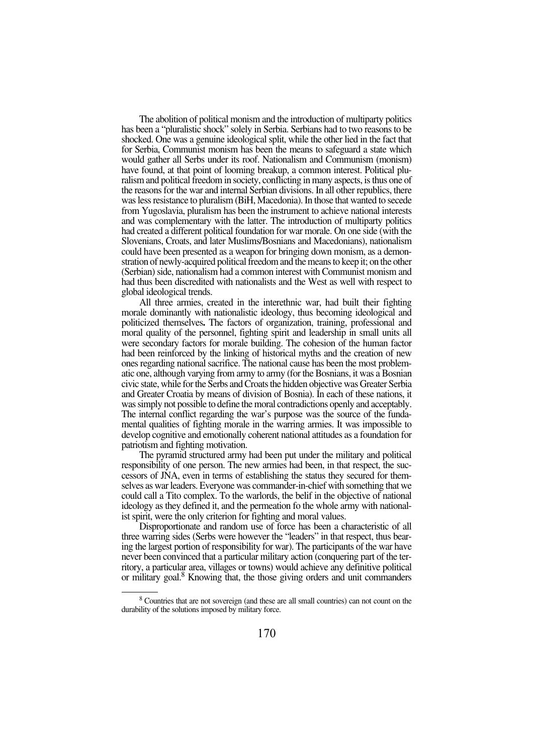The abolition of political monism and the introduction of multiparty politics has been a "pluralistic shock" solely in Serbia. Serbians had to two reasons to be shocked. One was a genuine ideological split, while the other lied in the fact that for Serbia, Communist monism has been the means to safeguard a state which would gather all Serbs under its roof. Nationalism and Communism (monism) have found, at that point of looming breakup, a common interest. Political pluralism and political freedom in society, conflicting in many aspects, is thus one of the reasons for the war and internal Serbian divisions. In all other republics, there was less resistance to pluralism (BiH, Macedonia). In those that wanted to secede from Yugoslavia, pluralism has been the instrument to achieve national interests and was complementary with the latter. The introduction of multiparty politics had created a different political foundation for war morale. On one side (with the Slovenians, Croats, and later Muslims/Bosnians and Macedonians), nationalism could have been presented as a weapon for bringing down monism, as a demonstration of newly-acquired political freedom and the means to keep it; on the other (Serbian) side, nationalism had a common interest with Communist monism and had thus been discredited with nationalists and the West as well with respect to global ideological trends.

All three armies, created in the interethnic war, had built their fighting morale dominantly with nationalistic ideology, thus becoming ideological and politicized themselves**.** The factors of organization, training, professional and moral quality of the personnel, fighting spirit and leadership in small units all were secondary factors for morale building. The cohesion of the human factor had been reinforced by the linking of historical myths and the creation of new ones regarding national sacrifice. The national cause has been the most problematic one, although varying from army to army (for the Bosnians, it was a Bosnian civic state, while for the Serbs and Croats the hidden objective was Greater Serbia and Greater Croatia by means of division of Bosnia). In each of these nations, it was simply not possible to define the moral contradictions openly and acceptably. The internal conflict regarding the war's purpose was the source of the fundamental qualities of fighting morale in the warring armies. It was impossible to develop cognitive and emotionally coherent national attitudes as a foundation for patriotism and fighting motivation.

The pyramid structured army had been put under the military and political responsibility of one person. The new armies had been, in that respect, the successors of JNA, even in terms of establishing the status they secured for themselves as war leaders. Everyone was commander-in-chief with something that we could call a Tito complex. To the warlords, the belif in the objective of national ideology as they defined it, and the permeation fo the whole army with nationalist spirit, were the only criterion for fighting and moral values.

Disproportionate and random use of force has been a characteristic of all three warring sides (Serbs were however the "leaders" in that respect, thus bearing the largest portion of responsibility for war). The participants of the war have never been convinced that a particular military action (conquering part of the territory, a particular area, villages or towns) would achieve any definitive political or military goal.[8] Knowing that, the those giving orders and unit commanders

[8] Countries that are not sovereign (and these are all small countries) can not count on the durability of the solutions imposed by military force.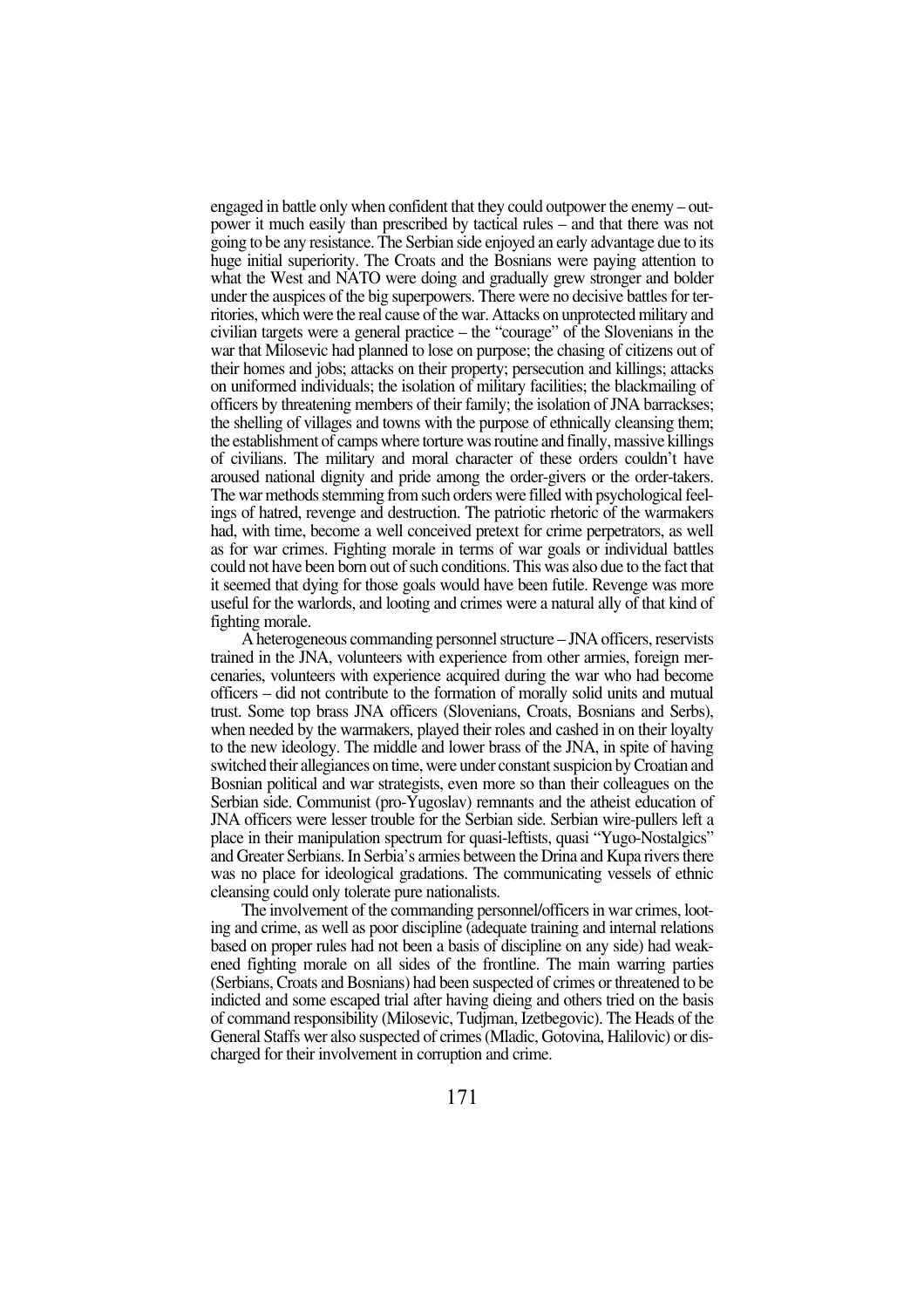engaged in battle only when confident that they could outpower the enemy – outpower it much easily than prescribed by tactical rules – and that there was not going to be any resistance. The Serbian side enjoyed an early advantage due to its huge initial superiority. The Croats and the Bosnians were paying attention to what the West and NATO were doing and gradually grew stronger and bolder under the auspices of the big superpowers. There were no decisive battles for territories, which were the real cause of the war. Attacks on unprotected military and civilian targets were a general practice – the "courage" of the Slovenians in the war that Milosevic had planned to lose on purpose; the chasing of citizens out of their homes and jobs; attacks on their property; persecution and killings; attacks on uniformed individuals; the isolation of military facilities; the blackmailing of officers by threatening members of their family; the isolation of JNA barrackses; the shelling of villages and towns with the purpose of ethnically cleansing them; the establishment of camps where torture was routine and finally, massive killings of civilians. The military and moral character of these orders couldn't have aroused national dignity and pride among the order-givers or the order-takers. The war methods stemming from such orders were filled with psychological feelings of hatred, revenge and destruction. The patriotic rhetoric of the warmakers had, with time, become a well conceived pretext for crime perpetrators, as well as for war crimes. Fighting morale in terms of war goals or individual battles could not have been born out of such conditions. This was also due to the fact that it seemed that dying for those goals would have been futile. Revenge was more useful for the warlords, and looting and crimes were a natural ally of that kind of fighting morale.

A heterogeneous commanding personnel structure – JNA officers, reservists trained in the JNA, volunteers with experience from other armies, foreign mercenaries, volunteers with experience acquired during the war who had become officers – did not contribute to the formation of morally solid units and mutual trust. Some top brass JNA officers (Slovenians, Croats, Bosnians and Serbs), when needed by the warmakers, played their roles and cashed in on their loyalty to the new ideology. The middle and lower brass of the JNA, in spite of having switched their allegiances on time, were under constant suspicion by Croatian and Bosnian political and war strategists, even more so than their colleagues on the Serbian side. Communist (pro-Yugoslav) remnants and the atheist education of JNA officers were lesser trouble for the Serbian side. Serbian wire-pullers left a place in their manipulation spectrum for quasi-leftists, quasi "Yugo-Nostalgics" and Greater Serbians. In Serbia's armies between the Drina and Kupa rivers there was no place for ideological gradations. The communicating vessels of ethnic cleansing could only tolerate pure nationalists.

The involvement of the commanding personnel/officers in war crimes, looting and crime, as well as poor discipline (adequate training and internal relations based on proper rules had not been a basis of discipline on any side) had weakened fighting morale on all sides of the frontline. The main warring parties (Serbians, Croats and Bosnians) had been suspected of crimes or threatened to be indicted and some escaped trial after having dieing and others tried on the basis of command responsibility (Milosevic, Tudjman, Izetbegovic). The Heads of the General Staffs wer also suspected of crimes (Mladic, Gotovina, Halilovic) or discharged for their involvement in corruption and crime.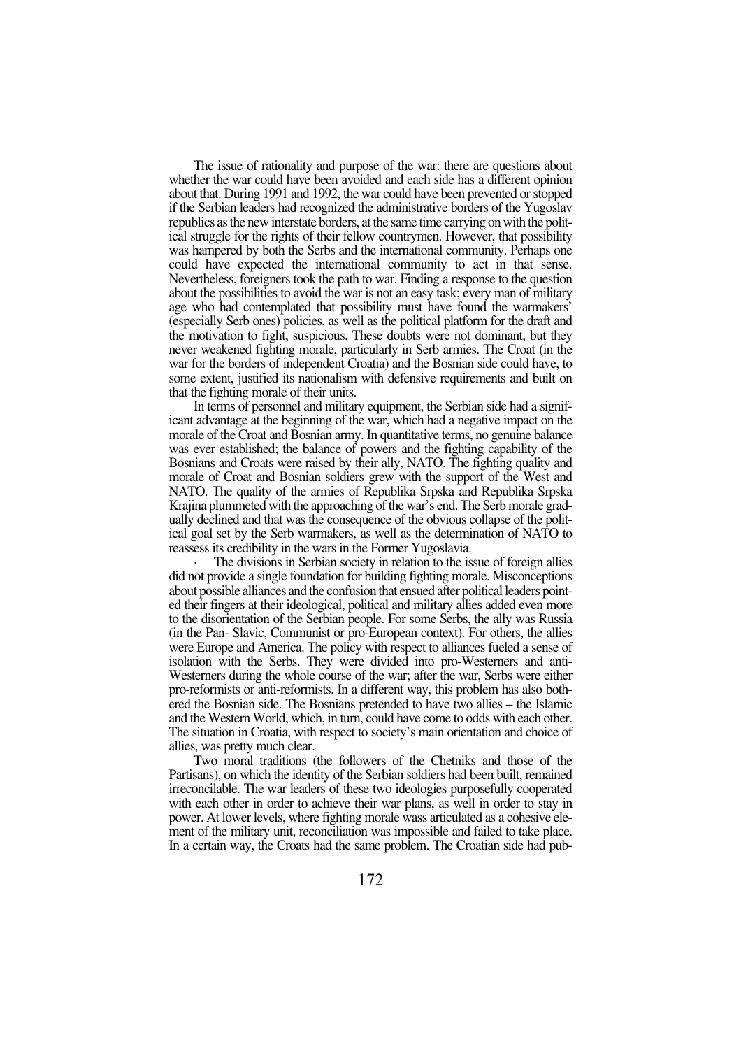The issue of rationality and purpose of the war: there are questions about whether the war could have been avoided and each side has a different opinion about that. During 1991 and 1992, the war could have been prevented or stopped if the Serbian leaders had recognized the administrative borders of the Yugoslav republics as the new interstate borders, at the same time carrying on with the political struggle for the rights of their fellow countrymen. However, that possibility was hampered by both the Serbs and the international community. Perhaps one could have expected the international community to act in that sense. Nevertheless, foreigners took the path to war. Finding a response to the question about the possibilities to avoid the war is not an easy task; every man of military age who had contemplated that possibility must have found the warmakers' (especially Serb ones) policies, as well as the political platform for the draft and the motivation to fight, suspicious. These doubts were not dominant, but they never weakened fighting morale, particularly in Serb armies. The Croat (in the war for the borders of independent Croatia) and the Bosnian side could have, to some extent, justified its nationalism with defensive requirements and built on that the fighting morale of their units.

In terms of personnel and military equipment, the Serbian side had a significant advantage at the beginning of the war, which had a negative impact on the morale of the Croat and Bosnian army. In quantitative terms, no genuine balance was ever established; the balance of powers and the fighting capability of the Bosnians and Croats were raised by their ally, NATO. The fighting quality and morale of Croat and Bosnian soldiers grew with the support of the West and NATO. The quality of the armies of Republika Srpska and Republika Srpska Krajina plummeted with the approaching of the war's end. The Serb morale gradually declined and that was the consequence of the obvious collapse of the political goal set by the Serb warmakers, as well as the determination of NATO to reassess its credibility in the wars in the Former Yugoslavia.

· The divisions in Serbian society in relation to the issue of foreign allies did not provide a single foundation for building fighting morale. Misconceptions about possible alliances and the confusion that ensued after political leaders pointed their fingers at their ideological, political and military allies added even more to the disorientation of the Serbian people. For some Serbs, the ally was Russia (in the Pan- Slavic, Communist or pro-European context). For others, the allies were Europe and America. The policy with respect to alliances fueled a sense of isolation with the Serbs. They were divided into pro-Westerners and anti-Westerners during the whole course of the war; after the war, Serbs were either pro-reformists or anti-reformists. In a different way, this problem has also bothered the Bosnian side. The Bosnians pretended to have two allies – the Islamic and the Western World, which, in turn, could have come to odds with each other. The situation in Croatia, with respect to society's main orientation and choice of allies, was pretty much clear.

Two moral traditions (the followers of the Chetniks and those of the Partisans), on which the identity of the Serbian soldiers had been built, remained irreconcilable. The war leaders of these two ideologies purposefully cooperated with each other in order to achieve their war plans, as well in order to stay in power. At lower levels, where fighting morale wass articulated as a cohesive element of the military unit, reconciliation was impossible and failed to take place. In a certain way, the Croats had the same problem. The Croatian side had pub-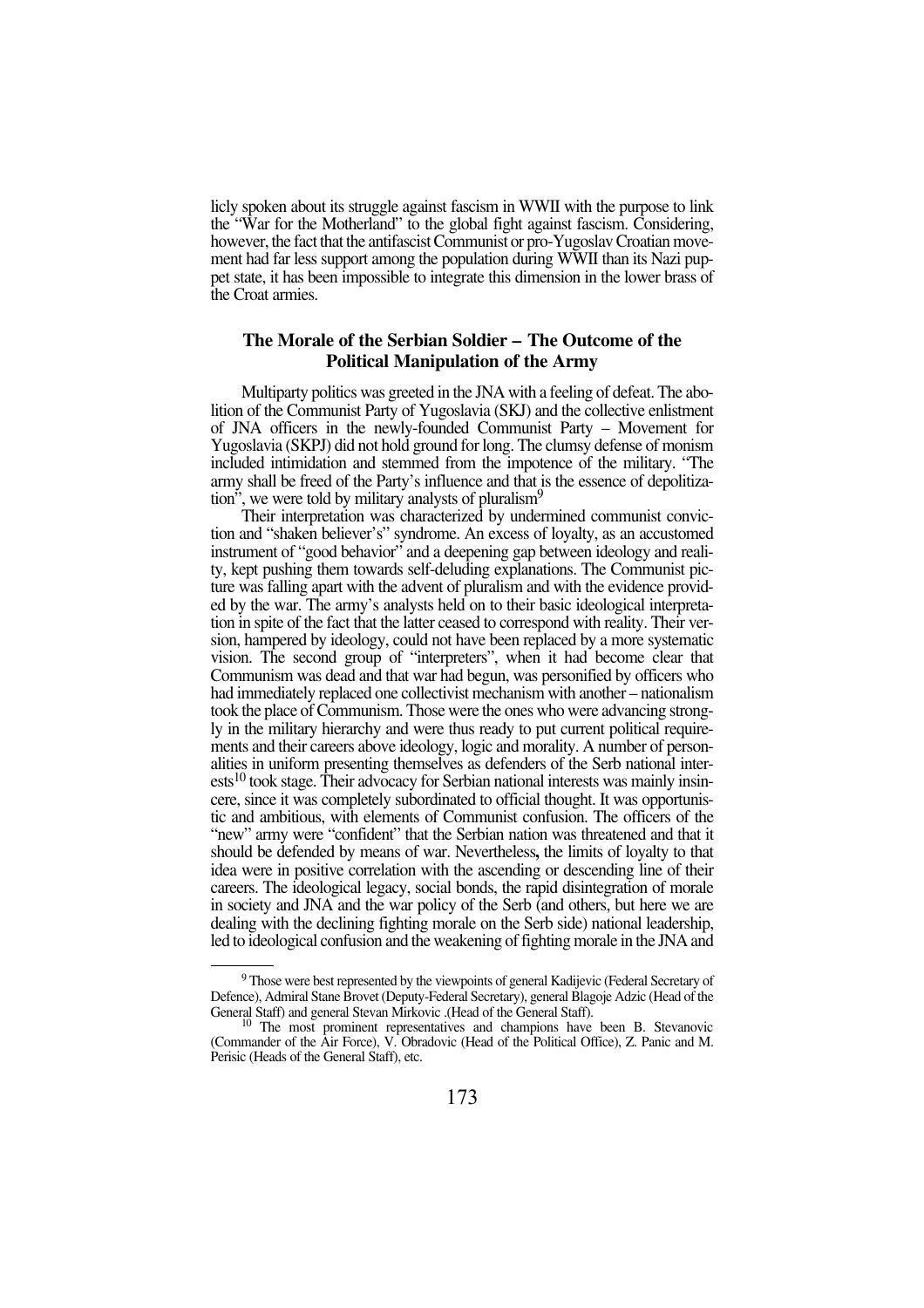licly spoken about its struggle against fascism in WWII with the purpose to link the "War for the Motherland" to the global fight against fascism. Considering, however, the fact that the antifascist Communist or pro-Yugoslav Croatian movement had far less support among the population during WWII than its Nazi puppet state, it has been impossible to integrate this dimension in the lower brass of the Croat armies.

### The Morale of the Serbian Soldier – The Outcome of the Political Manipulation of the Army

Multiparty politics was greeted in the JNA with a feeling of defeat. The abolition of the Communist Party of Yugoslavia (SKJ) and the collective enlistment of JNA officers in the newly-founded Communist Party – Movement for Yugoslavia (SKPJ) did not hold ground for long. The clumsy defense of monism included intimidation and stemmed from the impotence of the military. "The army shall be freed of the Party's influence and that is the essence of depolitization", we were told by military analysts of pluralism[9]

Their interpretation was characterized by undermined communist conviction and "shaken believer's" syndrome. An excess of loyalty, as an accustomed instrument of "good behavior" and a deepening gap between ideology and reality, kept pushing them towards self-deluding explanations. The Communist picture was falling apart with the advent of pluralism and with the evidence provided by the war. The army's analysts held on to their basic ideological interpretation in spite of the fact that the latter ceased to correspond with reality. Their version, hampered by ideology, could not have been replaced by a more systematic vision. The second group of "interpreters", when it had become clear that Communism was dead and that war had begun, was personified by officers who had immediately replaced one collectivist mechanism with another – nationalism took the place of Communism. Those were the ones who were advancing strongly in the military hierarchy and were thus ready to put current political requirements and their careers above ideology, logic and morality. A number of personalities in uniform presenting themselves as defenders of the Serb national interests[10] took stage. Their advocacy for Serbian national interests was mainly insincere, since it was completely subordinated to official thought. It was opportunistic and ambitious, with elements of Communist confusion. The officers of the "new" army were "confident" that the Serbian nation was threatened and that it should be defended by means of war. Nevertheless**,** the limits of loyalty to that idea were in positive correlation with the ascending or descending line of their careers. The ideological legacy, social bonds, the rapid disintegration of morale in society and JNA and the war policy of the Serb (and others, but here we are dealing with the declining fighting morale on the Serb side) national leadership, led to ideological confusion and the weakening of fighting morale in the JNA and

[9] Those were best represented by the viewpoints of general Kadijevic (Federal Secretary of Defence), Admiral Stane Brovet (Deputy-Federal Secretary), general Blagoje Adzic (Head of the General Staff) and general Stevan Mirkovic .(Head of the General Staff).

[10] The most prominent representatives and champions have been B. Stevanovic (Commander of the Air Force), V. Obradovic (Head of the Political Office), Z. Panic and M. Perisic (Heads of the General Staff), etc.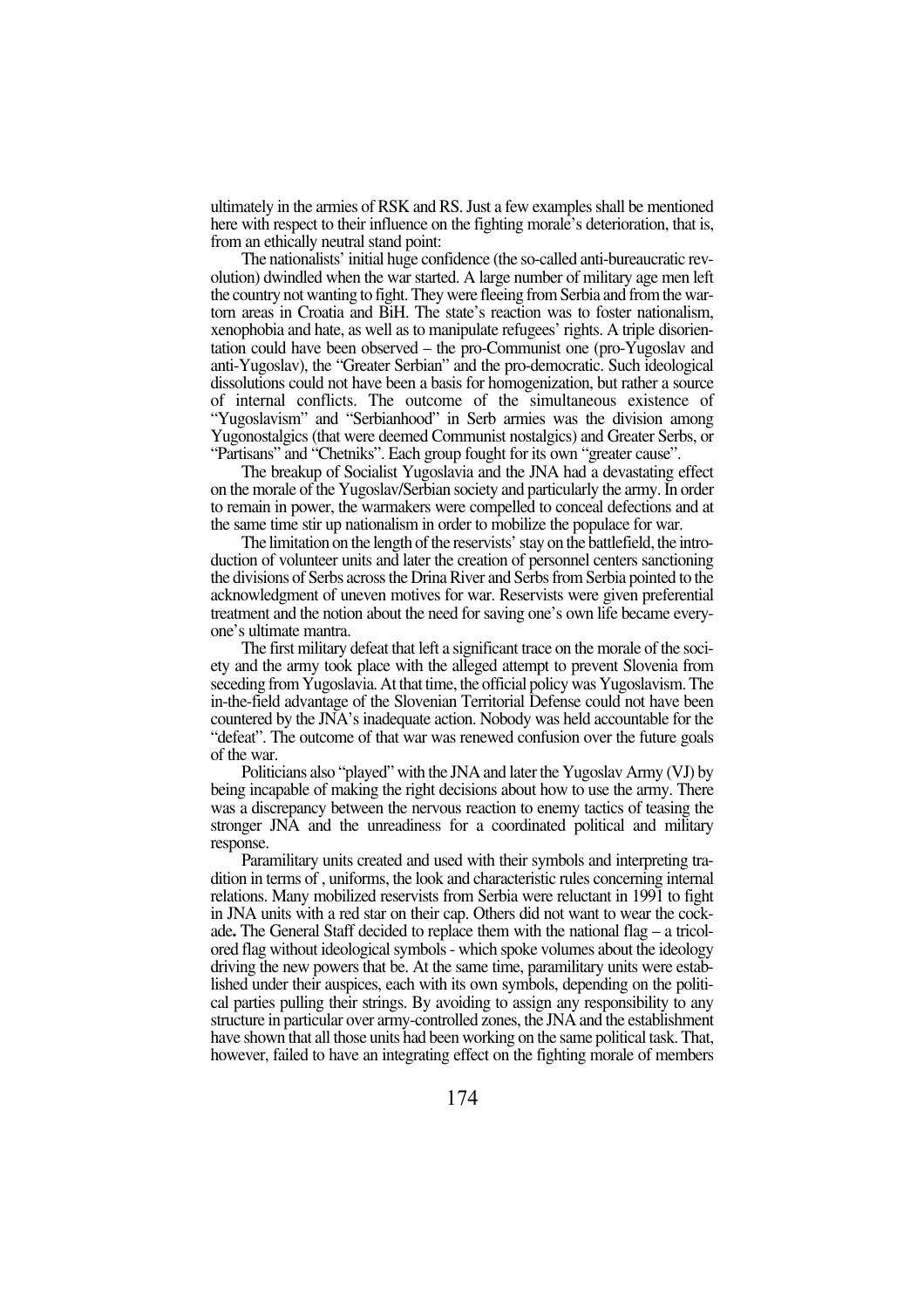ultimately in the armies of RSK and RS. Just a few examples shall be mentioned here with respect to their influence on the fighting morale's deterioration, that is, from an ethically neutral stand point:

The nationalists' initial huge confidence (the so-called anti-bureaucratic revolution) dwindled when the war started. A large number of military age men left the country not wanting to fight. They were fleeing from Serbia and from the war-torn areas in Croatia and BiH. The state's reaction was to foster nationalism, xenophobia and hate, as well as to manipulate refugees' rights. A triple disorientation could have been observed – the pro-Communist one (pro-Yugoslav and anti-Yugoslav), the "Greater Serbian" and the pro-democratic. Such ideological dissolutions could not have been a basis for homogenization, but rather a source of internal conflicts. The outcome of the simultaneous existence of "Yugoslavism" and "Serbianhood" in Serb armies was the division among Yugonostalgics (that were deemed Communist nostalgics) and Greater Serbs, or "Partisans" and "Chetniks". Each group fought for its own "greater cause".

The breakup of Socialist Yugoslavia and the JNA had a devastating effect on the morale of the Yugoslav/Serbian society and particularly the army. In order to remain in power, the warmakers were compelled to conceal defections and at the same time stir up nationalism in order to mobilize the populace for war.

The limitation on the length of the reservists' stay on the battlefield, the introduction of volunteer units and later the creation of personnel centers sanctioning the divisions of Serbs across the Drina River and Serbs from Serbia pointed to the acknowledgment of uneven motives for war. Reservists were given preferential treatment and the notion about the need for saving one's own life became everyone's ultimate mantra.

The first military defeat that left a significant trace on the morale of the society and the army took place with the alleged attempt to prevent Slovenia from seceding from Yugoslavia. At that time, the official policy was Yugoslavism. The in-the-field advantage of the Slovenian Territorial Defense could not have been countered by the JNA's inadequate action. Nobody was held accountable for the "defeat". The outcome of that war was renewed confusion over the future goals of the war.

Politicians also "played" with the JNA and later the Yugoslav Army (VJ) by being incapable of making the right decisions about how to use the army. There was a discrepancy between the nervous reaction to enemy tactics of teasing the stronger JNA and the unreadiness for a coordinated political and military response.

Paramilitary units created and used with their symbols and interpreting tradition in terms of , uniforms, the look and characteristic rules concerning internal relations. Many mobilized reservists from Serbia were reluctant in 1991 to fight in JNA units with a red star on their cap. Others did not want to wear the cockade**.** The General Staff decided to replace them with the national flag – a tricolored flag without ideological symbols - which spoke volumes about the ideology driving the new powers that be. At the same time, paramilitary units were established under their auspices, each with its own symbols, depending on the political parties pulling their strings. By avoiding to assign any responsibility to any structure in particular over army-controlled zones, the JNA and the establishment have shown that all those units had been working on the same political task. That, however, failed to have an integrating effect on the fighting morale of members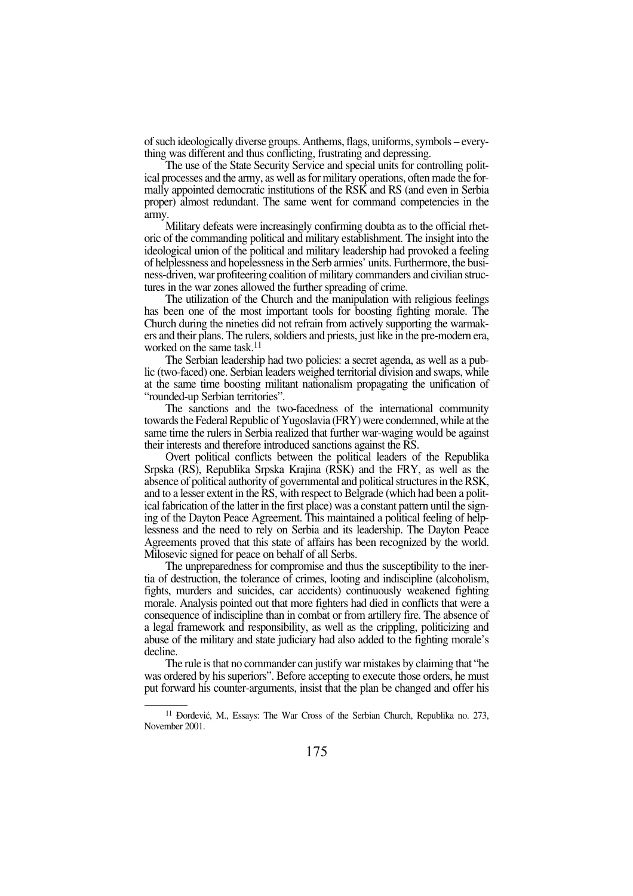of such ideologically diverse groups. Anthems, flags, uniforms, symbols – everything was different and thus conflicting, frustrating and depressing.

The use of the State Security Service and special units for controlling political processes and the army, as well as for military operations, often made the formally appointed democratic institutions of the RSK and RS (and even in Serbia proper) almost redundant. The same went for command competencies in the army.

Military defeats were increasingly confirming doubta as to the official rhetoric of the commanding political and military establishment. The insight into the ideological union of the political and military leadership had provoked a feeling of helplessness and hopelessness in the Serb armies' units. Furthermore, the business-driven, war profiteering coalition of military commanders and civilian structures in the war zones allowed the further spreading of crime.

The utilization of the Church and the manipulation with religious feelings has been one of the most important tools for boosting fighting morale. The Church during the nineties did not refrain from actively supporting the warmakers and their plans. The rulers, soldiers and priests, just like in the pre-modern era, worked on the same task.[11]

The Serbian leadership had two policies: a secret agenda, as well as a public (two-faced) one. Serbian leaders weighed territorial division and swaps, while at the same time boosting militant nationalism propagating the unification of "rounded-up Serbian territories".

The sanctions and the two-facedness of the international community towards the Federal Republic of Yugoslavia (FRY) were condemned, while at the same time the rulers in Serbia realized that further war-waging would be against their interests and therefore introduced sanctions against the RS.

Overt political conflicts between the political leaders of the Republika Srpska (RS), Republika Srpska Krajina (RSK) and the FRY, as well as the absence of political authority of governmental and political structures in the RSK, and to a lesser extent in the RS, with respect to Belgrade (which had been a political fabrication of the latter in the first place) was a constant pattern until the signing of the Dayton Peace Agreement. This maintained a political feeling of helplessness and the need to rely on Serbia and its leadership. The Dayton Peace Agreements proved that this state of affairs has been recognized by the world. Milosevic signed for peace on behalf of all Serbs.

The unpreparedness for compromise and thus the susceptibility to the inertia of destruction, the tolerance of crimes, looting and indiscipline (alcoholism, fights, murders and suicides, car accidents) continuously weakened fighting morale. Analysis pointed out that more fighters had died in conflicts that were a consequence of indiscipline than in combat or from artillery fire. The absence of a legal framework and responsibility, as well as the crippling, politicizing and abuse of the military and state judiciary had also added to the fighting morale's decline.

The rule is that no commander can justify war mistakes by claiming that "he was ordered by his superiors". Before accepting to execute those orders, he must put forward his counter-arguments, insist that the plan be changed and offer his

---

[11] Đorđević, M., Essays: The War Cross of the Serbian Church, Republika no. 273, November 2001.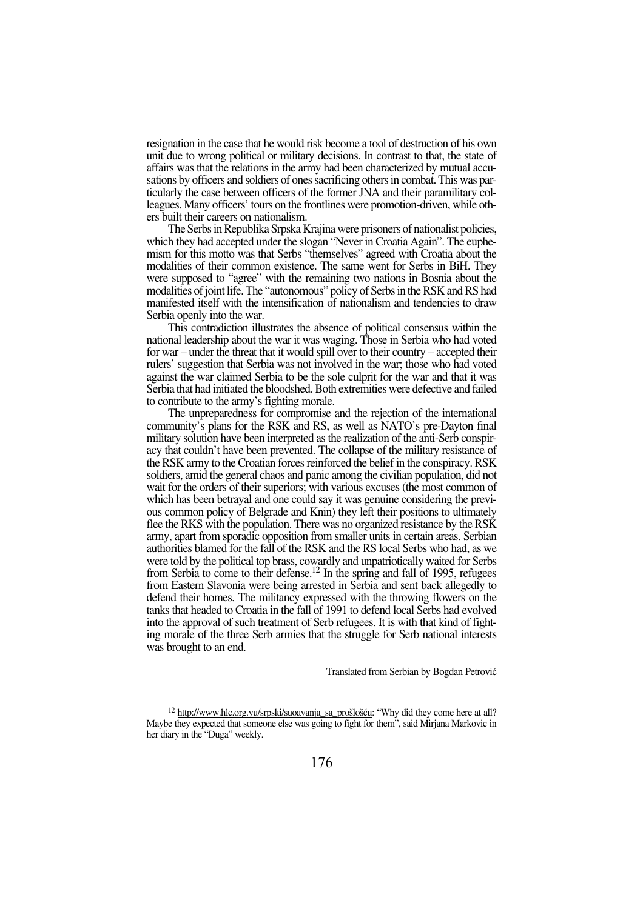resignation in the case that he would risk become a tool of destruction of his own unit due to wrong political or military decisions. In contrast to that, the state of affairs was that the relations in the army had been characterized by mutual accusations by officers and soldiers of ones sacrificing others in combat. This was particularly the case between officers of the former JNA and their paramilitary colleagues. Many officers' tours on the frontlines were promotion-driven, while others built their careers on nationalism.

The Serbs in Republika Srpska Krajina were prisoners of nationalist policies, which they had accepted under the slogan "Never in Croatia Again". The euphemism for this motto was that Serbs "themselves" agreed with Croatia about the modalities of their common existence. The same went for Serbs in BiH. They were supposed to "agree" with the remaining two nations in Bosnia about the modalities of joint life. The "autonomous" policy of Serbs in the RSK and RS had manifested itself with the intensification of nationalism and tendencies to draw Serbia openly into the war.

This contradiction illustrates the absence of political consensus within the national leadership about the war it was waging. Those in Serbia who had voted for war – under the threat that it would spill over to their country – accepted their rulers' suggestion that Serbia was not involved in the war; those who had voted against the war claimed Serbia to be the sole culprit for the war and that it was Serbia that had initiated the bloodshed. Both extremities were defective and failed to contribute to the army's fighting morale.

The unpreparedness for compromise and the rejection of the international community's plans for the RSK and RS, as well as NATO's pre-Dayton final military solution have been interpreted as the realization of the anti-Serb conspiracy that couldn't have been prevented. The collapse of the military resistance of the RSK army to the Croatian forces reinforced the belief in the conspiracy. RSK soldiers, amid the general chaos and panic among the civilian population, did not wait for the orders of their superiors; with various excuses (the most common of which has been betrayal and one could say it was genuine considering the previous common policy of Belgrade and Knin) they left their positions to ultimately flee the RKS with the population. There was no organized resistance by the RSK army, apart from sporadic opposition from smaller units in certain areas. Serbian authorities blamed for the fall of the RSK and the RS local Serbs who had, as we were told by the political top brass, cowardly and unpatriotically waited for Serbs from Serbia to come to their defense.[12] In the spring and fall of 1995, refugees from Eastern Slavonia were being arrested in Serbia and sent back allegedly to defend their homes. The militancy expressed with the throwing flowers on the tanks that headed to Croatia in the fall of 1991 to defend local Serbs had evolved into the approval of such treatment of Serb refugees. It is with that kind of fighting morale of the three Serb armies that the struggle for Serb national interests was brought to an end.

Translated from Serbian by Bogdan Petrović

---

[12] http://www.hlc.org.yu/srpski/suoavanja_sa_prošlošću: "Why did they come here at all? Maybe they expected that someone else was going to fight for them", said Mirjana Markovic in her diary in the "Duga" weekly.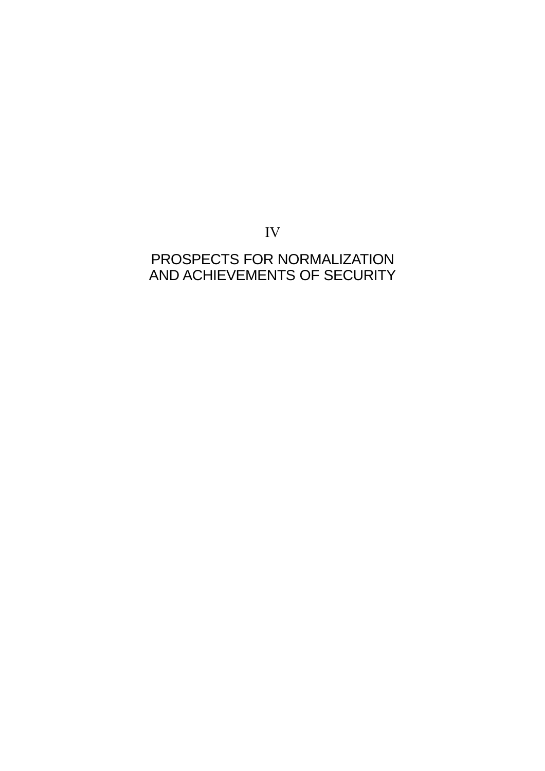# IV

# PROSPECTS FOR NORMALIZATION AND ACHIEVEMENTS OF SECURITY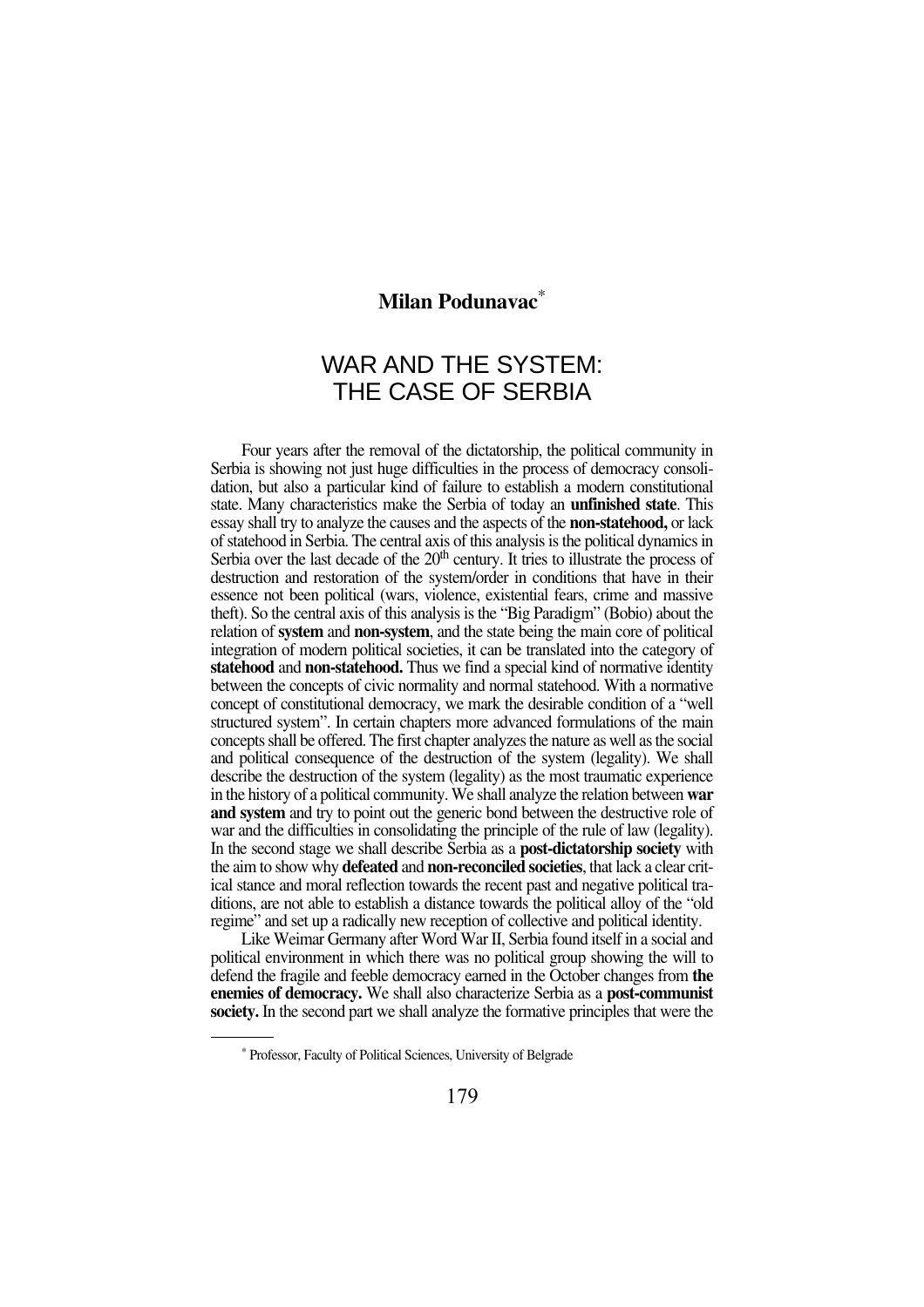**Milan Podunavac**[*]

# WAR AND THE SYSTEM: THE CASE OF SERBIA

Four years after the removal of the dictatorship, the political community in Serbia is showing not just huge difficulties in the process of democracy consolidation, but also a particular kind of failure to establish a modern constitutional state. Many characteristics make the Serbia of today an **unfinished state**. This essay shall try to analyze the causes and the aspects of the **non-statehood,** or lack of statehood in Serbia. The central axis of this analysis is the political dynamics in Serbia over the last decade of the 20th century. It tries to illustrate the process of destruction and restoration of the system/order in conditions that have in their essence not been political (wars, violence, existential fears, crime and massive theft). So the central axis of this analysis is the "Big Paradigm" (Bobio) about the relation of **system** and **non-system**, and the state being the main core of political integration of modern political societies, it can be translated into the category of **statehood** and **non-statehood.** Thus we find a special kind of normative identity between the concepts of civic normality and normal statehood. With a normative concept of constitutional democracy, we mark the desirable condition of a "well structured system". In certain chapters more advanced formulations of the main concepts shall be offered. The first chapter analyzes the nature as well as the social and political consequence of the destruction of the system (legality). We shall describe the destruction of the system (legality) as the most traumatic experience in the history of a political community. We shall analyze the relation between **war and system** and try to point out the generic bond between the destructive role of war and the difficulties in consolidating the principle of the rule of law (legality). In the second stage we shall describe Serbia as a **post-dictatorship society** with the aim to show why **defeated** and **non-reconciled societies**, that lack a clear critical stance and moral reflection towards the recent past and negative political traditions, are not able to establish a distance towards the political alloy of the "old regime" and set up a radically new reception of collective and political identity.

Like Weimar Germany after Word War II, Serbia found itself in a social and political environment in which there was no political group showing the will to defend the fragile and feeble democracy earned in the October changes from **the enemies of democracy.** We shall also characterize Serbia as a **post-communist society.** In the second part we shall analyze the formative principles that were the

---

[*] Professor, Faculty of Political Sciences, University of Belgrade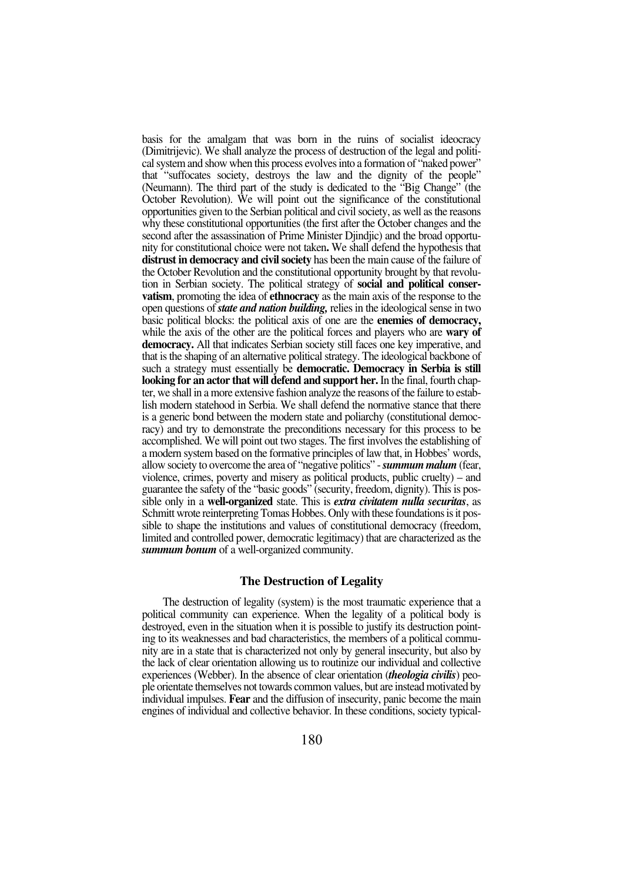basis for the amalgam that was born in the ruins of socialist ideocracy (Dimitrijevic). We shall analyze the process of destruction of the legal and political system and show when this process evolves into a formation of "naked power" that "suffocates society, destroys the law and the dignity of the people" (Neumann). The third part of the study is dedicated to the "Big Change" (the October Revolution). We will point out the significance of the constitutional opportunities given to the Serbian political and civil society, as well as the reasons why these constitutional opportunities (the first after the October changes and the second after the assassination of Prime Minister Djindjic) and the broad opportunity for constitutional choice were not taken**.** We shall defend the hypothesis that **distrust in democracy and civil society** has been the main cause of the failure of the October Revolution and the constitutional opportunity brought by that revolution in Serbian society. The political strategy of **social and political conservatism**, promoting the idea of **ethnocracy** as the main axis of the response to the open questions of ***state and nation building,*** relies in the ideological sense in two basic political blocks: the political axis of one are the **enemies of democracy,** while the axis of the other are the political forces and players who are **wary of democracy.** All that indicates Serbian society still faces one key imperative, and that is the shaping of an alternative political strategy. The ideological backbone of such a strategy must essentially be **democratic. Democracy in Serbia is still looking for an actor that will defend and support her.** In the final, fourth chapter, we shall in a more extensive fashion analyze the reasons of the failure to establish modern statehood in Serbia. We shall defend the normative stance that there is a generic bond between the modern state and poliarchy (constitutional democracy) and try to demonstrate the preconditions necessary for this process to be accomplished. We will point out two stages. The first involves the establishing of a modern system based on the formative principles of law that, in Hobbes' words, allow society to overcome the area of "negative politics" - ***summum malum*** (fear, violence, crimes, poverty and misery as political products, public cruelty) – and guarantee the safety of the "basic goods" (security, freedom, dignity). This is possible only in a **well-organized** state. This is ***extra civitatem nulla securitas***, as Schmitt wrote reinterpreting Tomas Hobbes. Only with these foundations is it possible to shape the institutions and values of constitutional democracy (freedom, limited and controlled power, democratic legitimacy) that are characterized as the ***summum bonum*** of a well-organized community.

## The Destruction of Legality

The destruction of legality (system) is the most traumatic experience that a political community can experience. When the legality of a political body is destroyed, even in the situation when it is possible to justify its destruction pointing to its weaknesses and bad characteristics, the members of a political community are in a state that is characterized not only by general insecurity, but also by the lack of clear orientation allowing us to routinize our individual and collective experiences (Webber). In the absence of clear orientation (***theologia civilis***) people orientate themselves not towards common values, but are instead motivated by individual impulses. **Fear** and the diffusion of insecurity, panic become the main engines of individual and collective behavior. In these conditions, society typical-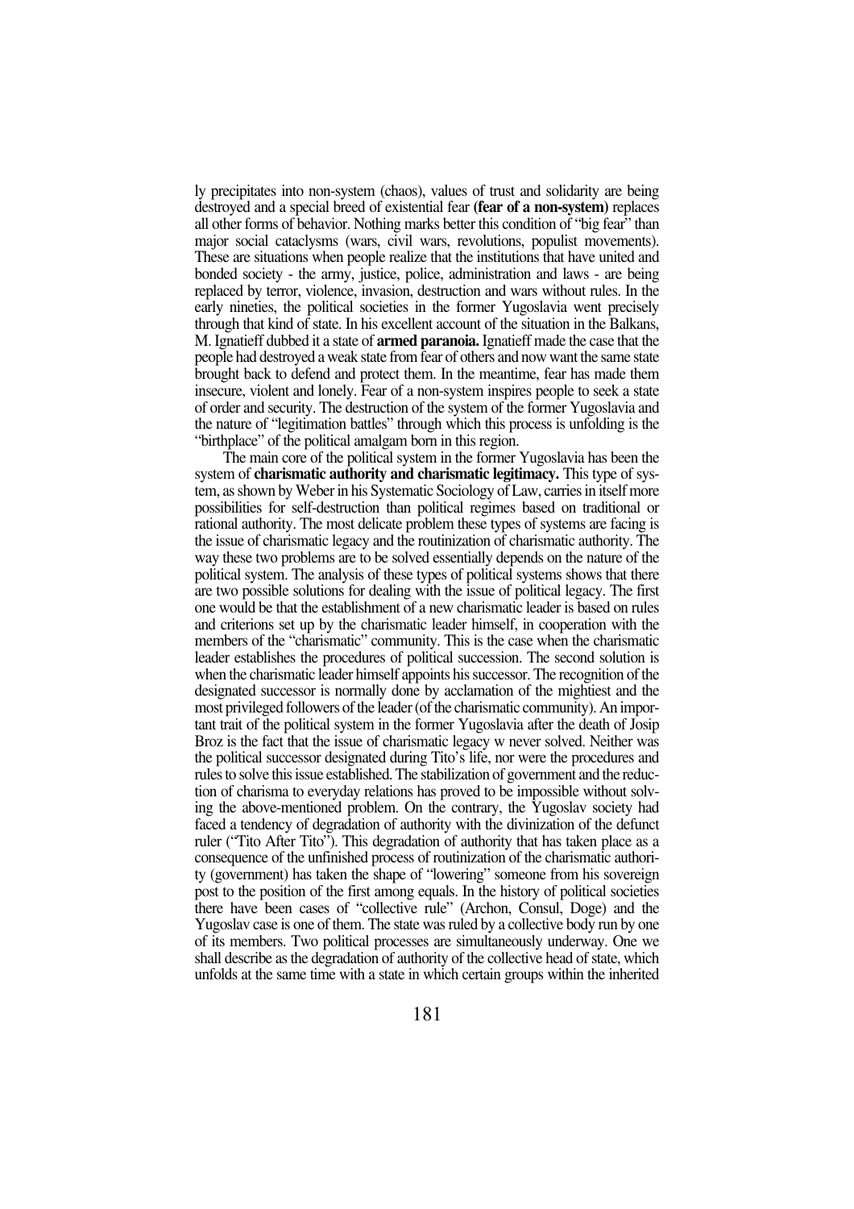ly precipitates into non-system (chaos), values of trust and solidarity are being destroyed and a special breed of existential fear **(fear of a non-system)** replaces all other forms of behavior. Nothing marks better this condition of "big fear" than major social cataclysms (wars, civil wars, revolutions, populist movements). These are situations when people realize that the institutions that have united and bonded society - the army, justice, police, administration and laws - are being replaced by terror, violence, invasion, destruction and wars without rules. In the early nineties, the political societies in the former Yugoslavia went precisely through that kind of state. In his excellent account of the situation in the Balkans, M. Ignatieff dubbed it a state of **armed paranoia.** Ignatieff made the case that the people had destroyed a weak state from fear of others and now want the same state brought back to defend and protect them. In the meantime, fear has made them insecure, violent and lonely. Fear of a non-system inspires people to seek a state of order and security. The destruction of the system of the former Yugoslavia and the nature of "legitimation battles" through which this process is unfolding is the "birthplace" of the political amalgam born in this region.

The main core of the political system in the former Yugoslavia has been the system of **charismatic authority and charismatic legitimacy.** This type of system, as shown by Weber in his Systematic Sociology of Law, carries in itself more possibilities for self-destruction than political regimes based on traditional or rational authority. The most delicate problem these types of systems are facing is the issue of charismatic legacy and the routinization of charismatic authority. The way these two problems are to be solved essentially depends on the nature of the political system. The analysis of these types of political systems shows that there are two possible solutions for dealing with the issue of political legacy. The first one would be that the establishment of a new charismatic leader is based on rules and criterions set up by the charismatic leader himself, in cooperation with the members of the "charismatic" community. This is the case when the charismatic leader establishes the procedures of political succession. The second solution is when the charismatic leader himself appoints his successor. The recognition of the designated successor is normally done by acclamation of the mightiest and the most privileged followers of the leader (of the charismatic community). An important trait of the political system in the former Yugoslavia after the death of Josip Broz is the fact that the issue of charismatic legacy w never solved. Neither was the political successor designated during Tito's life, nor were the procedures and rules to solve this issue established. The stabilization of government and the reduction of charisma to everyday relations has proved to be impossible without solving the above-mentioned problem. On the contrary, the Yugoslav society had faced a tendency of degradation of authority with the divinization of the defunct ruler ("Tito After Tito"). This degradation of authority that has taken place as a consequence of the unfinished process of routinization of the charismatic authority (government) has taken the shape of "lowering" someone from his sovereign post to the position of the first among equals. In the history of political societies there have been cases of "collective rule" (Archon, Consul, Doge) and the Yugoslav case is one of them. The state was ruled by a collective body run by one of its members. Two political processes are simultaneously underway. One we shall describe as the degradation of authority of the collective head of state, which unfolds at the same time with a state in which certain groups within the inherited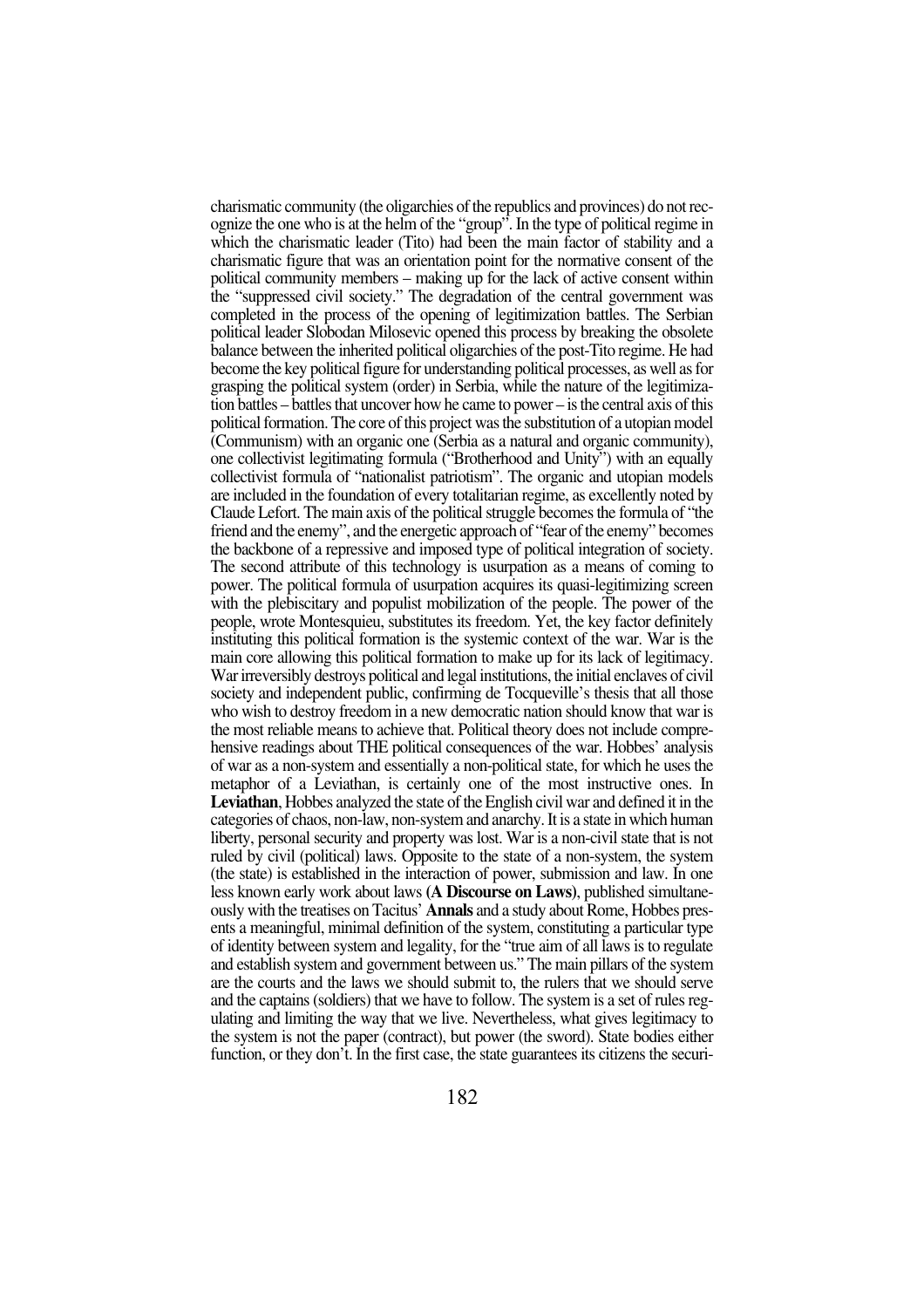charismatic community (the oligarchies of the republics and provinces) do not recognize the one who is at the helm of the "group". In the type of political regime in which the charismatic leader (Tito) had been the main factor of stability and a charismatic figure that was an orientation point for the normative consent of the political community members – making up for the lack of active consent within the "suppressed civil society." The degradation of the central government was completed in the process of the opening of legitimization battles. The Serbian political leader Slobodan Milosevic opened this process by breaking the obsolete balance between the inherited political oligarchies of the post-Tito regime. He had become the key political figure for understanding political processes, as well as for grasping the political system (order) in Serbia, while the nature of the legitimization battles – battles that uncover how he came to power – is the central axis of this political formation. The core of this project was the substitution of a utopian model (Communism) with an organic one (Serbia as a natural and organic community), one collectivist legitimating formula ("Brotherhood and Unity") with an equally collectivist formula of "nationalist patriotism". The organic and utopian models are included in the foundation of every totalitarian regime, as excellently noted by Claude Lefort. The main axis of the political struggle becomes the formula of "the friend and the enemy", and the energetic approach of "fear of the enemy" becomes the backbone of a repressive and imposed type of political integration of society. The second attribute of this technology is usurpation as a means of coming to power. The political formula of usurpation acquires its quasi-legitimizing screen with the plebiscitary and populist mobilization of the people. The power of the people, wrote Montesquieu, substitutes its freedom. Yet, the key factor definitely instituting this political formation is the systemic context of the war. War is the main core allowing this political formation to make up for its lack of legitimacy. War irreversibly destroys political and legal institutions, the initial enclaves of civil society and independent public, confirming de Tocqueville's thesis that all those who wish to destroy freedom in a new democratic nation should know that war is the most reliable means to achieve that. Political theory does not include comprehensive readings about THE political consequences of the war. Hobbes' analysis of war as a non-system and essentially a non-political state, for which he uses the metaphor of a Leviathan, is certainly one of the most instructive ones. In **Leviathan**, Hobbes analyzed the state of the English civil war and defined it in the categories of chaos, non-law, non-system and anarchy. It is a state in which human liberty, personal security and property was lost. War is a non-civil state that is not ruled by civil (political) laws. Opposite to the state of a non-system, the system (the state) is established in the interaction of power, submission and law. In one less known early work about laws **(A Discourse on Laws)**, published simultaneously with the treatises on Tacitus' **Annals** and a study about Rome, Hobbes presents a meaningful, minimal definition of the system, constituting a particular type of identity between system and legality, for the "true aim of all laws is to regulate and establish system and government between us." The main pillars of the system are the courts and the laws we should submit to, the rulers that we should serve and the captains (soldiers) that we have to follow. The system is a set of rules regulating and limiting the way that we live. Nevertheless, what gives legitimacy to the system is not the paper (contract), but power (the sword). State bodies either function, or they don't. In the first case, the state guarantees its citizens the securi-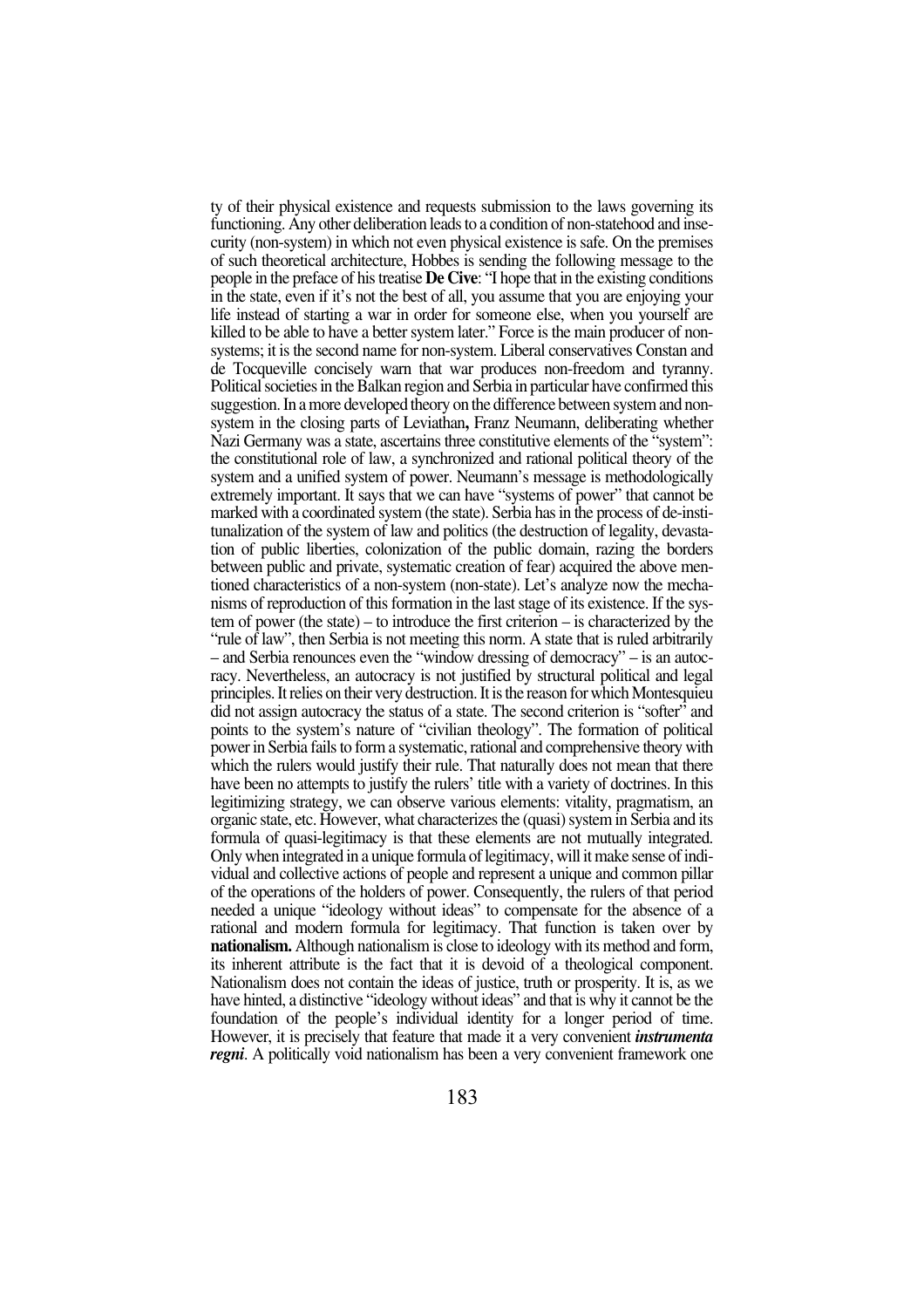ty of their physical existence and requests submission to the laws governing its functioning. Any other deliberation leads to a condition of non-statehood and insecurity (non-system) in which not even physical existence is safe. On the premises of such theoretical architecture, Hobbes is sending the following message to the people in the preface of his treatise **De Cive**: "I hope that in the existing conditions in the state, even if it's not the best of all, you assume that you are enjoying your life instead of starting a war in order for someone else, when you yourself are killed to be able to have a better system later." Force is the main producer of non-systems; it is the second name for non-system. Liberal conservatives Constan and de Tocqueville concisely warn that war produces non-freedom and tyranny. Political societies in the Balkan region and Serbia in particular have confirmed this suggestion. In a more developed theory on the difference between system and non-system in the closing parts of Leviathan**,** Franz Neumann, deliberating whether Nazi Germany was a state, ascertains three constitutive elements of the "system": the constitutional role of law, a synchronized and rational political theory of the system and a unified system of power. Neumann's message is methodologically extremely important. It says that we can have "systems of power" that cannot be marked with a coordinated system (the state). Serbia has in the process of de-institunalization of the system of law and politics (the destruction of legality, devastation of public liberties, colonization of the public domain, razing the borders between public and private, systematic creation of fear) acquired the above mentioned characteristics of a non-system (non-state). Let's analyze now the mechanisms of reproduction of this formation in the last stage of its existence. If the system of power (the state) – to introduce the first criterion – is characterized by the "rule of law", then Serbia is not meeting this norm. A state that is ruled arbitrarily – and Serbia renounces even the "window dressing of democracy" – is an autocracy. Nevertheless, an autocracy is not justified by structural political and legal principles. It relies on their very destruction. It is the reason for which Montesquieu did not assign autocracy the status of a state. The second criterion is "softer" and points to the system's nature of "civilian theology". The formation of political power in Serbia fails to form a systematic, rational and comprehensive theory with which the rulers would justify their rule. That naturally does not mean that there have been no attempts to justify the rulers' title with a variety of doctrines. In this legitimizing strategy, we can observe various elements: vitality, pragmatism, an organic state, etc. However, what characterizes the (quasi) system in Serbia and its formula of quasi-legitimacy is that these elements are not mutually integrated. Only when integrated in a unique formula of legitimacy, will it make sense of individual and collective actions of people and represent a unique and common pillar of the operations of the holders of power. Consequently, the rulers of that period needed a unique "ideology without ideas" to compensate for the absence of a rational and modern formula for legitimacy. That function is taken over by **nationalism.** Although nationalism is close to ideology with its method and form, its inherent attribute is the fact that it is devoid of a theological component. Nationalism does not contain the ideas of justice, truth or prosperity. It is, as we have hinted, a distinctive "ideology without ideas" and that is why it cannot be the foundation of the people's individual identity for a longer period of time. However, it is precisely that feature that made it a very convenient ***instrumenta regni***. A politically void nationalism has been a very convenient framework one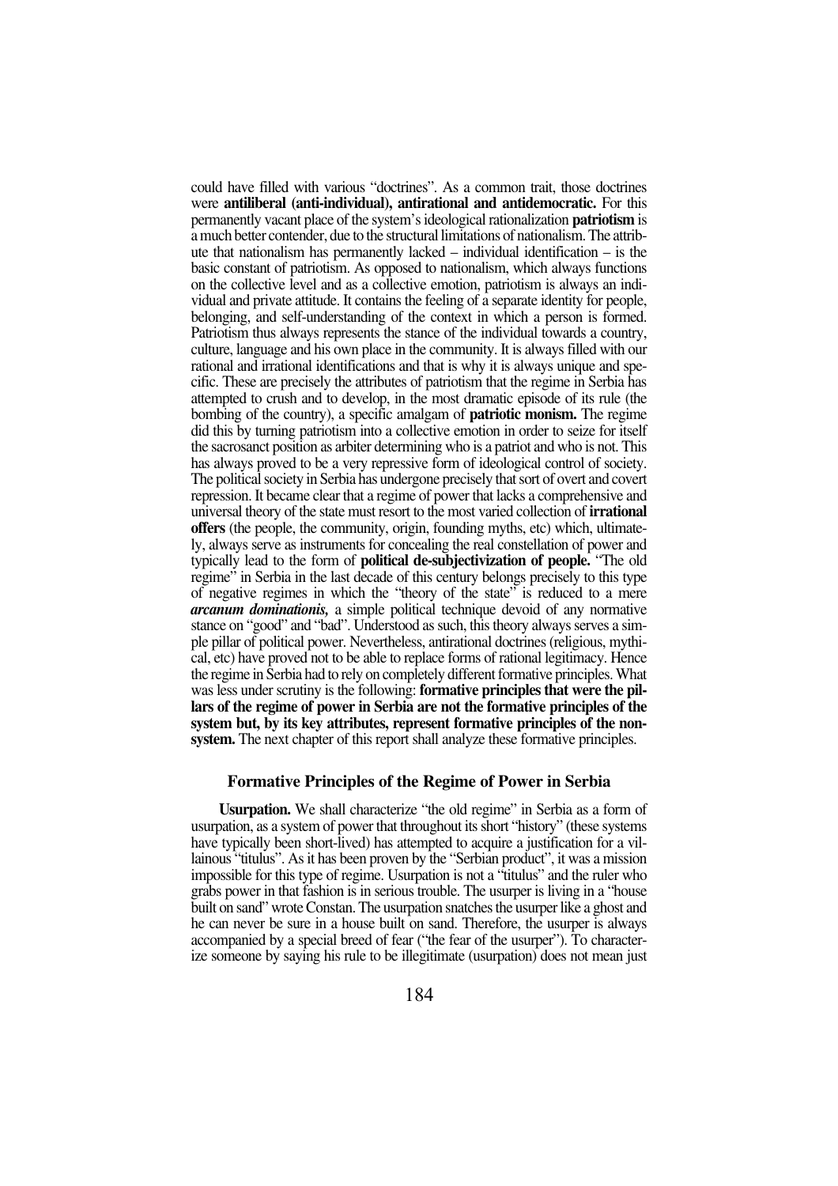could have filled with various "doctrines". As a common trait, those doctrines were **antiliberal (anti-individual), antirational and antidemocratic.** For this permanently vacant place of the system's ideological rationalization **patriotism** is a much better contender, due to the structural limitations of nationalism. The attribute that nationalism has permanently lacked – individual identification – is the basic constant of patriotism. As opposed to nationalism, which always functions on the collective level and as a collective emotion, patriotism is always an individual and private attitude. It contains the feeling of a separate identity for people, belonging, and self-understanding of the context in which a person is formed. Patriotism thus always represents the stance of the individual towards a country, culture, language and his own place in the community. It is always filled with our rational and irrational identifications and that is why it is always unique and specific. These are precisely the attributes of patriotism that the regime in Serbia has attempted to crush and to develop, in the most dramatic episode of its rule (the bombing of the country), a specific amalgam of **patriotic monism.** The regime did this by turning patriotism into a collective emotion in order to seize for itself the sacrosanct position as arbiter determining who is a patriot and who is not. This has always proved to be a very repressive form of ideological control of society. The political society in Serbia has undergone precisely that sort of overt and covert repression. It became clear that a regime of power that lacks a comprehensive and universal theory of the state must resort to the most varied collection of **irrational offers** (the people, the community, origin, founding myths, etc) which, ultimately, always serve as instruments for concealing the real constellation of power and typically lead to the form of **political de-subjectivization of people.** "The old regime" in Serbia in the last decade of this century belongs precisely to this type of negative regimes in which the "theory of the state" is reduced to a mere ***arcanum dominationis,*** a simple political technique devoid of any normative stance on "good" and "bad". Understood as such, this theory always serves a simple pillar of political power. Nevertheless, antirational doctrines (religious, mythical, etc) have proved not to be able to replace forms of rational legitimacy. Hence the regime in Serbia had to rely on completely different formative principles. What was less under scrutiny is the following: **formative principles that were the pillars of the regime of power in Serbia are not the formative principles of the system but, by its key attributes, represent formative principles of the non-system.** The next chapter of this report shall analyze these formative principles.

### Formative Principles of the Regime of Power in Serbia

**Usurpation.** We shall characterize "the old regime" in Serbia as a form of usurpation, as a system of power that throughout its short "history" (these systems have typically been short-lived) has attempted to acquire a justification for a villainous "titulus". As it has been proven by the "Serbian product", it was a mission impossible for this type of regime. Usurpation is not a "titulus" and the ruler who grabs power in that fashion is in serious trouble. The usurper is living in a "house built on sand" wrote Constan. The usurpation snatches the usurper like a ghost and he can never be sure in a house built on sand. Therefore, the usurper is always accompanied by a special breed of fear ("the fear of the usurper"). To characterize someone by saying his rule to be illegitimate (usurpation) does not mean just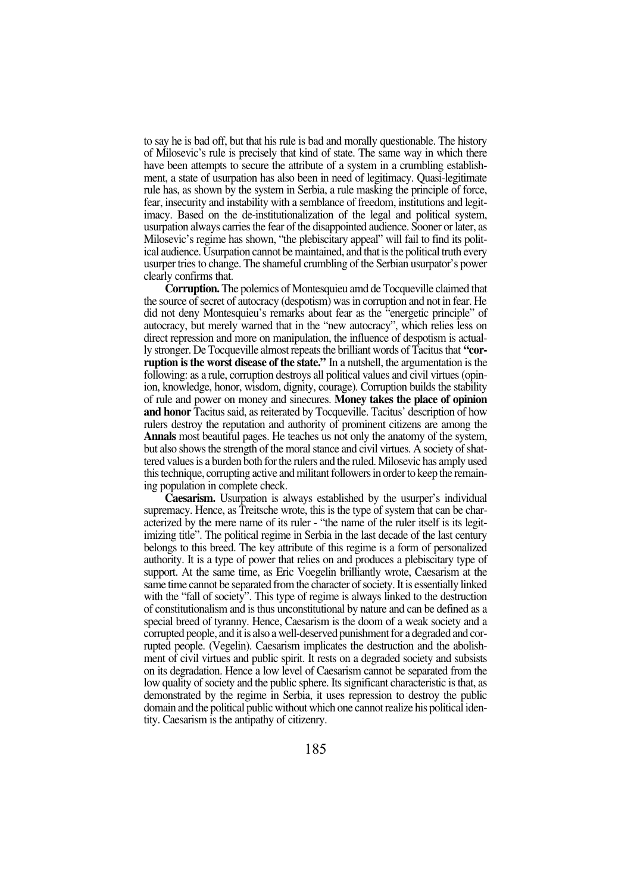to say he is bad off, but that his rule is bad and morally questionable. The history of Milosevic's rule is precisely that kind of state. The same way in which there have been attempts to secure the attribute of a system in a crumbling establishment, a state of usurpation has also been in need of legitimacy. Quasi-legitimate rule has, as shown by the system in Serbia, a rule masking the principle of force, fear, insecurity and instability with a semblance of freedom, institutions and legitimacy. Based on the de-institutionalization of the legal and political system, usurpation always carries the fear of the disappointed audience. Sooner or later, as Milosevic's regime has shown, "the plebiscitary appeal" will fail to find its political audience. Usurpation cannot be maintained, and that is the political truth every usurper tries to change. The shameful crumbling of the Serbian usurpator's power clearly confirms that.

**Corruption.** The polemics of Montesquieu amd de Tocqueville claimed that the source of secret of autocracy (despotism) was in corruption and not in fear. He did not deny Montesquieu's remarks about fear as the "energetic principle" of autocracy, but merely warned that in the "new autocracy", which relies less on direct repression and more on manipulation, the influence of despotism is actually stronger. De Tocqueville almost repeats the brilliant words of Tacitus that **"corruption is the worst disease of the state."** In a nutshell, the argumentation is the following: as a rule, corruption destroys all political values and civil virtues (opinion, knowledge, honor, wisdom, dignity, courage). Corruption builds the stability of rule and power on money and sinecures. **Money takes the place of opinion and honor** Tacitus said, as reiterated by Tocqueville. Tacitus' description of how rulers destroy the reputation and authority of prominent citizens are among the **Annals** most beautiful pages. He teaches us not only the anatomy of the system, but also shows the strength of the moral stance and civil virtues. A society of shattered values is a burden both for the rulers and the ruled. Milosevic has amply used this technique, corrupting active and militant followers in order to keep the remaining population in complete check.

**Caesarism.** Usurpation is always established by the usurper's individual supremacy. Hence, as Treitsche wrote, this is the type of system that can be characterized by the mere name of its ruler - "the name of the ruler itself is its legitimizing title". The political regime in Serbia in the last decade of the last century belongs to this breed. The key attribute of this regime is a form of personalized authority. It is a type of power that relies on and produces a plebiscitary type of support. At the same time, as Eric Voegelin brilliantly wrote, Caesarism at the same time cannot be separated from the character of society. It is essentially linked with the "fall of society". This type of regime is always linked to the destruction of constitutionalism and is thus unconstitutional by nature and can be defined as a special breed of tyranny. Hence, Caesarism is the doom of a weak society and a corrupted people, and it is also a well-deserved punishment for a degraded and corrupted people. (Vegelin). Caesarism implicates the destruction and the abolishment of civil virtues and public spirit. It rests on a degraded society and subsists on its degradation. Hence a low level of Caesarism cannot be separated from the low quality of society and the public sphere. Its significant characteristic is that, as demonstrated by the regime in Serbia, it uses repression to destroy the public domain and the political public without which one cannot realize his political identity. Caesarism is the antipathy of citizenry.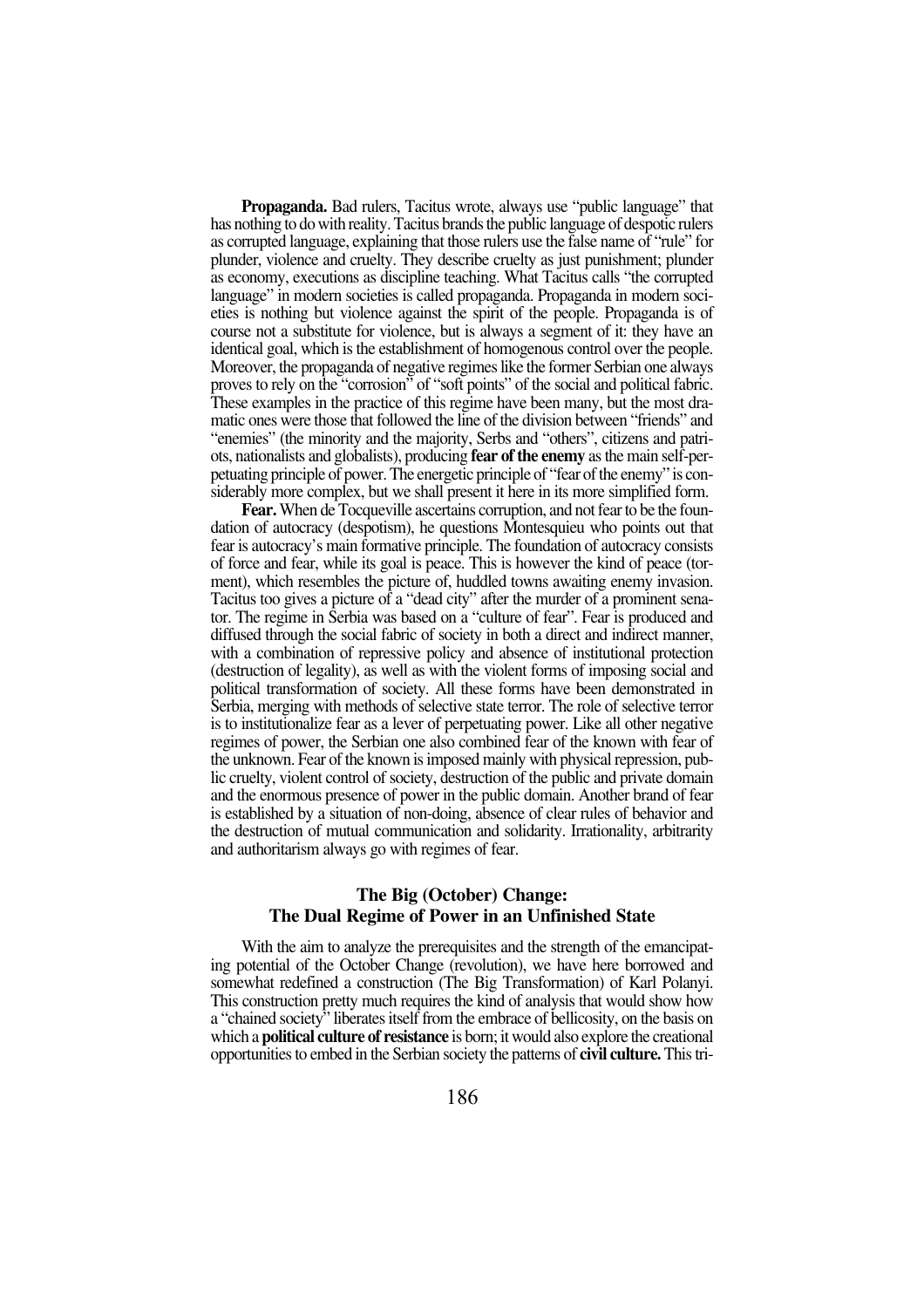**Propaganda.** Bad rulers, Tacitus wrote, always use "public language" that has nothing to do with reality. Tacitus brands the public language of despotic rulers as corrupted language, explaining that those rulers use the false name of "rule" for plunder, violence and cruelty. They describe cruelty as just punishment; plunder as economy, executions as discipline teaching. What Tacitus calls "the corrupted language" in modern societies is called propaganda. Propaganda in modern societies is nothing but violence against the spirit of the people. Propaganda is of course not a substitute for violence, but is always a segment of it: they have an identical goal, which is the establishment of homogenous control over the people. Moreover, the propaganda of negative regimes like the former Serbian one always proves to rely on the "corrosion" of "soft points" of the social and political fabric. These examples in the practice of this regime have been many, but the most dramatic ones were those that followed the line of the division between "friends" and "enemies" (the minority and the majority, Serbs and "others", citizens and patriots, nationalists and globalists), producing **fear of the enemy** as the main self-perpetuating principle of power. The energetic principle of "fear of the enemy" is considerably more complex, but we shall present it here in its more simplified form.

**Fear.** When de Tocqueville ascertains corruption, and not fear to be the foundation of autocracy (despotism), he questions Montesquieu who points out that fear is autocracy's main formative principle. The foundation of autocracy consists of force and fear, while its goal is peace. This is however the kind of peace (torment), which resembles the picture of, huddled towns awaiting enemy invasion. Tacitus too gives a picture of a "dead city" after the murder of a prominent senator. The regime in Serbia was based on a "culture of fear". Fear is produced and diffused through the social fabric of society in both a direct and indirect manner, with a combination of repressive policy and absence of institutional protection (destruction of legality), as well as with the violent forms of imposing social and political transformation of society. All these forms have been demonstrated in Serbia, merging with methods of selective state terror. The role of selective terror is to institutionalize fear as a lever of perpetuating power. Like all other negative regimes of power, the Serbian one also combined fear of the known with fear of the unknown. Fear of the known is imposed mainly with physical repression, public cruelty, violent control of society, destruction of the public and private domain and the enormous presence of power in the public domain. Another brand of fear is established by a situation of non-doing, absence of clear rules of behavior and the destruction of mutual communication and solidarity. Irrationality, arbitrarity and authoritarism always go with regimes of fear.

## The Big (October) Change: The Dual Regime of Power in an Unfinished State

With the aim to analyze the prerequisites and the strength of the emancipating potential of the October Change (revolution), we have here borrowed and somewhat redefined a construction (The Big Transformation) of Karl Polanyi. This construction pretty much requires the kind of analysis that would show how a "chained society" liberates itself from the embrace of bellicosity, on the basis on which a **political culture of resistance** is born; it would also explore the creational opportunities to embed in the Serbian society the patterns of **civil culture.** This tri-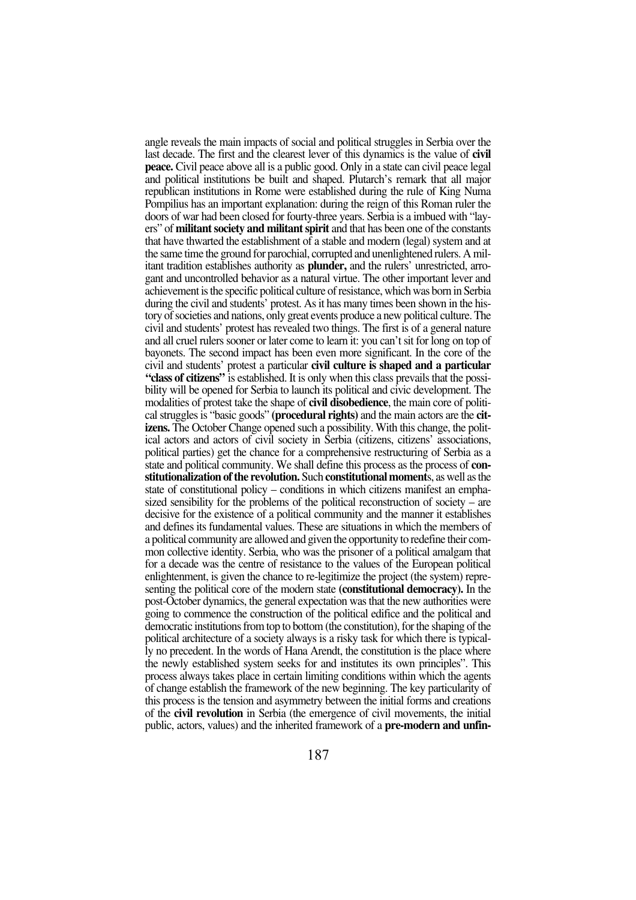angle reveals the main impacts of social and political struggles in Serbia over the last decade. The first and the clearest lever of this dynamics is the value of **civil peace.** Civil peace above all is a public good. Only in a state can civil peace legal and political institutions be built and shaped. Plutarch's remark that all major republican institutions in Rome were established during the rule of King Numa Pompilius has an important explanation: during the reign of this Roman ruler the doors of war had been closed for fourty-three years. Serbia is a imbued with "layers" of **militant society and militant spirit** and that has been one of the constants that have thwarted the establishment of a stable and modern (legal) system and at the same time the ground for parochial, corrupted and unenlightened rulers. A militant tradition establishes authority as **plunder,** and the rulers' unrestricted, arrogant and uncontrolled behavior as a natural virtue. The other important lever and achievement is the specific political culture of resistance, which was born in Serbia during the civil and students' protest. As it has many times been shown in the history of societies and nations, only great events produce a new political culture. The civil and students' protest has revealed two things. The first is of a general nature and all cruel rulers sooner or later come to learn it: you can't sit for long on top of bayonets. The second impact has been even more significant. In the core of the civil and students' protest a particular **civil culture is shaped and a particular "class of citizens"** is established. It is only when this class prevails that the possibility will be opened for Serbia to launch its political and civic development. The modalities of protest take the shape of **civil disobedience**, the main core of political struggles is "basic goods" **(procedural rights)** and the main actors are the **citizens.** The October Change opened such a possibility. With this change, the political actors and actors of civil society in Serbia (citizens, citizens' associations, political parties) get the chance for a comprehensive restructuring of Serbia as a state and political community. We shall define this process as the process of **constitutionalization of the revolution.** Such **constitutional moment**s, as well as the state of constitutional policy – conditions in which citizens manifest an emphasized sensibility for the problems of the political reconstruction of society – are decisive for the existence of a political community and the manner it establishes and defines its fundamental values. These are situations in which the members of a political community are allowed and given the opportunity to redefine their common collective identity. Serbia, who was the prisoner of a political amalgam that for a decade was the centre of resistance to the values of the European political enlightenment, is given the chance to re-legitimize the project (the system) representing the political core of the modern state **(constitutional democracy).** In the post-October dynamics, the general expectation was that the new authorities were going to commence the construction of the political edifice and the political and democratic institutions from top to bottom (the constitution), for the shaping of the political architecture of a society always is a risky task for which there is typically no precedent. In the words of Hana Arendt, the constitution is the place where the newly established system seeks for and institutes its own principles". This process always takes place in certain limiting conditions within which the agents of change establish the framework of the new beginning. The key particularity of this process is the tension and asymmetry between the initial forms and creations of the **civil revolution** in Serbia (the emergence of civil movements, the initial public, actors, values) and the inherited framework of a **pre-modern and unfin-**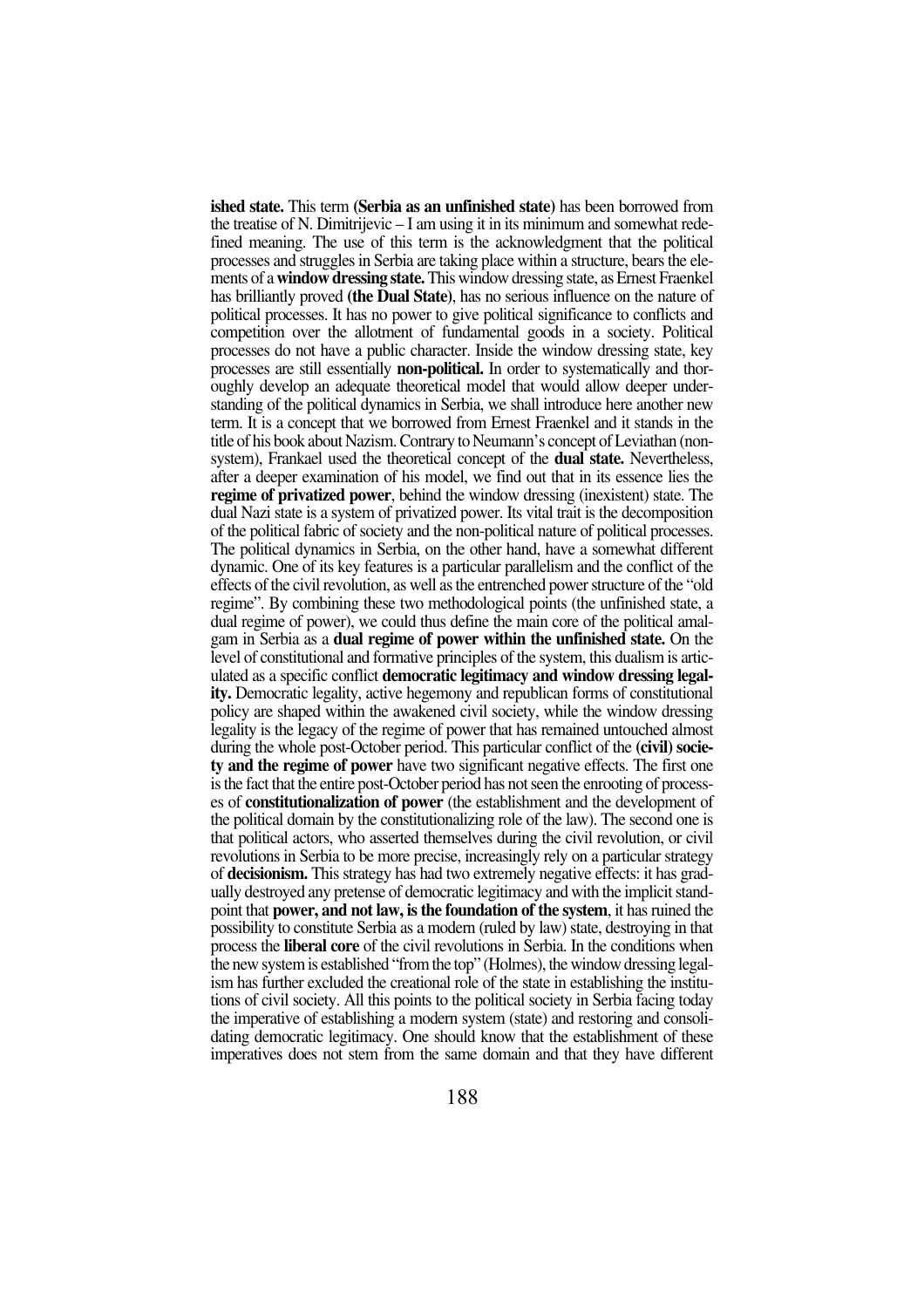**ished state.** This term **(Serbia as an unfinished state)** has been borrowed from the treatise of N. Dimitrijevic – I am using it in its minimum and somewhat redefined meaning. The use of this term is the acknowledgment that the political processes and struggles in Serbia are taking place within a structure, bears the elements of a **window dressing state.** This window dressing state, as Ernest Fraenkel has brilliantly proved **(the Dual State)**, has no serious influence on the nature of political processes. It has no power to give political significance to conflicts and competition over the allotment of fundamental goods in a society. Political processes do not have a public character. Inside the window dressing state, key processes are still essentially **non-political.** In order to systematically and thoroughly develop an adequate theoretical model that would allow deeper understanding of the political dynamics in Serbia, we shall introduce here another new term. It is a concept that we borrowed from Ernest Fraenkel and it stands in the title of his book about Nazism. Contrary to Neumann's concept of Leviathan (non-system), Frankael used the theoretical concept of the **dual state.** Nevertheless, after a deeper examination of his model, we find out that in its essence lies the **regime of privatized power**, behind the window dressing (inexistent) state. The dual Nazi state is a system of privatized power. Its vital trait is the decomposition of the political fabric of society and the non-political nature of political processes. The political dynamics in Serbia, on the other hand, have a somewhat different dynamic. One of its key features is a particular parallelism and the conflict of the effects of the civil revolution, as well as the entrenched power structure of the "old regime". By combining these two methodological points (the unfinished state, a dual regime of power), we could thus define the main core of the political amalgam in Serbia as a **dual regime of power within the unfinished state.** On the level of constitutional and formative principles of the system, this dualism is articulated as a specific conflict **democratic legitimacy and window dressing legality.** Democratic legality, active hegemony and republican forms of constitutional policy are shaped within the awakened civil society, while the window dressing legality is the legacy of the regime of power that has remained untouched almost during the whole post-October period. This particular conflict of the **(civil) society and the regime of power** have two significant negative effects. The first one is the fact that the entire post-October period has not seen the enrooting of processes of **constitutionalization of power** (the establishment and the development of the political domain by the constitutionalizing role of the law). The second one is that political actors, who asserted themselves during the civil revolution, or civil revolutions in Serbia to be more precise, increasingly rely on a particular strategy of **decisionism.** This strategy has had two extremely negative effects: it has gradually destroyed any pretense of democratic legitimacy and with the implicit standpoint that **power, and not law, is the foundation of the system**, it has ruined the possibility to constitute Serbia as a modern (ruled by law) state, destroying in that process the **liberal core** of the civil revolutions in Serbia. In the conditions when the new system is established "from the top" (Holmes), the window dressing legalism has further excluded the creational role of the state in establishing the institutions of civil society. All this points to the political society in Serbia facing today the imperative of establishing a modern system (state) and restoring and consolidating democratic legitimacy. One should know that the establishment of these imperatives does not stem from the same domain and that they have different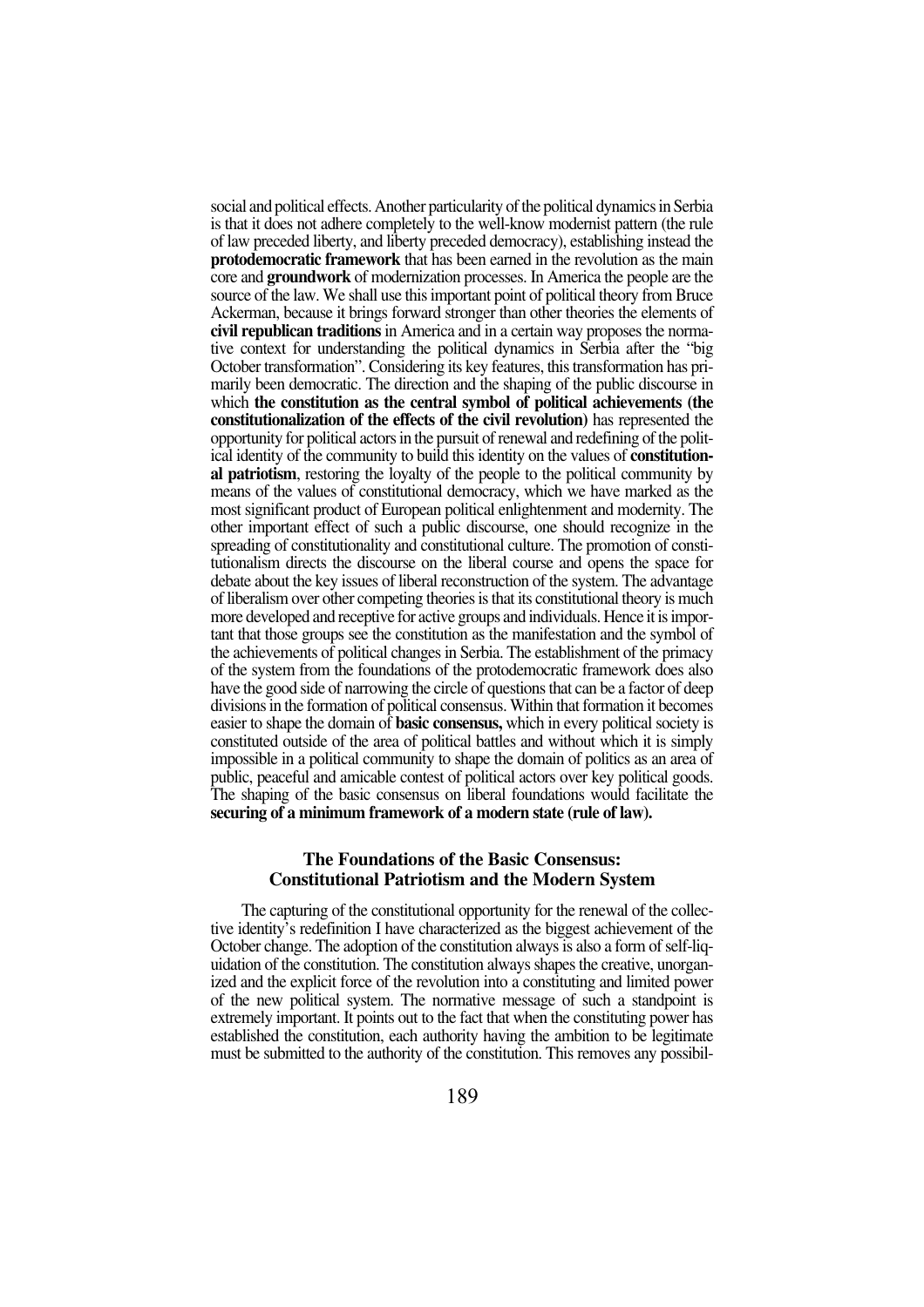social and political effects. Another particularity of the political dynamics in Serbia is that it does not adhere completely to the well-know modernist pattern (the rule of law preceded liberty, and liberty preceded democracy), establishing instead the **protodemocratic framework** that has been earned in the revolution as the main core and **groundwork** of modernization processes. In America the people are the source of the law. We shall use this important point of political theory from Bruce Ackerman, because it brings forward stronger than other theories the elements of **civil republican traditions** in America and in a certain way proposes the normative context for understanding the political dynamics in Serbia after the "big October transformation". Considering its key features, this transformation has primarily been democratic. The direction and the shaping of the public discourse in which **the constitution as the central symbol of political achievements (the constitutionalization of the effects of the civil revolution)** has represented the opportunity for political actors in the pursuit of renewal and redefining of the political identity of the community to build this identity on the values of **constitutional patriotism**, restoring the loyalty of the people to the political community by means of the values of constitutional democracy, which we have marked as the most significant product of European political enlightenment and modernity. The other important effect of such a public discourse, one should recognize in the spreading of constitutionality and constitutional culture. The promotion of constitutionalism directs the discourse on the liberal course and opens the space for debate about the key issues of liberal reconstruction of the system. The advantage of liberalism over other competing theories is that its constitutional theory is much more developed and receptive for active groups and individuals. Hence it is important that those groups see the constitution as the manifestation and the symbol of the achievements of political changes in Serbia. The establishment of the primacy of the system from the foundations of the protodemocratic framework does also have the good side of narrowing the circle of questions that can be a factor of deep divisions in the formation of political consensus. Within that formation it becomes easier to shape the domain of **basic consensus,** which in every political society is constituted outside of the area of political battles and without which it is simply impossible in a political community to shape the domain of politics as an area of public, peaceful and amicable contest of political actors over key political goods. The shaping of the basic consensus on liberal foundations would facilitate the **securing of a minimum framework of a modern state (rule of law).**

## The Foundations of the Basic Consensus: Constitutional Patriotism and the Modern System

The capturing of the constitutional opportunity for the renewal of the collective identity's redefinition I have characterized as the biggest achievement of the October change. The adoption of the constitution always is also a form of self-liquidation of the constitution. The constitution always shapes the creative, unorganized and the explicit force of the revolution into a constituting and limited power of the new political system. The normative message of such a standpoint is extremely important. It points out to the fact that when the constituting power has established the constitution, each authority having the ambition to be legitimate must be submitted to the authority of the constitution. This removes any possibil-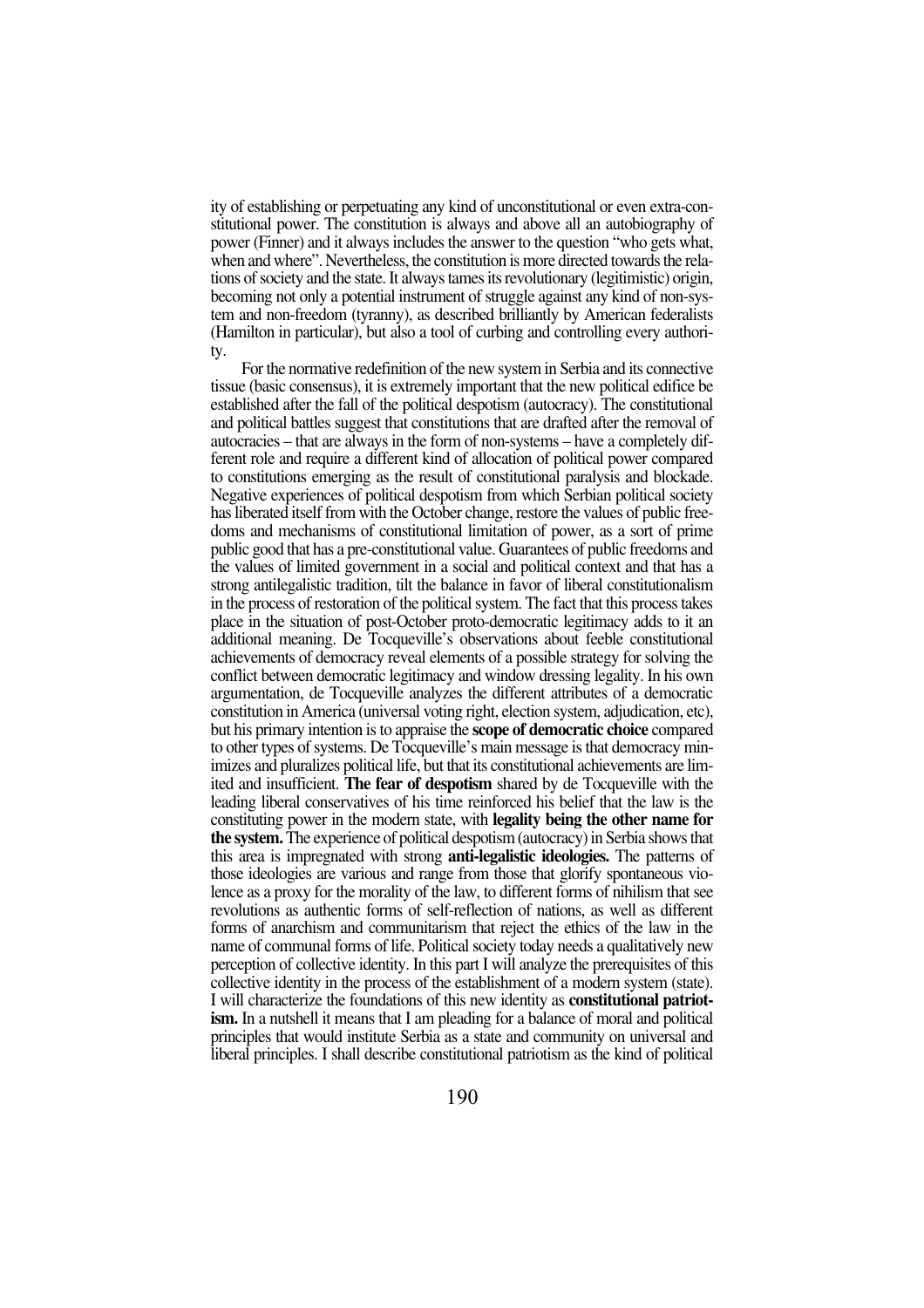ity of establishing or perpetuating any kind of unconstitutional or even extra-constitutional power. The constitution is always and above all an autobiography of power (Finner) and it always includes the answer to the question "who gets what, when and where". Nevertheless, the constitution is more directed towards the relations of society and the state. It always tames its revolutionary (legitimistic) origin, becoming not only a potential instrument of struggle against any kind of non-system and non-freedom (tyranny), as described brilliantly by American federalists (Hamilton in particular), but also a tool of curbing and controlling every authority.

For the normative redefinition of the new system in Serbia and its connective tissue (basic consensus), it is extremely important that the new political edifice be established after the fall of the political despotism (autocracy). The constitutional and political battles suggest that constitutions that are drafted after the removal of autocracies – that are always in the form of non-systems – have a completely different role and require a different kind of allocation of political power compared to constitutions emerging as the result of constitutional paralysis and blockade. Negative experiences of political despotism from which Serbian political society has liberated itself from with the October change, restore the values of public freedoms and mechanisms of constitutional limitation of power, as a sort of prime public good that has a pre-constitutional value. Guarantees of public freedoms and the values of limited government in a social and political context and that has a strong antilegalistic tradition, tilt the balance in favor of liberal constitutionalism in the process of restoration of the political system. The fact that this process takes place in the situation of post-October proto-democratic legitimacy adds to it an additional meaning. De Tocqueville's observations about feeble constitutional achievements of democracy reveal elements of a possible strategy for solving the conflict between democratic legitimacy and window dressing legality. In his own argumentation, de Tocqueville analyzes the different attributes of a democratic constitution in America (universal voting right, election system, adjudication, etc), but his primary intention is to appraise the **scope of democratic choice** compared to other types of systems. De Tocqueville's main message is that democracy minimizes and pluralizes political life, but that its constitutional achievements are limited and insufficient. **The fear of despotism** shared by de Tocqueville with the leading liberal conservatives of his time reinforced his belief that the law is the constituting power in the modern state, with **legality being the other name for the system.** The experience of political despotism (autocracy) in Serbia shows that this area is impregnated with strong **anti-legalistic ideologies.** The patterns of those ideologies are various and range from those that glorify spontaneous violence as a proxy for the morality of the law, to different forms of nihilism that see revolutions as authentic forms of self-reflection of nations, as well as different forms of anarchism and communitarism that reject the ethics of the law in the name of communal forms of life. Political society today needs a qualitatively new perception of collective identity. In this part I will analyze the prerequisites of this collective identity in the process of the establishment of a modern system (state). I will characterize the foundations of this new identity as **constitutional patriotism.** In a nutshell it means that I am pleading for a balance of moral and political principles that would institute Serbia as a state and community on universal and liberal principles. I shall describe constitutional patriotism as the kind of political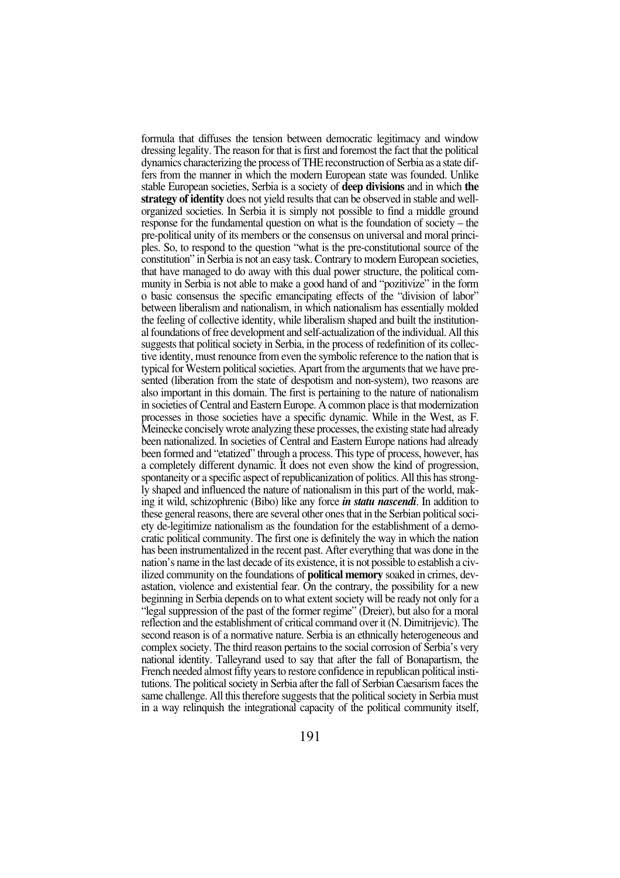formula that diffuses the tension between democratic legitimacy and window dressing legality. The reason for that is first and foremost the fact that the political dynamics characterizing the process of THE reconstruction of Serbia as a state differs from the manner in which the modern European state was founded. Unlike stable European societies, Serbia is a society of **deep divisions** and in which **the strategy of identity** does not yield results that can be observed in stable and well-organized societies. In Serbia it is simply not possible to find a middle ground response for the fundamental question on what is the foundation of society – the pre-political unity of its members or the consensus on universal and moral principles. So, to respond to the question "what is the pre-constitutional source of the constitution" in Serbia is not an easy task. Contrary to modern European societies, that have managed to do away with this dual power structure, the political community in Serbia is not able to make a good hand of and "pozitivize" in the form o basic consensus the specific emancipating effects of the "division of labor" between liberalism and nationalism, in which nationalism has essentially molded the feeling of collective identity, while liberalism shaped and built the institutional foundations of free development and self-actualization of the individual. All this suggests that political society in Serbia, in the process of redefinition of its collective identity, must renounce from even the symbolic reference to the nation that is typical for Western political societies. Apart from the arguments that we have presented (liberation from the state of despotism and non-system), two reasons are also important in this domain. The first is pertaining to the nature of nationalism in societies of Central and Eastern Europe. A common place is that modernization processes in those societies have a specific dynamic. While in the West, as F. Meinecke concisely wrote analyzing these processes, the existing state had already been nationalized. In societies of Central and Eastern Europe nations had already been formed and "etatized" through a process. This type of process, however, has a completely different dynamic. It does not even show the kind of progression, spontaneity or a specific aspect of republicanization of politics. All this has strongly shaped and influenced the nature of nationalism in this part of the world, making it wild, schizophrenic (Bibo) like any force ***in statu nascendi***. In addition to these general reasons, there are several other ones that in the Serbian political society de-legitimize nationalism as the foundation for the establishment of a democratic political community. The first one is definitely the way in which the nation has been instrumentalized in the recent past. After everything that was done in the nation's name in the last decade of its existence, it is not possible to establish a civilized community on the foundations of **political memory** soaked in crimes, devastation, violence and existential fear. On the contrary, the possibility for a new beginning in Serbia depends on to what extent society will be ready not only for a "legal suppression of the past of the former regime" (Dreier), but also for a moral reflection and the establishment of critical command over it (N. Dimitrijevic). The second reason is of a normative nature. Serbia is an ethnically heterogeneous and complex society. The third reason pertains to the social corrosion of Serbia's very national identity. Talleyrand used to say that after the fall of Bonapartism, the French needed almost fifty years to restore confidence in republican political institutions. The political society in Serbia after the fall of Serbian Caesarism faces the same challenge. All this therefore suggests that the political society in Serbia must in a way relinquish the integrational capacity of the political community itself,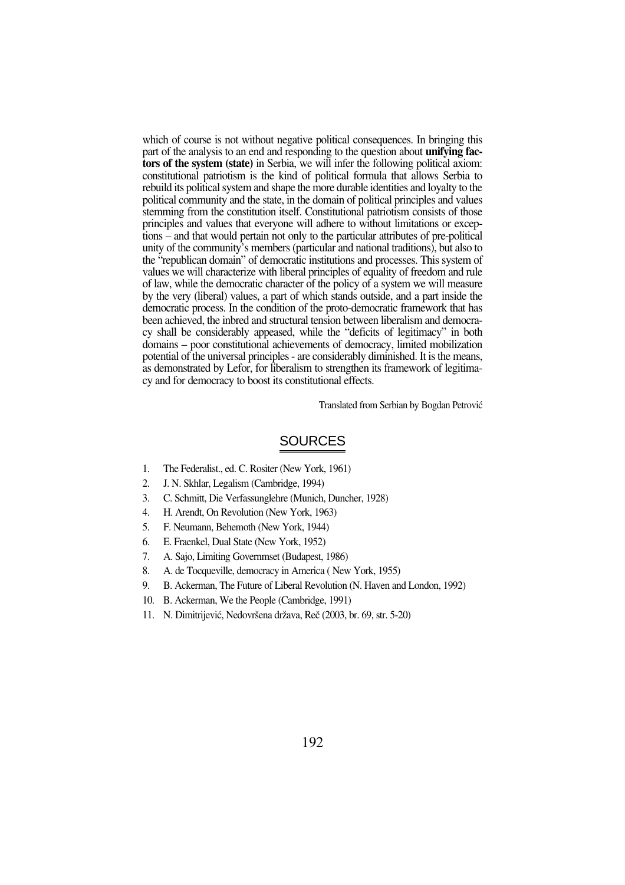which of course is not without negative political consequences. In bringing this part of the analysis to an end and responding to the question about **unifying factors of the system (state)** in Serbia, we will infer the following political axiom: constitutional patriotism is the kind of political formula that allows Serbia to rebuild its political system and shape the more durable identities and loyalty to the political community and the state, in the domain of political principles and values stemming from the constitution itself. Constitutional patriotism consists of those principles and values that everyone will adhere to without limitations or exceptions – and that would pertain not only to the particular attributes of pre-political unity of the community's members (particular and national traditions), but also to the "republican domain" of democratic institutions and processes. This system of values we will characterize with liberal principles of equality of freedom and rule of law, while the democratic character of the policy of a system we will measure by the very (liberal) values, a part of which stands outside, and a part inside the democratic process. In the condition of the proto-democratic framework that has been achieved, the inbred and structural tension between liberalism and democracy shall be considerably appeased, while the "deficits of legitimacy" in both domains – poor constitutional achievements of democracy, limited mobilization potential of the universal principles - are considerably diminished. It is the means, as demonstrated by Lefor, for liberalism to strengthen its framework of legitimacy and for democracy to boost its constitutional effects.

Translated from Serbian by Bogdan Petrović

## SOURCES

1. The Federalist., ed. C. Rositer (New York, 1961)
2. J. N. Skhlar, Legalism (Cambridge, 1994)
3. C. Schmitt, Die Verfassunglehre (Munich, Duncher, 1928)
4. H. Arendt, On Revolution (New York, 1963)
5. F. Neumann, Behemoth (New York, 1944)
6. E. Fraenkel, Dual State (New York, 1952)
7. A. Sajo, Limiting Governmset (Budapest, 1986)
8. A. de Tocqueville, democracy in America ( New York, 1955)
9. B. Ackerman, The Future of Liberal Revolution (N. Haven and London, 1992)
10. B. Ackerman, We the People (Cambridge, 1991)
11. N. Dimitrijević, Nedovršena država, Reč (2003, br. 69, str. 5-20)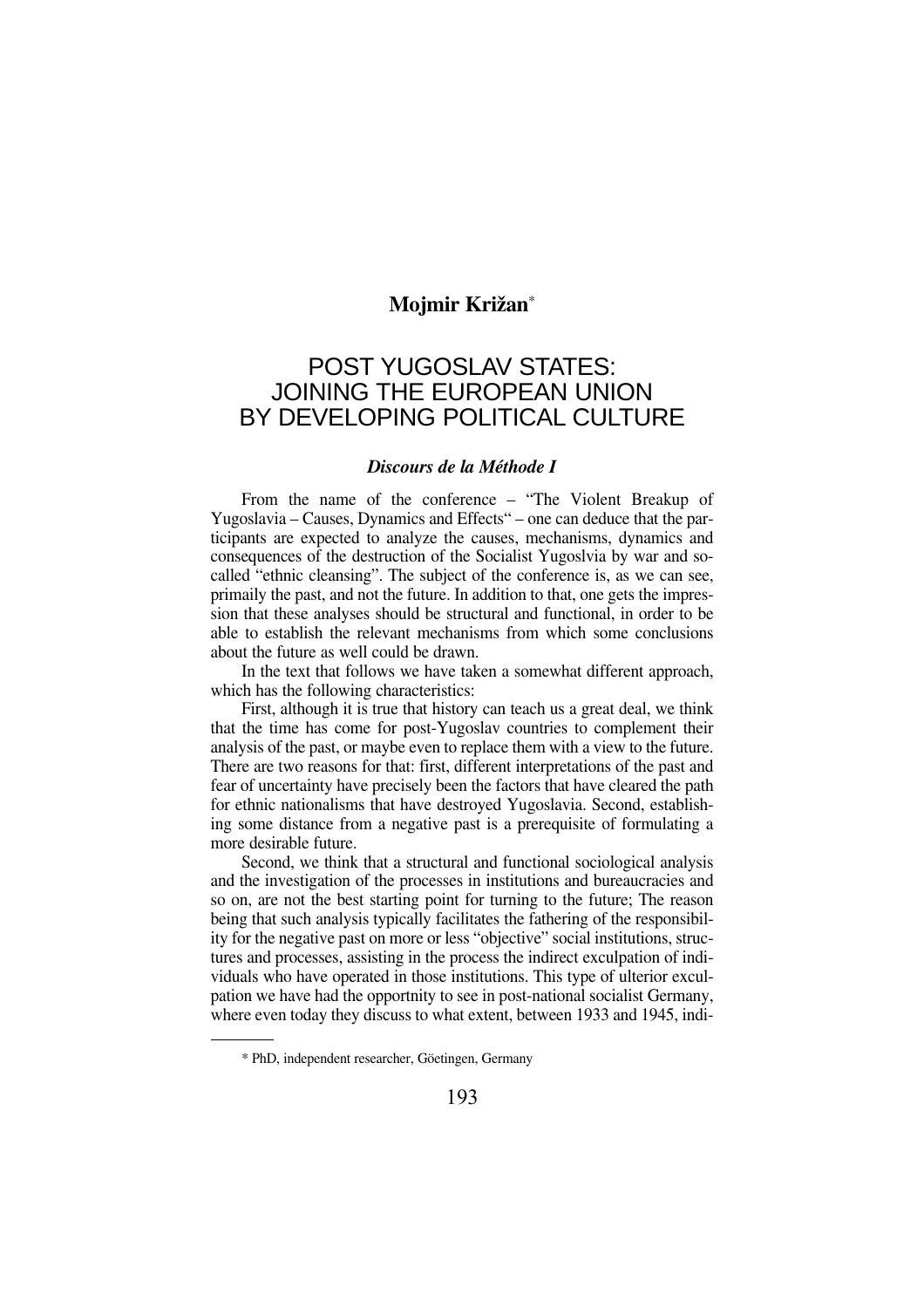**Mojmir Križan**[*]

# POST YUGOSLAV STATES: JOINING THE EUROPEAN UNION BY DEVELOPING POLITICAL CULTURE

### *Discours de la Méthode I*

From the name of the conference – "The Violent Breakup of Yugoslavia – Causes, Dynamics and Effects" – one can deduce that the participants are expected to analyze the causes, mechanisms, dynamics and consequences of the destruction of the Socialist Yugoslvia by war and so-called "ethnic cleansing". The subject of the conference is, as we can see, primaily the past, and not the future. In addition to that, one gets the impression that these analyses should be structural and functional, in order to be able to establish the relevant mechanisms from which some conclusions about the future as well could be drawn.

In the text that follows we have taken a somewhat different approach, which has the following characteristics:

First, although it is true that history can teach us a great deal, we think that the time has come for post-Yugoslav countries to complement their analysis of the past, or maybe even to replace them with a view to the future. There are two reasons for that: first, different interpretations of the past and fear of uncertainty have precisely been the factors that have cleared the path for ethnic nationalisms that have destroyed Yugoslavia. Second, establishing some distance from a negative past is a prerequisite of formulating a more desirable future.

Second, we think that a structural and functional sociological analysis and the investigation of the processes in institutions and bureaucracies and so on, are not the best starting point for turning to the future; The reason being that such analysis typically facilitates the fathering of the responsibility for the negative past on more or less "objective" social institutions, structures and processes, assisting in the process the indirect exculpation of individuals who have operated in those institutions. This type of ulterior exculpation we have had the opportnity to see in post-national socialist Germany, where even today they discuss to what extent, between 1933 and 1945, indi-

---

[*] PhD, independent researcher, Göetingen, Germany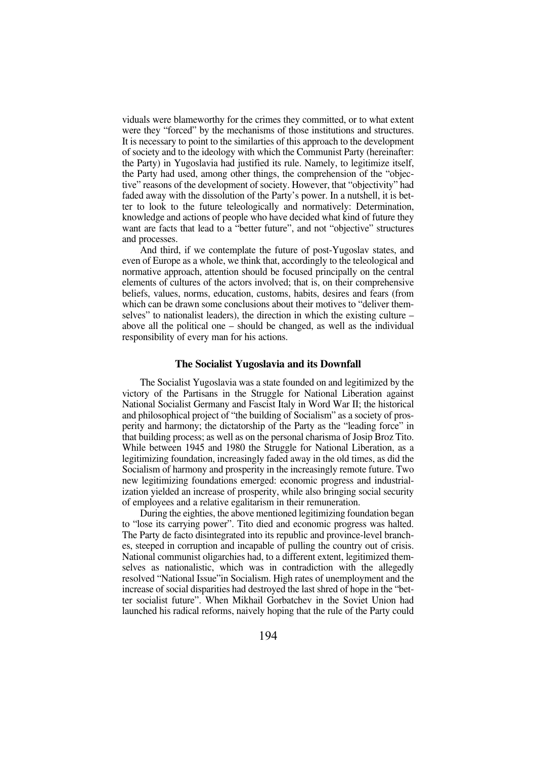viduals were blameworthy for the crimes they committed, or to what extent were they "forced" by the mechanisms of those institutions and structures. It is necessary to point to the similarties of this approach to the development of society and to the ideology with which the Communist Party (hereinafter: the Party) in Yugoslavia had justified its rule. Namely, to legitimize itself, the Party had used, among other things, the comprehension of the "objective" reasons of the development of society. However, that "objectivity" had faded away with the dissolution of the Party's power. In a nutshell, it is better to look to the future teleologically and normatively: Determination, knowledge and actions of people who have decided what kind of future they want are facts that lead to a "better future", and not "objective" structures and processes.

And third, if we contemplate the future of post-Yugoslav states, and even of Europe as a whole, we think that, accordingly to the teleological and normative approach, attention should be focused principally on the central elements of cultures of the actors involved; that is, on their comprehensive beliefs, values, norms, education, customs, habits, desires and fears (from which can be drawn some conclusions about their motives to "deliver themselves" to nationalist leaders), the direction in which the existing culture – above all the political one – should be changed, as well as the individual responsibility of every man for his actions.

## The Socialist Yugoslavia and its Downfall

The Socialist Yugoslavia was a state founded on and legitimized by the victory of the Partisans in the Struggle for National Liberation against National Socialist Germany and Fascist Italy in Word War II; the historical and philosophical project of "the building of Socialism" as a society of prosperity and harmony; the dictatorship of the Party as the "leading force" in that building process; as well as on the personal charisma of Josip Broz Tito. While between 1945 and 1980 the Struggle for National Liberation, as a legitimizing foundation, increasingly faded away in the old times, as did the Socialism of harmony and prosperity in the increasingly remote future. Two new legitimizing foundations emerged: economic progress and industrialization yielded an increase of prosperity, while also bringing social security of employees and a relative egalitarism in their remuneration.

During the eighties, the above mentioned legitimizing foundation began to "lose its carrying power". Tito died and economic progress was halted. The Party de facto disintegrated into its republic and province-level branches, steeped in corruption and incapable of pulling the country out of crisis. National communist oligarchies had, to a different extent, legitimized themselves as nationalistic, which was in contradiction with the allegedly resolved "National Issue"in Socialism. High rates of unemployment and the increase of social disparities had destroyed the last shred of hope in the "better socialist future". When Mikhail Gorbatchev in the Soviet Union had launched his radical reforms, naively hoping that the rule of the Party could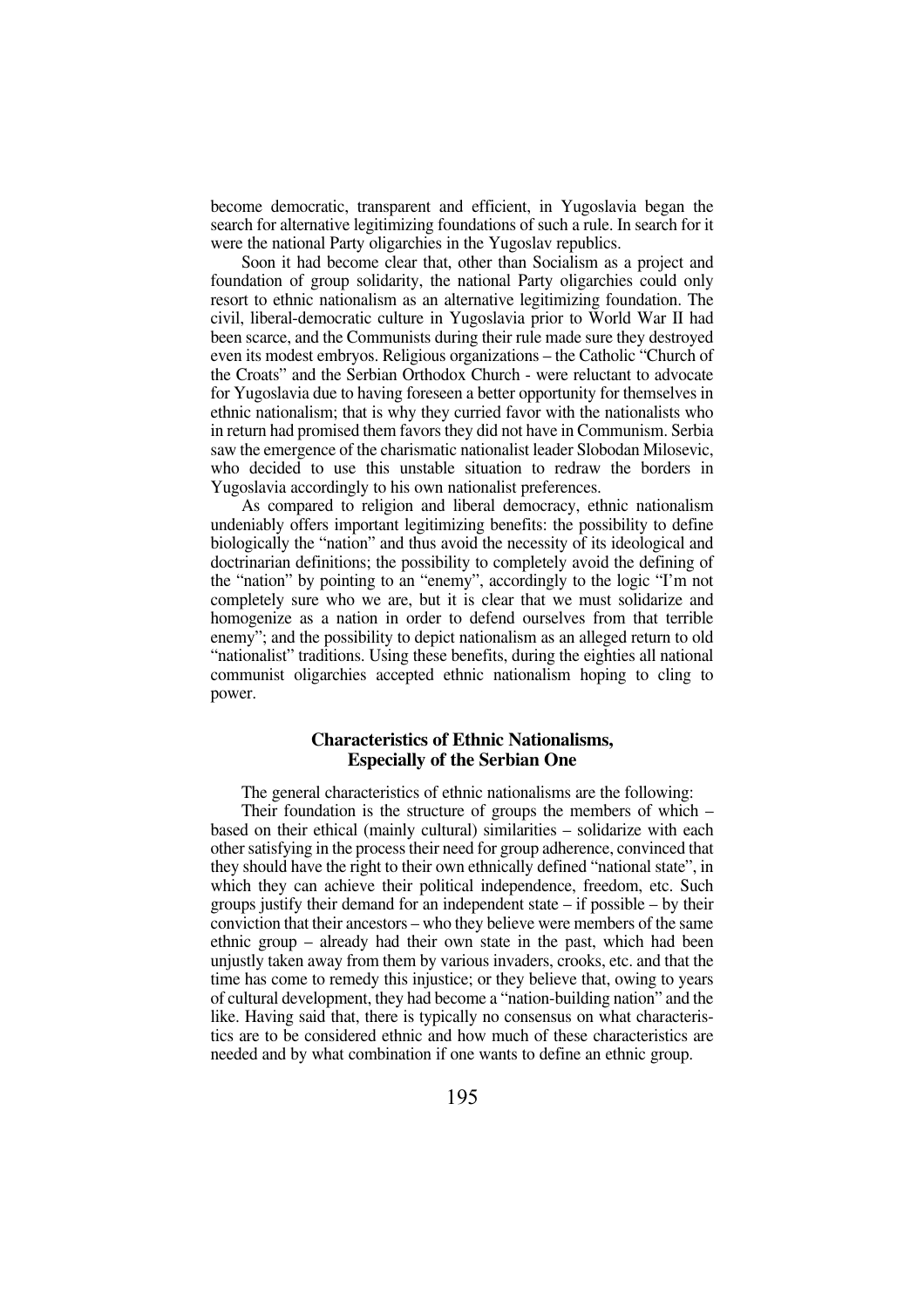become democratic, transparent and efficient, in Yugoslavia began the search for alternative legitimizing foundations of such a rule. In search for it were the national Party oligarchies in the Yugoslav republics.

Soon it had become clear that, other than Socialism as a project and foundation of group solidarity, the national Party oligarchies could only resort to ethnic nationalism as an alternative legitimizing foundation. The civil, liberal-democratic culture in Yugoslavia prior to World War II had been scarce, and the Communists during their rule made sure they destroyed even its modest embryos. Religious organizations – the Catholic "Church of the Croats" and the Serbian Orthodox Church - were reluctant to advocate for Yugoslavia due to having foreseen a better opportunity for themselves in ethnic nationalism; that is why they curried favor with the nationalists who in return had promised them favors they did not have in Communism. Serbia saw the emergence of the charismatic nationalist leader Slobodan Milosevic, who decided to use this unstable situation to redraw the borders in Yugoslavia accordingly to his own nationalist preferences.

As compared to religion and liberal democracy, ethnic nationalism undeniably offers important legitimizing benefits: the possibility to define biologically the "nation" and thus avoid the necessity of its ideological and doctrinarian definitions; the possibility to completely avoid the defining of the "nation" by pointing to an "enemy", accordingly to the logic "I'm not completely sure who we are, but it is clear that we must solidarize and homogenize as a nation in order to defend ourselves from that terrible enemy"; and the possibility to depict nationalism as an alleged return to old "nationalist" traditions. Using these benefits, during the eighties all national communist oligarchies accepted ethnic nationalism hoping to cling to power.

## Characteristics of Ethnic Nationalisms, Especially of the Serbian One

The general characteristics of ethnic nationalisms are the following:

Their foundation is the structure of groups the members of which – based on their ethical (mainly cultural) similarities – solidarize with each other satisfying in the process their need for group adherence, convinced that they should have the right to their own ethnically defined "national state", in which they can achieve their political independence, freedom, etc. Such groups justify their demand for an independent state – if possible – by their conviction that their ancestors – who they believe were members of the same ethnic group – already had their own state in the past, which had been unjustly taken away from them by various invaders, crooks, etc. and that the time has come to remedy this injustice; or they believe that, owing to years of cultural development, they had become a "nation-building nation" and the like. Having said that, there is typically no consensus on what characteristics are to be considered ethnic and how much of these characteristics are needed and by what combination if one wants to define an ethnic group.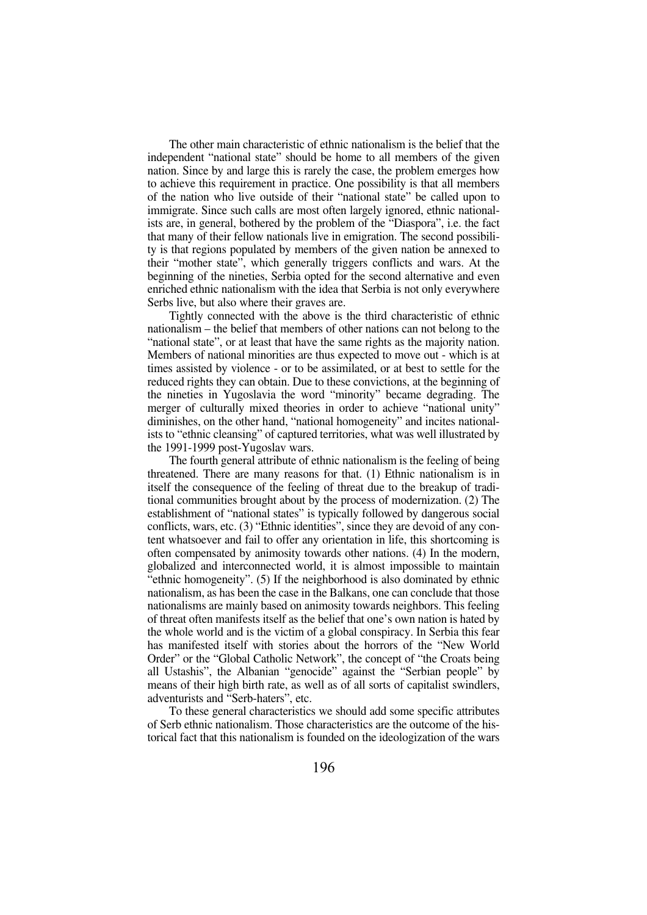The other main characteristic of ethnic nationalism is the belief that the independent "national state" should be home to all members of the given nation. Since by and large this is rarely the case, the problem emerges how to achieve this requirement in practice. One possibility is that all members of the nation who live outside of their "national state" be called upon to immigrate. Since such calls are most often largely ignored, ethnic nationalists are, in general, bothered by the problem of the "Diaspora", i.e. the fact that many of their fellow nationals live in emigration. The second possibility is that regions populated by members of the given nation be annexed to their "mother state", which generally triggers conflicts and wars. At the beginning of the nineties, Serbia opted for the second alternative and even enriched ethnic nationalism with the idea that Serbia is not only everywhere Serbs live, but also where their graves are.

Tightly connected with the above is the third characteristic of ethnic nationalism – the belief that members of other nations can not belong to the "national state", or at least that have the same rights as the majority nation. Members of national minorities are thus expected to move out - which is at times assisted by violence - or to be assimilated, or at best to settle for the reduced rights they can obtain. Due to these convictions, at the beginning of the nineties in Yugoslavia the word "minority" became degrading. The merger of culturally mixed theories in order to achieve "national unity" diminishes, on the other hand, "national homogeneity" and incites nationalists to "ethnic cleansing" of captured territories, what was well illustrated by the 1991-1999 post-Yugoslav wars.

The fourth general attribute of ethnic nationalism is the feeling of being threatened. There are many reasons for that. (1) Ethnic nationalism is in itself the consequence of the feeling of threat due to the breakup of traditional communities brought about by the process of modernization. (2) The establishment of "national states" is typically followed by dangerous social conflicts, wars, etc. (3) "Ethnic identities", since they are devoid of any content whatsoever and fail to offer any orientation in life, this shortcoming is often compensated by animosity towards other nations. (4) In the modern, globalized and interconnected world, it is almost impossible to maintain "ethnic homogeneity". (5) If the neighborhood is also dominated by ethnic nationalism, as has been the case in the Balkans, one can conclude that those nationalisms are mainly based on animosity towards neighbors. This feeling of threat often manifests itself as the belief that one's own nation is hated by the whole world and is the victim of a global conspiracy. In Serbia this fear has manifested itself with stories about the horrors of the "New World Order" or the "Global Catholic Network", the concept of "the Croats being all Ustashis", the Albanian "genocide" against the "Serbian people" by means of their high birth rate, as well as of all sorts of capitalist swindlers, adventurists and "Serb-haters", etc.

To these general characteristics we should add some specific attributes of Serb ethnic nationalism. Those characteristics are the outcome of the historical fact that this nationalism is founded on the ideologization of the wars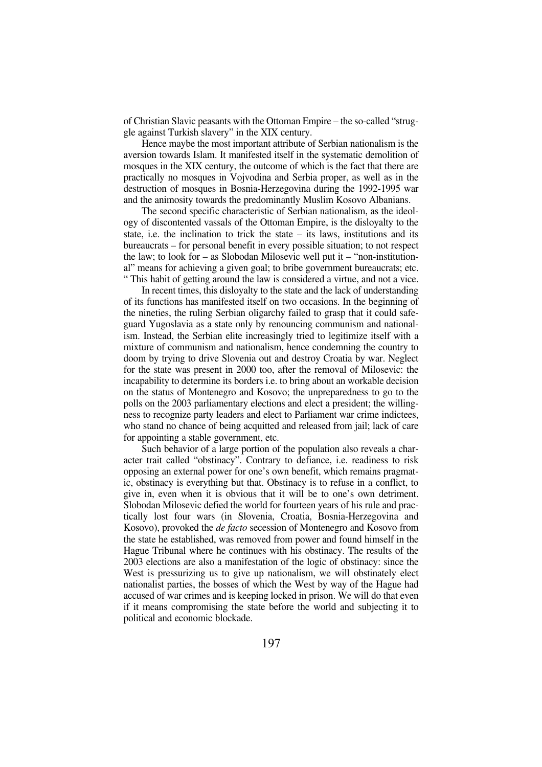of Christian Slavic peasants with the Ottoman Empire – the so-called "struggle against Turkish slavery" in the XIX century.

Hence maybe the most important attribute of Serbian nationalism is the aversion towards Islam. It manifested itself in the systematic demolition of mosques in the XIX century, the outcome of which is the fact that there are practically no mosques in Vojvodina and Serbia proper, as well as in the destruction of mosques in Bosnia-Herzegovina during the 1992-1995 war and the animosity towards the predominantly Muslim Kosovo Albanians.

The second specific characteristic of Serbian nationalism, as the ideology of discontented vassals of the Ottoman Empire, is the disloyalty to the state, i.e. the inclination to trick the state – its laws, institutions and its bureaucrats – for personal benefit in every possible situation; to not respect the law; to look for – as Slobodan Milosevic well put it – "non-institutional" means for achieving a given goal; to bribe government bureaucrats; etc. " This habit of getting around the law is considered a virtue, and not a vice.

In recent times, this disloyalty to the state and the lack of understanding of its functions has manifested itself on two occasions. In the beginning of the nineties, the ruling Serbian oligarchy failed to grasp that it could safeguard Yugoslavia as a state only by renouncing communism and nationalism. Instead, the Serbian elite increasingly tried to legitimize itself with a mixture of communism and nationalism, hence condemning the country to doom by trying to drive Slovenia out and destroy Croatia by war. Neglect for the state was present in 2000 too, after the removal of Milosevic: the incapability to determine its borders i.e. to bring about an workable decision on the status of Montenegro and Kosovo; the unpreparedness to go to the polls on the 2003 parliamentary elections and elect a president; the willingness to recognize party leaders and elect to Parliament war crime indictees, who stand no chance of being acquitted and released from jail; lack of care for appointing a stable government, etc.

Such behavior of a large portion of the population also reveals a character trait called "obstinacy". Contrary to defiance, i.e. readiness to risk opposing an external power for one's own benefit, which remains pragmatic, obstinacy is everything but that. Obstinacy is to refuse in a conflict, to give in, even when it is obvious that it will be to one's own detriment. Slobodan Milosevic defied the world for fourteen years of his rule and practically lost four wars (in Slovenia, Croatia, Bosnia-Herzegovina and Kosovo), provoked the *de facto* secession of Montenegro and Kosovo from the state he established, was removed from power and found himself in the Hague Tribunal where he continues with his obstinacy. The results of the 2003 elections are also a manifestation of the logic of obstinacy: since the West is pressurizing us to give up nationalism, we will obstinately elect nationalist parties, the bosses of which the West by way of the Hague had accused of war crimes and is keeping locked in prison. We will do that even if it means compromising the state before the world and subjecting it to political and economic blockade.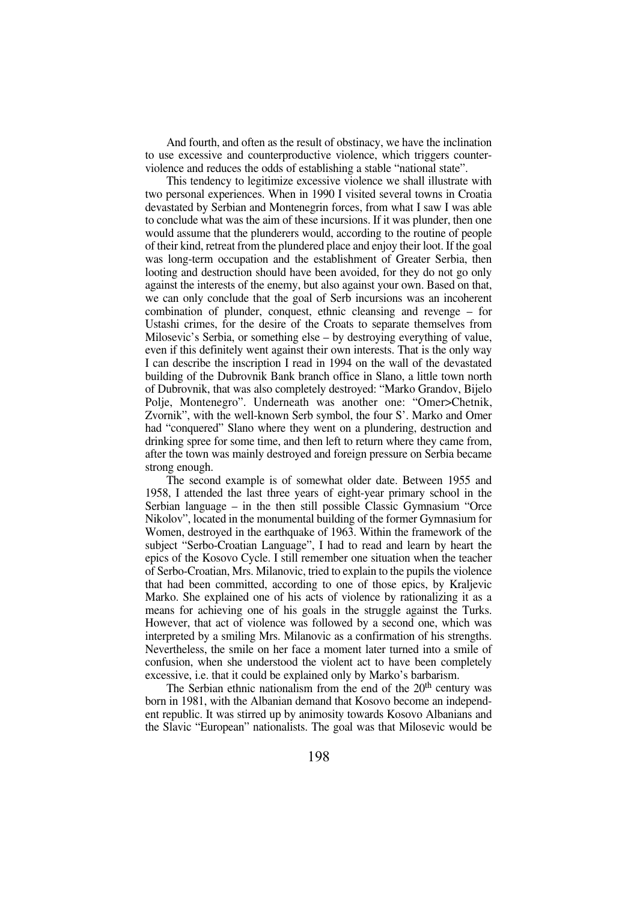And fourth, and often as the result of obstinacy, we have the inclination to use excessive and counterproductive violence, which triggers counter-violence and reduces the odds of establishing a stable "national state".

This tendency to legitimize excessive violence we shall illustrate with two personal experiences. When in 1990 I visited several towns in Croatia devastated by Serbian and Montenegrin forces, from what I saw I was able to conclude what was the aim of these incursions. If it was plunder, then one would assume that the plunderers would, according to the routine of people of their kind, retreat from the plundered place and enjoy their loot. If the goal was long-term occupation and the establishment of Greater Serbia, then looting and destruction should have been avoided, for they do not go only against the interests of the enemy, but also against your own. Based on that, we can only conclude that the goal of Serb incursions was an incoherent combination of plunder, conquest, ethnic cleansing and revenge – for Ustashi crimes, for the desire of the Croats to separate themselves from Milosevic's Serbia, or something else – by destroying everything of value, even if this definitely went against their own interests. That is the only way I can describe the inscription I read in 1994 on the wall of the devastated building of the Dubrovnik Bank branch office in Slano, a little town north of Dubrovnik, that was also completely destroyed: "Marko Grandov, Bijelo Polje, Montenegro". Underneath was another one: "Omer>Chetnik, Zvornik", with the well-known Serb symbol, the four S'. Marko and Omer had "conquered" Slano where they went on a plundering, destruction and drinking spree for some time, and then left to return where they came from, after the town was mainly destroyed and foreign pressure on Serbia became strong enough.

The second example is of somewhat older date. Between 1955 and 1958, I attended the last three years of eight-year primary school in the Serbian language – in the then still possible Classic Gymnasium "Orce Nikolov", located in the monumental building of the former Gymnasium for Women, destroyed in the earthquake of 1963. Within the framework of the subject "Serbo-Croatian Language", I had to read and learn by heart the epics of the Kosovo Cycle. I still remember one situation when the teacher of Serbo-Croatian, Mrs. Milanovic, tried to explain to the pupils the violence that had been committed, according to one of those epics, by Kraljevic Marko. She explained one of his acts of violence by rationalizing it as a means for achieving one of his goals in the struggle against the Turks. However, that act of violence was followed by a second one, which was interpreted by a smiling Mrs. Milanovic as a confirmation of his strengths. Nevertheless, the smile on her face a moment later turned into a smile of confusion, when she understood the violent act to have been completely excessive, i.e. that it could be explained only by Marko's barbarism.

The Serbian ethnic nationalism from the end of the 20th century was born in 1981, with the Albanian demand that Kosovo become an independent republic. It was stirred up by animosity towards Kosovo Albanians and the Slavic "European" nationalists. The goal was that Milosevic would be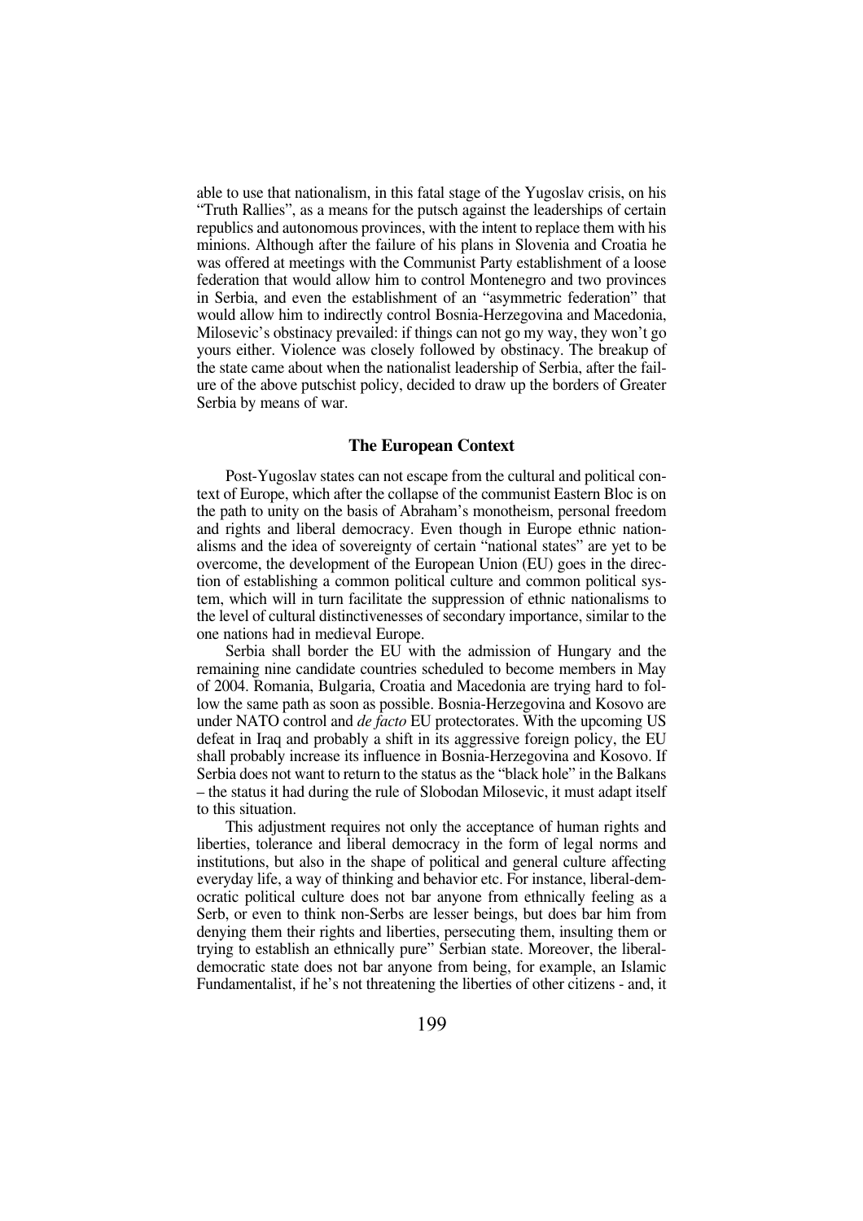able to use that nationalism, in this fatal stage of the Yugoslav crisis, on his "Truth Rallies", as a means for the putsch against the leaderships of certain republics and autonomous provinces, with the intent to replace them with his minions. Although after the failure of his plans in Slovenia and Croatia he was offered at meetings with the Communist Party establishment of a loose federation that would allow him to control Montenegro and two provinces in Serbia, and even the establishment of an "asymmetric federation" that would allow him to indirectly control Bosnia-Herzegovina and Macedonia, Milosevic's obstinacy prevailed: if things can not go my way, they won't go yours either. Violence was closely followed by obstinacy. The breakup of the state came about when the nationalist leadership of Serbia, after the failure of the above putschist policy, decided to draw up the borders of Greater Serbia by means of war.

## The European Context

Post-Yugoslav states can not escape from the cultural and political context of Europe, which after the collapse of the communist Eastern Bloc is on the path to unity on the basis of Abraham's monotheism, personal freedom and rights and liberal democracy. Even though in Europe ethnic nationalisms and the idea of sovereignty of certain "national states" are yet to be overcome, the development of the European Union (EU) goes in the direction of establishing a common political culture and common political system, which will in turn facilitate the suppression of ethnic nationalisms to the level of cultural distinctivenesses of secondary importance, similar to the one nations had in medieval Europe.

Serbia shall border the EU with the admission of Hungary and the remaining nine candidate countries scheduled to become members in May of 2004. Romania, Bulgaria, Croatia and Macedonia are trying hard to follow the same path as soon as possible. Bosnia-Herzegovina and Kosovo are under NATO control and *de facto* EU protectorates. With the upcoming US defeat in Iraq and probably a shift in its aggressive foreign policy, the EU shall probably increase its influence in Bosnia-Herzegovina and Kosovo. If Serbia does not want to return to the status as the "black hole" in the Balkans – the status it had during the rule of Slobodan Milosevic, it must adapt itself to this situation.

This adjustment requires not only the acceptance of human rights and liberties, tolerance and liberal democracy in the form of legal norms and institutions, but also in the shape of political and general culture affecting everyday life, a way of thinking and behavior etc. For instance, liberal-democratic political culture does not bar anyone from ethnically feeling as a Serb, or even to think non-Serbs are lesser beings, but does bar him from denying them their rights and liberties, persecuting them, insulting them or trying to establish an ethnically pure" Serbian state. Moreover, the liberal-democratic state does not bar anyone from being, for example, an Islamic Fundamentalist, if he's not threatening the liberties of other citizens - and, it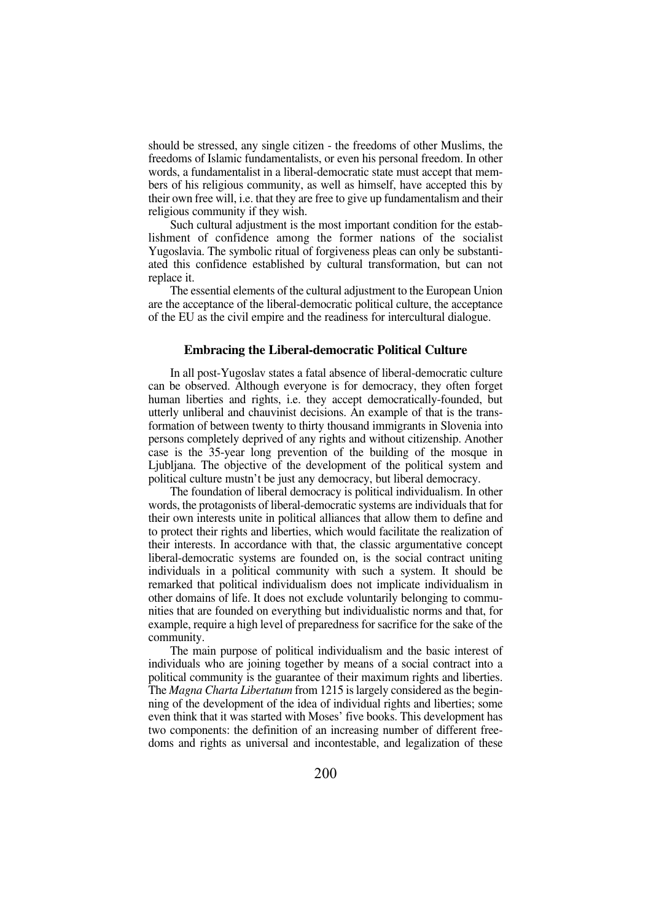should be stressed, any single citizen - the freedoms of other Muslims, the freedoms of Islamic fundamentalists, or even his personal freedom. In other words, a fundamentalist in a liberal-democratic state must accept that members of his religious community, as well as himself, have accepted this by their own free will, i.e. that they are free to give up fundamentalism and their religious community if they wish.

Such cultural adjustment is the most important condition for the establishment of confidence among the former nations of the socialist Yugoslavia. The symbolic ritual of forgiveness pleas can only be substantiated this confidence established by cultural transformation, but can not replace it.

The essential elements of the cultural adjustment to the European Union are the acceptance of the liberal-democratic political culture, the acceptance of the EU as the civil empire and the readiness for intercultural dialogue.

### Embracing the Liberal-democratic Political Culture

In all post-Yugoslav states a fatal absence of liberal-democratic culture can be observed. Although everyone is for democracy, they often forget human liberties and rights, i.e. they accept democratically-founded, but utterly unliberal and chauvinist decisions. An example of that is the transformation of between twenty to thirty thousand immigrants in Slovenia into persons completely deprived of any rights and without citizenship. Another case is the 35-year long prevention of the building of the mosque in Ljubljana. The objective of the development of the political system and political culture mustn't be just any democracy, but liberal democracy.

The foundation of liberal democracy is political individualism. In other words, the protagonists of liberal-democratic systems are individuals that for their own interests unite in political alliances that allow them to define and to protect their rights and liberties, which would facilitate the realization of their interests. In accordance with that, the classic argumentative concept liberal-democratic systems are founded on, is the social contract uniting individuals in a political community with such a system. It should be remarked that political individualism does not implicate individualism in other domains of life. It does not exclude voluntarily belonging to communities that are founded on everything but individualistic norms and that, for example, require a high level of preparedness for sacrifice for the sake of the community.

The main purpose of political individualism and the basic interest of individuals who are joining together by means of a social contract into a political community is the guarantee of their maximum rights and liberties. The *Magna Charta Libertatum* from 1215 is largely considered as the beginning of the development of the idea of individual rights and liberties; some even think that it was started with Moses' five books. This development has two components: the definition of an increasing number of different freedoms and rights as universal and incontestable, and legalization of these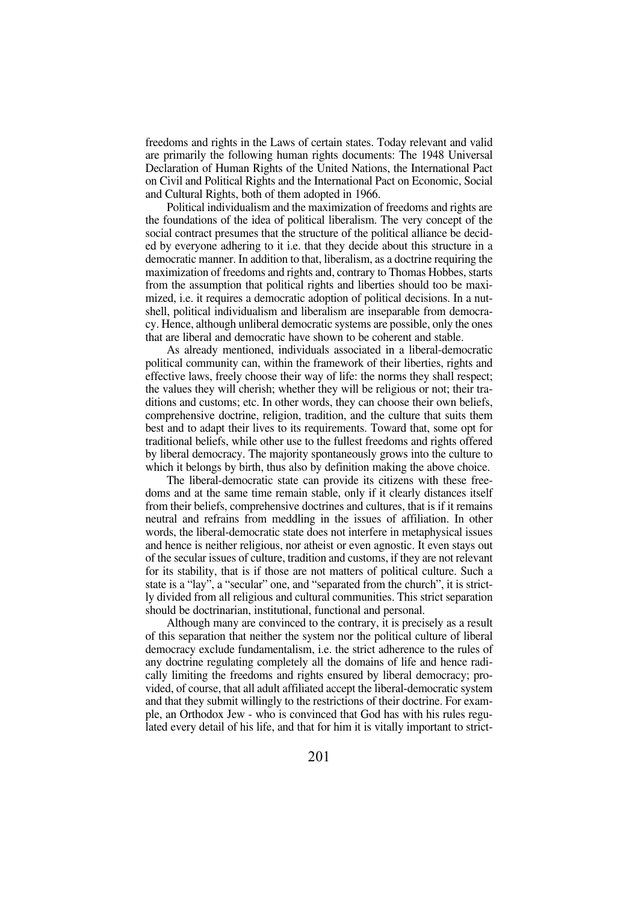freedoms and rights in the Laws of certain states. Today relevant and valid are primarily the following human rights documents: The 1948 Universal Declaration of Human Rights of the United Nations, the International Pact on Civil and Political Rights and the International Pact on Economic, Social and Cultural Rights, both of them adopted in 1966.

Political individualism and the maximization of freedoms and rights are the foundations of the idea of political liberalism. The very concept of the social contract presumes that the structure of the political alliance be decided by everyone adhering to it i.e. that they decide about this structure in a democratic manner. In addition to that, liberalism, as a doctrine requiring the maximization of freedoms and rights and, contrary to Thomas Hobbes, starts from the assumption that political rights and liberties should too be maximized, i.e. it requires a democratic adoption of political decisions. In a nutshell, political individualism and liberalism are inseparable from democracy. Hence, although unliberal democratic systems are possible, only the ones that are liberal and democratic have shown to be coherent and stable.

As already mentioned, individuals associated in a liberal-democratic political community can, within the framework of their liberties, rights and effective laws, freely choose their way of life: the norms they shall respect; the values they will cherish; whether they will be religious or not; their traditions and customs; etc. In other words, they can choose their own beliefs, comprehensive doctrine, religion, tradition, and the culture that suits them best and to adapt their lives to its requirements. Toward that, some opt for traditional beliefs, while other use to the fullest freedoms and rights offered by liberal democracy. The majority spontaneously grows into the culture to which it belongs by birth, thus also by definition making the above choice.

The liberal-democratic state can provide its citizens with these freedoms and at the same time remain stable, only if it clearly distances itself from their beliefs, comprehensive doctrines and cultures, that is if it remains neutral and refrains from meddling in the issues of affiliation. In other words, the liberal-democratic state does not interfere in metaphysical issues and hence is neither religious, nor atheist or even agnostic. It even stays out of the secular issues of culture, tradition and customs, if they are not relevant for its stability, that is if those are not matters of political culture. Such a state is a "lay", a "secular" one, and "separated from the church", it is strictly divided from all religious and cultural communities. This strict separation should be doctrinarian, institutional, functional and personal.

Although many are convinced to the contrary, it is precisely as a result of this separation that neither the system nor the political culture of liberal democracy exclude fundamentalism, i.e. the strict adherence to the rules of any doctrine regulating completely all the domains of life and hence radically limiting the freedoms and rights ensured by liberal democracy; provided, of course, that all adult affiliated accept the liberal-democratic system and that they submit willingly to the restrictions of their doctrine. For example, an Orthodox Jew - who is convinced that God has with his rules regulated every detail of his life, and that for him it is vitally important to strict-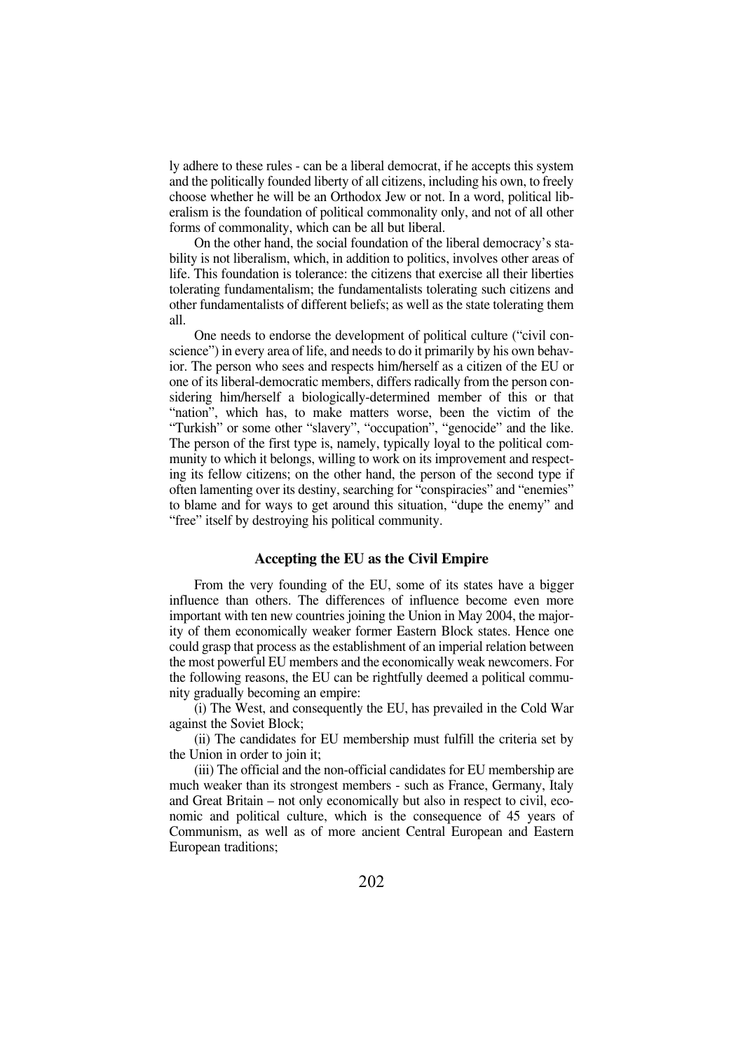ly adhere to these rules - can be a liberal democrat, if he accepts this system and the politically founded liberty of all citizens, including his own, to freely choose whether he will be an Orthodox Jew or not. In a word, political liberalism is the foundation of political commonality only, and not of all other forms of commonality, which can be all but liberal.

On the other hand, the social foundation of the liberal democracy's stability is not liberalism, which, in addition to politics, involves other areas of life. This foundation is tolerance: the citizens that exercise all their liberties tolerating fundamentalism; the fundamentalists tolerating such citizens and other fundamentalists of different beliefs; as well as the state tolerating them all.

One needs to endorse the development of political culture ("civil conscience") in every area of life, and needs to do it primarily by his own behavior. The person who sees and respects him/herself as a citizen of the EU or one of its liberal-democratic members, differs radically from the person considering him/herself a biologically-determined member of this or that "nation", which has, to make matters worse, been the victim of the "Turkish" or some other "slavery", "occupation", "genocide" and the like. The person of the first type is, namely, typically loyal to the political community to which it belongs, willing to work on its improvement and respecting its fellow citizens; on the other hand, the person of the second type if often lamenting over its destiny, searching for "conspiracies" and "enemies" to blame and for ways to get around this situation, "dupe the enemy" and "free" itself by destroying his political community.

### Accepting the EU as the Civil Empire

From the very founding of the EU, some of its states have a bigger influence than others. The differences of influence become even more important with ten new countries joining the Union in May 2004, the majority of them economically weaker former Eastern Block states. Hence one could grasp that process as the establishment of an imperial relation between the most powerful EU members and the economically weak newcomers. For the following reasons, the EU can be rightfully deemed a political community gradually becoming an empire:

(i) The West, and consequently the EU, has prevailed in the Cold War against the Soviet Block;

(ii) The candidates for EU membership must fulfill the criteria set by the Union in order to join it;

(iii) The official and the non-official candidates for EU membership are much weaker than its strongest members - such as France, Germany, Italy and Great Britain – not only economically but also in respect to civil, economic and political culture, which is the consequence of 45 years of Communism, as well as of more ancient Central European and Eastern European traditions;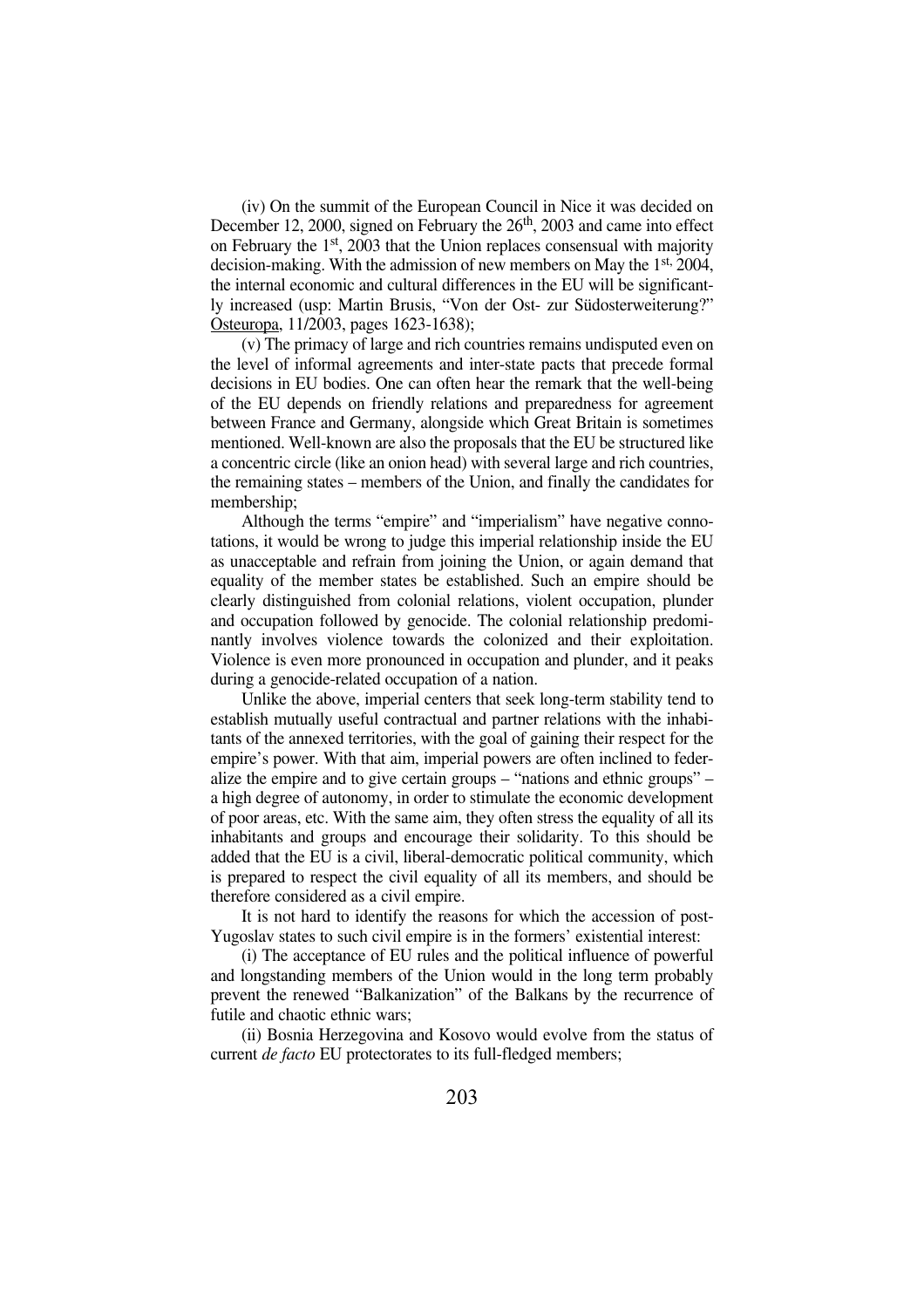(iv) On the summit of the European Council in Nice it was decided on December 12, 2000, signed on February the 26th, 2003 and came into effect on February the 1st, 2003 that the Union replaces consensual with majority decision-making. With the admission of new members on May the 1st, 2004, the internal economic and cultural differences in the EU will be significantly increased (usp: Martin Brusis, "Von der Ost- zur Südosterweiterung?" Osteuropa, 11/2003, pages 1623-1638);

(v) The primacy of large and rich countries remains undisputed even on the level of informal agreements and inter-state pacts that precede formal decisions in EU bodies. One can often hear the remark that the well-being of the EU depends on friendly relations and preparedness for agreement between France and Germany, alongside which Great Britain is sometimes mentioned. Well-known are also the proposals that the EU be structured like a concentric circle (like an onion head) with several large and rich countries, the remaining states – members of the Union, and finally the candidates for membership;

Although the terms "empire" and "imperialism" have negative connotations, it would be wrong to judge this imperial relationship inside the EU as unacceptable and refrain from joining the Union, or again demand that equality of the member states be established. Such an empire should be clearly distinguished from colonial relations, violent occupation, plunder and occupation followed by genocide. The colonial relationship predominantly involves violence towards the colonized and their exploitation. Violence is even more pronounced in occupation and plunder, and it peaks during a genocide-related occupation of a nation.

Unlike the above, imperial centers that seek long-term stability tend to establish mutually useful contractual and partner relations with the inhabitants of the annexed territories, with the goal of gaining their respect for the empire's power. With that aim, imperial powers are often inclined to federalize the empire and to give certain groups – "nations and ethnic groups" – a high degree of autonomy, in order to stimulate the economic development of poor areas, etc. With the same aim, they often stress the equality of all its inhabitants and groups and encourage their solidarity. To this should be added that the EU is a civil, liberal-democratic political community, which is prepared to respect the civil equality of all its members, and should be therefore considered as a civil empire.

It is not hard to identify the reasons for which the accession of post-Yugoslav states to such civil empire is in the formers' existential interest:

(i) The acceptance of EU rules and the political influence of powerful and longstanding members of the Union would in the long term probably prevent the renewed "Balkanization" of the Balkans by the recurrence of futile and chaotic ethnic wars;

(ii) Bosnia Herzegovina and Kosovo would evolve from the status of current *de facto* EU protectorates to its full-fledged members;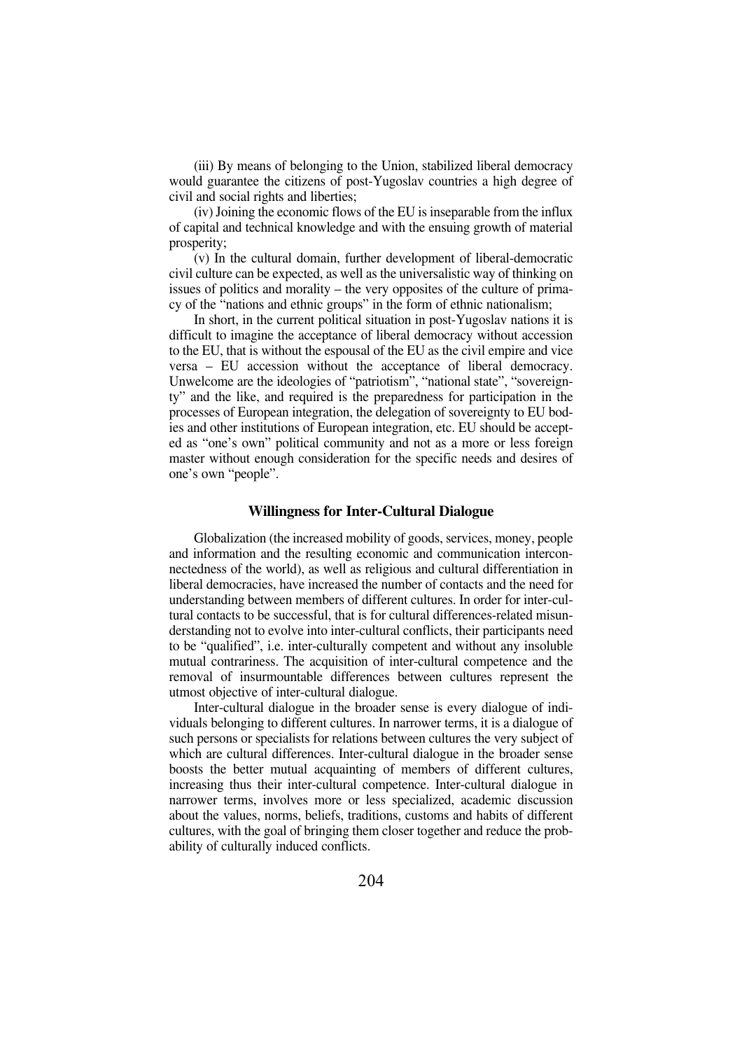(iii) By means of belonging to the Union, stabilized liberal democracy would guarantee the citizens of post-Yugoslav countries a high degree of civil and social rights and liberties;

(iv) Joining the economic flows of the EU is inseparable from the influx of capital and technical knowledge and with the ensuing growth of material prosperity;

(v) In the cultural domain, further development of liberal-democratic civil culture can be expected, as well as the universalistic way of thinking on issues of politics and morality – the very opposites of the culture of primacy of the "nations and ethnic groups" in the form of ethnic nationalism;

In short, in the current political situation in post-Yugoslav nations it is difficult to imagine the acceptance of liberal democracy without accession to the EU, that is without the espousal of the EU as the civil empire and vice versa – EU accession without the acceptance of liberal democracy. Unwelcome are the ideologies of "patriotism", "national state", "sovereignty" and the like, and required is the preparedness for participation in the processes of European integration, the delegation of sovereignty to EU bodies and other institutions of European integration, etc. EU should be accepted as "one's own" political community and not as a more or less foreign master without enough consideration for the specific needs and desires of one's own "people".

### Willingness for Inter-Cultural Dialogue

Globalization (the increased mobility of goods, services, money, people and information and the resulting economic and communication interconnectedness of the world), as well as religious and cultural differentiation in liberal democracies, have increased the number of contacts and the need for understanding between members of different cultures. In order for inter-cultural contacts to be successful, that is for cultural differences-related misunderstanding not to evolve into inter-cultural conflicts, their participants need to be "qualified", i.e. inter-culturally competent and without any insoluble mutual contrariness. The acquisition of inter-cultural competence and the removal of insurmountable differences between cultures represent the utmost objective of inter-cultural dialogue.

Inter-cultural dialogue in the broader sense is every dialogue of individuals belonging to different cultures. In narrower terms, it is a dialogue of such persons or specialists for relations between cultures the very subject of which are cultural differences. Inter-cultural dialogue in the broader sense boosts the better mutual acquainting of members of different cultures, increasing thus their inter-cultural competence. Inter-cultural dialogue in narrower terms, involves more or less specialized, academic discussion about the values, norms, beliefs, traditions, customs and habits of different cultures, with the goal of bringing them closer together and reduce the probability of culturally induced conflicts.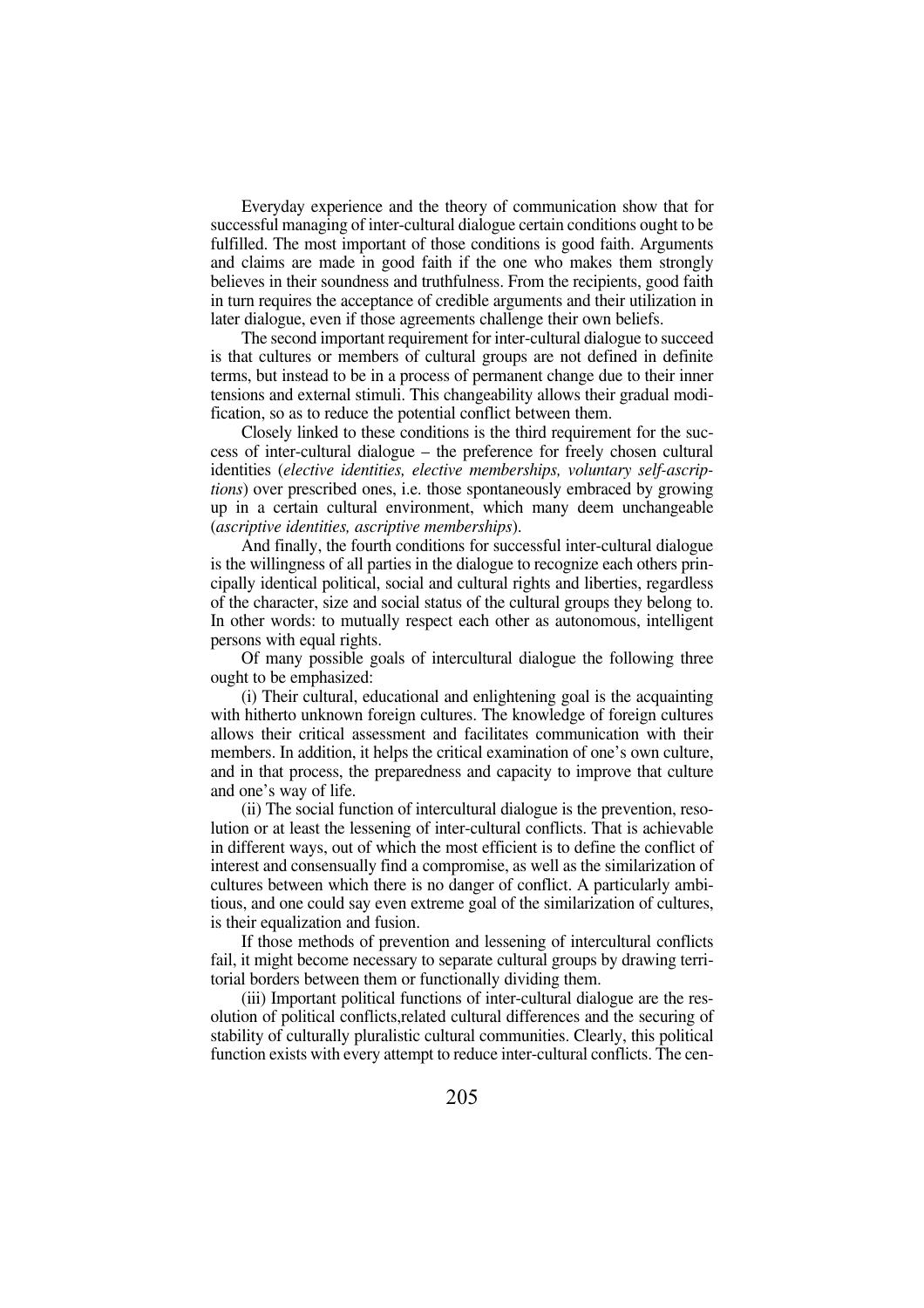Everyday experience and the theory of communication show that for successful managing of inter-cultural dialogue certain conditions ought to be fulfilled. The most important of those conditions is good faith. Arguments and claims are made in good faith if the one who makes them strongly believes in their soundness and truthfulness. From the recipients, good faith in turn requires the acceptance of credible arguments and their utilization in later dialogue, even if those agreements challenge their own beliefs.

The second important requirement for inter-cultural dialogue to succeed is that cultures or members of cultural groups are not defined in definite terms, but instead to be in a process of permanent change due to their inner tensions and external stimuli. This changeability allows their gradual modification, so as to reduce the potential conflict between them.

Closely linked to these conditions is the third requirement for the success of inter-cultural dialogue – the preference for freely chosen cultural identities (*elective identities, elective memberships, voluntary self-ascriptions*) over prescribed ones, i.e. those spontaneously embraced by growing up in a certain cultural environment, which many deem unchangeable (*ascriptive identities, ascriptive memberships*).

And finally, the fourth conditions for successful inter-cultural dialogue is the willingness of all parties in the dialogue to recognize each others principally identical political, social and cultural rights and liberties, regardless of the character, size and social status of the cultural groups they belong to. In other words: to mutually respect each other as autonomous, intelligent persons with equal rights.

Of many possible goals of intercultural dialogue the following three ought to be emphasized:

(i) Their cultural, educational and enlightening goal is the acquainting with hitherto unknown foreign cultures. The knowledge of foreign cultures allows their critical assessment and facilitates communication with their members. In addition, it helps the critical examination of one's own culture, and in that process, the preparedness and capacity to improve that culture and one's way of life.

(ii) The social function of intercultural dialogue is the prevention, resolution or at least the lessening of inter-cultural conflicts. That is achievable in different ways, out of which the most efficient is to define the conflict of interest and consensually find a compromise, as well as the similarization of cultures between which there is no danger of conflict. A particularly ambitious, and one could say even extreme goal of the similarization of cultures, is their equalization and fusion.

If those methods of prevention and lessening of intercultural conflicts fail, it might become necessary to separate cultural groups by drawing territorial borders between them or functionally dividing them.

(iii) Important political functions of inter-cultural dialogue are the resolution of political conflicts,related cultural differences and the securing of stability of culturally pluralistic cultural communities. Clearly, this political function exists with every attempt to reduce inter-cultural conflicts. The cen-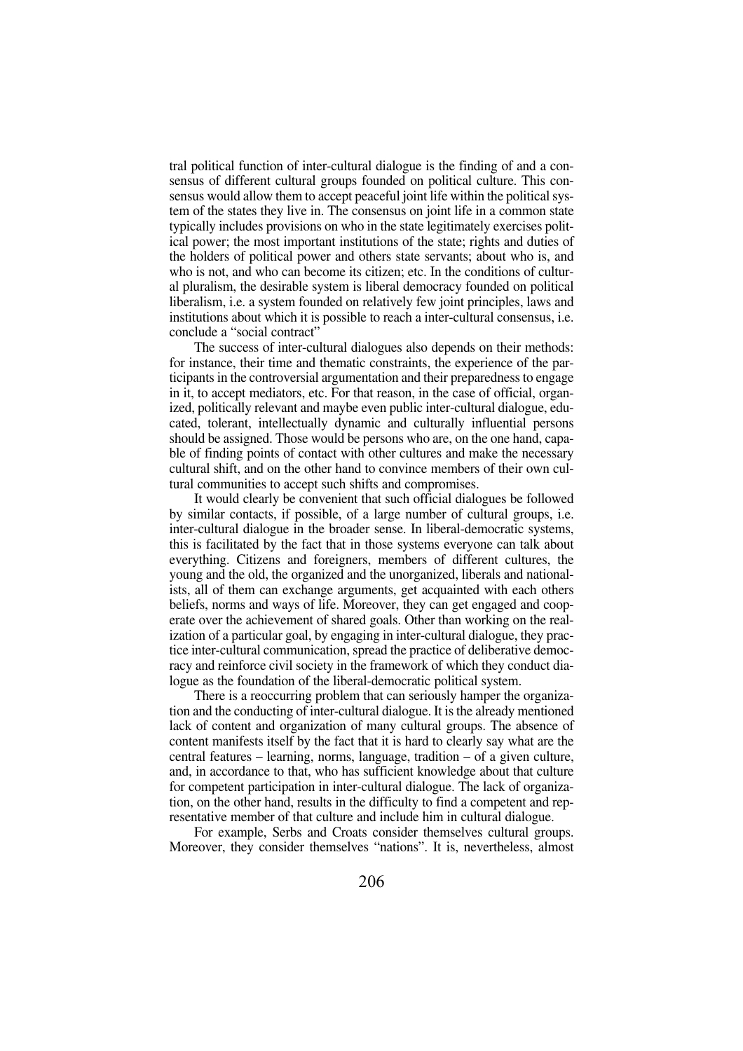tral political function of inter-cultural dialogue is the finding of and a consensus of different cultural groups founded on political culture. This consensus would allow them to accept peaceful joint life within the political system of the states they live in. The consensus on joint life in a common state typically includes provisions on who in the state legitimately exercises political power; the most important institutions of the state; rights and duties of the holders of political power and others state servants; about who is, and who is not, and who can become its citizen; etc. In the conditions of cultural pluralism, the desirable system is liberal democracy founded on political liberalism, i.e. a system founded on relatively few joint principles, laws and institutions about which it is possible to reach a inter-cultural consensus, i.e. conclude a "social contract"

The success of inter-cultural dialogues also depends on their methods: for instance, their time and thematic constraints, the experience of the participants in the controversial argumentation and their preparedness to engage in it, to accept mediators, etc. For that reason, in the case of official, organized, politically relevant and maybe even public inter-cultural dialogue, educated, tolerant, intellectually dynamic and culturally influential persons should be assigned. Those would be persons who are, on the one hand, capable of finding points of contact with other cultures and make the necessary cultural shift, and on the other hand to convince members of their own cultural communities to accept such shifts and compromises.

It would clearly be convenient that such official dialogues be followed by similar contacts, if possible, of a large number of cultural groups, i.e. inter-cultural dialogue in the broader sense. In liberal-democratic systems, this is facilitated by the fact that in those systems everyone can talk about everything. Citizens and foreigners, members of different cultures, the young and the old, the organized and the unorganized, liberals and nationalists, all of them can exchange arguments, get acquainted with each others beliefs, norms and ways of life. Moreover, they can get engaged and cooperate over the achievement of shared goals. Other than working on the realization of a particular goal, by engaging in inter-cultural dialogue, they practice inter-cultural communication, spread the practice of deliberative democracy and reinforce civil society in the framework of which they conduct dialogue as the foundation of the liberal-democratic political system.

There is a reoccurring problem that can seriously hamper the organization and the conducting of inter-cultural dialogue. It is the already mentioned lack of content and organization of many cultural groups. The absence of content manifests itself by the fact that it is hard to clearly say what are the central features – learning, norms, language, tradition – of a given culture, and, in accordance to that, who has sufficient knowledge about that culture for competent participation in inter-cultural dialogue. The lack of organization, on the other hand, results in the difficulty to find a competent and representative member of that culture and include him in cultural dialogue.

For example, Serbs and Croats consider themselves cultural groups. Moreover, they consider themselves "nations". It is, nevertheless, almost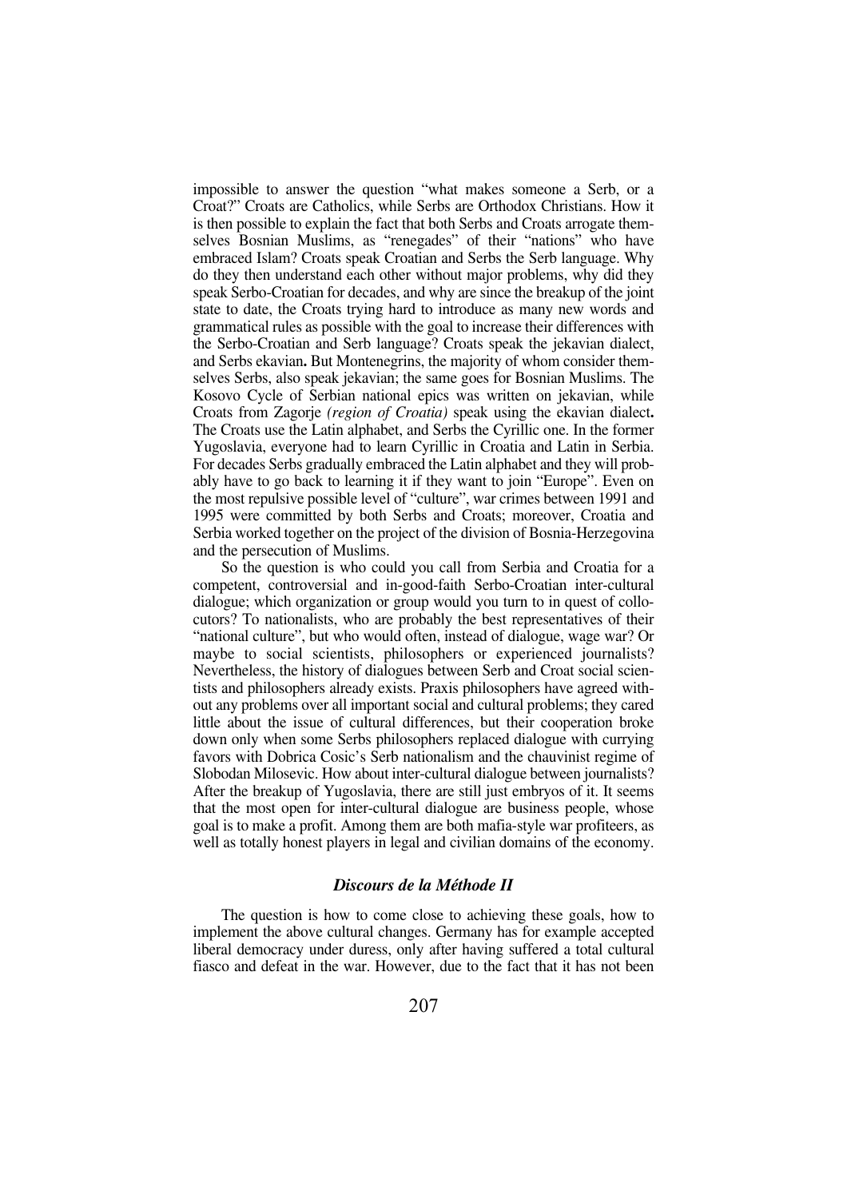impossible to answer the question "what makes someone a Serb, or a Croat?" Croats are Catholics, while Serbs are Orthodox Christians. How it is then possible to explain the fact that both Serbs and Croats arrogate themselves Bosnian Muslims, as "renegades" of their "nations" who have embraced Islam? Croats speak Croatian and Serbs the Serb language. Why do they then understand each other without major problems, why did they speak Serbo-Croatian for decades, and why are since the breakup of the joint state to date, the Croats trying hard to introduce as many new words and grammatical rules as possible with the goal to increase their differences with the Serbo-Croatian and Serb language? Croats speak the jekavian dialect, and Serbs ekavian**.** But Montenegrins, the majority of whom consider themselves Serbs, also speak jekavian; the same goes for Bosnian Muslims. The Kosovo Cycle of Serbian national epics was written on jekavian, while Croats from Zagorje *(region of Croatia)* speak using the ekavian dialect**.** The Croats use the Latin alphabet, and Serbs the Cyrillic one. In the former Yugoslavia, everyone had to learn Cyrillic in Croatia and Latin in Serbia. For decades Serbs gradually embraced the Latin alphabet and they will probably have to go back to learning it if they want to join "Europe". Even on the most repulsive possible level of "culture", war crimes between 1991 and 1995 were committed by both Serbs and Croats; moreover, Croatia and Serbia worked together on the project of the division of Bosnia-Herzegovina and the persecution of Muslims.

So the question is who could you call from Serbia and Croatia for a competent, controversial and in-good-faith Serbo-Croatian inter-cultural dialogue; which organization or group would you turn to in quest of collocutors? To nationalists, who are probably the best representatives of their "national culture", but who would often, instead of dialogue, wage war? Or maybe to social scientists, philosophers or experienced journalists? Nevertheless, the history of dialogues between Serb and Croat social scientists and philosophers already exists. Praxis philosophers have agreed without any problems over all important social and cultural problems; they cared little about the issue of cultural differences, but their cooperation broke down only when some Serbs philosophers replaced dialogue with currying favors with Dobrica Cosic's Serb nationalism and the chauvinist regime of Slobodan Milosevic. How about inter-cultural dialogue between journalists? After the breakup of Yugoslavia, there are still just embryos of it. It seems that the most open for inter-cultural dialogue are business people, whose goal is to make a profit. Among them are both mafia-style war profiteers, as well as totally honest players in legal and civilian domains of the economy.

### *Discours de la Méthode II*

The question is how to come close to achieving these goals, how to implement the above cultural changes. Germany has for example accepted liberal democracy under duress, only after having suffered a total cultural fiasco and defeat in the war. However, due to the fact that it has not been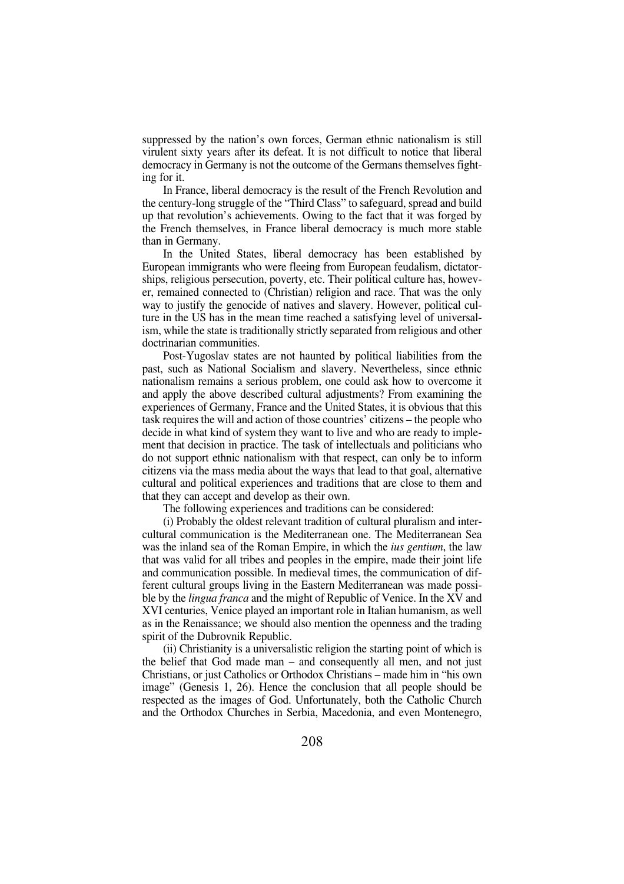suppressed by the nation's own forces, German ethnic nationalism is still virulent sixty years after its defeat. It is not difficult to notice that liberal democracy in Germany is not the outcome of the Germans themselves fighting for it.

In France, liberal democracy is the result of the French Revolution and the century-long struggle of the "Third Class" to safeguard, spread and build up that revolution's achievements. Owing to the fact that it was forged by the French themselves, in France liberal democracy is much more stable than in Germany.

In the United States, liberal democracy has been established by European immigrants who were fleeing from European feudalism, dictatorships, religious persecution, poverty, etc. Their political culture has, however, remained connected to (Christian) religion and race. That was the only way to justify the genocide of natives and slavery. However, political culture in the US has in the mean time reached a satisfying level of universalism, while the state is traditionally strictly separated from religious and other doctrinarian communities.

Post-Yugoslav states are not haunted by political liabilities from the past, such as National Socialism and slavery. Nevertheless, since ethnic nationalism remains a serious problem, one could ask how to overcome it and apply the above described cultural adjustments? From examining the experiences of Germany, France and the United States, it is obvious that this task requires the will and action of those countries' citizens – the people who decide in what kind of system they want to live and who are ready to implement that decision in practice. The task of intellectuals and politicians who do not support ethnic nationalism with that respect, can only be to inform citizens via the mass media about the ways that lead to that goal, alternative cultural and political experiences and traditions that are close to them and that they can accept and develop as their own.

The following experiences and traditions can be considered:

(i) Probably the oldest relevant tradition of cultural pluralism and intercultural communication is the Mediterranean one. The Mediterranean Sea was the inland sea of the Roman Empire, in which the *ius gentium*, the law that was valid for all tribes and peoples in the empire, made their joint life and communication possible. In medieval times, the communication of different cultural groups living in the Eastern Mediterranean was made possible by the *lingua franca* and the might of Republic of Venice. In the XV and XVI centuries, Venice played an important role in Italian humanism, as well as in the Renaissance; we should also mention the openness and the trading spirit of the Dubrovnik Republic.

(ii) Christianity is a universalistic religion the starting point of which is the belief that God made man – and consequently all men, and not just Christians, or just Catholics or Orthodox Christians – made him in "his own image" (Genesis 1, 26). Hence the conclusion that all people should be respected as the images of God. Unfortunately, both the Catholic Church and the Orthodox Churches in Serbia, Macedonia, and even Montenegro,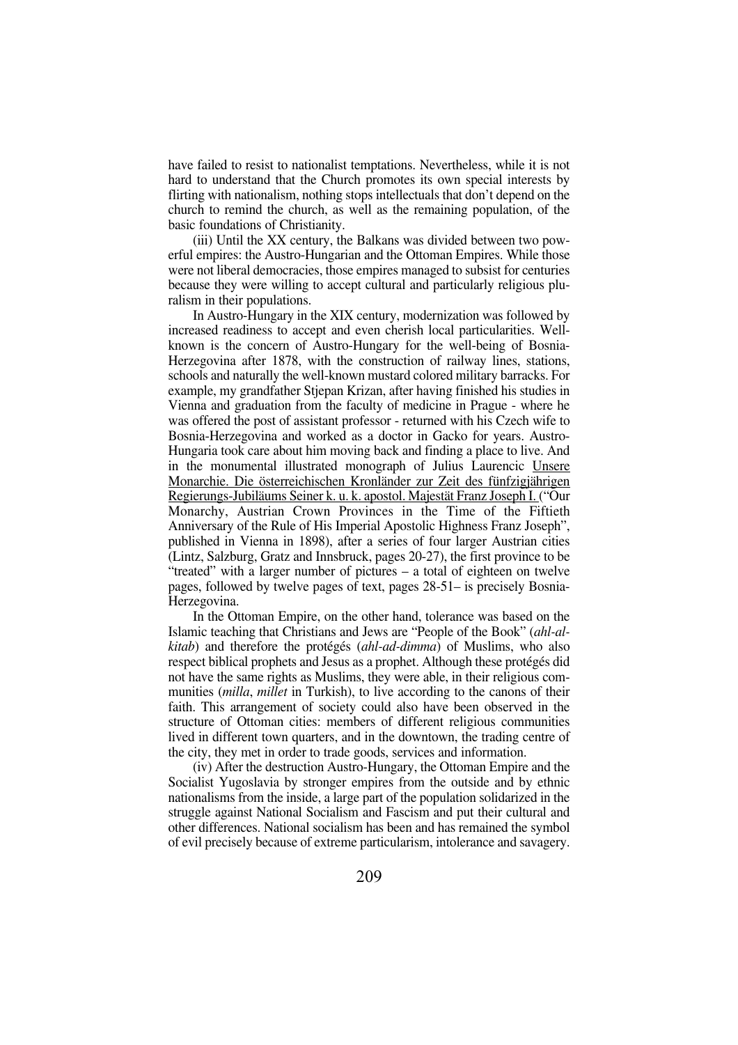have failed to resist to nationalist temptations. Nevertheless, while it is not hard to understand that the Church promotes its own special interests by flirting with nationalism, nothing stops intellectuals that don't depend on the church to remind the church, as well as the remaining population, of the basic foundations of Christianity.

(iii) Until the XX century, the Balkans was divided between two powerful empires: the Austro-Hungarian and the Ottoman Empires. While those were not liberal democracies, those empires managed to subsist for centuries because they were willing to accept cultural and particularly religious pluralism in their populations.

In Austro-Hungary in the XIX century, modernization was followed by increased readiness to accept and even cherish local particularities. Well-known is the concern of Austro-Hungary for the well-being of Bosnia-Herzegovina after 1878, with the construction of railway lines, stations, schools and naturally the well-known mustard colored military barracks. For example, my grandfather Stjepan Krizan, after having finished his studies in Vienna and graduation from the faculty of medicine in Prague - where he was offered the post of assistant professor - returned with his Czech wife to Bosnia-Herzegovina and worked as a doctor in Gacko for years. Austro-Hungaria took care about him moving back and finding a place to live. And in the monumental illustrated monograph of Julius Laurencic Unsere Monarchie. Die österreichischen Kronländer zur Zeit des fünfzigjährigen Regierungs-Jubiläums Seiner k. u. k. apostol. Majestät Franz Joseph I. ("Our Monarchy, Austrian Crown Provinces in the Time of the Fiftieth Anniversary of the Rule of His Imperial Apostolic Highness Franz Joseph", published in Vienna in 1898), after a series of four larger Austrian cities (Lintz, Salzburg, Gratz and Innsbruck, pages 20-27), the first province to be "treated" with a larger number of pictures – a total of eighteen on twelve pages, followed by twelve pages of text, pages 28-51– is precisely Bosnia-Herzegovina.

In the Ottoman Empire, on the other hand, tolerance was based on the Islamic teaching that Christians and Jews are "People of the Book" (*ahl-al-kitab*) and therefore the protégés (*ahl-ad-dimma*) of Muslims, who also respect biblical prophets and Jesus as a prophet. Although these protégés did not have the same rights as Muslims, they were able, in their religious communities (*milla*, *millet* in Turkish), to live according to the canons of their faith. This arrangement of society could also have been observed in the structure of Ottoman cities: members of different religious communities lived in different town quarters, and in the downtown, the trading centre of the city, they met in order to trade goods, services and information.

(iv) After the destruction Austro-Hungary, the Ottoman Empire and the Socialist Yugoslavia by stronger empires from the outside and by ethnic nationalisms from the inside, a large part of the population solidarized in the struggle against National Socialism and Fascism and put their cultural and other differences. National socialism has been and has remained the symbol of evil precisely because of extreme particularism, intolerance and savagery.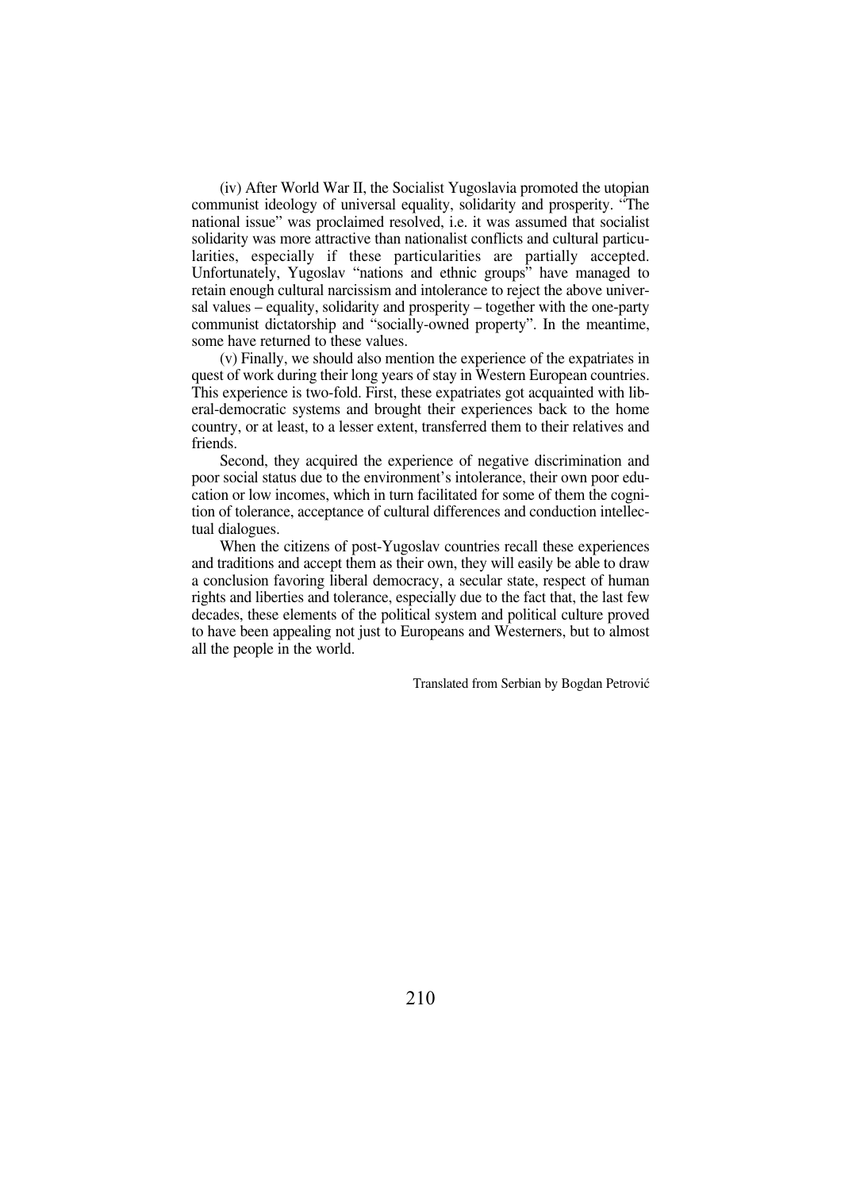(iv) After World War II, the Socialist Yugoslavia promoted the utopian communist ideology of universal equality, solidarity and prosperity. "The national issue" was proclaimed resolved, i.e. it was assumed that socialist solidarity was more attractive than nationalist conflicts and cultural particularities, especially if these particularities are partially accepted. Unfortunately, Yugoslav "nations and ethnic groups" have managed to retain enough cultural narcissism and intolerance to reject the above universal values – equality, solidarity and prosperity – together with the one-party communist dictatorship and "socially-owned property". In the meantime, some have returned to these values.

(v) Finally, we should also mention the experience of the expatriates in quest of work during their long years of stay in Western European countries. This experience is two-fold. First, these expatriates got acquainted with liberal-democratic systems and brought their experiences back to the home country, or at least, to a lesser extent, transferred them to their relatives and friends.

Second, they acquired the experience of negative discrimination and poor social status due to the environment's intolerance, their own poor education or low incomes, which in turn facilitated for some of them the cognition of tolerance, acceptance of cultural differences and conduction intellectual dialogues.

When the citizens of post-Yugoslav countries recall these experiences and traditions and accept them as their own, they will easily be able to draw a conclusion favoring liberal democracy, a secular state, respect of human rights and liberties and tolerance, especially due to the fact that, the last few decades, these elements of the political system and political culture proved to have been appealing not just to Europeans and Westerners, but to almost all the people in the world.

Translated from Serbian by Bogdan Petrović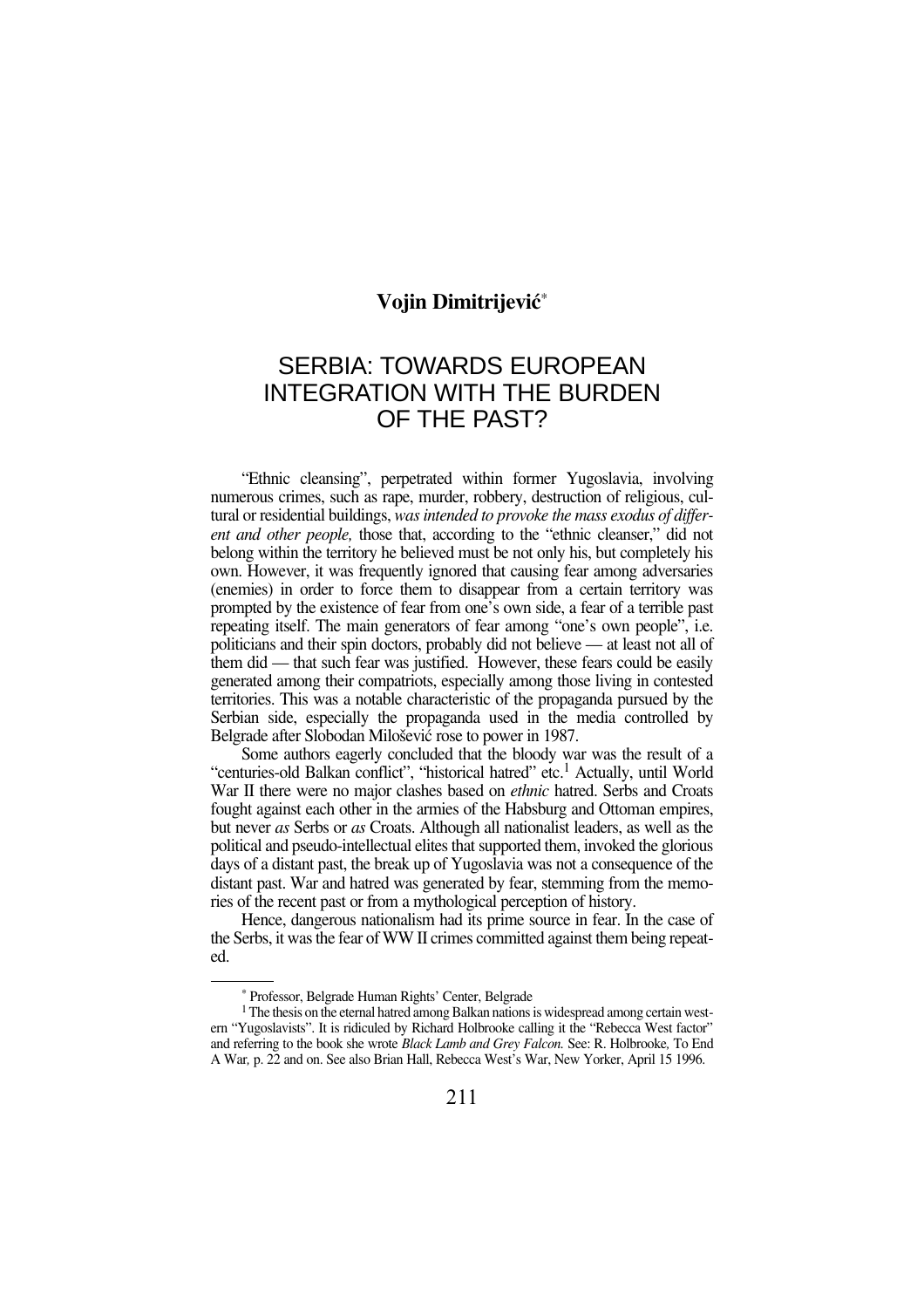**Vojin Dimitrijević***

# SERBIA: TOWARDS EUROPEAN INTEGRATION WITH THE BURDEN OF THE PAST?

"Ethnic cleansing", perpetrated within former Yugoslavia, involving numerous crimes, such as rape, murder, robbery, destruction of religious, cultural or residential buildings, *was intended to provoke the mass exodus of different and other people,* those that, according to the "ethnic cleanser," did not belong within the territory he believed must be not only his, but completely his own. However, it was frequently ignored that causing fear among adversaries (enemies) in order to force them to disappear from a certain territory was prompted by the existence of fear from one's own side, a fear of a terrible past repeating itself. The main generators of fear among "one's own people", i.e. politicians and their spin doctors, probably did not believe — at least not all of them did — that such fear was justified. However, these fears could be easily generated among their compatriots, especially among those living in contested territories. This was a notable characteristic of the propaganda pursued by the Serbian side, especially the propaganda used in the media controlled by Belgrade after Slobodan Milošević rose to power in 1987.

Some authors eagerly concluded that the bloody war was the result of a "centuries-old Balkan conflict", "historical hatred" etc.[1] Actually, until World War II there were no major clashes based on *ethnic* hatred. Serbs and Croats fought against each other in the armies of the Habsburg and Ottoman empires, but never *as* Serbs or *as* Croats. Although all nationalist leaders, as well as the political and pseudo-intellectual elites that supported them, invoked the glorious days of a distant past, the break up of Yugoslavia was not a consequence of the distant past. War and hatred was generated by fear, stemming from the memories of the recent past or from a mythological perception of history.

Hence, dangerous nationalism had its prime source in fear. In the case of the Serbs, it was the fear of WW II crimes committed against them being repeated.

---

\* Professor, Belgrade Human Rights' Center, Belgrade

[1] The thesis on the eternal hatred among Balkan nations is widespread among certain western "Yugoslavists". It is ridiculed by Richard Holbrooke calling it the "Rebecca West factor" and referring to the book she wrote *Black Lamb and Grey Falcon.* See: R. Holbrooke, To End A War, p. 22 and on. See also Brian Hall, Rebecca West's War, New Yorker, April 15 1996.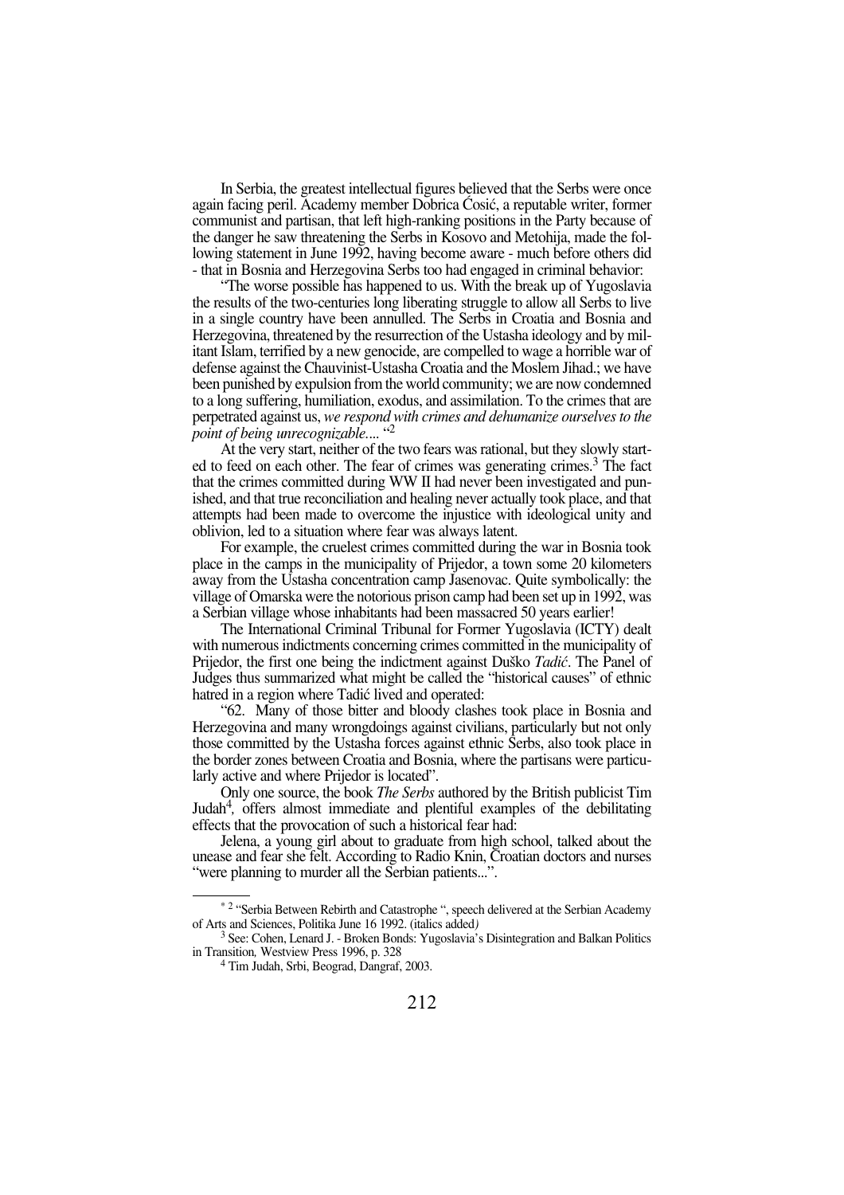In Serbia, the greatest intellectual figures believed that the Serbs were once again facing peril. Academy member Dobrica Ćosić, a reputable writer, former communist and partisan, that left high-ranking positions in the Party because of the danger he saw threatening the Serbs in Kosovo and Metohija, made the following statement in June 1992, having become aware - much before others did - that in Bosnia and Herzegovina Serbs too had engaged in criminal behavior:

"The worse possible has happened to us. With the break up of Yugoslavia the results of the two-centuries long liberating struggle to allow all Serbs to live in a single country have been annulled. The Serbs in Croatia and Bosnia and Herzegovina, threatened by the resurrection of the Ustasha ideology and by militant Islam, terrified by a new genocide, are compelled to wage a horrible war of defense against the Chauvinist-Ustasha Croatia and the Moslem Jihad.; we have been punished by expulsion from the world community; we are now condemned to a long suffering, humiliation, exodus, and assimilation. To the crimes that are perpetrated against us, *we respond with crimes and dehumanize ourselves to the point of being unrecognizable....* "[2]

At the very start, neither of the two fears was rational, but they slowly started to feed on each other. The fear of crimes was generating crimes.[3] The fact that the crimes committed during WW II had never been investigated and punished, and that true reconciliation and healing never actually took place, and that attempts had been made to overcome the injustice with ideological unity and oblivion, led to a situation where fear was always latent.

For example, the cruelest crimes committed during the war in Bosnia took place in the camps in the municipality of Prijedor, a town some 20 kilometers away from the Ustasha concentration camp Jasenovac. Quite symbolically: the village of Omarska were the notorious prison camp had been set up in 1992, was a Serbian village whose inhabitants had been massacred 50 years earlier!

The International Criminal Tribunal for Former Yugoslavia (ICTY) dealt with numerous indictments concerning crimes committed in the municipality of Prijedor, the first one being the indictment against Duško *Tadić*. The Panel of Judges thus summarized what might be called the "historical causes" of ethnic hatred in a region where Tadić lived and operated:

"62. Many of those bitter and bloody clashes took place in Bosnia and Herzegovina and many wrongdoings against civilians, particularly but not only those committed by the Ustasha forces against ethnic Serbs, also took place in the border zones between Croatia and Bosnia, where the partisans were particularly active and where Prijedor is located".

Only one source, the book *The Serbs* authored by the British publicist Tim Judah[4], offers almost immediate and plentiful examples of the debilitating effects that the provocation of such a historical fear had:

Jelena, a young girl about to graduate from high school, talked about the unease and fear she felt. According to Radio Knin, Croatian doctors and nurses "were planning to murder all the Serbian patients...".

---

* [2] "Serbia Between Rebirth and Catastrophe ", speech delivered at the Serbian Academy of Arts and Sciences, Politika June 16 1992. (italics added)

[3] See: Cohen, Lenard J. - Broken Bonds: Yugoslavia's Disintegration and Balkan Politics in Transition*,* Westview Press 1996, p. 328

[4] Tim Judah, Srbi, Beograd, Dangraf, 2003.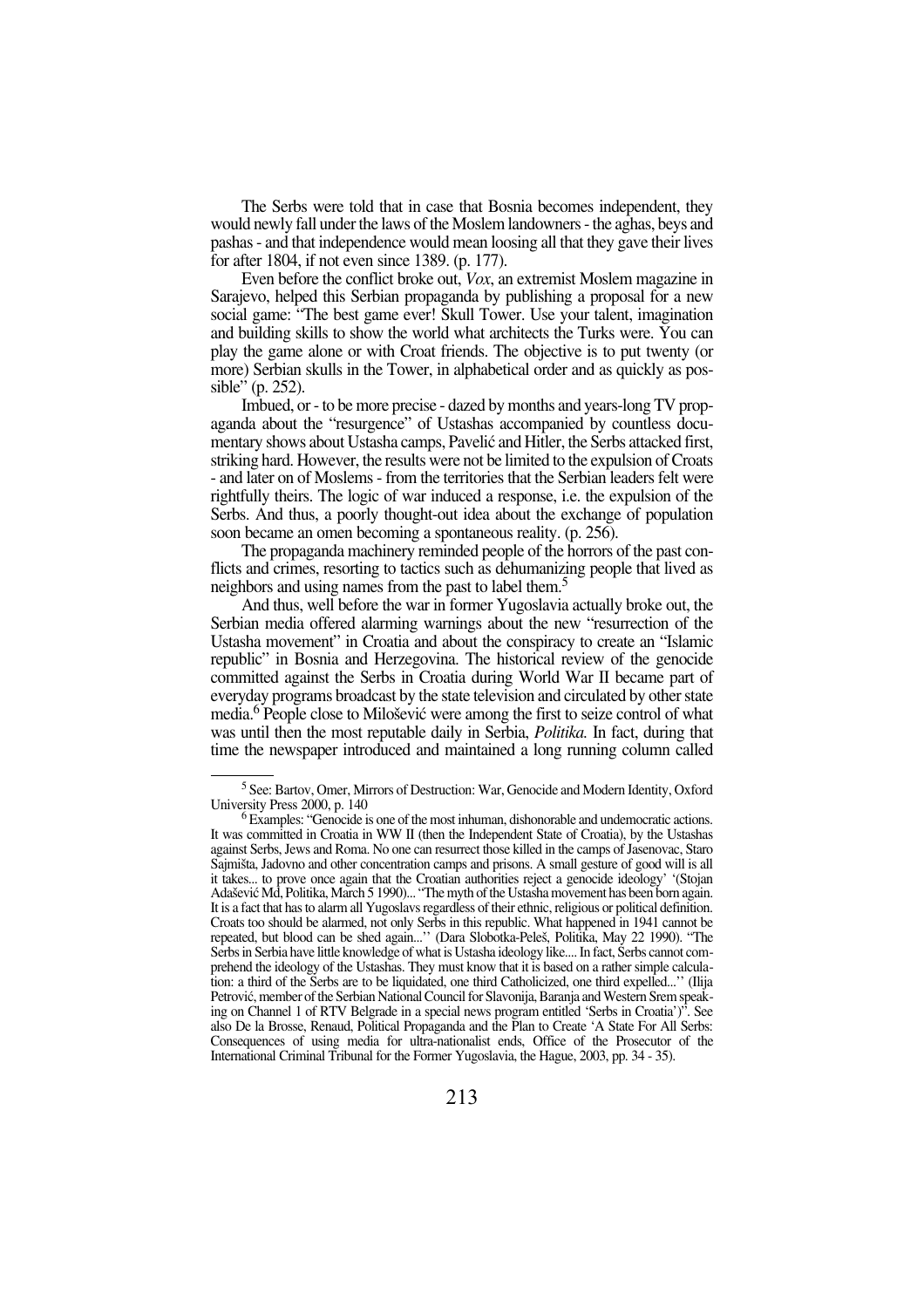The Serbs were told that in case that Bosnia becomes independent, they would newly fall under the laws of the Moslem landowners - the aghas, beys and pashas - and that independence would mean loosing all that they gave their lives for after 1804, if not even since 1389. (p. 177).

Even before the conflict broke out, *Vox*, an extremist Moslem magazine in Sarajevo, helped this Serbian propaganda by publishing a proposal for a new social game: "The best game ever! Skull Tower. Use your talent, imagination and building skills to show the world what architects the Turks were. You can play the game alone or with Croat friends. The objective is to put twenty (or more) Serbian skulls in the Tower, in alphabetical order and as quickly as possible" (p. 252).

Imbued, or - to be more precise - dazed by months and years-long TV propaganda about the "resurgence" of Ustashas accompanied by countless documentary shows about Ustasha camps, Pavelić and Hitler, the Serbs attacked first, striking hard. However, the results were not be limited to the expulsion of Croats - and later on of Moslems - from the territories that the Serbian leaders felt were rightfully theirs. The logic of war induced a response, i.e. the expulsion of the Serbs. And thus, a poorly thought-out idea about the exchange of population soon became an omen becoming a spontaneous reality. (p. 256).

The propaganda machinery reminded people of the horrors of the past conflicts and crimes, resorting to tactics such as dehumanizing people that lived as neighbors and using names from the past to label them.[5]

And thus, well before the war in former Yugoslavia actually broke out, the Serbian media offered alarming warnings about the new "resurrection of the Ustasha movement" in Croatia and about the conspiracy to create an "Islamic republic" in Bosnia and Herzegovina. The historical review of the genocide committed against the Serbs in Croatia during World War II became part of everyday programs broadcast by the state television and circulated by other state media.[6] People close to Milošević were among the first to seize control of what was until then the most reputable daily in Serbia, *Politika.* In fact, during that time the newspaper introduced and maintained a long running column called

---

[5] See: Bartov, Omer, Mirrors of Destruction: War, Genocide and Modern Identity, Oxford University Press 2000, p. 140

[6] Examples: "Genocide is one of the most inhuman, dishonorable and undemocratic actions. It was committed in Croatia in WW II (then the Independent State of Croatia), by the Ustashas against Serbs, Jews and Roma. No one can resurrect those killed in the camps of Jasenovac, Staro Sajmišta, Jadovno and other concentration camps and prisons. A small gesture of good will is all it takes... to prove once again that the Croatian authorities reject a genocide ideology' '(Stojan Adašević Md, Politika, March 5 1990)... "The myth of the Ustasha movement has been born again. It is a fact that has to alarm all Yugoslavs regardless of their ethnic, religious or political definition. Croats too should be alarmed, not only Serbs in this republic. What happened in 1941 cannot be repeated, but blood can be shed again...'' (Dara Slobotka-Peleš, Politika, May 22 1990). "The Serbs in Serbia have little knowledge of what is Ustasha ideology like.... In fact, Serbs cannot comprehend the ideology of the Ustashas. They must know that it is based on a rather simple calculation: a third of the Serbs are to be liquidated, one third Catholicized, one third expelled...'' (Ilija Petrović, member of the Serbian National Council for Slavonija, Baranja and Western Srem speaking on Channel 1 of RTV Belgrade in a special news program entitled 'Serbs in Croatia')". See also De la Brosse, Renaud, Political Propaganda and the Plan to Create 'A State For All Serbs: Consequences of using media for ultra-nationalist ends, Office of the Prosecutor of the International Criminal Tribunal for the Former Yugoslavia, the Hague, 2003, pp. 34 - 35).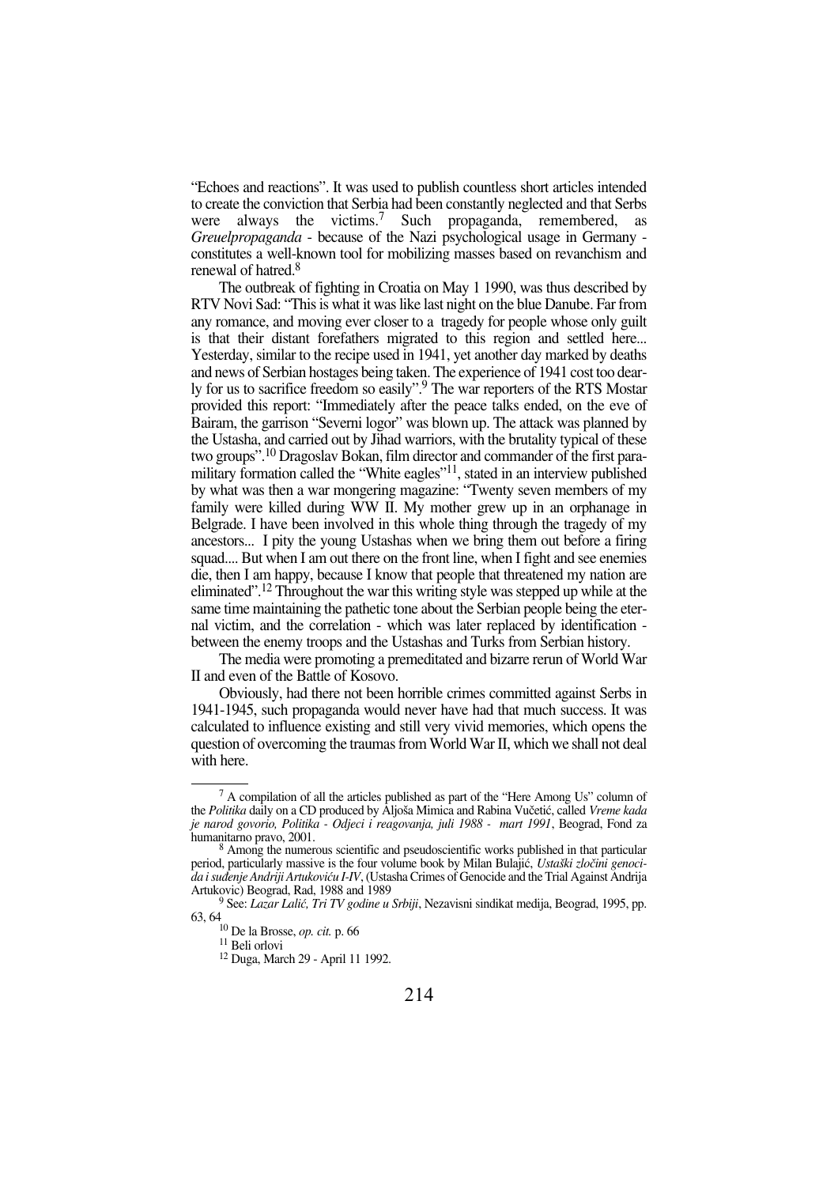"Echoes and reactions". It was used to publish countless short articles intended to create the conviction that Serbia had been constantly neglected and that Serbs were always the victims.[7] Such propaganda, remembered, as *Greuelpropaganda* - because of the Nazi psychological usage in Germany - constitutes a well-known tool for mobilizing masses based on revanchism and renewal of hatred.[8]

The outbreak of fighting in Croatia on May 1 1990, was thus described by RTV Novi Sad: "This is what it was like last night on the blue Danube. Far from any romance, and moving ever closer to a tragedy for people whose only guilt is that their distant forefathers migrated to this region and settled here... Yesterday, similar to the recipe used in 1941, yet another day marked by deaths and news of Serbian hostages being taken. The experience of 1941 cost too dearly for us to sacrifice freedom so easily".[9] The war reporters of the RTS Mostar provided this report: "Immediately after the peace talks ended, on the eve of Bairam, the garrison "Severni logor" was blown up. The attack was planned by the Ustasha, and carried out by Jihad warriors, with the brutality typical of these two groups".[10] Dragoslav Bokan, film director and commander of the first paramilitary formation called the "White eagles"[11], stated in an interview published by what was then a war mongering magazine: "Twenty seven members of my family were killed during WW II. My mother grew up in an orphanage in Belgrade. I have been involved in this whole thing through the tragedy of my ancestors... I pity the young Ustashas when we bring them out before a firing squad.... But when I am out there on the front line, when I fight and see enemies die, then I am happy, because I know that people that threatened my nation are eliminated".[12] Throughout the war this writing style was stepped up while at the same time maintaining the pathetic tone about the Serbian people being the eternal victim, and the correlation - which was later replaced by identification - between the enemy troops and the Ustashas and Turks from Serbian history.

The media were promoting a premeditated and bizarre rerun of World War II and even of the Battle of Kosovo.

Obviously, had there not been horrible crimes committed against Serbs in 1941-1945, such propaganda would never have had that much success. It was calculated to influence existing and still very vivid memories, which opens the question of overcoming the traumas from World War II, which we shall not deal with here.

---

[7] A compilation of all the articles published as part of the "Here Among Us" column of the *Politika* daily on a CD produced by Aljoša Mimica and Rabina Vučetić, called *Vreme kada je narod govorio, Politika - Odjeci i reagovanja, juli 1988 - mart 1991*, Beograd, Fond za humanitarno pravo, 2001.

[8] Among the numerous scientific and pseudoscientific works published in that particular period, particularly massive is the four volume book by Milan Bulajić, *Ustaški zločini genocida i suđenje Andriji Artukoviću I-IV*, (Ustasha Crimes of Genocide and the Trial Against Andrija Artukovic) Beograd, Rad, 1988 and 1989

[9] See: *Lazar Lalić, Tri TV godine u Srbiji*, Nezavisni sindikat medija, Beograd, 1995, pp. 63, 64

[10] De la Brosse, *op. cit.* p. 66

[11] Beli orlovi

[12] Duga, March 29 - April 11 1992.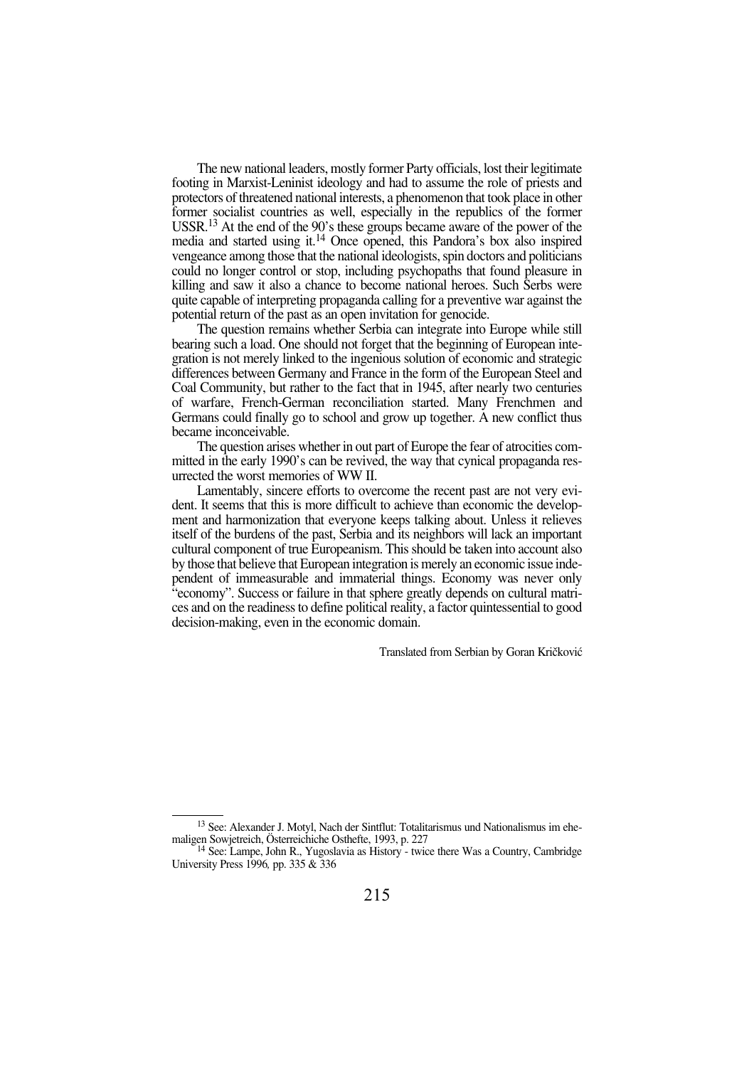The new national leaders, mostly former Party officials, lost their legitimate footing in Marxist-Leninist ideology and had to assume the role of priests and protectors of threatened national interests, a phenomenon that took place in other former socialist countries as well, especially in the republics of the former USSR.[13] At the end of the 90's these groups became aware of the power of the media and started using it.[14] Once opened, this Pandora's box also inspired vengeance among those that the national ideologists, spin doctors and politicians could no longer control or stop, including psychopaths that found pleasure in killing and saw it also a chance to become national heroes. Such Serbs were quite capable of interpreting propaganda calling for a preventive war against the potential return of the past as an open invitation for genocide.

The question remains whether Serbia can integrate into Europe while still bearing such a load. One should not forget that the beginning of European integration is not merely linked to the ingenious solution of economic and strategic differences between Germany and France in the form of the European Steel and Coal Community, but rather to the fact that in 1945, after nearly two centuries of warfare, French-German reconciliation started. Many Frenchmen and Germans could finally go to school and grow up together. A new conflict thus became inconceivable.

The question arises whether in out part of Europe the fear of atrocities committed in the early 1990's can be revived, the way that cynical propaganda resurrected the worst memories of WW II.

Lamentably, sincere efforts to overcome the recent past are not very evident. It seems that this is more difficult to achieve than economic the development and harmonization that everyone keeps talking about. Unless it relieves itself of the burdens of the past, Serbia and its neighbors will lack an important cultural component of true Europeanism. This should be taken into account also by those that believe that European integration is merely an economic issue independent of immeasurable and immaterial things. Economy was never only "economy". Success or failure in that sphere greatly depends on cultural matrices and on the readiness to define political reality, a factor quintessential to good decision-making, even in the economic domain.

Translated from Serbian by Goran Kričković

---

[13] See: Alexander J. Motyl, Nach der Sintflut: Totalitarismus und Nationalismus im ehemaligen Sowjetreich, Österreichiche Osthefte, 1993, p. 227

[14] See: Lampe, John R., Yugoslavia as History - twice there Was a Country, Cambridge University Press 1996, pp. 335 & 336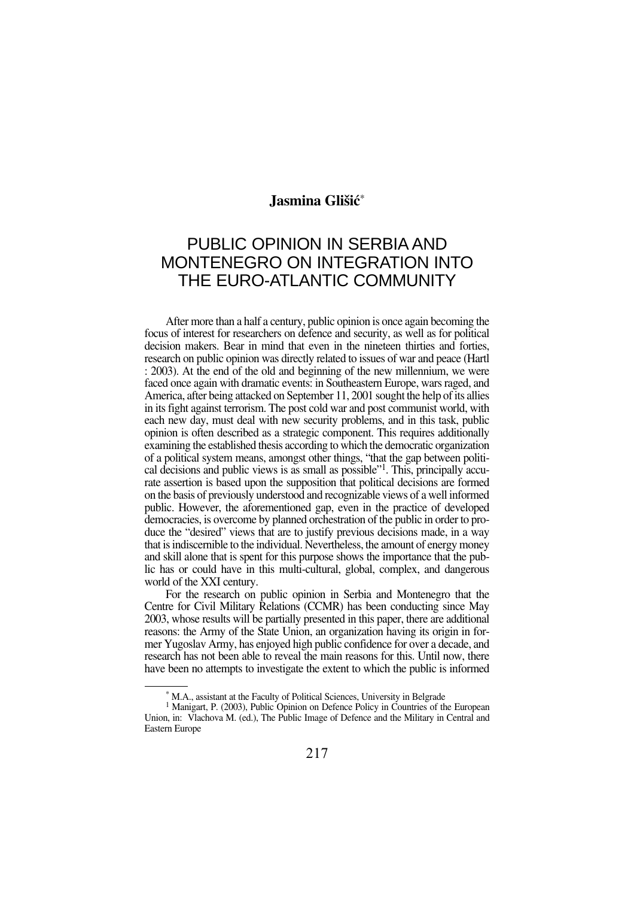**Jasmina Glišić***

# PUBLIC OPINION IN SERBIA AND MONTENEGRO ON INTEGRATION INTO THE EURO-ATLANTIC COMMUNITY

After more than a half a century, public opinion is once again becoming the focus of interest for researchers on defence and security, as well as for political decision makers. Bear in mind that even in the nineteen thirties and forties, research on public opinion was directly related to issues of war and peace (Hartl : 2003). At the end of the old and beginning of the new millennium, we were faced once again with dramatic events: in Southeastern Europe, wars raged, and America, after being attacked on September 11, 2001 sought the help of its allies in its fight against terrorism. The post cold war and post communist world, with each new day, must deal with new security problems, and in this task, public opinion is often described as a strategic component. This requires additionally examining the established thesis according to which the democratic organization of a political system means, amongst other things, "that the gap between political decisions and public views is as small as possible"[1]. This, principally accurate assertion is based upon the supposition that political decisions are formed on the basis of previously understood and recognizable views of a well informed public. However, the aforementioned gap, even in the practice of developed democracies, is overcome by planned orchestration of the public in order to produce the "desired" views that are to justify previous decisions made, in a way that is indiscernible to the individual. Nevertheless, the amount of energy money and skill alone that is spent for this purpose shows the importance that the public has or could have in this multi-cultural, global, complex, and dangerous world of the XXI century.

For the research on public opinion in Serbia and Montenegro that the Centre for Civil Military Relations (CCMR) has been conducting since May 2003, whose results will be partially presented in this paper, there are additional reasons: the Army of the State Union, an organization having its origin in former Yugoslav Army, has enjoyed high public confidence for over a decade, and research has not been able to reveal the main reasons for this. Until now, there have been no attempts to investigate the extent to which the public is informed

---

\* M.A., assistant at the Faculty of Political Sciences, University in Belgrade

[1] Manigart, P. (2003), Public Opinion on Defence Policy in Countries of the European Union, in: Vlachova M. (ed.), The Public Image of Defence and the Military in Central and Eastern Europe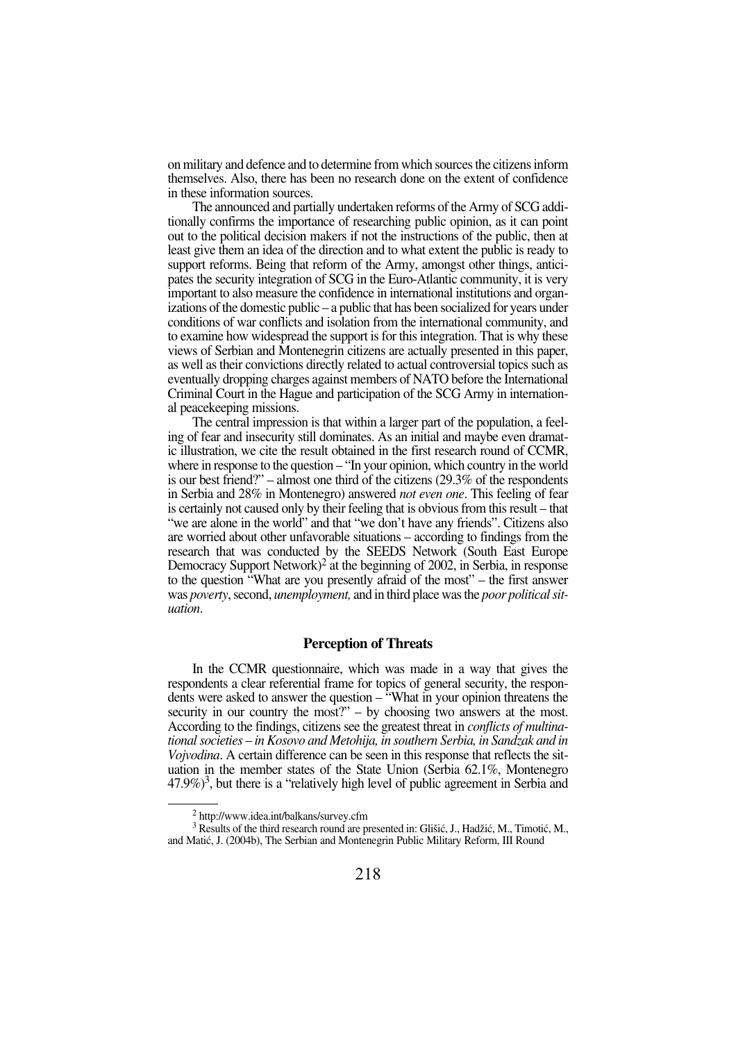on military and defence and to determine from which sources the citizens inform themselves. Also, there has been no research done on the extent of confidence in these information sources.

The announced and partially undertaken reforms of the Army of SCG additionally confirms the importance of researching public opinion, as it can point out to the political decision makers if not the instructions of the public, then at least give them an idea of the direction and to what extent the public is ready to support reforms. Being that reform of the Army, amongst other things, anticipates the security integration of SCG in the Euro-Atlantic community, it is very important to also measure the confidence in international institutions and organizations of the domestic public – a public that has been socialized for years under conditions of war conflicts and isolation from the international community, and to examine how widespread the support is for this integration. That is why these views of Serbian and Montenegrin citizens are actually presented in this paper, as well as their convictions directly related to actual controversial topics such as eventually dropping charges against members of NATO before the International Criminal Court in the Hague and participation of the SCG Army in international peacekeeping missions.

The central impression is that within a larger part of the population, a feeling of fear and insecurity still dominates. As an initial and maybe even dramatic illustration, we cite the result obtained in the first research round of CCMR, where in response to the question – "In your opinion, which country in the world is our best friend?" – almost one third of the citizens (29.3% of the respondents in Serbia and 28% in Montenegro) answered *not even one*. This feeling of fear is certainly not caused only by their feeling that is obvious from this result – that "we are alone in the world" and that "we don't have any friends". Citizens also are worried about other unfavorable situations – according to findings from the research that was conducted by the SEEDS Network (South East Europe Democracy Support Network)[2] at the beginning of 2002, in Serbia, in response to the question "What are you presently afraid of the most" – the first answer was *poverty*, second, *unemployment,* and in third place was the *poor political situation*.

## Perception of Threats

In the CCMR questionnaire, which was made in a way that gives the respondents a clear referential frame for topics of general security, the respondents were asked to answer the question – "What in your opinion threatens the security in our country the most?" – by choosing two answers at the most. According to the findings, citizens see the greatest threat in *conflicts of multinational societies – in Kosovo and Metohija, in southern Serbia, in Sandzak and in Vojvodina*. A certain difference can be seen in this response that reflects the situation in the member states of the State Union (Serbia 62.1%, Montenegro 47.9%)[3], but there is a "relatively high level of public agreement in Serbia and

---

[2] http://www.idea.int/balkans/survey.cfm

[3] Results of the third research round are presented in: Glišić, J., Hadžić, M., Timotić, M., and Matić, J. (2004b), The Serbian and Montenegrin Public Military Reform, III Round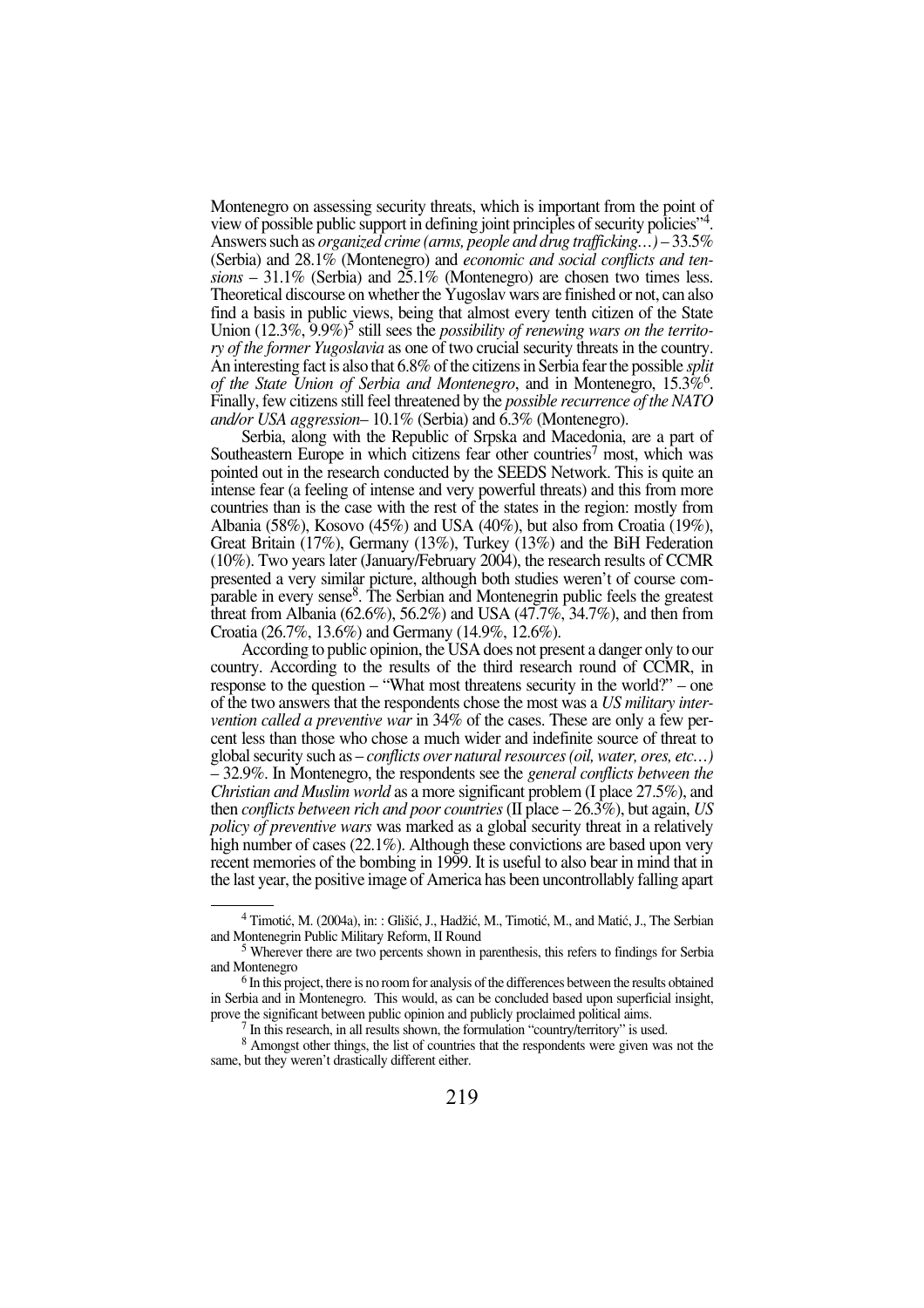Montenegro on assessing security threats, which is important from the point of view of possible public support in defining joint principles of security policies"[4]. Answers such as *organized crime (arms, people and drug trafficking…)* – 33.5% (Serbia) and 28.1% (Montenegro) and *economic and social conflicts and tensions* – 31.1% (Serbia) and 25.1% (Montenegro) are chosen two times less. Theoretical discourse on whether the Yugoslav wars are finished or not, can also find a basis in public views, being that almost every tenth citizen of the State Union (12.3%, 9.9%)[5] still sees the *possibility of renewing wars on the territory of the former Yugoslavia* as one of two crucial security threats in the country. An interesting fact is also that 6.8% of the citizens in Serbia fear the possible *split of the State Union of Serbia and Montenegro*, and in Montenegro, 15.3%[6]. Finally, few citizens still feel threatened by the *possible recurrence of the NATO and/or USA aggression*– 10.1% (Serbia) and 6.3% (Montenegro).

Serbia, along with the Republic of Srpska and Macedonia, are a part of Southeastern Europe in which citizens fear other countries[7] most, which was pointed out in the research conducted by the SEEDS Network. This is quite an intense fear (a feeling of intense and very powerful threats) and this from more countries than is the case with the rest of the states in the region: mostly from Albania (58%), Kosovo (45%) and USA (40%), but also from Croatia (19%), Great Britain (17%), Germany (13%), Turkey (13%) and the BiH Federation (10%). Two years later (January/February 2004), the research results of CCMR presented a very similar picture, although both studies weren't of course comparable in every sense[8]. The Serbian and Montenegrin public feels the greatest threat from Albania (62.6%), 56.2%) and USA (47.7%, 34.7%), and then from Croatia (26.7%, 13.6%) and Germany (14.9%, 12.6%).

According to public opinion, the USA does not present a danger only to our country. According to the results of the third research round of CCMR, in response to the question – "What most threatens security in the world?" – one of the two answers that the respondents chose the most was a *US military intervention called a preventive war* in 34% of the cases. These are only a few percent less than those who chose a much wider and indefinite source of threat to global security such as – *conflicts over natural resources (oil, water, ores, etc…)* – 32.9%. In Montenegro, the respondents see the *general conflicts between the Christian and Muslim world* as a more significant problem (I place 27.5%), and then *conflicts between rich and poor countries* (II place – 26.3%), but again, *US policy of preventive wars* was marked as a global security threat in a relatively high number of cases (22.1%). Although these convictions are based upon very recent memories of the bombing in 1999. It is useful to also bear in mind that in the last year, the positive image of America has been uncontrollably falling apart

---

[4] Timotić, M. (2004a), in: : Glišić, J., Hadžić, M., Timotić, M., and Matić, J., The Serbian and Montenegrin Public Military Reform, II Round

[5] Wherever there are two percents shown in parenthesis, this refers to findings for Serbia and Montenegro

[6] In this project, there is no room for analysis of the differences between the results obtained in Serbia and in Montenegro. This would, as can be concluded based upon superficial insight, prove the significant between public opinion and publicly proclaimed political aims.

[7] In this research, in all results shown, the formulation "country/territory" is used.

[8] Amongst other things, the list of countries that the respondents were given was not the same, but they weren't drastically different either.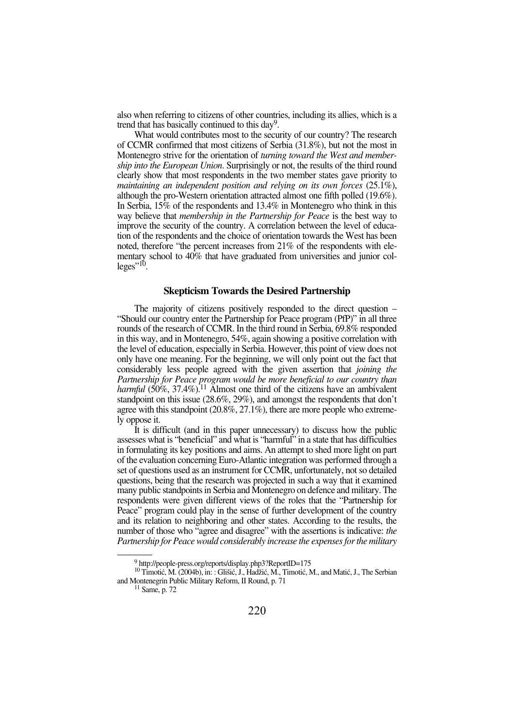also when referring to citizens of other countries, including its allies, which is a trend that has basically continued to this day[9].

What would contributes most to the security of our country? The research of CCMR confirmed that most citizens of Serbia (31.8%), but not the most in Montenegro strive for the orientation of *turning toward the West and membership into the European Union*. Surprisingly or not, the results of the third round clearly show that most respondents in the two member states gave priority to *maintaining an independent position and relying on its own forces* (25.1%), although the pro-Western orientation attracted almost one fifth polled (19.6%). In Serbia, 15% of the respondents and 13.4% in Montenegro who think in this way believe that *membership in the Partnership for Peace* is the best way to improve the security of the country. A correlation between the level of education of the respondents and the choice of orientation towards the West has been noted, therefore "the percent increases from 21% of the respondents with elementary school to 40% that have graduated from universities and junior colleges"[10].

### Skepticism Towards the Desired Partnership

The majority of citizens positively responded to the direct question – "Should our country enter the Partnership for Peace program (PfP)" in all three rounds of the research of CCMR. In the third round in Serbia, 69.8% responded in this way, and in Montenegro, 54%, again showing a positive correlation with the level of education, especially in Serbia. However, this point of view does not only have one meaning. For the beginning, we will only point out the fact that considerably less people agreed with the given assertion that *joining the Partnership for Peace program would be more beneficial to our country than harmful* (50%, 37.4%).[11] Almost one third of the citizens have an ambivalent standpoint on this issue (28.6%, 29%), and amongst the respondents that don't agree with this standpoint (20.8%, 27.1%), there are more people who extremely oppose it.

It is difficult (and in this paper unnecessary) to discuss how the public assesses what is "beneficial" and what is "harmful" in a state that has difficulties in formulating its key positions and aims. An attempt to shed more light on part of the evaluation concerning Euro-Atlantic integration was performed through a set of questions used as an instrument for CCMR, unfortunately, not so detailed questions, being that the research was projected in such a way that it examined many public standpoints in Serbia and Montenegro on defence and military. The respondents were given different views of the roles that the "Partnership for Peace" program could play in the sense of further development of the country and its relation to neighboring and other states. According to the results, the number of those who "agree and disagree" with the assertions is indicative: *the Partnership for Peace would considerably increase the expenses for the military*

---

[9] http://people-press.org/reports/display.php3?ReportID=175

[10] Timotić, M. (2004b), in: : Glišić, J., Hadžić, M., Timotić, M., and Matić, J., The Serbian and Montenegrin Public Military Reform, II Round, p. 71

[11] Same, p. 72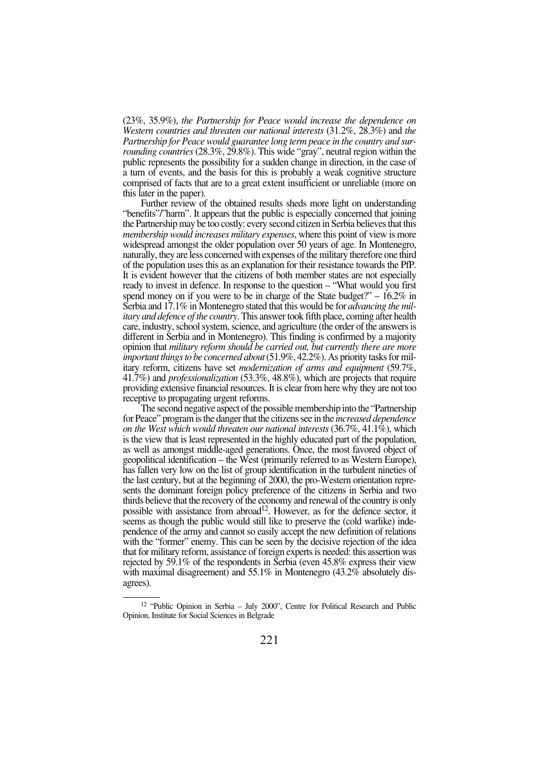(23%, 35.9%), *the Partnership for Peace would increase the dependence on Western countries and threaten our national interests* (31.2%, 28.3%) and *the Partnership for Peace would guarantee long term peace in the country and surrounding countries* (28.3%, 29.8%). This wide "gray", neutral region within the public represents the possibility for a sudden change in direction, in the case of a turn of events, and the basis for this is probably a weak cognitive structure comprised of facts that are to a great extent insufficient or unreliable (more on this later in the paper).

Further review of the obtained results sheds more light on understanding "benefits"/"harm". It appears that the public is especially concerned that joining the Partnership may be too costly: every second citizen in Serbia believes that this *membership would increases military expenses*, where this point of view is more widespread amongst the older population over 50 years of age. In Montenegro, naturally, they are less concerned with expenses of the military therefore one third of the population uses this as an explanation for their resistance towards the PfP. It is evident however that the citizens of both member states are not especially ready to invest in defence. In response to the question – "What would you first spend money on if you were to be in charge of the State budget?" – 16.2% in Serbia and 17.1% in Montenegro stated that this would be for *advancing the military and defence of the country*. This answer took fifth place, coming after health care, industry, school system, science, and agriculture (the order of the answers is different in Serbia and in Montenegro). This finding is confirmed by a majority opinion that *military reform should be carried out, but currently there are more important things to be concerned about* (51.9%, 42.2%). As priority tasks for military reform, citizens have set *modernization of arms and equipment* (59.7%, 41.7%) and *professionalization* (53.3%, 48.8%), which are projects that require providing extensive financial resources. It is clear from here why they are not too receptive to propagating urgent reforms.

The second negative aspect of the possible membership into the "Partnership for Peace" program is the danger that the citizens see in the *increased dependence on the West which would threaten our national interests* (36.7%, 41.1%), which is the view that is least represented in the highly educated part of the population, as well as amongst middle-aged generations. Once, the most favored object of geopolitical identification – the West (primarily referred to as Western Europe), has fallen very low on the list of group identification in the turbulent nineties of the last century, but at the beginning of 2000, the pro-Western orientation represents the dominant foreign policy preference of the citizens in Serbia and two thirds believe that the recovery of the economy and renewal of the country is only possible with assistance from abroad[12]. However, as for the defence sector, it seems as though the public would still like to preserve the (cold warlike) independence of the army and cannot so easily accept the new definition of relations with the "former" enemy. This can be seen by the decisive rejection of the idea that for military reform, assistance of foreign experts is needed: this assertion was rejected by 59.1% of the respondents in Serbia (even 45.8% express their view with maximal disagreement) and 55.1% in Montenegro (43.2% absolutely disagrees).

[12] "Public Opinion in Serbia – July 2000", Centre for Political Research and Public Opinion, Institute for Social Sciences in Belgrade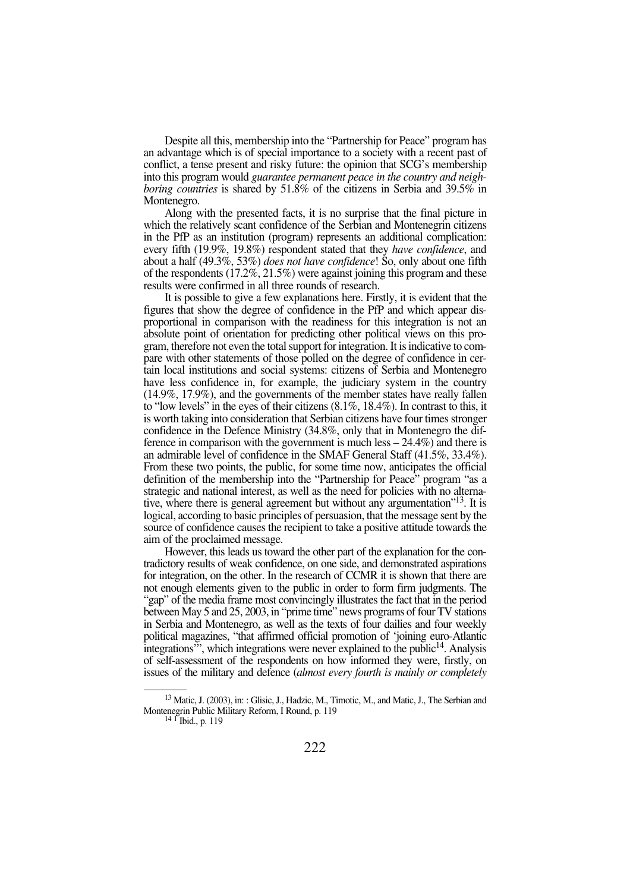Despite all this, membership into the "Partnership for Peace" program has an advantage which is of special importance to a society with a recent past of conflict, a tense present and risky future: the opinion that SCG's membership into this program would *guarantee permanent peace in the country and neighboring countries* is shared by 51.8% of the citizens in Serbia and 39.5% in Montenegro.

Along with the presented facts, it is no surprise that the final picture in which the relatively scant confidence of the Serbian and Montenegrin citizens in the PfP as an institution (program) represents an additional complication: every fifth (19.9%, 19.8%) respondent stated that they *have confidence*, and about a half (49.3%, 53%) *does not have confidence*! So, only about one fifth of the respondents (17.2%, 21.5%) were against joining this program and these results were confirmed in all three rounds of research.

It is possible to give a few explanations here. Firstly, it is evident that the figures that show the degree of confidence in the PfP and which appear disproportional in comparison with the readiness for this integration is not an absolute point of orientation for predicting other political views on this program, therefore not even the total support for integration. It is indicative to compare with other statements of those polled on the degree of confidence in certain local institutions and social systems: citizens of Serbia and Montenegro have less confidence in, for example, the judiciary system in the country (14.9%, 17.9%), and the governments of the member states have really fallen to "low levels" in the eyes of their citizens (8.1%, 18.4%). In contrast to this, it is worth taking into consideration that Serbian citizens have four times stronger confidence in the Defence Ministry (34.8%, only that in Montenegro the difference in comparison with the government is much less – 24.4%) and there is an admirable level of confidence in the SMAF General Staff (41.5%, 33.4%). From these two points, the public, for some time now, anticipates the official definition of the membership into the "Partnership for Peace" program "as a strategic and national interest, as well as the need for policies with no alternative, where there is general agreement but without any argumentation"[13]. It is logical, according to basic principles of persuasion, that the message sent by the source of confidence causes the recipient to take a positive attitude towards the aim of the proclaimed message.

However, this leads us toward the other part of the explanation for the contradictory results of weak confidence, on one side, and demonstrated aspirations for integration, on the other. In the research of CCMR it is shown that there are not enough elements given to the public in order to form firm judgments. The "gap" of the media frame most convincingly illustrates the fact that in the period between May 5 and 25, 2003, in "prime time" news programs of four TV stations in Serbia and Montenegro, as well as the texts of four dailies and four weekly political magazines, "that affirmed official promotion of 'joining euro-Atlantic integrations'", which integrations were never explained to the public[14]. Analysis of self-assessment of the respondents on how informed they were, firstly, on issues of the military and defence (*almost every fourth is mainly or completely*

[13] Matic, J. (2003), in: : Glisic, J., Hadzic, M., Timotic, M., and Matic, J., The Serbian and Montenegrin Public Military Reform, I Round, p. 119

[14] Ibid., p. 119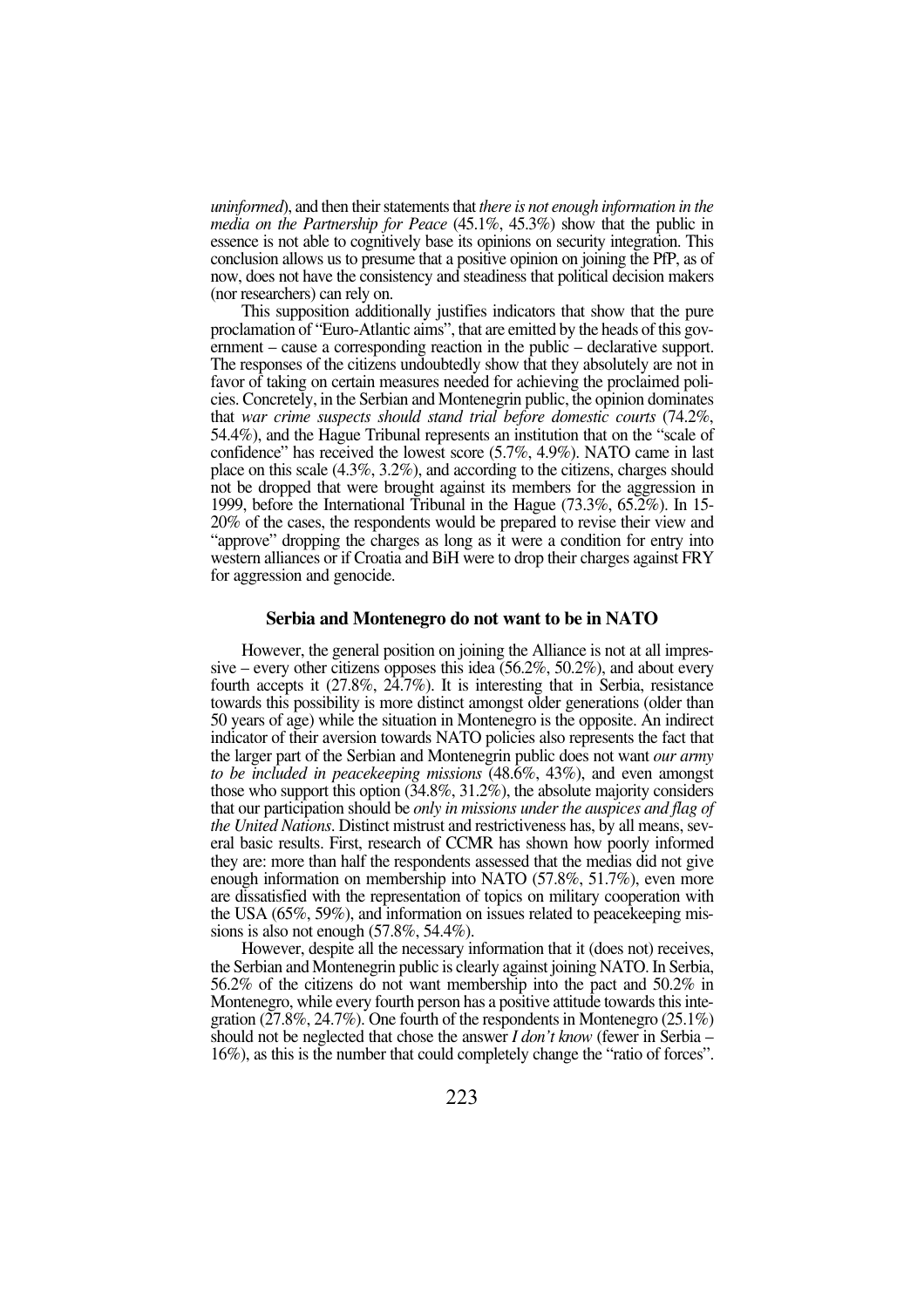*uninformed*), and then their statements that *there is not enough information in the media on the Partnership for Peace* (45.1%, 45.3%) show that the public in essence is not able to cognitively base its opinions on security integration. This conclusion allows us to presume that a positive opinion on joining the PfP, as of now, does not have the consistency and steadiness that political decision makers (nor researchers) can rely on.

This supposition additionally justifies indicators that show that the pure proclamation of "Euro-Atlantic aims", that are emitted by the heads of this government – cause a corresponding reaction in the public – declarative support. The responses of the citizens undoubtedly show that they absolutely are not in favor of taking on certain measures needed for achieving the proclaimed policies. Concretely, in the Serbian and Montenegrin public, the opinion dominates that *war crime suspects should stand trial before domestic courts* (74.2%, 54.4%), and the Hague Tribunal represents an institution that on the "scale of confidence" has received the lowest score (5.7%, 4.9%). NATO came in last place on this scale (4.3%, 3.2%), and according to the citizens, charges should not be dropped that were brought against its members for the aggression in 1999, before the International Tribunal in the Hague (73.3%, 65.2%). In 15-20% of the cases, the respondents would be prepared to revise their view and "approve" dropping the charges as long as it were a condition for entry into western alliances or if Croatia and BiH were to drop their charges against FRY for aggression and genocide.

## Serbia and Montenegro do not want to be in NATO

However, the general position on joining the Alliance is not at all impressive – every other citizens opposes this idea (56.2%, 50.2%), and about every fourth accepts it (27.8%, 24.7%). It is interesting that in Serbia, resistance towards this possibility is more distinct amongst older generations (older than 50 years of age) while the situation in Montenegro is the opposite. An indirect indicator of their aversion towards NATO policies also represents the fact that the larger part of the Serbian and Montenegrin public does not want *our army to be included in peacekeeping missions* (48.6%, 43%), and even amongst those who support this option (34.8%, 31.2%), the absolute majority considers that our participation should be *only in missions under the auspices and flag of the United Nations*. Distinct mistrust and restrictiveness has, by all means, several basic results. First, research of CCMR has shown how poorly informed they are: more than half the respondents assessed that the medias did not give enough information on membership into NATO (57.8%, 51.7%), even more are dissatisfied with the representation of topics on military cooperation with the USA (65%, 59%), and information on issues related to peacekeeping missions is also not enough (57.8%, 54.4%).

However, despite all the necessary information that it (does not) receives, the Serbian and Montenegrin public is clearly against joining NATO. In Serbia, 56.2% of the citizens do not want membership into the pact and 50.2% in Montenegro, while every fourth person has a positive attitude towards this integration (27.8%, 24.7%). One fourth of the respondents in Montenegro (25.1%) should not be neglected that chose the answer *I don't know* (fewer in Serbia – 16%), as this is the number that could completely change the "ratio of forces".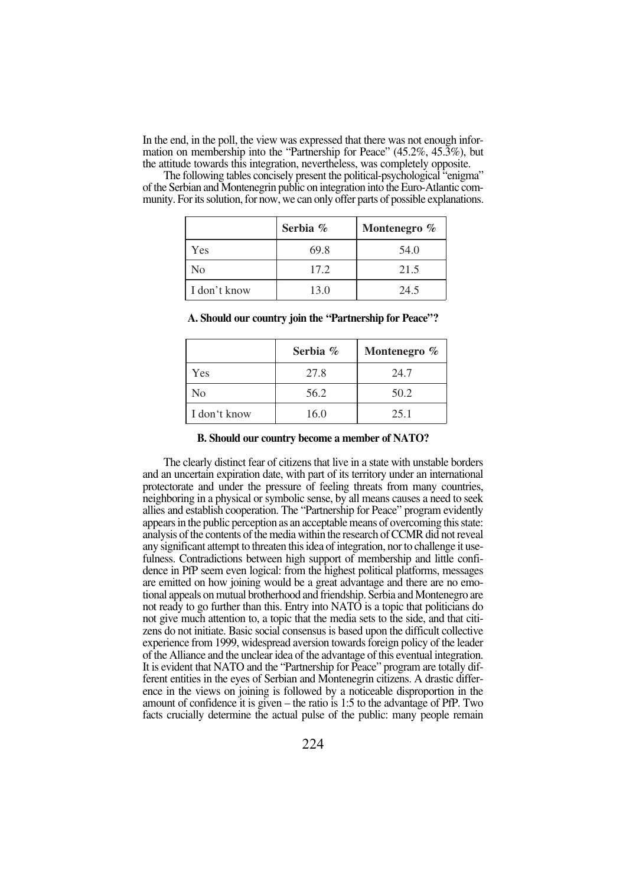In the end, in the poll, the view was expressed that there was not enough information on membership into the "Partnership for Peace" (45.2%, 45.3%), but the attitude towards this integration, nevertheless, was completely opposite.

The following tables concisely present the political-psychological "enigma" of the Serbian and Montenegrin public on integration into the Euro-Atlantic community. For its solution, for now, we can only offer parts of possible explanations.

| | Serbia % | Montenegro % |
|---|---|---|
| Yes | 69.8 | 54.0 |
| No | 17.2 | 21.5 |
| I don't know | 13.0 | 24.5 |

**A. Should our country join the "Partnership for Peace"?**

| | Serbia % | Montenegro % |
|---|---|---|
| Yes | 27.8 | 24.7 |
| No | 56.2 | 50.2 |
| I don't know | 16.0 | 25.1 |

**B. Should our country become a member of NATO?**

The clearly distinct fear of citizens that live in a state with unstable borders and an uncertain expiration date, with part of its territory under an international protectorate and under the pressure of feeling threats from many countries, neighboring in a physical or symbolic sense, by all means causes a need to seek allies and establish cooperation. The "Partnership for Peace" program evidently appears in the public perception as an acceptable means of overcoming this state: analysis of the contents of the media within the research of CCMR did not reveal any significant attempt to threaten this idea of integration, nor to challenge it usefulness. Contradictions between high support of membership and little confidence in PfP seem even logical: from the highest political platforms, messages are emitted on how joining would be a great advantage and there are no emotional appeals on mutual brotherhood and friendship. Serbia and Montenegro are not ready to go further than this. Entry into NATO is a topic that politicians do not give much attention to, a topic that the media sets to the side, and that citizens do not initiate. Basic social consensus is based upon the difficult collective experience from 1999, widespread aversion towards foreign policy of the leader of the Alliance and the unclear idea of the advantage of this eventual integration. It is evident that NATO and the "Partnership for Peace" program are totally different entities in the eyes of Serbian and Montenegrin citizens. A drastic difference in the views on joining is followed by a noticeable disproportion in the amount of confidence it is given – the ratio is 1:5 to the advantage of PfP. Two facts crucially determine the actual pulse of the public: many people remain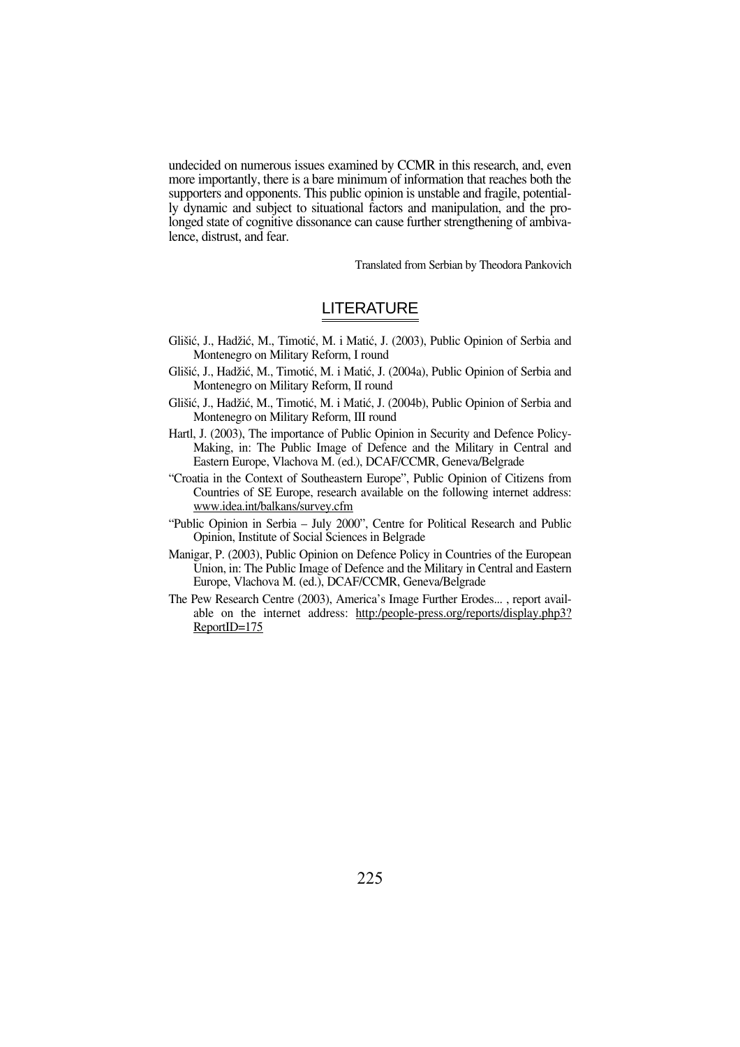undecided on numerous issues examined by CCMR in this research, and, even more importantly, there is a bare minimum of information that reaches both the supporters and opponents. This public opinion is unstable and fragile, potentially dynamic and subject to situational factors and manipulation, and the prolonged state of cognitive dissonance can cause further strengthening of ambivalence, distrust, and fear.

Translated from Serbian by Theodora Pankovich

## LITERATURE

Glišić, J., Hadžić, M., Timotić, M. i Matić, J. (2003), Public Opinion of Serbia and Montenegro on Military Reform, I round

Glišić, J., Hadžić, M., Timotić, M. i Matić, J. (2004a), Public Opinion of Serbia and Montenegro on Military Reform, II round

Glišić, J., Hadžić, M., Timotić, M. i Matić, J. (2004b), Public Opinion of Serbia and Montenegro on Military Reform, III round

Hartl, J. (2003), The importance of Public Opinion in Security and Defence Policy-Making, in: The Public Image of Defence and the Military in Central and Eastern Europe, Vlachova M. (ed.), DCAF/CCMR, Geneva/Belgrade

"Croatia in the Context of Southeastern Europe", Public Opinion of Citizens from Countries of SE Europe, research available on the following internet address: www.idea.int/balkans/survey.cfm

"Public Opinion in Serbia – July 2000", Centre for Political Research and Public Opinion, Institute of Social Sciences in Belgrade

Manigar, P. (2003), Public Opinion on Defence Policy in Countries of the European Union, in: The Public Image of Defence and the Military in Central and Eastern Europe, Vlachova M. (ed.), DCAF/CCMR, Geneva/Belgrade

The Pew Research Centre (2003), America's Image Further Erodes... , report available on the internet address: http:/people-press.org/reports/display.php3?ReportID=175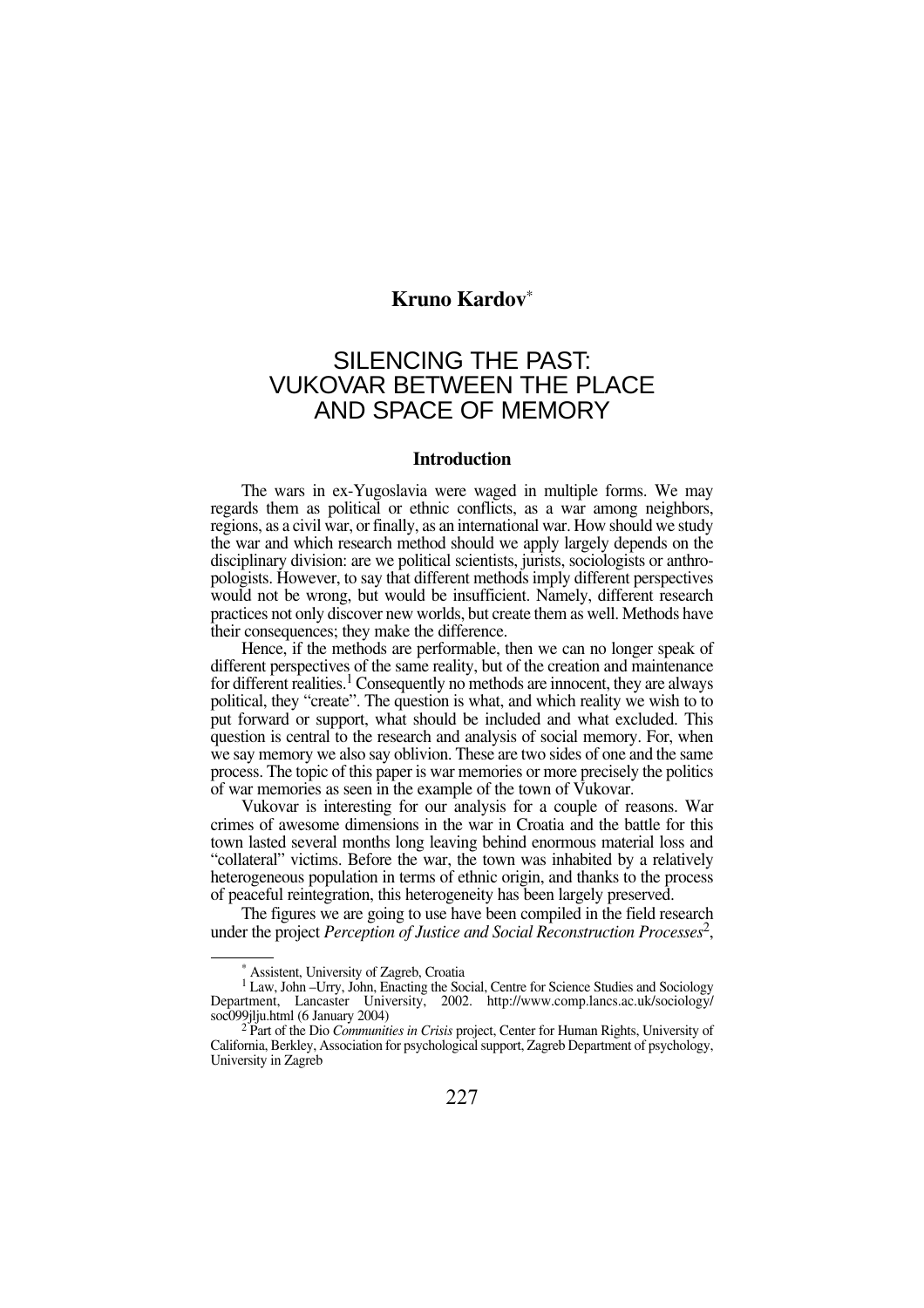**Kruno Kardov***

# SILENCING THE PAST: VUKOVAR BETWEEN THE PLACE AND SPACE OF MEMORY

## Introduction

The wars in ex-Yugoslavia were waged in multiple forms. We may regards them as political or ethnic conflicts, as a war among neighbors, regions, as a civil war, or finally, as an international war. How should we study the war and which research method should we apply largely depends on the disciplinary division: are we political scientists, jurists, sociologists or anthropologists. However, to say that different methods imply different perspectives would not be wrong, but would be insufficient. Namely, different research practices not only discover new worlds, but create them as well. Methods have their consequences; they make the difference.

Hence, if the methods are performable, then we can no longer speak of different perspectives of the same reality, but of the creation and maintenance for different realities.[1] Consequently no methods are innocent, they are always political, they "create". The question is what, and which reality we wish to to put forward or support, what should be included and what excluded. This question is central to the research and analysis of social memory. For, when we say memory we also say oblivion. These are two sides of one and the same process. The topic of this paper is war memories or more precisely the politics of war memories as seen in the example of the town of Vukovar.

Vukovar is interesting for our analysis for a couple of reasons. War crimes of awesome dimensions in the war in Croatia and the battle for this town lasted several months long leaving behind enormous material loss and "collateral" victims. Before the war, the town was inhabited by a relatively heterogeneous population in terms of ethnic origin, and thanks to the process of peaceful reintegration, this heterogeneity has been largely preserved.

The figures we are going to use have been compiled in the field research under the project *Perception of Justice and Social Reconstruction Processes*[2],

---

\* Assistent, University of Zagreb, Croatia

[1] Law, John –Urry, John, Enacting the Social, Centre for Science Studies and Sociology Department, Lancaster University, 2002. http://www.comp.lancs.ac.uk/sociology/soc099jlju.html (6 January 2004)

[2] Part of the Dio *Communities in Crisis* project, Center for Human Rights, University of California, Berkley, Association for psychological support, Zagreb Department of psychology, University in Zagreb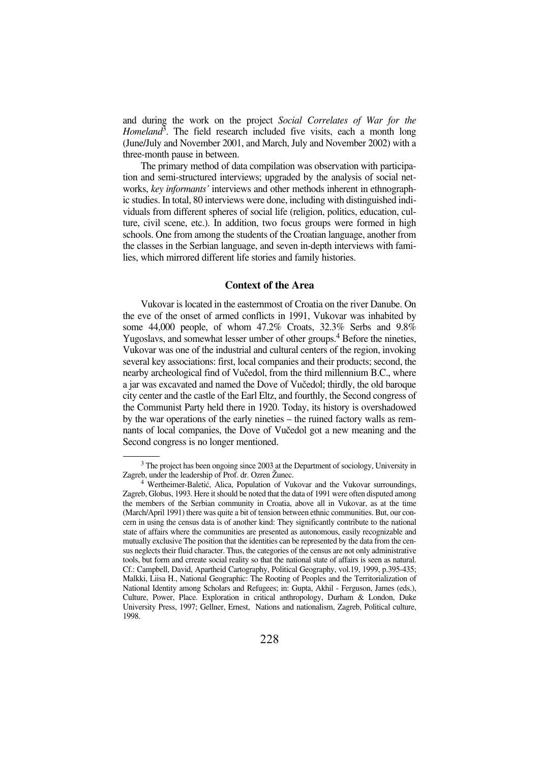and during the work on the project *Social Correlates of War for the Homeland*[3]. The field research included five visits, each a month long (June/July and November 2001, and March, July and November 2002) with a three-month pause in between.

The primary method of data compilation was observation with participation and semi-structured interviews; upgraded by the analysis of social networks, *key informants'* interviews and other methods inherent in ethnographic studies. In total, 80 interviews were done, including with distinguished individuals from different spheres of social life (religion, politics, education, culture, civil scene, etc.). In addition, two focus groups were formed in high schools. One from among the students of the Croatian language, another from the classes in the Serbian language, and seven in-depth interviews with families, which mirrored different life stories and family histories.

## Context of the Area

Vukovar is located in the easternmost of Croatia on the river Danube. On the eve of the onset of armed conflicts in 1991, Vukovar was inhabited by some 44,000 people, of whom 47.2% Croats, 32.3% Serbs and 9.8% Yugoslavs, and somewhat lesser umber of other groups.[4] Before the nineties, Vukovar was one of the industrial and cultural centers of the region, invoking several key associations: first, local companies and their products; second, the nearby archeological find of Vučedol, from the third millennium B.C., where a jar was excavated and named the Dove of Vučedol; thirdly, the old baroque city center and the castle of the Earl Eltz, and fourthly, the Second congress of the Communist Party held there in 1920. Today, its history is overshadowed by the war operations of the early nineties – the ruined factory walls as remnants of local companies, the Dove of Vučedol got a new meaning and the Second congress is no longer mentioned.

---

[3] The project has been ongoing since 2003 at the Department of sociology, University in Zagreb, under the leadership of Prof. dr. Ozren Žunec.

[4] Wertheimer-Baletić, Alica, Population of Vukovar and the Vukovar surroundings, Zagreb, Globus, 1993. Here it should be noted that the data of 1991 were often disputed among the members of the Serbian community in Croatia, above all in Vukovar, as at the time (March/April 1991) there was quite a bit of tension between ethnic communities. But, our concern in using the census data is of another kind: They significantly contribute to the national state of affairs where the communities are presented as autonomous, easily recognizable and mutually exclusive The position that the identities can be represented by the data from the census neglects their fluid character. Thus, the categories of the census are not only administrative tools, but form and crreate social reality so that the national state of affairs is seen as natural. Cf.: Campbell, David, Apartheid Cartography, Political Geography, vol.19, 1999, p.395-435; Malkki, Liisa H., National Geographic: The Rooting of Peoples and the Territorialization of National Identity among Scholars and Refugees; in: Gupta, Akhil - Ferguson, James (eds.), Culture, Power, Place. Exploration in critical anthropology, Durham & London, Duke University Press, 1997; Gellner, Ernest, Nations and nationalism, Zagreb, Political culture, 1998.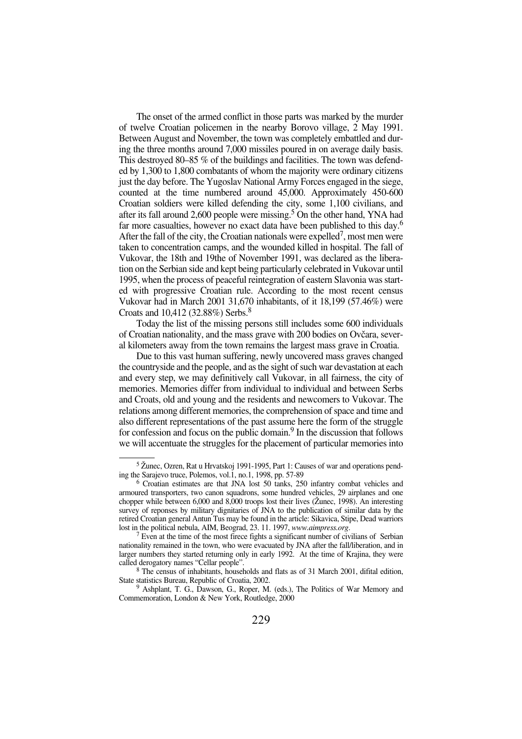The onset of the armed conflict in those parts was marked by the murder of twelve Croatian policemen in the nearby Borovo village, 2 May 1991. Between August and November, the town was completely embattled and during the three months around 7,000 missiles poured in on average daily basis. This destroyed 80–85 % of the buildings and facilities. The town was defended by 1,300 to 1,800 combatants of whom the majority were ordinary citizens just the day before. The Yugoslav National Army Forces engaged in the siege, counted at the time numbered around 45,000. Approximately 450-600 Croatian soldiers were killed defending the city, some 1,100 civilians, and after its fall around 2,600 people were missing.[5] On the other hand, YNA had far more casualties, however no exact data have been published to this day.[6] After the fall of the city, the Croatian nationals were expelled[7], most men were taken to concentration camps, and the wounded killed in hospital. The fall of Vukovar, the 18th and 19the of November 1991, was declared as the liberation on the Serbian side and kept being particularly celebrated in Vukovar until 1995, when the process of peaceful reintegration of eastern Slavonia was started with progressive Croatian rule. According to the most recent census Vukovar had in March 2001 31,670 inhabitants, of it 18,199 (57.46%) were Croats and 10,412 (32.88%) Serbs.[8]

Today the list of the missing persons still includes some 600 individuals of Croatian nationality, and the mass grave with 200 bodies on Ovčara, several kilometers away from the town remains the largest mass grave in Croatia.

Due to this vast human suffering, newly uncovered mass graves changed the countryside and the people, and as the sight of such war devastation at each and every step, we may definitively call Vukovar, in all fairness, the city of memories. Memories differ from individual to individual and between Serbs and Croats, old and young and the residents and newcomers to Vukovar. The relations among different memories, the comprehension of space and time and also different representations of the past assume here the form of the struggle for confession and focus on the public domain.[9] In the discussion that follows we will accentuate the struggles for the placement of particular memories into

---

[5] Žunec, Ozren, Rat u Hrvatskoj 1991-1995, Part 1: Causes of war and operations pending the Sarajevo truce, Polemos, vol.1, no.1, 1998, pp. 57-89

[6] Croatian estimates are that JNA lost 50 tanks, 250 infantry combat vehicles and armoured transporters, two canon squadrons, some hundred vehicles, 29 airplanes and one chopper while between 6,000 and 8,000 troops lost their lives (Žunec, 1998). An interesting survey of reponses by military dignitaries of JNA to the publication of similar data by the retired Croatian general Antun Tus may be found in the article: Sikavica, Stipe, Dead warriors lost in the political nebula, AIM, Beograd, 23. 11. 1997, *www.aimpress.org*.

[7] Even at the time of the most firece fights a significant number of civilians of Serbian nationality remained in the town, who were evacuated by JNA after the fall/liberation, and in larger numbers they started returning only in early 1992. At the time of Krajina, they were called derogatory names "Cellar people".

[8] The census of inhabitants, households and flats as of 31 March 2001, difital edition, State statistics Bureau, Republic of Croatia, 2002.

[9] Ashplant, T. G., Dawson, G., Roper, M. (eds.), The Politics of War Memory and Commemoration, London & New York, Routledge, 2000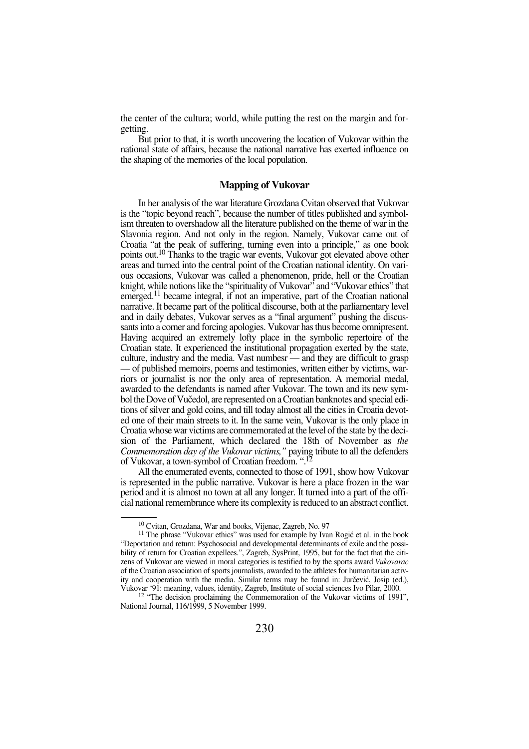the center of the cultura; world, while putting the rest on the margin and forgetting.

But prior to that, it is worth uncovering the location of Vukovar within the national state of affairs, because the national narrative has exerted influence on the shaping of the memories of the local population.

## Mapping of Vukovar

In her analysis of the war literature Grozdana Cvitan observed that Vukovar is the "topic beyond reach", because the number of titles published and symbolism threaten to overshadow all the literature published on the theme of war in the Slavonia region. And not only in the region. Namely, Vukovar came out of Croatia "at the peak of suffering, turning even into a principle," as one book points out.[10] Thanks to the tragic war events, Vukovar got elevated above other areas and turned into the central point of the Croatian national identity. On various occasions, Vukovar was called a phenomenon, pride, hell or the Croatian knight, while notions like the "spirituality of Vukovar" and "Vukovar ethics" that emerged.[11] became integral, if not an imperative, part of the Croatian national narrative. It became part of the political discourse, both at the parliamentary level and in daily debates, Vukovar serves as a "final argument" pushing the discussants into a corner and forcing apologies. Vukovar has thus become omnipresent. Having acquired an extremely lofty place in the symbolic repertoire of the Croatian state. It experienced the institutional propagation exerted by the state, culture, industry and the media. Vast numbesr — and they are difficult to grasp — of published memoirs, poems and testimonies, written either by victims, warriors or journalist is nor the only area of representation. A memorial medal, awarded to the defendants is named after Vukovar. The town and its new symbol the Dove of Vučedol, are represented on a Croatian banknotes and special editions of silver and gold coins, and till today almost all the cities in Croatia devoted one of their main streets to it. In the same vein, Vukovar is the only place in Croatia whose war victims are commemorated at the level of the state by the decision of the Parliament, which declared the 18th of November as *the Commemoration day of the Vukovar victims,"* paying tribute to all the defenders of Vukovar, a town-symbol of Croatian freedom. ".[12]

All the enumerated events, connected to those of 1991, show how Vukovar is represented in the public narrative. Vukovar is here a place frozen in the war period and it is almost no town at all any longer. It turned into a part of the official national remembrance where its complexity is reduced to an abstract conflict.

---

[10] Cvitan, Grozdana, War and books, Vijenac, Zagreb, No. 97

[11] The phrase "Vukovar ethics" was used for example by Ivan Rogić et al. in the book "Deportation and return: Psychosocial and developmental determinants of exile and the possibility of return for Croatian expellees.", Zagreb, SysPrint, 1995, but for the fact that the citizens of Vukovar are viewed in moral categories is testified to by the sports award *Vukovarac* of the Croatian association of sports journalists, awarded to the athletes for humanitarian activity and cooperation with the media. Similar terms may be found in: Jurčević, Josip (ed.), Vukovar '91: meaning, values, identity, Zagreb, Institute of social sciences Ivo Pilar, 2000.

[12] "The decision proclaiming the Commemoration of the Vukovar victims of 1991", National Journal, 116/1999, 5 November 1999.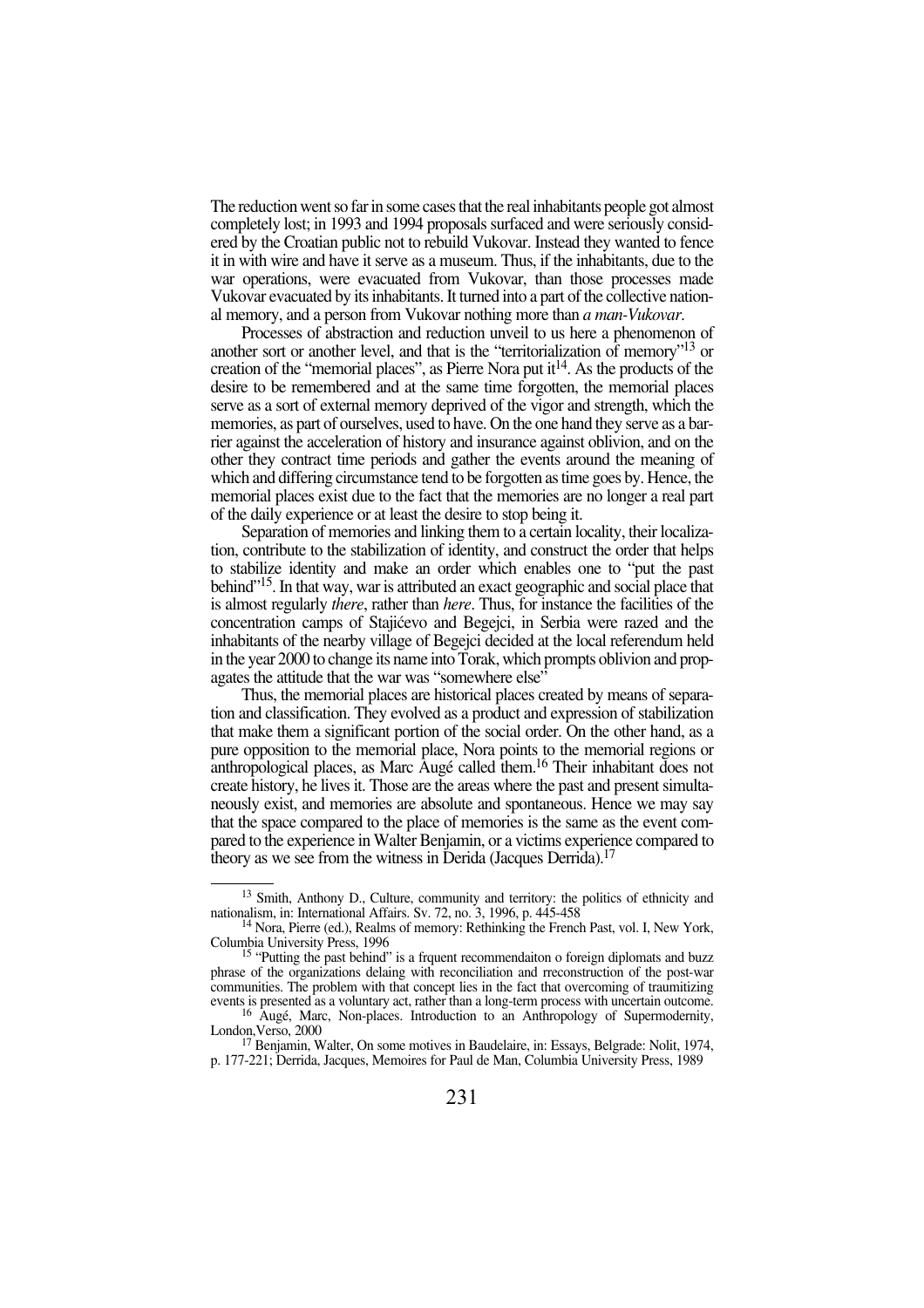The reduction went so far in some cases that the real inhabitants people got almost completely lost; in 1993 and 1994 proposals surfaced and were seriously considered by the Croatian public not to rebuild Vukovar. Instead they wanted to fence it in with wire and have it serve as a museum. Thus, if the inhabitants, due to the war operations, were evacuated from Vukovar, than those processes made Vukovar evacuated by its inhabitants. It turned into a part of the collective national memory, and a person from Vukovar nothing more than *a man-Vukovar*.

Processes of abstraction and reduction unveil to us here a phenomenon of another sort or another level, and that is the "territorialization of memory"[13] or creation of the "memorial places", as Pierre Nora put it[14]. As the products of the desire to be remembered and at the same time forgotten, the memorial places serve as a sort of external memory deprived of the vigor and strength, which the memories, as part of ourselves, used to have. On the one hand they serve as a barrier against the acceleration of history and insurance against oblivion, and on the other they contract time periods and gather the events around the meaning of which and differing circumstance tend to be forgotten as time goes by. Hence, the memorial places exist due to the fact that the memories are no longer a real part of the daily experience or at least the desire to stop being it.

Separation of memories and linking them to a certain locality, their localization, contribute to the stabilization of identity, and construct the order that helps to stabilize identity and make an order which enables one to "put the past behind"[15]. In that way, war is attributed an exact geographic and social place that is almost regularly *there*, rather than *here*. Thus, for instance the facilities of the concentration camps of Stajićevo and Begejci, in Serbia were razed and the inhabitants of the nearby village of Begejci decided at the local referendum held in the year 2000 to change its name into Torak, which prompts oblivion and propagates the attitude that the war was "somewhere else"

Thus, the memorial places are historical places created by means of separation and classification. They evolved as a product and expression of stabilization that make them a significant portion of the social order. On the other hand, as a pure opposition to the memorial place, Nora points to the memorial regions or anthropological places, as Marc Augé called them.[16] Their inhabitant does not create history, he lives it. Those are the areas where the past and present simultaneously exist, and memories are absolute and spontaneous. Hence we may say that the space compared to the place of memories is the same as the event compared to the experience in Walter Benjamin, or a victims experience compared to theory as we see from the witness in Derida (Jacques Derrida).[17]

---

[13] Smith, Anthony D., Culture, community and territory: the politics of ethnicity and nationalism, in: International Affairs. Sv. 72, no. 3, 1996, p. 445-458

[14] Nora, Pierre (ed.), Realms of memory: Rethinking the French Past, vol. I, New York, Columbia University Press, 1996

[15] "Putting the past behind" is a frquent recommendaiton o foreign diplomats and buzz phrase of the organizations delaing with reconciliation and rreconstruction of the post-war communities. The problem with that concept lies in the fact that overcoming of traumitizing events is presented as a voluntary act, rather than a long-term process with uncertain outcome.

[16] Augé, Marc, Non-places. Introduction to an Anthropology of Supermodernity, London,Verso, 2000

[17] Benjamin, Walter, On some motives in Baudelaire, in: Essays, Belgrade: Nolit, 1974, p. 177-221; Derrida, Jacques, Memoires for Paul de Man, Columbia University Press, 1989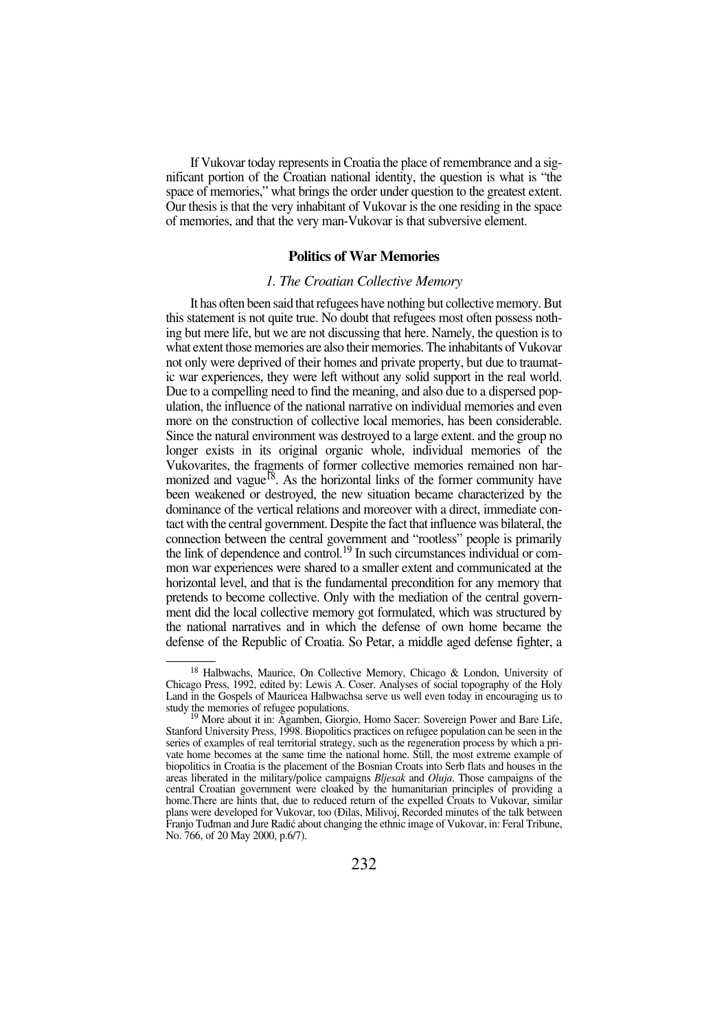If Vukovar today represents in Croatia the place of remembrance and a significant portion of the Croatian national identity, the question is what is "the space of memories," what brings the order under question to the greatest extent. Our thesis is that the very inhabitant of Vukovar is the one residing in the space of memories, and that the very man-Vukovar is that subversive element.

## Politics of War Memories

### *1. The Croatian Collective Memory*

It has often been said that refugees have nothing but collective memory. But this statement is not quite true. No doubt that refugees most often possess nothing but mere life, but we are not discussing that here. Namely, the question is to what extent those memories are also their memories. The inhabitants of Vukovar not only were deprived of their homes and private property, but due to traumatic war experiences, they were left without any solid support in the real world. Due to a compelling need to find the meaning, and also due to a dispersed population, the influence of the national narrative on individual memories and even more on the construction of collective local memories, has been considerable. Since the natural environment was destroyed to a large extent. and the group no longer exists in its original organic whole, individual memories of the Vukovarites, the fragments of former collective memories remained non harmonized and vague[18]. As the horizontal links of the former community have been weakened or destroyed, the new situation became characterized by the dominance of the vertical relations and moreover with a direct, immediate contact with the central government. Despite the fact that influence was bilateral, the connection between the central government and "rootless" people is primarily the link of dependence and control.[19] In such circumstances individual or common war experiences were shared to a smaller extent and communicated at the horizontal level, and that is the fundamental precondition for any memory that pretends to become collective. Only with the mediation of the central government did the local collective memory got formulated, which was structured by the national narratives and in which the defense of own home became the defense of the Republic of Croatia. So Petar, a middle aged defense fighter, a

---

[18] Halbwachs, Maurice, On Collective Memory, Chicago & London, University of Chicago Press, 1992, edited by: Lewis A. Coser. Analyses of social topography of the Holy Land in the Gospels of Mauricea Halbwachsa serve us well even today in encouraging us to study the memories of refugee populations.

[19] More about it in: Agamben, Giorgio, Homo Sacer: Sovereign Power and Bare Life, Stanford University Press, 1998. Biopolitics practices on refugee population can be seen in the series of examples of real territorial strategy, such as the regeneration process by which a private home becomes at the same time the national home. Still, the most extreme example of biopolitics in Croatia is the placement of the Bosnian Croats into Serb flats and houses in the areas liberated in the military/police campaigns *Bljesak* and *Oluja*. Those campaigns of the central Croatian government were cloaked by the humanitarian principles of providing a home.There are hints that, due to reduced return of the expelled Croats to Vukovar, similar plans were developed for Vukovar, too (Đilas, Milivoj, Recorded minutes of the talk between Franjo Tuđman and Jure Radić about changing the ethnic image of Vukovar, in: Feral Tribune, No. 766, of 20 May 2000, p.6/7).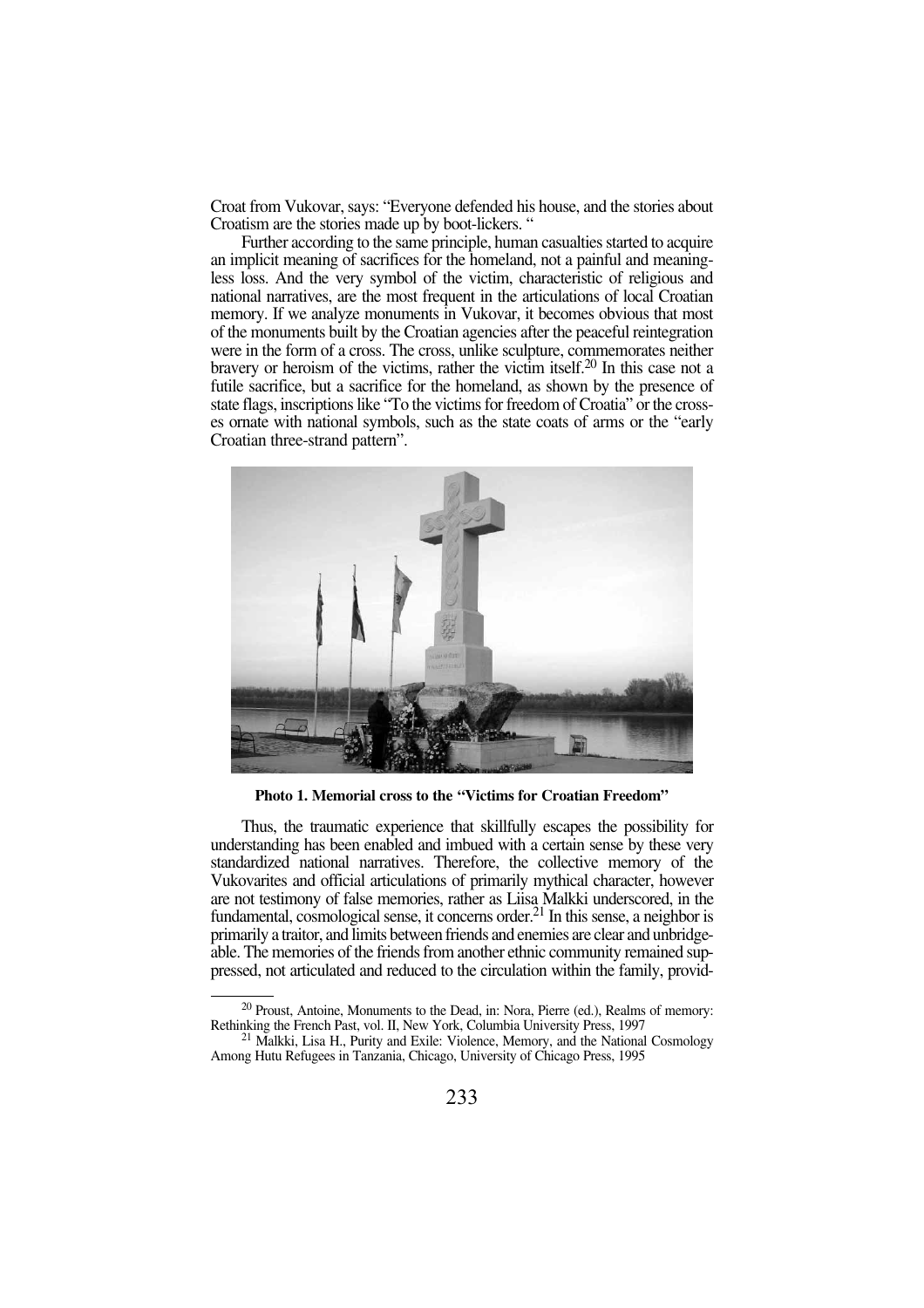Croat from Vukovar, says: "Everyone defended his house, and the stories about Croatism are the stories made up by boot-lickers. "

Further according to the same principle, human casualties started to acquire an implicit meaning of sacrifices for the homeland, not a painful and meaningless loss. And the very symbol of the victim, characteristic of religious and national narratives, are the most frequent in the articulations of local Croatian memory. If we analyze monuments in Vukovar, it becomes obvious that most of the monuments built by the Croatian agencies after the peaceful reintegration were in the form of a cross. The cross, unlike sculpture, commemorates neither bravery or heroism of the victims, rather the victim itself.[20] In this case not a futile sacrifice, but a sacrifice for the homeland, as shown by the presence of state flags, inscriptions like "To the victims for freedom of Croatia" or the crosses ornate with national symbols, such as the state coats of arms or the "early Croatian three-strand pattern".

**Photo 1. Memorial cross to the "Victims for Croatian Freedom"**

Thus, the traumatic experience that skillfully escapes the possibility for understanding has been enabled and imbued with a certain sense by these very standardized national narratives. Therefore, the collective memory of the Vukovarites and official articulations of primarily mythical character, however are not testimony of false memories, rather as Liisa Malkki underscored, in the fundamental, cosmological sense, it concerns order.[21] In this sense, a neighbor is primarily a traitor, and limits between friends and enemies are clear and unbridgeable. The memories of the friends from another ethnic community remained suppressed, not articulated and reduced to the circulation within the family, provid-

---

[20] Proust, Antoine, Monuments to the Dead, in: Nora, Pierre (ed.), Realms of memory: Rethinking the French Past, vol. II, New York, Columbia University Press, 1997

[21] Malkki, Lisa H., Purity and Exile: Violence, Memory, and the National Cosmology Among Hutu Refugees in Tanzania, Chicago, University of Chicago Press, 1995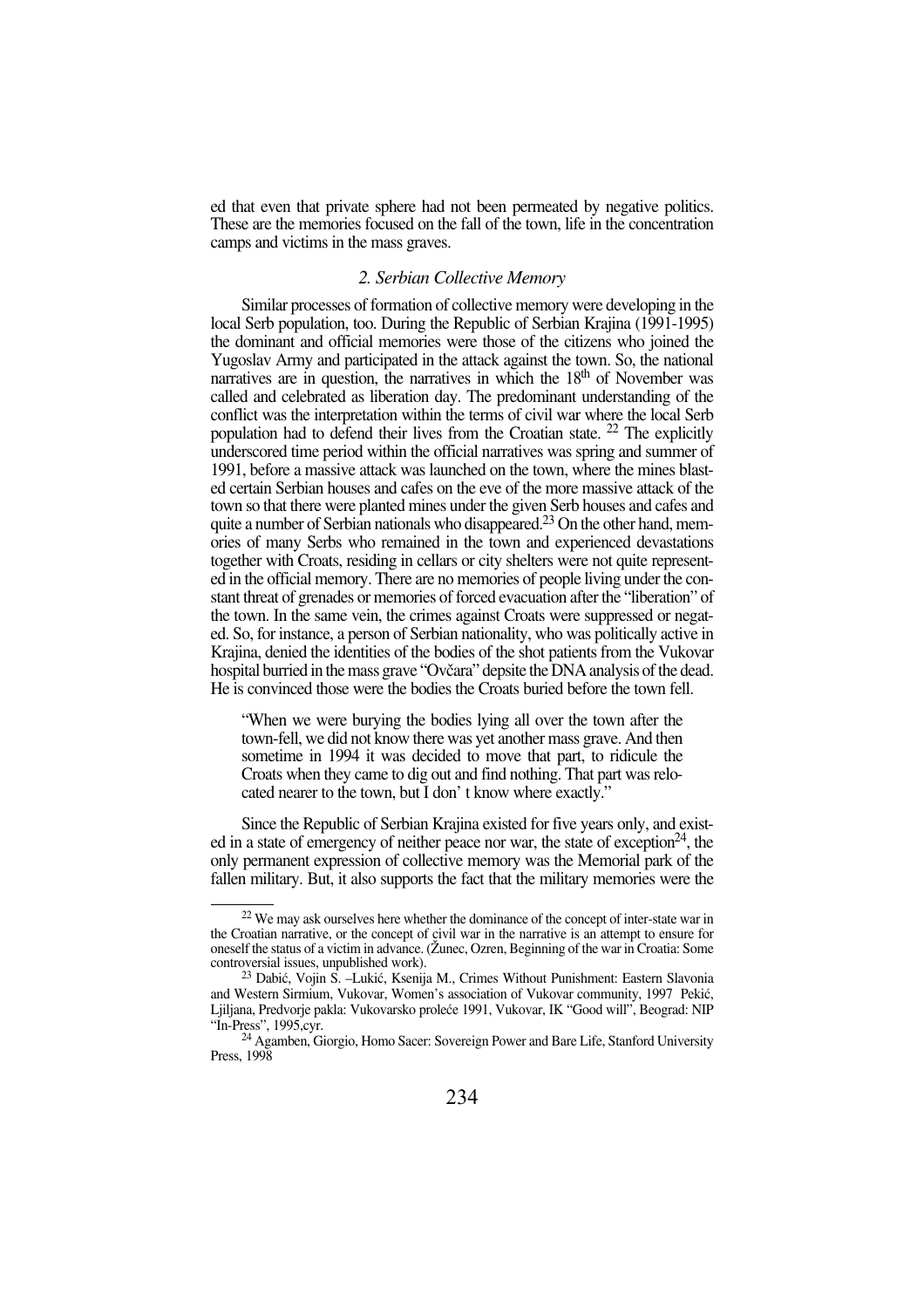ed that even that private sphere had not been permeated by negative politics. These are the memories focused on the fall of the town, life in the concentration camps and victims in the mass graves.

### *2. Serbian Collective Memory*

Similar processes of formation of collective memory were developing in the local Serb population, too. During the Republic of Serbian Krajina (1991-1995) the dominant and official memories were those of the citizens who joined the Yugoslav Army and participated in the attack against the town. So, the national narratives are in question, the narratives in which the 18th of November was called and celebrated as liberation day. The predominant understanding of the conflict was the interpretation within the terms of civil war where the local Serb population had to defend their lives from the Croatian state. [22] The explicitly underscored time period within the official narratives was spring and summer of 1991, before a massive attack was launched on the town, where the mines blasted certain Serbian houses and cafes on the eve of the more massive attack of the town so that there were planted mines under the given Serb houses and cafes and quite a number of Serbian nationals who disappeared.[23] On the other hand, memories of many Serbs who remained in the town and experienced devastations together with Croats, residing in cellars or city shelters were not quite represented in the official memory. There are no memories of people living under the constant threat of grenades or memories of forced evacuation after the "liberation" of the town. In the same vein, the crimes against Croats were suppressed or negated. So, for instance, a person of Serbian nationality, who was politically active in Krajina, denied the identities of the bodies of the shot patients from the Vukovar hospital burried in the mass grave "Ovčara" depsite the DNA analysis of the dead. He is convinced those were the bodies the Croats buried before the town fell.

> "When we were burying the bodies lying all over the town after the town-fell, we did not know there was yet another mass grave. And then sometime in 1994 it was decided to move that part, to ridicule the Croats when they came to dig out and find nothing. That part was relocated nearer to the town, but I don' t know where exactly."

Since the Republic of Serbian Krajina existed for five years only, and existed in a state of emergency of neither peace nor war, the state of exception[24], the only permanent expression of collective memory was the Memorial park of the fallen military. But, it also supports the fact that the military memories were the

---

[22] We may ask ourselves here whether the dominance of the concept of inter-state war in the Croatian narrative, or the concept of civil war in the narrative is an attempt to ensure for oneself the status of a victim in advance. (Žunec, Ozren, Beginning of the war in Croatia: Some controversial issues, unpublished work).

[23] Dabić, Vojin S. –Lukić, Ksenija M., Crimes Without Punishment: Eastern Slavonia and Western Sirmium, Vukovar, Women's association of Vukovar community, 1997 Pekić, Ljiljana, Predvorje pakla: Vukovarsko proleće 1991, Vukovar, IK "Good will", Beograd: NIP "In-Press", 1995,cyr.

[24] Agamben, Giorgio, Homo Sacer: Sovereign Power and Bare Life, Stanford University Press, 1998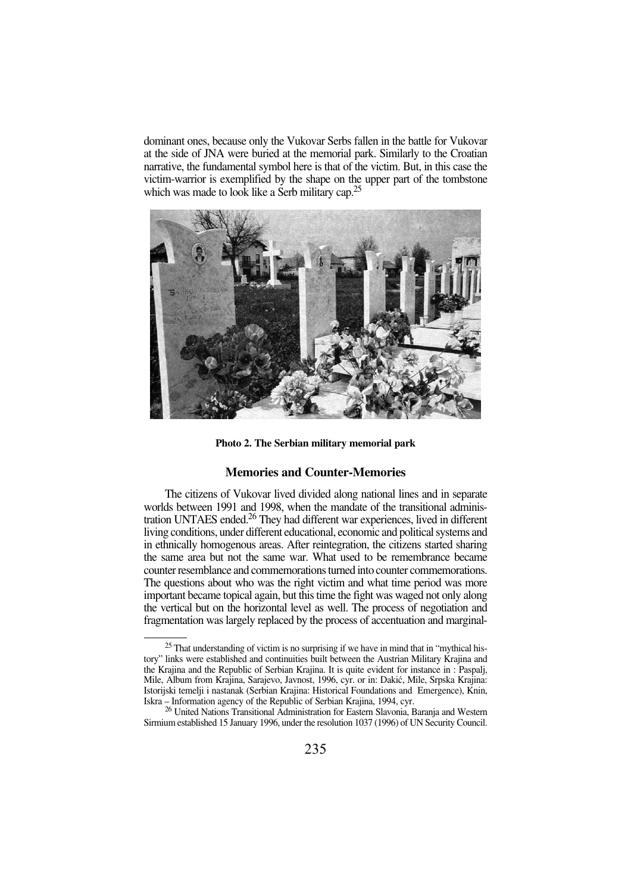dominant ones, because only the Vukovar Serbs fallen in the battle for Vukovar at the side of JNA were buried at the memorial park. Similarly to the Croatian narrative, the fundamental symbol here is that of the victim. But, in this case the victim-warrior is exemplified by the shape on the upper part of the tombstone which was made to look like a Serb military cap.[25]

**Photo 2. The Serbian military memorial park**

## Memories and Counter-Memories

The citizens of Vukovar lived divided along national lines and in separate worlds between 1991 and 1998, when the mandate of the transitional administration UNTAES ended.[26] They had different war experiences, lived in different living conditions, under different educational, economic and political systems and in ethnically homogenous areas. After reintegration, the citizens started sharing the same area but not the same war. What used to be remembrance became counter resemblance and commemorations turned into counter commemorations. The questions about who was the right victim and what time period was more important became topical again, but this time the fight was waged not only along the vertical but on the horizontal level as well. The process of negotiation and fragmentation was largely replaced by the process of accentuation and marginal-

---

[25] That understanding of victim is no surprising if we have in mind that in "mythical history" links were established and continuities built between the Austrian Military Krajina and the Krajina and the Republic of Serbian Krajina. It is quite evident for instance in : Paspalj, Mile, Album from Krajina, Sarajevo, Javnost, 1996, cyr. or in: Dakić, Mile, Srpska Krajina: Istorijski temelji i nastanak (Serbian Krajina: Historical Foundations and Emergence), Knin, Iskra – Information agency of the Republic of Serbian Krajina, 1994, cyr.

[26] United Nations Transitional Administration for Eastern Slavonia, Baranja and Western Sirmium established 15 January 1996, under the resolution 1037 (1996) of UN Security Council.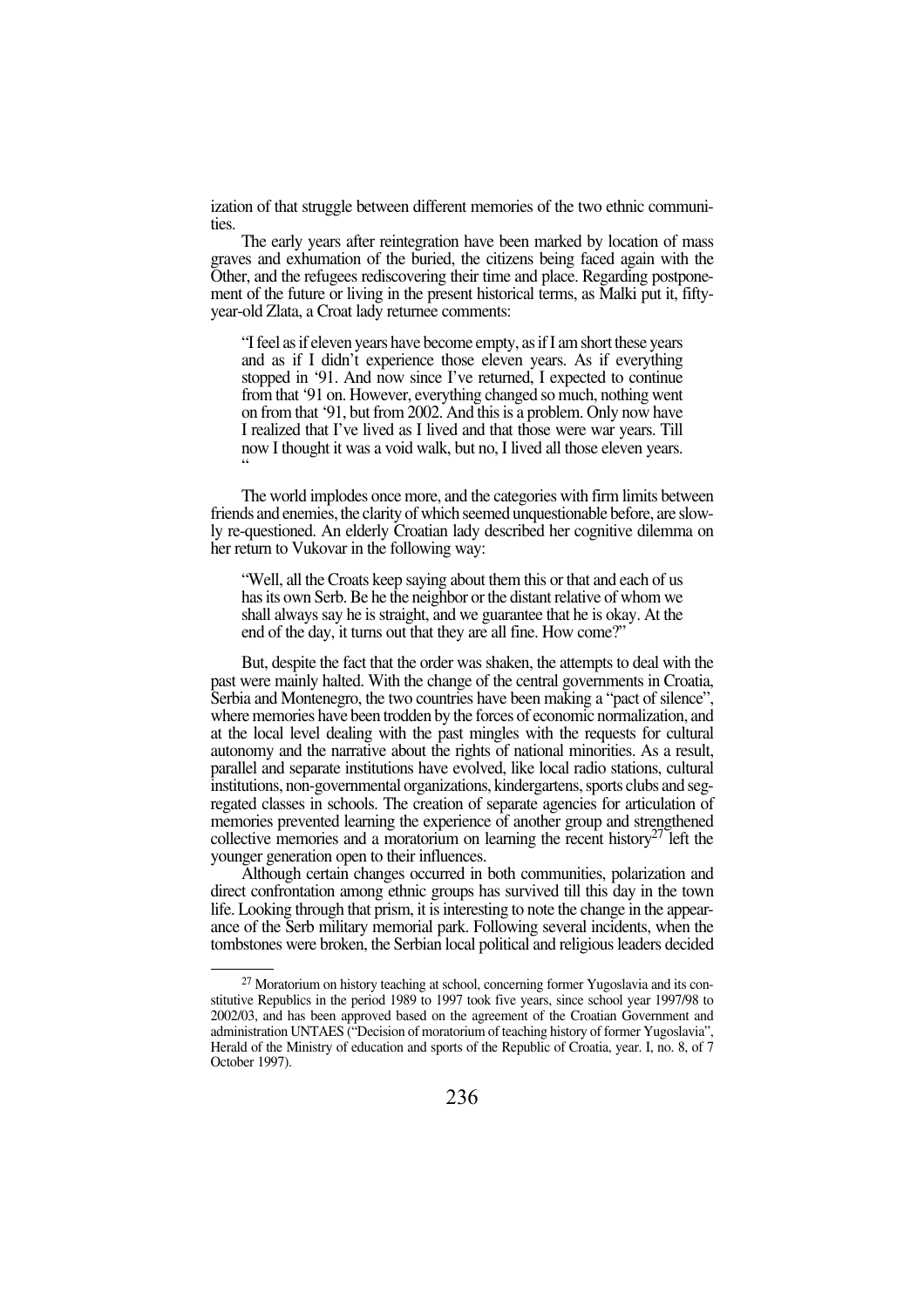ization of that struggle between different memories of the two ethnic communities.

The early years after reintegration have been marked by location of mass graves and exhumation of the buried, the citizens being faced again with the Other, and the refugees rediscovering their time and place. Regarding postponement of the future or living in the present historical terms, as Malki put it, fifty-year-old Zlata, a Croat lady returnee comments:

> "I feel as if eleven years have become empty, as if I am short these years and as if I didn't experience those eleven years. As if everything stopped in '91. And now since I've returned, I expected to continue from that '91 on. However, everything changed so much, nothing went on from that '91, but from 2002. And this is a problem. Only now have I realized that I've lived as I lived and that those were war years. Till now I thought it was a void walk, but no, I lived all those eleven years. "

The world implodes once more, and the categories with firm limits between friends and enemies, the clarity of which seemed unquestionable before, are slowly re-questioned. An elderly Croatian lady described her cognitive dilemma on her return to Vukovar in the following way:

> "Well, all the Croats keep saying about them this or that and each of us has its own Serb. Be he the neighbor or the distant relative of whom we shall always say he is straight, and we guarantee that he is okay. At the end of the day, it turns out that they are all fine. How come?"

But, despite the fact that the order was shaken, the attempts to deal with the past were mainly halted. With the change of the central governments in Croatia, Serbia and Montenegro, the two countries have been making a "pact of silence", where memories have been trodden by the forces of economic normalization, and at the local level dealing with the past mingles with the requests for cultural autonomy and the narrative about the rights of national minorities. As a result, parallel and separate institutions have evolved, like local radio stations, cultural institutions, non-governmental organizations, kindergartens, sports clubs and segregated classes in schools. The creation of separate agencies for articulation of memories prevented learning the experience of another group and strengthened collective memories and a moratorium on learning the recent history[27] left the younger generation open to their influences.

Although certain changes occurred in both communities, polarization and direct confrontation among ethnic groups has survived till this day in the town life. Looking through that prism, it is interesting to note the change in the appearance of the Serb military memorial park. Following several incidents, when the tombstones were broken, the Serbian local political and religious leaders decided

[27] Moratorium on history teaching at school, concerning former Yugoslavia and its constitutive Republics in the period 1989 to 1997 took five years, since school year 1997/98 to 2002/03, and has been approved based on the agreement of the Croatian Government and administration UNTAES ("Decision of moratorium of teaching history of former Yugoslavia", Herald of the Ministry of education and sports of the Republic of Croatia, year. I, no. 8, of 7 October 1997).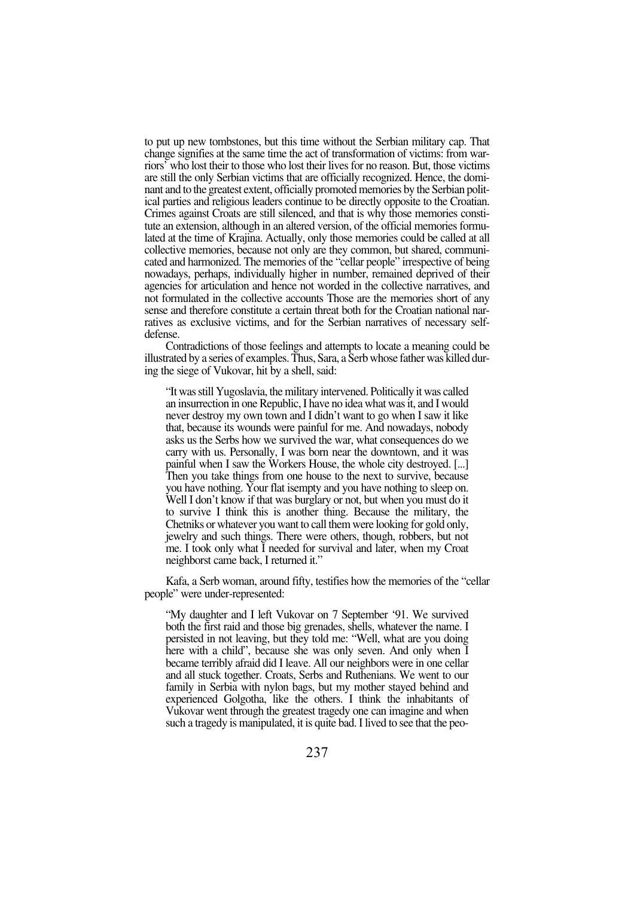to put up new tombstones, but this time without the Serbian military cap. That change signifies at the same time the act of transformation of victims: from warriors' who lost their to those who lost their lives for no reason. But, those victims are still the only Serbian victims that are officially recognized. Hence, the dominant and to the greatest extent, officially promoted memories by the Serbian political parties and religious leaders continue to be directly opposite to the Croatian. Crimes against Croats are still silenced, and that is why those memories constitute an extension, although in an altered version, of the official memories formulated at the time of Krajina. Actually, only those memories could be called at all collective memories, because not only are they common, but shared, communicated and harmonized. The memories of the "cellar people" irrespective of being nowadays, perhaps, individually higher in number, remained deprived of their agencies for articulation and hence not worded in the collective narratives, and not formulated in the collective accounts Those are the memories short of any sense and therefore constitute a certain threat both for the Croatian national narratives as exclusive victims, and for the Serbian narratives of necessary self-defense.

Contradictions of those feelings and attempts to locate a meaning could be illustrated by a series of examples. Thus, Sara, a Serb whose father was killed during the siege of Vukovar, hit by a shell, said:

> "It was still Yugoslavia, the military intervened. Politically it was called an insurrection in one Republic, I have no idea what was it, and I would never destroy my own town and I didn't want to go when I saw it like that, because its wounds were painful for me. And nowadays, nobody asks us the Serbs how we survived the war, what consequences do we carry with us. Personally, I was born near the downtown, and it was painful when I saw the Workers House, the whole city destroyed. [...] Then you take things from one house to the next to survive, because you have nothing. Your flat isempty and you have nothing to sleep on. Well I don't know if that was burglary or not, but when you must do it to survive I think this is another thing. Because the military, the Chetniks or whatever you want to call them were looking for gold only, jewelry and such things. There were others, though, robbers, but not me. I took only what I needed for survival and later, when my Croat neighborst came back, I returned it."

Kafa, a Serb woman, around fifty, testifies how the memories of the "cellar people" were under-represented:

> "My daughter and I left Vukovar on 7 September '91. We survived both the first raid and those big grenades, shells, whatever the name. I persisted in not leaving, but they told me: "Well, what are you doing here with a child", because she was only seven. And only when I became terribly afraid did I leave. All our neighbors were in one cellar and all stuck together. Croats, Serbs and Ruthenians. We went to our family in Serbia with nylon bags, but my mother stayed behind and experienced Golgotha, like the others. I think the inhabitants of Vukovar went through the greatest tragedy one can imagine and when such a tragedy is manipulated, it is quite bad. I lived to see that the peo-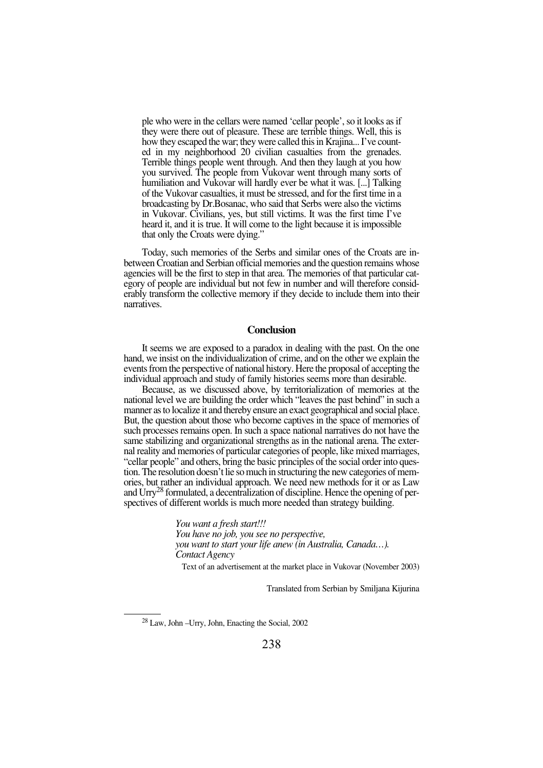ple who were in the cellars were named 'cellar people', so it looks as if they were there out of pleasure. These are terrible things. Well, this is how they escaped the war; they were called this in Krajina... I've counted in my neighborhood 20 civilian casualties from the grenades. Terrible things people went through. And then they laugh at you how you survived. The people from Vukovar went through many sorts of humiliation and Vukovar will hardly ever be what it was. [...] Talking of the Vukovar casualties, it must be stressed, and for the first time in a broadcasting by Dr.Bosanac, who said that Serbs were also the victims in Vukovar. Civilians, yes, but still victims. It was the first time I've heard it, and it is true. It will come to the light because it is impossible that only the Croats were dying."

Today, such memories of the Serbs and similar ones of the Croats are in-between Croatian and Serbian official memories and the question remains whose agencies will be the first to step in that area. The memories of that particular category of people are individual but not few in number and will therefore considerably transform the collective memory if they decide to include them into their narratives.

## Conclusion

It seems we are exposed to a paradox in dealing with the past. On the one hand, we insist on the individualization of crime, and on the other we explain the events from the perspective of national history. Here the proposal of accepting the individual approach and study of family histories seems more than desirable.

Because, as we discussed above, by territorialization of memories at the national level we are building the order which "leaves the past behind" in such a manner as to localize it and thereby ensure an exact geographical and social place. But, the question about those who become captives in the space of memories of such processes remains open. In such a space national narratives do not have the same stabilizing and organizational strengths as in the national arena. The external reality and memories of particular categories of people, like mixed marriages, "cellar people" and others, bring the basic principles of the social order into question. The resolution doesn't lie so much in structuring the new categories of memories, but rather an individual approach. We need new methods for it or as Law and Urry[28] formulated, a decentralization of discipline. Hence the opening of perspectives of different worlds is much more needed than strategy building.

*You want a fresh start!!!*
*You have no job, you see no perspective,*
*you want to start your life anew (in Australia, Canada…).*
*Contact Agency*

Text of an advertisement at the market place in Vukovar (November 2003)

Translated from Serbian by Smiljana Kijurina

[28] Law, John –Urry, John, Enacting the Social, 2002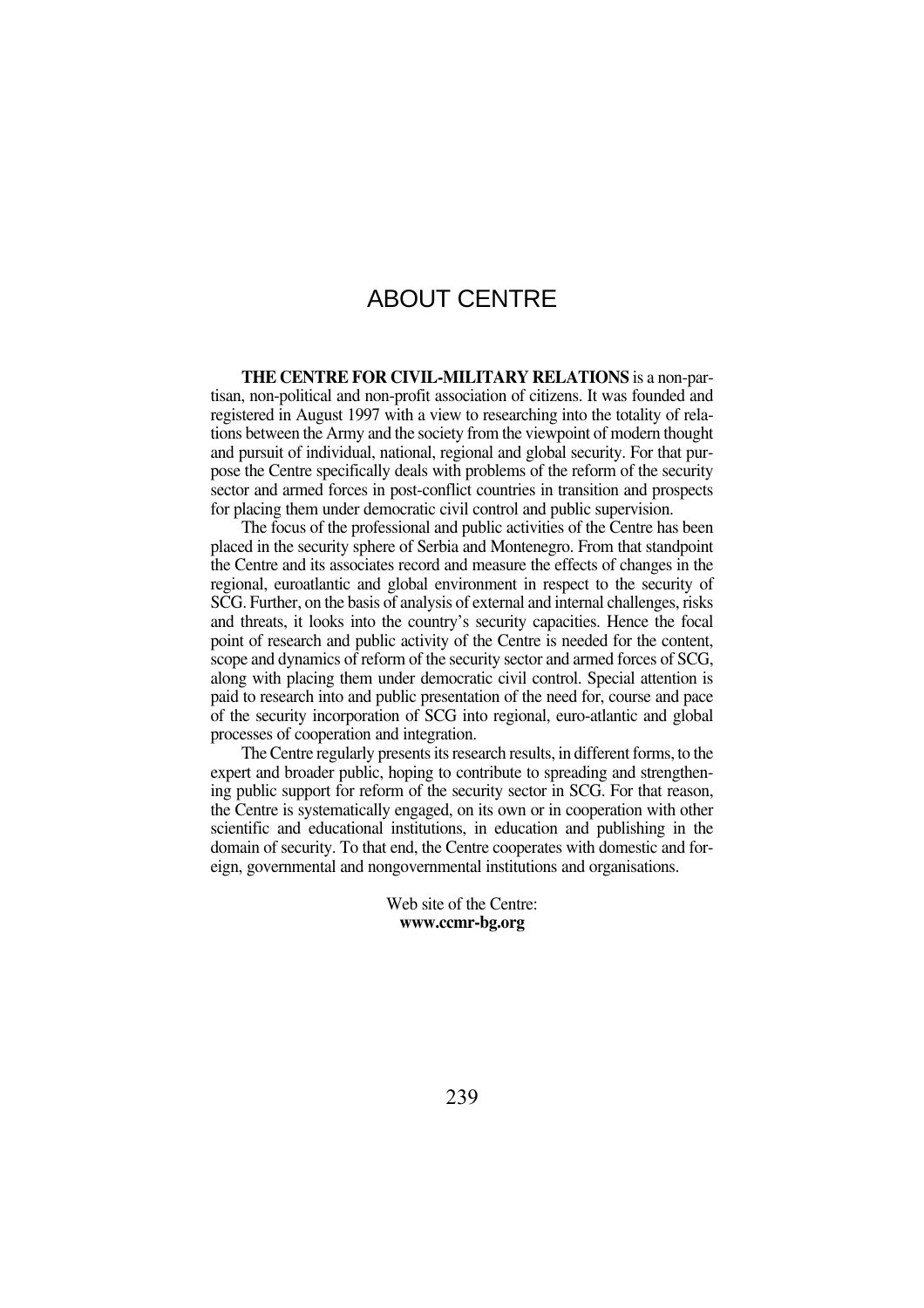# ABOUT CENTRE

**THE CENTRE FOR CIVIL-MILITARY RELATIONS** is a non-partisan, non-political and non-profit association of citizens. It was founded and registered in August 1997 with a view to researching into the totality of relations between the Army and the society from the viewpoint of modern thought and pursuit of individual, national, regional and global security. For that purpose the Centre specifically deals with problems of the reform of the security sector and armed forces in post-conflict countries in transition and prospects for placing them under democratic civil control and public supervision.

The focus of the professional and public activities of the Centre has been placed in the security sphere of Serbia and Montenegro. From that standpoint the Centre and its associates record and measure the effects of changes in the regional, euroatlantic and global environment in respect to the security of SCG. Further, on the basis of analysis of external and internal challenges, risks and threats, it looks into the country's security capacities. Hence the focal point of research and public activity of the Centre is needed for the content, scope and dynamics of reform of the security sector and armed forces of SCG, along with placing them under democratic civil control. Special attention is paid to research into and public presentation of the need for, course and pace of the security incorporation of SCG into regional, euro-atlantic and global processes of cooperation and integration.

The Centre regularly presents its research results, in different forms, to the expert and broader public, hoping to contribute to spreading and strengthening public support for reform of the security sector in SCG. For that reason, the Centre is systematically engaged, on its own or in cooperation with other scientific and educational institutions, in education and publishing in the domain of security. To that end, the Centre cooperates with domestic and foreign, governmental and nongovernmental institutions and organisations.

Web site of the Centre:
**www.ccmr-bg.org**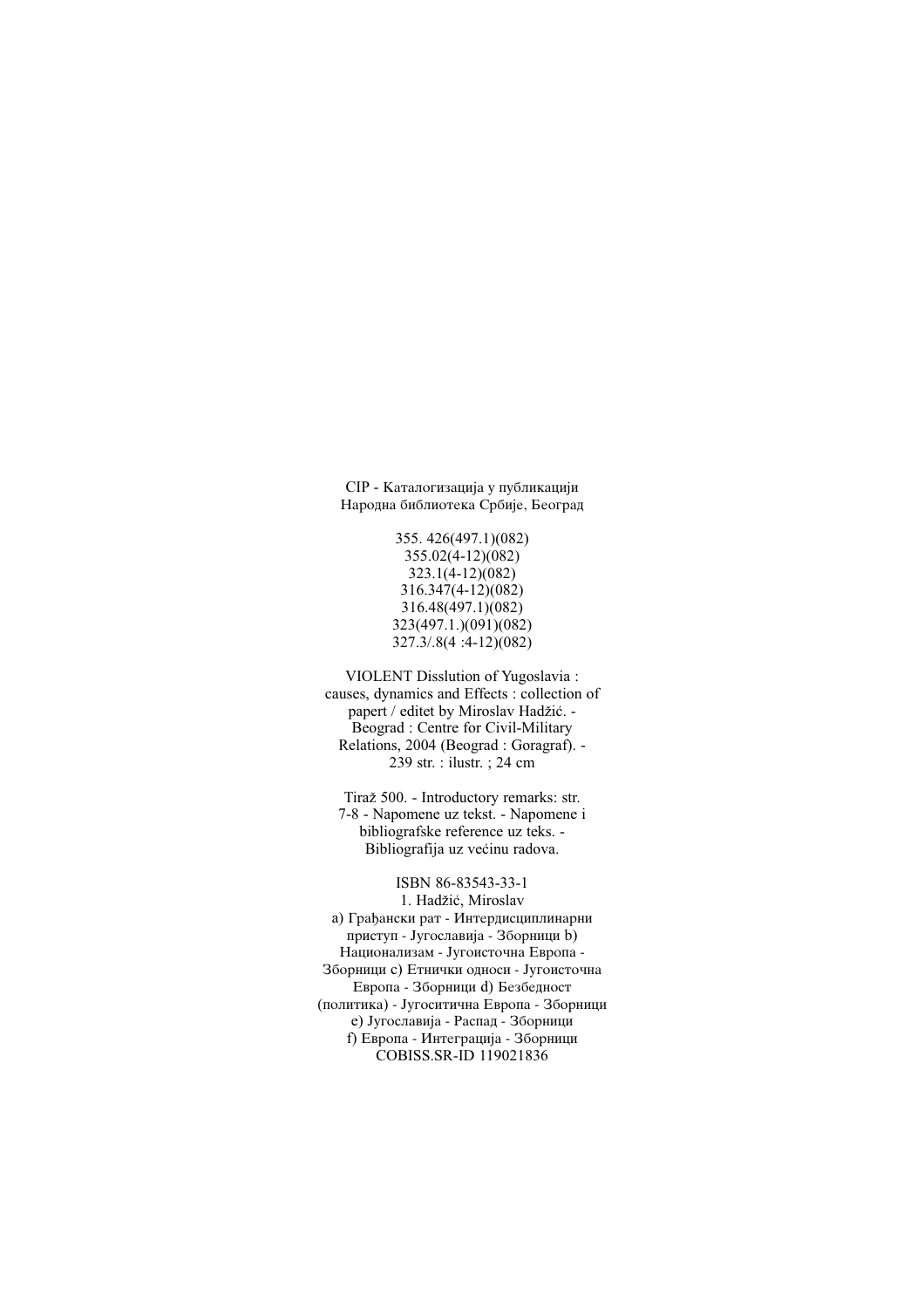CIP - Каталогизација у публикацији
Народна библиотека Србије, Београд

355. 426(497.1)(082)
355.02(4-12)(082)
323.1(4-12)(082)
316.347(4-12)(082)
316.48(497.1)(082)
323(497.1.)(091)(082)
327.3/.8(4 :4-12)(082)

VIOLENT Disslution of Yugoslavia : causes, dynamics and Effects : collection of papert / editet by Miroslav Hadžić. - Beograd : Centre for Civil-Military Relations, 2004 (Beograd : Goragraf). - 239 str. : ilustr. ; 24 cm

Tiraž 500. - Introductory remarks: str. 7-8 - Napomene uz tekst. - Napomene i bibliografske reference uz teks. - Bibliografija uz većinu radova.

ISBN 86-83543-33-1
1. Hadžić, Miroslav
а) Грађански рат - Интердисциплинарни приступ - Југославија - Зборници b) Национализам - Југоисточна Европа - Зборници c) Етнички односи - Југоисточна Европа - Зборници d) Безбедност (политика) - Југоситична Европа - Зборници e) Југославија - Распад - Зборници f) Европа - Интеграција - Зборници
COBISS.SR-ID 119021836